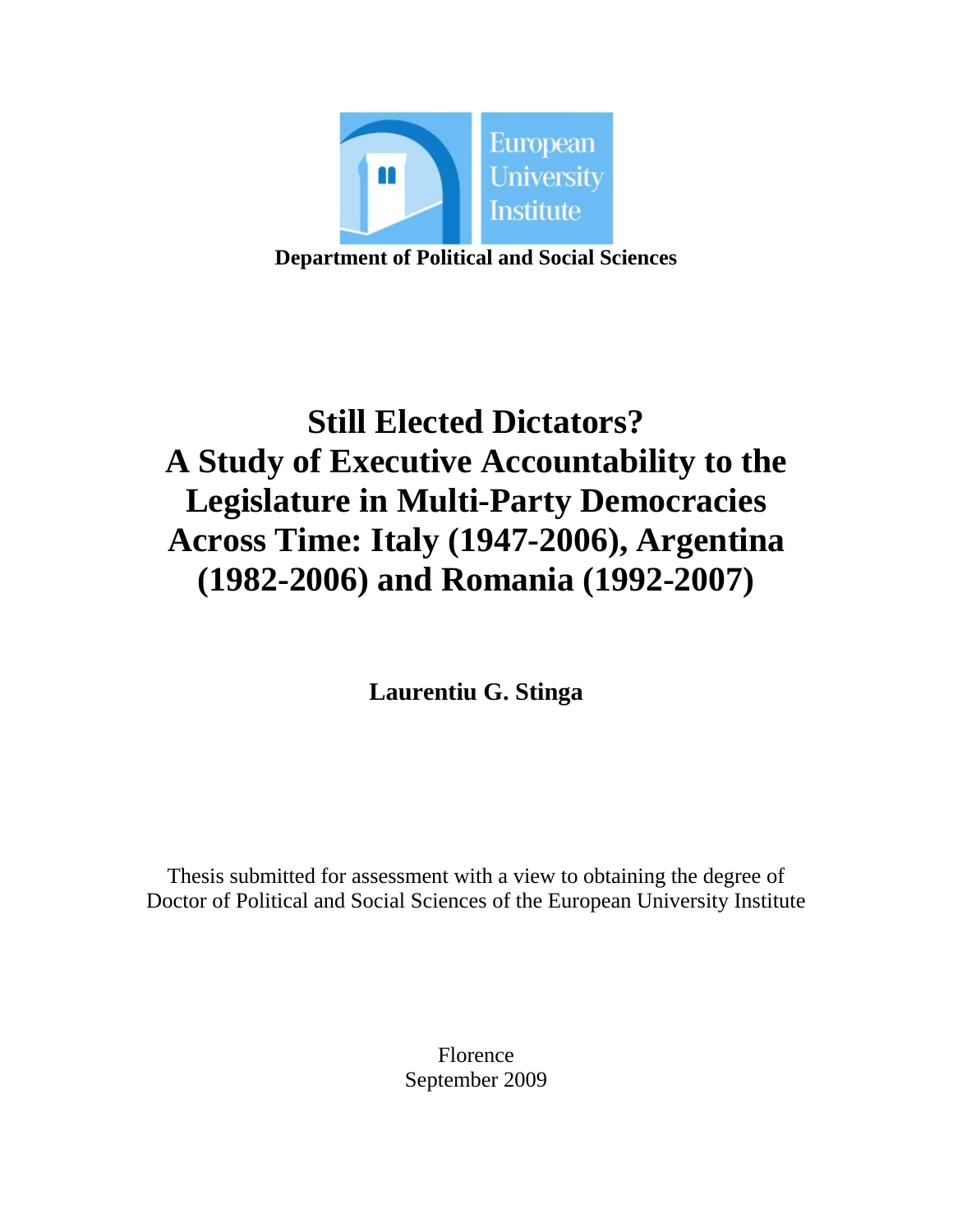European University Institute

**Department of Political and Social Sciences**

# Still Elected Dictators? A Study of Executive Accountability to the Legislature in Multi-Party Democracies Across Time: Italy (1947-2006), Argentina (1982-2006) and Romania (1992-2007)

**Laurentiu G. Stinga**

Thesis submitted for assessment with a view to obtaining the degree of Doctor of Political and Social Sciences of the European University Institute

Florence
September 2009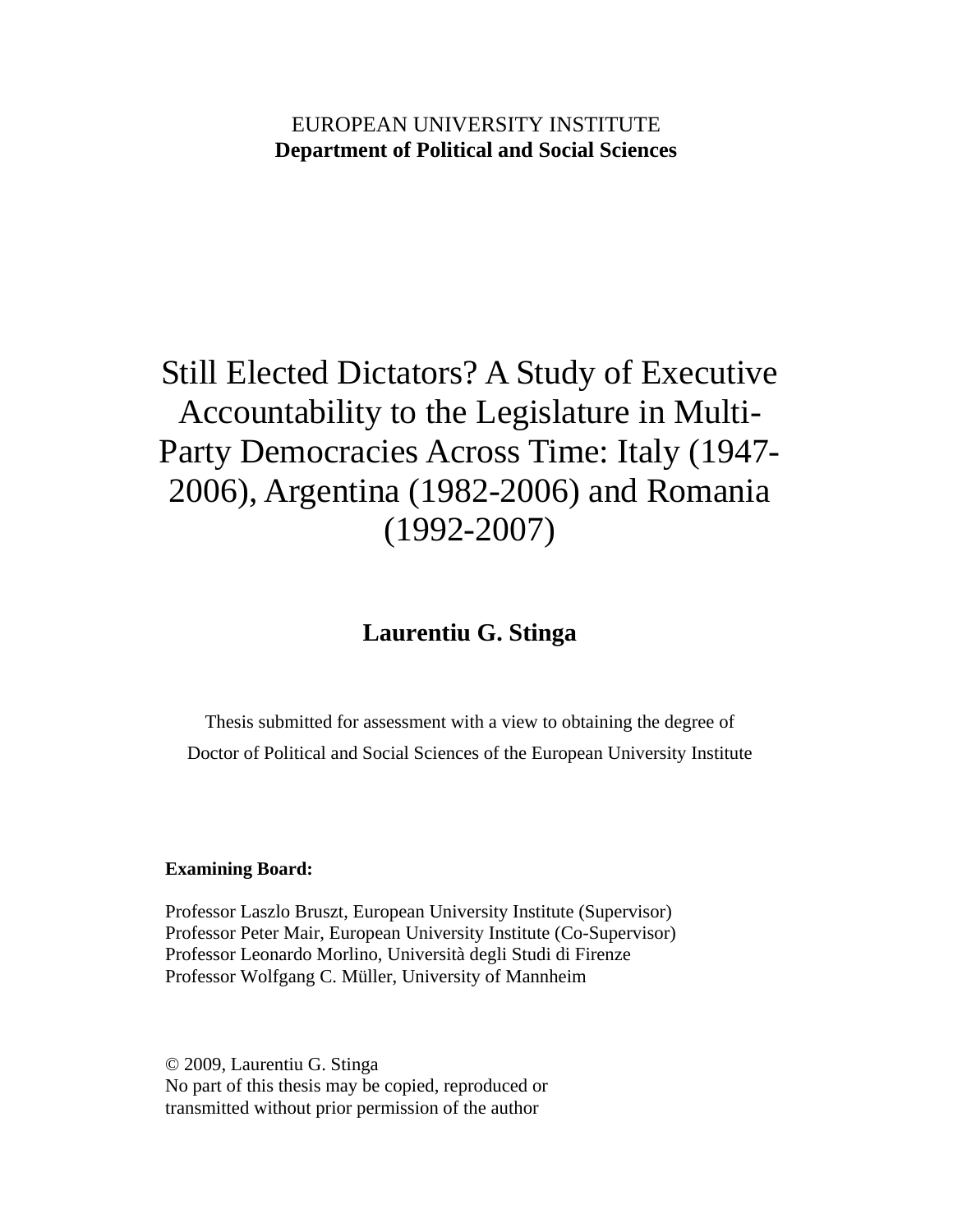EUROPEAN UNIVERSITY INSTITUTE
**Department of Political and Social Sciences**

# Still Elected Dictators? A Study of Executive Accountability to the Legislature in Multi-Party Democracies Across Time: Italy (1947-2006), Argentina (1982-2006) and Romania (1992-2007)

**Laurentiu G. Stinga**

Thesis submitted for assessment with a view to obtaining the degree of
Doctor of Political and Social Sciences of the European University Institute

**Examining Board:**

Professor Laszlo Bruszt, European University Institute (Supervisor)
Professor Peter Mair, European University Institute (Co-Supervisor)
Professor Leonardo Morlino, Università degli Studi di Firenze
Professor Wolfgang C. Müller, University of Mannheim

© 2009, Laurentiu G. Stinga
No part of this thesis may be copied, reproduced or
transmitted without prior permission of the author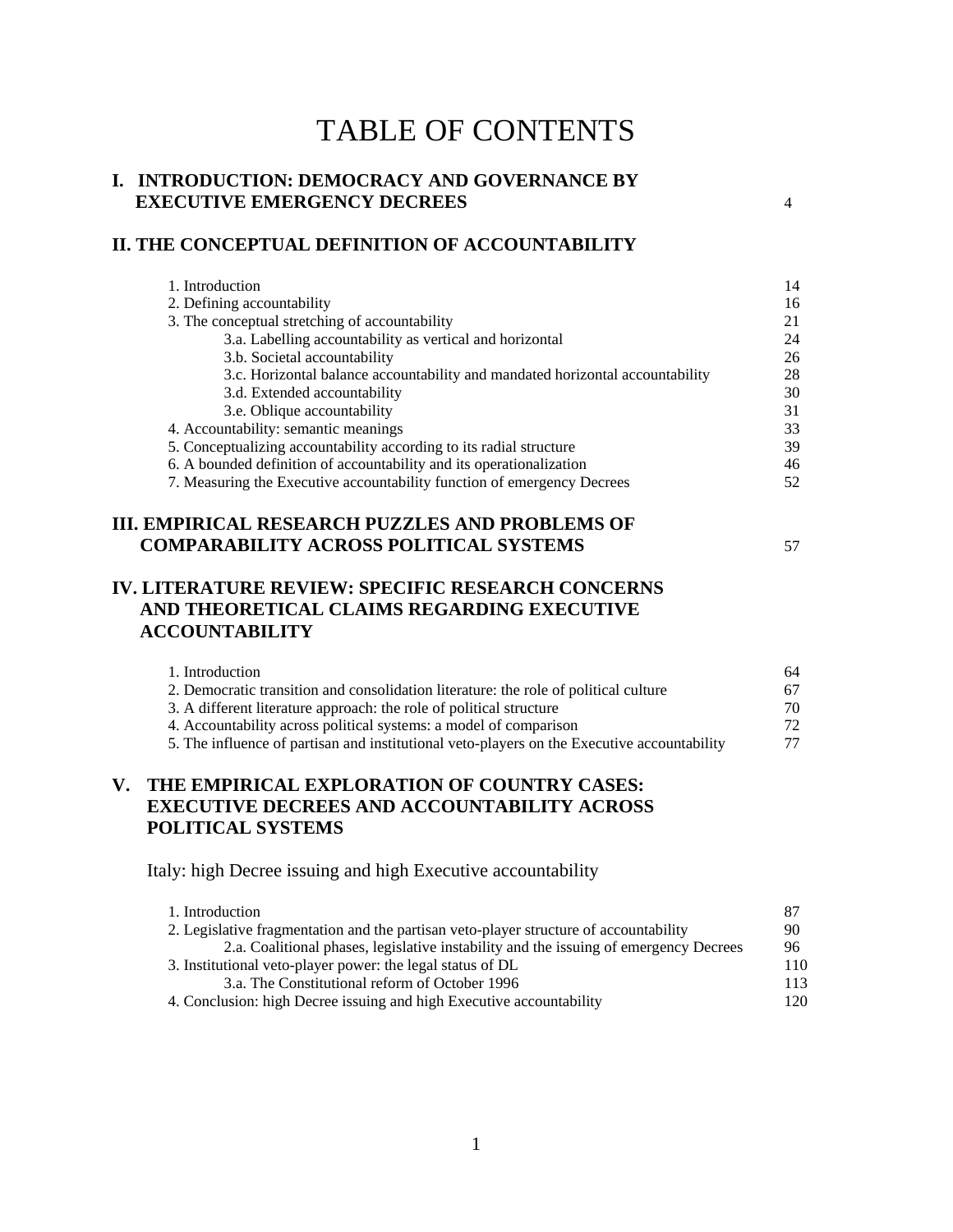# TABLE OF CONTENTS

**I. INTRODUCTION: DEMOCRACY AND GOVERNANCE BY EXECUTIVE EMERGENCY DECREES** 4

**II. THE CONCEPTUAL DEFINITION OF ACCOUNTABILITY**

1. Introduction 14
2. Defining accountability 16
3. The conceptual stretching of accountability 21
   - 3.a. Labelling accountability as vertical and horizontal 24
   - 3.b. Societal accountability 26
   - 3.c. Horizontal balance accountability and mandated horizontal accountability 28
   - 3.d. Extended accountability 30
   - 3.e. Oblique accountability 31
4. Accountability: semantic meanings 33
5. Conceptualizing accountability according to its radial structure 39
6. A bounded definition of accountability and its operationalization 46
7. Measuring the Executive accountability function of emergency Decrees 52

**III. EMPIRICAL RESEARCH PUZZLES AND PROBLEMS OF COMPARABILITY ACROSS POLITICAL SYSTEMS** 57

**IV. LITERATURE REVIEW: SPECIFIC RESEARCH CONCERNS AND THEORETICAL CLAIMS REGARDING EXECUTIVE ACCOUNTABILITY**

1. Introduction 64
2. Democratic transition and consolidation literature: the role of political culture 67
3. A different literature approach: the role of political structure 70
4. Accountability across political systems: a model of comparison 72
5. The influence of partisan and institutional veto-players on the Executive accountability 77

**V. THE EMPIRICAL EXPLORATION OF COUNTRY CASES: EXECUTIVE DECREES AND ACCOUNTABILITY ACROSS POLITICAL SYSTEMS**

Italy: high Decree issuing and high Executive accountability

1. Introduction 87
2. Legislative fragmentation and the partisan veto-player structure of accountability 90
   - 2.a. Coalitional phases, legislative instability and the issuing of emergency Decrees 96
3. Institutional veto-player power: the legal status of DL 110
   - 3.a. The Constitutional reform of October 1996 113
4. Conclusion: high Decree issuing and high Executive accountability 120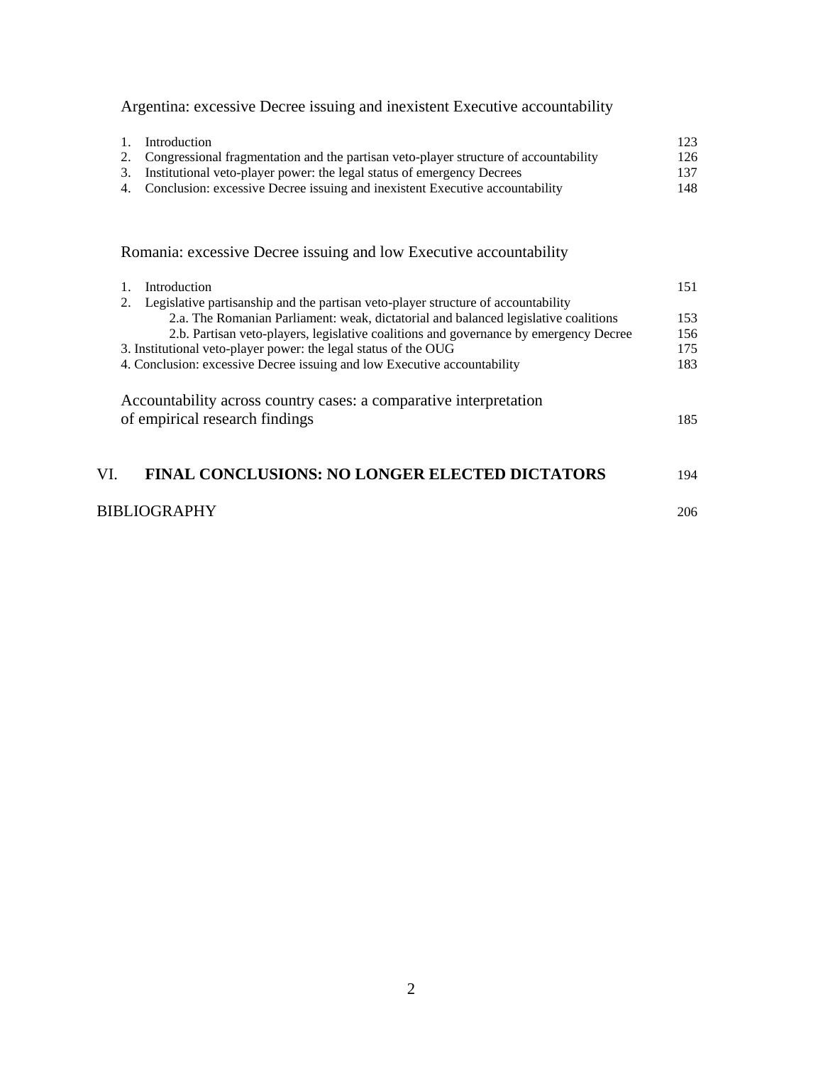Argentina: excessive Decree issuing and inexistent Executive accountability

1. Introduction 123
2. Congressional fragmentation and the partisan veto-player structure of accountability 126
3. Institutional veto-player power: the legal status of emergency Decrees 137
4. Conclusion: excessive Decree issuing and inexistent Executive accountability 148

Romania: excessive Decree issuing and low Executive accountability

1. Introduction 151
2. Legislative partisanship and the partisan veto-player structure of accountability
   - 2.a. The Romanian Parliament: weak, dictatorial and balanced legislative coalitions 153
   - 2.b. Partisan veto-players, legislative coalitions and governance by emergency Decree 156
3. Institutional veto-player power: the legal status of the OUG 175
4. Conclusion: excessive Decree issuing and low Executive accountability 183

Accountability across country cases: a comparative interpretation of empirical research findings 185

VI. **FINAL CONCLUSIONS: NO LONGER ELECTED DICTATORS** 194

BIBLIOGRAPHY 206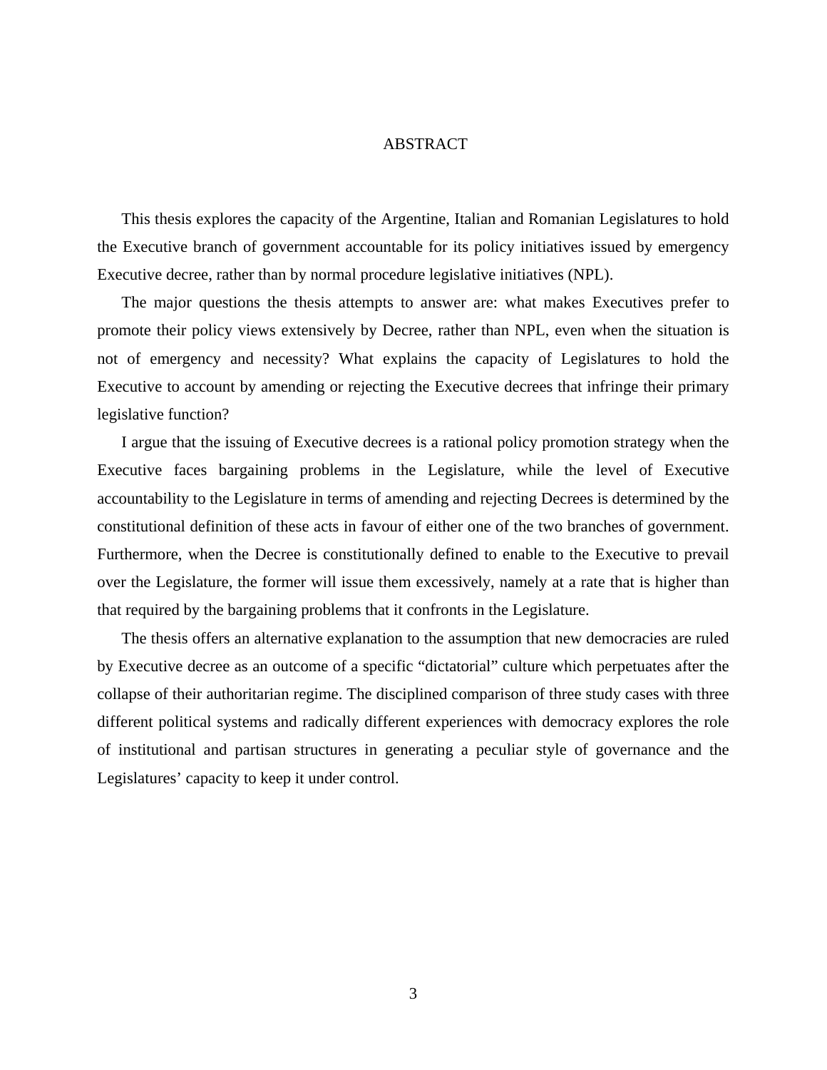# ABSTRACT

This thesis explores the capacity of the Argentine, Italian and Romanian Legislatures to hold the Executive branch of government accountable for its policy initiatives issued by emergency Executive decree, rather than by normal procedure legislative initiatives (NPL).

The major questions the thesis attempts to answer are: what makes Executives prefer to promote their policy views extensively by Decree, rather than NPL, even when the situation is not of emergency and necessity? What explains the capacity of Legislatures to hold the Executive to account by amending or rejecting the Executive decrees that infringe their primary legislative function?

I argue that the issuing of Executive decrees is a rational policy promotion strategy when the Executive faces bargaining problems in the Legislature, while the level of Executive accountability to the Legislature in terms of amending and rejecting Decrees is determined by the constitutional definition of these acts in favour of either one of the two branches of government. Furthermore, when the Decree is constitutionally defined to enable to the Executive to prevail over the Legislature, the former will issue them excessively, namely at a rate that is higher than that required by the bargaining problems that it confronts in the Legislature.

The thesis offers an alternative explanation to the assumption that new democracies are ruled by Executive decree as an outcome of a specific "dictatorial" culture which perpetuates after the collapse of their authoritarian regime. The disciplined comparison of three study cases with three different political systems and radically different experiences with democracy explores the role of institutional and partisan structures in generating a peculiar style of governance and the Legislatures' capacity to keep it under control.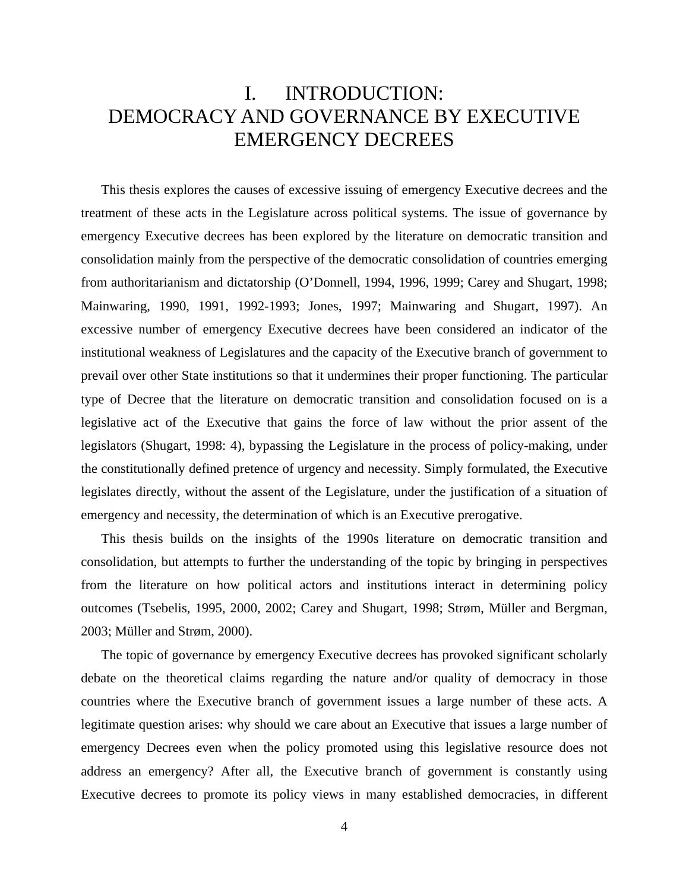# I. INTRODUCTION: DEMOCRACY AND GOVERNANCE BY EXECUTIVE EMERGENCY DECREES

This thesis explores the causes of excessive issuing of emergency Executive decrees and the treatment of these acts in the Legislature across political systems. The issue of governance by emergency Executive decrees has been explored by the literature on democratic transition and consolidation mainly from the perspective of the democratic consolidation of countries emerging from authoritarianism and dictatorship (O'Donnell, 1994, 1996, 1999; Carey and Shugart, 1998; Mainwaring, 1990, 1991, 1992-1993; Jones, 1997; Mainwaring and Shugart, 1997). An excessive number of emergency Executive decrees have been considered an indicator of the institutional weakness of Legislatures and the capacity of the Executive branch of government to prevail over other State institutions so that it undermines their proper functioning. The particular type of Decree that the literature on democratic transition and consolidation focused on is a legislative act of the Executive that gains the force of law without the prior assent of the legislators (Shugart, 1998: 4), bypassing the Legislature in the process of policy-making, under the constitutionally defined pretence of urgency and necessity. Simply formulated, the Executive legislates directly, without the assent of the Legislature, under the justification of a situation of emergency and necessity, the determination of which is an Executive prerogative.

This thesis builds on the insights of the 1990s literature on democratic transition and consolidation, but attempts to further the understanding of the topic by bringing in perspectives from the literature on how political actors and institutions interact in determining policy outcomes (Tsebelis, 1995, 2000, 2002; Carey and Shugart, 1998; Strøm, Müller and Bergman, 2003; Müller and Strøm, 2000).

The topic of governance by emergency Executive decrees has provoked significant scholarly debate on the theoretical claims regarding the nature and/or quality of democracy in those countries where the Executive branch of government issues a large number of these acts. A legitimate question arises: why should we care about an Executive that issues a large number of emergency Decrees even when the policy promoted using this legislative resource does not address an emergency? After all, the Executive branch of government is constantly using Executive decrees to promote its policy views in many established democracies, in different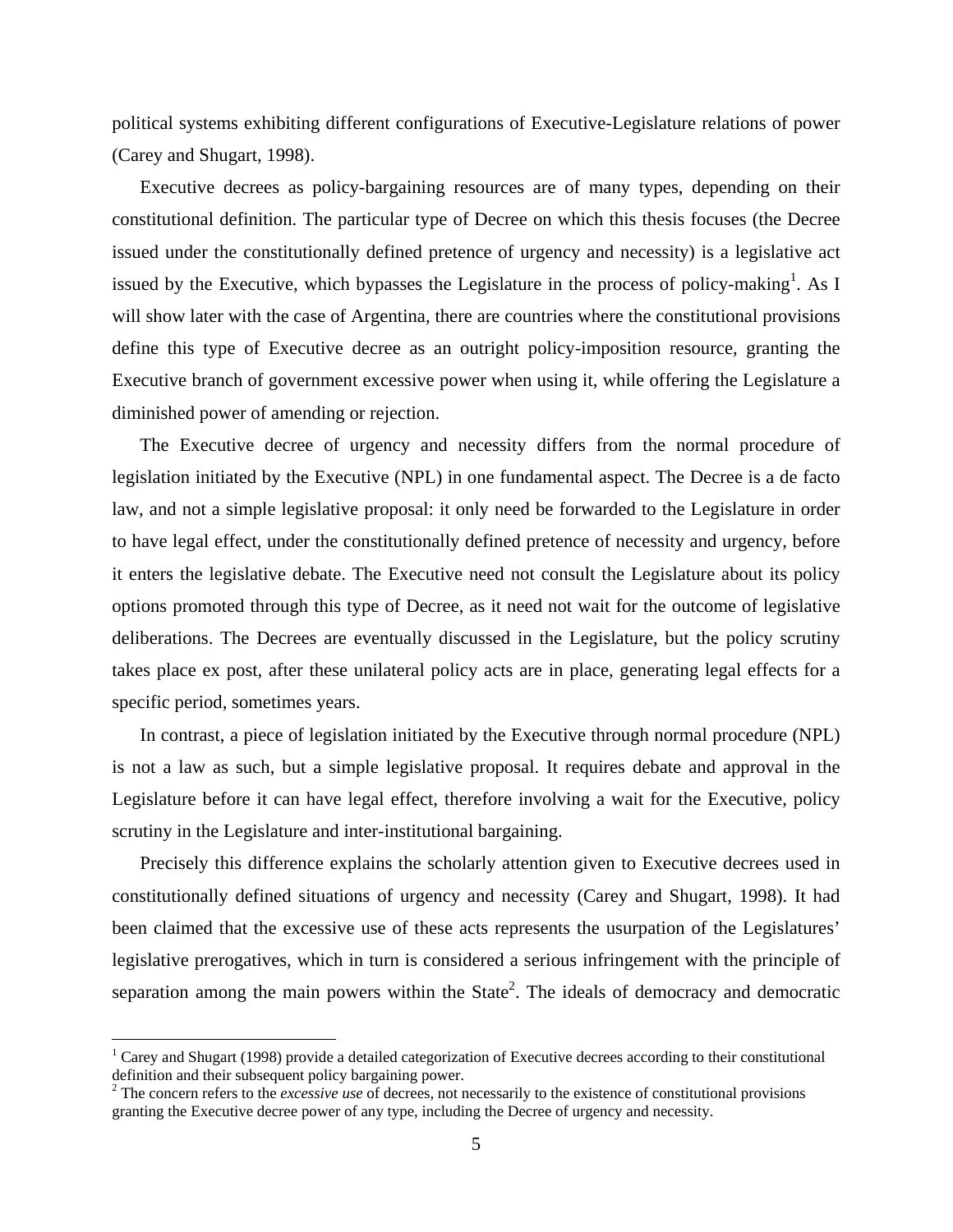political systems exhibiting different configurations of Executive-Legislature relations of power (Carey and Shugart, 1998).

Executive decrees as policy-bargaining resources are of many types, depending on their constitutional definition. The particular type of Decree on which this thesis focuses (the Decree issued under the constitutionally defined pretence of urgency and necessity) is a legislative act issued by the Executive, which bypasses the Legislature in the process of policy-making[1]. As I will show later with the case of Argentina, there are countries where the constitutional provisions define this type of Executive decree as an outright policy-imposition resource, granting the Executive branch of government excessive power when using it, while offering the Legislature a diminished power of amending or rejection.

The Executive decree of urgency and necessity differs from the normal procedure of legislation initiated by the Executive (NPL) in one fundamental aspect. The Decree is a de facto law, and not a simple legislative proposal: it only need be forwarded to the Legislature in order to have legal effect, under the constitutionally defined pretence of necessity and urgency, before it enters the legislative debate. The Executive need not consult the Legislature about its policy options promoted through this type of Decree, as it need not wait for the outcome of legislative deliberations. The Decrees are eventually discussed in the Legislature, but the policy scrutiny takes place ex post, after these unilateral policy acts are in place, generating legal effects for a specific period, sometimes years.

In contrast, a piece of legislation initiated by the Executive through normal procedure (NPL) is not a law as such, but a simple legislative proposal. It requires debate and approval in the Legislature before it can have legal effect, therefore involving a wait for the Executive, policy scrutiny in the Legislature and inter-institutional bargaining.

Precisely this difference explains the scholarly attention given to Executive decrees used in constitutionally defined situations of urgency and necessity (Carey and Shugart, 1998). It had been claimed that the excessive use of these acts represents the usurpation of the Legislatures' legislative prerogatives, which in turn is considered a serious infringement with the principle of separation among the main powers within the State[2]. The ideals of democracy and democratic

---

[1] Carey and Shugart (1998) provide a detailed categorization of Executive decrees according to their constitutional definition and their subsequent policy bargaining power.

[2] The concern refers to the *excessive use* of decrees, not necessarily to the existence of constitutional provisions granting the Executive decree power of any type, including the Decree of urgency and necessity.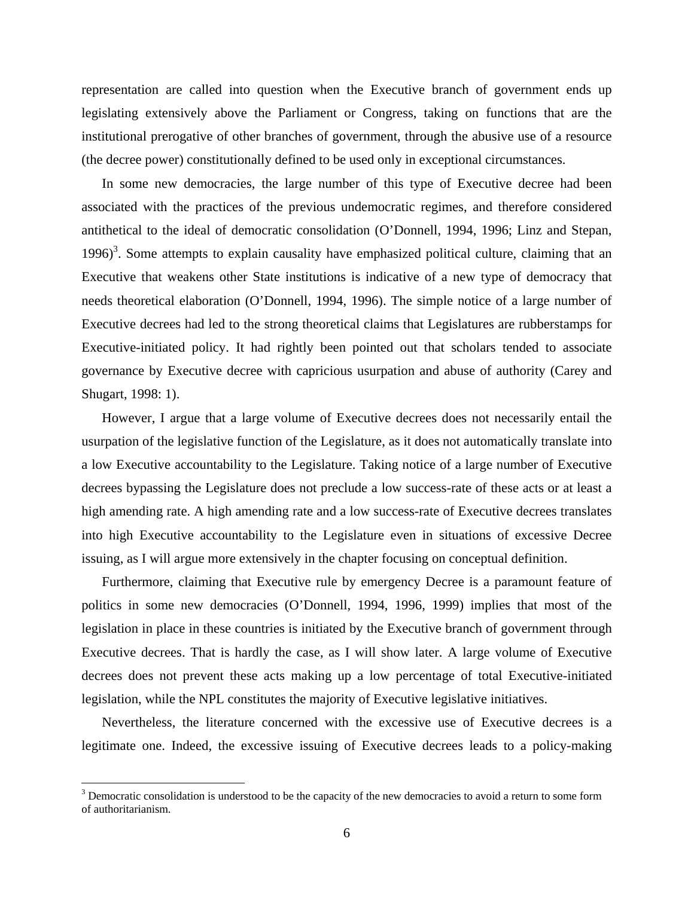representation are called into question when the Executive branch of government ends up legislating extensively above the Parliament or Congress, taking on functions that are the institutional prerogative of other branches of government, through the abusive use of a resource (the decree power) constitutionally defined to be used only in exceptional circumstances.

In some new democracies, the large number of this type of Executive decree had been associated with the practices of the previous undemocratic regimes, and therefore considered antithetical to the ideal of democratic consolidation (O'Donnell, 1994, 1996; Linz and Stepan, 1996)[3]. Some attempts to explain causality have emphasized political culture, claiming that an Executive that weakens other State institutions is indicative of a new type of democracy that needs theoretical elaboration (O'Donnell, 1994, 1996). The simple notice of a large number of Executive decrees had led to the strong theoretical claims that Legislatures are rubberstamps for Executive-initiated policy. It had rightly been pointed out that scholars tended to associate governance by Executive decree with capricious usurpation and abuse of authority (Carey and Shugart, 1998: 1).

However, I argue that a large volume of Executive decrees does not necessarily entail the usurpation of the legislative function of the Legislature, as it does not automatically translate into a low Executive accountability to the Legislature. Taking notice of a large number of Executive decrees bypassing the Legislature does not preclude a low success-rate of these acts or at least a high amending rate. A high amending rate and a low success-rate of Executive decrees translates into high Executive accountability to the Legislature even in situations of excessive Decree issuing, as I will argue more extensively in the chapter focusing on conceptual definition.

Furthermore, claiming that Executive rule by emergency Decree is a paramount feature of politics in some new democracies (O'Donnell, 1994, 1996, 1999) implies that most of the legislation in place in these countries is initiated by the Executive branch of government through Executive decrees. That is hardly the case, as I will show later. A large volume of Executive decrees does not prevent these acts making up a low percentage of total Executive-initiated legislation, while the NPL constitutes the majority of Executive legislative initiatives.

Nevertheless, the literature concerned with the excessive use of Executive decrees is a legitimate one. Indeed, the excessive issuing of Executive decrees leads to a policy-making

[3] Democratic consolidation is understood to be the capacity of the new democracies to avoid a return to some form of authoritarianism.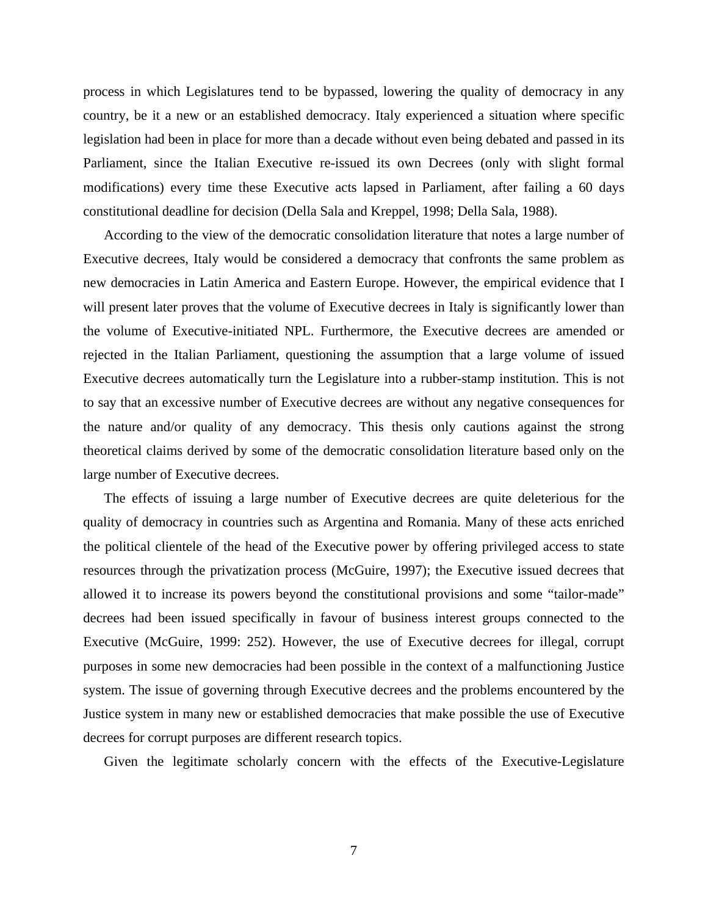process in which Legislatures tend to be bypassed, lowering the quality of democracy in any country, be it a new or an established democracy. Italy experienced a situation where specific legislation had been in place for more than a decade without even being debated and passed in its Parliament, since the Italian Executive re-issued its own Decrees (only with slight formal modifications) every time these Executive acts lapsed in Parliament, after failing a 60 days constitutional deadline for decision (Della Sala and Kreppel, 1998; Della Sala, 1988).

According to the view of the democratic consolidation literature that notes a large number of Executive decrees, Italy would be considered a democracy that confronts the same problem as new democracies in Latin America and Eastern Europe. However, the empirical evidence that I will present later proves that the volume of Executive decrees in Italy is significantly lower than the volume of Executive-initiated NPL. Furthermore, the Executive decrees are amended or rejected in the Italian Parliament, questioning the assumption that a large volume of issued Executive decrees automatically turn the Legislature into a rubber-stamp institution. This is not to say that an excessive number of Executive decrees are without any negative consequences for the nature and/or quality of any democracy. This thesis only cautions against the strong theoretical claims derived by some of the democratic consolidation literature based only on the large number of Executive decrees.

The effects of issuing a large number of Executive decrees are quite deleterious for the quality of democracy in countries such as Argentina and Romania. Many of these acts enriched the political clientele of the head of the Executive power by offering privileged access to state resources through the privatization process (McGuire, 1997); the Executive issued decrees that allowed it to increase its powers beyond the constitutional provisions and some "tailor-made" decrees had been issued specifically in favour of business interest groups connected to the Executive (McGuire, 1999: 252). However, the use of Executive decrees for illegal, corrupt purposes in some new democracies had been possible in the context of a malfunctioning Justice system. The issue of governing through Executive decrees and the problems encountered by the Justice system in many new or established democracies that make possible the use of Executive decrees for corrupt purposes are different research topics.

Given the legitimate scholarly concern with the effects of the Executive-Legislature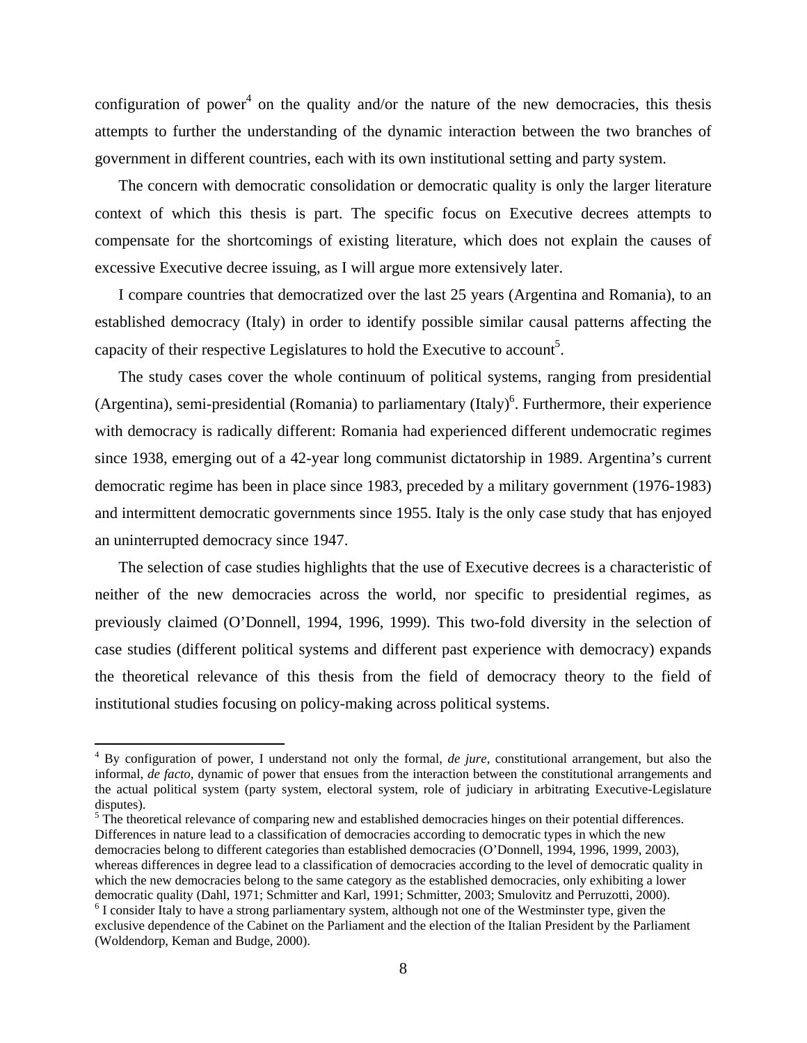configuration of power[4] on the quality and/or the nature of the new democracies, this thesis attempts to further the understanding of the dynamic interaction between the two branches of government in different countries, each with its own institutional setting and party system.

The concern with democratic consolidation or democratic quality is only the larger literature context of which this thesis is part. The specific focus on Executive decrees attempts to compensate for the shortcomings of existing literature, which does not explain the causes of excessive Executive decree issuing, as I will argue more extensively later.

I compare countries that democratized over the last 25 years (Argentina and Romania), to an established democracy (Italy) in order to identify possible similar causal patterns affecting the capacity of their respective Legislatures to hold the Executive to account[5].

The study cases cover the whole continuum of political systems, ranging from presidential (Argentina), semi-presidential (Romania) to parliamentary (Italy)[6]. Furthermore, their experience with democracy is radically different: Romania had experienced different undemocratic regimes since 1938, emerging out of a 42-year long communist dictatorship in 1989. Argentina's current democratic regime has been in place since 1983, preceded by a military government (1976-1983) and intermittent democratic governments since 1955. Italy is the only case study that has enjoyed an uninterrupted democracy since 1947.

The selection of case studies highlights that the use of Executive decrees is a characteristic of neither of the new democracies across the world, nor specific to presidential regimes, as previously claimed (O'Donnell, 1994, 1996, 1999). This two-fold diversity in the selection of case studies (different political systems and different past experience with democracy) expands the theoretical relevance of this thesis from the field of democracy theory to the field of institutional studies focusing on policy-making across political systems.

---

[4] By configuration of power, I understand not only the formal, *de jure*, constitutional arrangement, but also the informal, *de facto*, dynamic of power that ensues from the interaction between the constitutional arrangements and the actual political system (party system, electoral system, role of judiciary in arbitrating Executive-Legislature disputes).

[5] The theoretical relevance of comparing new and established democracies hinges on their potential differences. Differences in nature lead to a classification of democracies according to democratic types in which the new democracies belong to different categories than established democracies (O'Donnell, 1994, 1996, 1999, 2003), whereas differences in degree lead to a classification of democracies according to the level of democratic quality in which the new democracies belong to the same category as the established democracies, only exhibiting a lower democratic quality (Dahl, 1971; Schmitter and Karl, 1991; Schmitter, 2003; Smulovitz and Perruzotti, 2000).

[6] I consider Italy to have a strong parliamentary system, although not one of the Westminster type, given the exclusive dependence of the Cabinet on the Parliament and the election of the Italian President by the Parliament (Woldendorp, Keman and Budge, 2000).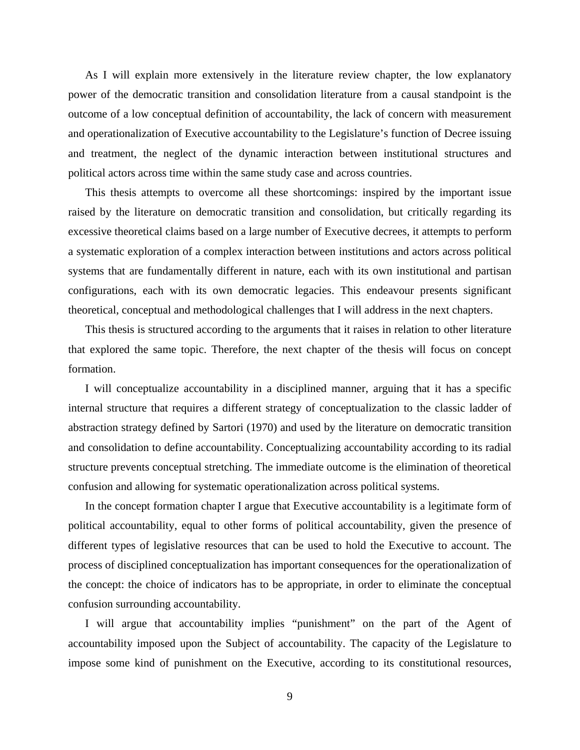As I will explain more extensively in the literature review chapter, the low explanatory power of the democratic transition and consolidation literature from a causal standpoint is the outcome of a low conceptual definition of accountability, the lack of concern with measurement and operationalization of Executive accountability to the Legislature's function of Decree issuing and treatment, the neglect of the dynamic interaction between institutional structures and political actors across time within the same study case and across countries.

This thesis attempts to overcome all these shortcomings: inspired by the important issue raised by the literature on democratic transition and consolidation, but critically regarding its excessive theoretical claims based on a large number of Executive decrees, it attempts to perform a systematic exploration of a complex interaction between institutions and actors across political systems that are fundamentally different in nature, each with its own institutional and partisan configurations, each with its own democratic legacies. This endeavour presents significant theoretical, conceptual and methodological challenges that I will address in the next chapters.

This thesis is structured according to the arguments that it raises in relation to other literature that explored the same topic. Therefore, the next chapter of the thesis will focus on concept formation.

I will conceptualize accountability in a disciplined manner, arguing that it has a specific internal structure that requires a different strategy of conceptualization to the classic ladder of abstraction strategy defined by Sartori (1970) and used by the literature on democratic transition and consolidation to define accountability. Conceptualizing accountability according to its radial structure prevents conceptual stretching. The immediate outcome is the elimination of theoretical confusion and allowing for systematic operationalization across political systems.

In the concept formation chapter I argue that Executive accountability is a legitimate form of political accountability, equal to other forms of political accountability, given the presence of different types of legislative resources that can be used to hold the Executive to account. The process of disciplined conceptualization has important consequences for the operationalization of the concept: the choice of indicators has to be appropriate, in order to eliminate the conceptual confusion surrounding accountability.

I will argue that accountability implies "punishment" on the part of the Agent of accountability imposed upon the Subject of accountability. The capacity of the Legislature to impose some kind of punishment on the Executive, according to its constitutional resources,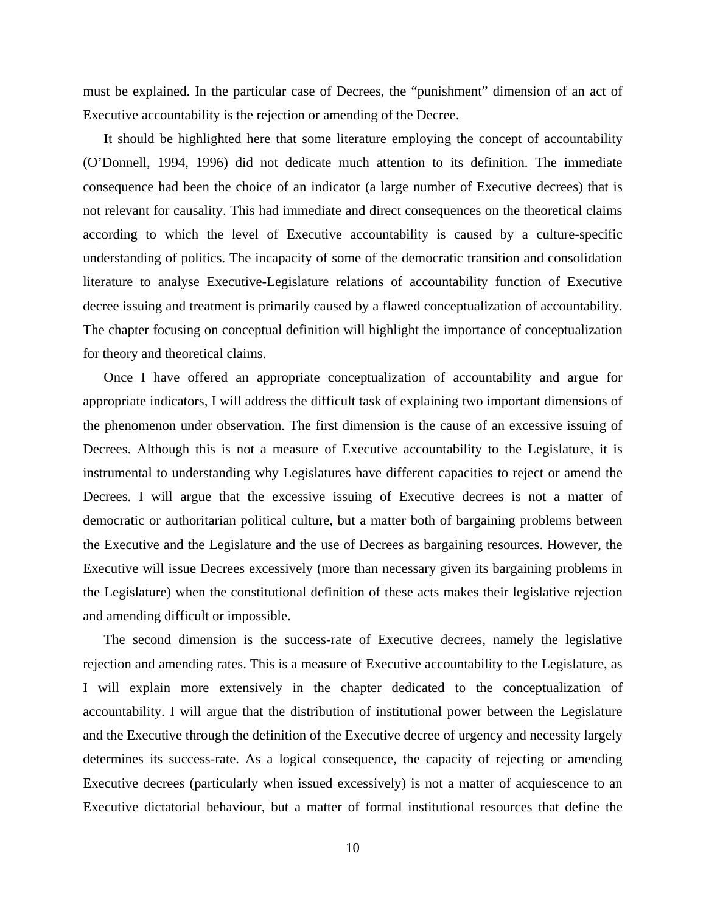must be explained. In the particular case of Decrees, the "punishment" dimension of an act of Executive accountability is the rejection or amending of the Decree.

It should be highlighted here that some literature employing the concept of accountability (O'Donnell, 1994, 1996) did not dedicate much attention to its definition. The immediate consequence had been the choice of an indicator (a large number of Executive decrees) that is not relevant for causality. This had immediate and direct consequences on the theoretical claims according to which the level of Executive accountability is caused by a culture-specific understanding of politics. The incapacity of some of the democratic transition and consolidation literature to analyse Executive-Legislature relations of accountability function of Executive decree issuing and treatment is primarily caused by a flawed conceptualization of accountability. The chapter focusing on conceptual definition will highlight the importance of conceptualization for theory and theoretical claims.

Once I have offered an appropriate conceptualization of accountability and argue for appropriate indicators, I will address the difficult task of explaining two important dimensions of the phenomenon under observation. The first dimension is the cause of an excessive issuing of Decrees. Although this is not a measure of Executive accountability to the Legislature, it is instrumental to understanding why Legislatures have different capacities to reject or amend the Decrees. I will argue that the excessive issuing of Executive decrees is not a matter of democratic or authoritarian political culture, but a matter both of bargaining problems between the Executive and the Legislature and the use of Decrees as bargaining resources. However, the Executive will issue Decrees excessively (more than necessary given its bargaining problems in the Legislature) when the constitutional definition of these acts makes their legislative rejection and amending difficult or impossible.

The second dimension is the success-rate of Executive decrees, namely the legislative rejection and amending rates. This is a measure of Executive accountability to the Legislature, as I will explain more extensively in the chapter dedicated to the conceptualization of accountability. I will argue that the distribution of institutional power between the Legislature and the Executive through the definition of the Executive decree of urgency and necessity largely determines its success-rate. As a logical consequence, the capacity of rejecting or amending Executive decrees (particularly when issued excessively) is not a matter of acquiescence to an Executive dictatorial behaviour, but a matter of formal institutional resources that define the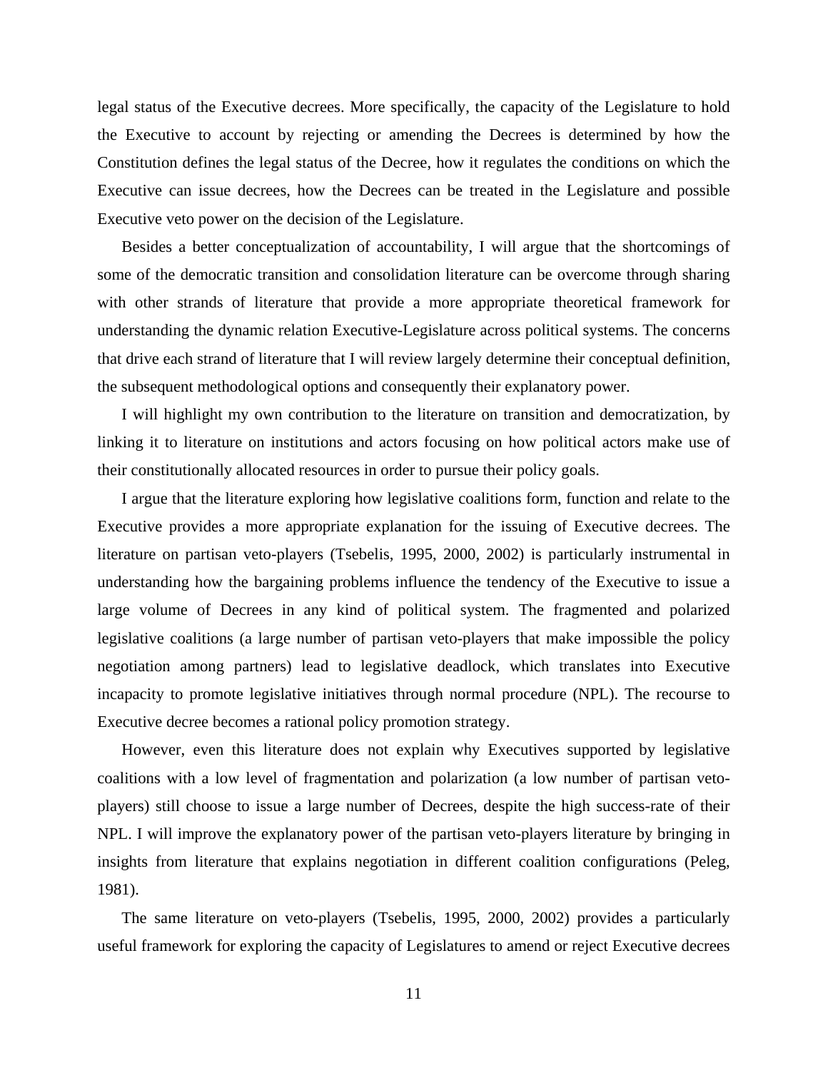legal status of the Executive decrees. More specifically, the capacity of the Legislature to hold the Executive to account by rejecting or amending the Decrees is determined by how the Constitution defines the legal status of the Decree, how it regulates the conditions on which the Executive can issue decrees, how the Decrees can be treated in the Legislature and possible Executive veto power on the decision of the Legislature.

Besides a better conceptualization of accountability, I will argue that the shortcomings of some of the democratic transition and consolidation literature can be overcome through sharing with other strands of literature that provide a more appropriate theoretical framework for understanding the dynamic relation Executive-Legislature across political systems. The concerns that drive each strand of literature that I will review largely determine their conceptual definition, the subsequent methodological options and consequently their explanatory power.

I will highlight my own contribution to the literature on transition and democratization, by linking it to literature on institutions and actors focusing on how political actors make use of their constitutionally allocated resources in order to pursue their policy goals.

I argue that the literature exploring how legislative coalitions form, function and relate to the Executive provides a more appropriate explanation for the issuing of Executive decrees. The literature on partisan veto-players (Tsebelis, 1995, 2000, 2002) is particularly instrumental in understanding how the bargaining problems influence the tendency of the Executive to issue a large volume of Decrees in any kind of political system. The fragmented and polarized legislative coalitions (a large number of partisan veto-players that make impossible the policy negotiation among partners) lead to legislative deadlock, which translates into Executive incapacity to promote legislative initiatives through normal procedure (NPL). The recourse to Executive decree becomes a rational policy promotion strategy.

However, even this literature does not explain why Executives supported by legislative coalitions with a low level of fragmentation and polarization (a low number of partisan veto-players) still choose to issue a large number of Decrees, despite the high success-rate of their NPL. I will improve the explanatory power of the partisan veto-players literature by bringing in insights from literature that explains negotiation in different coalition configurations (Peleg, 1981).

The same literature on veto-players (Tsebelis, 1995, 2000, 2002) provides a particularly useful framework for exploring the capacity of Legislatures to amend or reject Executive decrees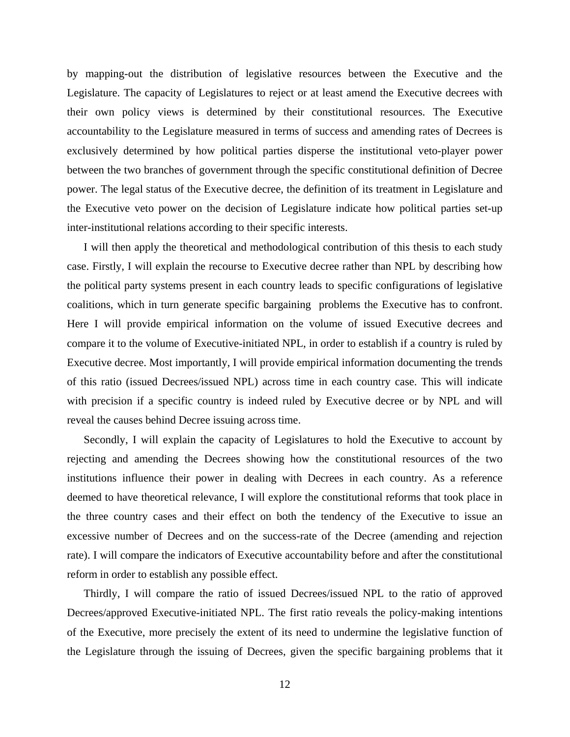by mapping-out the distribution of legislative resources between the Executive and the Legislature. The capacity of Legislatures to reject or at least amend the Executive decrees with their own policy views is determined by their constitutional resources. The Executive accountability to the Legislature measured in terms of success and amending rates of Decrees is exclusively determined by how political parties disperse the institutional veto-player power between the two branches of government through the specific constitutional definition of Decree power. The legal status of the Executive decree, the definition of its treatment in Legislature and the Executive veto power on the decision of Legislature indicate how political parties set-up inter-institutional relations according to their specific interests.

I will then apply the theoretical and methodological contribution of this thesis to each study case. Firstly, I will explain the recourse to Executive decree rather than NPL by describing how the political party systems present in each country leads to specific configurations of legislative coalitions, which in turn generate specific bargaining problems the Executive has to confront. Here I will provide empirical information on the volume of issued Executive decrees and compare it to the volume of Executive-initiated NPL, in order to establish if a country is ruled by Executive decree. Most importantly, I will provide empirical information documenting the trends of this ratio (issued Decrees/issued NPL) across time in each country case. This will indicate with precision if a specific country is indeed ruled by Executive decree or by NPL and will reveal the causes behind Decree issuing across time.

Secondly, I will explain the capacity of Legislatures to hold the Executive to account by rejecting and amending the Decrees showing how the constitutional resources of the two institutions influence their power in dealing with Decrees in each country. As a reference deemed to have theoretical relevance, I will explore the constitutional reforms that took place in the three country cases and their effect on both the tendency of the Executive to issue an excessive number of Decrees and on the success-rate of the Decree (amending and rejection rate). I will compare the indicators of Executive accountability before and after the constitutional reform in order to establish any possible effect.

Thirdly, I will compare the ratio of issued Decrees/issued NPL to the ratio of approved Decrees/approved Executive-initiated NPL. The first ratio reveals the policy-making intentions of the Executive, more precisely the extent of its need to undermine the legislative function of the Legislature through the issuing of Decrees, given the specific bargaining problems that it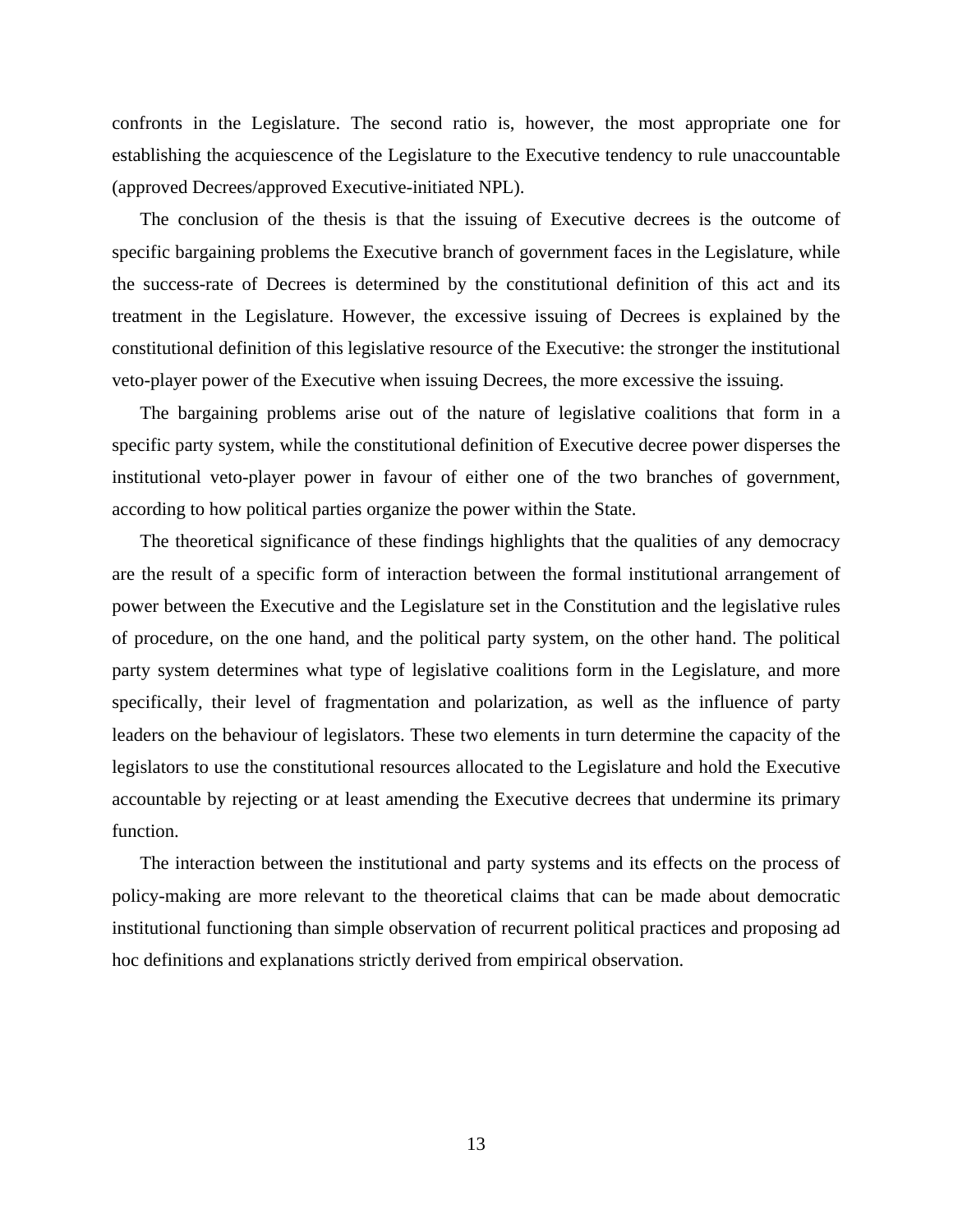confronts in the Legislature. The second ratio is, however, the most appropriate one for establishing the acquiescence of the Legislature to the Executive tendency to rule unaccountable (approved Decrees/approved Executive-initiated NPL).

The conclusion of the thesis is that the issuing of Executive decrees is the outcome of specific bargaining problems the Executive branch of government faces in the Legislature, while the success-rate of Decrees is determined by the constitutional definition of this act and its treatment in the Legislature. However, the excessive issuing of Decrees is explained by the constitutional definition of this legislative resource of the Executive: the stronger the institutional veto-player power of the Executive when issuing Decrees, the more excessive the issuing.

The bargaining problems arise out of the nature of legislative coalitions that form in a specific party system, while the constitutional definition of Executive decree power disperses the institutional veto-player power in favour of either one of the two branches of government, according to how political parties organize the power within the State.

The theoretical significance of these findings highlights that the qualities of any democracy are the result of a specific form of interaction between the formal institutional arrangement of power between the Executive and the Legislature set in the Constitution and the legislative rules of procedure, on the one hand, and the political party system, on the other hand. The political party system determines what type of legislative coalitions form in the Legislature, and more specifically, their level of fragmentation and polarization, as well as the influence of party leaders on the behaviour of legislators. These two elements in turn determine the capacity of the legislators to use the constitutional resources allocated to the Legislature and hold the Executive accountable by rejecting or at least amending the Executive decrees that undermine its primary function.

The interaction between the institutional and party systems and its effects on the process of policy-making are more relevant to the theoretical claims that can be made about democratic institutional functioning than simple observation of recurrent political practices and proposing ad hoc definitions and explanations strictly derived from empirical observation.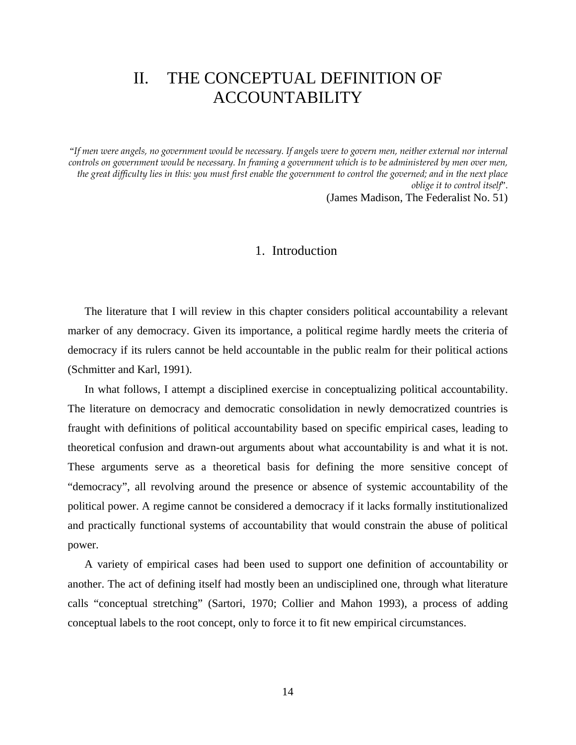# II. THE CONCEPTUAL DEFINITION OF ACCOUNTABILITY

*"If men were angels, no government would be necessary. If angels were to govern men, neither external nor internal controls on government would be necessary. In framing a government which is to be administered by men over men, the great difficulty lies in this: you must first enable the government to control the governed; and in the next place oblige it to control itself".*

(James Madison, The Federalist No. 51)

## 1. Introduction

The literature that I will review in this chapter considers political accountability a relevant marker of any democracy. Given its importance, a political regime hardly meets the criteria of democracy if its rulers cannot be held accountable in the public realm for their political actions (Schmitter and Karl, 1991).

In what follows, I attempt a disciplined exercise in conceptualizing political accountability. The literature on democracy and democratic consolidation in newly democratized countries is fraught with definitions of political accountability based on specific empirical cases, leading to theoretical confusion and drawn-out arguments about what accountability is and what it is not. These arguments serve as a theoretical basis for defining the more sensitive concept of "democracy", all revolving around the presence or absence of systemic accountability of the political power. A regime cannot be considered a democracy if it lacks formally institutionalized and practically functional systems of accountability that would constrain the abuse of political power.

A variety of empirical cases had been used to support one definition of accountability or another. The act of defining itself had mostly been an undisciplined one, through what literature calls "conceptual stretching" (Sartori, 1970; Collier and Mahon 1993), a process of adding conceptual labels to the root concept, only to force it to fit new empirical circumstances.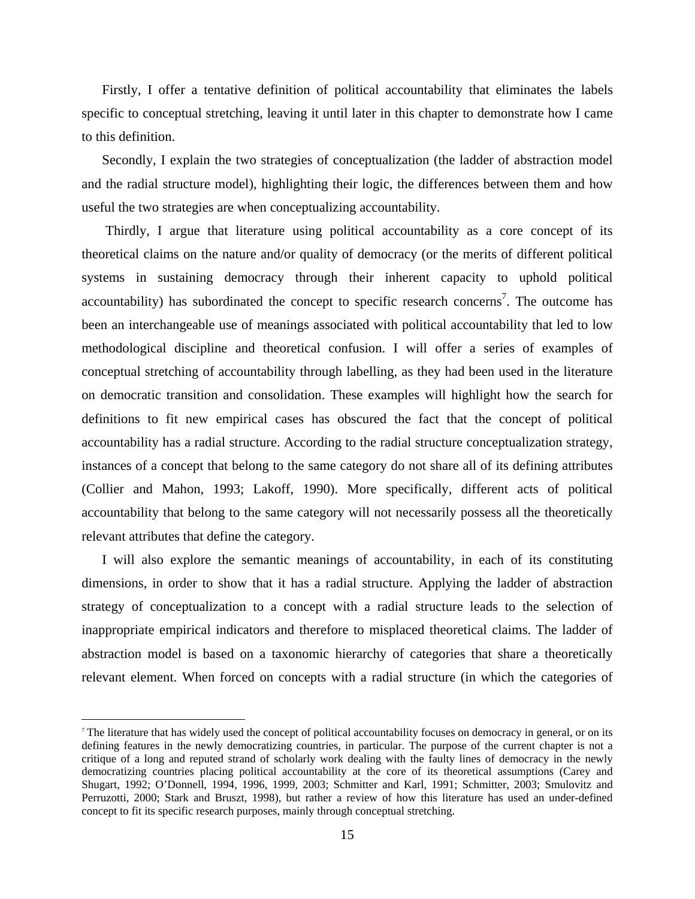Firstly, I offer a tentative definition of political accountability that eliminates the labels specific to conceptual stretching, leaving it until later in this chapter to demonstrate how I came to this definition.

Secondly, I explain the two strategies of conceptualization (the ladder of abstraction model and the radial structure model), highlighting their logic, the differences between them and how useful the two strategies are when conceptualizing accountability.

Thirdly, I argue that literature using political accountability as a core concept of its theoretical claims on the nature and/or quality of democracy (or the merits of different political systems in sustaining democracy through their inherent capacity to uphold political accountability) has subordinated the concept to specific research concerns[7]. The outcome has been an interchangeable use of meanings associated with political accountability that led to low methodological discipline and theoretical confusion. I will offer a series of examples of conceptual stretching of accountability through labelling, as they had been used in the literature on democratic transition and consolidation. These examples will highlight how the search for definitions to fit new empirical cases has obscured the fact that the concept of political accountability has a radial structure. According to the radial structure conceptualization strategy, instances of a concept that belong to the same category do not share all of its defining attributes (Collier and Mahon, 1993; Lakoff, 1990). More specifically, different acts of political accountability that belong to the same category will not necessarily possess all the theoretically relevant attributes that define the category.

I will also explore the semantic meanings of accountability, in each of its constituting dimensions, in order to show that it has a radial structure. Applying the ladder of abstraction strategy of conceptualization to a concept with a radial structure leads to the selection of inappropriate empirical indicators and therefore to misplaced theoretical claims. The ladder of abstraction model is based on a taxonomic hierarchy of categories that share a theoretically relevant element. When forced on concepts with a radial structure (in which the categories of

---

[7] The literature that has widely used the concept of political accountability focuses on democracy in general, or on its defining features in the newly democratizing countries, in particular. The purpose of the current chapter is not a critique of a long and reputed strand of scholarly work dealing with the faulty lines of democracy in the newly democratizing countries placing political accountability at the core of its theoretical assumptions (Carey and Shugart, 1992; O'Donnell, 1994, 1996, 1999, 2003; Schmitter and Karl, 1991; Schmitter, 2003; Smulovitz and Perruzotti, 2000; Stark and Bruszt, 1998), but rather a review of how this literature has used an under-defined concept to fit its specific research purposes, mainly through conceptual stretching.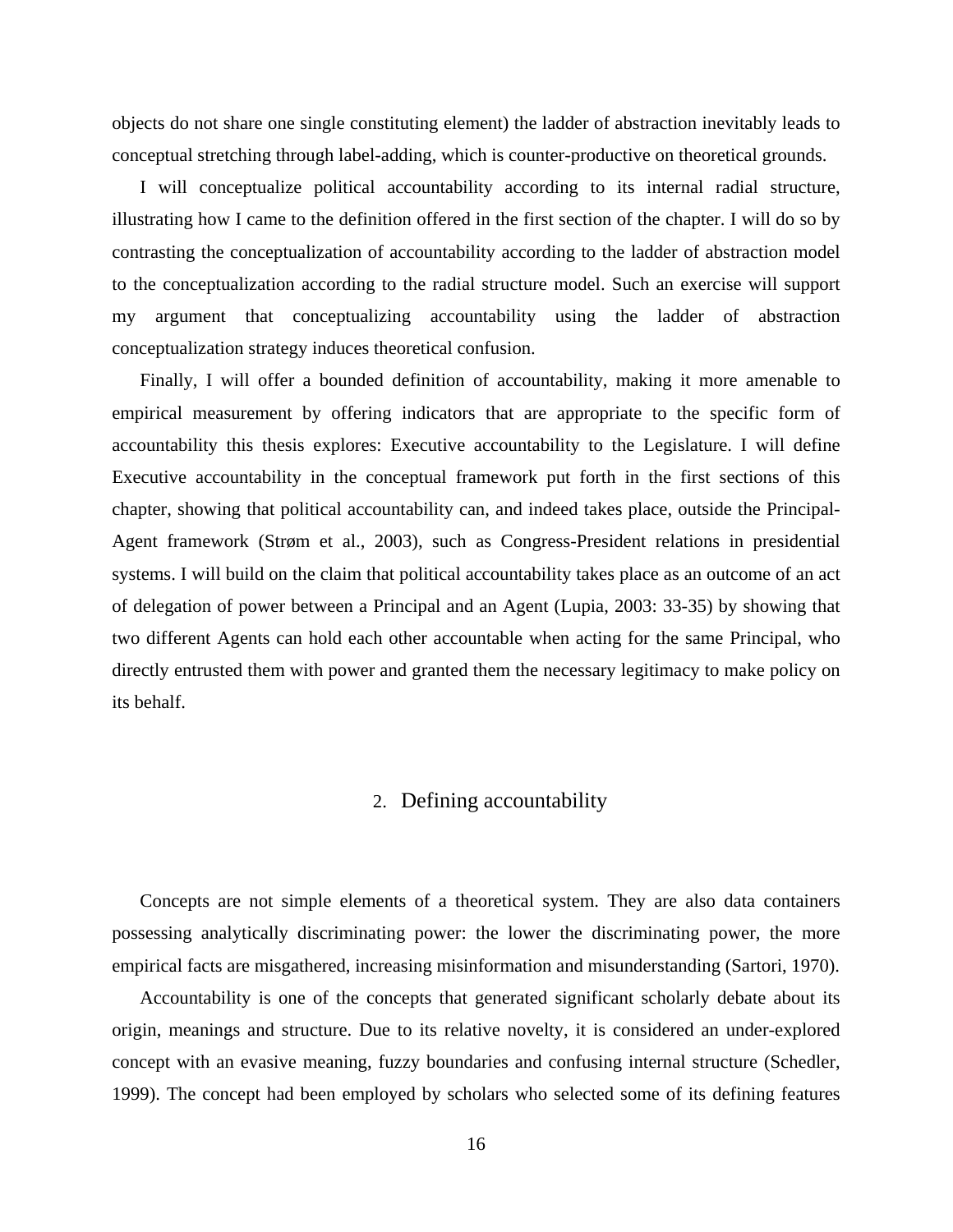objects do not share one single constituting element) the ladder of abstraction inevitably leads to conceptual stretching through label-adding, which is counter-productive on theoretical grounds.

I will conceptualize political accountability according to its internal radial structure, illustrating how I came to the definition offered in the first section of the chapter. I will do so by contrasting the conceptualization of accountability according to the ladder of abstraction model to the conceptualization according to the radial structure model. Such an exercise will support my argument that conceptualizing accountability using the ladder of abstraction conceptualization strategy induces theoretical confusion.

Finally, I will offer a bounded definition of accountability, making it more amenable to empirical measurement by offering indicators that are appropriate to the specific form of accountability this thesis explores: Executive accountability to the Legislature. I will define Executive accountability in the conceptual framework put forth in the first sections of this chapter, showing that political accountability can, and indeed takes place, outside the Principal-Agent framework (Strøm et al., 2003), such as Congress-President relations in presidential systems. I will build on the claim that political accountability takes place as an outcome of an act of delegation of power between a Principal and an Agent (Lupia, 2003: 33-35) by showing that two different Agents can hold each other accountable when acting for the same Principal, who directly entrusted them with power and granted them the necessary legitimacy to make policy on its behalf.

## 2. Defining accountability

Concepts are not simple elements of a theoretical system. They are also data containers possessing analytically discriminating power: the lower the discriminating power, the more empirical facts are misgathered, increasing misinformation and misunderstanding (Sartori, 1970).

Accountability is one of the concepts that generated significant scholarly debate about its origin, meanings and structure. Due to its relative novelty, it is considered an under-explored concept with an evasive meaning, fuzzy boundaries and confusing internal structure (Schedler, 1999). The concept had been employed by scholars who selected some of its defining features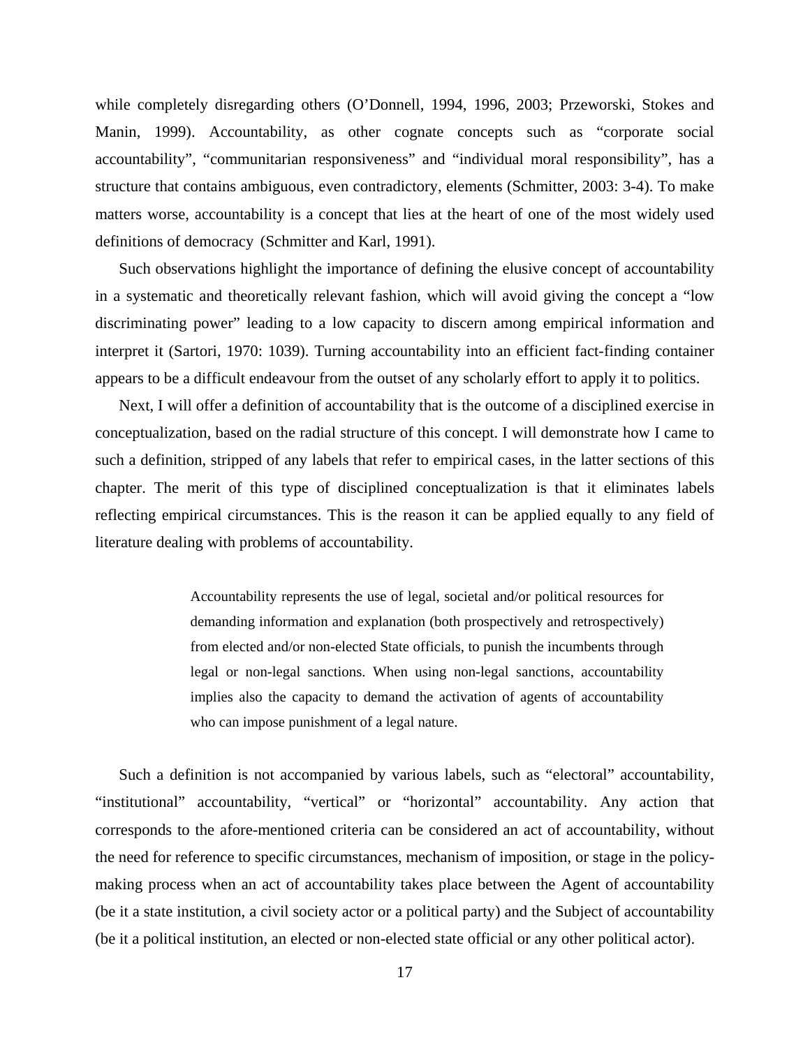while completely disregarding others (O'Donnell, 1994, 1996, 2003; Przeworski, Stokes and Manin, 1999). Accountability, as other cognate concepts such as "corporate social accountability", "communitarian responsiveness" and "individual moral responsibility", has a structure that contains ambiguous, even contradictory, elements (Schmitter, 2003: 3-4). To make matters worse, accountability is a concept that lies at the heart of one of the most widely used definitions of democracy (Schmitter and Karl, 1991).

Such observations highlight the importance of defining the elusive concept of accountability in a systematic and theoretically relevant fashion, which will avoid giving the concept a "low discriminating power" leading to a low capacity to discern among empirical information and interpret it (Sartori, 1970: 1039). Turning accountability into an efficient fact-finding container appears to be a difficult endeavour from the outset of any scholarly effort to apply it to politics.

Next, I will offer a definition of accountability that is the outcome of a disciplined exercise in conceptualization, based on the radial structure of this concept. I will demonstrate how I came to such a definition, stripped of any labels that refer to empirical cases, in the latter sections of this chapter. The merit of this type of disciplined conceptualization is that it eliminates labels reflecting empirical circumstances. This is the reason it can be applied equally to any field of literature dealing with problems of accountability.

> Accountability represents the use of legal, societal and/or political resources for demanding information and explanation (both prospectively and retrospectively) from elected and/or non-elected State officials, to punish the incumbents through legal or non-legal sanctions. When using non-legal sanctions, accountability implies also the capacity to demand the activation of agents of accountability who can impose punishment of a legal nature.

Such a definition is not accompanied by various labels, such as "electoral" accountability, "institutional" accountability, "vertical" or "horizontal" accountability. Any action that corresponds to the afore-mentioned criteria can be considered an act of accountability, without the need for reference to specific circumstances, mechanism of imposition, or stage in the policy-making process when an act of accountability takes place between the Agent of accountability (be it a state institution, a civil society actor or a political party) and the Subject of accountability (be it a political institution, an elected or non-elected state official or any other political actor).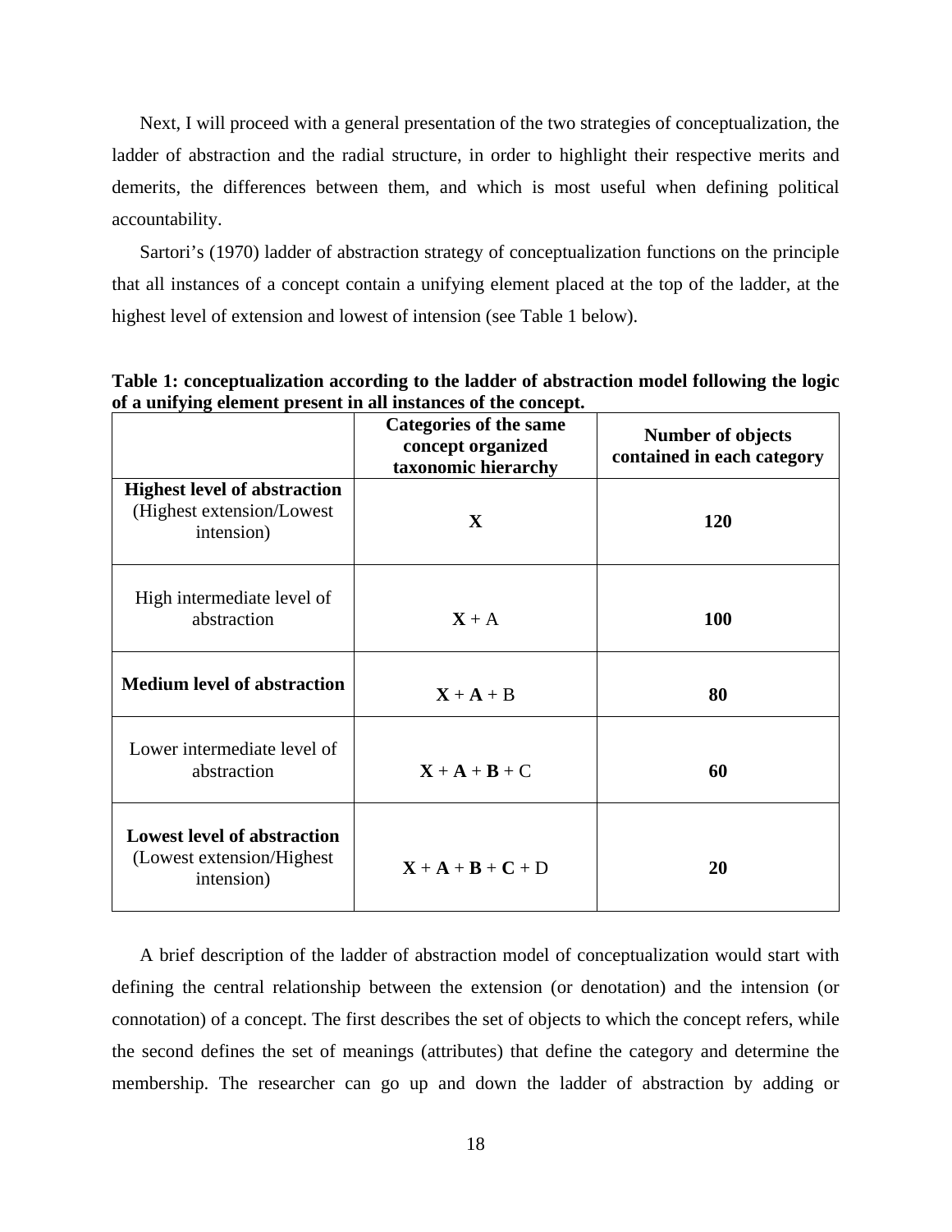Next, I will proceed with a general presentation of the two strategies of conceptualization, the ladder of abstraction and the radial structure, in order to highlight their respective merits and demerits, the differences between them, and which is most useful when defining political accountability.

Sartori's (1970) ladder of abstraction strategy of conceptualization functions on the principle that all instances of a concept contain a unifying element placed at the top of the ladder, at the highest level of extension and lowest of intension (see Table 1 below).

**Table 1: conceptualization according to the ladder of abstraction model following the logic of a unifying element present in all instances of the concept.**

| | **Categories of the same concept organized taxonomic hierarchy** | **Number of objects contained in each category** |
|---|---|---|
| **Highest level of abstraction** (Highest extension/Lowest intension) | **X** | **120** |
| High intermediate level of abstraction | **X** + A | **100** |
| **Medium level of abstraction** | **X** + **A** + B | **80** |
| Lower intermediate level of abstraction | **X** + **A** + **B** + C | **60** |
| **Lowest level of abstraction** (Lowest extension/Highest intension) | **X** + **A** + **B** + **C** + D | **20** |

A brief description of the ladder of abstraction model of conceptualization would start with defining the central relationship between the extension (or denotation) and the intension (or connotation) of a concept. The first describes the set of objects to which the concept refers, while the second defines the set of meanings (attributes) that define the category and determine the membership. The researcher can go up and down the ladder of abstraction by adding or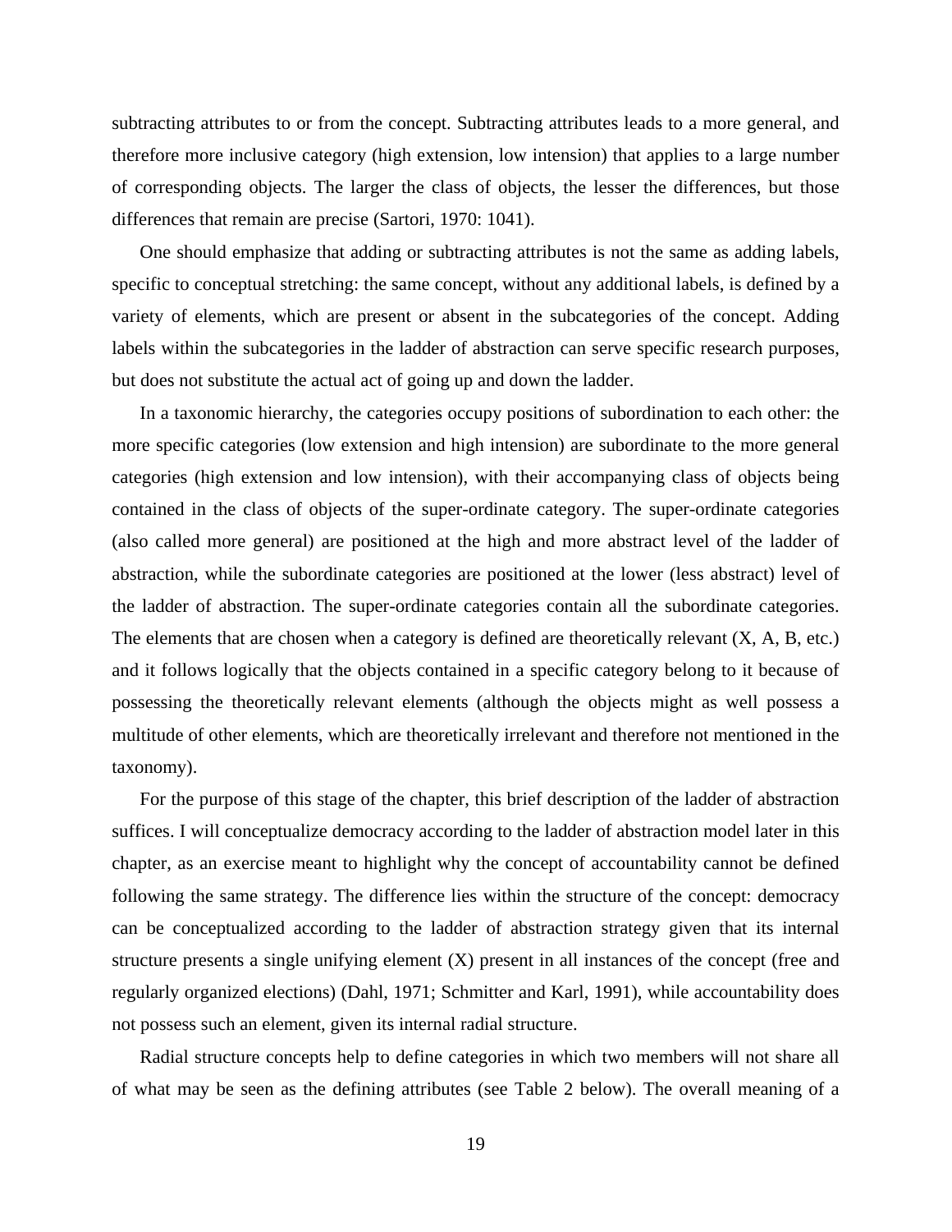subtracting attributes to or from the concept. Subtracting attributes leads to a more general, and therefore more inclusive category (high extension, low intension) that applies to a large number of corresponding objects. The larger the class of objects, the lesser the differences, but those differences that remain are precise (Sartori, 1970: 1041).

One should emphasize that adding or subtracting attributes is not the same as adding labels, specific to conceptual stretching: the same concept, without any additional labels, is defined by a variety of elements, which are present or absent in the subcategories of the concept. Adding labels within the subcategories in the ladder of abstraction can serve specific research purposes, but does not substitute the actual act of going up and down the ladder.

In a taxonomic hierarchy, the categories occupy positions of subordination to each other: the more specific categories (low extension and high intension) are subordinate to the more general categories (high extension and low intension), with their accompanying class of objects being contained in the class of objects of the super-ordinate category. The super-ordinate categories (also called more general) are positioned at the high and more abstract level of the ladder of abstraction, while the subordinate categories are positioned at the lower (less abstract) level of the ladder of abstraction. The super-ordinate categories contain all the subordinate categories. The elements that are chosen when a category is defined are theoretically relevant (X, A, B, etc.) and it follows logically that the objects contained in a specific category belong to it because of possessing the theoretically relevant elements (although the objects might as well possess a multitude of other elements, which are theoretically irrelevant and therefore not mentioned in the taxonomy).

For the purpose of this stage of the chapter, this brief description of the ladder of abstraction suffices. I will conceptualize democracy according to the ladder of abstraction model later in this chapter, as an exercise meant to highlight why the concept of accountability cannot be defined following the same strategy. The difference lies within the structure of the concept: democracy can be conceptualized according to the ladder of abstraction strategy given that its internal structure presents a single unifying element (X) present in all instances of the concept (free and regularly organized elections) (Dahl, 1971; Schmitter and Karl, 1991), while accountability does not possess such an element, given its internal radial structure.

Radial structure concepts help to define categories in which two members will not share all of what may be seen as the defining attributes (see Table 2 below). The overall meaning of a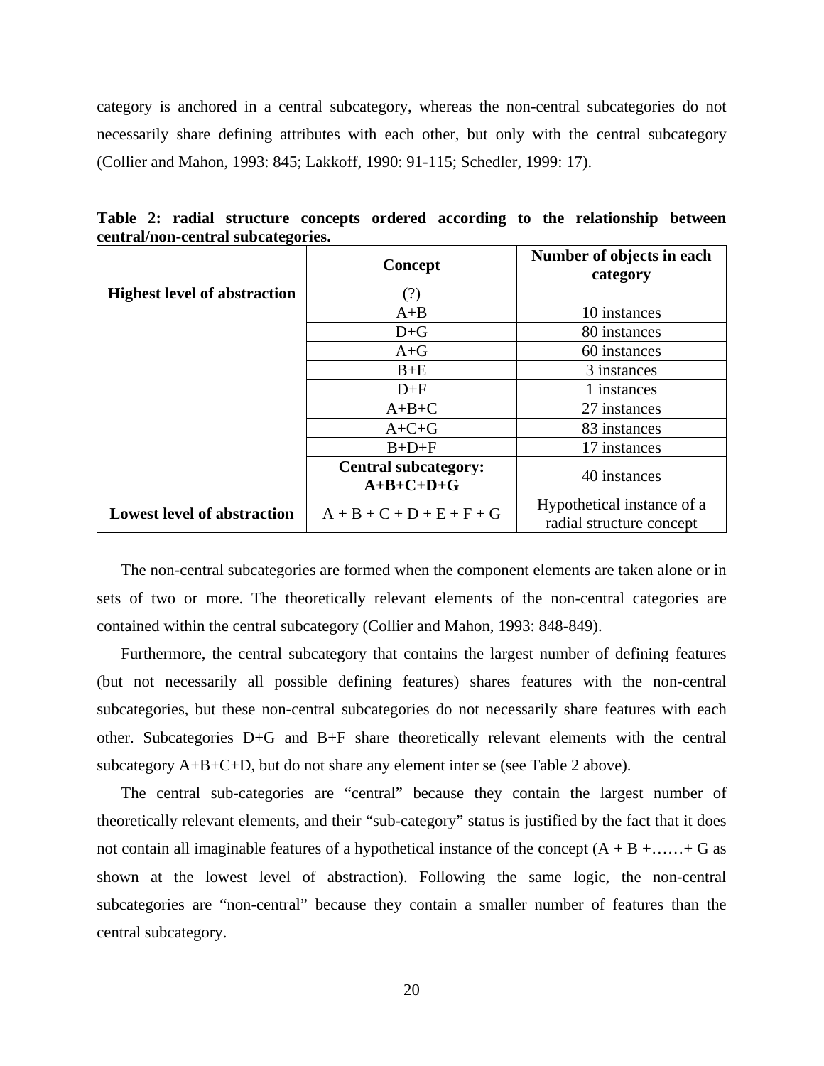category is anchored in a central subcategory, whereas the non-central subcategories do not necessarily share defining attributes with each other, but only with the central subcategory (Collier and Mahon, 1993: 845; Lakkoff, 1990: 91-115; Schedler, 1999: 17).

**Table 2: radial structure concepts ordered according to the relationship between central/non-central subcategories.**

| | Concept | Number of objects in each category |
|---|---|---|
| **Highest level of abstraction** | (?) | |
| | A+B | 10 instances |
| | D+G | 80 instances |
| | A+G | 60 instances |
| | B+E | 3 instances |
| | D+F | 1 instances |
| | A+B+C | 27 instances |
| | A+C+G | 83 instances |
| | B+D+F | 17 instances |
| | **Central subcategory: A+B+C+D+G** | 40 instances |
| **Lowest level of abstraction** | A + B + C + D + E + F + G | Hypothetical instance of a radial structure concept |

The non-central subcategories are formed when the component elements are taken alone or in sets of two or more. The theoretically relevant elements of the non-central categories are contained within the central subcategory (Collier and Mahon, 1993: 848-849).

Furthermore, the central subcategory that contains the largest number of defining features (but not necessarily all possible defining features) shares features with the non-central subcategories, but these non-central subcategories do not necessarily share features with each other. Subcategories D+G and B+F share theoretically relevant elements with the central subcategory A+B+C+D, but do not share any element inter se (see Table 2 above).

The central sub-categories are "central" because they contain the largest number of theoretically relevant elements, and their "sub-category" status is justified by the fact that it does not contain all imaginable features of a hypothetical instance of the concept (A + B +……+ G as shown at the lowest level of abstraction). Following the same logic, the non-central subcategories are "non-central" because they contain a smaller number of features than the central subcategory.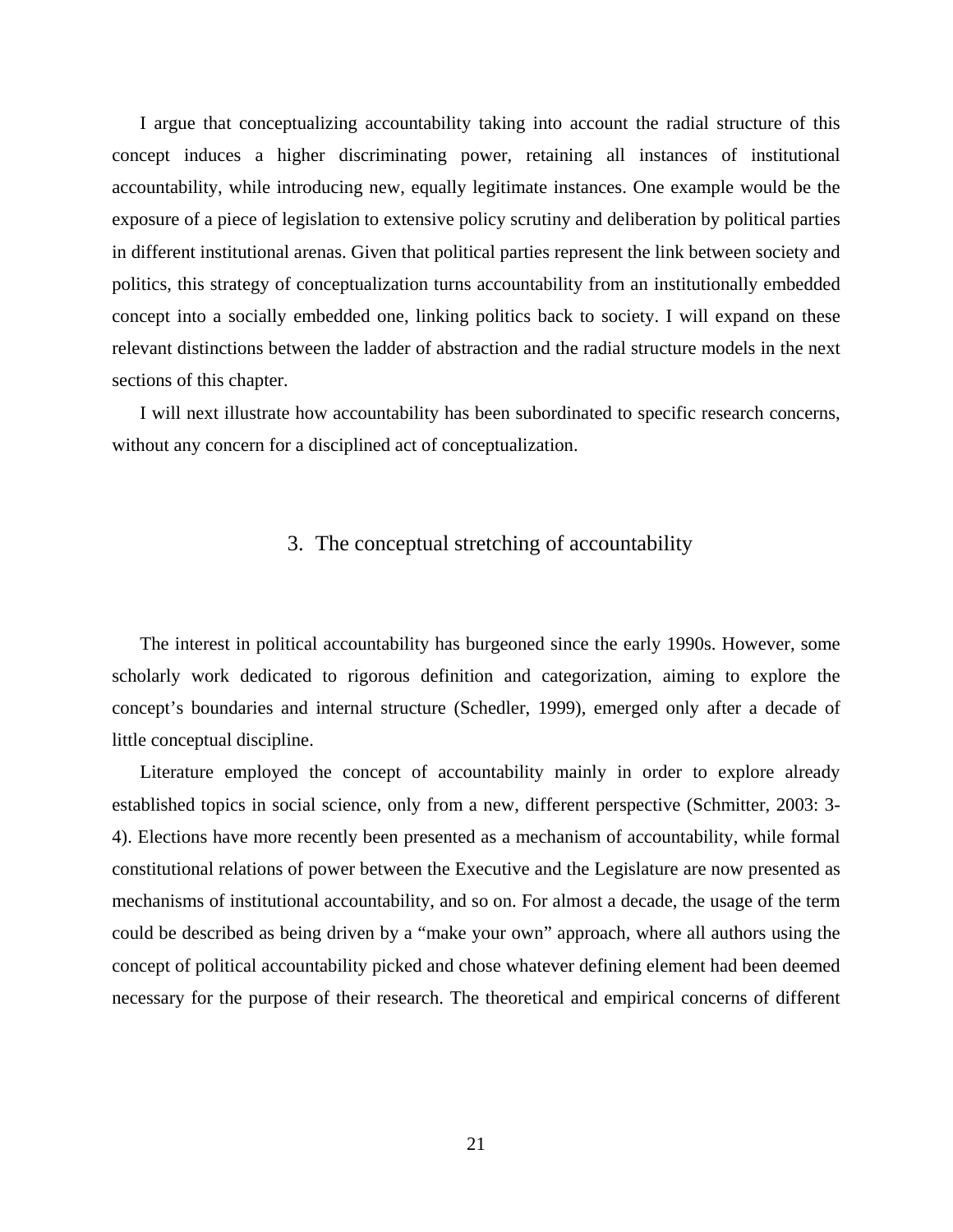I argue that conceptualizing accountability taking into account the radial structure of this concept induces a higher discriminating power, retaining all instances of institutional accountability, while introducing new, equally legitimate instances. One example would be the exposure of a piece of legislation to extensive policy scrutiny and deliberation by political parties in different institutional arenas. Given that political parties represent the link between society and politics, this strategy of conceptualization turns accountability from an institutionally embedded concept into a socially embedded one, linking politics back to society. I will expand on these relevant distinctions between the ladder of abstraction and the radial structure models in the next sections of this chapter.

I will next illustrate how accountability has been subordinated to specific research concerns, without any concern for a disciplined act of conceptualization.

## 3. The conceptual stretching of accountability

The interest in political accountability has burgeoned since the early 1990s. However, some scholarly work dedicated to rigorous definition and categorization, aiming to explore the concept's boundaries and internal structure (Schedler, 1999), emerged only after a decade of little conceptual discipline.

Literature employed the concept of accountability mainly in order to explore already established topics in social science, only from a new, different perspective (Schmitter, 2003: 3-4). Elections have more recently been presented as a mechanism of accountability, while formal constitutional relations of power between the Executive and the Legislature are now presented as mechanisms of institutional accountability, and so on. For almost a decade, the usage of the term could be described as being driven by a "make your own" approach, where all authors using the concept of political accountability picked and chose whatever defining element had been deemed necessary for the purpose of their research. The theoretical and empirical concerns of different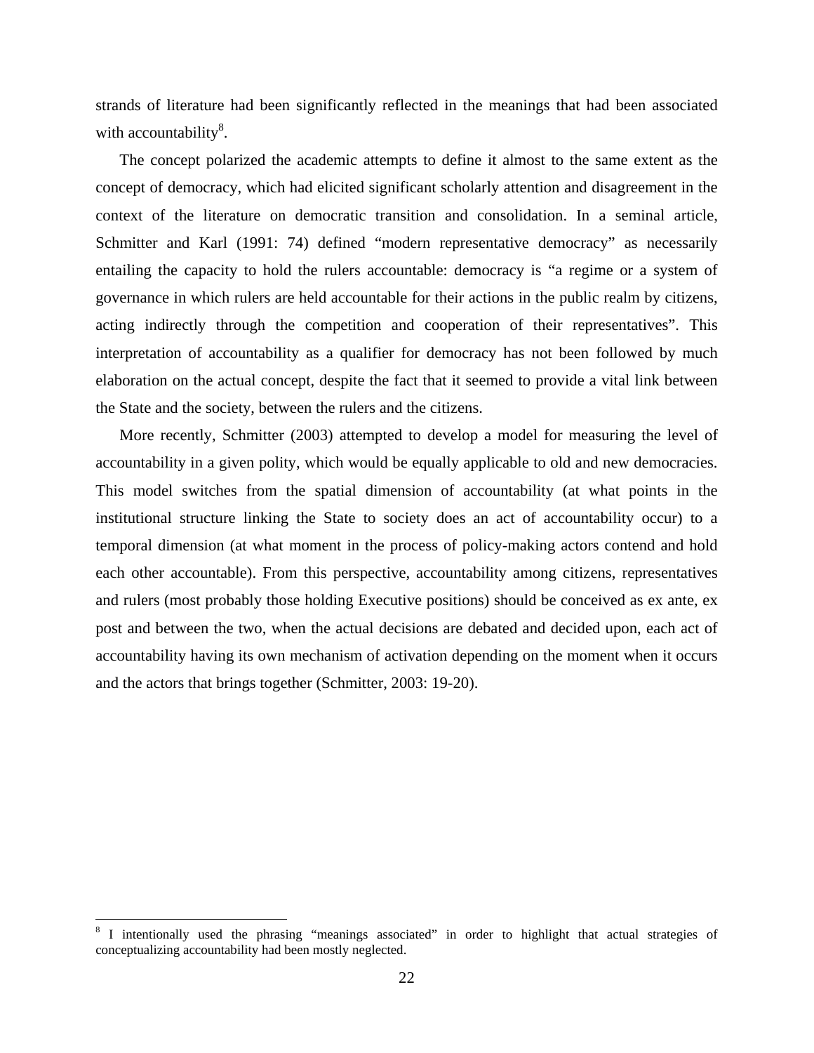strands of literature had been significantly reflected in the meanings that had been associated with accountability[8].

The concept polarized the academic attempts to define it almost to the same extent as the concept of democracy, which had elicited significant scholarly attention and disagreement in the context of the literature on democratic transition and consolidation. In a seminal article, Schmitter and Karl (1991: 74) defined "modern representative democracy" as necessarily entailing the capacity to hold the rulers accountable: democracy is "a regime or a system of governance in which rulers are held accountable for their actions in the public realm by citizens, acting indirectly through the competition and cooperation of their representatives". This interpretation of accountability as a qualifier for democracy has not been followed by much elaboration on the actual concept, despite the fact that it seemed to provide a vital link between the State and the society, between the rulers and the citizens.

More recently, Schmitter (2003) attempted to develop a model for measuring the level of accountability in a given polity, which would be equally applicable to old and new democracies. This model switches from the spatial dimension of accountability (at what points in the institutional structure linking the State to society does an act of accountability occur) to a temporal dimension (at what moment in the process of policy-making actors contend and hold each other accountable). From this perspective, accountability among citizens, representatives and rulers (most probably those holding Executive positions) should be conceived as ex ante, ex post and between the two, when the actual decisions are debated and decided upon, each act of accountability having its own mechanism of activation depending on the moment when it occurs and the actors that brings together (Schmitter, 2003: 19-20).

[8] I intentionally used the phrasing "meanings associated" in order to highlight that actual strategies of conceptualizing accountability had been mostly neglected.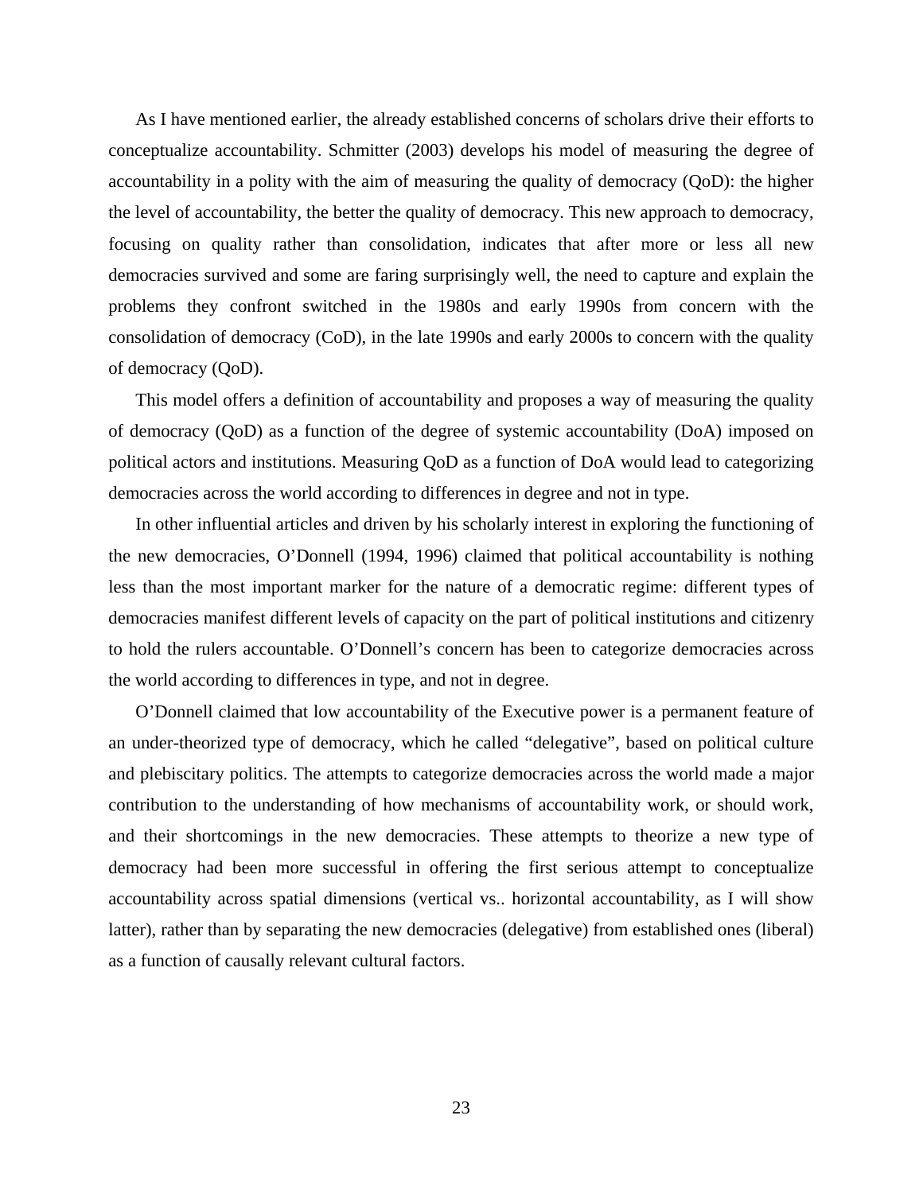As I have mentioned earlier, the already established concerns of scholars drive their efforts to conceptualize accountability. Schmitter (2003) develops his model of measuring the degree of accountability in a polity with the aim of measuring the quality of democracy (QoD): the higher the level of accountability, the better the quality of democracy. This new approach to democracy, focusing on quality rather than consolidation, indicates that after more or less all new democracies survived and some are faring surprisingly well, the need to capture and explain the problems they confront switched in the 1980s and early 1990s from concern with the consolidation of democracy (CoD), in the late 1990s and early 2000s to concern with the quality of democracy (QoD).

This model offers a definition of accountability and proposes a way of measuring the quality of democracy (QoD) as a function of the degree of systemic accountability (DoA) imposed on political actors and institutions. Measuring QoD as a function of DoA would lead to categorizing democracies across the world according to differences in degree and not in type.

In other influential articles and driven by his scholarly interest in exploring the functioning of the new democracies, O'Donnell (1994, 1996) claimed that political accountability is nothing less than the most important marker for the nature of a democratic regime: different types of democracies manifest different levels of capacity on the part of political institutions and citizenry to hold the rulers accountable. O'Donnell's concern has been to categorize democracies across the world according to differences in type, and not in degree.

O'Donnell claimed that low accountability of the Executive power is a permanent feature of an under-theorized type of democracy, which he called "delegative", based on political culture and plebiscitary politics. The attempts to categorize democracies across the world made a major contribution to the understanding of how mechanisms of accountability work, or should work, and their shortcomings in the new democracies. These attempts to theorize a new type of democracy had been more successful in offering the first serious attempt to conceptualize accountability across spatial dimensions (vertical vs.. horizontal accountability, as I will show latter), rather than by separating the new democracies (delegative) from established ones (liberal) as a function of causally relevant cultural factors.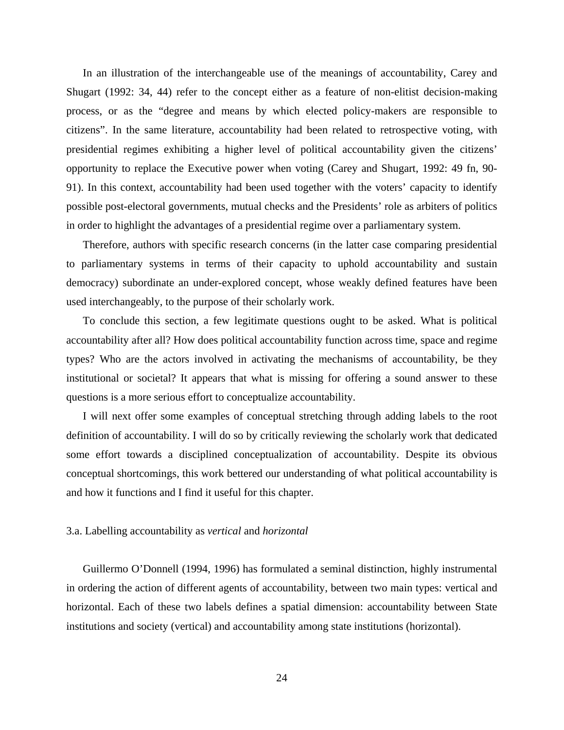In an illustration of the interchangeable use of the meanings of accountability, Carey and Shugart (1992: 34, 44) refer to the concept either as a feature of non-elitist decision-making process, or as the "degree and means by which elected policy-makers are responsible to citizens". In the same literature, accountability had been related to retrospective voting, with presidential regimes exhibiting a higher level of political accountability given the citizens' opportunity to replace the Executive power when voting (Carey and Shugart, 1992: 49 fn, 90-91). In this context, accountability had been used together with the voters' capacity to identify possible post-electoral governments, mutual checks and the Presidents' role as arbiters of politics in order to highlight the advantages of a presidential regime over a parliamentary system.

Therefore, authors with specific research concerns (in the latter case comparing presidential to parliamentary systems in terms of their capacity to uphold accountability and sustain democracy) subordinate an under-explored concept, whose weakly defined features have been used interchangeably, to the purpose of their scholarly work.

To conclude this section, a few legitimate questions ought to be asked. What is political accountability after all? How does political accountability function across time, space and regime types? Who are the actors involved in activating the mechanisms of accountability, be they institutional or societal? It appears that what is missing for offering a sound answer to these questions is a more serious effort to conceptualize accountability.

I will next offer some examples of conceptual stretching through adding labels to the root definition of accountability. I will do so by critically reviewing the scholarly work that dedicated some effort towards a disciplined conceptualization of accountability. Despite its obvious conceptual shortcomings, this work bettered our understanding of what political accountability is and how it functions and I find it useful for this chapter.

### 3.a. Labelling accountability as *vertical* and *horizontal*

Guillermo O'Donnell (1994, 1996) has formulated a seminal distinction, highly instrumental in ordering the action of different agents of accountability, between two main types: vertical and horizontal. Each of these two labels defines a spatial dimension: accountability between State institutions and society (vertical) and accountability among state institutions (horizontal).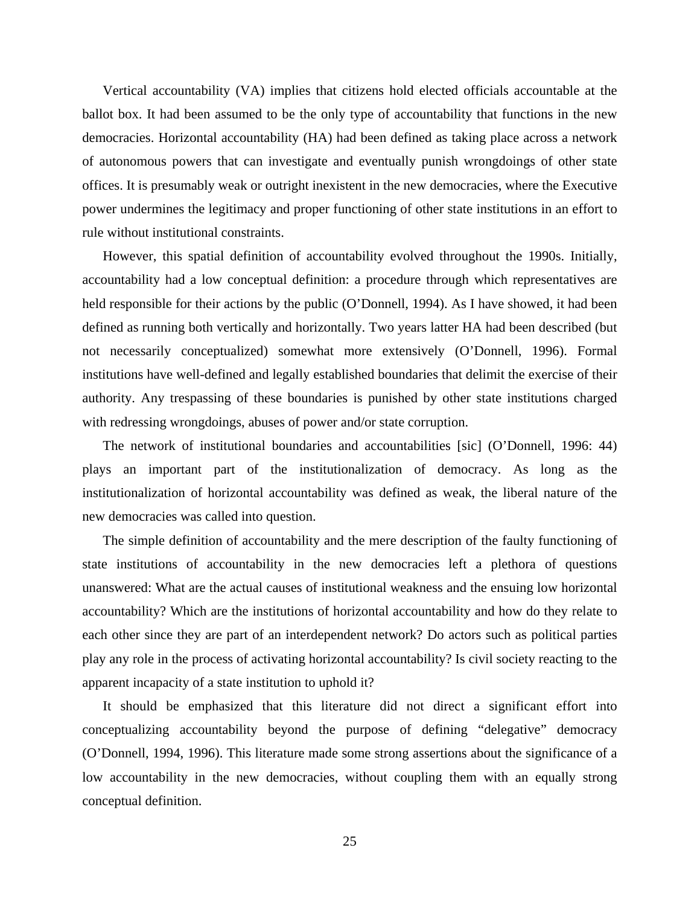Vertical accountability (VA) implies that citizens hold elected officials accountable at the ballot box. It had been assumed to be the only type of accountability that functions in the new democracies. Horizontal accountability (HA) had been defined as taking place across a network of autonomous powers that can investigate and eventually punish wrongdoings of other state offices. It is presumably weak or outright inexistent in the new democracies, where the Executive power undermines the legitimacy and proper functioning of other state institutions in an effort to rule without institutional constraints.

However, this spatial definition of accountability evolved throughout the 1990s. Initially, accountability had a low conceptual definition: a procedure through which representatives are held responsible for their actions by the public (O'Donnell, 1994). As I have showed, it had been defined as running both vertically and horizontally. Two years latter HA had been described (but not necessarily conceptualized) somewhat more extensively (O'Donnell, 1996). Formal institutions have well-defined and legally established boundaries that delimit the exercise of their authority. Any trespassing of these boundaries is punished by other state institutions charged with redressing wrongdoings, abuses of power and/or state corruption.

The network of institutional boundaries and accountabilities [sic] (O'Donnell, 1996: 44) plays an important part of the institutionalization of democracy. As long as the institutionalization of horizontal accountability was defined as weak, the liberal nature of the new democracies was called into question.

The simple definition of accountability and the mere description of the faulty functioning of state institutions of accountability in the new democracies left a plethora of questions unanswered: What are the actual causes of institutional weakness and the ensuing low horizontal accountability? Which are the institutions of horizontal accountability and how do they relate to each other since they are part of an interdependent network? Do actors such as political parties play any role in the process of activating horizontal accountability? Is civil society reacting to the apparent incapacity of a state institution to uphold it?

It should be emphasized that this literature did not direct a significant effort into conceptualizing accountability beyond the purpose of defining "delegative" democracy (O'Donnell, 1994, 1996). This literature made some strong assertions about the significance of a low accountability in the new democracies, without coupling them with an equally strong conceptual definition.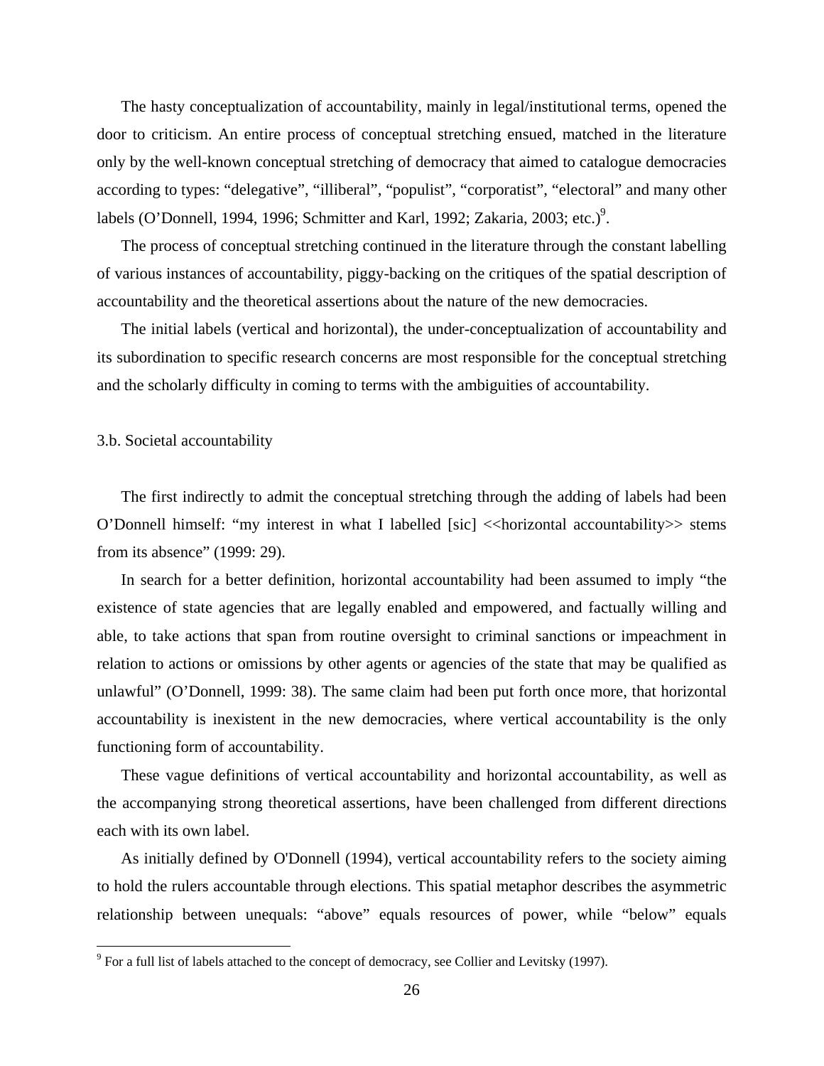The hasty conceptualization of accountability, mainly in legal/institutional terms, opened the door to criticism. An entire process of conceptual stretching ensued, matched in the literature only by the well-known conceptual stretching of democracy that aimed to catalogue democracies according to types: "delegative", "illiberal", "populist", "corporatist", "electoral" and many other labels (O'Donnell, 1994, 1996; Schmitter and Karl, 1992; Zakaria, 2003; etc.)[9].

The process of conceptual stretching continued in the literature through the constant labelling of various instances of accountability, piggy-backing on the critiques of the spatial description of accountability and the theoretical assertions about the nature of the new democracies.

The initial labels (vertical and horizontal), the under-conceptualization of accountability and its subordination to specific research concerns are most responsible for the conceptual stretching and the scholarly difficulty in coming to terms with the ambiguities of accountability.

### 3.b. Societal accountability

The first indirectly to admit the conceptual stretching through the adding of labels had been O'Donnell himself: "my interest in what I labelled [sic] <<horizontal accountability>> stems from its absence" (1999: 29).

In search for a better definition, horizontal accountability had been assumed to imply "the existence of state agencies that are legally enabled and empowered, and factually willing and able, to take actions that span from routine oversight to criminal sanctions or impeachment in relation to actions or omissions by other agents or agencies of the state that may be qualified as unlawful" (O'Donnell, 1999: 38). The same claim had been put forth once more, that horizontal accountability is inexistent in the new democracies, where vertical accountability is the only functioning form of accountability.

These vague definitions of vertical accountability and horizontal accountability, as well as the accompanying strong theoretical assertions, have been challenged from different directions each with its own label.

As initially defined by O'Donnell (1994), vertical accountability refers to the society aiming to hold the rulers accountable through elections. This spatial metaphor describes the asymmetric relationship between unequals: "above" equals resources of power, while "below" equals

[9] For a full list of labels attached to the concept of democracy, see Collier and Levitsky (1997).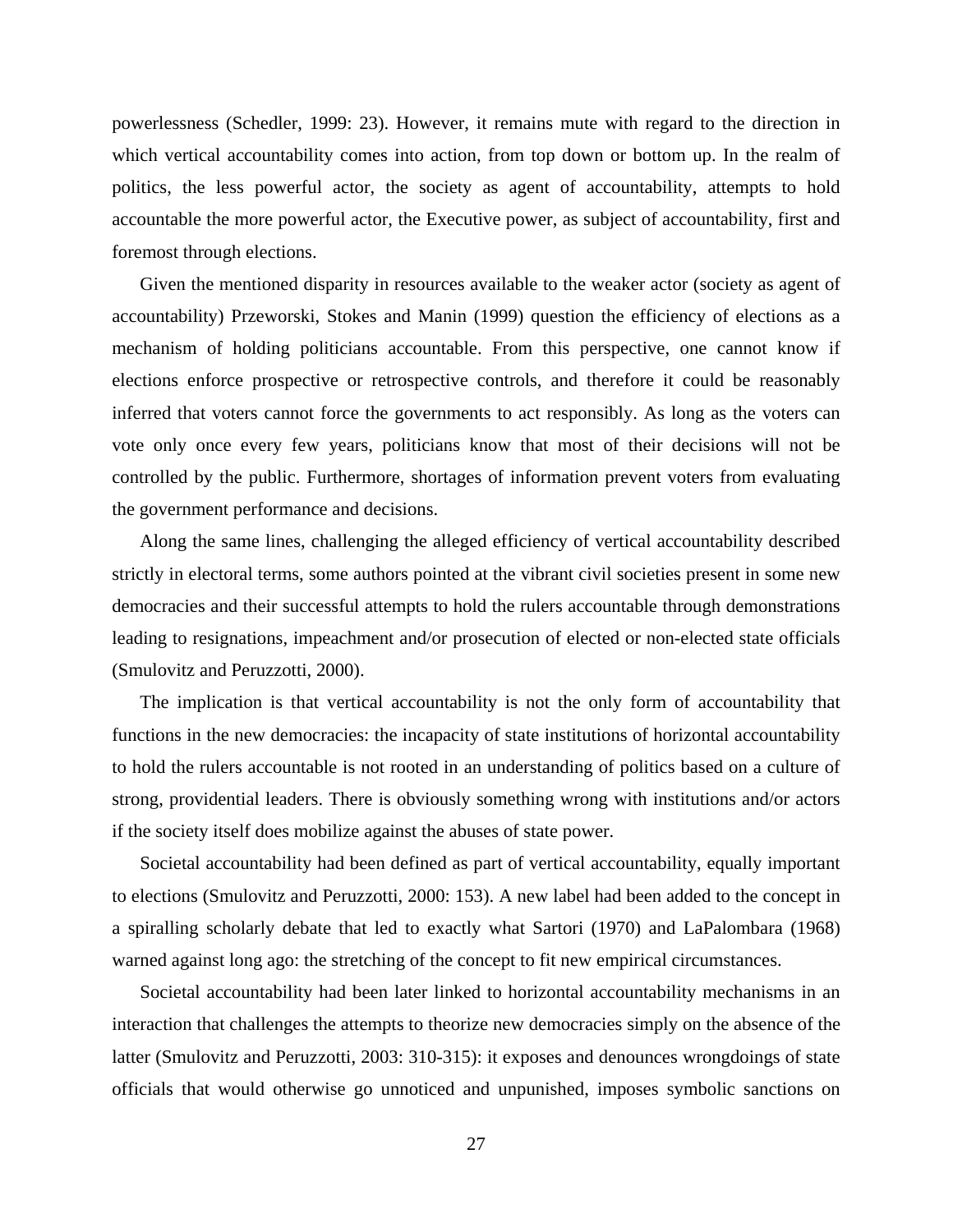powerlessness (Schedler, 1999: 23). However, it remains mute with regard to the direction in which vertical accountability comes into action, from top down or bottom up. In the realm of politics, the less powerful actor, the society as agent of accountability, attempts to hold accountable the more powerful actor, the Executive power, as subject of accountability, first and foremost through elections.

Given the mentioned disparity in resources available to the weaker actor (society as agent of accountability) Przeworski, Stokes and Manin (1999) question the efficiency of elections as a mechanism of holding politicians accountable. From this perspective, one cannot know if elections enforce prospective or retrospective controls, and therefore it could be reasonably inferred that voters cannot force the governments to act responsibly. As long as the voters can vote only once every few years, politicians know that most of their decisions will not be controlled by the public. Furthermore, shortages of information prevent voters from evaluating the government performance and decisions.

Along the same lines, challenging the alleged efficiency of vertical accountability described strictly in electoral terms, some authors pointed at the vibrant civil societies present in some new democracies and their successful attempts to hold the rulers accountable through demonstrations leading to resignations, impeachment and/or prosecution of elected or non-elected state officials (Smulovitz and Peruzzotti, 2000).

The implication is that vertical accountability is not the only form of accountability that functions in the new democracies: the incapacity of state institutions of horizontal accountability to hold the rulers accountable is not rooted in an understanding of politics based on a culture of strong, providential leaders. There is obviously something wrong with institutions and/or actors if the society itself does mobilize against the abuses of state power.

Societal accountability had been defined as part of vertical accountability, equally important to elections (Smulovitz and Peruzzotti, 2000: 153). A new label had been added to the concept in a spiralling scholarly debate that led to exactly what Sartori (1970) and LaPalombara (1968) warned against long ago: the stretching of the concept to fit new empirical circumstances.

Societal accountability had been later linked to horizontal accountability mechanisms in an interaction that challenges the attempts to theorize new democracies simply on the absence of the latter (Smulovitz and Peruzzotti, 2003: 310-315): it exposes and denounces wrongdoings of state officials that would otherwise go unnoticed and unpunished, imposes symbolic sanctions on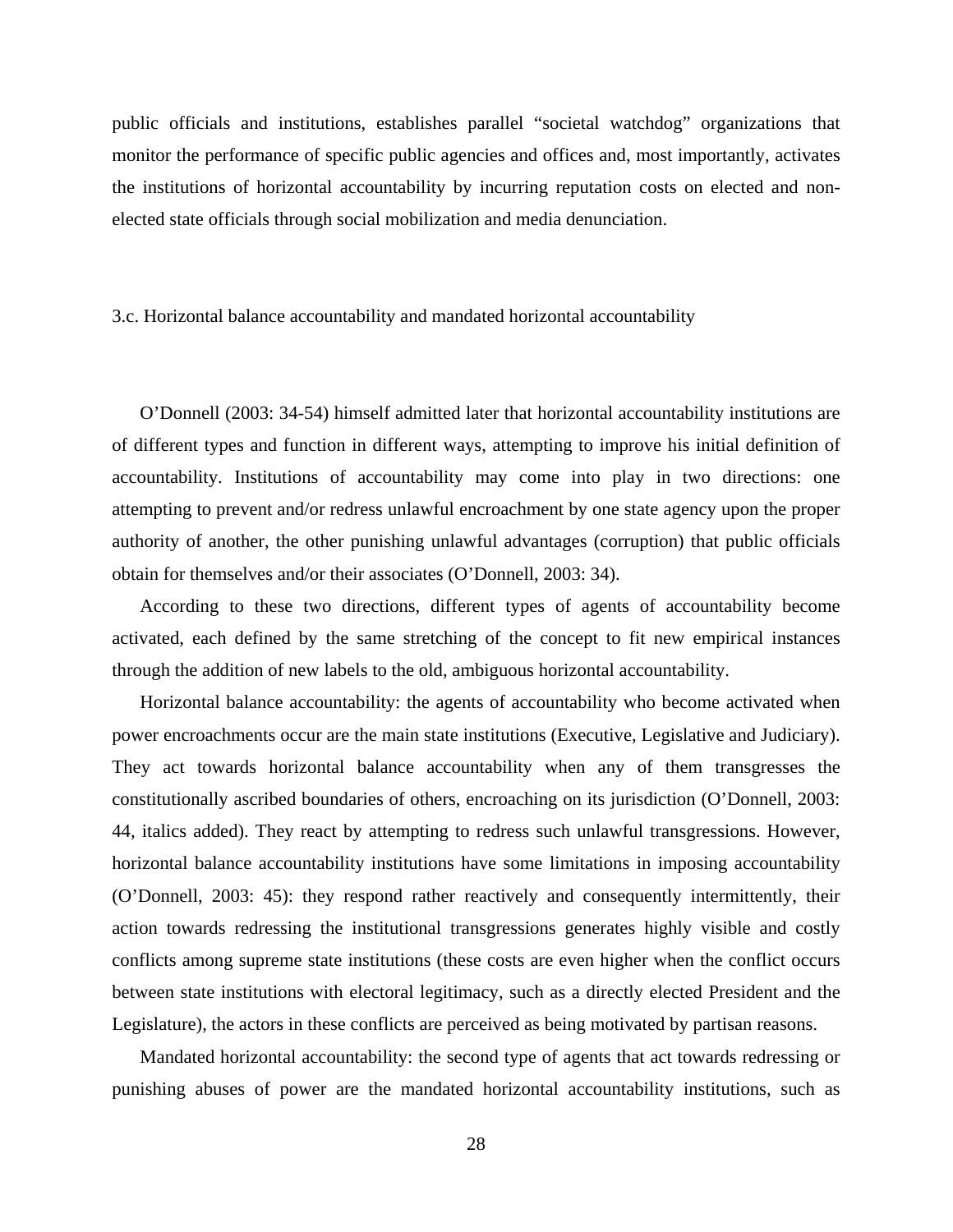public officials and institutions, establishes parallel "societal watchdog" organizations that monitor the performance of specific public agencies and offices and, most importantly, activates the institutions of horizontal accountability by incurring reputation costs on elected and non-elected state officials through social mobilization and media denunciation.

### 3.c. Horizontal balance accountability and mandated horizontal accountability

O'Donnell (2003: 34-54) himself admitted later that horizontal accountability institutions are of different types and function in different ways, attempting to improve his initial definition of accountability. Institutions of accountability may come into play in two directions: one attempting to prevent and/or redress unlawful encroachment by one state agency upon the proper authority of another, the other punishing unlawful advantages (corruption) that public officials obtain for themselves and/or their associates (O'Donnell, 2003: 34).

According to these two directions, different types of agents of accountability become activated, each defined by the same stretching of the concept to fit new empirical instances through the addition of new labels to the old, ambiguous horizontal accountability.

Horizontal balance accountability: the agents of accountability who become activated when power encroachments occur are the main state institutions (Executive, Legislative and Judiciary). They act towards horizontal balance accountability when any of them transgresses the constitutionally ascribed boundaries of others, encroaching on its jurisdiction (O'Donnell, 2003: 44, italics added). They react by attempting to redress such unlawful transgressions. However, horizontal balance accountability institutions have some limitations in imposing accountability (O'Donnell, 2003: 45): they respond rather reactively and consequently intermittently, their action towards redressing the institutional transgressions generates highly visible and costly conflicts among supreme state institutions (these costs are even higher when the conflict occurs between state institutions with electoral legitimacy, such as a directly elected President and the Legislature), the actors in these conflicts are perceived as being motivated by partisan reasons.

Mandated horizontal accountability: the second type of agents that act towards redressing or punishing abuses of power are the mandated horizontal accountability institutions, such as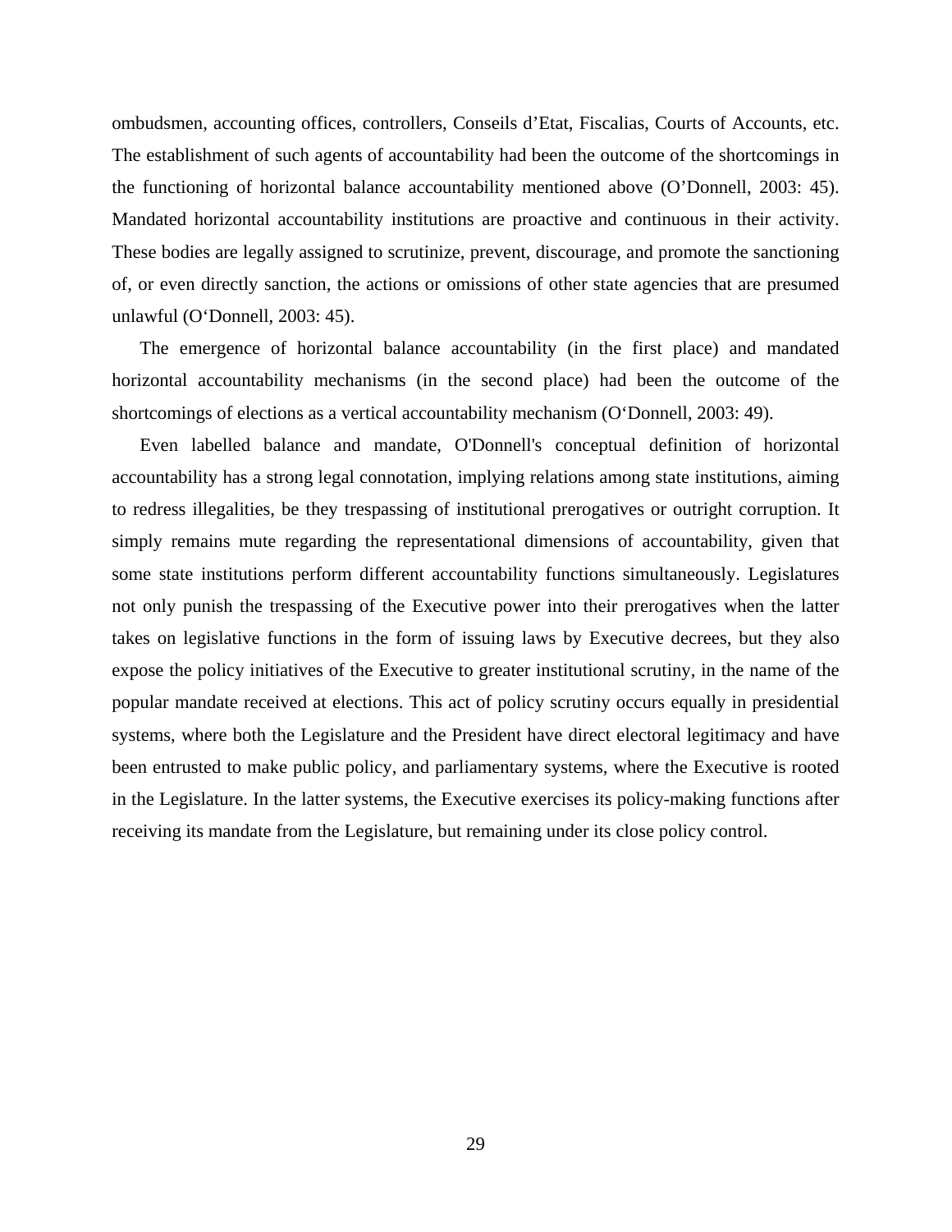ombudsmen, accounting offices, controllers, Conseils d'Etat, Fiscalias, Courts of Accounts, etc. The establishment of such agents of accountability had been the outcome of the shortcomings in the functioning of horizontal balance accountability mentioned above (O'Donnell, 2003: 45). Mandated horizontal accountability institutions are proactive and continuous in their activity. These bodies are legally assigned to scrutinize, prevent, discourage, and promote the sanctioning of, or even directly sanction, the actions or omissions of other state agencies that are presumed unlawful (O'Donnell, 2003: 45).

The emergence of horizontal balance accountability (in the first place) and mandated horizontal accountability mechanisms (in the second place) had been the outcome of the shortcomings of elections as a vertical accountability mechanism (O'Donnell, 2003: 49).

Even labelled balance and mandate, O'Donnell's conceptual definition of horizontal accountability has a strong legal connotation, implying relations among state institutions, aiming to redress illegalities, be they trespassing of institutional prerogatives or outright corruption. It simply remains mute regarding the representational dimensions of accountability, given that some state institutions perform different accountability functions simultaneously. Legislatures not only punish the trespassing of the Executive power into their prerogatives when the latter takes on legislative functions in the form of issuing laws by Executive decrees, but they also expose the policy initiatives of the Executive to greater institutional scrutiny, in the name of the popular mandate received at elections. This act of policy scrutiny occurs equally in presidential systems, where both the Legislature and the President have direct electoral legitimacy and have been entrusted to make public policy, and parliamentary systems, where the Executive is rooted in the Legislature. In the latter systems, the Executive exercises its policy-making functions after receiving its mandate from the Legislature, but remaining under its close policy control.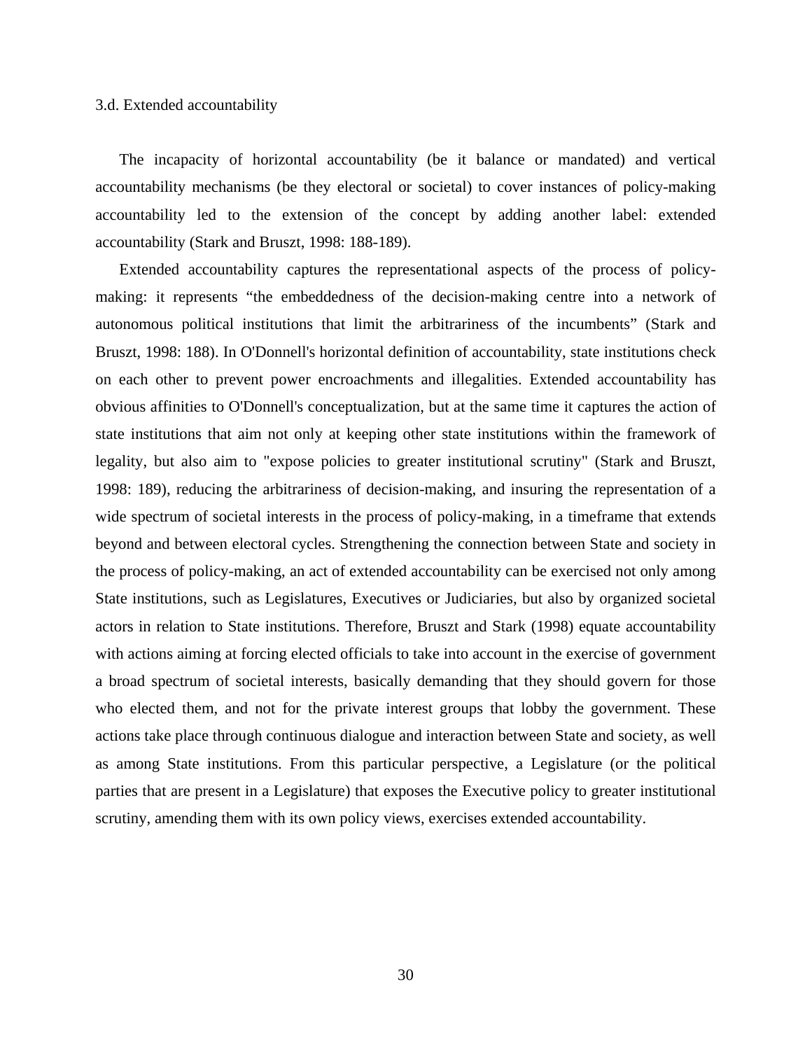### 3.d. Extended accountability

The incapacity of horizontal accountability (be it balance or mandated) and vertical accountability mechanisms (be they electoral or societal) to cover instances of policy-making accountability led to the extension of the concept by adding another label: extended accountability (Stark and Bruszt, 1998: 188-189).

Extended accountability captures the representational aspects of the process of policy-making: it represents “the embeddedness of the decision-making centre into a network of autonomous political institutions that limit the arbitrariness of the incumbents” (Stark and Bruszt, 1998: 188). In O'Donnell's horizontal definition of accountability, state institutions check on each other to prevent power encroachments and illegalities. Extended accountability has obvious affinities to O'Donnell's conceptualization, but at the same time it captures the action of state institutions that aim not only at keeping other state institutions within the framework of legality, but also aim to "expose policies to greater institutional scrutiny" (Stark and Bruszt, 1998: 189), reducing the arbitrariness of decision-making, and insuring the representation of a wide spectrum of societal interests in the process of policy-making, in a timeframe that extends beyond and between electoral cycles. Strengthening the connection between State and society in the process of policy-making, an act of extended accountability can be exercised not only among State institutions, such as Legislatures, Executives or Judiciaries, but also by organized societal actors in relation to State institutions. Therefore, Bruszt and Stark (1998) equate accountability with actions aiming at forcing elected officials to take into account in the exercise of government a broad spectrum of societal interests, basically demanding that they should govern for those who elected them, and not for the private interest groups that lobby the government. These actions take place through continuous dialogue and interaction between State and society, as well as among State institutions. From this particular perspective, a Legislature (or the political parties that are present in a Legislature) that exposes the Executive policy to greater institutional scrutiny, amending them with its own policy views, exercises extended accountability.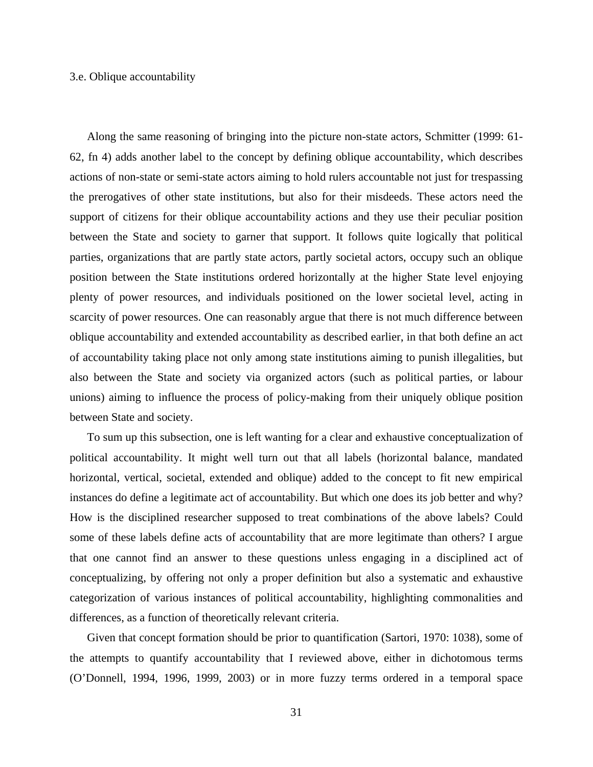### 3.e. Oblique accountability

Along the same reasoning of bringing into the picture non-state actors, Schmitter (1999: 61-62, fn 4) adds another label to the concept by defining oblique accountability, which describes actions of non-state or semi-state actors aiming to hold rulers accountable not just for trespassing the prerogatives of other state institutions, but also for their misdeeds. These actors need the support of citizens for their oblique accountability actions and they use their peculiar position between the State and society to garner that support. It follows quite logically that political parties, organizations that are partly state actors, partly societal actors, occupy such an oblique position between the State institutions ordered horizontally at the higher State level enjoying plenty of power resources, and individuals positioned on the lower societal level, acting in scarcity of power resources. One can reasonably argue that there is not much difference between oblique accountability and extended accountability as described earlier, in that both define an act of accountability taking place not only among state institutions aiming to punish illegalities, but also between the State and society via organized actors (such as political parties, or labour unions) aiming to influence the process of policy-making from their uniquely oblique position between State and society.

To sum up this subsection, one is left wanting for a clear and exhaustive conceptualization of political accountability. It might well turn out that all labels (horizontal balance, mandated horizontal, vertical, societal, extended and oblique) added to the concept to fit new empirical instances do define a legitimate act of accountability. But which one does its job better and why? How is the disciplined researcher supposed to treat combinations of the above labels? Could some of these labels define acts of accountability that are more legitimate than others? I argue that one cannot find an answer to these questions unless engaging in a disciplined act of conceptualizing, by offering not only a proper definition but also a systematic and exhaustive categorization of various instances of political accountability, highlighting commonalities and differences, as a function of theoretically relevant criteria.

Given that concept formation should be prior to quantification (Sartori, 1970: 1038), some of the attempts to quantify accountability that I reviewed above, either in dichotomous terms (O'Donnell, 1994, 1996, 1999, 2003) or in more fuzzy terms ordered in a temporal space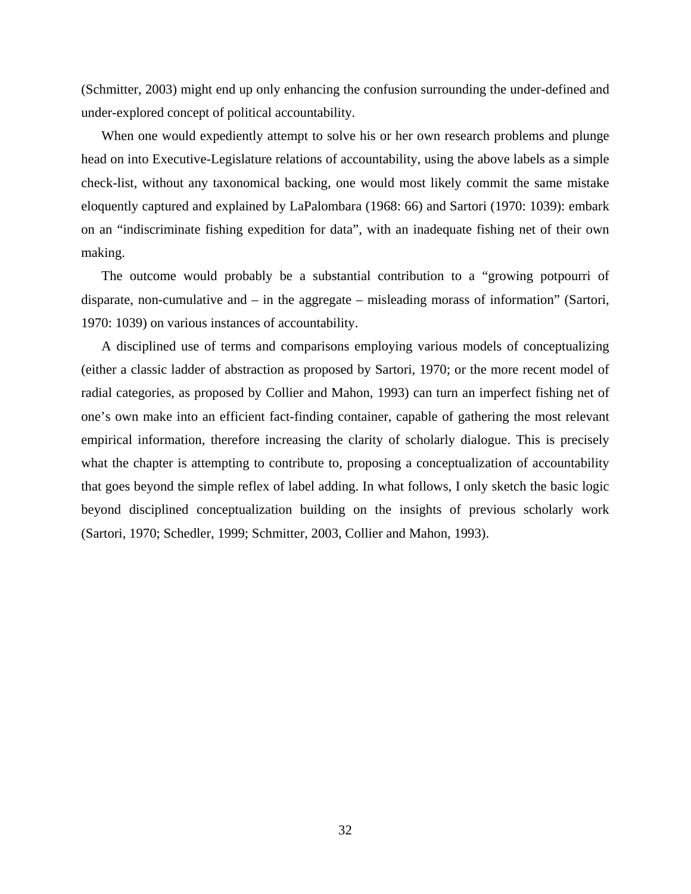(Schmitter, 2003) might end up only enhancing the confusion surrounding the under-defined and under-explored concept of political accountability.

When one would expediently attempt to solve his or her own research problems and plunge head on into Executive-Legislature relations of accountability, using the above labels as a simple check-list, without any taxonomical backing, one would most likely commit the same mistake eloquently captured and explained by LaPalombara (1968: 66) and Sartori (1970: 1039): embark on an "indiscriminate fishing expedition for data", with an inadequate fishing net of their own making.

The outcome would probably be a substantial contribution to a "growing potpourri of disparate, non-cumulative and – in the aggregate – misleading morass of information" (Sartori, 1970: 1039) on various instances of accountability.

A disciplined use of terms and comparisons employing various models of conceptualizing (either a classic ladder of abstraction as proposed by Sartori, 1970; or the more recent model of radial categories, as proposed by Collier and Mahon, 1993) can turn an imperfect fishing net of one's own make into an efficient fact-finding container, capable of gathering the most relevant empirical information, therefore increasing the clarity of scholarly dialogue. This is precisely what the chapter is attempting to contribute to, proposing a conceptualization of accountability that goes beyond the simple reflex of label adding. In what follows, I only sketch the basic logic beyond disciplined conceptualization building on the insights of previous scholarly work (Sartori, 1970; Schedler, 1999; Schmitter, 2003, Collier and Mahon, 1993).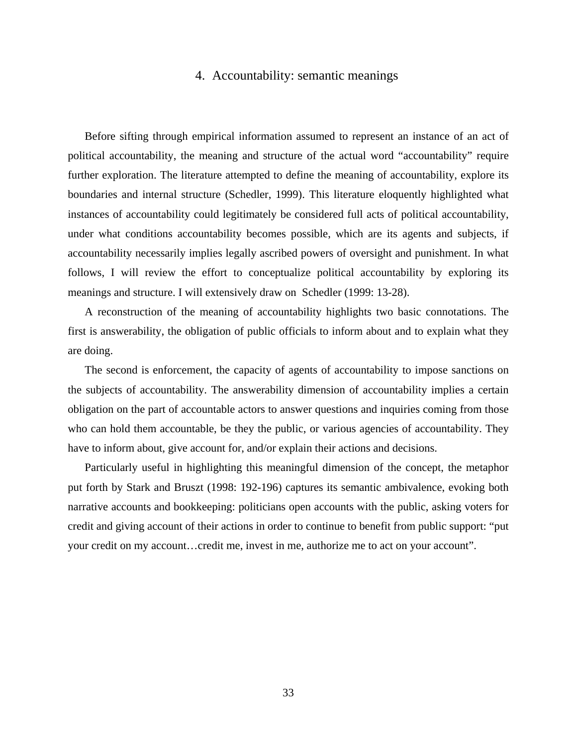# 4. Accountability: semantic meanings

Before sifting through empirical information assumed to represent an instance of an act of political accountability, the meaning and structure of the actual word "accountability" require further exploration. The literature attempted to define the meaning of accountability, explore its boundaries and internal structure (Schedler, 1999). This literature eloquently highlighted what instances of accountability could legitimately be considered full acts of political accountability, under what conditions accountability becomes possible, which are its agents and subjects, if accountability necessarily implies legally ascribed powers of oversight and punishment. In what follows, I will review the effort to conceptualize political accountability by exploring its meanings and structure. I will extensively draw on Schedler (1999: 13-28).

A reconstruction of the meaning of accountability highlights two basic connotations. The first is answerability, the obligation of public officials to inform about and to explain what they are doing.

The second is enforcement, the capacity of agents of accountability to impose sanctions on the subjects of accountability. The answerability dimension of accountability implies a certain obligation on the part of accountable actors to answer questions and inquiries coming from those who can hold them accountable, be they the public, or various agencies of accountability. They have to inform about, give account for, and/or explain their actions and decisions.

Particularly useful in highlighting this meaningful dimension of the concept, the metaphor put forth by Stark and Bruszt (1998: 192-196) captures its semantic ambivalence, evoking both narrative accounts and bookkeeping: politicians open accounts with the public, asking voters for credit and giving account of their actions in order to continue to benefit from public support: "put your credit on my account…credit me, invest in me, authorize me to act on your account".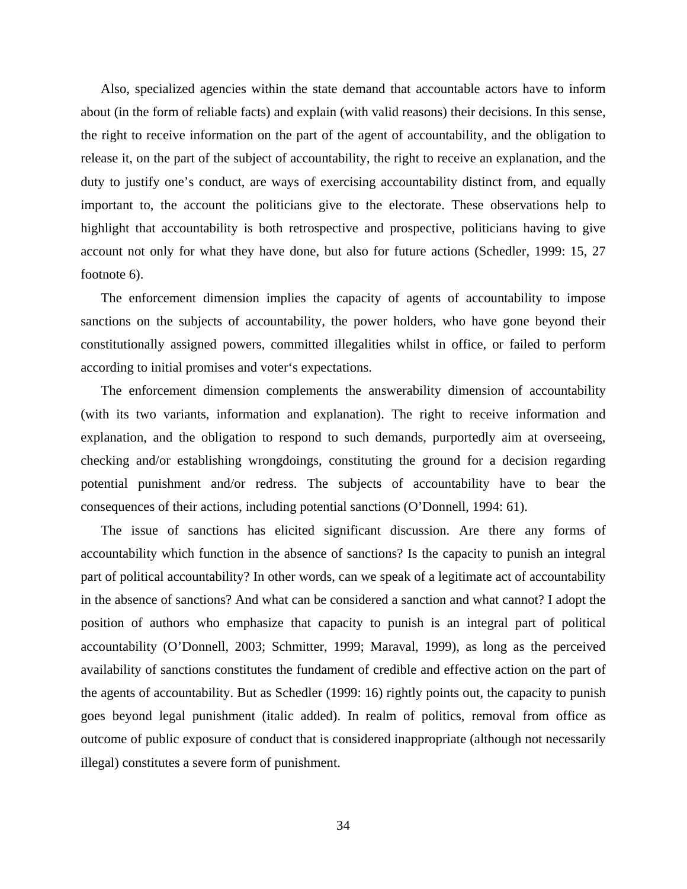Also, specialized agencies within the state demand that accountable actors have to inform about (in the form of reliable facts) and explain (with valid reasons) their decisions. In this sense, the right to receive information on the part of the agent of accountability, and the obligation to release it, on the part of the subject of accountability, the right to receive an explanation, and the duty to justify one's conduct, are ways of exercising accountability distinct from, and equally important to, the account the politicians give to the electorate. These observations help to highlight that accountability is both retrospective and prospective, politicians having to give account not only for what they have done, but also for future actions (Schedler, 1999: 15, 27 footnote 6).

The enforcement dimension implies the capacity of agents of accountability to impose sanctions on the subjects of accountability, the power holders, who have gone beyond their constitutionally assigned powers, committed illegalities whilst in office, or failed to perform according to initial promises and voter‘s expectations.

The enforcement dimension complements the answerability dimension of accountability (with its two variants, information and explanation). The right to receive information and explanation, and the obligation to respond to such demands, purportedly aim at overseeing, checking and/or establishing wrongdoings, constituting the ground for a decision regarding potential punishment and/or redress. The subjects of accountability have to bear the consequences of their actions, including potential sanctions (O'Donnell, 1994: 61).

The issue of sanctions has elicited significant discussion. Are there any forms of accountability which function in the absence of sanctions? Is the capacity to punish an integral part of political accountability? In other words, can we speak of a legitimate act of accountability in the absence of sanctions? And what can be considered a sanction and what cannot? I adopt the position of authors who emphasize that capacity to punish is an integral part of political accountability (O'Donnell, 2003; Schmitter, 1999; Maraval, 1999), as long as the perceived availability of sanctions constitutes the fundament of credible and effective action on the part of the agents of accountability. But as Schedler (1999: 16) rightly points out, the capacity to punish goes beyond legal punishment (italic added). In realm of politics, removal from office as outcome of public exposure of conduct that is considered inappropriate (although not necessarily illegal) constitutes a severe form of punishment.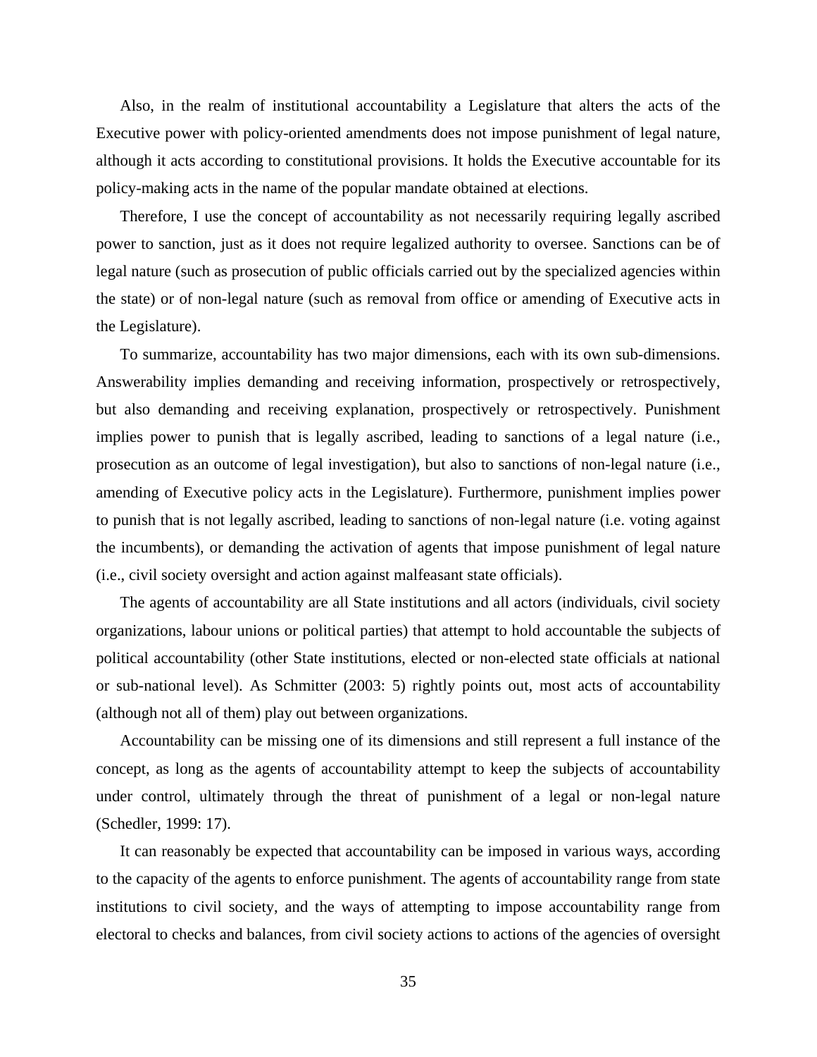Also, in the realm of institutional accountability a Legislature that alters the acts of the Executive power with policy-oriented amendments does not impose punishment of legal nature, although it acts according to constitutional provisions. It holds the Executive accountable for its policy-making acts in the name of the popular mandate obtained at elections.

Therefore, I use the concept of accountability as not necessarily requiring legally ascribed power to sanction, just as it does not require legalized authority to oversee. Sanctions can be of legal nature (such as prosecution of public officials carried out by the specialized agencies within the state) or of non-legal nature (such as removal from office or amending of Executive acts in the Legislature).

To summarize, accountability has two major dimensions, each with its own sub-dimensions. Answerability implies demanding and receiving information, prospectively or retrospectively, but also demanding and receiving explanation, prospectively or retrospectively. Punishment implies power to punish that is legally ascribed, leading to sanctions of a legal nature (i.e., prosecution as an outcome of legal investigation), but also to sanctions of non-legal nature (i.e., amending of Executive policy acts in the Legislature). Furthermore, punishment implies power to punish that is not legally ascribed, leading to sanctions of non-legal nature (i.e. voting against the incumbents), or demanding the activation of agents that impose punishment of legal nature (i.e., civil society oversight and action against malfeasant state officials).

The agents of accountability are all State institutions and all actors (individuals, civil society organizations, labour unions or political parties) that attempt to hold accountable the subjects of political accountability (other State institutions, elected or non-elected state officials at national or sub-national level). As Schmitter (2003: 5) rightly points out, most acts of accountability (although not all of them) play out between organizations.

Accountability can be missing one of its dimensions and still represent a full instance of the concept, as long as the agents of accountability attempt to keep the subjects of accountability under control, ultimately through the threat of punishment of a legal or non-legal nature (Schedler, 1999: 17).

It can reasonably be expected that accountability can be imposed in various ways, according to the capacity of the agents to enforce punishment. The agents of accountability range from state institutions to civil society, and the ways of attempting to impose accountability range from electoral to checks and balances, from civil society actions to actions of the agencies of oversight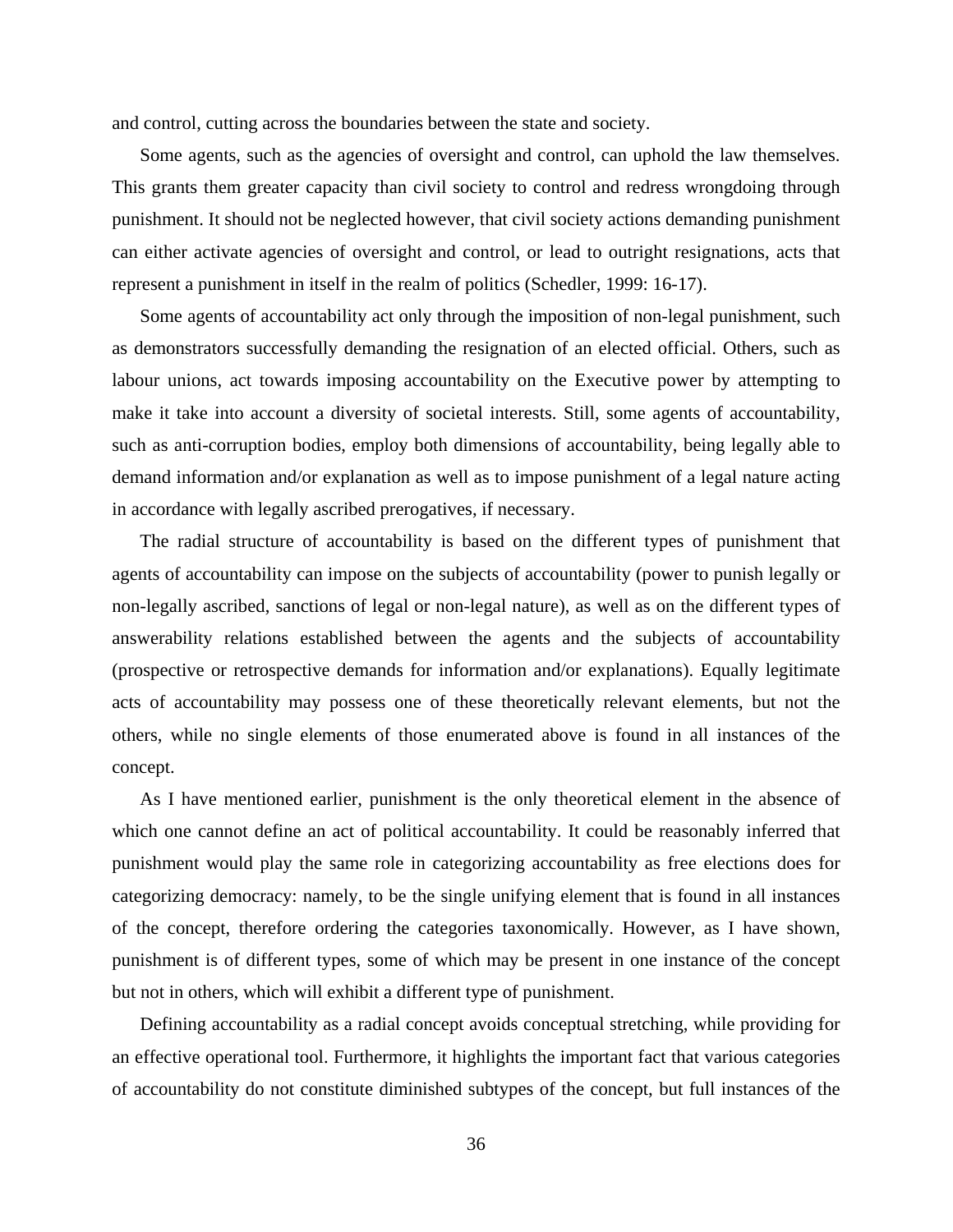and control, cutting across the boundaries between the state and society.

Some agents, such as the agencies of oversight and control, can uphold the law themselves. This grants them greater capacity than civil society to control and redress wrongdoing through punishment. It should not be neglected however, that civil society actions demanding punishment can either activate agencies of oversight and control, or lead to outright resignations, acts that represent a punishment in itself in the realm of politics (Schedler, 1999: 16-17).

Some agents of accountability act only through the imposition of non-legal punishment, such as demonstrators successfully demanding the resignation of an elected official. Others, such as labour unions, act towards imposing accountability on the Executive power by attempting to make it take into account a diversity of societal interests. Still, some agents of accountability, such as anti-corruption bodies, employ both dimensions of accountability, being legally able to demand information and/or explanation as well as to impose punishment of a legal nature acting in accordance with legally ascribed prerogatives, if necessary.

The radial structure of accountability is based on the different types of punishment that agents of accountability can impose on the subjects of accountability (power to punish legally or non-legally ascribed, sanctions of legal or non-legal nature), as well as on the different types of answerability relations established between the agents and the subjects of accountability (prospective or retrospective demands for information and/or explanations). Equally legitimate acts of accountability may possess one of these theoretically relevant elements, but not the others, while no single elements of those enumerated above is found in all instances of the concept.

As I have mentioned earlier, punishment is the only theoretical element in the absence of which one cannot define an act of political accountability. It could be reasonably inferred that punishment would play the same role in categorizing accountability as free elections does for categorizing democracy: namely, to be the single unifying element that is found in all instances of the concept, therefore ordering the categories taxonomically. However, as I have shown, punishment is of different types, some of which may be present in one instance of the concept but not in others, which will exhibit a different type of punishment.

Defining accountability as a radial concept avoids conceptual stretching, while providing for an effective operational tool. Furthermore, it highlights the important fact that various categories of accountability do not constitute diminished subtypes of the concept, but full instances of the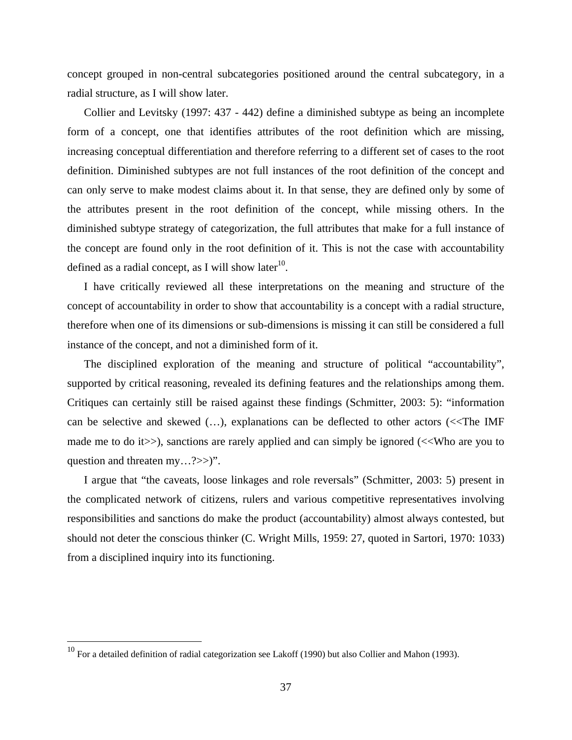concept grouped in non-central subcategories positioned around the central subcategory, in a radial structure, as I will show later.

Collier and Levitsky (1997: 437 - 442) define a diminished subtype as being an incomplete form of a concept, one that identifies attributes of the root definition which are missing, increasing conceptual differentiation and therefore referring to a different set of cases to the root definition. Diminished subtypes are not full instances of the root definition of the concept and can only serve to make modest claims about it. In that sense, they are defined only by some of the attributes present in the root definition of the concept, while missing others. In the diminished subtype strategy of categorization, the full attributes that make for a full instance of the concept are found only in the root definition of it. This is not the case with accountability defined as a radial concept, as I will show later[10].

I have critically reviewed all these interpretations on the meaning and structure of the concept of accountability in order to show that accountability is a concept with a radial structure, therefore when one of its dimensions or sub-dimensions is missing it can still be considered a full instance of the concept, and not a diminished form of it.

The disciplined exploration of the meaning and structure of political "accountability", supported by critical reasoning, revealed its defining features and the relationships among them. Critiques can certainly still be raised against these findings (Schmitter, 2003: 5): "information can be selective and skewed (…), explanations can be deflected to other actors (<<The IMF made me to do it>>), sanctions are rarely applied and can simply be ignored (<<Who are you to question and threaten my…?>>)".

I argue that "the caveats, loose linkages and role reversals" (Schmitter, 2003: 5) present in the complicated network of citizens, rulers and various competitive representatives involving responsibilities and sanctions do make the product (accountability) almost always contested, but should not deter the conscious thinker (C. Wright Mills, 1959: 27, quoted in Sartori, 1970: 1033) from a disciplined inquiry into its functioning.

---

[10] For a detailed definition of radial categorization see Lakoff (1990) but also Collier and Mahon (1993).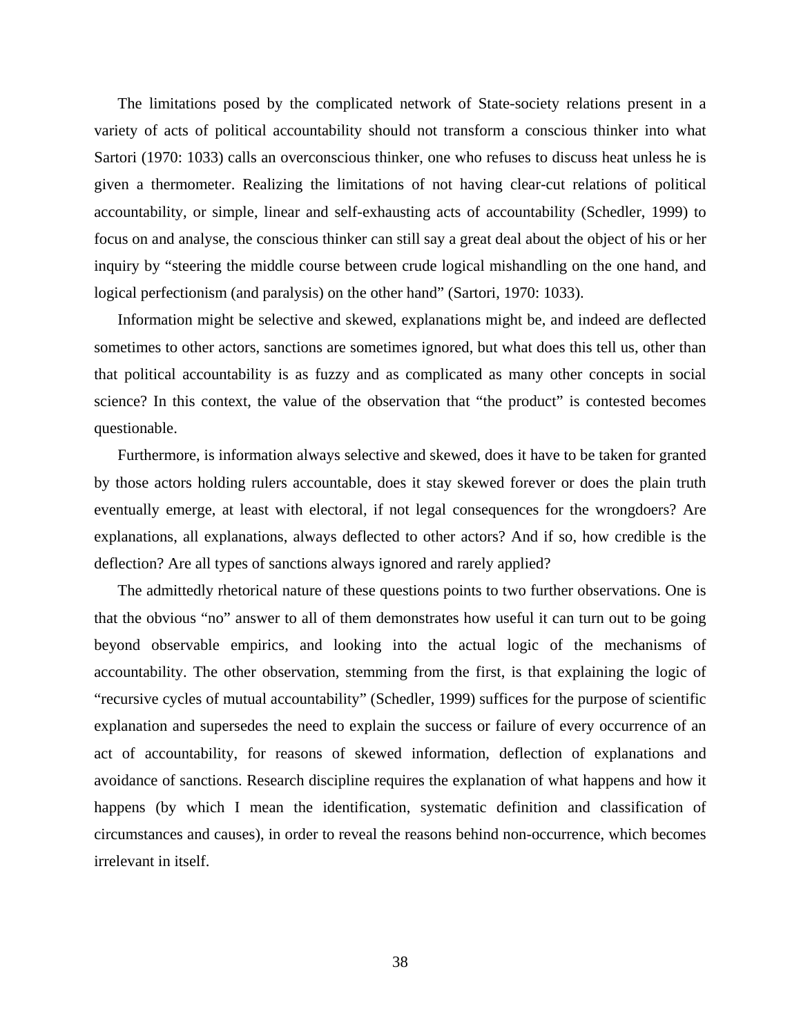The limitations posed by the complicated network of State-society relations present in a variety of acts of political accountability should not transform a conscious thinker into what Sartori (1970: 1033) calls an overconscious thinker, one who refuses to discuss heat unless he is given a thermometer. Realizing the limitations of not having clear-cut relations of political accountability, or simple, linear and self-exhausting acts of accountability (Schedler, 1999) to focus on and analyse, the conscious thinker can still say a great deal about the object of his or her inquiry by "steering the middle course between crude logical mishandling on the one hand, and logical perfectionism (and paralysis) on the other hand" (Sartori, 1970: 1033).

Information might be selective and skewed, explanations might be, and indeed are deflected sometimes to other actors, sanctions are sometimes ignored, but what does this tell us, other than that political accountability is as fuzzy and as complicated as many other concepts in social science? In this context, the value of the observation that "the product" is contested becomes questionable.

Furthermore, is information always selective and skewed, does it have to be taken for granted by those actors holding rulers accountable, does it stay skewed forever or does the plain truth eventually emerge, at least with electoral, if not legal consequences for the wrongdoers? Are explanations, all explanations, always deflected to other actors? And if so, how credible is the deflection? Are all types of sanctions always ignored and rarely applied?

The admittedly rhetorical nature of these questions points to two further observations. One is that the obvious "no" answer to all of them demonstrates how useful it can turn out to be going beyond observable empirics, and looking into the actual logic of the mechanisms of accountability. The other observation, stemming from the first, is that explaining the logic of "recursive cycles of mutual accountability" (Schedler, 1999) suffices for the purpose of scientific explanation and supersedes the need to explain the success or failure of every occurrence of an act of accountability, for reasons of skewed information, deflection of explanations and avoidance of sanctions. Research discipline requires the explanation of what happens and how it happens (by which I mean the identification, systematic definition and classification of circumstances and causes), in order to reveal the reasons behind non-occurrence, which becomes irrelevant in itself.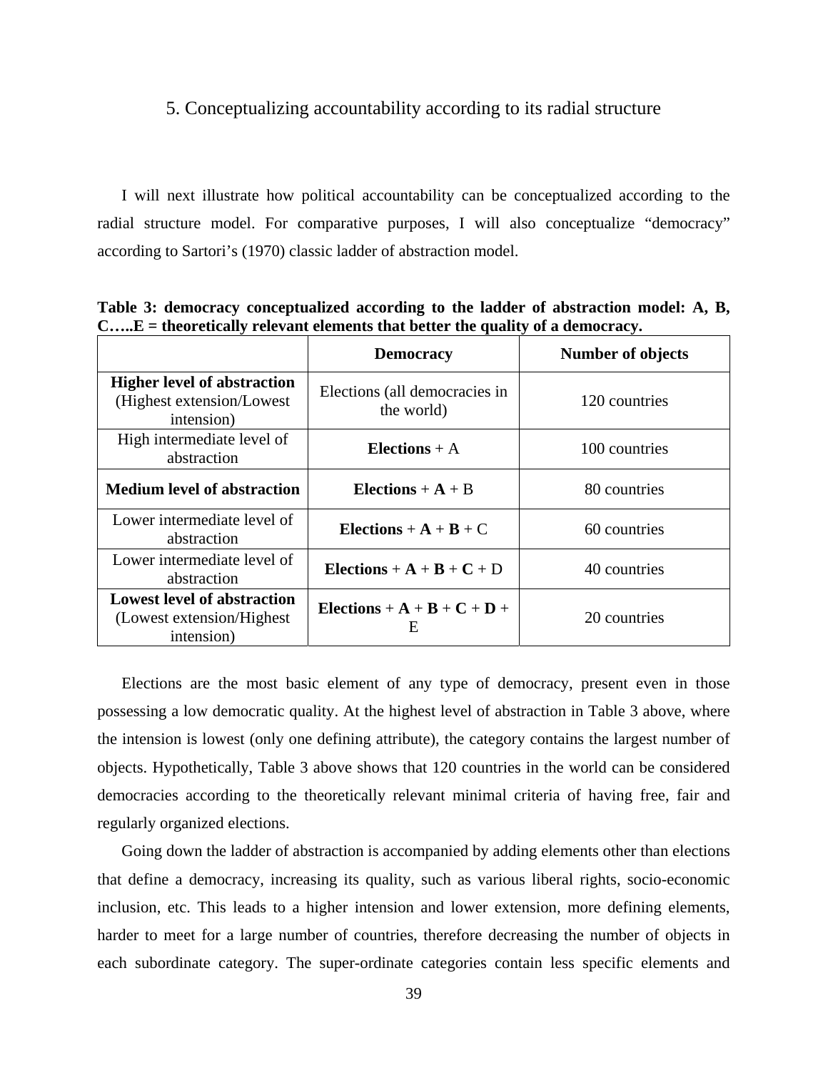## 5. Conceptualizing accountability according to its radial structure

I will next illustrate how political accountability can be conceptualized according to the radial structure model. For comparative purposes, I will also conceptualize "democracy" according to Sartori's (1970) classic ladder of abstraction model.

**Table 3: democracy conceptualized according to the ladder of abstraction model: A, B, C…..E = theoretically relevant elements that better the quality of a democracy.**

| | Democracy | Number of objects |
|---|---|---|
| **Higher level of abstraction** (Highest extension/Lowest intension) | Elections (all democracies in the world) | 120 countries |
| High intermediate level of abstraction | **Elections** + A | 100 countries |
| **Medium level of abstraction** | **Elections** + **A** + B | 80 countries |
| Lower intermediate level of abstraction | **Elections** + **A** + **B** + C | 60 countries |
| Lower intermediate level of abstraction | **Elections** + **A** + **B** + **C** + D | 40 countries |
| **Lowest level of abstraction** (Lowest extension/Highest intension) | **Elections** + **A** + **B** + **C** + **D** + E | 20 countries |

Elections are the most basic element of any type of democracy, present even in those possessing a low democratic quality. At the highest level of abstraction in Table 3 above, where the intension is lowest (only one defining attribute), the category contains the largest number of objects. Hypothetically, Table 3 above shows that 120 countries in the world can be considered democracies according to the theoretically relevant minimal criteria of having free, fair and regularly organized elections.

Going down the ladder of abstraction is accompanied by adding elements other than elections that define a democracy, increasing its quality, such as various liberal rights, socio-economic inclusion, etc. This leads to a higher intension and lower extension, more defining elements, harder to meet for a large number of countries, therefore decreasing the number of objects in each subordinate category. The super-ordinate categories contain less specific elements and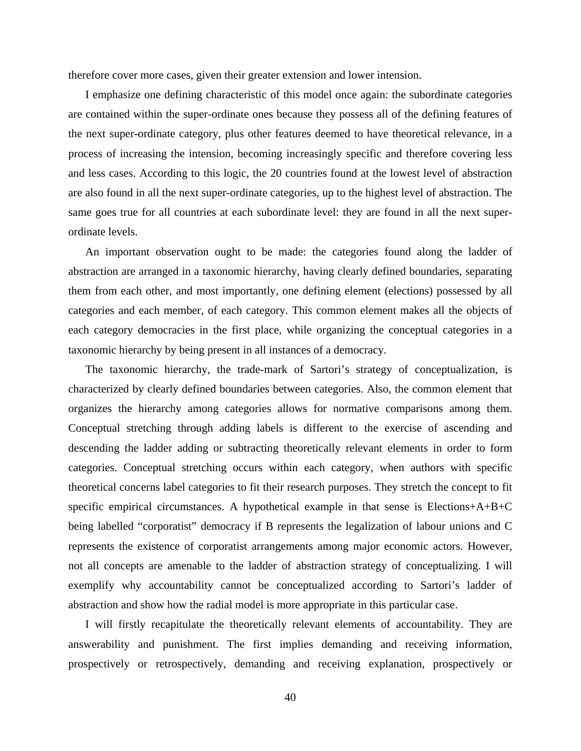therefore cover more cases, given their greater extension and lower intension.

I emphasize one defining characteristic of this model once again: the subordinate categories are contained within the super-ordinate ones because they possess all of the defining features of the next super-ordinate category, plus other features deemed to have theoretical relevance, in a process of increasing the intension, becoming increasingly specific and therefore covering less and less cases. According to this logic, the 20 countries found at the lowest level of abstraction are also found in all the next super-ordinate categories, up to the highest level of abstraction. The same goes true for all countries at each subordinate level: they are found in all the next super-ordinate levels.

An important observation ought to be made: the categories found along the ladder of abstraction are arranged in a taxonomic hierarchy, having clearly defined boundaries, separating them from each other, and most importantly, one defining element (elections) possessed by all categories and each member, of each category. This common element makes all the objects of each category democracies in the first place, while organizing the conceptual categories in a taxonomic hierarchy by being present in all instances of a democracy.

The taxonomic hierarchy, the trade-mark of Sartori's strategy of conceptualization, is characterized by clearly defined boundaries between categories. Also, the common element that organizes the hierarchy among categories allows for normative comparisons among them. Conceptual stretching through adding labels is different to the exercise of ascending and descending the ladder adding or subtracting theoretically relevant elements in order to form categories. Conceptual stretching occurs within each category, when authors with specific theoretical concerns label categories to fit their research purposes. They stretch the concept to fit specific empirical circumstances. A hypothetical example in that sense is Elections+A+B+C being labelled "corporatist" democracy if B represents the legalization of labour unions and C represents the existence of corporatist arrangements among major economic actors. However, not all concepts are amenable to the ladder of abstraction strategy of conceptualizing. I will exemplify why accountability cannot be conceptualized according to Sartori's ladder of abstraction and show how the radial model is more appropriate in this particular case.

I will firstly recapitulate the theoretically relevant elements of accountability. They are answerability and punishment. The first implies demanding and receiving information, prospectively or retrospectively, demanding and receiving explanation, prospectively or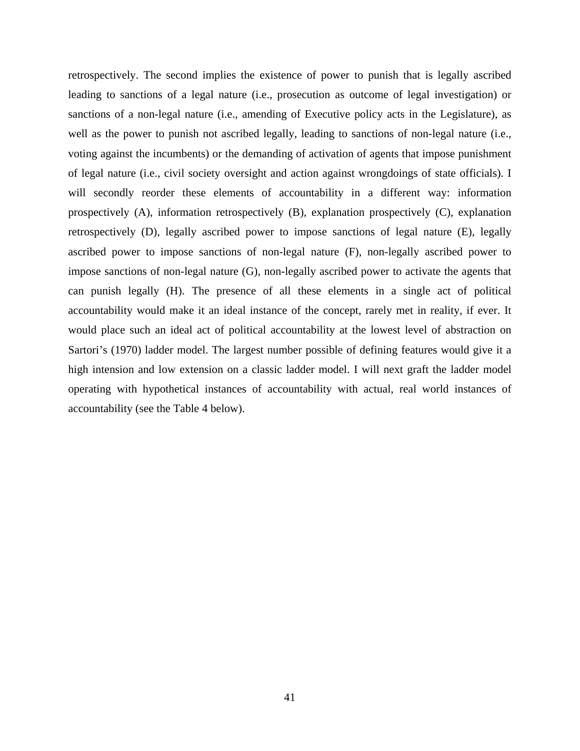retrospectively. The second implies the existence of power to punish that is legally ascribed leading to sanctions of a legal nature (i.e., prosecution as outcome of legal investigation) or sanctions of a non-legal nature (i.e., amending of Executive policy acts in the Legislature), as well as the power to punish not ascribed legally, leading to sanctions of non-legal nature (i.e., voting against the incumbents) or the demanding of activation of agents that impose punishment of legal nature (i.e., civil society oversight and action against wrongdoings of state officials). I will secondly reorder these elements of accountability in a different way: information prospectively (A), information retrospectively (B), explanation prospectively (C), explanation retrospectively (D), legally ascribed power to impose sanctions of legal nature (E), legally ascribed power to impose sanctions of non-legal nature (F), non-legally ascribed power to impose sanctions of non-legal nature (G), non-legally ascribed power to activate the agents that can punish legally (H). The presence of all these elements in a single act of political accountability would make it an ideal instance of the concept, rarely met in reality, if ever. It would place such an ideal act of political accountability at the lowest level of abstraction on Sartori's (1970) ladder model. The largest number possible of defining features would give it a high intension and low extension on a classic ladder model. I will next graft the ladder model operating with hypothetical instances of accountability with actual, real world instances of accountability (see the Table 4 below).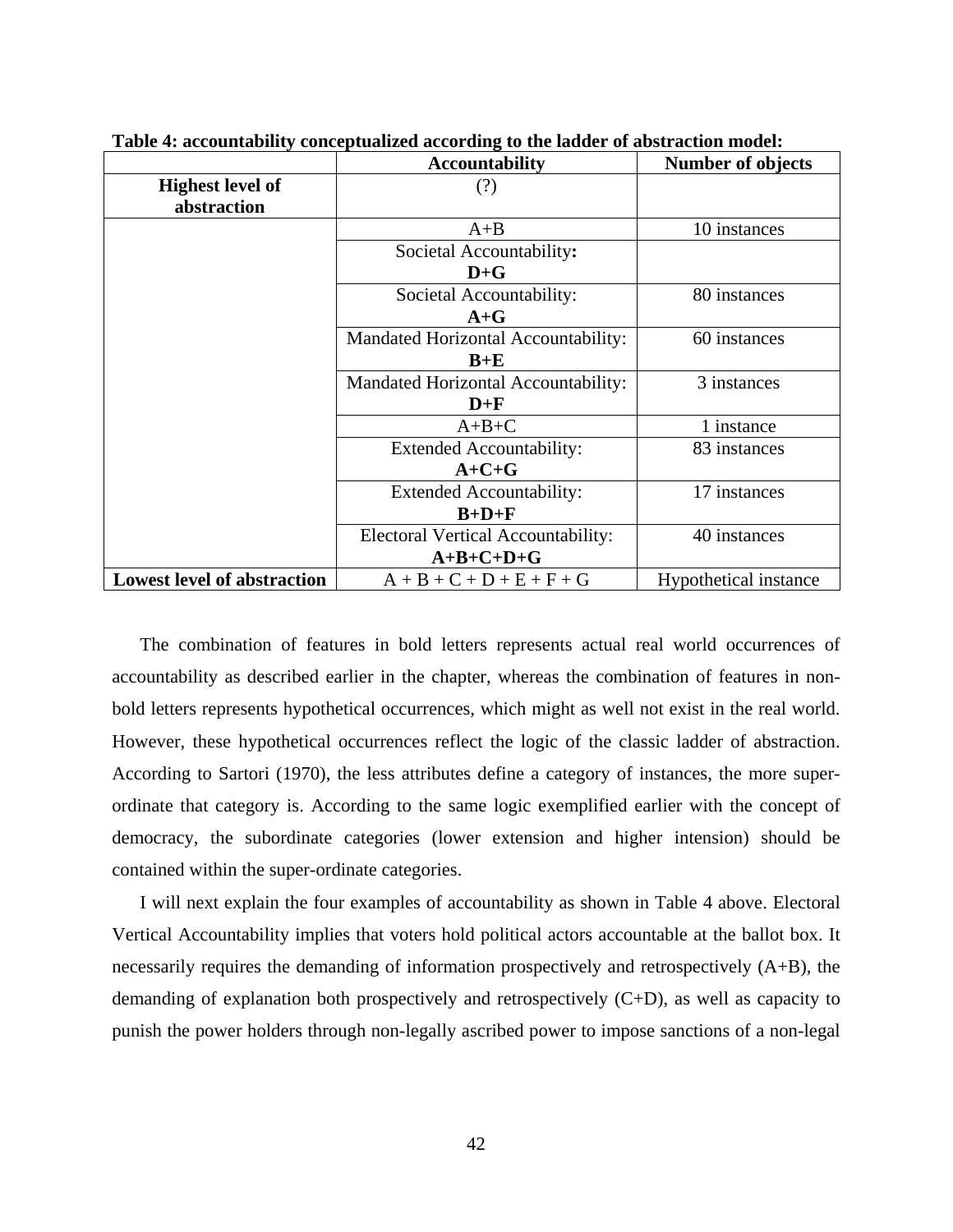**Table 4: accountability conceptualized according to the ladder of abstraction model:**

| | Accountability | Number of objects |
|---|---|---|
| **Highest level of abstraction** | (?) | |
| | A+B | 10 instances |
| | Societal Accountability**:** **D+G** | |
| | Societal Accountability: **A+G** | 80 instances |
| | Mandated Horizontal Accountability: **B+E** | 60 instances |
| | Mandated Horizontal Accountability: **D+F** | 3 instances |
| | A+B+C | 1 instance |
| | Extended Accountability: **A+C+G** | 83 instances |
| | Extended Accountability: **B+D+F** | 17 instances |
| | Electoral Vertical Accountability: **A+B+C+D+G** | 40 instances |
| **Lowest level of abstraction** | A + B + C + D + E + F + G | Hypothetical instance |

The combination of features in bold letters represents actual real world occurrences of accountability as described earlier in the chapter, whereas the combination of features in non-bold letters represents hypothetical occurrences, which might as well not exist in the real world. However, these hypothetical occurrences reflect the logic of the classic ladder of abstraction. According to Sartori (1970), the less attributes define a category of instances, the more super-ordinate that category is. According to the same logic exemplified earlier with the concept of democracy, the subordinate categories (lower extension and higher intension) should be contained within the super-ordinate categories.

I will next explain the four examples of accountability as shown in Table 4 above. Electoral Vertical Accountability implies that voters hold political actors accountable at the ballot box. It necessarily requires the demanding of information prospectively and retrospectively (A+B), the demanding of explanation both prospectively and retrospectively (C+D), as well as capacity to punish the power holders through non-legally ascribed power to impose sanctions of a non-legal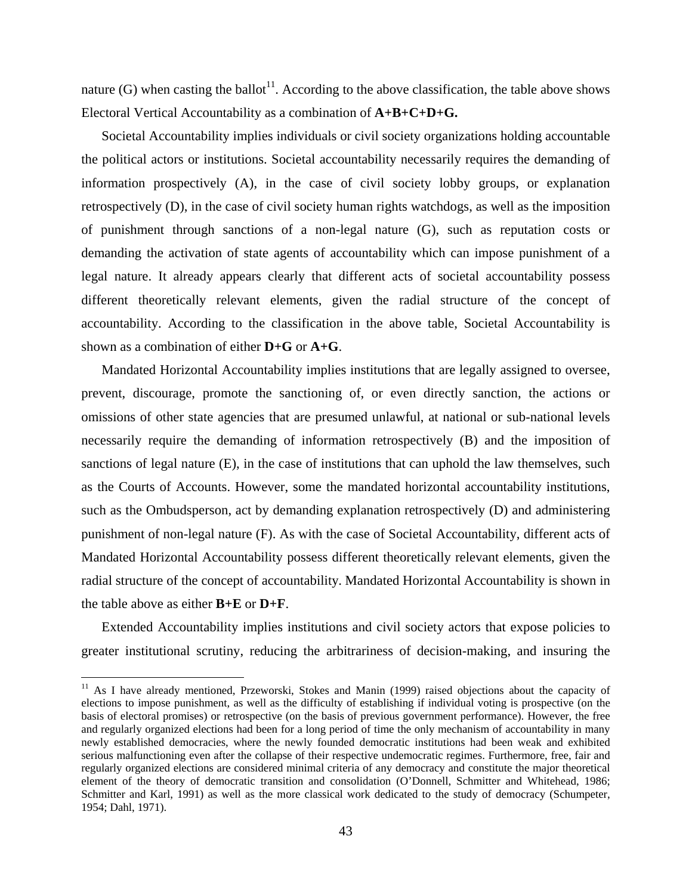nature (G) when casting the ballot[11]. According to the above classification, the table above shows Electoral Vertical Accountability as a combination of **A+B+C+D+G.**

Societal Accountability implies individuals or civil society organizations holding accountable the political actors or institutions. Societal accountability necessarily requires the demanding of information prospectively (A), in the case of civil society lobby groups, or explanation retrospectively (D), in the case of civil society human rights watchdogs, as well as the imposition of punishment through sanctions of a non-legal nature (G), such as reputation costs or demanding the activation of state agents of accountability which can impose punishment of a legal nature. It already appears clearly that different acts of societal accountability possess different theoretically relevant elements, given the radial structure of the concept of accountability. According to the classification in the above table, Societal Accountability is shown as a combination of either **D+G** or **A+G**.

Mandated Horizontal Accountability implies institutions that are legally assigned to oversee, prevent, discourage, promote the sanctioning of, or even directly sanction, the actions or omissions of other state agencies that are presumed unlawful, at national or sub-national levels necessarily require the demanding of information retrospectively (B) and the imposition of sanctions of legal nature (E), in the case of institutions that can uphold the law themselves, such as the Courts of Accounts. However, some the mandated horizontal accountability institutions, such as the Ombudsperson, act by demanding explanation retrospectively (D) and administering punishment of non-legal nature (F). As with the case of Societal Accountability, different acts of Mandated Horizontal Accountability possess different theoretically relevant elements, given the radial structure of the concept of accountability. Mandated Horizontal Accountability is shown in the table above as either **B+E** or **D+F**.

Extended Accountability implies institutions and civil society actors that expose policies to greater institutional scrutiny, reducing the arbitrariness of decision-making, and insuring the

---

[11] As I have already mentioned, Przeworski, Stokes and Manin (1999) raised objections about the capacity of elections to impose punishment, as well as the difficulty of establishing if individual voting is prospective (on the basis of electoral promises) or retrospective (on the basis of previous government performance). However, the free and regularly organized elections had been for a long period of time the only mechanism of accountability in many newly established democracies, where the newly founded democratic institutions had been weak and exhibited serious malfunctioning even after the collapse of their respective undemocratic regimes. Furthermore, free, fair and regularly organized elections are considered minimal criteria of any democracy and constitute the major theoretical element of the theory of democratic transition and consolidation (O'Donnell, Schmitter and Whitehead, 1986; Schmitter and Karl, 1991) as well as the more classical work dedicated to the study of democracy (Schumpeter, 1954; Dahl, 1971).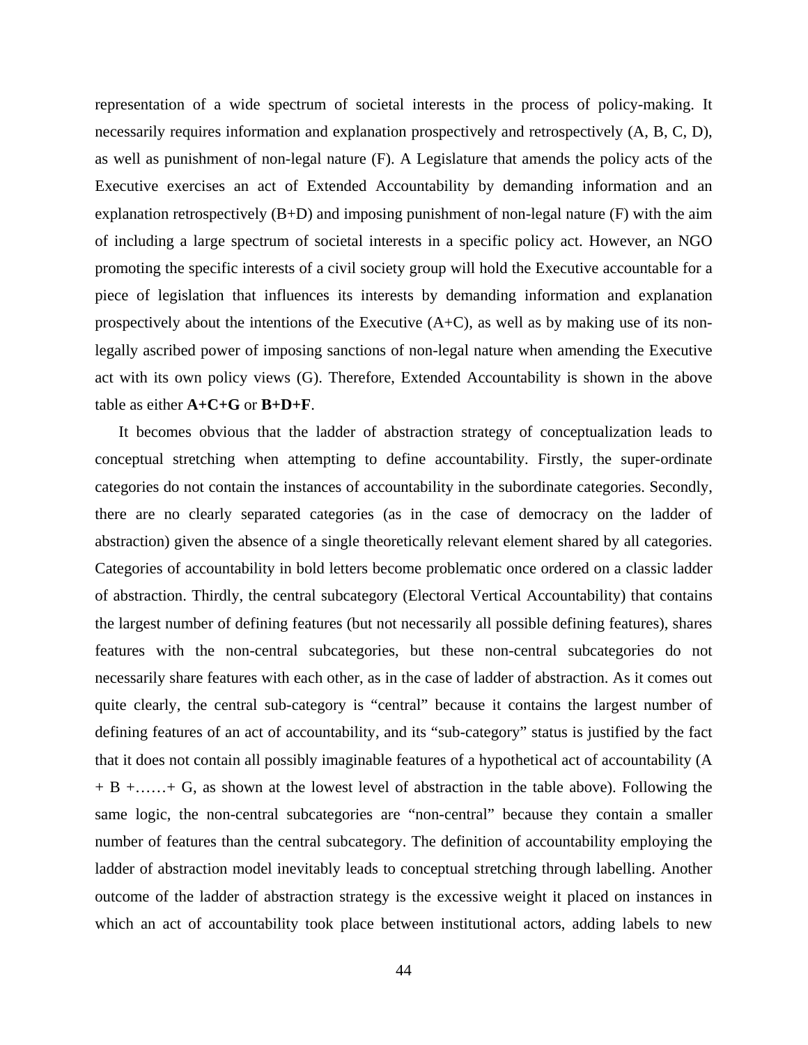representation of a wide spectrum of societal interests in the process of policy-making. It necessarily requires information and explanation prospectively and retrospectively (A, B, C, D), as well as punishment of non-legal nature (F). A Legislature that amends the policy acts of the Executive exercises an act of Extended Accountability by demanding information and an explanation retrospectively (B+D) and imposing punishment of non-legal nature (F) with the aim of including a large spectrum of societal interests in a specific policy act. However, an NGO promoting the specific interests of a civil society group will hold the Executive accountable for a piece of legislation that influences its interests by demanding information and explanation prospectively about the intentions of the Executive (A+C), as well as by making use of its non-legally ascribed power of imposing sanctions of non-legal nature when amending the Executive act with its own policy views (G). Therefore, Extended Accountability is shown in the above table as either **A+C+G** or **B+D+F**.

It becomes obvious that the ladder of abstraction strategy of conceptualization leads to conceptual stretching when attempting to define accountability. Firstly, the super-ordinate categories do not contain the instances of accountability in the subordinate categories. Secondly, there are no clearly separated categories (as in the case of democracy on the ladder of abstraction) given the absence of a single theoretically relevant element shared by all categories. Categories of accountability in bold letters become problematic once ordered on a classic ladder of abstraction. Thirdly, the central subcategory (Electoral Vertical Accountability) that contains the largest number of defining features (but not necessarily all possible defining features), shares features with the non-central subcategories, but these non-central subcategories do not necessarily share features with each other, as in the case of ladder of abstraction. As it comes out quite clearly, the central sub-category is "central" because it contains the largest number of defining features of an act of accountability, and its "sub-category" status is justified by the fact that it does not contain all possibly imaginable features of a hypothetical act of accountability (A + B +……+ G, as shown at the lowest level of abstraction in the table above). Following the same logic, the non-central subcategories are "non-central" because they contain a smaller number of features than the central subcategory. The definition of accountability employing the ladder of abstraction model inevitably leads to conceptual stretching through labelling. Another outcome of the ladder of abstraction strategy is the excessive weight it placed on instances in which an act of accountability took place between institutional actors, adding labels to new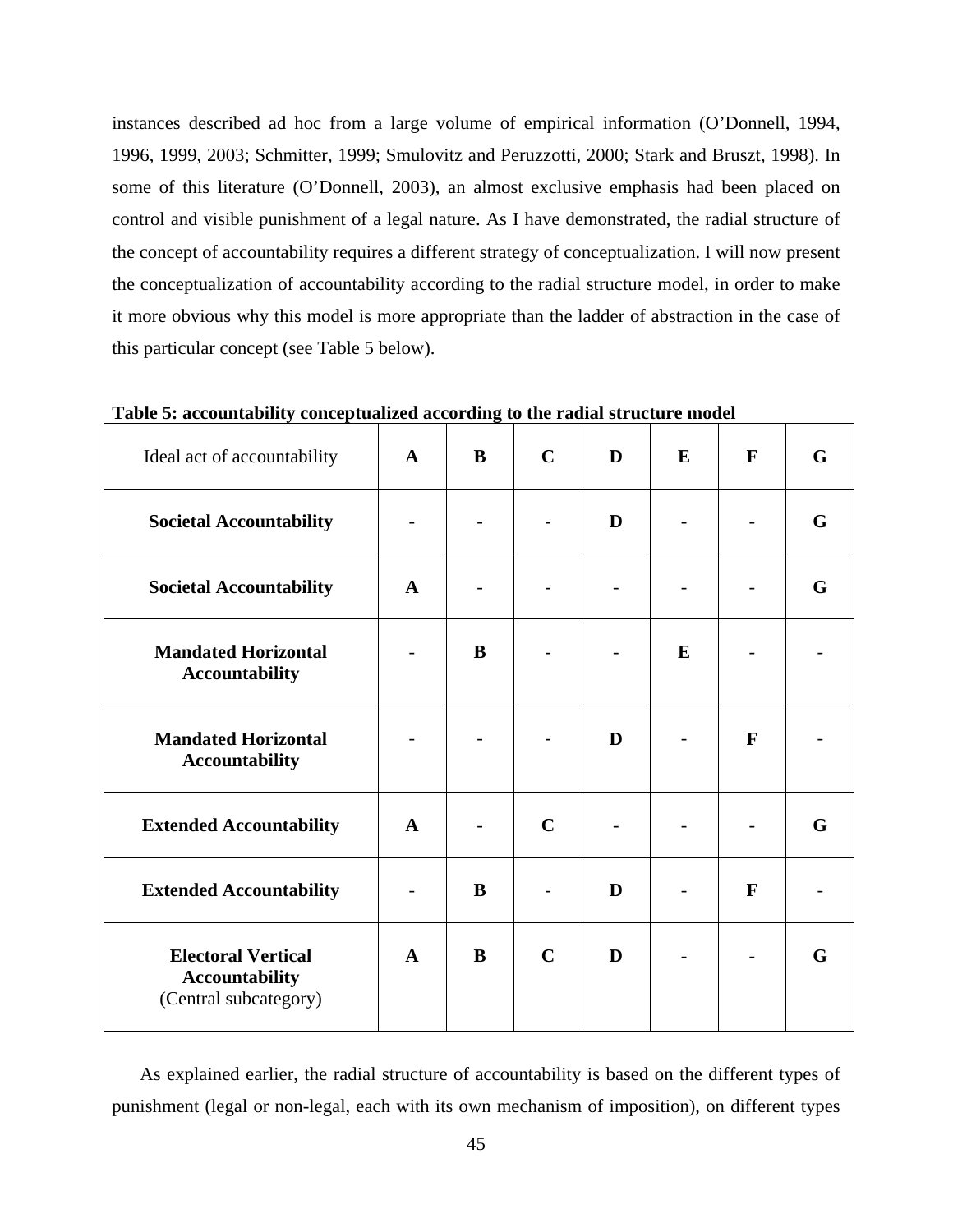instances described ad hoc from a large volume of empirical information (O'Donnell, 1994, 1996, 1999, 2003; Schmitter, 1999; Smulovitz and Peruzzotti, 2000; Stark and Bruszt, 1998). In some of this literature (O'Donnell, 2003), an almost exclusive emphasis had been placed on control and visible punishment of a legal nature. As I have demonstrated, the radial structure of the concept of accountability requires a different strategy of conceptualization. I will now present the conceptualization of accountability according to the radial structure model, in order to make it more obvious why this model is more appropriate than the ladder of abstraction in the case of this particular concept (see Table 5 below).

**Table 5: accountability conceptualized according to the radial structure model**

| Ideal act of accountability | **A** | **B** | **C** | **D** | **E** | **F** | **G** |
|---|---|---|---|---|---|---|---|
| **Societal Accountability** | - | - | - | **D** | - | - | **G** |
| **Societal Accountability** | **A** | - | - | - | - | - | **G** |
| **Mandated Horizontal Accountability** | - | **B** | - | - | **E** | - | - |
| **Mandated Horizontal Accountability** | - | - | - | **D** | - | **F** | - |
| **Extended Accountability** | **A** | - | **C** | - | - | - | **G** |
| **Extended Accountability** | - | **B** | - | **D** | - | **F** | - |
| **Electoral Vertical Accountability** (Central subcategory) | **A** | **B** | **C** | **D** | - | - | **G** |

As explained earlier, the radial structure of accountability is based on the different types of punishment (legal or non-legal, each with its own mechanism of imposition), on different types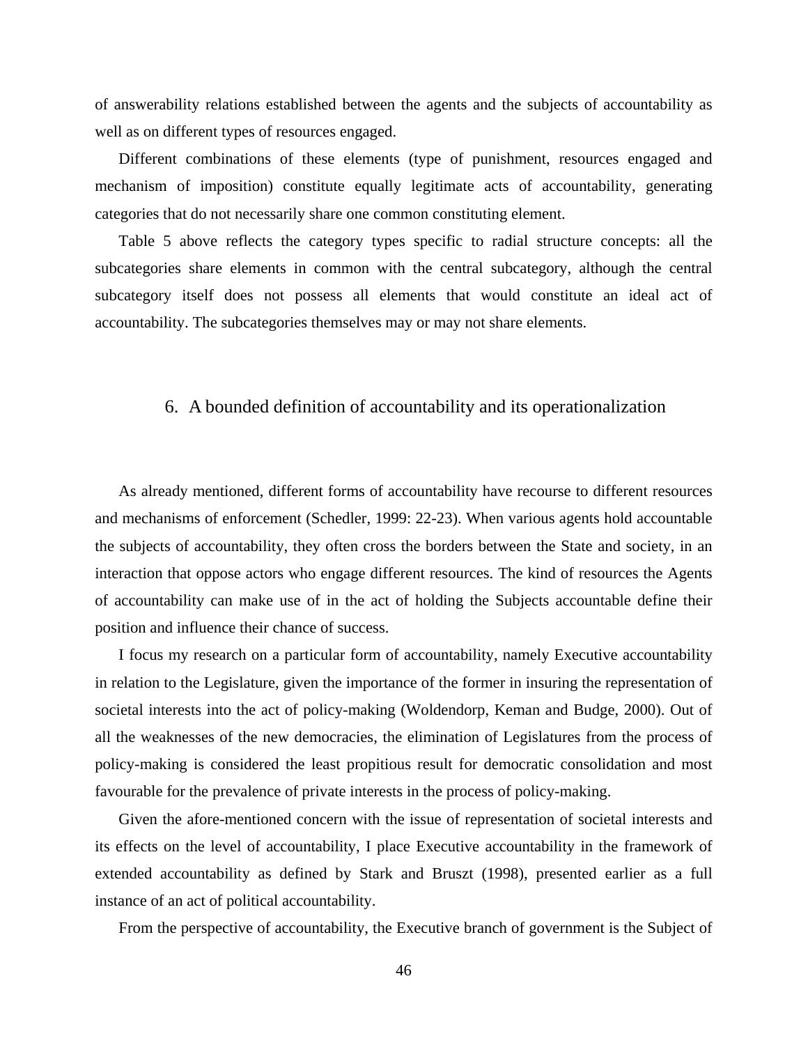of answerability relations established between the agents and the subjects of accountability as well as on different types of resources engaged.

Different combinations of these elements (type of punishment, resources engaged and mechanism of imposition) constitute equally legitimate acts of accountability, generating categories that do not necessarily share one common constituting element.

Table 5 above reflects the category types specific to radial structure concepts: all the subcategories share elements in common with the central subcategory, although the central subcategory itself does not possess all elements that would constitute an ideal act of accountability. The subcategories themselves may or may not share elements.

## 6. A bounded definition of accountability and its operationalization

As already mentioned, different forms of accountability have recourse to different resources and mechanisms of enforcement (Schedler, 1999: 22-23). When various agents hold accountable the subjects of accountability, they often cross the borders between the State and society, in an interaction that oppose actors who engage different resources. The kind of resources the Agents of accountability can make use of in the act of holding the Subjects accountable define their position and influence their chance of success.

I focus my research on a particular form of accountability, namely Executive accountability in relation to the Legislature, given the importance of the former in insuring the representation of societal interests into the act of policy-making (Woldendorp, Keman and Budge, 2000). Out of all the weaknesses of the new democracies, the elimination of Legislatures from the process of policy-making is considered the least propitious result for democratic consolidation and most favourable for the prevalence of private interests in the process of policy-making.

Given the afore-mentioned concern with the issue of representation of societal interests and its effects on the level of accountability, I place Executive accountability in the framework of extended accountability as defined by Stark and Bruszt (1998), presented earlier as a full instance of an act of political accountability.

From the perspective of accountability, the Executive branch of government is the Subject of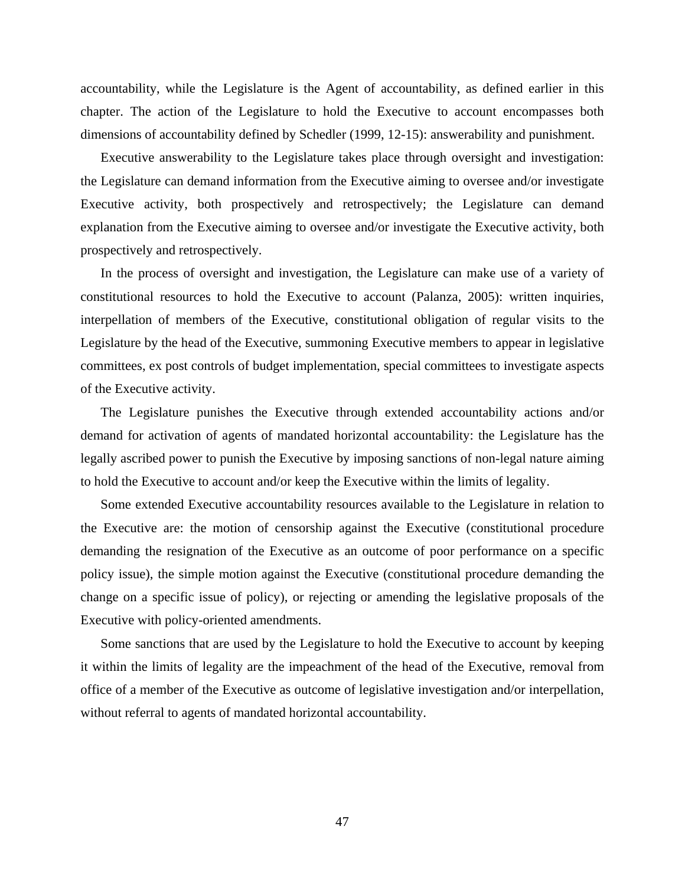accountability, while the Legislature is the Agent of accountability, as defined earlier in this chapter. The action of the Legislature to hold the Executive to account encompasses both dimensions of accountability defined by Schedler (1999, 12-15): answerability and punishment.

Executive answerability to the Legislature takes place through oversight and investigation: the Legislature can demand information from the Executive aiming to oversee and/or investigate Executive activity, both prospectively and retrospectively; the Legislature can demand explanation from the Executive aiming to oversee and/or investigate the Executive activity, both prospectively and retrospectively.

In the process of oversight and investigation, the Legislature can make use of a variety of constitutional resources to hold the Executive to account (Palanza, 2005): written inquiries, interpellation of members of the Executive, constitutional obligation of regular visits to the Legislature by the head of the Executive, summoning Executive members to appear in legislative committees, ex post controls of budget implementation, special committees to investigate aspects of the Executive activity.

The Legislature punishes the Executive through extended accountability actions and/or demand for activation of agents of mandated horizontal accountability: the Legislature has the legally ascribed power to punish the Executive by imposing sanctions of non-legal nature aiming to hold the Executive to account and/or keep the Executive within the limits of legality.

Some extended Executive accountability resources available to the Legislature in relation to the Executive are: the motion of censorship against the Executive (constitutional procedure demanding the resignation of the Executive as an outcome of poor performance on a specific policy issue), the simple motion against the Executive (constitutional procedure demanding the change on a specific issue of policy), or rejecting or amending the legislative proposals of the Executive with policy-oriented amendments.

Some sanctions that are used by the Legislature to hold the Executive to account by keeping it within the limits of legality are the impeachment of the head of the Executive, removal from office of a member of the Executive as outcome of legislative investigation and/or interpellation, without referral to agents of mandated horizontal accountability.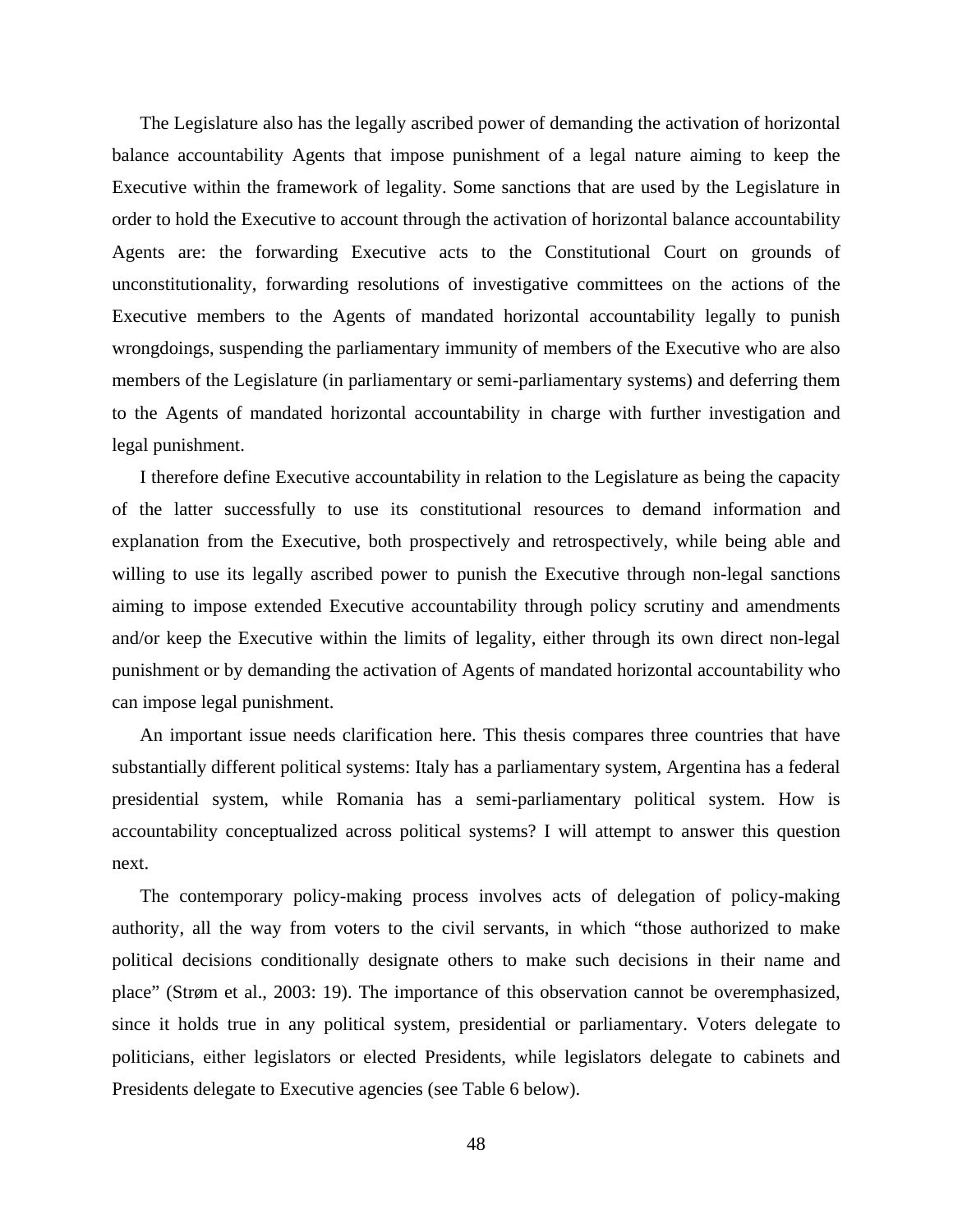The Legislature also has the legally ascribed power of demanding the activation of horizontal balance accountability Agents that impose punishment of a legal nature aiming to keep the Executive within the framework of legality. Some sanctions that are used by the Legislature in order to hold the Executive to account through the activation of horizontal balance accountability Agents are: the forwarding Executive acts to the Constitutional Court on grounds of unconstitutionality, forwarding resolutions of investigative committees on the actions of the Executive members to the Agents of mandated horizontal accountability legally to punish wrongdoings, suspending the parliamentary immunity of members of the Executive who are also members of the Legislature (in parliamentary or semi-parliamentary systems) and deferring them to the Agents of mandated horizontal accountability in charge with further investigation and legal punishment.

I therefore define Executive accountability in relation to the Legislature as being the capacity of the latter successfully to use its constitutional resources to demand information and explanation from the Executive, both prospectively and retrospectively, while being able and willing to use its legally ascribed power to punish the Executive through non-legal sanctions aiming to impose extended Executive accountability through policy scrutiny and amendments and/or keep the Executive within the limits of legality, either through its own direct non-legal punishment or by demanding the activation of Agents of mandated horizontal accountability who can impose legal punishment.

An important issue needs clarification here. This thesis compares three countries that have substantially different political systems: Italy has a parliamentary system, Argentina has a federal presidential system, while Romania has a semi-parliamentary political system. How is accountability conceptualized across political systems? I will attempt to answer this question next.

The contemporary policy-making process involves acts of delegation of policy-making authority, all the way from voters to the civil servants, in which "those authorized to make political decisions conditionally designate others to make such decisions in their name and place" (Strøm et al., 2003: 19). The importance of this observation cannot be overemphasized, since it holds true in any political system, presidential or parliamentary. Voters delegate to politicians, either legislators or elected Presidents, while legislators delegate to cabinets and Presidents delegate to Executive agencies (see Table 6 below).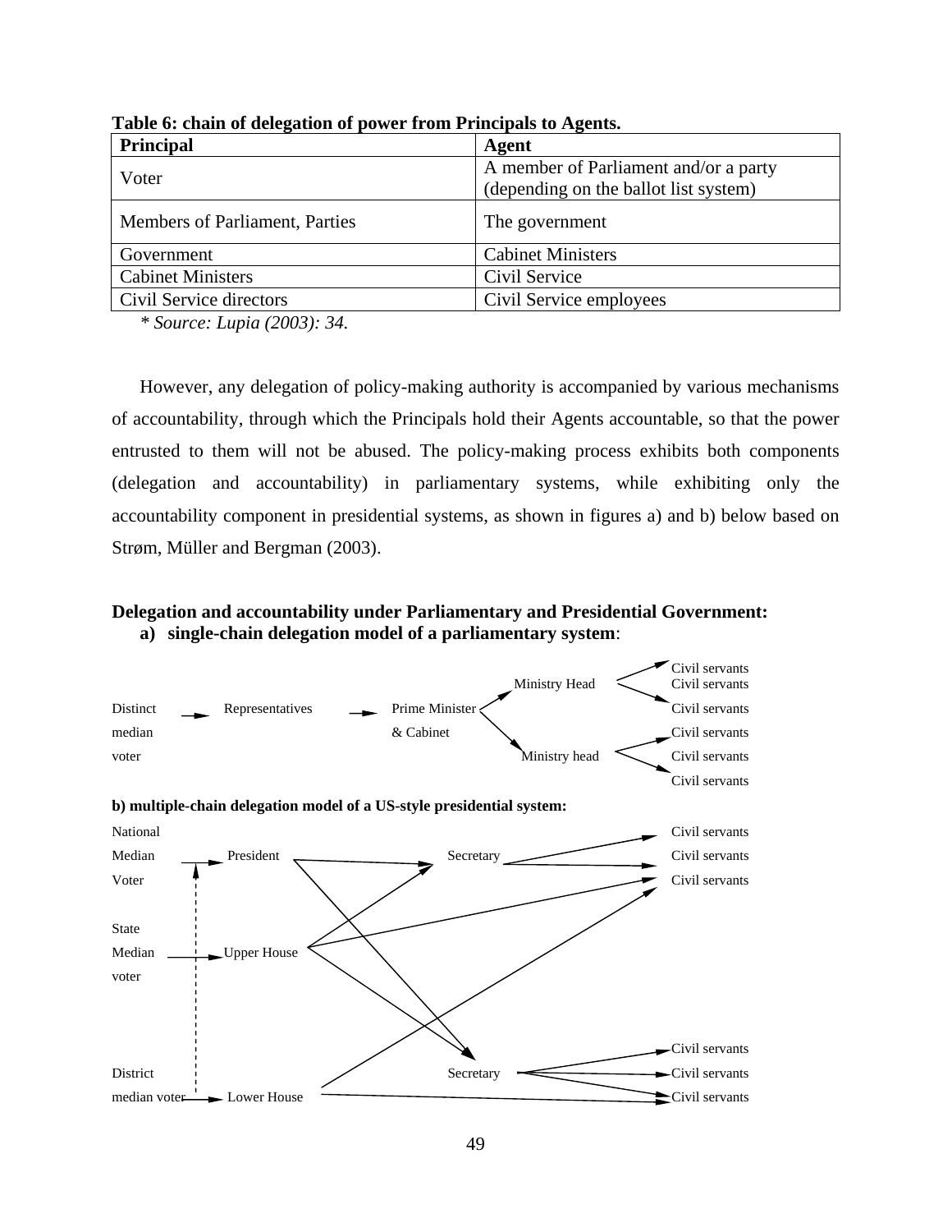**Table 6: chain of delegation of power from Principals to Agents.**

| Principal | Agent |
|---|---|
| Voter | A member of Parliament and/or a party (depending on the ballot list system) |
| Members of Parliament, Parties | The government |
| Government | Cabinet Ministers |
| Cabinet Ministers | Civil Service |
| Civil Service directors | Civil Service employees |

*\* Source: Lupia (2003): 34.*

However, any delegation of policy-making authority is accompanied by various mechanisms of accountability, through which the Principals hold their Agents accountable, so that the power entrusted to them will not be abused. The policy-making process exhibits both components (delegation and accountability) in parliamentary systems, while exhibiting only the accountability component in presidential systems, as shown in figures a) and b) below based on Strøm, Müller and Bergman (2003).

**Delegation and accountability under Parliamentary and Presidential Government:**

**a) single-chain delegation model of a parliamentary system**:

Distinct median voter → Representatives → Prime Minister & Cabinet → Ministry Head → Civil servants, Civil servants, Civil servants; Prime Minister & Cabinet → Ministry head → Civil servants, Civil servants, Civil servants

**b) multiple-chain delegation model of a US-style presidential system:**

National Median Voter → President; State Median voter → Upper House; District median voter → Lower House

President → Secretary; President → Secretary

Upper House → Secretary; Upper House → Secretary; Upper House → Civil servants

Lower House → Civil servants; Lower House → Civil servants

Secretary → Civil servants, Civil servants

Secretary → Civil servants, Civil servants, Civil servants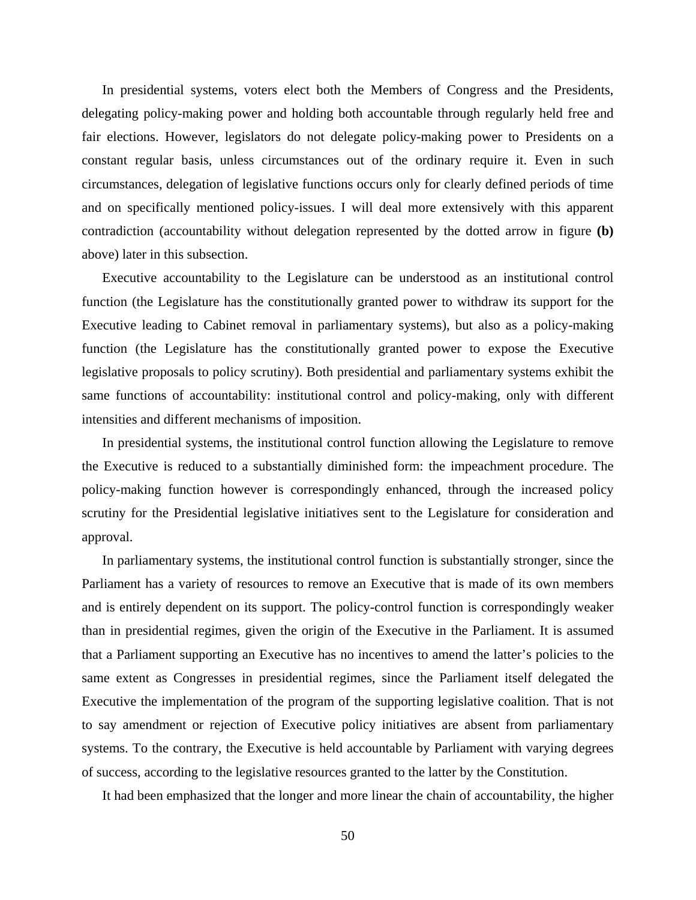In presidential systems, voters elect both the Members of Congress and the Presidents, delegating policy-making power and holding both accountable through regularly held free and fair elections. However, legislators do not delegate policy-making power to Presidents on a constant regular basis, unless circumstances out of the ordinary require it. Even in such circumstances, delegation of legislative functions occurs only for clearly defined periods of time and on specifically mentioned policy-issues. I will deal more extensively with this apparent contradiction (accountability without delegation represented by the dotted arrow in figure **(b)** above) later in this subsection.

Executive accountability to the Legislature can be understood as an institutional control function (the Legislature has the constitutionally granted power to withdraw its support for the Executive leading to Cabinet removal in parliamentary systems), but also as a policy-making function (the Legislature has the constitutionally granted power to expose the Executive legislative proposals to policy scrutiny). Both presidential and parliamentary systems exhibit the same functions of accountability: institutional control and policy-making, only with different intensities and different mechanisms of imposition.

In presidential systems, the institutional control function allowing the Legislature to remove the Executive is reduced to a substantially diminished form: the impeachment procedure. The policy-making function however is correspondingly enhanced, through the increased policy scrutiny for the Presidential legislative initiatives sent to the Legislature for consideration and approval.

In parliamentary systems, the institutional control function is substantially stronger, since the Parliament has a variety of resources to remove an Executive that is made of its own members and is entirely dependent on its support. The policy-control function is correspondingly weaker than in presidential regimes, given the origin of the Executive in the Parliament. It is assumed that a Parliament supporting an Executive has no incentives to amend the latter's policies to the same extent as Congresses in presidential regimes, since the Parliament itself delegated the Executive the implementation of the program of the supporting legislative coalition. That is not to say amendment or rejection of Executive policy initiatives are absent from parliamentary systems. To the contrary, the Executive is held accountable by Parliament with varying degrees of success, according to the legislative resources granted to the latter by the Constitution.

It had been emphasized that the longer and more linear the chain of accountability, the higher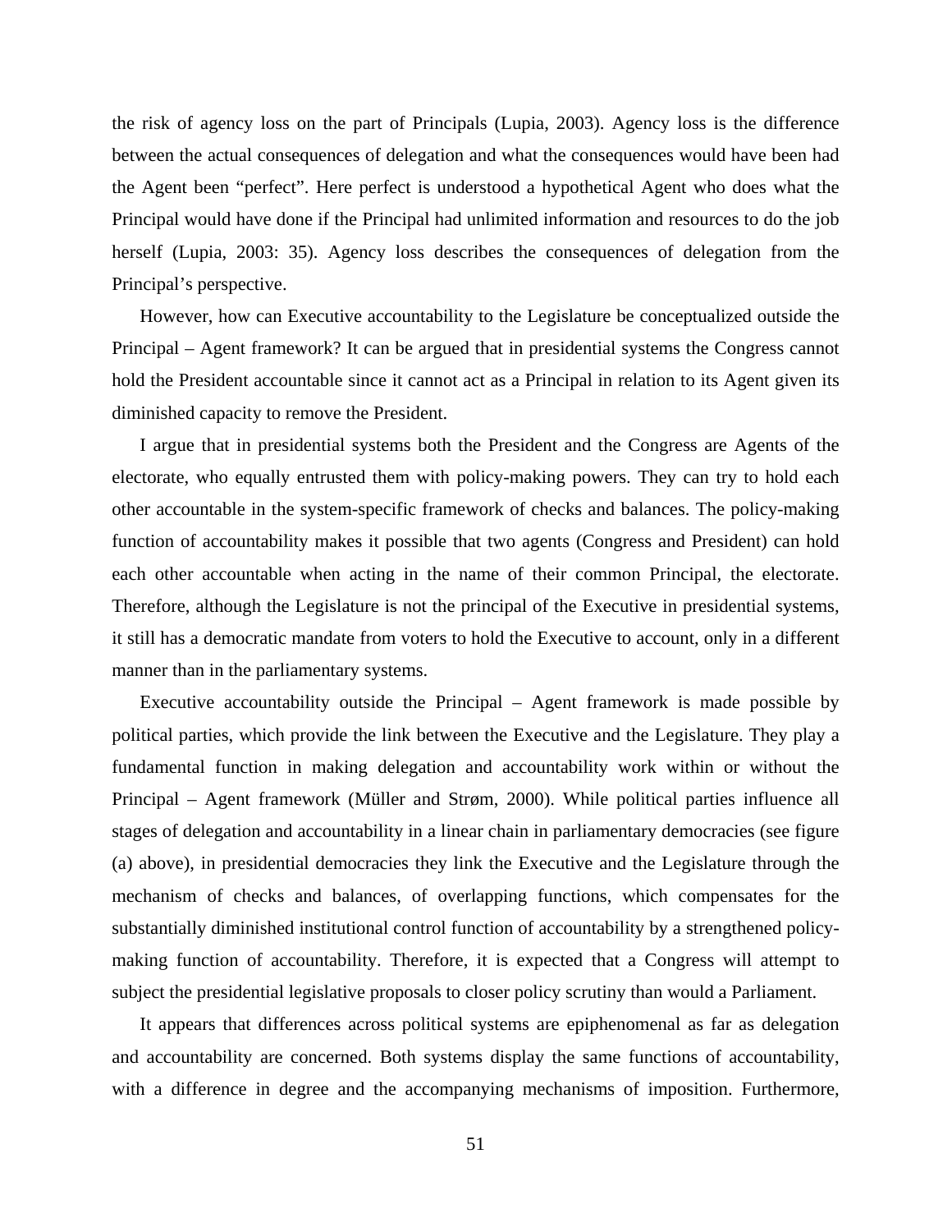the risk of agency loss on the part of Principals (Lupia, 2003). Agency loss is the difference between the actual consequences of delegation and what the consequences would have been had the Agent been "perfect". Here perfect is understood a hypothetical Agent who does what the Principal would have done if the Principal had unlimited information and resources to do the job herself (Lupia, 2003: 35). Agency loss describes the consequences of delegation from the Principal's perspective.

However, how can Executive accountability to the Legislature be conceptualized outside the Principal – Agent framework? It can be argued that in presidential systems the Congress cannot hold the President accountable since it cannot act as a Principal in relation to its Agent given its diminished capacity to remove the President.

I argue that in presidential systems both the President and the Congress are Agents of the electorate, who equally entrusted them with policy-making powers. They can try to hold each other accountable in the system-specific framework of checks and balances. The policy-making function of accountability makes it possible that two agents (Congress and President) can hold each other accountable when acting in the name of their common Principal, the electorate. Therefore, although the Legislature is not the principal of the Executive in presidential systems, it still has a democratic mandate from voters to hold the Executive to account, only in a different manner than in the parliamentary systems.

Executive accountability outside the Principal – Agent framework is made possible by political parties, which provide the link between the Executive and the Legislature. They play a fundamental function in making delegation and accountability work within or without the Principal – Agent framework (Müller and Strøm, 2000). While political parties influence all stages of delegation and accountability in a linear chain in parliamentary democracies (see figure (a) above), in presidential democracies they link the Executive and the Legislature through the mechanism of checks and balances, of overlapping functions, which compensates for the substantially diminished institutional control function of accountability by a strengthened policy-making function of accountability. Therefore, it is expected that a Congress will attempt to subject the presidential legislative proposals to closer policy scrutiny than would a Parliament.

It appears that differences across political systems are epiphenomenal as far as delegation and accountability are concerned. Both systems display the same functions of accountability, with a difference in degree and the accompanying mechanisms of imposition. Furthermore,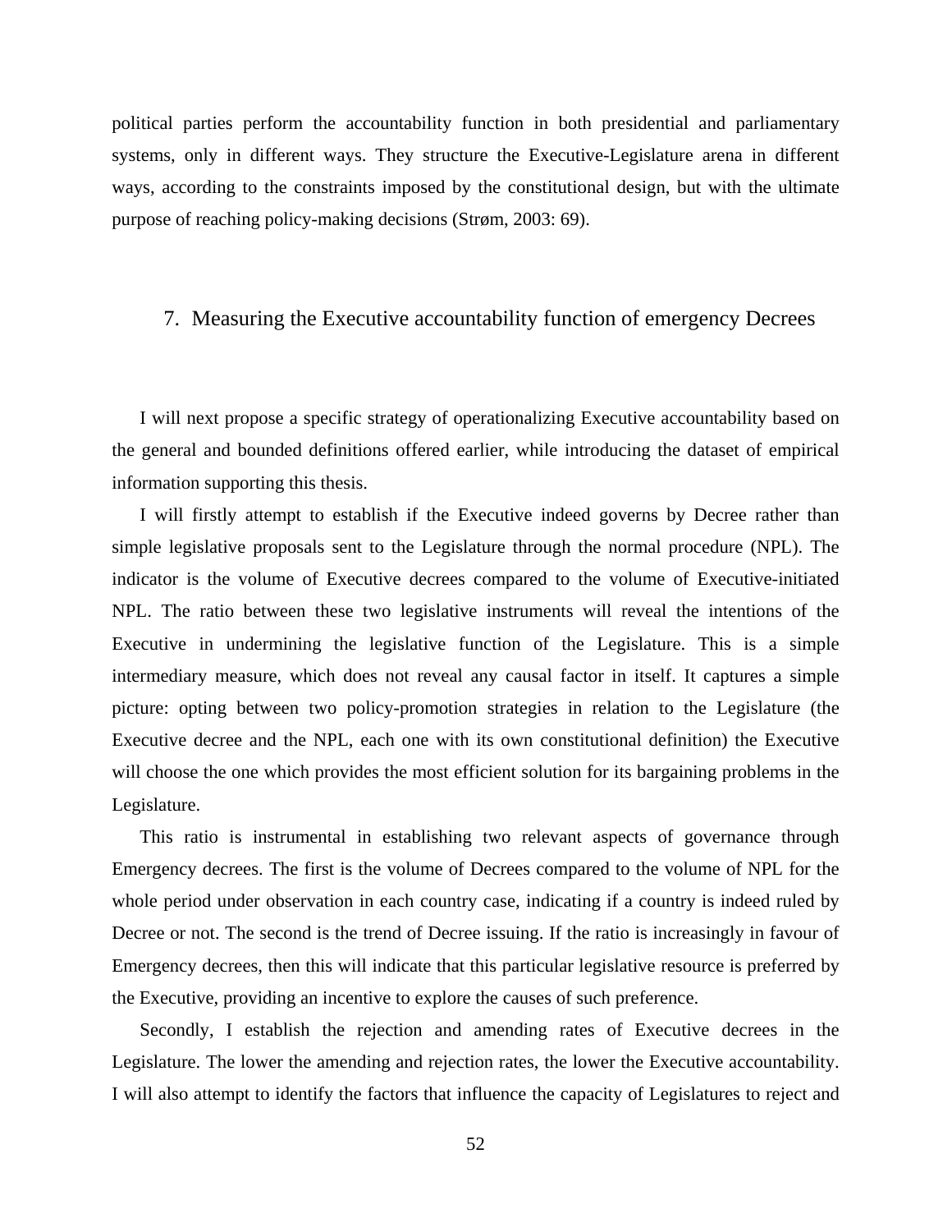political parties perform the accountability function in both presidential and parliamentary systems, only in different ways. They structure the Executive-Legislature arena in different ways, according to the constraints imposed by the constitutional design, but with the ultimate purpose of reaching policy-making decisions (Strøm, 2003: 69).

## 7. Measuring the Executive accountability function of emergency Decrees

I will next propose a specific strategy of operationalizing Executive accountability based on the general and bounded definitions offered earlier, while introducing the dataset of empirical information supporting this thesis.

I will firstly attempt to establish if the Executive indeed governs by Decree rather than simple legislative proposals sent to the Legislature through the normal procedure (NPL). The indicator is the volume of Executive decrees compared to the volume of Executive-initiated NPL. The ratio between these two legislative instruments will reveal the intentions of the Executive in undermining the legislative function of the Legislature. This is a simple intermediary measure, which does not reveal any causal factor in itself. It captures a simple picture: opting between two policy-promotion strategies in relation to the Legislature (the Executive decree and the NPL, each one with its own constitutional definition) the Executive will choose the one which provides the most efficient solution for its bargaining problems in the Legislature.

This ratio is instrumental in establishing two relevant aspects of governance through Emergency decrees. The first is the volume of Decrees compared to the volume of NPL for the whole period under observation in each country case, indicating if a country is indeed ruled by Decree or not. The second is the trend of Decree issuing. If the ratio is increasingly in favour of Emergency decrees, then this will indicate that this particular legislative resource is preferred by the Executive, providing an incentive to explore the causes of such preference.

Secondly, I establish the rejection and amending rates of Executive decrees in the Legislature. The lower the amending and rejection rates, the lower the Executive accountability. I will also attempt to identify the factors that influence the capacity of Legislatures to reject and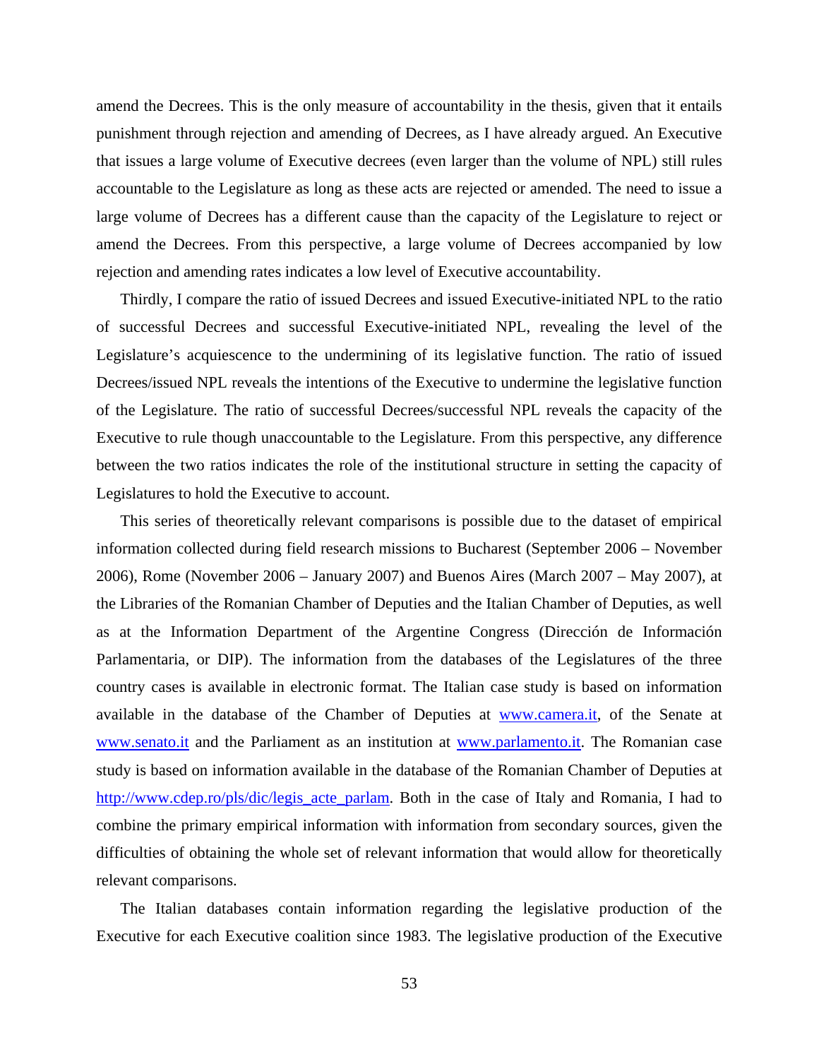amend the Decrees. This is the only measure of accountability in the thesis, given that it entails punishment through rejection and amending of Decrees, as I have already argued. An Executive that issues a large volume of Executive decrees (even larger than the volume of NPL) still rules accountable to the Legislature as long as these acts are rejected or amended. The need to issue a large volume of Decrees has a different cause than the capacity of the Legislature to reject or amend the Decrees. From this perspective, a large volume of Decrees accompanied by low rejection and amending rates indicates a low level of Executive accountability.

Thirdly, I compare the ratio of issued Decrees and issued Executive-initiated NPL to the ratio of successful Decrees and successful Executive-initiated NPL, revealing the level of the Legislature's acquiescence to the undermining of its legislative function. The ratio of issued Decrees/issued NPL reveals the intentions of the Executive to undermine the legislative function of the Legislature. The ratio of successful Decrees/successful NPL reveals the capacity of the Executive to rule though unaccountable to the Legislature. From this perspective, any difference between the two ratios indicates the role of the institutional structure in setting the capacity of Legislatures to hold the Executive to account.

This series of theoretically relevant comparisons is possible due to the dataset of empirical information collected during field research missions to Bucharest (September 2006 – November 2006), Rome (November 2006 – January 2007) and Buenos Aires (March 2007 – May 2007), at the Libraries of the Romanian Chamber of Deputies and the Italian Chamber of Deputies, as well as at the Information Department of the Argentine Congress (Dirección de Información Parlamentaria, or DIP). The information from the databases of the Legislatures of the three country cases is available in electronic format. The Italian case study is based on information available in the database of the Chamber of Deputies at www.camera.it, of the Senate at www.senato.it and the Parliament as an institution at www.parlamento.it. The Romanian case study is based on information available in the database of the Romanian Chamber of Deputies at http://www.cdep.ro/pls/dic/legis_acte_parlam. Both in the case of Italy and Romania, I had to combine the primary empirical information with information from secondary sources, given the difficulties of obtaining the whole set of relevant information that would allow for theoretically relevant comparisons.

The Italian databases contain information regarding the legislative production of the Executive for each Executive coalition since 1983. The legislative production of the Executive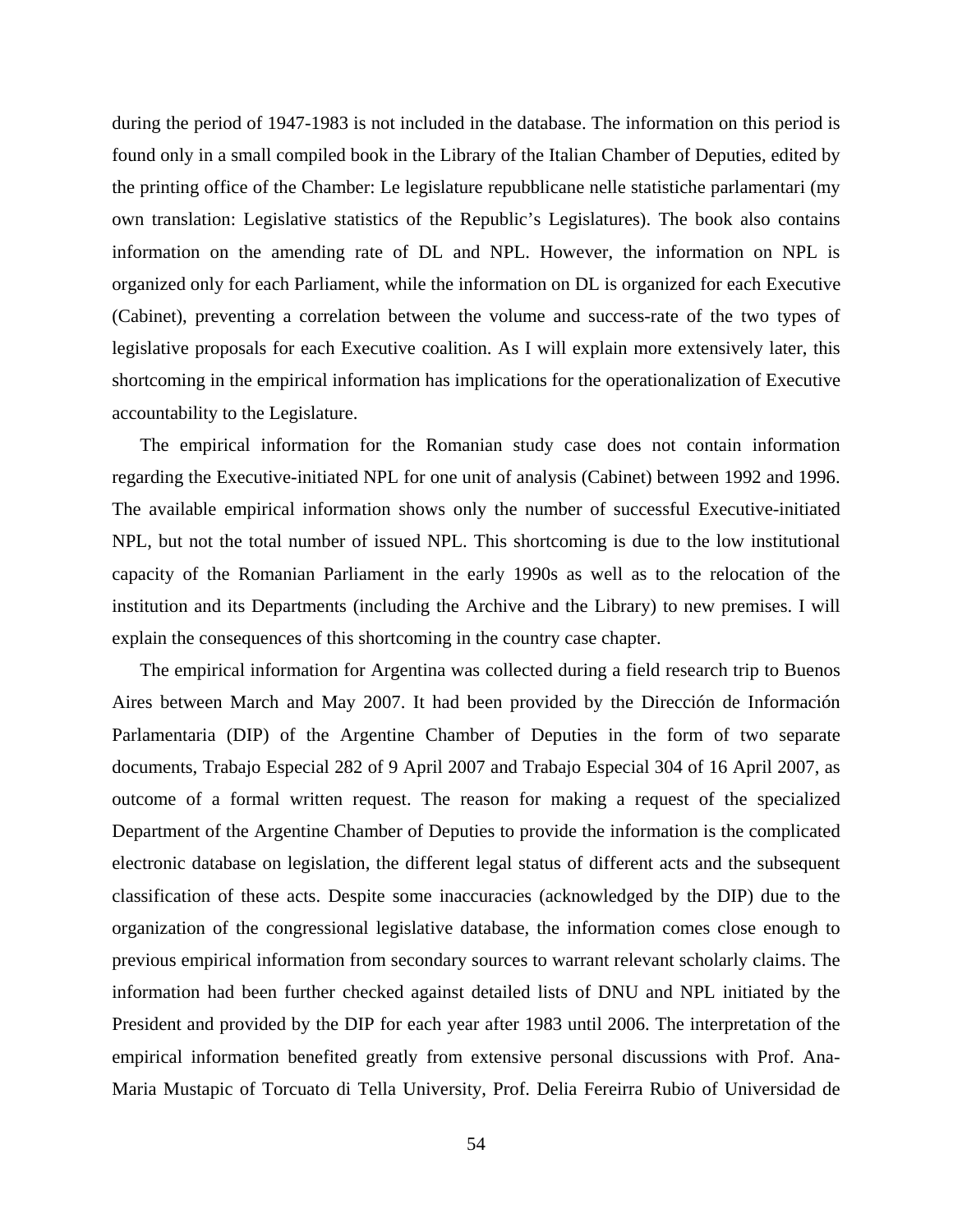during the period of 1947-1983 is not included in the database. The information on this period is found only in a small compiled book in the Library of the Italian Chamber of Deputies, edited by the printing office of the Chamber: Le legislature repubblicane nelle statistiche parlamentari (my own translation: Legislative statistics of the Republic's Legislatures). The book also contains information on the amending rate of DL and NPL. However, the information on NPL is organized only for each Parliament, while the information on DL is organized for each Executive (Cabinet), preventing a correlation between the volume and success-rate of the two types of legislative proposals for each Executive coalition. As I will explain more extensively later, this shortcoming in the empirical information has implications for the operationalization of Executive accountability to the Legislature.

The empirical information for the Romanian study case does not contain information regarding the Executive-initiated NPL for one unit of analysis (Cabinet) between 1992 and 1996. The available empirical information shows only the number of successful Executive-initiated NPL, but not the total number of issued NPL. This shortcoming is due to the low institutional capacity of the Romanian Parliament in the early 1990s as well as to the relocation of the institution and its Departments (including the Archive and the Library) to new premises. I will explain the consequences of this shortcoming in the country case chapter.

The empirical information for Argentina was collected during a field research trip to Buenos Aires between March and May 2007. It had been provided by the Dirección de Información Parlamentaria (DIP) of the Argentine Chamber of Deputies in the form of two separate documents, Trabajo Especial 282 of 9 April 2007 and Trabajo Especial 304 of 16 April 2007, as outcome of a formal written request. The reason for making a request of the specialized Department of the Argentine Chamber of Deputies to provide the information is the complicated electronic database on legislation, the different legal status of different acts and the subsequent classification of these acts. Despite some inaccuracies (acknowledged by the DIP) due to the organization of the congressional legislative database, the information comes close enough to previous empirical information from secondary sources to warrant relevant scholarly claims. The information had been further checked against detailed lists of DNU and NPL initiated by the President and provided by the DIP for each year after 1983 until 2006. The interpretation of the empirical information benefited greatly from extensive personal discussions with Prof. Ana-Maria Mustapic of Torcuato di Tella University, Prof. Delia Fereirra Rubio of Universidad de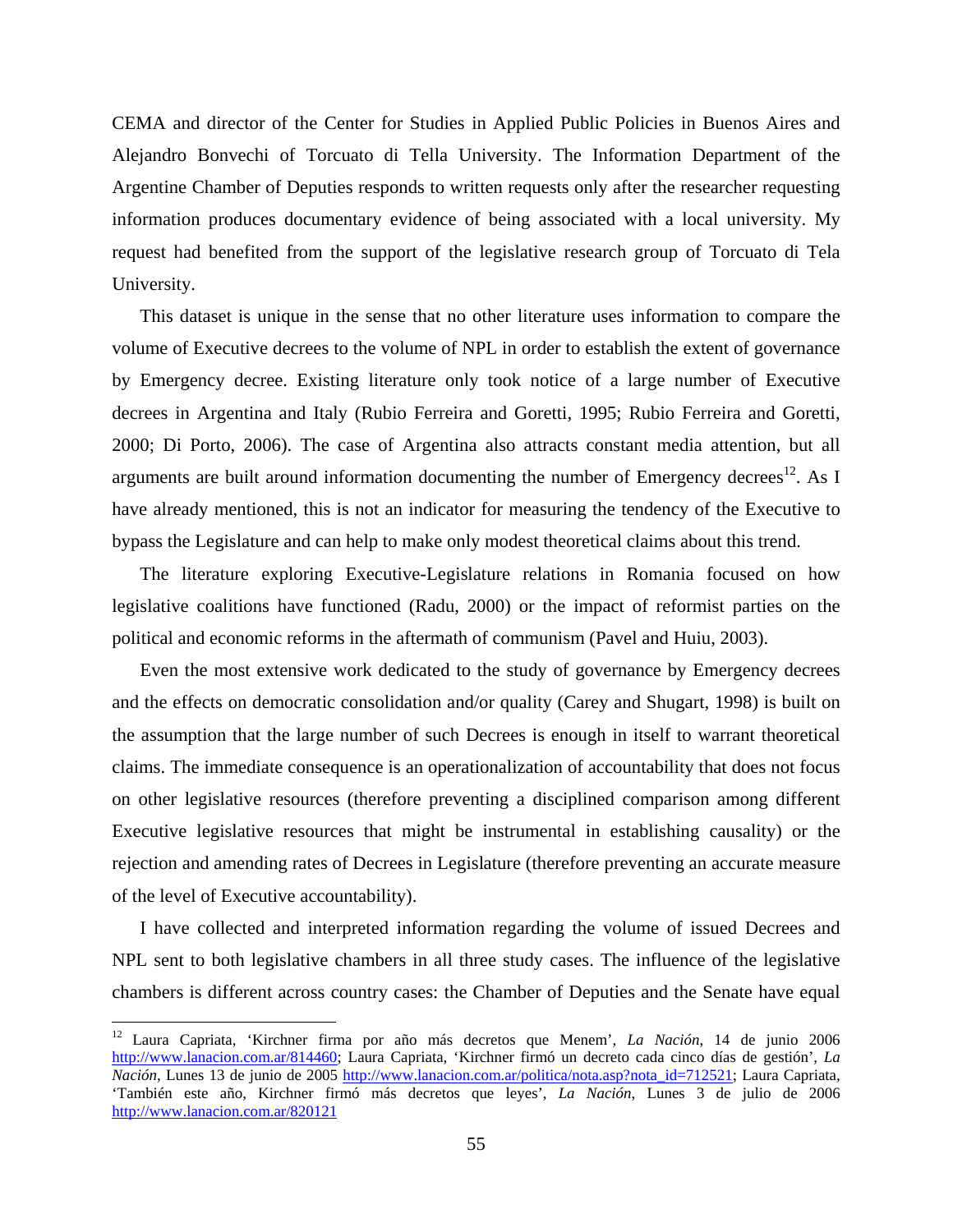CEMA and director of the Center for Studies in Applied Public Policies in Buenos Aires and Alejandro Bonvechi of Torcuato di Tella University. The Information Department of the Argentine Chamber of Deputies responds to written requests only after the researcher requesting information produces documentary evidence of being associated with a local university. My request had benefited from the support of the legislative research group of Torcuato di Tela University.

This dataset is unique in the sense that no other literature uses information to compare the volume of Executive decrees to the volume of NPL in order to establish the extent of governance by Emergency decree. Existing literature only took notice of a large number of Executive decrees in Argentina and Italy (Rubio Ferreira and Goretti, 1995; Rubio Ferreira and Goretti, 2000; Di Porto, 2006). The case of Argentina also attracts constant media attention, but all arguments are built around information documenting the number of Emergency decrees[12]. As I have already mentioned, this is not an indicator for measuring the tendency of the Executive to bypass the Legislature and can help to make only modest theoretical claims about this trend.

The literature exploring Executive-Legislature relations in Romania focused on how legislative coalitions have functioned (Radu, 2000) or the impact of reformist parties on the political and economic reforms in the aftermath of communism (Pavel and Huiu, 2003).

Even the most extensive work dedicated to the study of governance by Emergency decrees and the effects on democratic consolidation and/or quality (Carey and Shugart, 1998) is built on the assumption that the large number of such Decrees is enough in itself to warrant theoretical claims. The immediate consequence is an operationalization of accountability that does not focus on other legislative resources (therefore preventing a disciplined comparison among different Executive legislative resources that might be instrumental in establishing causality) or the rejection and amending rates of Decrees in Legislature (therefore preventing an accurate measure of the level of Executive accountability).

I have collected and interpreted information regarding the volume of issued Decrees and NPL sent to both legislative chambers in all three study cases. The influence of the legislative chambers is different across country cases: the Chamber of Deputies and the Senate have equal

---

[12] Laura Capriata, 'Kirchner firma por año más decretos que Menem', *La Nación*, 14 de junio 2006 http://www.lanacion.com.ar/814460; Laura Capriata, 'Kirchner firmó un decreto cada cinco días de gestión', *La Nación*, Lunes 13 de junio de 2005 http://www.lanacion.com.ar/politica/nota.asp?nota_id=712521; Laura Capriata, 'También este año, Kirchner firmó más decretos que leyes', *La Nación*, Lunes 3 de julio de 2006 http://www.lanacion.com.ar/820121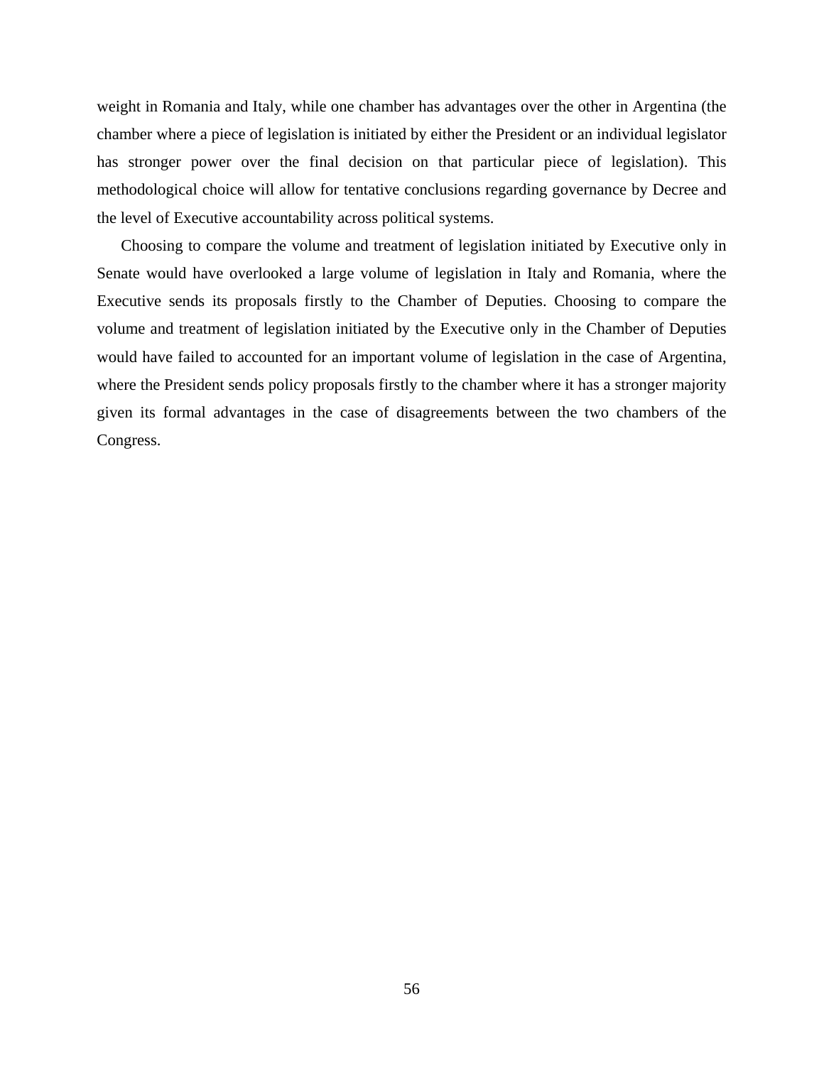weight in Romania and Italy, while one chamber has advantages over the other in Argentina (the chamber where a piece of legislation is initiated by either the President or an individual legislator has stronger power over the final decision on that particular piece of legislation). This methodological choice will allow for tentative conclusions regarding governance by Decree and the level of Executive accountability across political systems.

Choosing to compare the volume and treatment of legislation initiated by Executive only in Senate would have overlooked a large volume of legislation in Italy and Romania, where the Executive sends its proposals firstly to the Chamber of Deputies. Choosing to compare the volume and treatment of legislation initiated by the Executive only in the Chamber of Deputies would have failed to accounted for an important volume of legislation in the case of Argentina, where the President sends policy proposals firstly to the chamber where it has a stronger majority given its formal advantages in the case of disagreements between the two chambers of the Congress.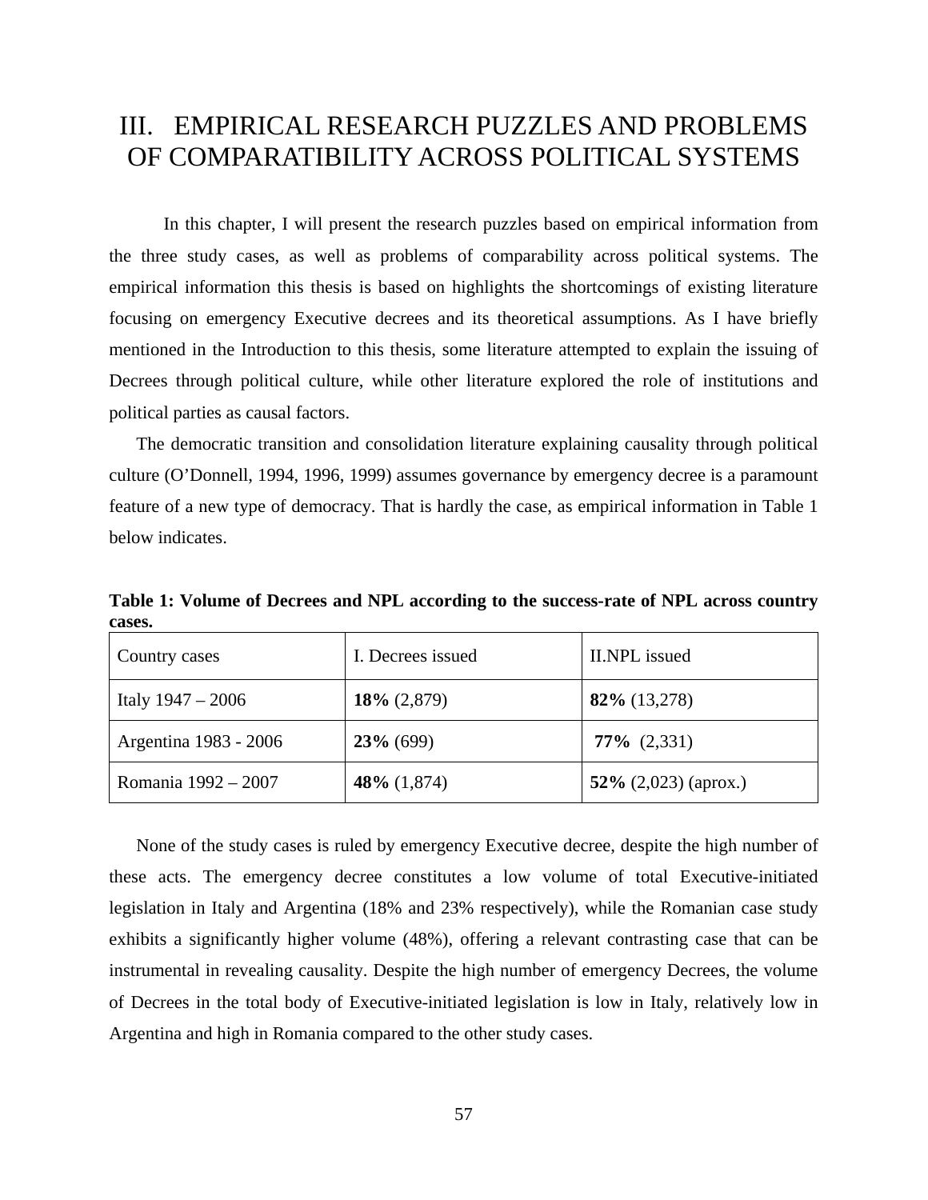# III. EMPIRICAL RESEARCH PUZZLES AND PROBLEMS OF COMPARATIBILITY ACROSS POLITICAL SYSTEMS

In this chapter, I will present the research puzzles based on empirical information from the three study cases, as well as problems of comparability across political systems. The empirical information this thesis is based on highlights the shortcomings of existing literature focusing on emergency Executive decrees and its theoretical assumptions. As I have briefly mentioned in the Introduction to this thesis, some literature attempted to explain the issuing of Decrees through political culture, while other literature explored the role of institutions and political parties as causal factors.

The democratic transition and consolidation literature explaining causality through political culture (O'Donnell, 1994, 1996, 1999) assumes governance by emergency decree is a paramount feature of a new type of democracy. That is hardly the case, as empirical information in Table 1 below indicates.

**Table 1: Volume of Decrees and NPL according to the success-rate of NPL across country cases.**

| Country cases | I. Decrees issued | II.NPL issued |
|---|---|---|
| Italy 1947 – 2006 | **18%** (2,879) | **82%** (13,278) |
| Argentina 1983 - 2006 | **23%** (699) | **77%** (2,331) |
| Romania 1992 – 2007 | **48%** (1,874) | **52%** (2,023) (aprox.) |

None of the study cases is ruled by emergency Executive decree, despite the high number of these acts. The emergency decree constitutes a low volume of total Executive-initiated legislation in Italy and Argentina (18% and 23% respectively), while the Romanian case study exhibits a significantly higher volume (48%), offering a relevant contrasting case that can be instrumental in revealing causality. Despite the high number of emergency Decrees, the volume of Decrees in the total body of Executive-initiated legislation is low in Italy, relatively low in Argentina and high in Romania compared to the other study cases.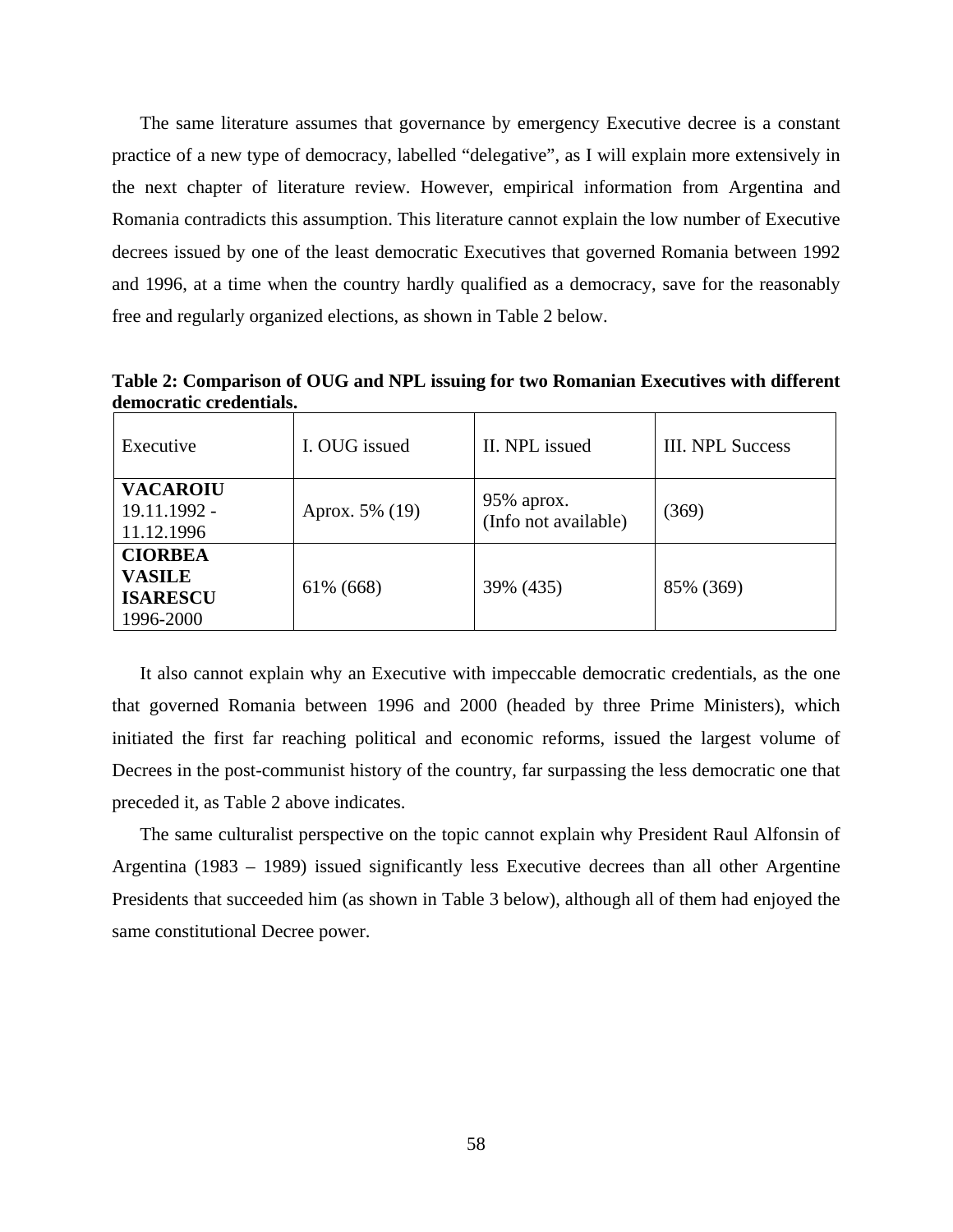The same literature assumes that governance by emergency Executive decree is a constant practice of a new type of democracy, labelled "delegative", as I will explain more extensively in the next chapter of literature review. However, empirical information from Argentina and Romania contradicts this assumption. This literature cannot explain the low number of Executive decrees issued by one of the least democratic Executives that governed Romania between 1992 and 1996, at a time when the country hardly qualified as a democracy, save for the reasonably free and regularly organized elections, as shown in Table 2 below.

**Table 2: Comparison of OUG and NPL issuing for two Romanian Executives with different democratic credentials.**

| Executive | I. OUG issued | II. NPL issued | III. NPL Success |
|---|---|---|---|
| **VACAROIU** 19.11.1992 - 11.12.1996 | Aprox. 5% (19) | 95% aprox. (Info not available) | (369) |
| **CIORBEA VASILE ISARESCU** 1996-2000 | 61% (668) | 39% (435) | 85% (369) |

It also cannot explain why an Executive with impeccable democratic credentials, as the one that governed Romania between 1996 and 2000 (headed by three Prime Ministers), which initiated the first far reaching political and economic reforms, issued the largest volume of Decrees in the post-communist history of the country, far surpassing the less democratic one that preceded it, as Table 2 above indicates.

The same culturalist perspective on the topic cannot explain why President Raul Alfonsin of Argentina (1983 – 1989) issued significantly less Executive decrees than all other Argentine Presidents that succeeded him (as shown in Table 3 below), although all of them had enjoyed the same constitutional Decree power.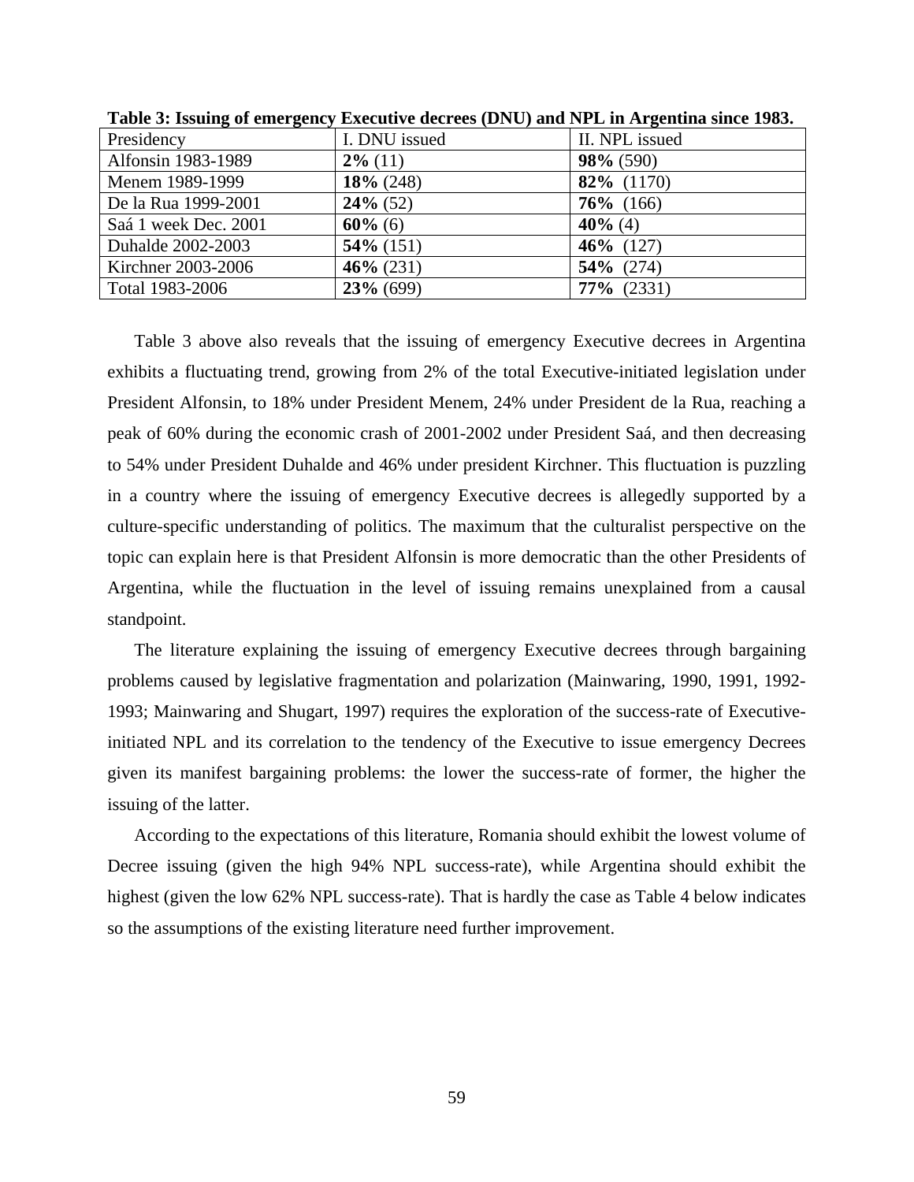**Table 3: Issuing of emergency Executive decrees (DNU) and NPL in Argentina since 1983.**

| Presidency | I. DNU issued | II. NPL issued |
|---|---|---|
| Alfonsin 1983-1989 | **2%** (11) | **98%** (590) |
| Menem 1989-1999 | **18%** (248) | **82%** (1170) |
| De la Rua 1999-2001 | **24%** (52) | **76%** (166) |
| Saá 1 week Dec. 2001 | **60%** (6) | **40%** (4) |
| Duhalde 2002-2003 | **54%** (151) | **46%** (127) |
| Kirchner 2003-2006 | **46%** (231) | **54%** (274) |
| Total 1983-2006 | **23%** (699) | **77%** (2331) |

Table 3 above also reveals that the issuing of emergency Executive decrees in Argentina exhibits a fluctuating trend, growing from 2% of the total Executive-initiated legislation under President Alfonsin, to 18% under President Menem, 24% under President de la Rua, reaching a peak of 60% during the economic crash of 2001-2002 under President Saá, and then decreasing to 54% under President Duhalde and 46% under president Kirchner. This fluctuation is puzzling in a country where the issuing of emergency Executive decrees is allegedly supported by a culture-specific understanding of politics. The maximum that the culturalist perspective on the topic can explain here is that President Alfonsin is more democratic than the other Presidents of Argentina, while the fluctuation in the level of issuing remains unexplained from a causal standpoint.

The literature explaining the issuing of emergency Executive decrees through bargaining problems caused by legislative fragmentation and polarization (Mainwaring, 1990, 1991, 1992-1993; Mainwaring and Shugart, 1997) requires the exploration of the success-rate of Executive-initiated NPL and its correlation to the tendency of the Executive to issue emergency Decrees given its manifest bargaining problems: the lower the success-rate of former, the higher the issuing of the latter.

According to the expectations of this literature, Romania should exhibit the lowest volume of Decree issuing (given the high 94% NPL success-rate), while Argentina should exhibit the highest (given the low 62% NPL success-rate). That is hardly the case as Table 4 below indicates so the assumptions of the existing literature need further improvement.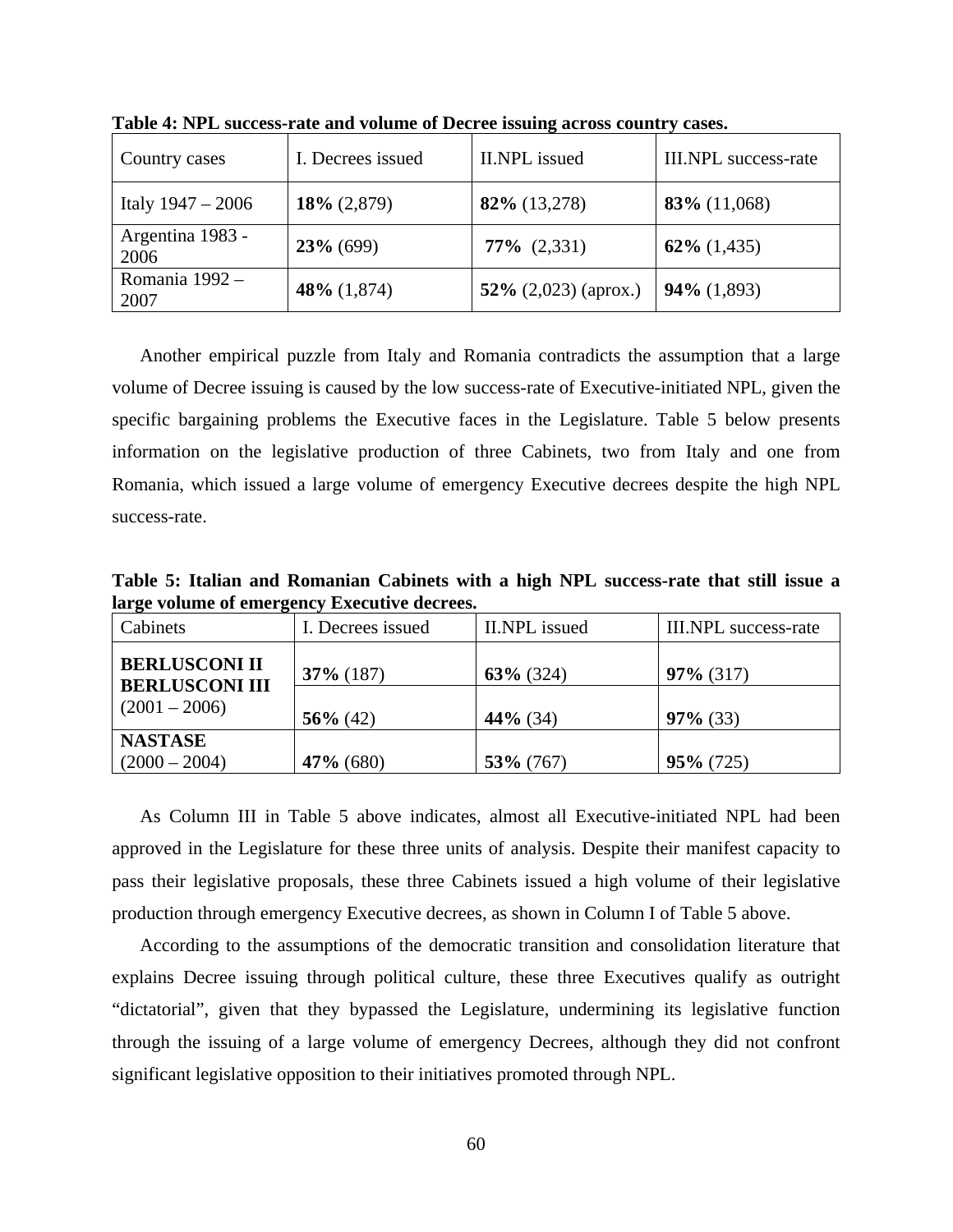**Table 4: NPL success-rate and volume of Decree issuing across country cases.**

| Country cases | I. Decrees issued | II.NPL issued | III.NPL success-rate |
|---|---|---|---|
| Italy 1947 – 2006 | **18%** (2,879) | **82%** (13,278) | **83%** (11,068) |
| Argentina 1983 - 2006 | **23%** (699) | **77%** (2,331) | **62%** (1,435) |
| Romania 1992 – 2007 | **48%** (1,874) | **52%** (2,023) (aprox.) | **94%** (1,893) |

Another empirical puzzle from Italy and Romania contradicts the assumption that a large volume of Decree issuing is caused by the low success-rate of Executive-initiated NPL, given the specific bargaining problems the Executive faces in the Legislature. Table 5 below presents information on the legislative production of three Cabinets, two from Italy and one from Romania, which issued a large volume of emergency Executive decrees despite the high NPL success-rate.

**Table 5: Italian and Romanian Cabinets with a high NPL success-rate that still issue a large volume of emergency Executive decrees.**

| Cabinets | I. Decrees issued | II.NPL issued | III.NPL success-rate |
|---|---|---|---|
| **BERLUSCONI II** (2001 – 2006) | **37%** (187) | **63%** (324) | **97%** (317) |
| **BERLUSCONI III** (2001 – 2006) | **56%** (42) | **44%** (34) | **97%** (33) |
| **NASTASE** (2000 – 2004) | **47%** (680) | **53%** (767) | **95%** (725) |

As Column III in Table 5 above indicates, almost all Executive-initiated NPL had been approved in the Legislature for these three units of analysis. Despite their manifest capacity to pass their legislative proposals, these three Cabinets issued a high volume of their legislative production through emergency Executive decrees, as shown in Column I of Table 5 above.

According to the assumptions of the democratic transition and consolidation literature that explains Decree issuing through political culture, these three Executives qualify as outright "dictatorial", given that they bypassed the Legislature, undermining its legislative function through the issuing of a large volume of emergency Decrees, although they did not confront significant legislative opposition to their initiatives promoted through NPL.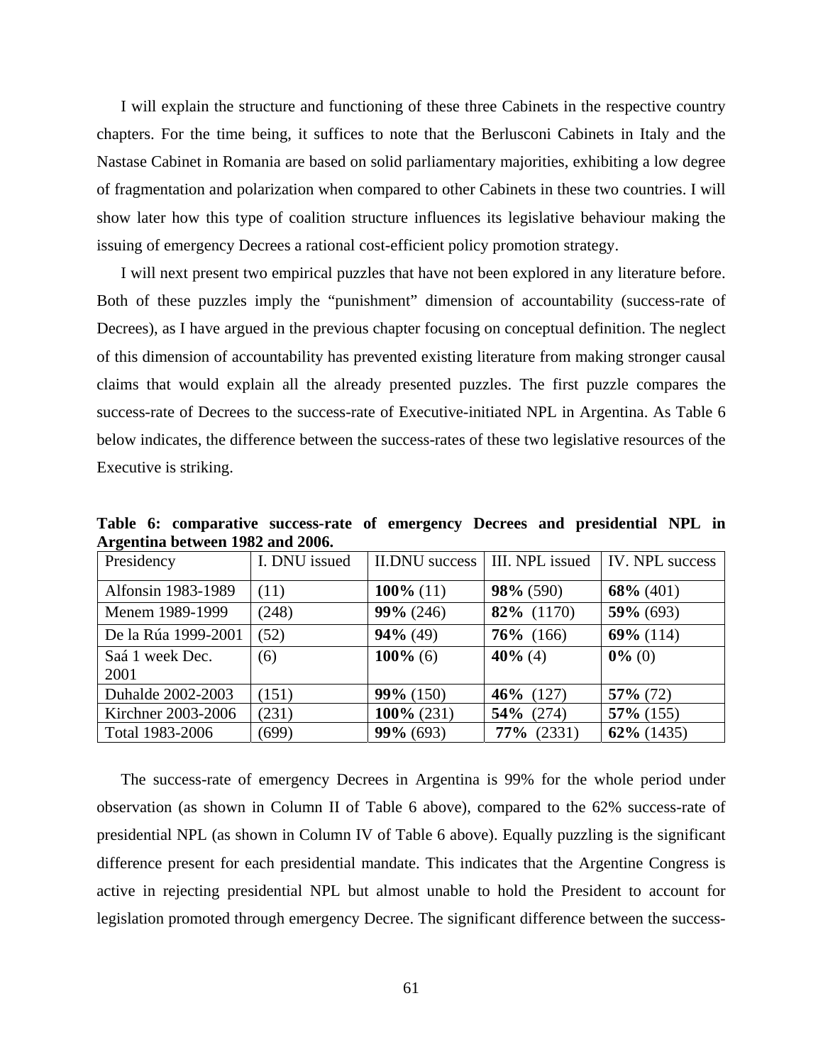I will explain the structure and functioning of these three Cabinets in the respective country chapters. For the time being, it suffices to note that the Berlusconi Cabinets in Italy and the Nastase Cabinet in Romania are based on solid parliamentary majorities, exhibiting a low degree of fragmentation and polarization when compared to other Cabinets in these two countries. I will show later how this type of coalition structure influences its legislative behaviour making the issuing of emergency Decrees a rational cost-efficient policy promotion strategy.

I will next present two empirical puzzles that have not been explored in any literature before. Both of these puzzles imply the "punishment" dimension of accountability (success-rate of Decrees), as I have argued in the previous chapter focusing on conceptual definition. The neglect of this dimension of accountability has prevented existing literature from making stronger causal claims that would explain all the already presented puzzles. The first puzzle compares the success-rate of Decrees to the success-rate of Executive-initiated NPL in Argentina. As Table 6 below indicates, the difference between the success-rates of these two legislative resources of the Executive is striking.

**Table 6: comparative success-rate of emergency Decrees and presidential NPL in Argentina between 1982 and 2006.**

| Presidency | I. DNU issued | II.DNU success | III. NPL issued | IV. NPL success |
|---|---|---|---|---|
| Alfonsin 1983-1989 | (11) | **100%** (11) | **98%** (590) | **68%** (401) |
| Menem 1989-1999 | (248) | **99%** (246) | **82%** (1170) | **59%** (693) |
| De la Rúa 1999-2001 | (52) | **94%** (49) | **76%** (166) | **69%** (114) |
| Saá 1 week Dec. 2001 | (6) | **100%** (6) | **40%** (4) | **0%** (0) |
| Duhalde 2002-2003 | (151) | **99%** (150) | **46%** (127) | **57%** (72) |
| Kirchner 2003-2006 | (231) | **100%** (231) | **54%** (274) | **57%** (155) |
| Total 1983-2006 | (699) | **99%** (693) | **77%** (2331) | **62%** (1435) |

The success-rate of emergency Decrees in Argentina is 99% for the whole period under observation (as shown in Column II of Table 6 above), compared to the 62% success-rate of presidential NPL (as shown in Column IV of Table 6 above). Equally puzzling is the significant difference present for each presidential mandate. This indicates that the Argentine Congress is active in rejecting presidential NPL but almost unable to hold the President to account for legislation promoted through emergency Decree. The significant difference between the success-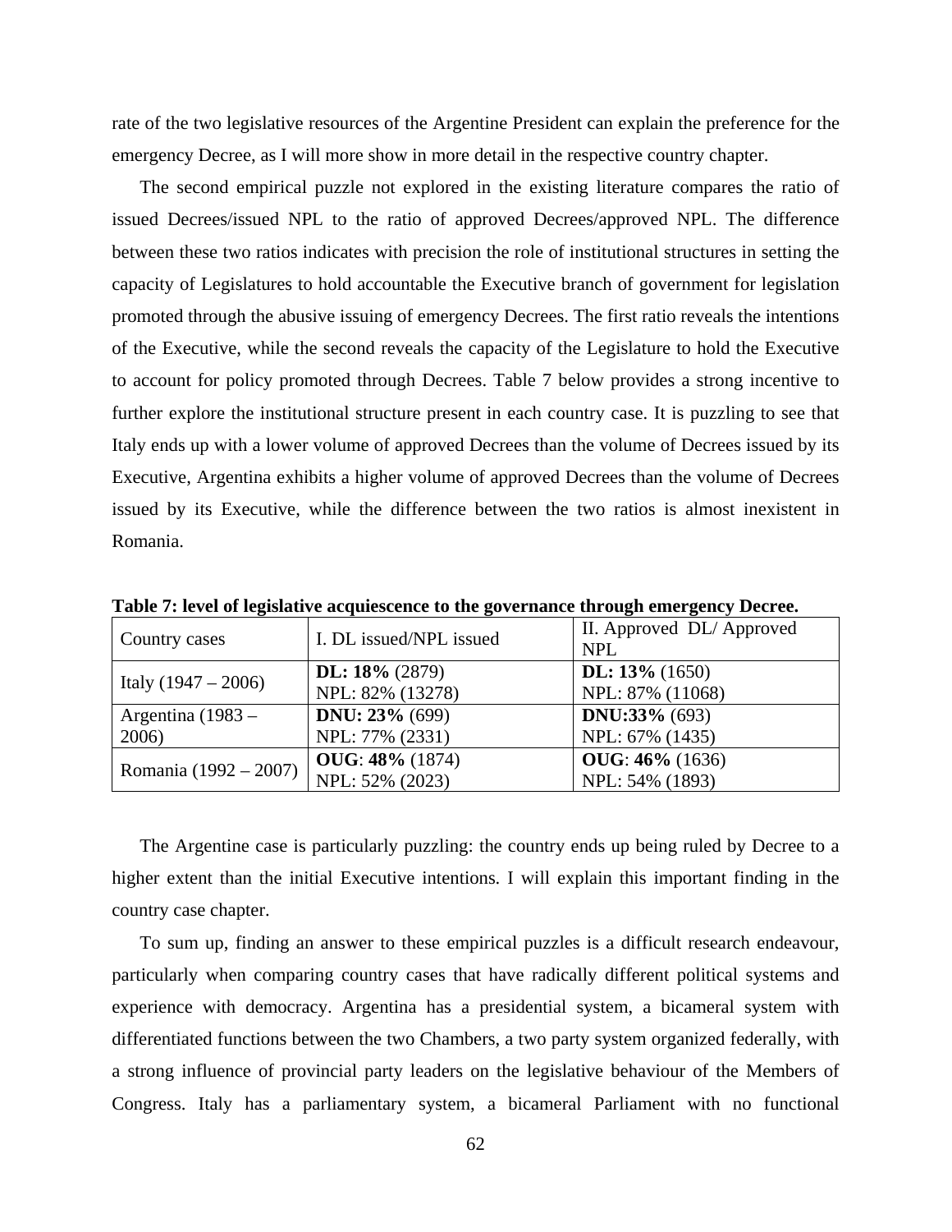rate of the two legislative resources of the Argentine President can explain the preference for the emergency Decree, as I will more show in more detail in the respective country chapter.

The second empirical puzzle not explored in the existing literature compares the ratio of issued Decrees/issued NPL to the ratio of approved Decrees/approved NPL. The difference between these two ratios indicates with precision the role of institutional structures in setting the capacity of Legislatures to hold accountable the Executive branch of government for legislation promoted through the abusive issuing of emergency Decrees. The first ratio reveals the intentions of the Executive, while the second reveals the capacity of the Legislature to hold the Executive to account for policy promoted through Decrees. Table 7 below provides a strong incentive to further explore the institutional structure present in each country case. It is puzzling to see that Italy ends up with a lower volume of approved Decrees than the volume of Decrees issued by its Executive, Argentina exhibits a higher volume of approved Decrees than the volume of Decrees issued by its Executive, while the difference between the two ratios is almost inexistent in Romania.

**Table 7: level of legislative acquiescence to the governance through emergency Decree.**

| Country cases | I. DL issued/NPL issued | II. Approved DL/ Approved NPL |
|---|---|---|
| Italy (1947 – 2006) | **DL: 18%** (2879)<br>NPL: 82% (13278) | **DL: 13%** (1650)<br>NPL: 87% (11068) |
| Argentina (1983 – 2006) | **DNU: 23%** (699)<br>NPL: 77% (2331) | **DNU:33%** (693)<br>NPL: 67% (1435) |
| Romania (1992 – 2007) | **OUG**: **48%** (1874)<br>NPL: 52% (2023) | **OUG**: **46%** (1636)<br>NPL: 54% (1893) |

The Argentine case is particularly puzzling: the country ends up being ruled by Decree to a higher extent than the initial Executive intentions. I will explain this important finding in the country case chapter.

To sum up, finding an answer to these empirical puzzles is a difficult research endeavour, particularly when comparing country cases that have radically different political systems and experience with democracy. Argentina has a presidential system, a bicameral system with differentiated functions between the two Chambers, a two party system organized federally, with a strong influence of provincial party leaders on the legislative behaviour of the Members of Congress. Italy has a parliamentary system, a bicameral Parliament with no functional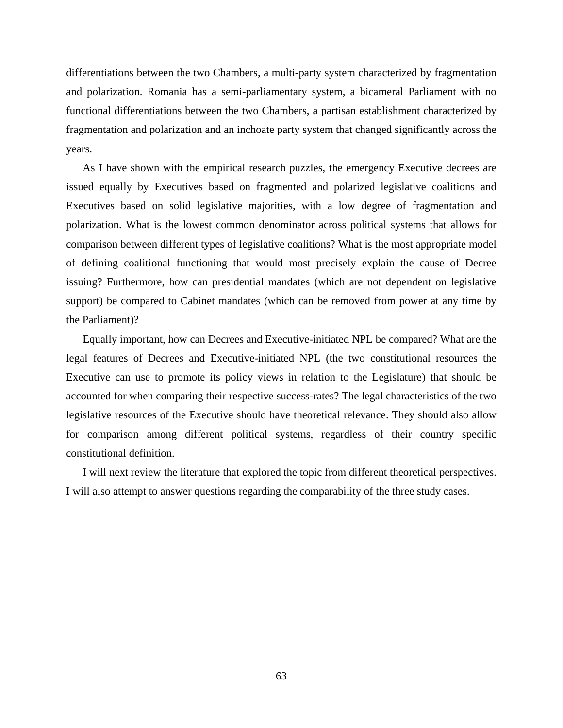differentiations between the two Chambers, a multi-party system characterized by fragmentation and polarization. Romania has a semi-parliamentary system, a bicameral Parliament with no functional differentiations between the two Chambers, a partisan establishment characterized by fragmentation and polarization and an inchoate party system that changed significantly across the years.

As I have shown with the empirical research puzzles, the emergency Executive decrees are issued equally by Executives based on fragmented and polarized legislative coalitions and Executives based on solid legislative majorities, with a low degree of fragmentation and polarization. What is the lowest common denominator across political systems that allows for comparison between different types of legislative coalitions? What is the most appropriate model of defining coalitional functioning that would most precisely explain the cause of Decree issuing? Furthermore, how can presidential mandates (which are not dependent on legislative support) be compared to Cabinet mandates (which can be removed from power at any time by the Parliament)?

Equally important, how can Decrees and Executive-initiated NPL be compared? What are the legal features of Decrees and Executive-initiated NPL (the two constitutional resources the Executive can use to promote its policy views in relation to the Legislature) that should be accounted for when comparing their respective success-rates? The legal characteristics of the two legislative resources of the Executive should have theoretical relevance. They should also allow for comparison among different political systems, regardless of their country specific constitutional definition.

I will next review the literature that explored the topic from different theoretical perspectives. I will also attempt to answer questions regarding the comparability of the three study cases.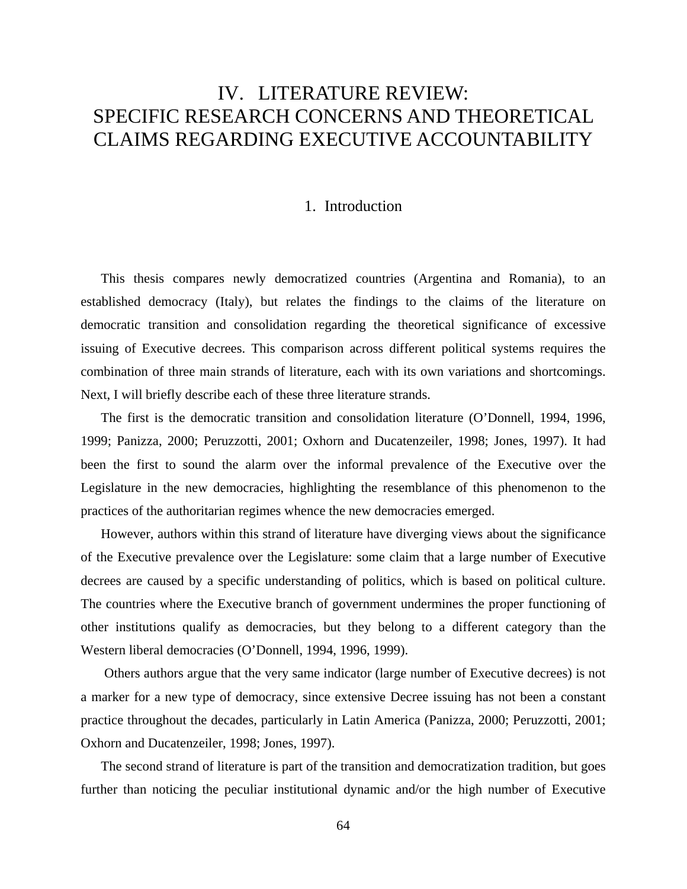# IV. LITERATURE REVIEW: SPECIFIC RESEARCH CONCERNS AND THEORETICAL CLAIMS REGARDING EXECUTIVE ACCOUNTABILITY

## 1. Introduction

This thesis compares newly democratized countries (Argentina and Romania), to an established democracy (Italy), but relates the findings to the claims of the literature on democratic transition and consolidation regarding the theoretical significance of excessive issuing of Executive decrees. This comparison across different political systems requires the combination of three main strands of literature, each with its own variations and shortcomings. Next, I will briefly describe each of these three literature strands.

The first is the democratic transition and consolidation literature (O'Donnell, 1994, 1996, 1999; Panizza, 2000; Peruzzotti, 2001; Oxhorn and Ducatenzeiler, 1998; Jones, 1997). It had been the first to sound the alarm over the informal prevalence of the Executive over the Legislature in the new democracies, highlighting the resemblance of this phenomenon to the practices of the authoritarian regimes whence the new democracies emerged.

However, authors within this strand of literature have diverging views about the significance of the Executive prevalence over the Legislature: some claim that a large number of Executive decrees are caused by a specific understanding of politics, which is based on political culture. The countries where the Executive branch of government undermines the proper functioning of other institutions qualify as democracies, but they belong to a different category than the Western liberal democracies (O'Donnell, 1994, 1996, 1999).

Others authors argue that the very same indicator (large number of Executive decrees) is not a marker for a new type of democracy, since extensive Decree issuing has not been a constant practice throughout the decades, particularly in Latin America (Panizza, 2000; Peruzzotti, 2001; Oxhorn and Ducatenzeiler, 1998; Jones, 1997).

The second strand of literature is part of the transition and democratization tradition, but goes further than noticing the peculiar institutional dynamic and/or the high number of Executive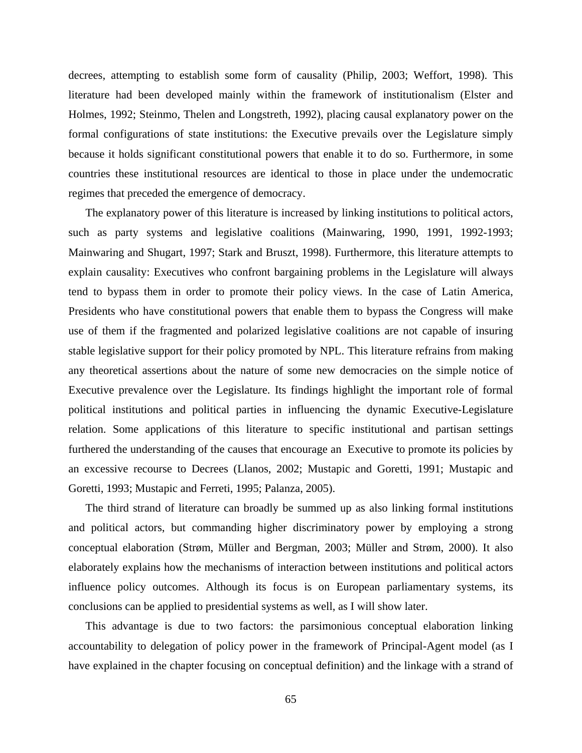decrees, attempting to establish some form of causality (Philip, 2003; Weffort, 1998). This literature had been developed mainly within the framework of institutionalism (Elster and Holmes, 1992; Steinmo, Thelen and Longstreth, 1992), placing causal explanatory power on the formal configurations of state institutions: the Executive prevails over the Legislature simply because it holds significant constitutional powers that enable it to do so. Furthermore, in some countries these institutional resources are identical to those in place under the undemocratic regimes that preceded the emergence of democracy.

The explanatory power of this literature is increased by linking institutions to political actors, such as party systems and legislative coalitions (Mainwaring, 1990, 1991, 1992-1993; Mainwaring and Shugart, 1997; Stark and Bruszt, 1998). Furthermore, this literature attempts to explain causality: Executives who confront bargaining problems in the Legislature will always tend to bypass them in order to promote their policy views. In the case of Latin America, Presidents who have constitutional powers that enable them to bypass the Congress will make use of them if the fragmented and polarized legislative coalitions are not capable of insuring stable legislative support for their policy promoted by NPL. This literature refrains from making any theoretical assertions about the nature of some new democracies on the simple notice of Executive prevalence over the Legislature. Its findings highlight the important role of formal political institutions and political parties in influencing the dynamic Executive-Legislature relation. Some applications of this literature to specific institutional and partisan settings furthered the understanding of the causes that encourage an Executive to promote its policies by an excessive recourse to Decrees (Llanos, 2002; Mustapic and Goretti, 1991; Mustapic and Goretti, 1993; Mustapic and Ferreti, 1995; Palanza, 2005).

The third strand of literature can broadly be summed up as also linking formal institutions and political actors, but commanding higher discriminatory power by employing a strong conceptual elaboration (Strøm, Müller and Bergman, 2003; Müller and Strøm, 2000). It also elaborately explains how the mechanisms of interaction between institutions and political actors influence policy outcomes. Although its focus is on European parliamentary systems, its conclusions can be applied to presidential systems as well, as I will show later.

This advantage is due to two factors: the parsimonious conceptual elaboration linking accountability to delegation of policy power in the framework of Principal-Agent model (as I have explained in the chapter focusing on conceptual definition) and the linkage with a strand of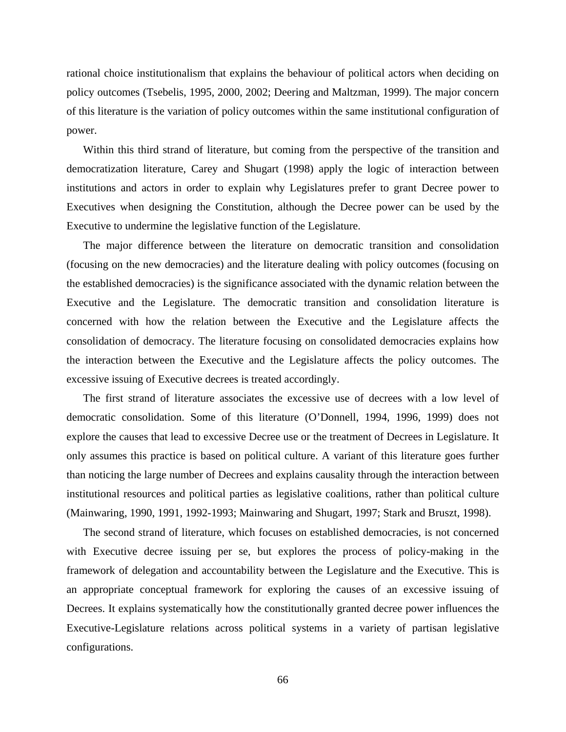rational choice institutionalism that explains the behaviour of political actors when deciding on policy outcomes (Tsebelis, 1995, 2000, 2002; Deering and Maltzman, 1999). The major concern of this literature is the variation of policy outcomes within the same institutional configuration of power.

Within this third strand of literature, but coming from the perspective of the transition and democratization literature, Carey and Shugart (1998) apply the logic of interaction between institutions and actors in order to explain why Legislatures prefer to grant Decree power to Executives when designing the Constitution, although the Decree power can be used by the Executive to undermine the legislative function of the Legislature.

The major difference between the literature on democratic transition and consolidation (focusing on the new democracies) and the literature dealing with policy outcomes (focusing on the established democracies) is the significance associated with the dynamic relation between the Executive and the Legislature. The democratic transition and consolidation literature is concerned with how the relation between the Executive and the Legislature affects the consolidation of democracy. The literature focusing on consolidated democracies explains how the interaction between the Executive and the Legislature affects the policy outcomes. The excessive issuing of Executive decrees is treated accordingly.

The first strand of literature associates the excessive use of decrees with a low level of democratic consolidation. Some of this literature (O'Donnell, 1994, 1996, 1999) does not explore the causes that lead to excessive Decree use or the treatment of Decrees in Legislature. It only assumes this practice is based on political culture. A variant of this literature goes further than noticing the large number of Decrees and explains causality through the interaction between institutional resources and political parties as legislative coalitions, rather than political culture (Mainwaring, 1990, 1991, 1992-1993; Mainwaring and Shugart, 1997; Stark and Bruszt, 1998).

The second strand of literature, which focuses on established democracies, is not concerned with Executive decree issuing per se, but explores the process of policy-making in the framework of delegation and accountability between the Legislature and the Executive. This is an appropriate conceptual framework for exploring the causes of an excessive issuing of Decrees. It explains systematically how the constitutionally granted decree power influences the Executive-Legislature relations across political systems in a variety of partisan legislative configurations.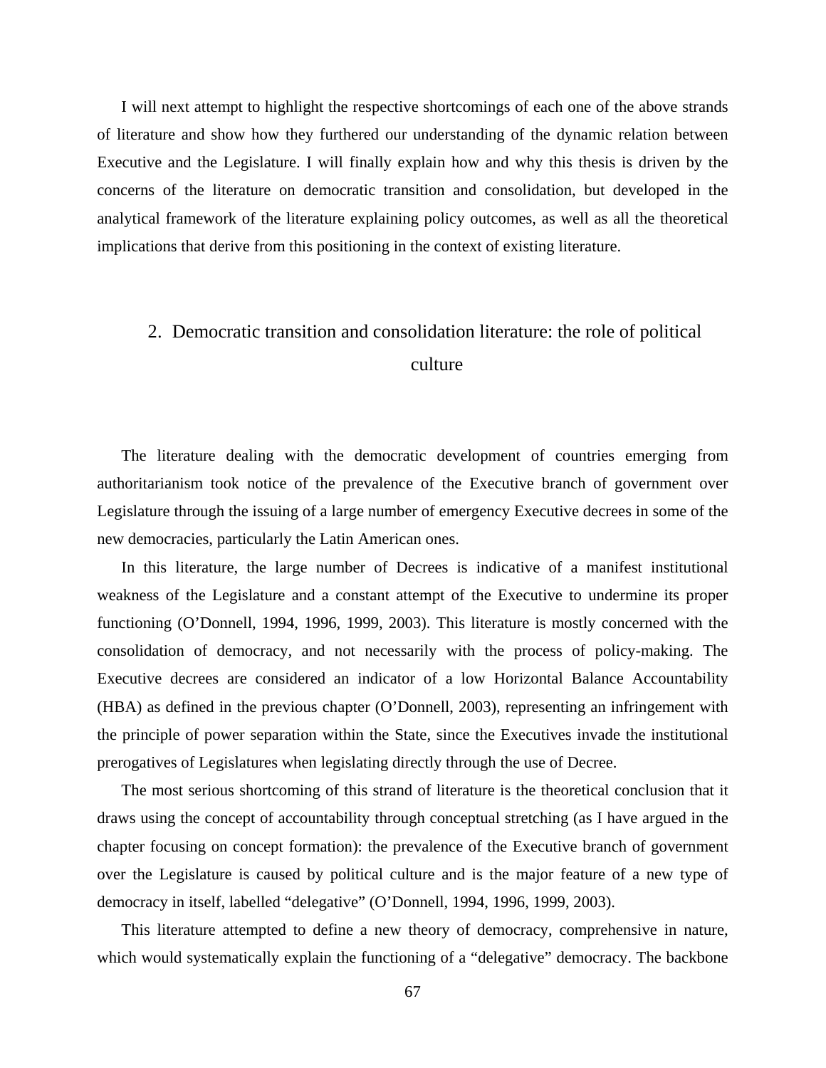I will next attempt to highlight the respective shortcomings of each one of the above strands of literature and show how they furthered our understanding of the dynamic relation between Executive and the Legislature. I will finally explain how and why this thesis is driven by the concerns of the literature on democratic transition and consolidation, but developed in the analytical framework of the literature explaining policy outcomes, as well as all the theoretical implications that derive from this positioning in the context of existing literature.

## 2. Democratic transition and consolidation literature: the role of political culture

The literature dealing with the democratic development of countries emerging from authoritarianism took notice of the prevalence of the Executive branch of government over Legislature through the issuing of a large number of emergency Executive decrees in some of the new democracies, particularly the Latin American ones.

In this literature, the large number of Decrees is indicative of a manifest institutional weakness of the Legislature and a constant attempt of the Executive to undermine its proper functioning (O'Donnell, 1994, 1996, 1999, 2003). This literature is mostly concerned with the consolidation of democracy, and not necessarily with the process of policy-making. The Executive decrees are considered an indicator of a low Horizontal Balance Accountability (HBA) as defined in the previous chapter (O'Donnell, 2003), representing an infringement with the principle of power separation within the State, since the Executives invade the institutional prerogatives of Legislatures when legislating directly through the use of Decree.

The most serious shortcoming of this strand of literature is the theoretical conclusion that it draws using the concept of accountability through conceptual stretching (as I have argued in the chapter focusing on concept formation): the prevalence of the Executive branch of government over the Legislature is caused by political culture and is the major feature of a new type of democracy in itself, labelled "delegative" (O'Donnell, 1994, 1996, 1999, 2003).

This literature attempted to define a new theory of democracy, comprehensive in nature, which would systematically explain the functioning of a "delegative" democracy. The backbone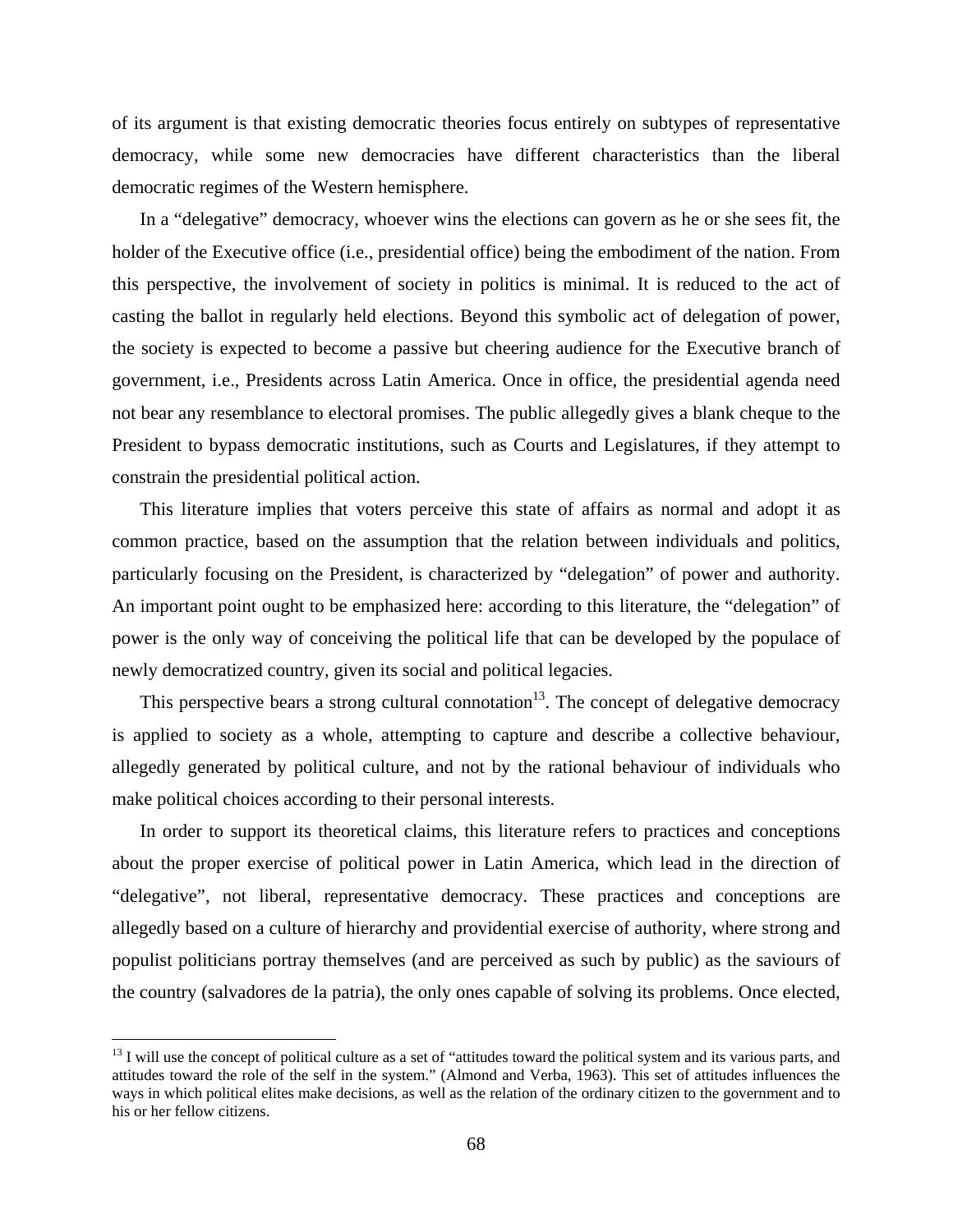of its argument is that existing democratic theories focus entirely on subtypes of representative democracy, while some new democracies have different characteristics than the liberal democratic regimes of the Western hemisphere.

In a "delegative" democracy, whoever wins the elections can govern as he or she sees fit, the holder of the Executive office (i.e., presidential office) being the embodiment of the nation. From this perspective, the involvement of society in politics is minimal. It is reduced to the act of casting the ballot in regularly held elections. Beyond this symbolic act of delegation of power, the society is expected to become a passive but cheering audience for the Executive branch of government, i.e., Presidents across Latin America. Once in office, the presidential agenda need not bear any resemblance to electoral promises. The public allegedly gives a blank cheque to the President to bypass democratic institutions, such as Courts and Legislatures, if they attempt to constrain the presidential political action.

This literature implies that voters perceive this state of affairs as normal and adopt it as common practice, based on the assumption that the relation between individuals and politics, particularly focusing on the President, is characterized by "delegation" of power and authority. An important point ought to be emphasized here: according to this literature, the "delegation" of power is the only way of conceiving the political life that can be developed by the populace of newly democratized country, given its social and political legacies.

This perspective bears a strong cultural connotation[13]. The concept of delegative democracy is applied to society as a whole, attempting to capture and describe a collective behaviour, allegedly generated by political culture, and not by the rational behaviour of individuals who make political choices according to their personal interests.

In order to support its theoretical claims, this literature refers to practices and conceptions about the proper exercise of political power in Latin America, which lead in the direction of "delegative", not liberal, representative democracy. These practices and conceptions are allegedly based on a culture of hierarchy and providential exercise of authority, where strong and populist politicians portray themselves (and are perceived as such by public) as the saviours of the country (salvadores de la patria), the only ones capable of solving its problems. Once elected,

[13] I will use the concept of political culture as a set of "attitudes toward the political system and its various parts, and attitudes toward the role of the self in the system." (Almond and Verba, 1963). This set of attitudes influences the ways in which political elites make decisions, as well as the relation of the ordinary citizen to the government and to his or her fellow citizens.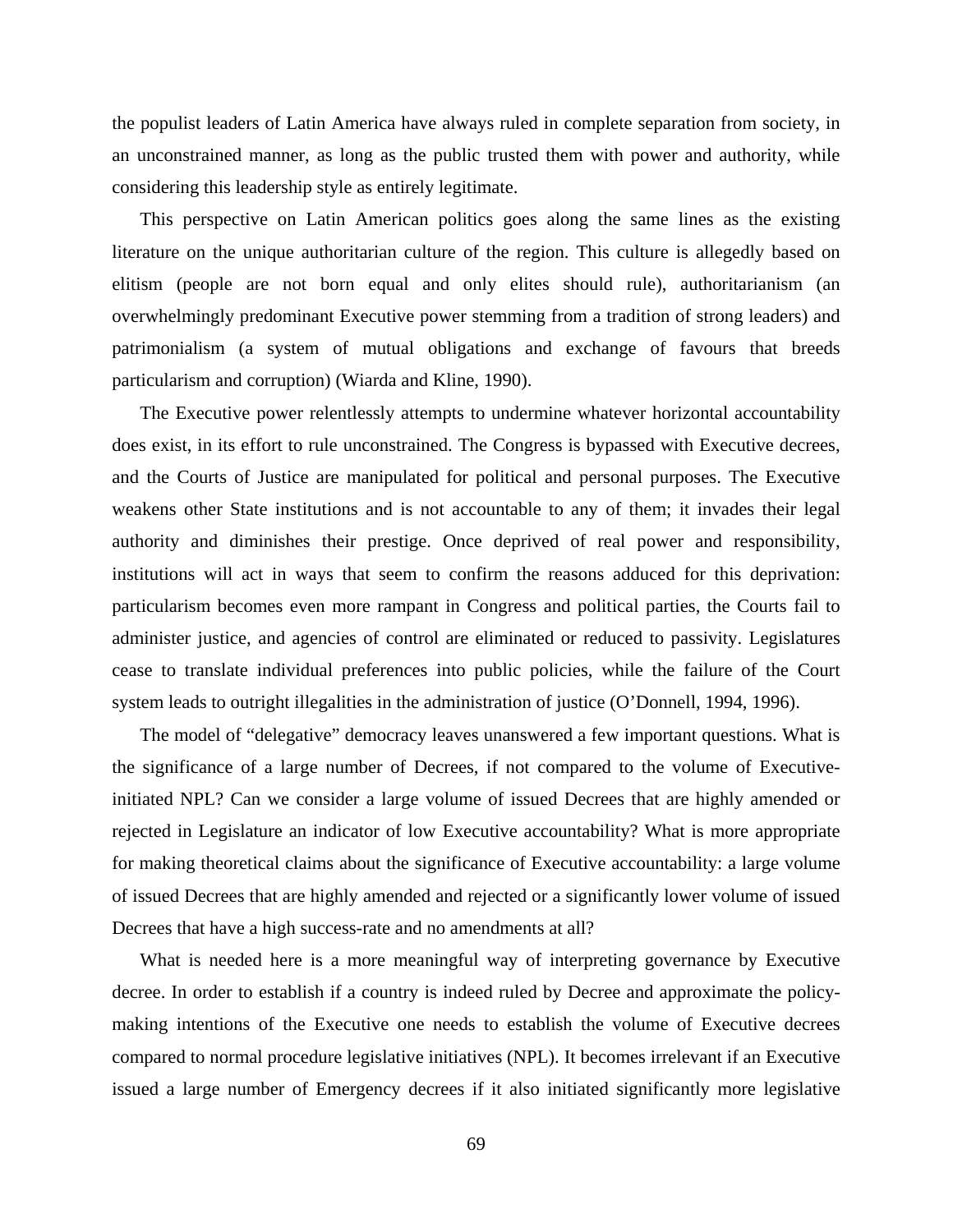the populist leaders of Latin America have always ruled in complete separation from society, in an unconstrained manner, as long as the public trusted them with power and authority, while considering this leadership style as entirely legitimate.

This perspective on Latin American politics goes along the same lines as the existing literature on the unique authoritarian culture of the region. This culture is allegedly based on elitism (people are not born equal and only elites should rule), authoritarianism (an overwhelmingly predominant Executive power stemming from a tradition of strong leaders) and patrimonialism (a system of mutual obligations and exchange of favours that breeds particularism and corruption) (Wiarda and Kline, 1990).

The Executive power relentlessly attempts to undermine whatever horizontal accountability does exist, in its effort to rule unconstrained. The Congress is bypassed with Executive decrees, and the Courts of Justice are manipulated for political and personal purposes. The Executive weakens other State institutions and is not accountable to any of them; it invades their legal authority and diminishes their prestige. Once deprived of real power and responsibility, institutions will act in ways that seem to confirm the reasons adduced for this deprivation: particularism becomes even more rampant in Congress and political parties, the Courts fail to administer justice, and agencies of control are eliminated or reduced to passivity. Legislatures cease to translate individual preferences into public policies, while the failure of the Court system leads to outright illegalities in the administration of justice (O'Donnell, 1994, 1996).

The model of "delegative" democracy leaves unanswered a few important questions. What is the significance of a large number of Decrees, if not compared to the volume of Executive-initiated NPL? Can we consider a large volume of issued Decrees that are highly amended or rejected in Legislature an indicator of low Executive accountability? What is more appropriate for making theoretical claims about the significance of Executive accountability: a large volume of issued Decrees that are highly amended and rejected or a significantly lower volume of issued Decrees that have a high success-rate and no amendments at all?

What is needed here is a more meaningful way of interpreting governance by Executive decree. In order to establish if a country is indeed ruled by Decree and approximate the policy-making intentions of the Executive one needs to establish the volume of Executive decrees compared to normal procedure legislative initiatives (NPL). It becomes irrelevant if an Executive issued a large number of Emergency decrees if it also initiated significantly more legislative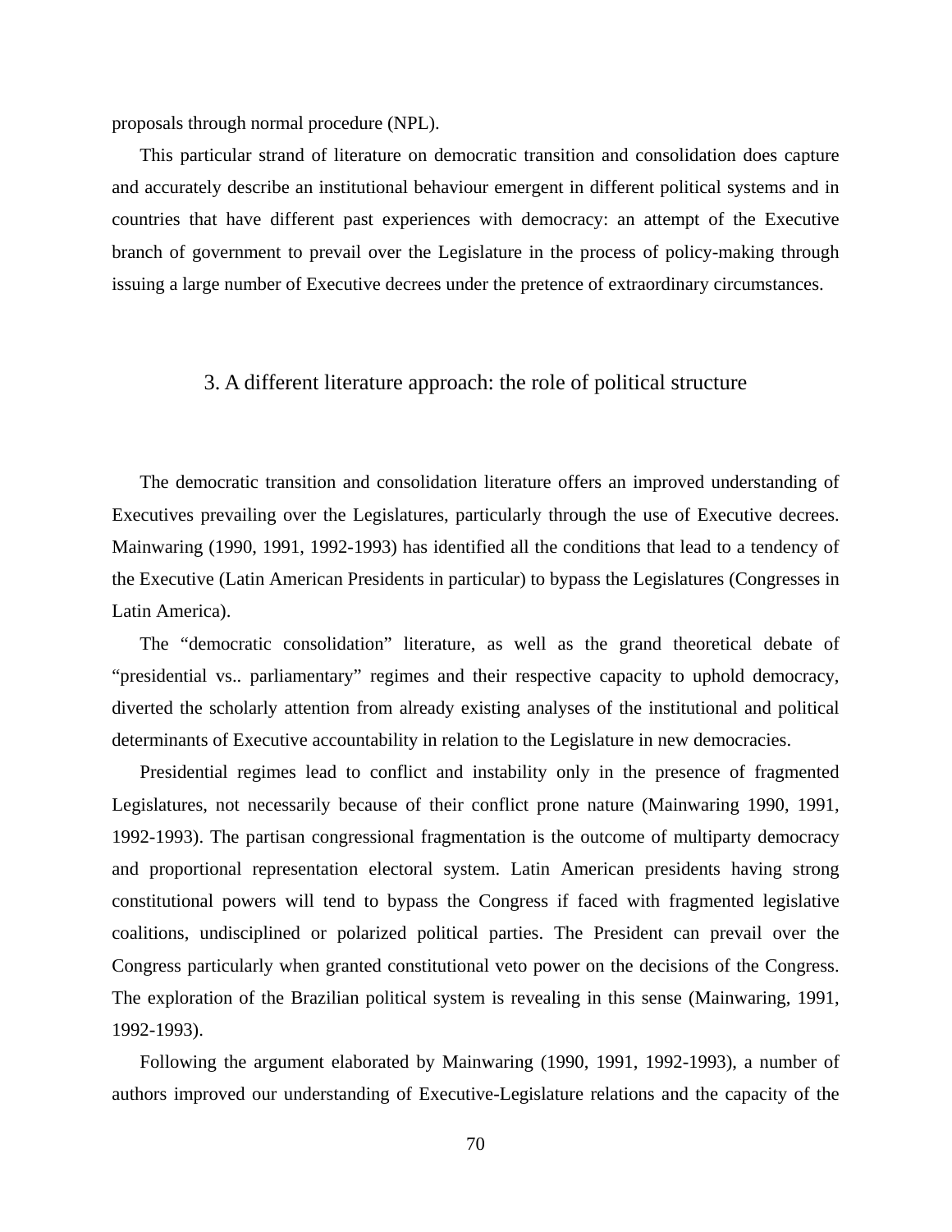proposals through normal procedure (NPL).

This particular strand of literature on democratic transition and consolidation does capture and accurately describe an institutional behaviour emergent in different political systems and in countries that have different past experiences with democracy: an attempt of the Executive branch of government to prevail over the Legislature in the process of policy-making through issuing a large number of Executive decrees under the pretence of extraordinary circumstances.

## 3. A different literature approach: the role of political structure

The democratic transition and consolidation literature offers an improved understanding of Executives prevailing over the Legislatures, particularly through the use of Executive decrees. Mainwaring (1990, 1991, 1992-1993) has identified all the conditions that lead to a tendency of the Executive (Latin American Presidents in particular) to bypass the Legislatures (Congresses in Latin America).

The "democratic consolidation" literature, as well as the grand theoretical debate of "presidential vs.. parliamentary" regimes and their respective capacity to uphold democracy, diverted the scholarly attention from already existing analyses of the institutional and political determinants of Executive accountability in relation to the Legislature in new democracies.

Presidential regimes lead to conflict and instability only in the presence of fragmented Legislatures, not necessarily because of their conflict prone nature (Mainwaring 1990, 1991, 1992-1993). The partisan congressional fragmentation is the outcome of multiparty democracy and proportional representation electoral system. Latin American presidents having strong constitutional powers will tend to bypass the Congress if faced with fragmented legislative coalitions, undisciplined or polarized political parties. The President can prevail over the Congress particularly when granted constitutional veto power on the decisions of the Congress. The exploration of the Brazilian political system is revealing in this sense (Mainwaring, 1991, 1992-1993).

Following the argument elaborated by Mainwaring (1990, 1991, 1992-1993), a number of authors improved our understanding of Executive-Legislature relations and the capacity of the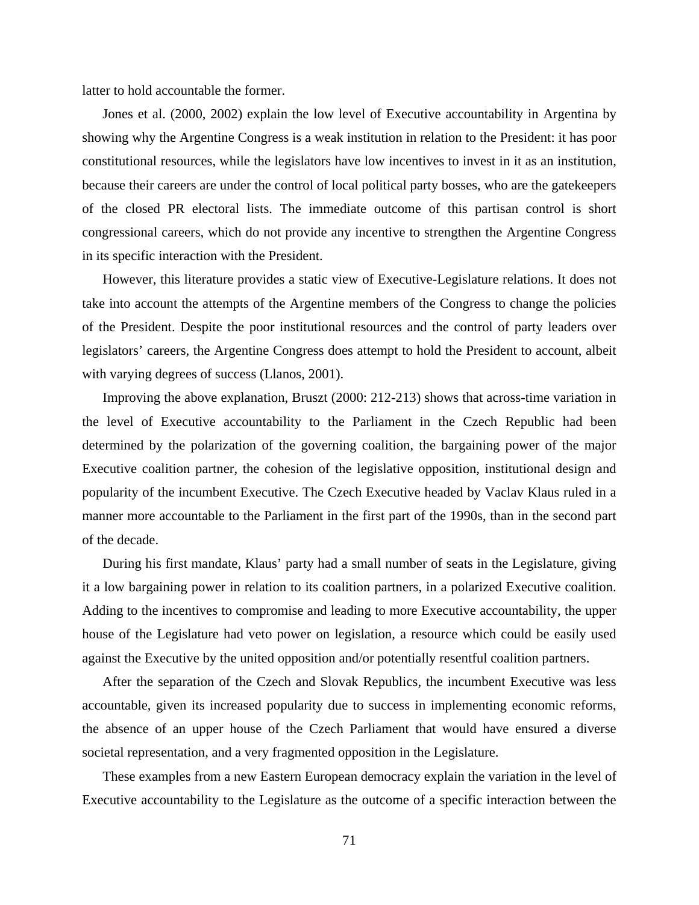latter to hold accountable the former.

Jones et al. (2000, 2002) explain the low level of Executive accountability in Argentina by showing why the Argentine Congress is a weak institution in relation to the President: it has poor constitutional resources, while the legislators have low incentives to invest in it as an institution, because their careers are under the control of local political party bosses, who are the gatekeepers of the closed PR electoral lists. The immediate outcome of this partisan control is short congressional careers, which do not provide any incentive to strengthen the Argentine Congress in its specific interaction with the President.

However, this literature provides a static view of Executive-Legislature relations. It does not take into account the attempts of the Argentine members of the Congress to change the policies of the President. Despite the poor institutional resources and the control of party leaders over legislators' careers, the Argentine Congress does attempt to hold the President to account, albeit with varying degrees of success (Llanos, 2001).

Improving the above explanation, Bruszt (2000: 212-213) shows that across-time variation in the level of Executive accountability to the Parliament in the Czech Republic had been determined by the polarization of the governing coalition, the bargaining power of the major Executive coalition partner, the cohesion of the legislative opposition, institutional design and popularity of the incumbent Executive. The Czech Executive headed by Vaclav Klaus ruled in a manner more accountable to the Parliament in the first part of the 1990s, than in the second part of the decade.

During his first mandate, Klaus' party had a small number of seats in the Legislature, giving it a low bargaining power in relation to its coalition partners, in a polarized Executive coalition. Adding to the incentives to compromise and leading to more Executive accountability, the upper house of the Legislature had veto power on legislation, a resource which could be easily used against the Executive by the united opposition and/or potentially resentful coalition partners.

After the separation of the Czech and Slovak Republics, the incumbent Executive was less accountable, given its increased popularity due to success in implementing economic reforms, the absence of an upper house of the Czech Parliament that would have ensured a diverse societal representation, and a very fragmented opposition in the Legislature.

These examples from a new Eastern European democracy explain the variation in the level of Executive accountability to the Legislature as the outcome of a specific interaction between the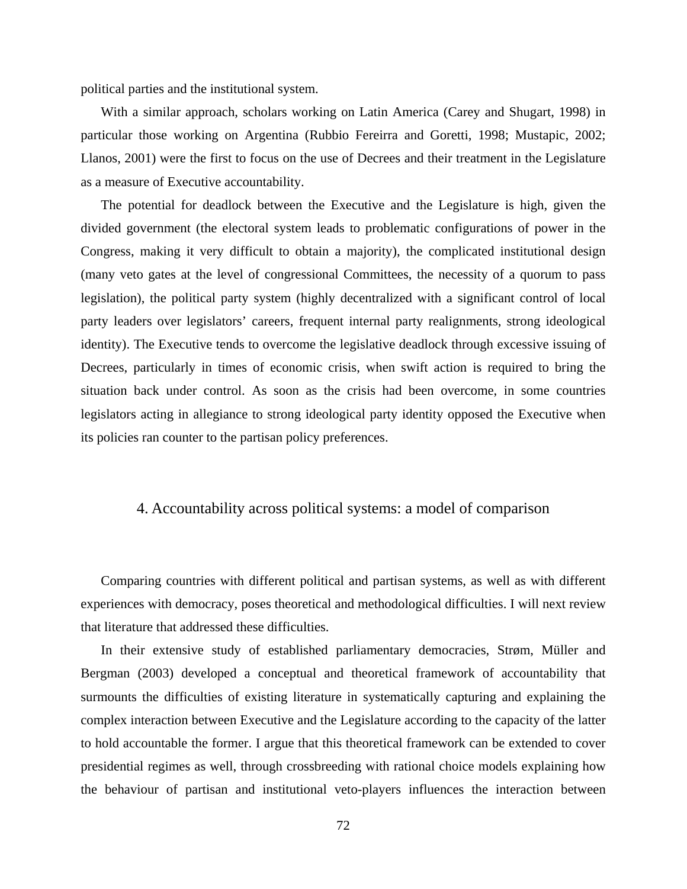political parties and the institutional system.

With a similar approach, scholars working on Latin America (Carey and Shugart, 1998) in particular those working on Argentina (Rubbio Fereirra and Goretti, 1998; Mustapic, 2002; Llanos, 2001) were the first to focus on the use of Decrees and their treatment in the Legislature as a measure of Executive accountability.

The potential for deadlock between the Executive and the Legislature is high, given the divided government (the electoral system leads to problematic configurations of power in the Congress, making it very difficult to obtain a majority), the complicated institutional design (many veto gates at the level of congressional Committees, the necessity of a quorum to pass legislation), the political party system (highly decentralized with a significant control of local party leaders over legislators' careers, frequent internal party realignments, strong ideological identity). The Executive tends to overcome the legislative deadlock through excessive issuing of Decrees, particularly in times of economic crisis, when swift action is required to bring the situation back under control. As soon as the crisis had been overcome, in some countries legislators acting in allegiance to strong ideological party identity opposed the Executive when its policies ran counter to the partisan policy preferences.

## 4. Accountability across political systems: a model of comparison

Comparing countries with different political and partisan systems, as well as with different experiences with democracy, poses theoretical and methodological difficulties. I will next review that literature that addressed these difficulties.

In their extensive study of established parliamentary democracies, Strøm, Müller and Bergman (2003) developed a conceptual and theoretical framework of accountability that surmounts the difficulties of existing literature in systematically capturing and explaining the complex interaction between Executive and the Legislature according to the capacity of the latter to hold accountable the former. I argue that this theoretical framework can be extended to cover presidential regimes as well, through crossbreeding with rational choice models explaining how the behaviour of partisan and institutional veto-players influences the interaction between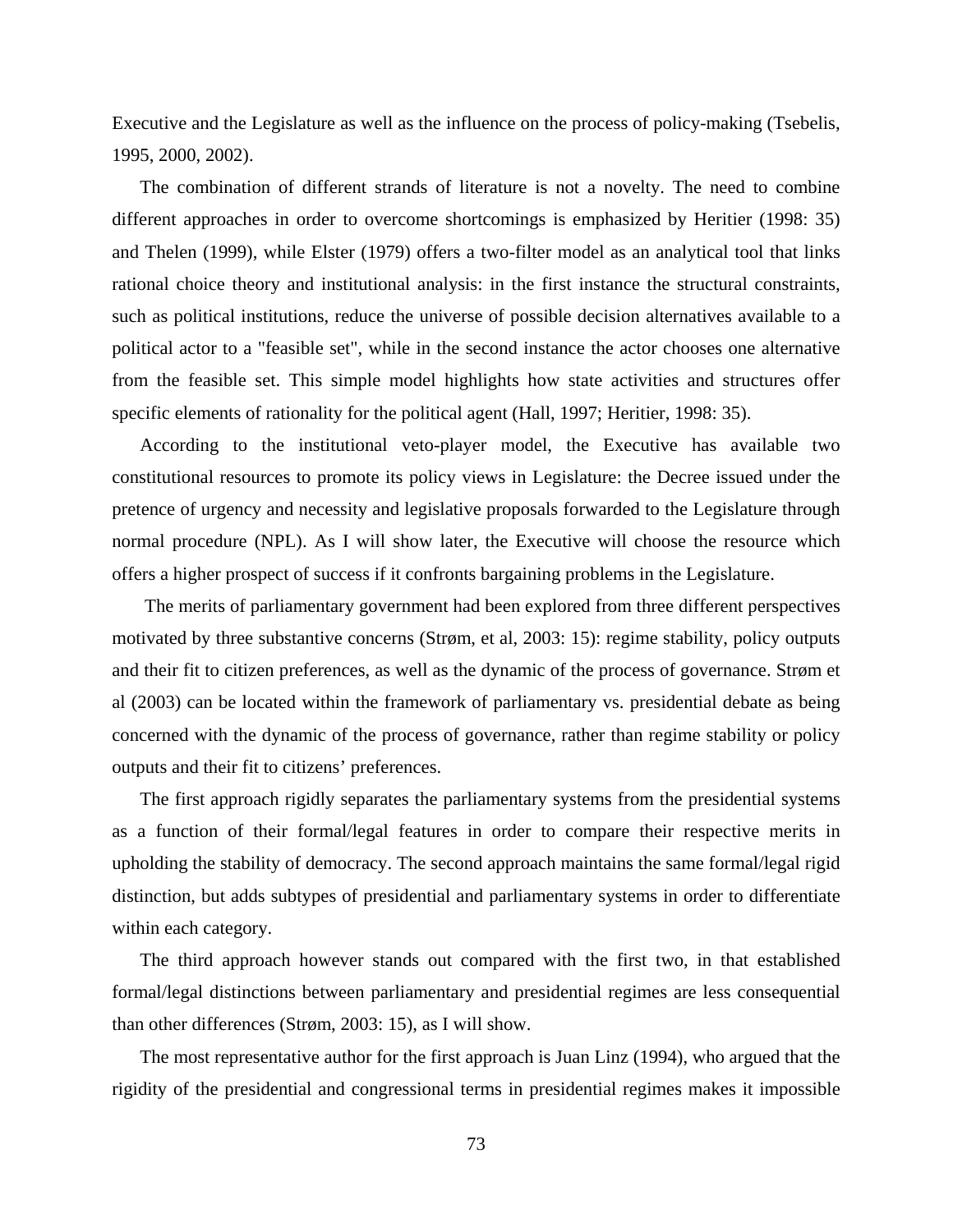Executive and the Legislature as well as the influence on the process of policy-making (Tsebelis, 1995, 2000, 2002).

The combination of different strands of literature is not a novelty. The need to combine different approaches in order to overcome shortcomings is emphasized by Heritier (1998: 35) and Thelen (1999), while Elster (1979) offers a two-filter model as an analytical tool that links rational choice theory and institutional analysis: in the first instance the structural constraints, such as political institutions, reduce the universe of possible decision alternatives available to a political actor to a "feasible set", while in the second instance the actor chooses one alternative from the feasible set. This simple model highlights how state activities and structures offer specific elements of rationality for the political agent (Hall, 1997; Heritier, 1998: 35).

According to the institutional veto-player model, the Executive has available two constitutional resources to promote its policy views in Legislature: the Decree issued under the pretence of urgency and necessity and legislative proposals forwarded to the Legislature through normal procedure (NPL). As I will show later, the Executive will choose the resource which offers a higher prospect of success if it confronts bargaining problems in the Legislature.

The merits of parliamentary government had been explored from three different perspectives motivated by three substantive concerns (Strøm, et al, 2003: 15): regime stability, policy outputs and their fit to citizen preferences, as well as the dynamic of the process of governance. Strøm et al (2003) can be located within the framework of parliamentary vs. presidential debate as being concerned with the dynamic of the process of governance, rather than regime stability or policy outputs and their fit to citizens' preferences.

The first approach rigidly separates the parliamentary systems from the presidential systems as a function of their formal/legal features in order to compare their respective merits in upholding the stability of democracy. The second approach maintains the same formal/legal rigid distinction, but adds subtypes of presidential and parliamentary systems in order to differentiate within each category.

The third approach however stands out compared with the first two, in that established formal/legal distinctions between parliamentary and presidential regimes are less consequential than other differences (Strøm, 2003: 15), as I will show.

The most representative author for the first approach is Juan Linz (1994), who argued that the rigidity of the presidential and congressional terms in presidential regimes makes it impossible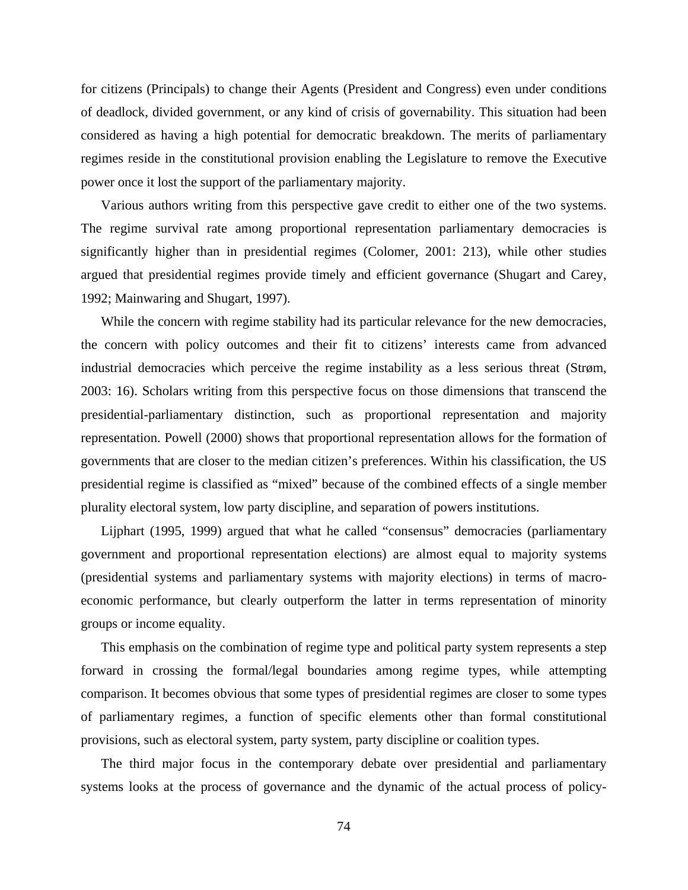for citizens (Principals) to change their Agents (President and Congress) even under conditions of deadlock, divided government, or any kind of crisis of governability. This situation had been considered as having a high potential for democratic breakdown. The merits of parliamentary regimes reside in the constitutional provision enabling the Legislature to remove the Executive power once it lost the support of the parliamentary majority.

Various authors writing from this perspective gave credit to either one of the two systems. The regime survival rate among proportional representation parliamentary democracies is significantly higher than in presidential regimes (Colomer, 2001: 213), while other studies argued that presidential regimes provide timely and efficient governance (Shugart and Carey, 1992; Mainwaring and Shugart, 1997).

While the concern with regime stability had its particular relevance for the new democracies, the concern with policy outcomes and their fit to citizens' interests came from advanced industrial democracies which perceive the regime instability as a less serious threat (Strøm, 2003: 16). Scholars writing from this perspective focus on those dimensions that transcend the presidential-parliamentary distinction, such as proportional representation and majority representation. Powell (2000) shows that proportional representation allows for the formation of governments that are closer to the median citizen's preferences. Within his classification, the US presidential regime is classified as "mixed" because of the combined effects of a single member plurality electoral system, low party discipline, and separation of powers institutions.

Lijphart (1995, 1999) argued that what he called "consensus" democracies (parliamentary government and proportional representation elections) are almost equal to majority systems (presidential systems and parliamentary systems with majority elections) in terms of macro-economic performance, but clearly outperform the latter in terms representation of minority groups or income equality.

This emphasis on the combination of regime type and political party system represents a step forward in crossing the formal/legal boundaries among regime types, while attempting comparison. It becomes obvious that some types of presidential regimes are closer to some types of parliamentary regimes, a function of specific elements other than formal constitutional provisions, such as electoral system, party system, party discipline or coalition types.

The third major focus in the contemporary debate over presidential and parliamentary systems looks at the process of governance and the dynamic of the actual process of policy-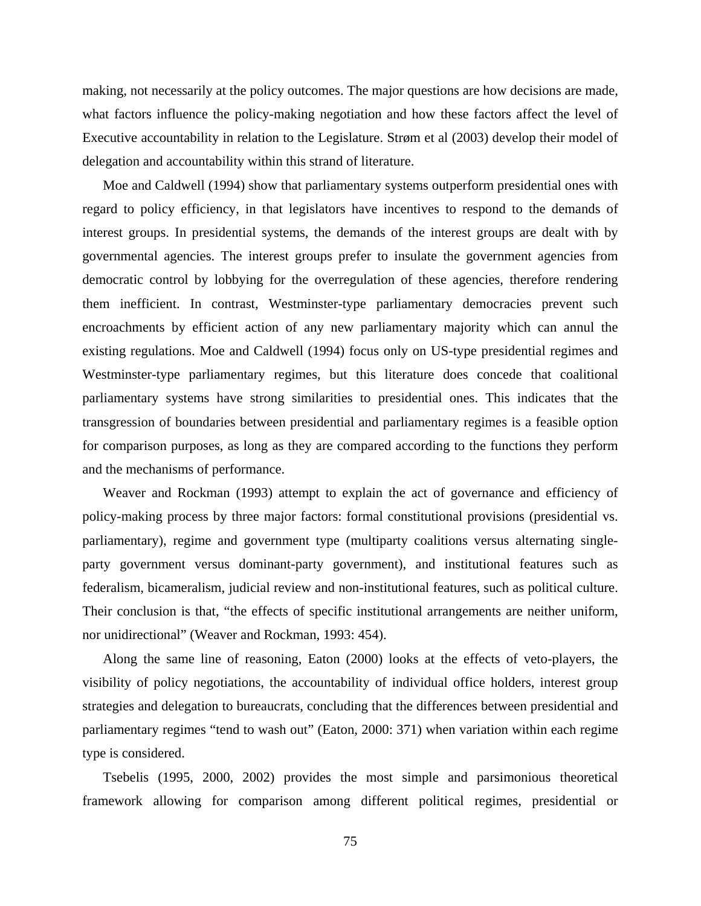making, not necessarily at the policy outcomes. The major questions are how decisions are made, what factors influence the policy-making negotiation and how these factors affect the level of Executive accountability in relation to the Legislature. Strøm et al (2003) develop their model of delegation and accountability within this strand of literature.

Moe and Caldwell (1994) show that parliamentary systems outperform presidential ones with regard to policy efficiency, in that legislators have incentives to respond to the demands of interest groups. In presidential systems, the demands of the interest groups are dealt with by governmental agencies. The interest groups prefer to insulate the government agencies from democratic control by lobbying for the overregulation of these agencies, therefore rendering them inefficient. In contrast, Westminster-type parliamentary democracies prevent such encroachments by efficient action of any new parliamentary majority which can annul the existing regulations. Moe and Caldwell (1994) focus only on US-type presidential regimes and Westminster-type parliamentary regimes, but this literature does concede that coalitional parliamentary systems have strong similarities to presidential ones. This indicates that the transgression of boundaries between presidential and parliamentary regimes is a feasible option for comparison purposes, as long as they are compared according to the functions they perform and the mechanisms of performance.

Weaver and Rockman (1993) attempt to explain the act of governance and efficiency of policy-making process by three major factors: formal constitutional provisions (presidential vs. parliamentary), regime and government type (multiparty coalitions versus alternating single-party government versus dominant-party government), and institutional features such as federalism, bicameralism, judicial review and non-institutional features, such as political culture. Their conclusion is that, "the effects of specific institutional arrangements are neither uniform, nor unidirectional" (Weaver and Rockman, 1993: 454).

Along the same line of reasoning, Eaton (2000) looks at the effects of veto-players, the visibility of policy negotiations, the accountability of individual office holders, interest group strategies and delegation to bureaucrats, concluding that the differences between presidential and parliamentary regimes "tend to wash out" (Eaton, 2000: 371) when variation within each regime type is considered.

Tsebelis (1995, 2000, 2002) provides the most simple and parsimonious theoretical framework allowing for comparison among different political regimes, presidential or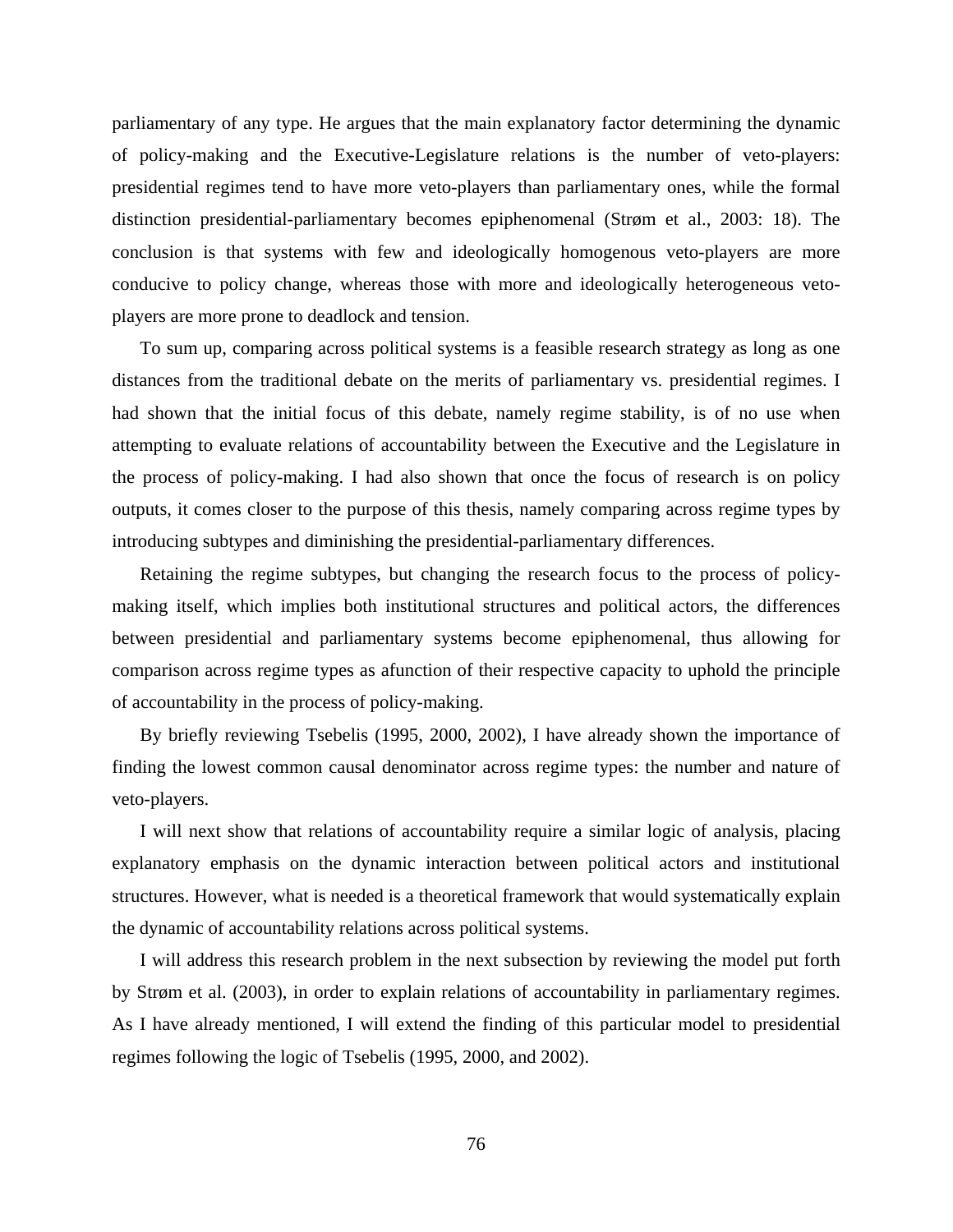parliamentary of any type. He argues that the main explanatory factor determining the dynamic of policy-making and the Executive-Legislature relations is the number of veto-players: presidential regimes tend to have more veto-players than parliamentary ones, while the formal distinction presidential-parliamentary becomes epiphenomenal (Strøm et al., 2003: 18). The conclusion is that systems with few and ideologically homogenous veto-players are more conducive to policy change, whereas those with more and ideologically heterogeneous veto-players are more prone to deadlock and tension.

To sum up, comparing across political systems is a feasible research strategy as long as one distances from the traditional debate on the merits of parliamentary vs. presidential regimes. I had shown that the initial focus of this debate, namely regime stability, is of no use when attempting to evaluate relations of accountability between the Executive and the Legislature in the process of policy-making. I had also shown that once the focus of research is on policy outputs, it comes closer to the purpose of this thesis, namely comparing across regime types by introducing subtypes and diminishing the presidential-parliamentary differences.

Retaining the regime subtypes, but changing the research focus to the process of policy-making itself, which implies both institutional structures and political actors, the differences between presidential and parliamentary systems become epiphenomenal, thus allowing for comparison across regime types as afunction of their respective capacity to uphold the principle of accountability in the process of policy-making.

By briefly reviewing Tsebelis (1995, 2000, 2002), I have already shown the importance of finding the lowest common causal denominator across regime types: the number and nature of veto-players.

I will next show that relations of accountability require a similar logic of analysis, placing explanatory emphasis on the dynamic interaction between political actors and institutional structures. However, what is needed is a theoretical framework that would systematically explain the dynamic of accountability relations across political systems.

I will address this research problem in the next subsection by reviewing the model put forth by Strøm et al. (2003), in order to explain relations of accountability in parliamentary regimes. As I have already mentioned, I will extend the finding of this particular model to presidential regimes following the logic of Tsebelis (1995, 2000, and 2002).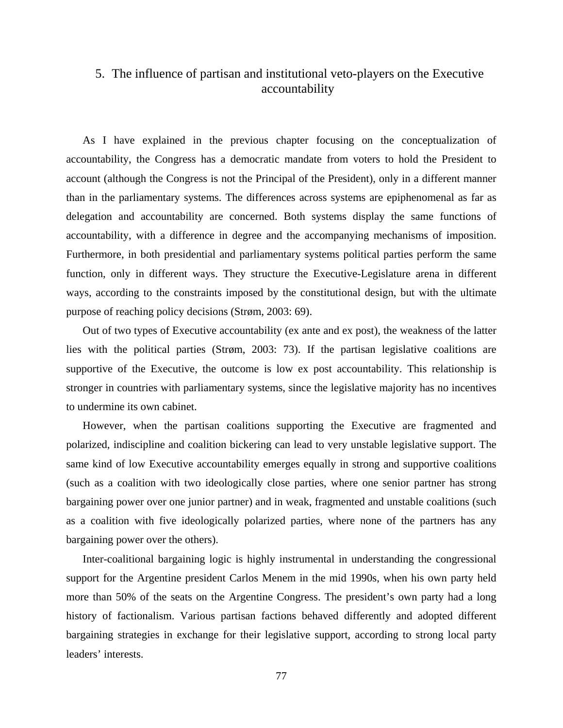# 5. The influence of partisan and institutional veto-players on the Executive accountability

As I have explained in the previous chapter focusing on the conceptualization of accountability, the Congress has a democratic mandate from voters to hold the President to account (although the Congress is not the Principal of the President), only in a different manner than in the parliamentary systems. The differences across systems are epiphenomenal as far as delegation and accountability are concerned. Both systems display the same functions of accountability, with a difference in degree and the accompanying mechanisms of imposition. Furthermore, in both presidential and parliamentary systems political parties perform the same function, only in different ways. They structure the Executive-Legislature arena in different ways, according to the constraints imposed by the constitutional design, but with the ultimate purpose of reaching policy decisions (Strøm, 2003: 69).

Out of two types of Executive accountability (ex ante and ex post), the weakness of the latter lies with the political parties (Strøm, 2003: 73). If the partisan legislative coalitions are supportive of the Executive, the outcome is low ex post accountability. This relationship is stronger in countries with parliamentary systems, since the legislative majority has no incentives to undermine its own cabinet.

However, when the partisan coalitions supporting the Executive are fragmented and polarized, indiscipline and coalition bickering can lead to very unstable legislative support. The same kind of low Executive accountability emerges equally in strong and supportive coalitions (such as a coalition with two ideologically close parties, where one senior partner has strong bargaining power over one junior partner) and in weak, fragmented and unstable coalitions (such as a coalition with five ideologically polarized parties, where none of the partners has any bargaining power over the others).

Inter-coalitional bargaining logic is highly instrumental in understanding the congressional support for the Argentine president Carlos Menem in the mid 1990s, when his own party held more than 50% of the seats on the Argentine Congress. The president's own party had a long history of factionalism. Various partisan factions behaved differently and adopted different bargaining strategies in exchange for their legislative support, according to strong local party leaders' interests.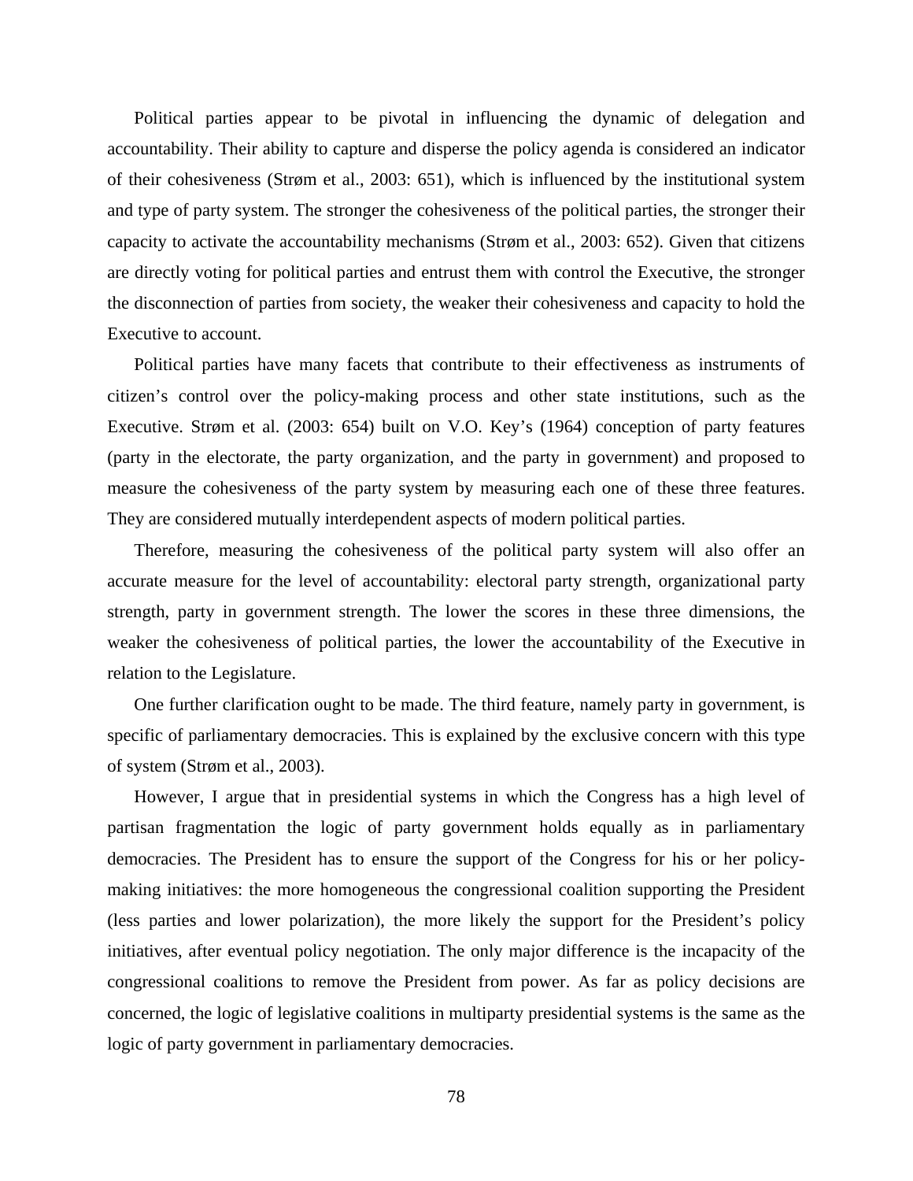Political parties appear to be pivotal in influencing the dynamic of delegation and accountability. Their ability to capture and disperse the policy agenda is considered an indicator of their cohesiveness (Strøm et al., 2003: 651), which is influenced by the institutional system and type of party system. The stronger the cohesiveness of the political parties, the stronger their capacity to activate the accountability mechanisms (Strøm et al., 2003: 652). Given that citizens are directly voting for political parties and entrust them with control the Executive, the stronger the disconnection of parties from society, the weaker their cohesiveness and capacity to hold the Executive to account.

Political parties have many facets that contribute to their effectiveness as instruments of citizen's control over the policy-making process and other state institutions, such as the Executive. Strøm et al. (2003: 654) built on V.O. Key's (1964) conception of party features (party in the electorate, the party organization, and the party in government) and proposed to measure the cohesiveness of the party system by measuring each one of these three features. They are considered mutually interdependent aspects of modern political parties.

Therefore, measuring the cohesiveness of the political party system will also offer an accurate measure for the level of accountability: electoral party strength, organizational party strength, party in government strength. The lower the scores in these three dimensions, the weaker the cohesiveness of political parties, the lower the accountability of the Executive in relation to the Legislature.

One further clarification ought to be made. The third feature, namely party in government, is specific of parliamentary democracies. This is explained by the exclusive concern with this type of system (Strøm et al., 2003).

However, I argue that in presidential systems in which the Congress has a high level of partisan fragmentation the logic of party government holds equally as in parliamentary democracies. The President has to ensure the support of the Congress for his or her policy-making initiatives: the more homogeneous the congressional coalition supporting the President (less parties and lower polarization), the more likely the support for the President's policy initiatives, after eventual policy negotiation. The only major difference is the incapacity of the congressional coalitions to remove the President from power. As far as policy decisions are concerned, the logic of legislative coalitions in multiparty presidential systems is the same as the logic of party government in parliamentary democracies.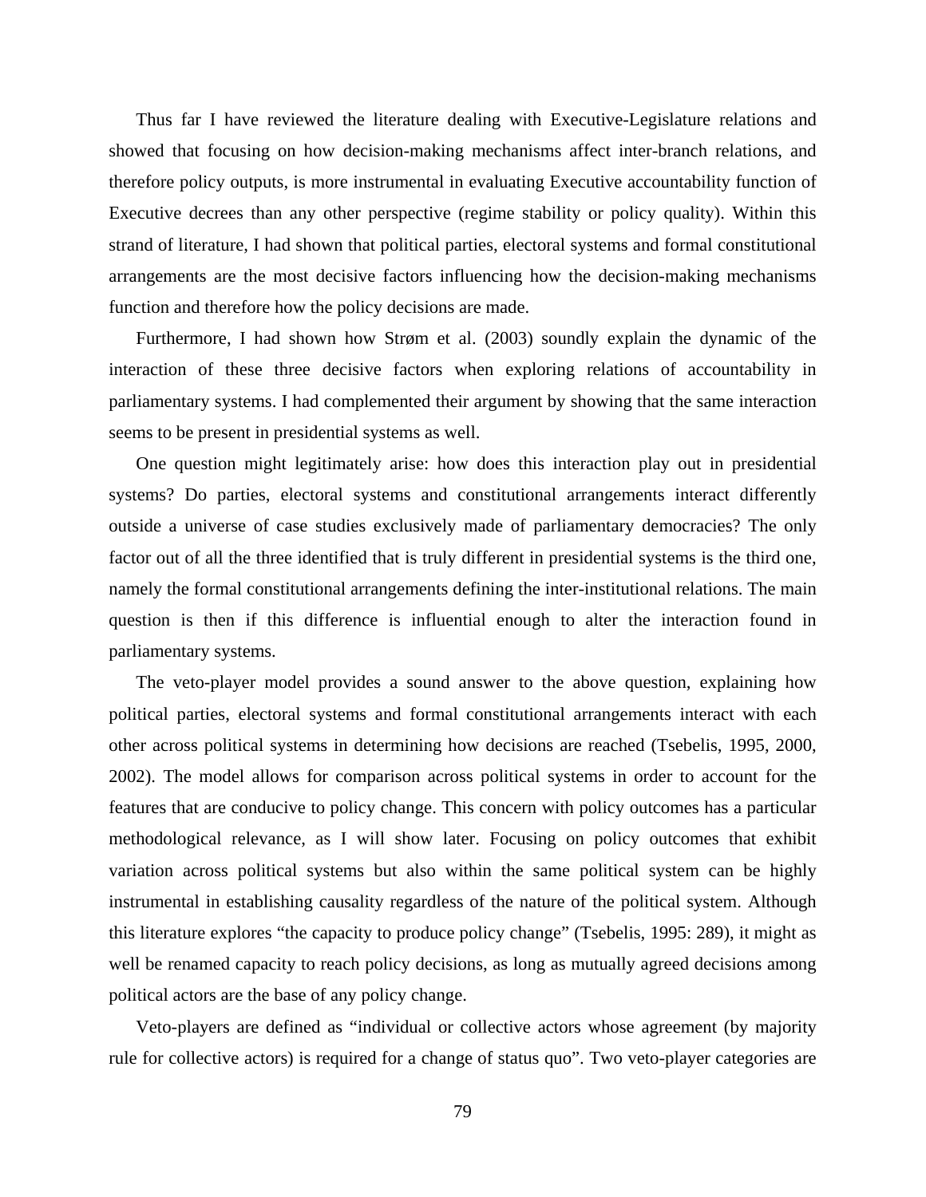Thus far I have reviewed the literature dealing with Executive-Legislature relations and showed that focusing on how decision-making mechanisms affect inter-branch relations, and therefore policy outputs, is more instrumental in evaluating Executive accountability function of Executive decrees than any other perspective (regime stability or policy quality). Within this strand of literature, I had shown that political parties, electoral systems and formal constitutional arrangements are the most decisive factors influencing how the decision-making mechanisms function and therefore how the policy decisions are made.

Furthermore, I had shown how Strøm et al. (2003) soundly explain the dynamic of the interaction of these three decisive factors when exploring relations of accountability in parliamentary systems. I had complemented their argument by showing that the same interaction seems to be present in presidential systems as well.

One question might legitimately arise: how does this interaction play out in presidential systems? Do parties, electoral systems and constitutional arrangements interact differently outside a universe of case studies exclusively made of parliamentary democracies? The only factor out of all the three identified that is truly different in presidential systems is the third one, namely the formal constitutional arrangements defining the inter-institutional relations. The main question is then if this difference is influential enough to alter the interaction found in parliamentary systems.

The veto-player model provides a sound answer to the above question, explaining how political parties, electoral systems and formal constitutional arrangements interact with each other across political systems in determining how decisions are reached (Tsebelis, 1995, 2000, 2002). The model allows for comparison across political systems in order to account for the features that are conducive to policy change. This concern with policy outcomes has a particular methodological relevance, as I will show later. Focusing on policy outcomes that exhibit variation across political systems but also within the same political system can be highly instrumental in establishing causality regardless of the nature of the political system. Although this literature explores "the capacity to produce policy change" (Tsebelis, 1995: 289), it might as well be renamed capacity to reach policy decisions, as long as mutually agreed decisions among political actors are the base of any policy change.

Veto-players are defined as "individual or collective actors whose agreement (by majority rule for collective actors) is required for a change of status quo". Two veto-player categories are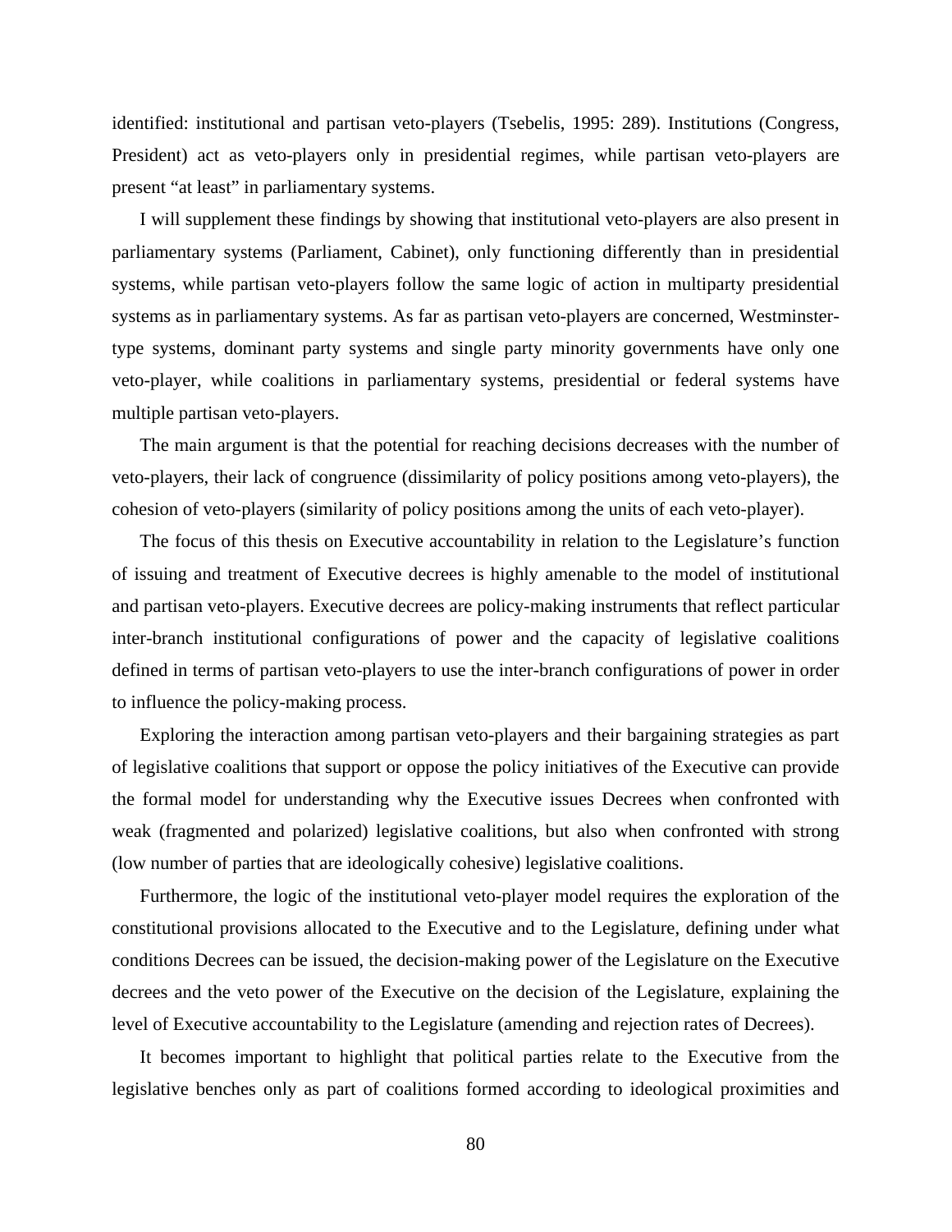identified: institutional and partisan veto-players (Tsebelis, 1995: 289). Institutions (Congress, President) act as veto-players only in presidential regimes, while partisan veto-players are present "at least" in parliamentary systems.

I will supplement these findings by showing that institutional veto-players are also present in parliamentary systems (Parliament, Cabinet), only functioning differently than in presidential systems, while partisan veto-players follow the same logic of action in multiparty presidential systems as in parliamentary systems. As far as partisan veto-players are concerned, Westminster-type systems, dominant party systems and single party minority governments have only one veto-player, while coalitions in parliamentary systems, presidential or federal systems have multiple partisan veto-players.

The main argument is that the potential for reaching decisions decreases with the number of veto-players, their lack of congruence (dissimilarity of policy positions among veto-players), the cohesion of veto-players (similarity of policy positions among the units of each veto-player).

The focus of this thesis on Executive accountability in relation to the Legislature's function of issuing and treatment of Executive decrees is highly amenable to the model of institutional and partisan veto-players. Executive decrees are policy-making instruments that reflect particular inter-branch institutional configurations of power and the capacity of legislative coalitions defined in terms of partisan veto-players to use the inter-branch configurations of power in order to influence the policy-making process.

Exploring the interaction among partisan veto-players and their bargaining strategies as part of legislative coalitions that support or oppose the policy initiatives of the Executive can provide the formal model for understanding why the Executive issues Decrees when confronted with weak (fragmented and polarized) legislative coalitions, but also when confronted with strong (low number of parties that are ideologically cohesive) legislative coalitions.

Furthermore, the logic of the institutional veto-player model requires the exploration of the constitutional provisions allocated to the Executive and to the Legislature, defining under what conditions Decrees can be issued, the decision-making power of the Legislature on the Executive decrees and the veto power of the Executive on the decision of the Legislature, explaining the level of Executive accountability to the Legislature (amending and rejection rates of Decrees).

It becomes important to highlight that political parties relate to the Executive from the legislative benches only as part of coalitions formed according to ideological proximities and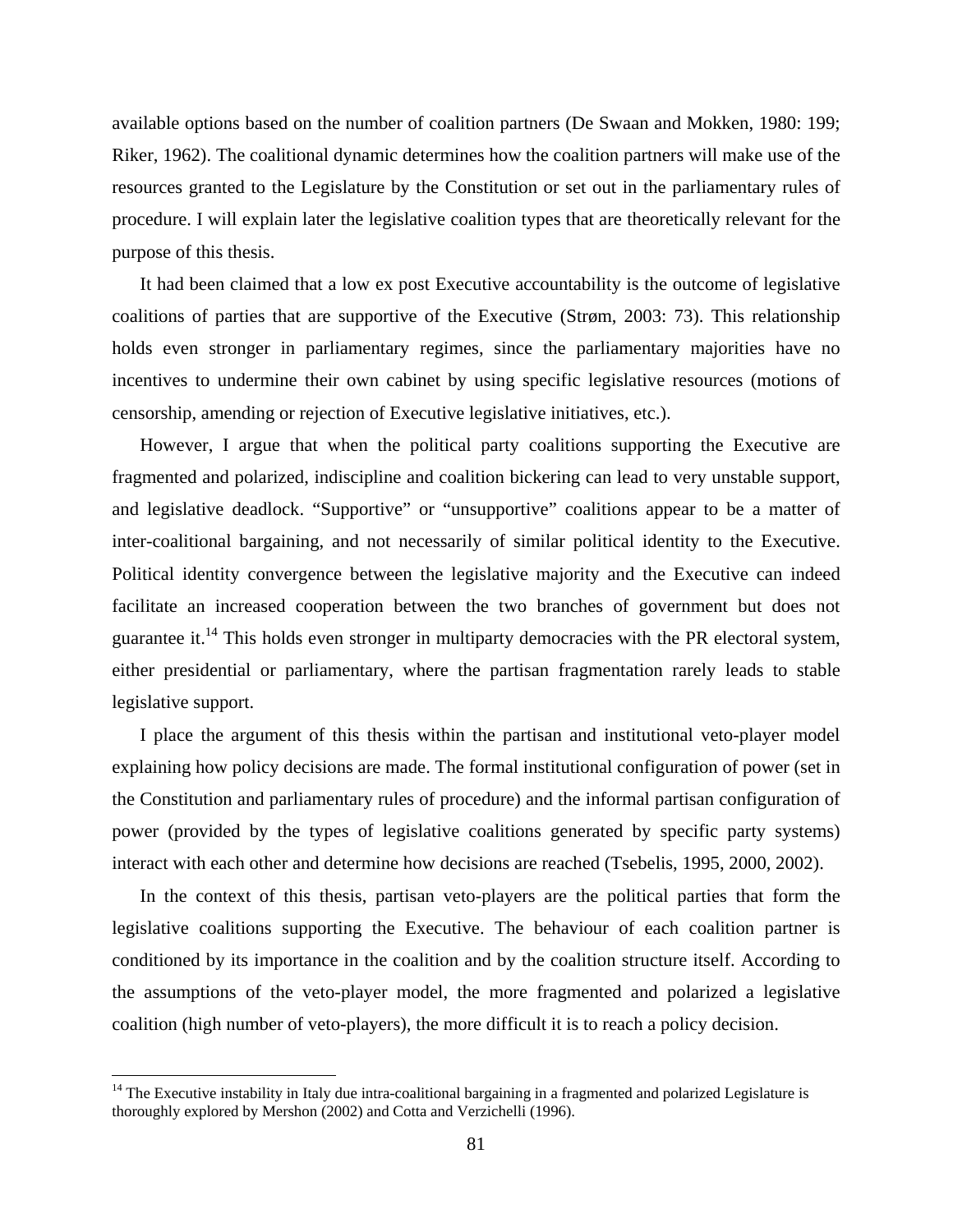available options based on the number of coalition partners (De Swaan and Mokken, 1980: 199; Riker, 1962). The coalitional dynamic determines how the coalition partners will make use of the resources granted to the Legislature by the Constitution or set out in the parliamentary rules of procedure. I will explain later the legislative coalition types that are theoretically relevant for the purpose of this thesis.

It had been claimed that a low ex post Executive accountability is the outcome of legislative coalitions of parties that are supportive of the Executive (Strøm, 2003: 73). This relationship holds even stronger in parliamentary regimes, since the parliamentary majorities have no incentives to undermine their own cabinet by using specific legislative resources (motions of censorship, amending or rejection of Executive legislative initiatives, etc.).

However, I argue that when the political party coalitions supporting the Executive are fragmented and polarized, indiscipline and coalition bickering can lead to very unstable support, and legislative deadlock. "Supportive" or "unsupportive" coalitions appear to be a matter of inter-coalitional bargaining, and not necessarily of similar political identity to the Executive. Political identity convergence between the legislative majority and the Executive can indeed facilitate an increased cooperation between the two branches of government but does not guarantee it.[14] This holds even stronger in multiparty democracies with the PR electoral system, either presidential or parliamentary, where the partisan fragmentation rarely leads to stable legislative support.

I place the argument of this thesis within the partisan and institutional veto-player model explaining how policy decisions are made. The formal institutional configuration of power (set in the Constitution and parliamentary rules of procedure) and the informal partisan configuration of power (provided by the types of legislative coalitions generated by specific party systems) interact with each other and determine how decisions are reached (Tsebelis, 1995, 2000, 2002).

In the context of this thesis, partisan veto-players are the political parties that form the legislative coalitions supporting the Executive. The behaviour of each coalition partner is conditioned by its importance in the coalition and by the coalition structure itself. According to the assumptions of the veto-player model, the more fragmented and polarized a legislative coalition (high number of veto-players), the more difficult it is to reach a policy decision.

[14] The Executive instability in Italy due intra-coalitional bargaining in a fragmented and polarized Legislature is thoroughly explored by Mershon (2002) and Cotta and Verzichelli (1996).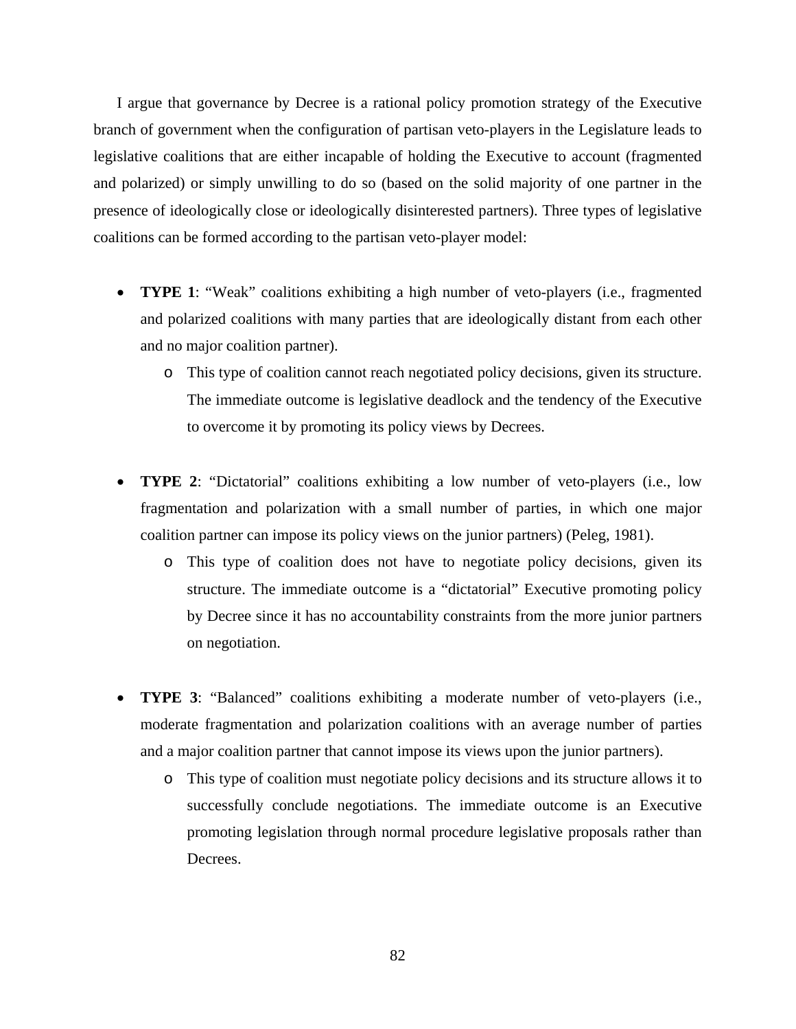I argue that governance by Decree is a rational policy promotion strategy of the Executive branch of government when the configuration of partisan veto-players in the Legislature leads to legislative coalitions that are either incapable of holding the Executive to account (fragmented and polarized) or simply unwilling to do so (based on the solid majority of one partner in the presence of ideologically close or ideologically disinterested partners). Three types of legislative coalitions can be formed according to the partisan veto-player model:

- **TYPE 1**: "Weak" coalitions exhibiting a high number of veto-players (i.e., fragmented and polarized coalitions with many parties that are ideologically distant from each other and no major coalition partner).
  - This type of coalition cannot reach negotiated policy decisions, given its structure. The immediate outcome is legislative deadlock and the tendency of the Executive to overcome it by promoting its policy views by Decrees.

- **TYPE 2**: "Dictatorial" coalitions exhibiting a low number of veto-players (i.e., low fragmentation and polarization with a small number of parties, in which one major coalition partner can impose its policy views on the junior partners) (Peleg, 1981).
  - This type of coalition does not have to negotiate policy decisions, given its structure. The immediate outcome is a "dictatorial" Executive promoting policy by Decree since it has no accountability constraints from the more junior partners on negotiation.

- **TYPE 3**: "Balanced" coalitions exhibiting a moderate number of veto-players (i.e., moderate fragmentation and polarization coalitions with an average number of parties and a major coalition partner that cannot impose its views upon the junior partners).
  - This type of coalition must negotiate policy decisions and its structure allows it to successfully conclude negotiations. The immediate outcome is an Executive promoting legislation through normal procedure legislative proposals rather than Decrees.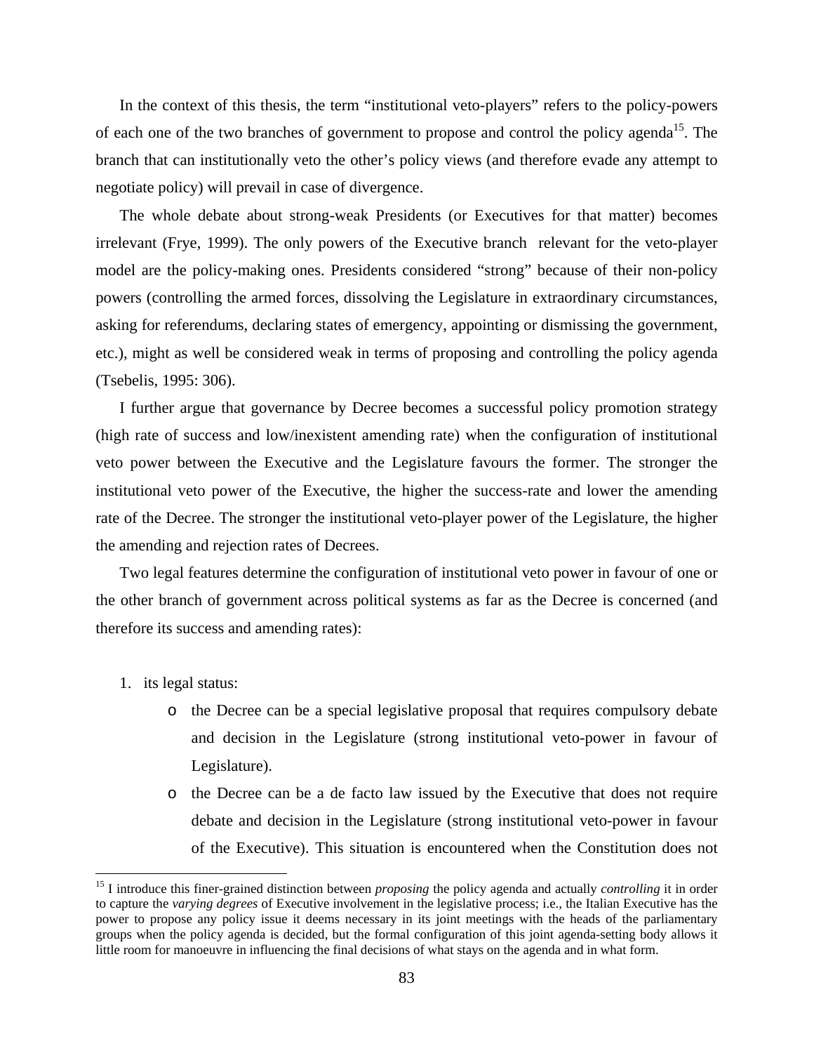In the context of this thesis, the term "institutional veto-players" refers to the policy-powers of each one of the two branches of government to propose and control the policy agenda[15]. The branch that can institutionally veto the other's policy views (and therefore evade any attempt to negotiate policy) will prevail in case of divergence.

The whole debate about strong-weak Presidents (or Executives for that matter) becomes irrelevant (Frye, 1999). The only powers of the Executive branch relevant for the veto-player model are the policy-making ones. Presidents considered "strong" because of their non-policy powers (controlling the armed forces, dissolving the Legislature in extraordinary circumstances, asking for referendums, declaring states of emergency, appointing or dismissing the government, etc.), might as well be considered weak in terms of proposing and controlling the policy agenda (Tsebelis, 1995: 306).

I further argue that governance by Decree becomes a successful policy promotion strategy (high rate of success and low/inexistent amending rate) when the configuration of institutional veto power between the Executive and the Legislature favours the former. The stronger the institutional veto power of the Executive, the higher the success-rate and lower the amending rate of the Decree. The stronger the institutional veto-player power of the Legislature, the higher the amending and rejection rates of Decrees.

Two legal features determine the configuration of institutional veto power in favour of one or the other branch of government across political systems as far as the Decree is concerned (and therefore its success and amending rates):

1. its legal status:
   - the Decree can be a special legislative proposal that requires compulsory debate and decision in the Legislature (strong institutional veto-power in favour of Legislature).
   - the Decree can be a de facto law issued by the Executive that does not require debate and decision in the Legislature (strong institutional veto-power in favour of the Executive). This situation is encountered when the Constitution does not

[15] I introduce this finer-grained distinction between *proposing* the policy agenda and actually *controlling* it in order to capture the *varying degrees* of Executive involvement in the legislative process; i.e., the Italian Executive has the power to propose any policy issue it deems necessary in its joint meetings with the heads of the parliamentary groups when the policy agenda is decided, but the formal configuration of this joint agenda-setting body allows it little room for manoeuvre in influencing the final decisions of what stays on the agenda and in what form.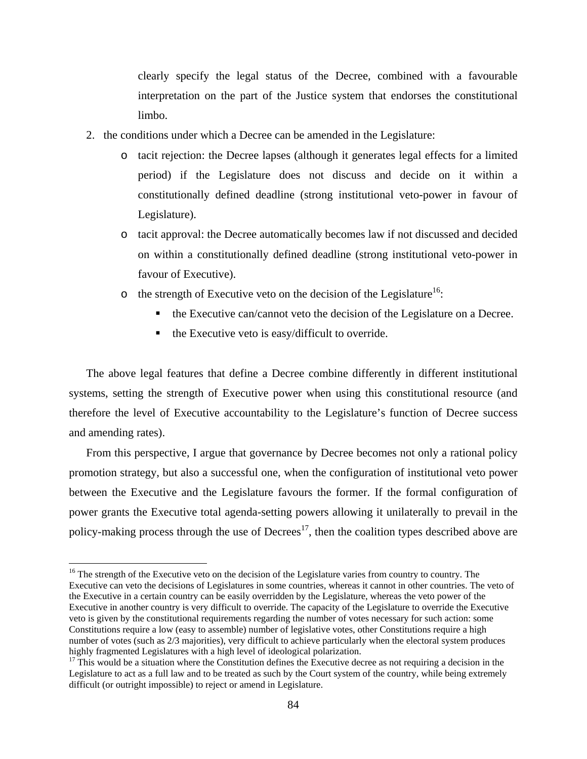clearly specify the legal status of the Decree, combined with a favourable interpretation on the part of the Justice system that endorses the constitutional limbo.

2. the conditions under which a Decree can be amended in the Legislature:
   - tacit rejection: the Decree lapses (although it generates legal effects for a limited period) if the Legislature does not discuss and decide on it within a constitutionally defined deadline (strong institutional veto-power in favour of Legislature).
   - tacit approval: the Decree automatically becomes law if not discussed and decided on within a constitutionally defined deadline (strong institutional veto-power in favour of Executive).
   - the strength of Executive veto on the decision of the Legislature[16]:
     - the Executive can/cannot veto the decision of the Legislature on a Decree.
     - the Executive veto is easy/difficult to override.

The above legal features that define a Decree combine differently in different institutional systems, setting the strength of Executive power when using this constitutional resource (and therefore the level of Executive accountability to the Legislature's function of Decree success and amending rates).

From this perspective, I argue that governance by Decree becomes not only a rational policy promotion strategy, but also a successful one, when the configuration of institutional veto power between the Executive and the Legislature favours the former. If the formal configuration of power grants the Executive total agenda-setting powers allowing it unilaterally to prevail in the policy-making process through the use of Decrees[17], then the coalition types described above are

---

[16] The strength of the Executive veto on the decision of the Legislature varies from country to country. The Executive can veto the decisions of Legislatures in some countries, whereas it cannot in other countries. The veto of the Executive in a certain country can be easily overridden by the Legislature, whereas the veto power of the Executive in another country is very difficult to override. The capacity of the Legislature to override the Executive veto is given by the constitutional requirements regarding the number of votes necessary for such action: some Constitutions require a low (easy to assemble) number of legislative votes, other Constitutions require a high number of votes (such as 2/3 majorities), very difficult to achieve particularly when the electoral system produces highly fragmented Legislatures with a high level of ideological polarization.

[17] This would be a situation where the Constitution defines the Executive decree as not requiring a decision in the Legislature to act as a full law and to be treated as such by the Court system of the country, while being extremely difficult (or outright impossible) to reject or amend in Legislature.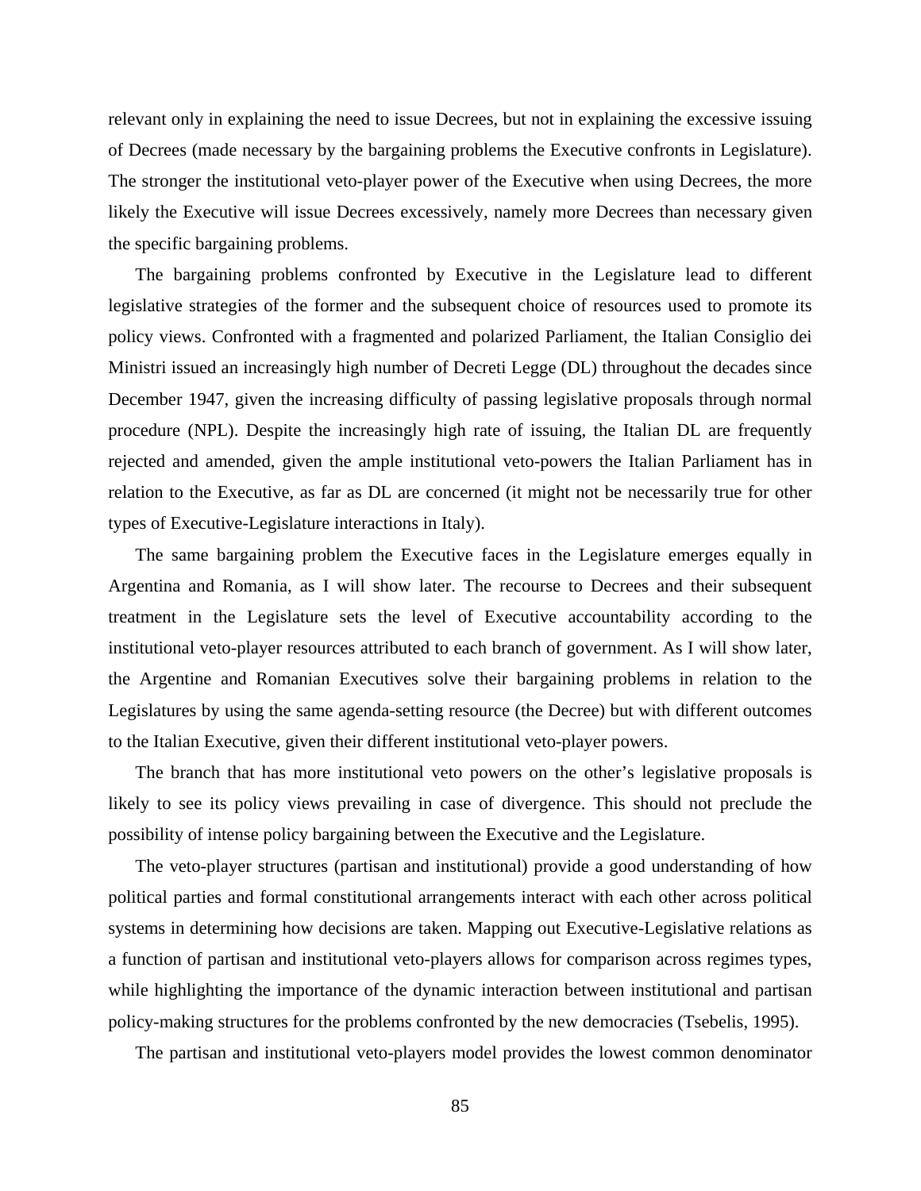relevant only in explaining the need to issue Decrees, but not in explaining the excessive issuing of Decrees (made necessary by the bargaining problems the Executive confronts in Legislature). The stronger the institutional veto-player power of the Executive when using Decrees, the more likely the Executive will issue Decrees excessively, namely more Decrees than necessary given the specific bargaining problems.

The bargaining problems confronted by Executive in the Legislature lead to different legislative strategies of the former and the subsequent choice of resources used to promote its policy views. Confronted with a fragmented and polarized Parliament, the Italian Consiglio dei Ministri issued an increasingly high number of Decreti Legge (DL) throughout the decades since December 1947, given the increasing difficulty of passing legislative proposals through normal procedure (NPL). Despite the increasingly high rate of issuing, the Italian DL are frequently rejected and amended, given the ample institutional veto-powers the Italian Parliament has in relation to the Executive, as far as DL are concerned (it might not be necessarily true for other types of Executive-Legislature interactions in Italy).

The same bargaining problem the Executive faces in the Legislature emerges equally in Argentina and Romania, as I will show later. The recourse to Decrees and their subsequent treatment in the Legislature sets the level of Executive accountability according to the institutional veto-player resources attributed to each branch of government. As I will show later, the Argentine and Romanian Executives solve their bargaining problems in relation to the Legislatures by using the same agenda-setting resource (the Decree) but with different outcomes to the Italian Executive, given their different institutional veto-player powers.

The branch that has more institutional veto powers on the other's legislative proposals is likely to see its policy views prevailing in case of divergence. This should not preclude the possibility of intense policy bargaining between the Executive and the Legislature.

The veto-player structures (partisan and institutional) provide a good understanding of how political parties and formal constitutional arrangements interact with each other across political systems in determining how decisions are taken. Mapping out Executive-Legislative relations as a function of partisan and institutional veto-players allows for comparison across regimes types, while highlighting the importance of the dynamic interaction between institutional and partisan policy-making structures for the problems confronted by the new democracies (Tsebelis, 1995).

The partisan and institutional veto-players model provides the lowest common denominator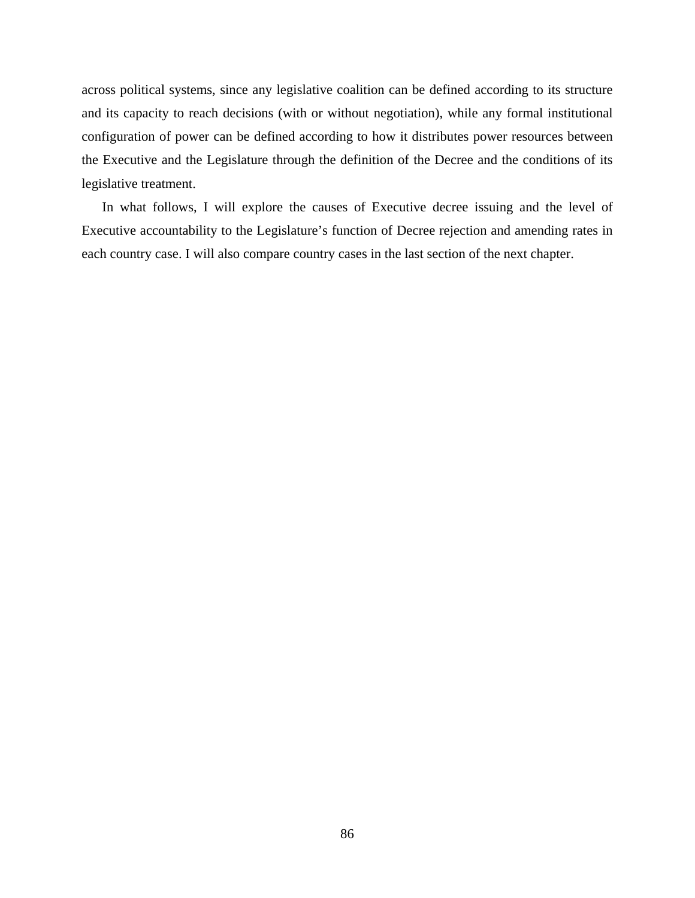across political systems, since any legislative coalition can be defined according to its structure and its capacity to reach decisions (with or without negotiation), while any formal institutional configuration of power can be defined according to how it distributes power resources between the Executive and the Legislature through the definition of the Decree and the conditions of its legislative treatment.

In what follows, I will explore the causes of Executive decree issuing and the level of Executive accountability to the Legislature's function of Decree rejection and amending rates in each country case. I will also compare country cases in the last section of the next chapter.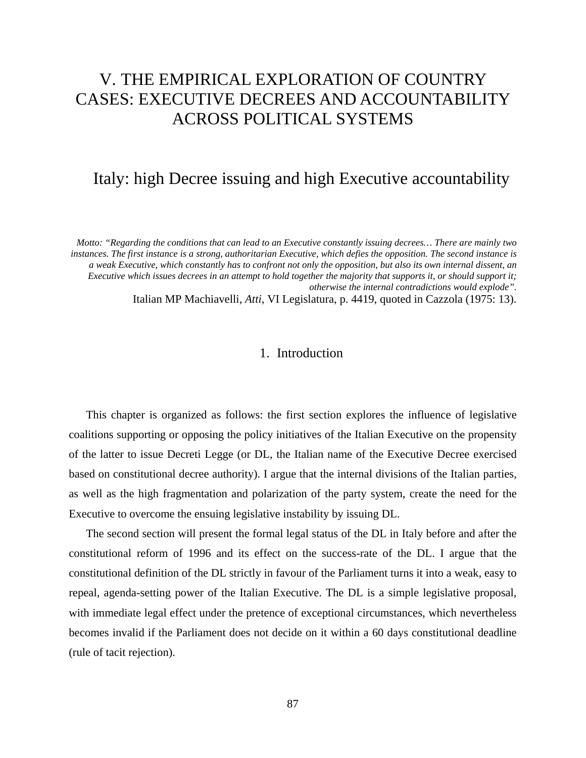# V. THE EMPIRICAL EXPLORATION OF COUNTRY CASES: EXECUTIVE DECREES AND ACCOUNTABILITY ACROSS POLITICAL SYSTEMS

## Italy: high Decree issuing and high Executive accountability

*Motto: "Regarding the conditions that can lead to an Executive constantly issuing decrees… There are mainly two instances. The first instance is a strong, authoritarian Executive, which defies the opposition. The second instance is a weak Executive, which constantly has to confront not only the opposition, but also its own internal dissent, an Executive which issues decrees in an attempt to hold together the majority that supports it, or should support it; otherwise the internal contradictions would explode".*

Italian MP Machiavelli, *Atti*, VI Legislatura, p. 4419, quoted in Cazzola (1975: 13).

### 1. Introduction

This chapter is organized as follows: the first section explores the influence of legislative coalitions supporting or opposing the policy initiatives of the Italian Executive on the propensity of the latter to issue Decreti Legge (or DL, the Italian name of the Executive Decree exercised based on constitutional decree authority). I argue that the internal divisions of the Italian parties, as well as the high fragmentation and polarization of the party system, create the need for the Executive to overcome the ensuing legislative instability by issuing DL.

The second section will present the formal legal status of the DL in Italy before and after the constitutional reform of 1996 and its effect on the success-rate of the DL. I argue that the constitutional definition of the DL strictly in favour of the Parliament turns it into a weak, easy to repeal, agenda-setting power of the Italian Executive. The DL is a simple legislative proposal, with immediate legal effect under the pretence of exceptional circumstances, which nevertheless becomes invalid if the Parliament does not decide on it within a 60 days constitutional deadline (rule of tacit rejection).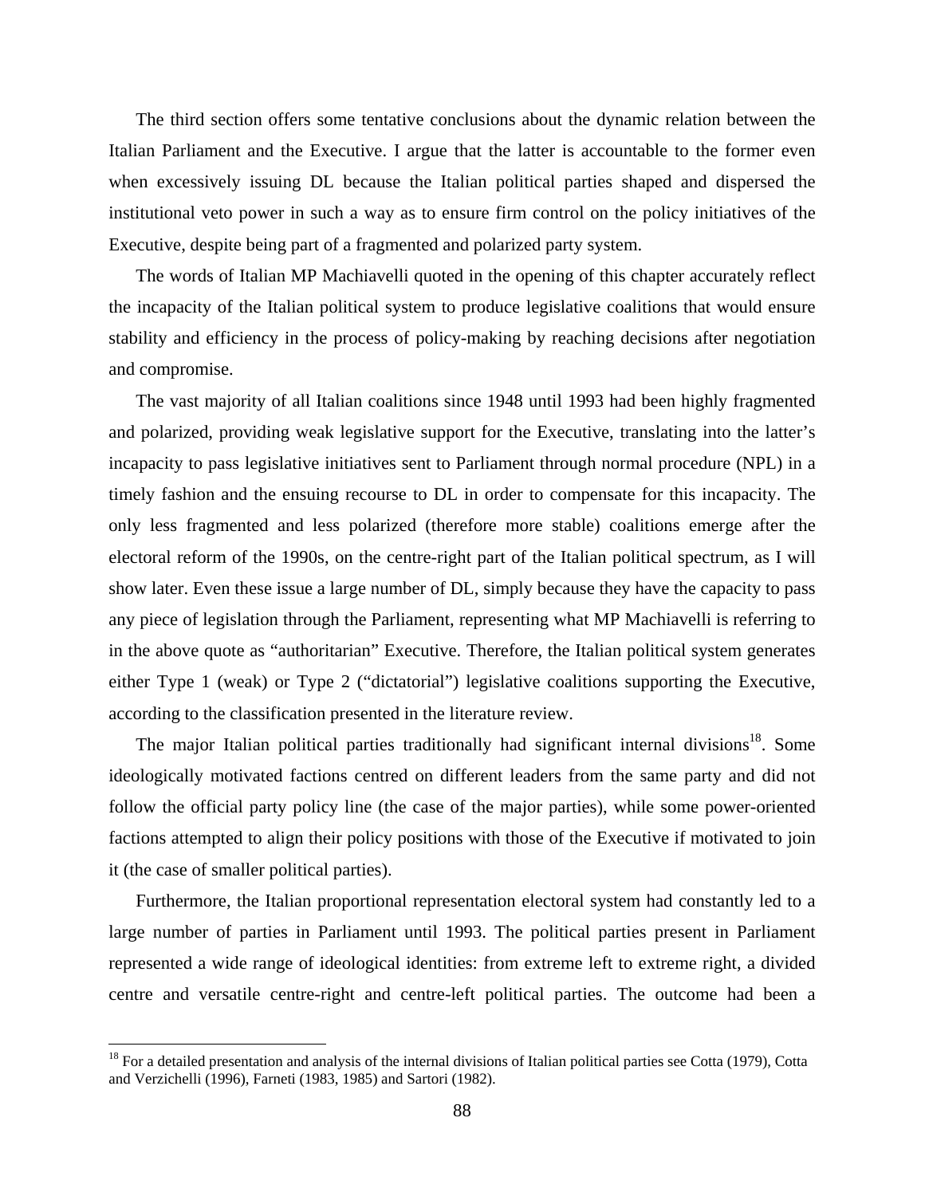The third section offers some tentative conclusions about the dynamic relation between the Italian Parliament and the Executive. I argue that the latter is accountable to the former even when excessively issuing DL because the Italian political parties shaped and dispersed the institutional veto power in such a way as to ensure firm control on the policy initiatives of the Executive, despite being part of a fragmented and polarized party system.

The words of Italian MP Machiavelli quoted in the opening of this chapter accurately reflect the incapacity of the Italian political system to produce legislative coalitions that would ensure stability and efficiency in the process of policy-making by reaching decisions after negotiation and compromise.

The vast majority of all Italian coalitions since 1948 until 1993 had been highly fragmented and polarized, providing weak legislative support for the Executive, translating into the latter's incapacity to pass legislative initiatives sent to Parliament through normal procedure (NPL) in a timely fashion and the ensuing recourse to DL in order to compensate for this incapacity. The only less fragmented and less polarized (therefore more stable) coalitions emerge after the electoral reform of the 1990s, on the centre-right part of the Italian political spectrum, as I will show later. Even these issue a large number of DL, simply because they have the capacity to pass any piece of legislation through the Parliament, representing what MP Machiavelli is referring to in the above quote as "authoritarian" Executive. Therefore, the Italian political system generates either Type 1 (weak) or Type 2 ("dictatorial") legislative coalitions supporting the Executive, according to the classification presented in the literature review.

The major Italian political parties traditionally had significant internal divisions[18]. Some ideologically motivated factions centred on different leaders from the same party and did not follow the official party policy line (the case of the major parties), while some power-oriented factions attempted to align their policy positions with those of the Executive if motivated to join it (the case of smaller political parties).

Furthermore, the Italian proportional representation electoral system had constantly led to a large number of parties in Parliament until 1993. The political parties present in Parliament represented a wide range of ideological identities: from extreme left to extreme right, a divided centre and versatile centre-right and centre-left political parties. The outcome had been a

[18] For a detailed presentation and analysis of the internal divisions of Italian political parties see Cotta (1979), Cotta and Verzichelli (1996), Farneti (1983, 1985) and Sartori (1982).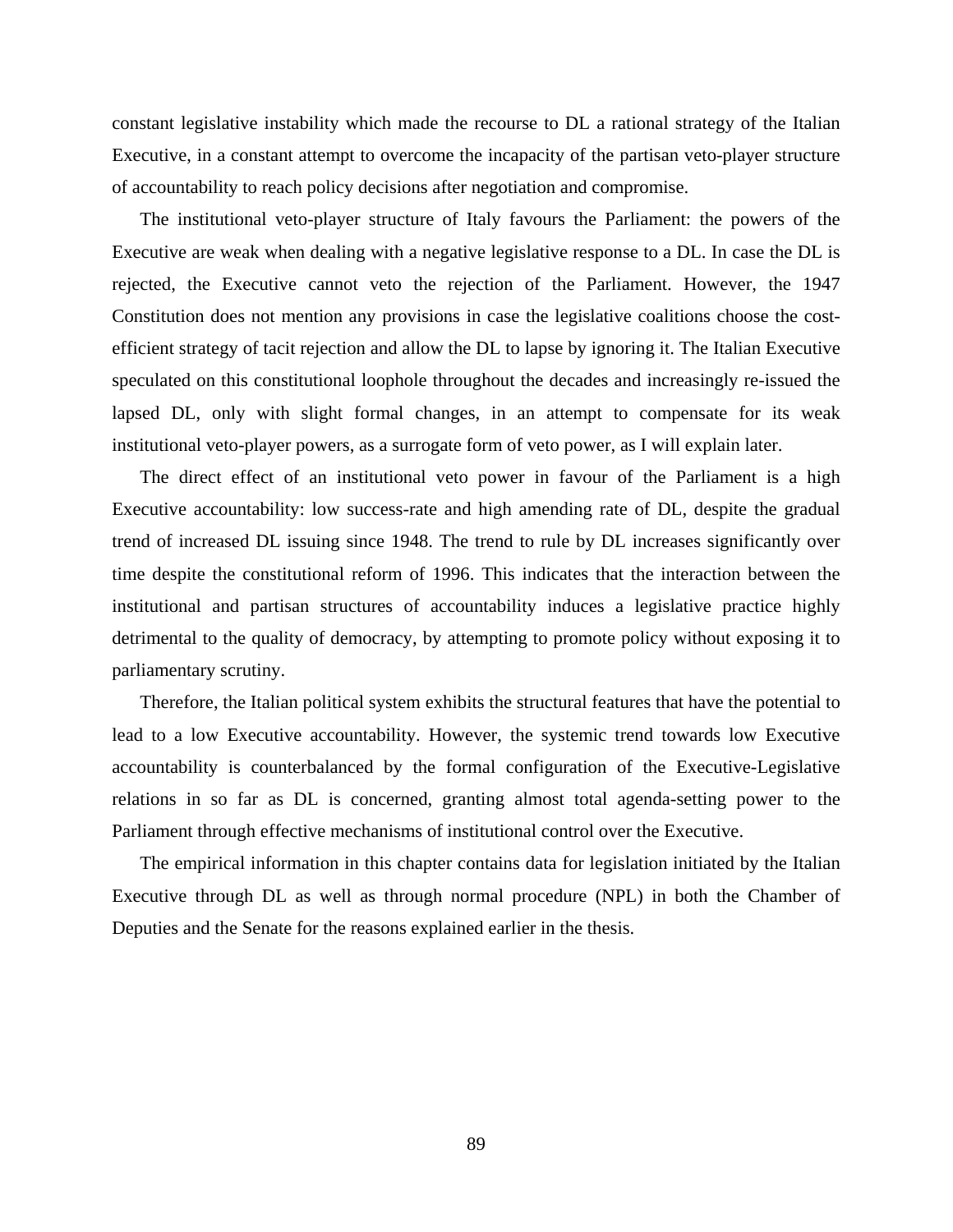constant legislative instability which made the recourse to DL a rational strategy of the Italian Executive, in a constant attempt to overcome the incapacity of the partisan veto-player structure of accountability to reach policy decisions after negotiation and compromise.

The institutional veto-player structure of Italy favours the Parliament: the powers of the Executive are weak when dealing with a negative legislative response to a DL. In case the DL is rejected, the Executive cannot veto the rejection of the Parliament. However, the 1947 Constitution does not mention any provisions in case the legislative coalitions choose the cost-efficient strategy of tacit rejection and allow the DL to lapse by ignoring it. The Italian Executive speculated on this constitutional loophole throughout the decades and increasingly re-issued the lapsed DL, only with slight formal changes, in an attempt to compensate for its weak institutional veto-player powers, as a surrogate form of veto power, as I will explain later.

The direct effect of an institutional veto power in favour of the Parliament is a high Executive accountability: low success-rate and high amending rate of DL, despite the gradual trend of increased DL issuing since 1948. The trend to rule by DL increases significantly over time despite the constitutional reform of 1996. This indicates that the interaction between the institutional and partisan structures of accountability induces a legislative practice highly detrimental to the quality of democracy, by attempting to promote policy without exposing it to parliamentary scrutiny.

Therefore, the Italian political system exhibits the structural features that have the potential to lead to a low Executive accountability. However, the systemic trend towards low Executive accountability is counterbalanced by the formal configuration of the Executive-Legislative relations in so far as DL is concerned, granting almost total agenda-setting power to the Parliament through effective mechanisms of institutional control over the Executive.

The empirical information in this chapter contains data for legislation initiated by the Italian Executive through DL as well as through normal procedure (NPL) in both the Chamber of Deputies and the Senate for the reasons explained earlier in the thesis.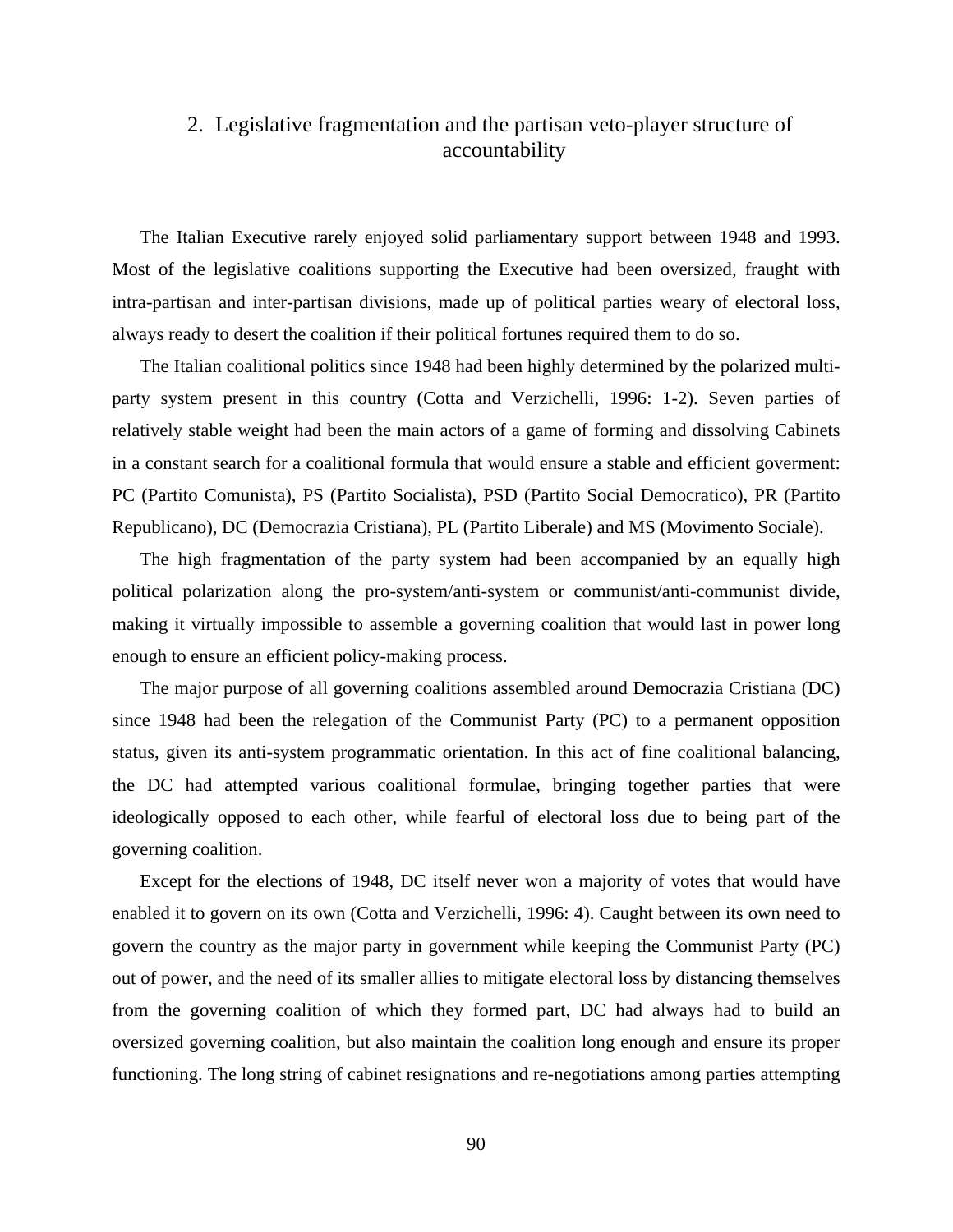## 2. Legislative fragmentation and the partisan veto-player structure of accountability

The Italian Executive rarely enjoyed solid parliamentary support between 1948 and 1993. Most of the legislative coalitions supporting the Executive had been oversized, fraught with intra-partisan and inter-partisan divisions, made up of political parties weary of electoral loss, always ready to desert the coalition if their political fortunes required them to do so.

The Italian coalitional politics since 1948 had been highly determined by the polarized multi-party system present in this country (Cotta and Verzichelli, 1996: 1-2). Seven parties of relatively stable weight had been the main actors of a game of forming and dissolving Cabinets in a constant search for a coalitional formula that would ensure a stable and efficient goverment: PC (Partito Comunista), PS (Partito Socialista), PSD (Partito Social Democratico), PR (Partito Republicano), DC (Democrazia Cristiana), PL (Partito Liberale) and MS (Movimento Sociale).

The high fragmentation of the party system had been accompanied by an equally high political polarization along the pro-system/anti-system or communist/anti-communist divide, making it virtually impossible to assemble a governing coalition that would last in power long enough to ensure an efficient policy-making process.

The major purpose of all governing coalitions assembled around Democrazia Cristiana (DC) since 1948 had been the relegation of the Communist Party (PC) to a permanent opposition status, given its anti-system programmatic orientation. In this act of fine coalitional balancing, the DC had attempted various coalitional formulae, bringing together parties that were ideologically opposed to each other, while fearful of electoral loss due to being part of the governing coalition.

Except for the elections of 1948, DC itself never won a majority of votes that would have enabled it to govern on its own (Cotta and Verzichelli, 1996: 4). Caught between its own need to govern the country as the major party in government while keeping the Communist Party (PC) out of power, and the need of its smaller allies to mitigate electoral loss by distancing themselves from the governing coalition of which they formed part, DC had always had to build an oversized governing coalition, but also maintain the coalition long enough and ensure its proper functioning. The long string of cabinet resignations and re-negotiations among parties attempting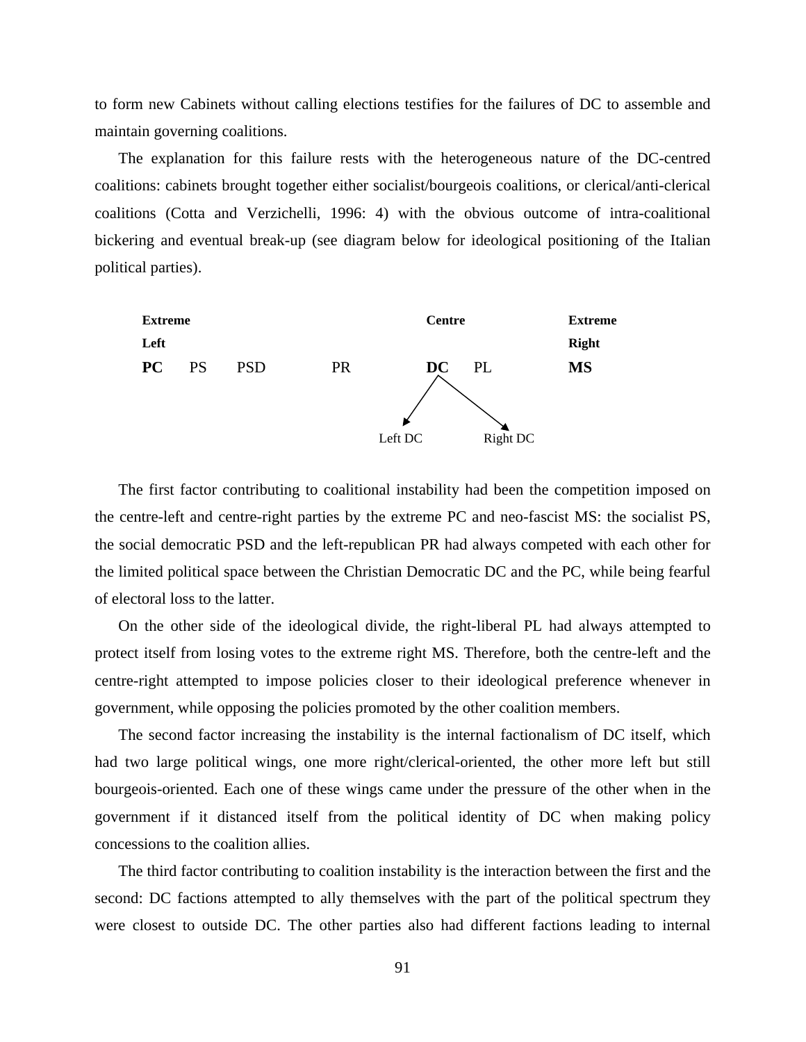to form new Cabinets without calling elections testifies for the failures of DC to assemble and maintain governing coalitions.

The explanation for this failure rests with the heterogeneous nature of the DC-centred coalitions: cabinets brought together either socialist/bourgeois coalitions, or clerical/anti-clerical coalitions (Cotta and Verzichelli, 1996: 4) with the obvious outcome of intra-coalitional bickering and eventual break-up (see diagram below for ideological positioning of the Italian political parties).

| **Extreme Left** | | | | **Centre** | | **Extreme Right** |
|---|---|---|---|---|---|---|
| **PC** | PS | PSD | PR | **DC** | PL | **MS** |

DC → Left DC, Right DC

The first factor contributing to coalitional instability had been the competition imposed on the centre-left and centre-right parties by the extreme PC and neo-fascist MS: the socialist PS, the social democratic PSD and the left-republican PR had always competed with each other for the limited political space between the Christian Democratic DC and the PC, while being fearful of electoral loss to the latter.

On the other side of the ideological divide, the right-liberal PL had always attempted to protect itself from losing votes to the extreme right MS. Therefore, both the centre-left and the centre-right attempted to impose policies closer to their ideological preference whenever in government, while opposing the policies promoted by the other coalition members.

The second factor increasing the instability is the internal factionalism of DC itself, which had two large political wings, one more right/clerical-oriented, the other more left but still bourgeois-oriented. Each one of these wings came under the pressure of the other when in the government if it distanced itself from the political identity of DC when making policy concessions to the coalition allies.

The third factor contributing to coalition instability is the interaction between the first and the second: DC factions attempted to ally themselves with the part of the political spectrum they were closest to outside DC. The other parties also had different factions leading to internal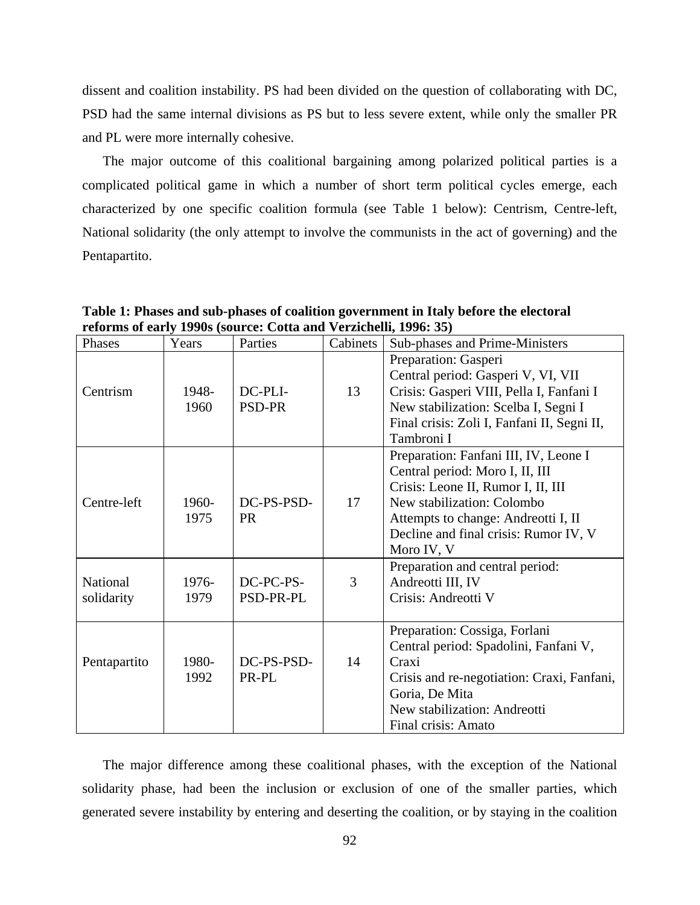dissent and coalition instability. PS had been divided on the question of collaborating with DC, PSD had the same internal divisions as PS but to less severe extent, while only the smaller PR and PL were more internally cohesive.

The major outcome of this coalitional bargaining among polarized political parties is a complicated political game in which a number of short term political cycles emerge, each characterized by one specific coalition formula (see Table 1 below): Centrism, Centre-left, National solidarity (the only attempt to involve the communists in the act of governing) and the Pentapartito.

**Table 1: Phases and sub-phases of coalition government in Italy before the electoral reforms of early 1990s (source: Cotta and Verzichelli, 1996: 35)**

| Phases | Years | Parties | Cabinets | Sub-phases and Prime-Ministers |
|---|---|---|---|---|
| Centrism | 1948-1960 | DC-PLI-PSD-PR | 13 | Preparation: Gasperi<br>Central period: Gasperi V, VI, VII<br>Crisis: Gasperi VIII, Pella I, Fanfani I<br>New stabilization: Scelba I, Segni I<br>Final crisis: Zoli I, Fanfani II, Segni II, Tambroni I |
| Centre-left | 1960-1975 | DC-PS-PSD-PR | 17 | Preparation: Fanfani III, IV, Leone I<br>Central period: Moro I, II, III<br>Crisis: Leone II, Rumor I, II, III<br>New stabilization: Colombo<br>Attempts to change: Andreotti I, II<br>Decline and final crisis: Rumor IV, V Moro IV, V |
| National solidarity | 1976-1979 | DC-PC-PS-PSD-PR-PL | 3 | Preparation and central period: Andreotti III, IV<br>Crisis: Andreotti V |
| Pentapartito | 1980-1992 | DC-PS-PSD-PR-PL | 14 | Preparation: Cossiga, Forlani<br>Central period: Spadolini, Fanfani V, Craxi<br>Crisis and re-negotiation: Craxi, Fanfani, Goria, De Mita<br>New stabilization: Andreotti<br>Final crisis: Amato |

The major difference among these coalitional phases, with the exception of the National solidarity phase, had been the inclusion or exclusion of one of the smaller parties, which generated severe instability by entering and deserting the coalition, or by staying in the coalition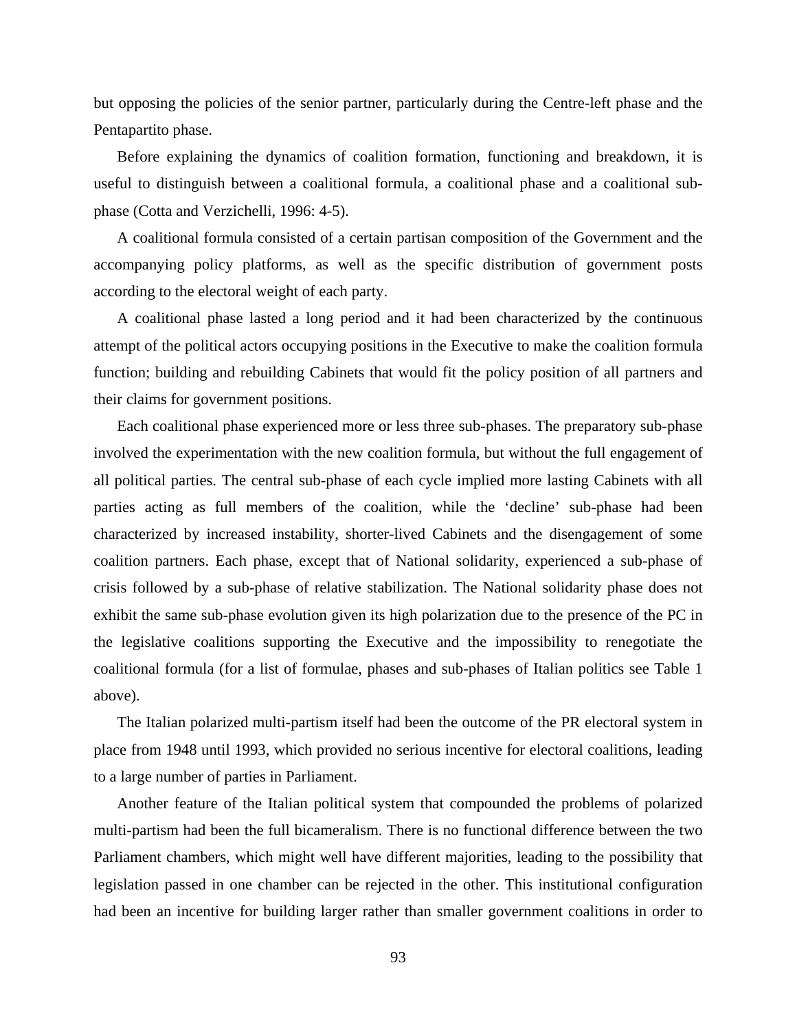but opposing the policies of the senior partner, particularly during the Centre-left phase and the Pentapartito phase.

Before explaining the dynamics of coalition formation, functioning and breakdown, it is useful to distinguish between a coalitional formula, a coalitional phase and a coalitional sub-phase (Cotta and Verzichelli, 1996: 4-5).

A coalitional formula consisted of a certain partisan composition of the Government and the accompanying policy platforms, as well as the specific distribution of government posts according to the electoral weight of each party.

A coalitional phase lasted a long period and it had been characterized by the continuous attempt of the political actors occupying positions in the Executive to make the coalition formula function; building and rebuilding Cabinets that would fit the policy position of all partners and their claims for government positions.

Each coalitional phase experienced more or less three sub-phases. The preparatory sub-phase involved the experimentation with the new coalition formula, but without the full engagement of all political parties. The central sub-phase of each cycle implied more lasting Cabinets with all parties acting as full members of the coalition, while the 'decline' sub-phase had been characterized by increased instability, shorter-lived Cabinets and the disengagement of some coalition partners. Each phase, except that of National solidarity, experienced a sub-phase of crisis followed by a sub-phase of relative stabilization. The National solidarity phase does not exhibit the same sub-phase evolution given its high polarization due to the presence of the PC in the legislative coalitions supporting the Executive and the impossibility to renegotiate the coalitional formula (for a list of formulae, phases and sub-phases of Italian politics see Table 1 above).

The Italian polarized multi-partism itself had been the outcome of the PR electoral system in place from 1948 until 1993, which provided no serious incentive for electoral coalitions, leading to a large number of parties in Parliament.

Another feature of the Italian political system that compounded the problems of polarized multi-partism had been the full bicameralism. There is no functional difference between the two Parliament chambers, which might well have different majorities, leading to the possibility that legislation passed in one chamber can be rejected in the other. This institutional configuration had been an incentive for building larger rather than smaller government coalitions in order to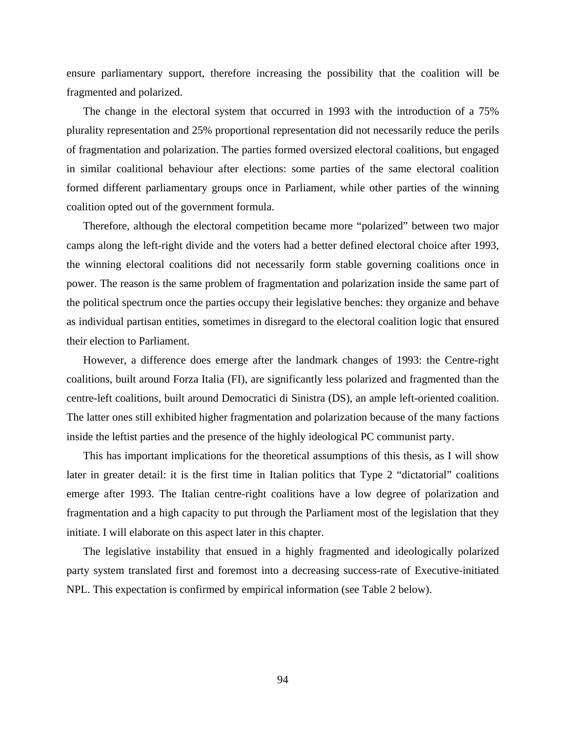ensure parliamentary support, therefore increasing the possibility that the coalition will be fragmented and polarized.

The change in the electoral system that occurred in 1993 with the introduction of a 75% plurality representation and 25% proportional representation did not necessarily reduce the perils of fragmentation and polarization. The parties formed oversized electoral coalitions, but engaged in similar coalitional behaviour after elections: some parties of the same electoral coalition formed different parliamentary groups once in Parliament, while other parties of the winning coalition opted out of the government formula.

Therefore, although the electoral competition became more "polarized" between two major camps along the left-right divide and the voters had a better defined electoral choice after 1993, the winning electoral coalitions did not necessarily form stable governing coalitions once in power. The reason is the same problem of fragmentation and polarization inside the same part of the political spectrum once the parties occupy their legislative benches: they organize and behave as individual partisan entities, sometimes in disregard to the electoral coalition logic that ensured their election to Parliament.

However, a difference does emerge after the landmark changes of 1993: the Centre-right coalitions, built around Forza Italia (FI), are significantly less polarized and fragmented than the centre-left coalitions, built around Democratici di Sinistra (DS), an ample left-oriented coalition. The latter ones still exhibited higher fragmentation and polarization because of the many factions inside the leftist parties and the presence of the highly ideological PC communist party.

This has important implications for the theoretical assumptions of this thesis, as I will show later in greater detail: it is the first time in Italian politics that Type 2 "dictatorial" coalitions emerge after 1993. The Italian centre-right coalitions have a low degree of polarization and fragmentation and a high capacity to put through the Parliament most of the legislation that they initiate. I will elaborate on this aspect later in this chapter.

The legislative instability that ensued in a highly fragmented and ideologically polarized party system translated first and foremost into a decreasing success-rate of Executive-initiated NPL. This expectation is confirmed by empirical information (see Table 2 below).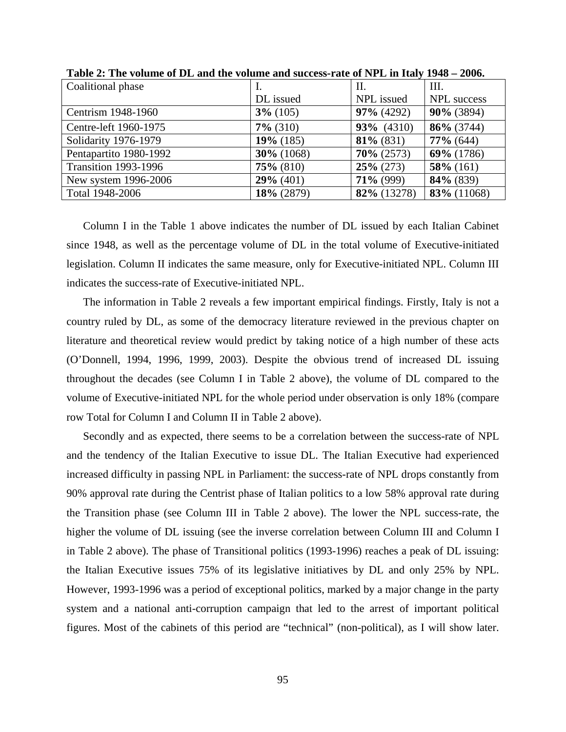**Table 2: The volume of DL and the volume and success-rate of NPL in Italy 1948 – 2006.**

| Coalitional phase | I. DL issued | II. NPL issued | III. NPL success |
|---|---|---|---|
| Centrism 1948-1960 | **3%** (105) | **97%** (4292) | **90%** (3894) |
| Centre-left 1960-1975 | **7%** (310) | **93%** (4310) | **86%** (3744) |
| Solidarity 1976-1979 | **19%** (185) | **81%** (831) | **77%** (644) |
| Pentapartito 1980-1992 | **30%** (1068) | **70%** (2573) | **69%** (1786) |
| Transition 1993-1996 | **75%** (810) | **25%** (273) | **58%** (161) |
| New system 1996-2006 | **29%** (401) | **71%** (999) | **84%** (839) |
| Total 1948-2006 | **18%** (2879) | **82%** (13278) | **83%** (11068) |

Column I in the Table 1 above indicates the number of DL issued by each Italian Cabinet since 1948, as well as the percentage volume of DL in the total volume of Executive-initiated legislation. Column II indicates the same measure, only for Executive-initiated NPL. Column III indicates the success-rate of Executive-initiated NPL.

The information in Table 2 reveals a few important empirical findings. Firstly, Italy is not a country ruled by DL, as some of the democracy literature reviewed in the previous chapter on literature and theoretical review would predict by taking notice of a high number of these acts (O'Donnell, 1994, 1996, 1999, 2003). Despite the obvious trend of increased DL issuing throughout the decades (see Column I in Table 2 above), the volume of DL compared to the volume of Executive-initiated NPL for the whole period under observation is only 18% (compare row Total for Column I and Column II in Table 2 above).

Secondly and as expected, there seems to be a correlation between the success-rate of NPL and the tendency of the Italian Executive to issue DL. The Italian Executive had experienced increased difficulty in passing NPL in Parliament: the success-rate of NPL drops constantly from 90% approval rate during the Centrist phase of Italian politics to a low 58% approval rate during the Transition phase (see Column III in Table 2 above). The lower the NPL success-rate, the higher the volume of DL issuing (see the inverse correlation between Column III and Column I in Table 2 above). The phase of Transitional politics (1993-1996) reaches a peak of DL issuing: the Italian Executive issues 75% of its legislative initiatives by DL and only 25% by NPL. However, 1993-1996 was a period of exceptional politics, marked by a major change in the party system and a national anti-corruption campaign that led to the arrest of important political figures. Most of the cabinets of this period are "technical" (non-political), as I will show later.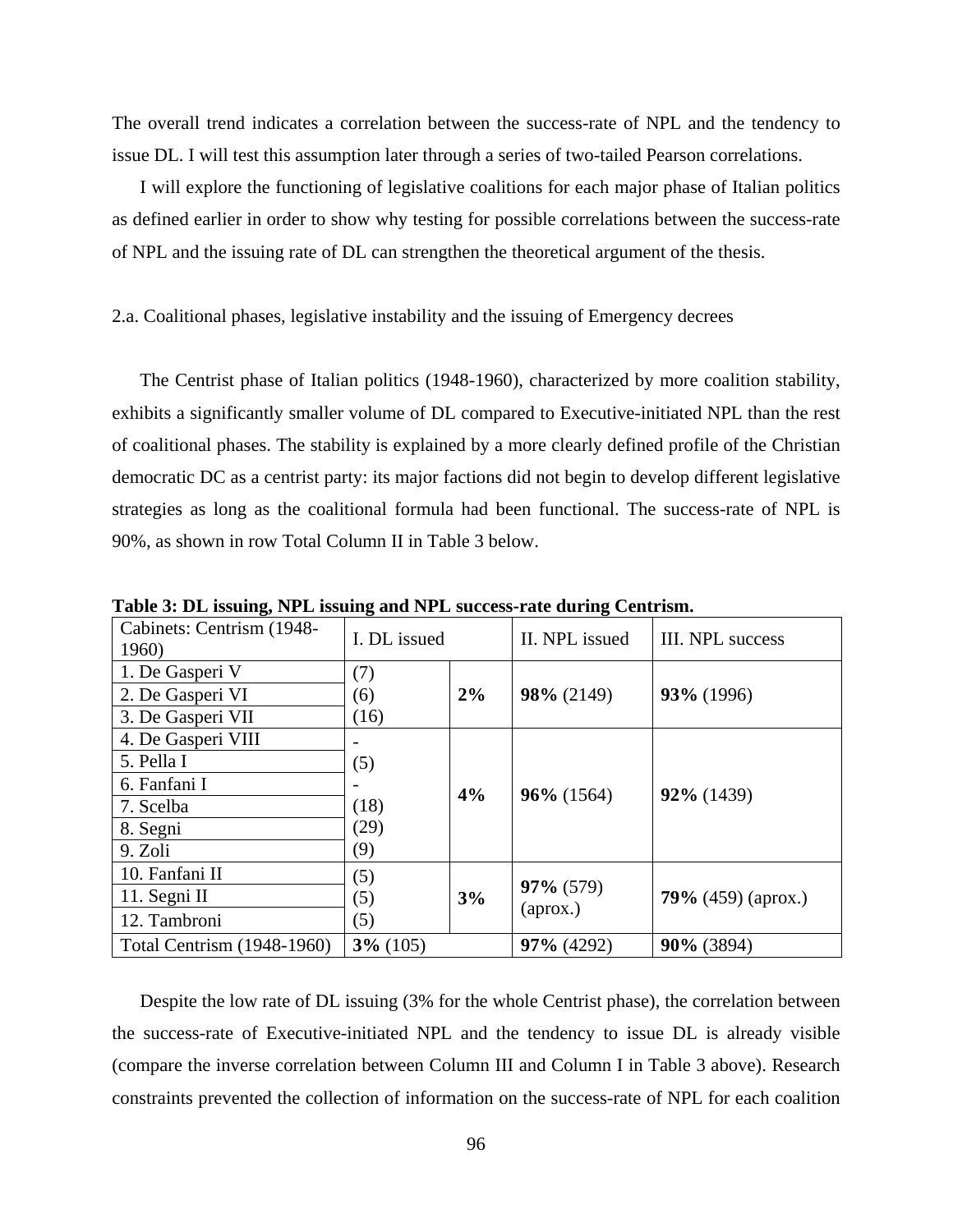The overall trend indicates a correlation between the success-rate of NPL and the tendency to issue DL. I will test this assumption later through a series of two-tailed Pearson correlations.

I will explore the functioning of legislative coalitions for each major phase of Italian politics as defined earlier in order to show why testing for possible correlations between the success-rate of NPL and the issuing rate of DL can strengthen the theoretical argument of the thesis.

2.a. Coalitional phases, legislative instability and the issuing of Emergency decrees

The Centrist phase of Italian politics (1948-1960), characterized by more coalition stability, exhibits a significantly smaller volume of DL compared to Executive-initiated NPL than the rest of coalitional phases. The stability is explained by a more clearly defined profile of the Christian democratic DC as a centrist party: its major factions did not begin to develop different legislative strategies as long as the coalitional formula had been functional. The success-rate of NPL is 90%, as shown in row Total Column II in Table 3 below.

**Table 3: DL issuing, NPL issuing and NPL success-rate during Centrism.**

| Cabinets: Centrism (1948-1960) | I. DL issued | | II. NPL issued | III. NPL success |
|---|---|---|---|---|
| 1. De Gasperi V | (7) | **2%** | **98%** (2149) | **93%** (1996) |
| 2. De Gasperi VI | (6) | | | |
| 3. De Gasperi VII | (16) | | | |
| 4. De Gasperi VIII | - | **4%** | **96%** (1564) | **92%** (1439) |
| 5. Pella I | (5) | | | |
| 6. Fanfani I | - | | | |
| 7. Scelba | (18) | | | |
| 8. Segni | (29) | | | |
| 9. Zoli | (9) | | | |
| 10. Fanfani II | (5) | **3%** | **97%** (579) (aprox.) | **79%** (459) (aprox.) |
| 11. Segni II | (5) | | | |
| 12. Tambroni | (5) | | | |
| Total Centrism (1948-1960) | **3%** (105) | | **97%** (4292) | **90%** (3894) |

Despite the low rate of DL issuing (3% for the whole Centrist phase), the correlation between the success-rate of Executive-initiated NPL and the tendency to issue DL is already visible (compare the inverse correlation between Column III and Column I in Table 3 above). Research constraints prevented the collection of information on the success-rate of NPL for each coalition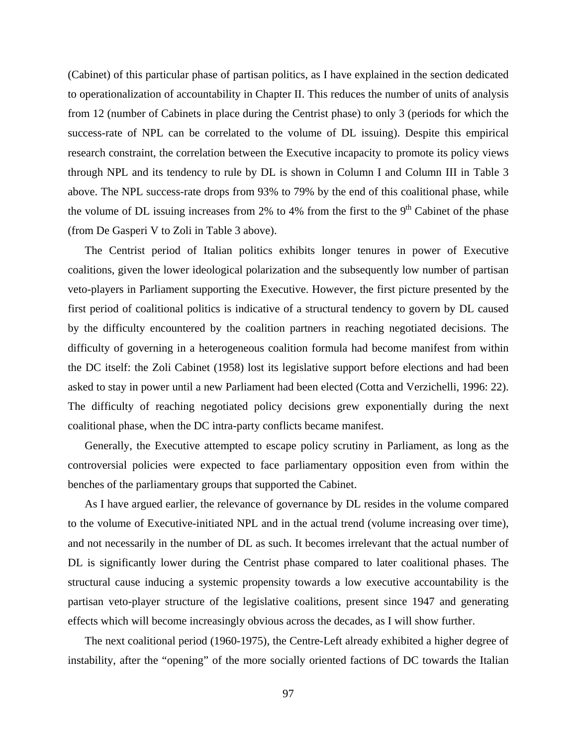(Cabinet) of this particular phase of partisan politics, as I have explained in the section dedicated to operationalization of accountability in Chapter II. This reduces the number of units of analysis from 12 (number of Cabinets in place during the Centrist phase) to only 3 (periods for which the success-rate of NPL can be correlated to the volume of DL issuing). Despite this empirical research constraint, the correlation between the Executive incapacity to promote its policy views through NPL and its tendency to rule by DL is shown in Column I and Column III in Table 3 above. The NPL success-rate drops from 93% to 79% by the end of this coalitional phase, while the volume of DL issuing increases from 2% to 4% from the first to the 9th Cabinet of the phase (from De Gasperi V to Zoli in Table 3 above).

The Centrist period of Italian politics exhibits longer tenures in power of Executive coalitions, given the lower ideological polarization and the subsequently low number of partisan veto-players in Parliament supporting the Executive. However, the first picture presented by the first period of coalitional politics is indicative of a structural tendency to govern by DL caused by the difficulty encountered by the coalition partners in reaching negotiated decisions. The difficulty of governing in a heterogeneous coalition formula had become manifest from within the DC itself: the Zoli Cabinet (1958) lost its legislative support before elections and had been asked to stay in power until a new Parliament had been elected (Cotta and Verzichelli, 1996: 22). The difficulty of reaching negotiated policy decisions grew exponentially during the next coalitional phase, when the DC intra-party conflicts became manifest.

Generally, the Executive attempted to escape policy scrutiny in Parliament, as long as the controversial policies were expected to face parliamentary opposition even from within the benches of the parliamentary groups that supported the Cabinet.

As I have argued earlier, the relevance of governance by DL resides in the volume compared to the volume of Executive-initiated NPL and in the actual trend (volume increasing over time), and not necessarily in the number of DL as such. It becomes irrelevant that the actual number of DL is significantly lower during the Centrist phase compared to later coalitional phases. The structural cause inducing a systemic propensity towards a low executive accountability is the partisan veto-player structure of the legislative coalitions, present since 1947 and generating effects which will become increasingly obvious across the decades, as I will show further.

The next coalitional period (1960-1975), the Centre-Left already exhibited a higher degree of instability, after the "opening" of the more socially oriented factions of DC towards the Italian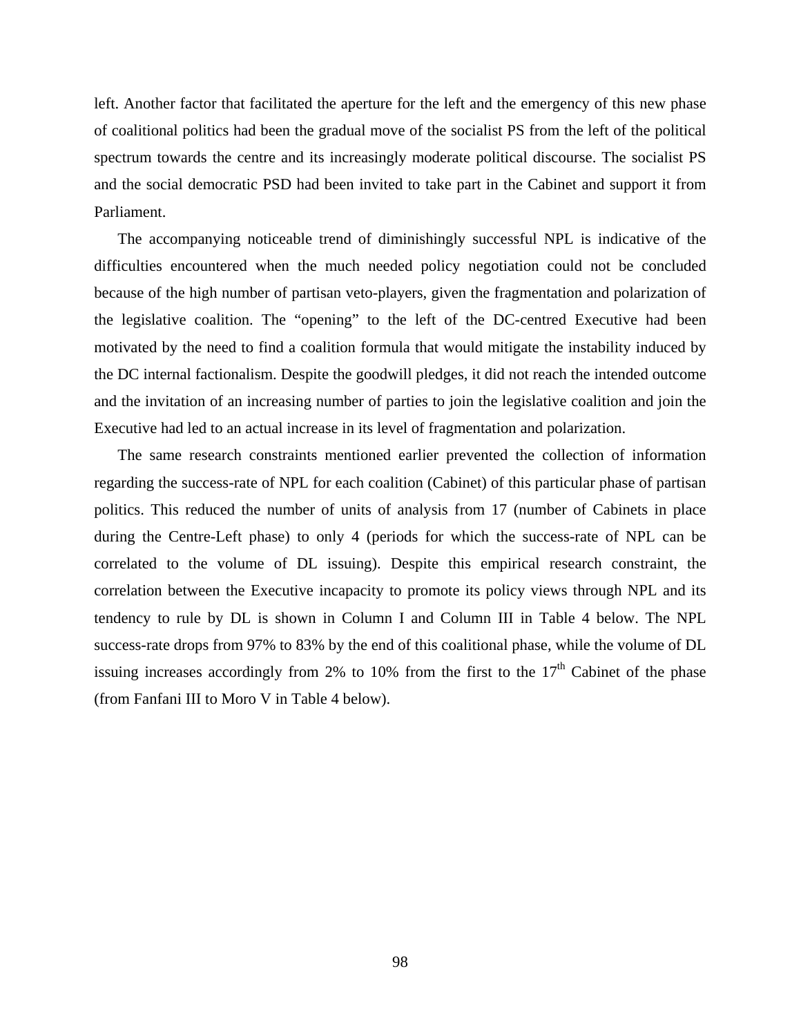left. Another factor that facilitated the aperture for the left and the emergency of this new phase of coalitional politics had been the gradual move of the socialist PS from the left of the political spectrum towards the centre and its increasingly moderate political discourse. The socialist PS and the social democratic PSD had been invited to take part in the Cabinet and support it from Parliament.

The accompanying noticeable trend of diminishingly successful NPL is indicative of the difficulties encountered when the much needed policy negotiation could not be concluded because of the high number of partisan veto-players, given the fragmentation and polarization of the legislative coalition. The "opening" to the left of the DC-centred Executive had been motivated by the need to find a coalition formula that would mitigate the instability induced by the DC internal factionalism. Despite the goodwill pledges, it did not reach the intended outcome and the invitation of an increasing number of parties to join the legislative coalition and join the Executive had led to an actual increase in its level of fragmentation and polarization.

The same research constraints mentioned earlier prevented the collection of information regarding the success-rate of NPL for each coalition (Cabinet) of this particular phase of partisan politics. This reduced the number of units of analysis from 17 (number of Cabinets in place during the Centre-Left phase) to only 4 (periods for which the success-rate of NPL can be correlated to the volume of DL issuing). Despite this empirical research constraint, the correlation between the Executive incapacity to promote its policy views through NPL and its tendency to rule by DL is shown in Column I and Column III in Table 4 below. The NPL success-rate drops from 97% to 83% by the end of this coalitional phase, while the volume of DL issuing increases accordingly from 2% to 10% from the first to the 17th Cabinet of the phase (from Fanfani III to Moro V in Table 4 below).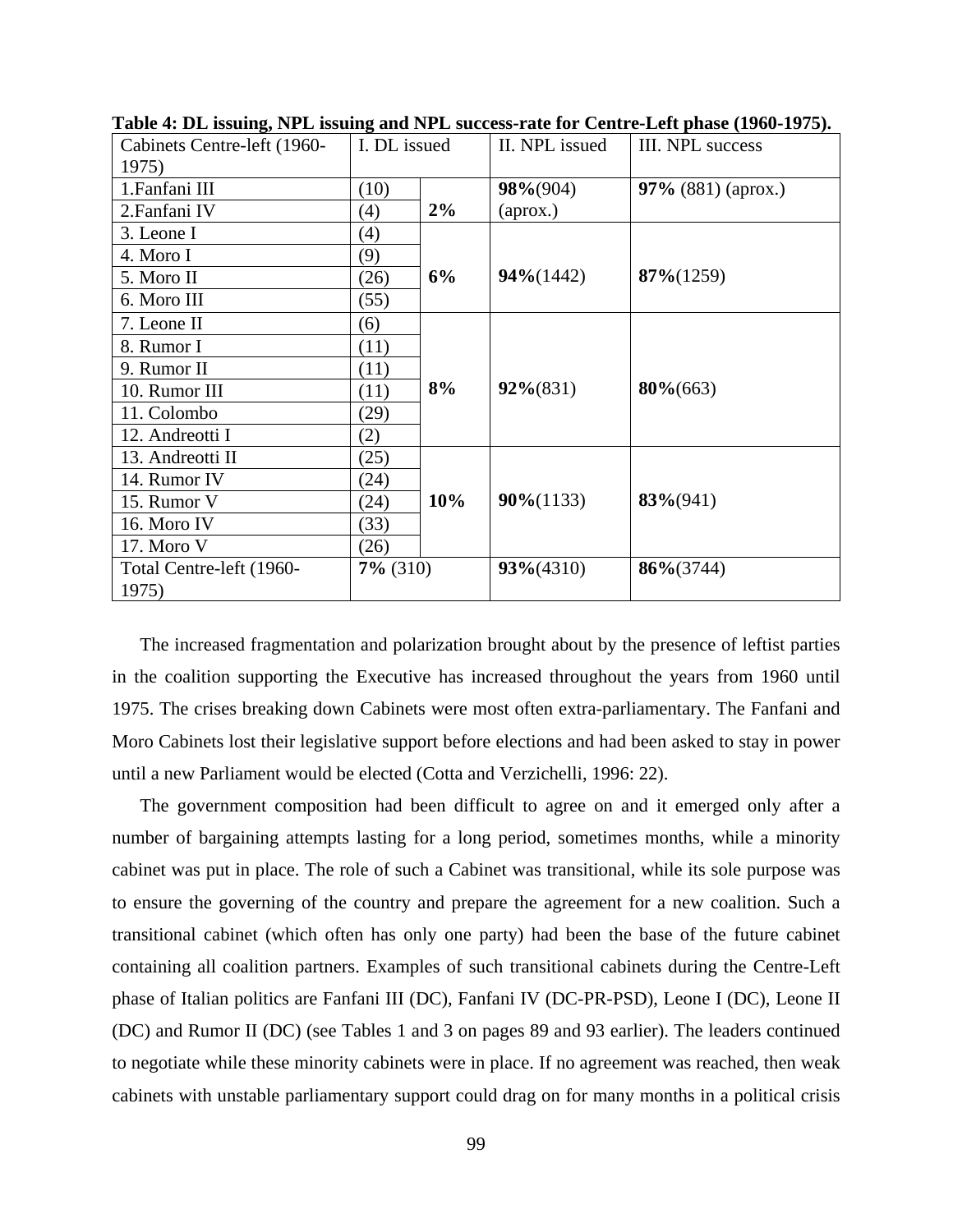**Table 4: DL issuing, NPL issuing and NPL success-rate for Centre-Left phase (1960-1975).**

| Cabinets Centre-left (1960-1975) | I. DL issued | | II. NPL issued | III. NPL success |
|---|---|---|---|---|
| 1.Fanfani III | (10) | **2%** | **98%**(904) (aprox.) | **97%** (881) (aprox.) |
| 2.Fanfani IV | (4) | | | |
| 3. Leone I | (4) | **6%** | **94%**(1442) | **87%**(1259) |
| 4. Moro I | (9) | | | |
| 5. Moro II | (26) | | | |
| 6. Moro III | (55) | | | |
| 7. Leone II | (6) | **8%** | **92%**(831) | **80%**(663) |
| 8. Rumor I | (11) | | | |
| 9. Rumor II | (11) | | | |
| 10. Rumor III | (11) | | | |
| 11. Colombo | (29) | | | |
| 12. Andreotti I | (2) | | | |
| 13. Andreotti II | (25) | **10%** | **90%**(1133) | **83%**(941) |
| 14. Rumor IV | (24) | | | |
| 15. Rumor V | (24) | | | |
| 16. Moro IV | (33) | | | |
| 17. Moro V | (26) | | | |
| Total Centre-left (1960-1975) | **7%** (310) | | **93%**(4310) | **86%**(3744) |

The increased fragmentation and polarization brought about by the presence of leftist parties in the coalition supporting the Executive has increased throughout the years from 1960 until 1975. The crises breaking down Cabinets were most often extra-parliamentary. The Fanfani and Moro Cabinets lost their legislative support before elections and had been asked to stay in power until a new Parliament would be elected (Cotta and Verzichelli, 1996: 22).

The government composition had been difficult to agree on and it emerged only after a number of bargaining attempts lasting for a long period, sometimes months, while a minority cabinet was put in place. The role of such a Cabinet was transitional, while its sole purpose was to ensure the governing of the country and prepare the agreement for a new coalition. Such a transitional cabinet (which often has only one party) had been the base of the future cabinet containing all coalition partners. Examples of such transitional cabinets during the Centre-Left phase of Italian politics are Fanfani III (DC), Fanfani IV (DC-PR-PSD), Leone I (DC), Leone II (DC) and Rumor II (DC) (see Tables 1 and 3 on pages 89 and 93 earlier). The leaders continued to negotiate while these minority cabinets were in place. If no agreement was reached, then weak cabinets with unstable parliamentary support could drag on for many months in a political crisis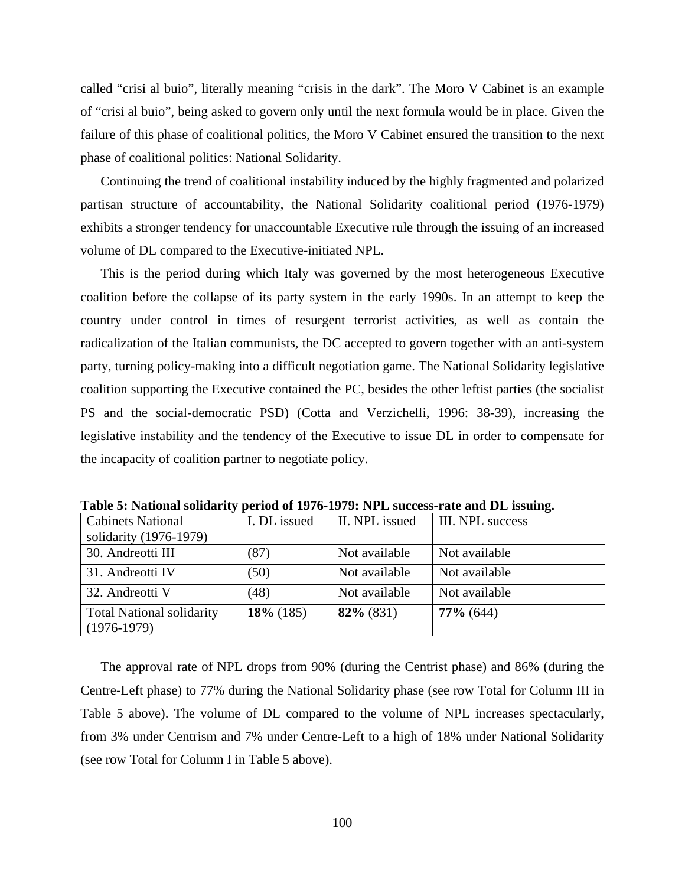called “crisi al buio”, literally meaning “crisis in the dark”. The Moro V Cabinet is an example of “crisi al buio”, being asked to govern only until the next formula would be in place. Given the failure of this phase of coalitional politics, the Moro V Cabinet ensured the transition to the next phase of coalitional politics: National Solidarity.

Continuing the trend of coalitional instability induced by the highly fragmented and polarized partisan structure of accountability, the National Solidarity coalitional period (1976-1979) exhibits a stronger tendency for unaccountable Executive rule through the issuing of an increased volume of DL compared to the Executive-initiated NPL.

This is the period during which Italy was governed by the most heterogeneous Executive coalition before the collapse of its party system in the early 1990s. In an attempt to keep the country under control in times of resurgent terrorist activities, as well as contain the radicalization of the Italian communists, the DC accepted to govern together with an anti-system party, turning policy-making into a difficult negotiation game. The National Solidarity legislative coalition supporting the Executive contained the PC, besides the other leftist parties (the socialist PS and the social-democratic PSD) (Cotta and Verzichelli, 1996: 38-39), increasing the legislative instability and the tendency of the Executive to issue DL in order to compensate for the incapacity of coalition partner to negotiate policy.

**Table 5: National solidarity period of 1976-1979: NPL success-rate and DL issuing.**

| Cabinets National solidarity (1976-1979) | I. DL issued | II. NPL issued | III. NPL success |
|---|---|---|---|
| 30. Andreotti III | (87) | Not available | Not available |
| 31. Andreotti IV | (50) | Not available | Not available |
| 32. Andreotti V | (48) | Not available | Not available |
| Total National solidarity (1976-1979) | **18%** (185) | **82%** (831) | **77%** (644) |

The approval rate of NPL drops from 90% (during the Centrist phase) and 86% (during the Centre-Left phase) to 77% during the National Solidarity phase (see row Total for Column III in Table 5 above). The volume of DL compared to the volume of NPL increases spectacularly, from 3% under Centrism and 7% under Centre-Left to a high of 18% under National Solidarity (see row Total for Column I in Table 5 above).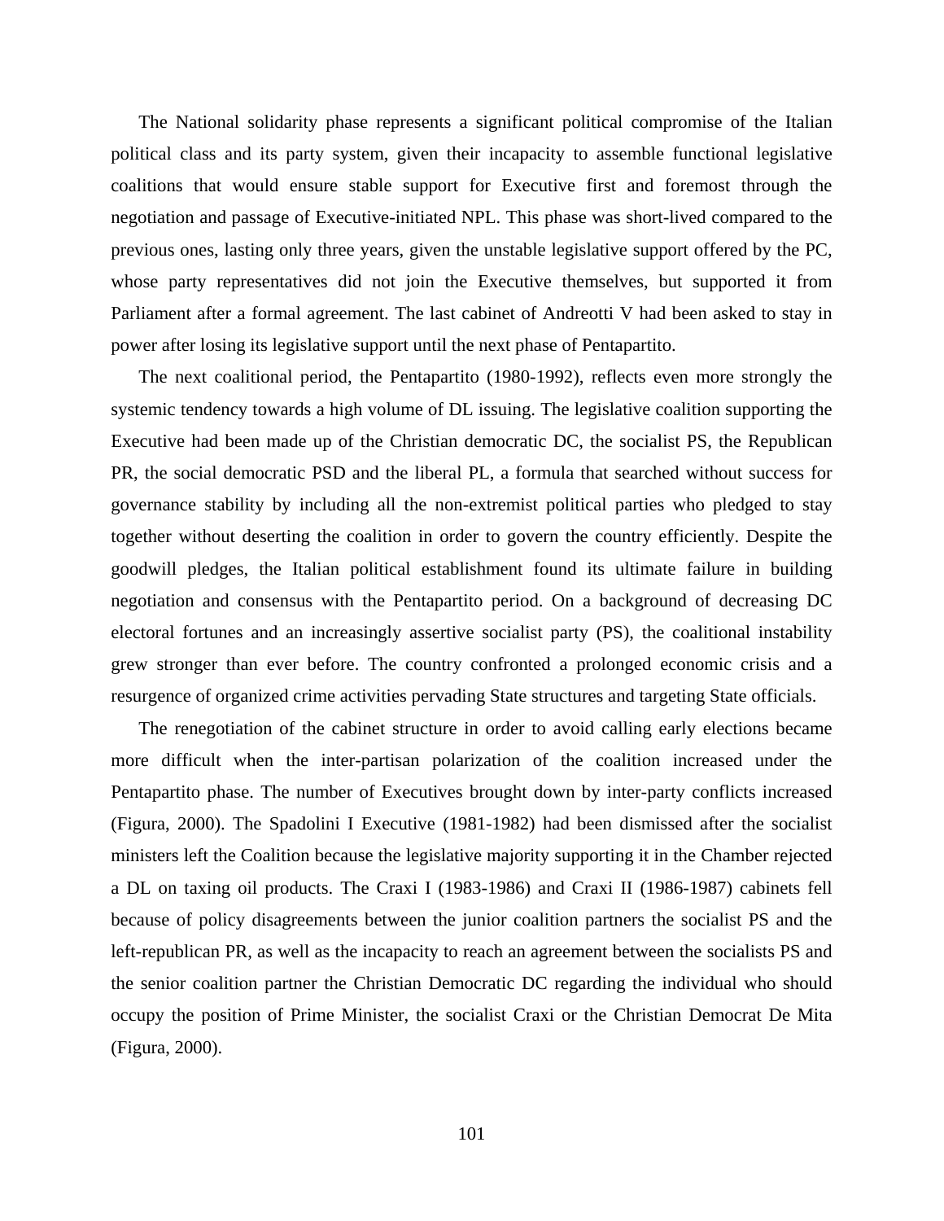The National solidarity phase represents a significant political compromise of the Italian political class and its party system, given their incapacity to assemble functional legislative coalitions that would ensure stable support for Executive first and foremost through the negotiation and passage of Executive-initiated NPL. This phase was short-lived compared to the previous ones, lasting only three years, given the unstable legislative support offered by the PC, whose party representatives did not join the Executive themselves, but supported it from Parliament after a formal agreement. The last cabinet of Andreotti V had been asked to stay in power after losing its legislative support until the next phase of Pentapartito.

The next coalitional period, the Pentapartito (1980-1992), reflects even more strongly the systemic tendency towards a high volume of DL issuing. The legislative coalition supporting the Executive had been made up of the Christian democratic DC, the socialist PS, the Republican PR, the social democratic PSD and the liberal PL, a formula that searched without success for governance stability by including all the non-extremist political parties who pledged to stay together without deserting the coalition in order to govern the country efficiently. Despite the goodwill pledges, the Italian political establishment found its ultimate failure in building negotiation and consensus with the Pentapartito period. On a background of decreasing DC electoral fortunes and an increasingly assertive socialist party (PS), the coalitional instability grew stronger than ever before. The country confronted a prolonged economic crisis and a resurgence of organized crime activities pervading State structures and targeting State officials.

The renegotiation of the cabinet structure in order to avoid calling early elections became more difficult when the inter-partisan polarization of the coalition increased under the Pentapartito phase. The number of Executives brought down by inter-party conflicts increased (Figura, 2000). The Spadolini I Executive (1981-1982) had been dismissed after the socialist ministers left the Coalition because the legislative majority supporting it in the Chamber rejected a DL on taxing oil products. The Craxi I (1983-1986) and Craxi II (1986-1987) cabinets fell because of policy disagreements between the junior coalition partners the socialist PS and the left-republican PR, as well as the incapacity to reach an agreement between the socialists PS and the senior coalition partner the Christian Democratic DC regarding the individual who should occupy the position of Prime Minister, the socialist Craxi or the Christian Democrat De Mita (Figura, 2000).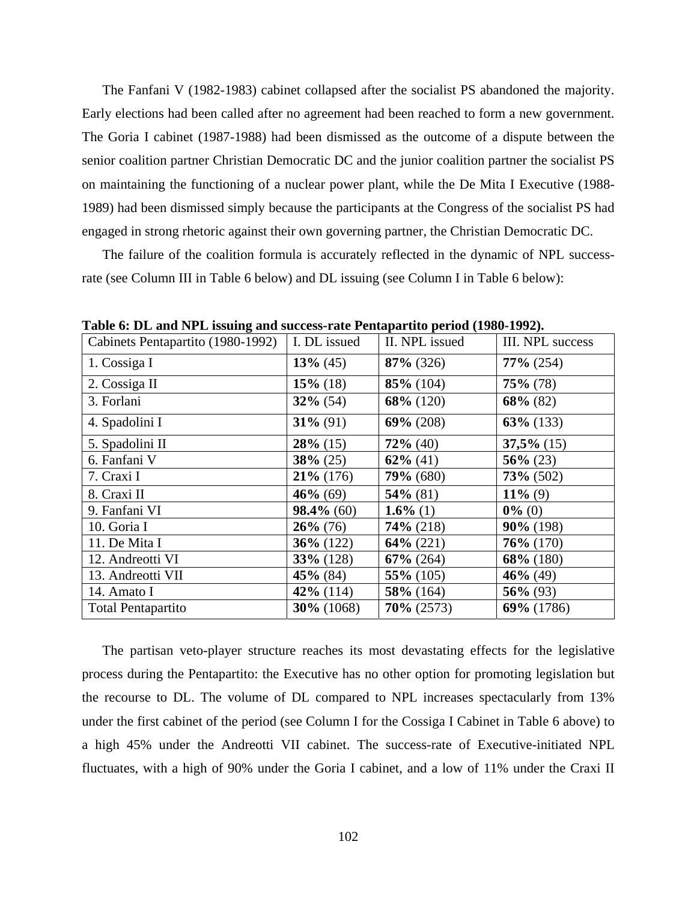The Fanfani V (1982-1983) cabinet collapsed after the socialist PS abandoned the majority. Early elections had been called after no agreement had been reached to form a new government. The Goria I cabinet (1987-1988) had been dismissed as the outcome of a dispute between the senior coalition partner Christian Democratic DC and the junior coalition partner the socialist PS on maintaining the functioning of a nuclear power plant, while the De Mita I Executive (1988-1989) had been dismissed simply because the participants at the Congress of the socialist PS had engaged in strong rhetoric against their own governing partner, the Christian Democratic DC.

The failure of the coalition formula is accurately reflected in the dynamic of NPL success-rate (see Column III in Table 6 below) and DL issuing (see Column I in Table 6 below):

**Table 6: DL and NPL issuing and success-rate Pentapartito period (1980-1992).**

| Cabinets Pentapartito (1980-1992) | I. DL issued | II. NPL issued | III. NPL success |
|---|---|---|---|
| 1. Cossiga I | **13%** (45) | **87%** (326) | **77%** (254) |
| 2. Cossiga II | **15%** (18) | **85%** (104) | **75%** (78) |
| 3. Forlani | **32%** (54) | **68%** (120) | **68%** (82) |
| 4. Spadolini I | **31%** (91) | **69%** (208) | **63%** (133) |
| 5. Spadolini II | **28%** (15) | **72%** (40) | **37,5%** (15) |
| 6. Fanfani V | **38%** (25) | **62%** (41) | **56%** (23) |
| 7. Craxi I | **21%** (176) | **79%** (680) | **73%** (502) |
| 8. Craxi II | **46%** (69) | **54%** (81) | **11%** (9) |
| 9. Fanfani VI | **98.4%** (60) | **1.6%** (1) | **0%** (0) |
| 10. Goria I | **26%** (76) | **74%** (218) | **90%** (198) |
| 11. De Mita I | **36%** (122) | **64%** (221) | **76%** (170) |
| 12. Andreotti VI | **33%** (128) | **67%** (264) | **68%** (180) |
| 13. Andreotti VII | **45%** (84) | **55%** (105) | **46%** (49) |
| 14. Amato I | **42%** (114) | **58%** (164) | **56%** (93) |
| Total Pentapartito | **30%** (1068) | **70%** (2573) | **69%** (1786) |

The partisan veto-player structure reaches its most devastating effects for the legislative process during the Pentapartito: the Executive has no other option for promoting legislation but the recourse to DL. The volume of DL compared to NPL increases spectacularly from 13% under the first cabinet of the period (see Column I for the Cossiga I Cabinet in Table 6 above) to a high 45% under the Andreotti VII cabinet. The success-rate of Executive-initiated NPL fluctuates, with a high of 90% under the Goria I cabinet, and a low of 11% under the Craxi II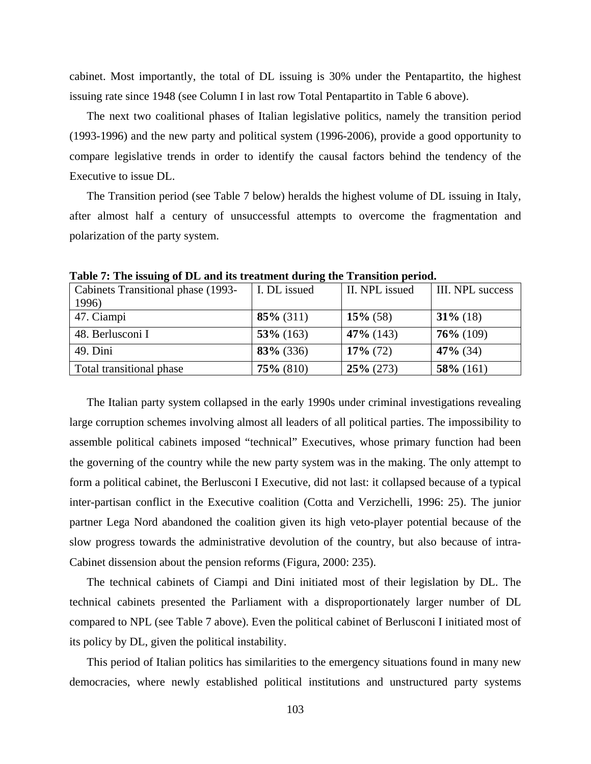cabinet. Most importantly, the total of DL issuing is 30% under the Pentapartito, the highest issuing rate since 1948 (see Column I in last row Total Pentapartito in Table 6 above).

The next two coalitional phases of Italian legislative politics, namely the transition period (1993-1996) and the new party and political system (1996-2006), provide a good opportunity to compare legislative trends in order to identify the causal factors behind the tendency of the Executive to issue DL.

The Transition period (see Table 7 below) heralds the highest volume of DL issuing in Italy, after almost half a century of unsuccessful attempts to overcome the fragmentation and polarization of the party system.

**Table 7: The issuing of DL and its treatment during the Transition period.**

| Cabinets Transitional phase (1993-1996) | I. DL issued | II. NPL issued | III. NPL success |
|---|---|---|---|
| 47. Ciampi | **85%** (311) | **15%** (58) | **31%** (18) |
| 48. Berlusconi I | **53%** (163) | **47%** (143) | **76%** (109) |
| 49. Dini | **83%** (336) | **17%** (72) | **47%** (34) |
| Total transitional phase | **75%** (810) | **25%** (273) | **58%** (161) |

The Italian party system collapsed in the early 1990s under criminal investigations revealing large corruption schemes involving almost all leaders of all political parties. The impossibility to assemble political cabinets imposed "technical" Executives, whose primary function had been the governing of the country while the new party system was in the making. The only attempt to form a political cabinet, the Berlusconi I Executive, did not last: it collapsed because of a typical inter-partisan conflict in the Executive coalition (Cotta and Verzichelli, 1996: 25). The junior partner Lega Nord abandoned the coalition given its high veto-player potential because of the slow progress towards the administrative devolution of the country, but also because of intra-Cabinet dissension about the pension reforms (Figura, 2000: 235).

The technical cabinets of Ciampi and Dini initiated most of their legislation by DL. The technical cabinets presented the Parliament with a disproportionately larger number of DL compared to NPL (see Table 7 above). Even the political cabinet of Berlusconi I initiated most of its policy by DL, given the political instability.

This period of Italian politics has similarities to the emergency situations found in many new democracies, where newly established political institutions and unstructured party systems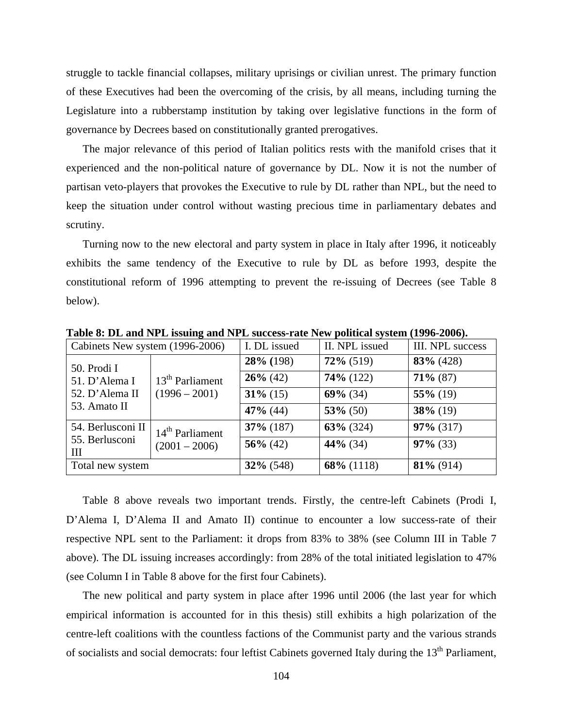struggle to tackle financial collapses, military uprisings or civilian unrest. The primary function of these Executives had been the overcoming of the crisis, by all means, including turning the Legislature into a rubberstamp institution by taking over legislative functions in the form of governance by Decrees based on constitutionally granted prerogatives.

The major relevance of this period of Italian politics rests with the manifold crises that it experienced and the non-political nature of governance by DL. Now it is not the number of partisan veto-players that provokes the Executive to rule by DL rather than NPL, but the need to keep the situation under control without wasting precious time in parliamentary debates and scrutiny.

Turning now to the new electoral and party system in place in Italy after 1996, it noticeably exhibits the same tendency of the Executive to rule by DL as before 1993, despite the constitutional reform of 1996 attempting to prevent the re-issuing of Decrees (see Table 8 below).

**Table 8: DL and NPL issuing and NPL success-rate New political system (1996-2006).**

| Cabinets New system (1996-2006) | | I. DL issued | II. NPL issued | III. NPL success |
|---|---|---|---|---|
| 50. Prodi I | 13th Parliament (1996 – 2001) | **28% (**198) | **72%** (519) | **83%** (428) |
| 51. D'Alema I | | **26%** (42) | **74%** (122) | **71%** (87) |
| 52. D'Alema II | | **31%** (15) | **69%** (34) | **55%** (19) |
| 53. Amato II | | **47%** (44) | **53%** (50) | **38%** (19) |
| 54. Berlusconi II | 14th Parliament (2001 – 2006) | **37%** (187) | **63%** (324) | **97%** (317) |
| 55. Berlusconi III | | **56%** (42) | **44%** (34) | **97%** (33) |
| Total new system | | **32%** (548) | **68%** (1118) | **81%** (914) |

Table 8 above reveals two important trends. Firstly, the centre-left Cabinets (Prodi I, D'Alema I, D'Alema II and Amato II) continue to encounter a low success-rate of their respective NPL sent to the Parliament: it drops from 83% to 38% (see Column III in Table 7 above). The DL issuing increases accordingly: from 28% of the total initiated legislation to 47% (see Column I in Table 8 above for the first four Cabinets).

The new political and party system in place after 1996 until 2006 (the last year for which empirical information is accounted for in this thesis) still exhibits a high polarization of the centre-left coalitions with the countless factions of the Communist party and the various strands of socialists and social democrats: four leftist Cabinets governed Italy during the 13th Parliament,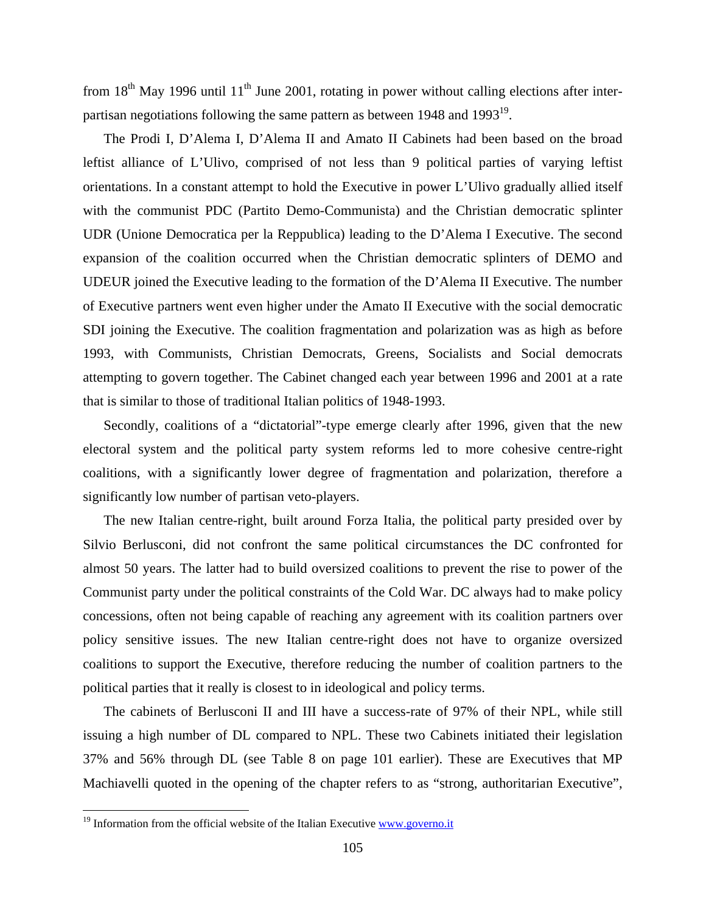from 18th May 1996 until 11th June 2001, rotating in power without calling elections after inter-partisan negotiations following the same pattern as between 1948 and 1993[19].

The Prodi I, D'Alema I, D'Alema II and Amato II Cabinets had been based on the broad leftist alliance of L'Ulivo, comprised of not less than 9 political parties of varying leftist orientations. In a constant attempt to hold the Executive in power L'Ulivo gradually allied itself with the communist PDC (Partito Demo-Communista) and the Christian democratic splinter UDR (Unione Democratica per la Reppublica) leading to the D'Alema I Executive. The second expansion of the coalition occurred when the Christian democratic splinters of DEMO and UDEUR joined the Executive leading to the formation of the D'Alema II Executive. The number of Executive partners went even higher under the Amato II Executive with the social democratic SDI joining the Executive. The coalition fragmentation and polarization was as high as before 1993, with Communists, Christian Democrats, Greens, Socialists and Social democrats attempting to govern together. The Cabinet changed each year between 1996 and 2001 at a rate that is similar to those of traditional Italian politics of 1948-1993.

Secondly, coalitions of a "dictatorial"-type emerge clearly after 1996, given that the new electoral system and the political party system reforms led to more cohesive centre-right coalitions, with a significantly lower degree of fragmentation and polarization, therefore a significantly low number of partisan veto-players.

The new Italian centre-right, built around Forza Italia, the political party presided over by Silvio Berlusconi, did not confront the same political circumstances the DC confronted for almost 50 years. The latter had to build oversized coalitions to prevent the rise to power of the Communist party under the political constraints of the Cold War. DC always had to make policy concessions, often not being capable of reaching any agreement with its coalition partners over policy sensitive issues. The new Italian centre-right does not have to organize oversized coalitions to support the Executive, therefore reducing the number of coalition partners to the political parties that it really is closest to in ideological and policy terms.

The cabinets of Berlusconi II and III have a success-rate of 97% of their NPL, while still issuing a high number of DL compared to NPL. These two Cabinets initiated their legislation 37% and 56% through DL (see Table 8 on page 101 earlier). These are Executives that MP Machiavelli quoted in the opening of the chapter refers to as "strong, authoritarian Executive",

---

[19] Information from the official website of the Italian Executive www.governo.it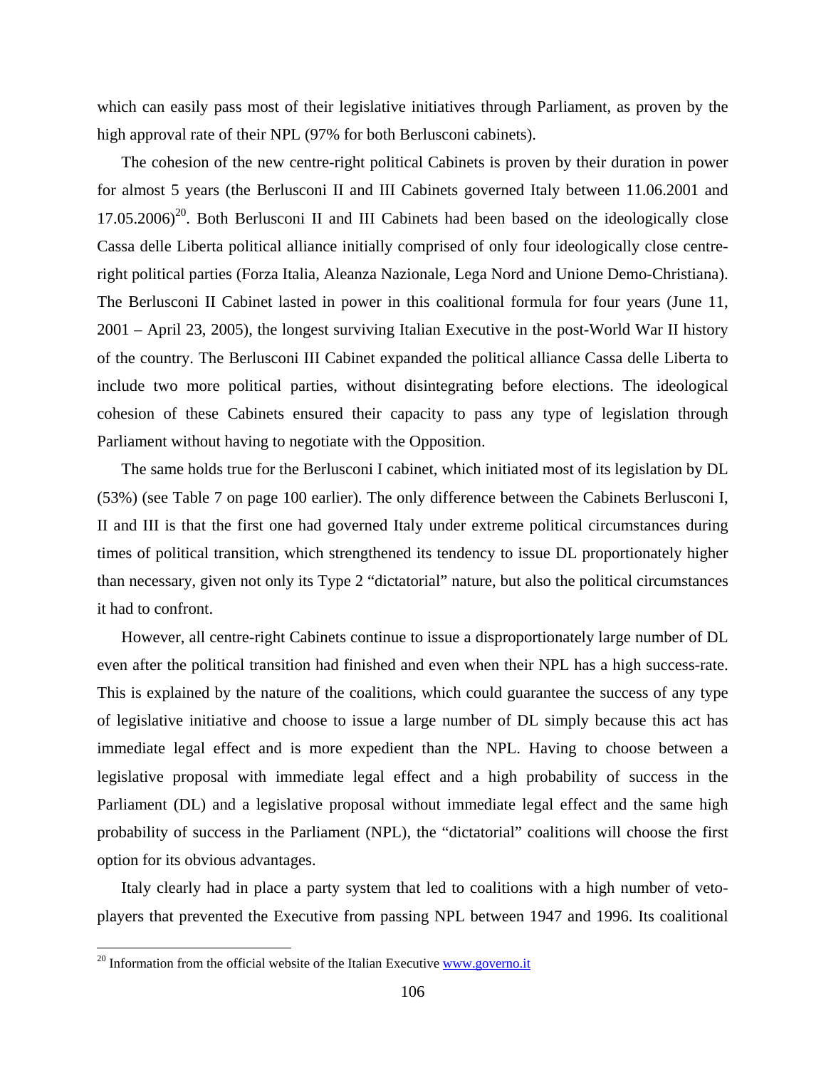which can easily pass most of their legislative initiatives through Parliament, as proven by the high approval rate of their NPL (97% for both Berlusconi cabinets).

The cohesion of the new centre-right political Cabinets is proven by their duration in power for almost 5 years (the Berlusconi II and III Cabinets governed Italy between 11.06.2001 and 17.05.2006)[20]. Both Berlusconi II and III Cabinets had been based on the ideologically close Cassa delle Liberta political alliance initially comprised of only four ideologically close centre-right political parties (Forza Italia, Aleanza Nazionale, Lega Nord and Unione Demo-Christiana). The Berlusconi II Cabinet lasted in power in this coalitional formula for four years (June 11, 2001 – April 23, 2005), the longest surviving Italian Executive in the post-World War II history of the country. The Berlusconi III Cabinet expanded the political alliance Cassa delle Liberta to include two more political parties, without disintegrating before elections. The ideological cohesion of these Cabinets ensured their capacity to pass any type of legislation through Parliament without having to negotiate with the Opposition.

The same holds true for the Berlusconi I cabinet, which initiated most of its legislation by DL (53%) (see Table 7 on page 100 earlier). The only difference between the Cabinets Berlusconi I, II and III is that the first one had governed Italy under extreme political circumstances during times of political transition, which strengthened its tendency to issue DL proportionately higher than necessary, given not only its Type 2 "dictatorial" nature, but also the political circumstances it had to confront.

However, all centre-right Cabinets continue to issue a disproportionately large number of DL even after the political transition had finished and even when their NPL has a high success-rate. This is explained by the nature of the coalitions, which could guarantee the success of any type of legislative initiative and choose to issue a large number of DL simply because this act has immediate legal effect and is more expedient than the NPL. Having to choose between a legislative proposal with immediate legal effect and a high probability of success in the Parliament (DL) and a legislative proposal without immediate legal effect and the same high probability of success in the Parliament (NPL), the "dictatorial" coalitions will choose the first option for its obvious advantages.

Italy clearly had in place a party system that led to coalitions with a high number of veto-players that prevented the Executive from passing NPL between 1947 and 1996. Its coalitional

[20] Information from the official website of the Italian Executive www.governo.it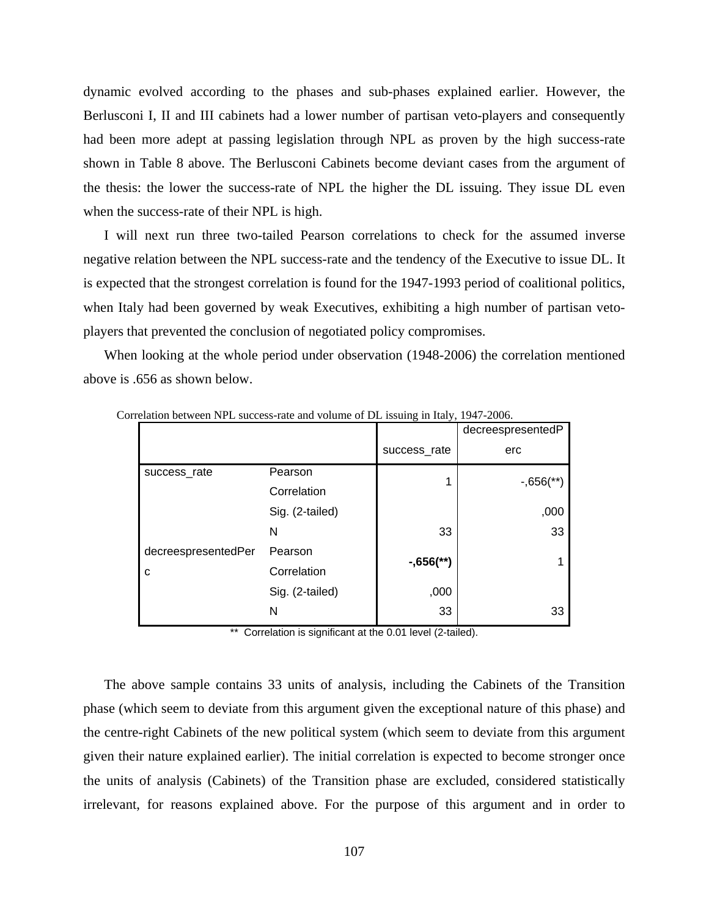dynamic evolved according to the phases and sub-phases explained earlier. However, the Berlusconi I, II and III cabinets had a lower number of partisan veto-players and consequently had been more adept at passing legislation through NPL as proven by the high success-rate shown in Table 8 above. The Berlusconi Cabinets become deviant cases from the argument of the thesis: the lower the success-rate of NPL the higher the DL issuing. They issue DL even when the success-rate of their NPL is high.

I will next run three two-tailed Pearson correlations to check for the assumed inverse negative relation between the NPL success-rate and the tendency of the Executive to issue DL. It is expected that the strongest correlation is found for the 1947-1993 period of coalitional politics, when Italy had been governed by weak Executives, exhibiting a high number of partisan veto-players that prevented the conclusion of negotiated policy compromises.

When looking at the whole period under observation (1948-2006) the correlation mentioned above is .656 as shown below.

Correlation between NPL success-rate and volume of DL issuing in Italy, 1947-2006.

| | | success_rate | decreespresentedPerc |
|---|---|---|---|
| success_rate | Pearson Correlation | 1 | -,656(**) |
| | Sig. (2-tailed) | | ,000 |
| | N | 33 | 33 |
| decreespresentedPerc | Pearson Correlation | **-,656(**)** | 1 |
| | Sig. (2-tailed) | ,000 | |
| | N | 33 | 33 |

** Correlation is significant at the 0.01 level (2-tailed).

The above sample contains 33 units of analysis, including the Cabinets of the Transition phase (which seem to deviate from this argument given the exceptional nature of this phase) and the centre-right Cabinets of the new political system (which seem to deviate from this argument given their nature explained earlier). The initial correlation is expected to become stronger once the units of analysis (Cabinets) of the Transition phase are excluded, considered statistically irrelevant, for reasons explained above. For the purpose of this argument and in order to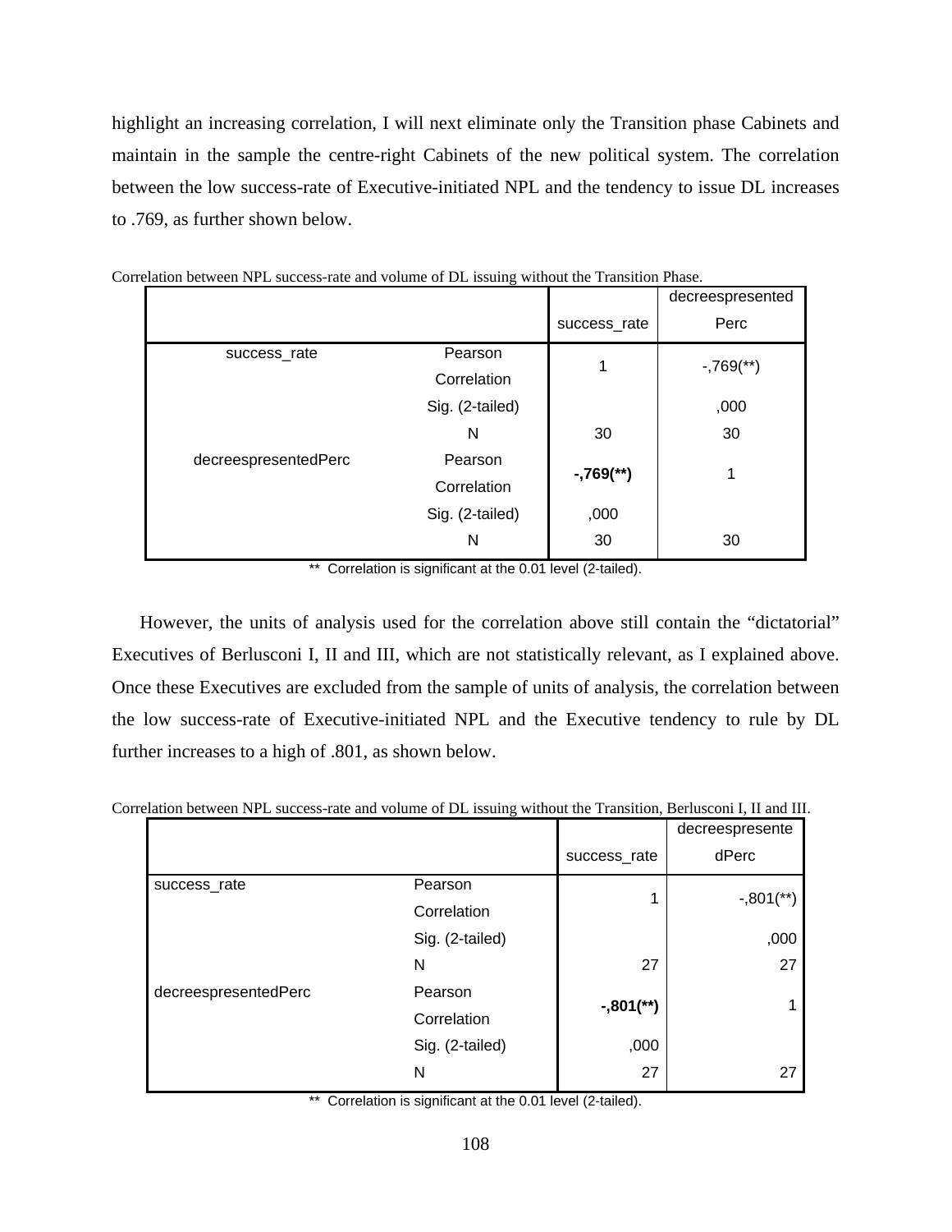highlight an increasing correlation, I will next eliminate only the Transition phase Cabinets and maintain in the sample the centre-right Cabinets of the new political system. The correlation between the low success-rate of Executive-initiated NPL and the tendency to issue DL increases to .769, as further shown below.

Correlation between NPL success-rate and volume of DL issuing without the Transition Phase.

| | | success_rate | decreespresentedPerc |
|---|---|---|---|
| success_rate | Pearson Correlation | 1 | -,769(**) |
| | Sig. (2-tailed) | | ,000 |
| | N | 30 | 30 |
| decreespresentedPerc | Pearson Correlation | **-,769(**)** | 1 |
| | Sig. (2-tailed) | ,000 | |
| | N | 30 | 30 |

** Correlation is significant at the 0.01 level (2-tailed).

However, the units of analysis used for the correlation above still contain the "dictatorial" Executives of Berlusconi I, II and III, which are not statistically relevant, as I explained above. Once these Executives are excluded from the sample of units of analysis, the correlation between the low success-rate of Executive-initiated NPL and the Executive tendency to rule by DL further increases to a high of .801, as shown below.

Correlation between NPL success-rate and volume of DL issuing without the Transition, Berlusconi I, II and III.

| | | success_rate | decreespresentedPerc |
|---|---|---|---|
| success_rate | Pearson Correlation | 1 | -,801(**) |
| | Sig. (2-tailed) | | ,000 |
| | N | 27 | 27 |
| decreespresentedPerc | Pearson Correlation | **-,801(**)** | 1 |
| | Sig. (2-tailed) | ,000 | |
| | N | 27 | 27 |

** Correlation is significant at the 0.01 level (2-tailed).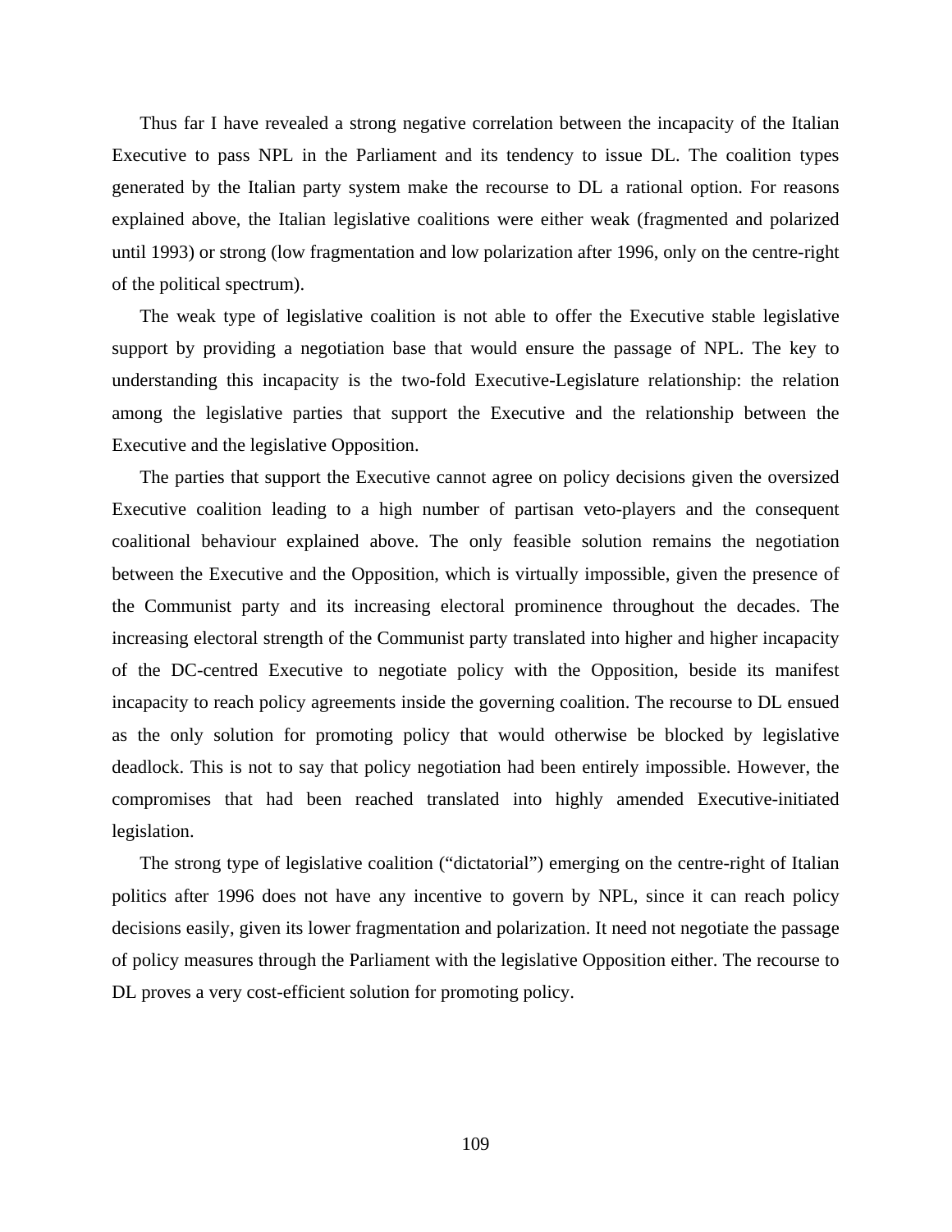Thus far I have revealed a strong negative correlation between the incapacity of the Italian Executive to pass NPL in the Parliament and its tendency to issue DL. The coalition types generated by the Italian party system make the recourse to DL a rational option. For reasons explained above, the Italian legislative coalitions were either weak (fragmented and polarized until 1993) or strong (low fragmentation and low polarization after 1996, only on the centre-right of the political spectrum).

The weak type of legislative coalition is not able to offer the Executive stable legislative support by providing a negotiation base that would ensure the passage of NPL. The key to understanding this incapacity is the two-fold Executive-Legislature relationship: the relation among the legislative parties that support the Executive and the relationship between the Executive and the legislative Opposition.

The parties that support the Executive cannot agree on policy decisions given the oversized Executive coalition leading to a high number of partisan veto-players and the consequent coalitional behaviour explained above. The only feasible solution remains the negotiation between the Executive and the Opposition, which is virtually impossible, given the presence of the Communist party and its increasing electoral prominence throughout the decades. The increasing electoral strength of the Communist party translated into higher and higher incapacity of the DC-centred Executive to negotiate policy with the Opposition, beside its manifest incapacity to reach policy agreements inside the governing coalition. The recourse to DL ensued as the only solution for promoting policy that would otherwise be blocked by legislative deadlock. This is not to say that policy negotiation had been entirely impossible. However, the compromises that had been reached translated into highly amended Executive-initiated legislation.

The strong type of legislative coalition ("dictatorial") emerging on the centre-right of Italian politics after 1996 does not have any incentive to govern by NPL, since it can reach policy decisions easily, given its lower fragmentation and polarization. It need not negotiate the passage of policy measures through the Parliament with the legislative Opposition either. The recourse to DL proves a very cost-efficient solution for promoting policy.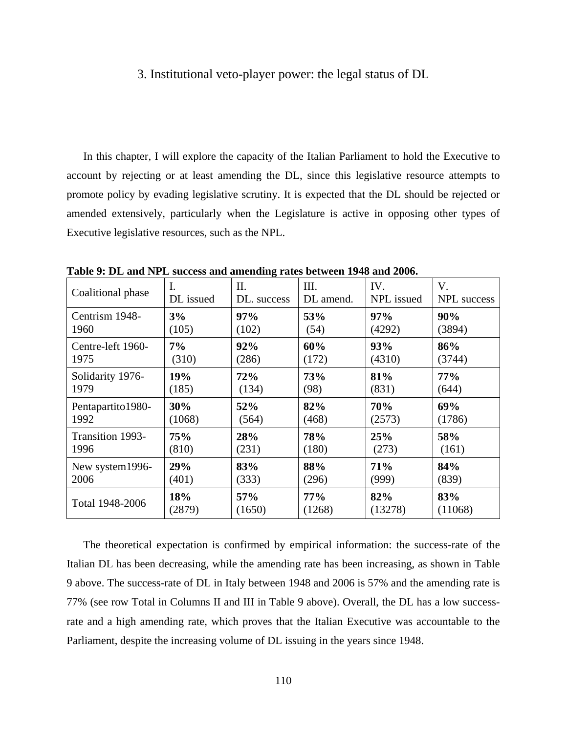## 3. Institutional veto-player power: the legal status of DL

In this chapter, I will explore the capacity of the Italian Parliament to hold the Executive to account by rejecting or at least amending the DL, since this legislative resource attempts to promote policy by evading legislative scrutiny. It is expected that the DL should be rejected or amended extensively, particularly when the Legislature is active in opposing other types of Executive legislative resources, such as the NPL.

**Table 9: DL and NPL success and amending rates between 1948 and 2006.**

| Coalitional phase | I. DL issued | II. DL. success | III. DL amend. | IV. NPL issued | V. NPL success |
|---|---|---|---|---|---|
| Centrism 1948-1960 | **3%** (105) | **97%** (102) | **53%** (54) | **97%** (4292) | **90%** (3894) |
| Centre-left 1960-1975 | **7%** (310) | **92%** (286) | **60%** (172) | **93%** (4310) | **86%** (3744) |
| Solidarity 1976-1979 | **19%** (185) | **72%** (134) | **73%** (98) | **81%** (831) | **77%** (644) |
| Pentapartito1980-1992 | **30%** (1068) | **52%** (564) | **82%** (468) | **70%** (2573) | **69%** (1786) |
| Transition 1993-1996 | **75%** (810) | **28%** (231) | **78%** (180) | **25%** (273) | **58%** (161) |
| New system1996-2006 | **29%** (401) | **83%** (333) | **88%** (296) | **71%** (999) | **84%** (839) |
| Total 1948-2006 | **18%** (2879) | **57%** (1650) | **77%** (1268) | **82%** (13278) | **83%** (11068) |

The theoretical expectation is confirmed by empirical information: the success-rate of the Italian DL has been decreasing, while the amending rate has been increasing, as shown in Table 9 above. The success-rate of DL in Italy between 1948 and 2006 is 57% and the amending rate is 77% (see row Total in Columns II and III in Table 9 above). Overall, the DL has a low success-rate and a high amending rate, which proves that the Italian Executive was accountable to the Parliament, despite the increasing volume of DL issuing in the years since 1948.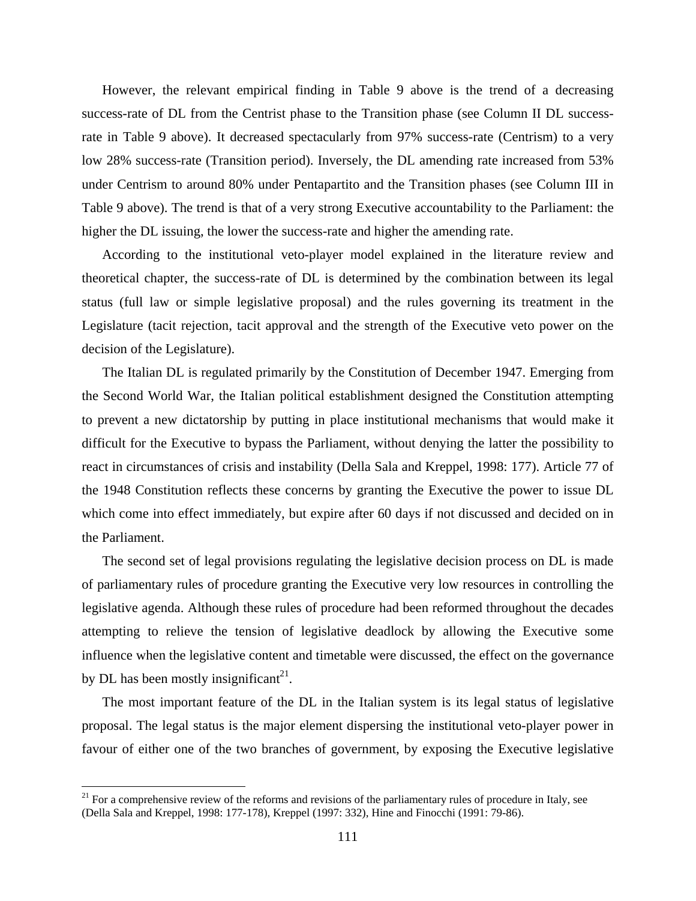However, the relevant empirical finding in Table 9 above is the trend of a decreasing success-rate of DL from the Centrist phase to the Transition phase (see Column II DL success-rate in Table 9 above). It decreased spectacularly from 97% success-rate (Centrism) to a very low 28% success-rate (Transition period). Inversely, the DL amending rate increased from 53% under Centrism to around 80% under Pentapartito and the Transition phases (see Column III in Table 9 above). The trend is that of a very strong Executive accountability to the Parliament: the higher the DL issuing, the lower the success-rate and higher the amending rate.

According to the institutional veto-player model explained in the literature review and theoretical chapter, the success-rate of DL is determined by the combination between its legal status (full law or simple legislative proposal) and the rules governing its treatment in the Legislature (tacit rejection, tacit approval and the strength of the Executive veto power on the decision of the Legislature).

The Italian DL is regulated primarily by the Constitution of December 1947. Emerging from the Second World War, the Italian political establishment designed the Constitution attempting to prevent a new dictatorship by putting in place institutional mechanisms that would make it difficult for the Executive to bypass the Parliament, without denying the latter the possibility to react in circumstances of crisis and instability (Della Sala and Kreppel, 1998: 177). Article 77 of the 1948 Constitution reflects these concerns by granting the Executive the power to issue DL which come into effect immediately, but expire after 60 days if not discussed and decided on in the Parliament.

The second set of legal provisions regulating the legislative decision process on DL is made of parliamentary rules of procedure granting the Executive very low resources in controlling the legislative agenda. Although these rules of procedure had been reformed throughout the decades attempting to relieve the tension of legislative deadlock by allowing the Executive some influence when the legislative content and timetable were discussed, the effect on the governance by DL has been mostly insignificant[21].

The most important feature of the DL in the Italian system is its legal status of legislative proposal. The legal status is the major element dispersing the institutional veto-player power in favour of either one of the two branches of government, by exposing the Executive legislative

[21] For a comprehensive review of the reforms and revisions of the parliamentary rules of procedure in Italy, see (Della Sala and Kreppel, 1998: 177-178), Kreppel (1997: 332), Hine and Finocchi (1991: 79-86).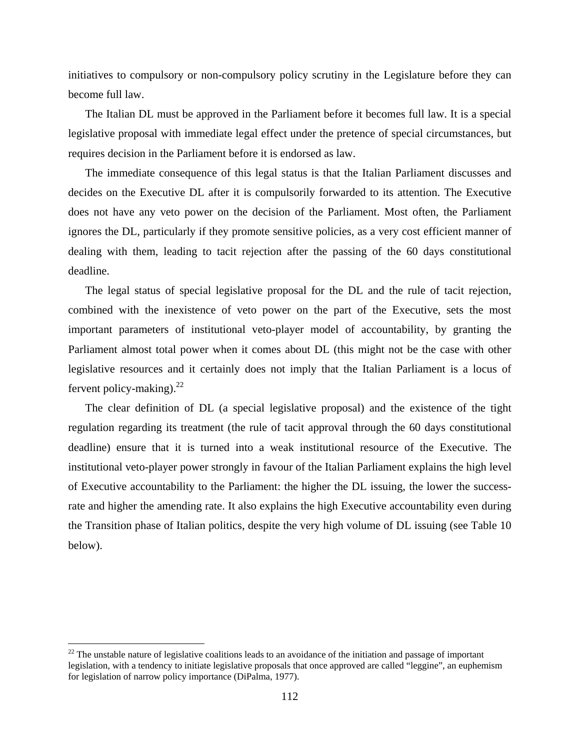initiatives to compulsory or non-compulsory policy scrutiny in the Legislature before they can become full law.

The Italian DL must be approved in the Parliament before it becomes full law. It is a special legislative proposal with immediate legal effect under the pretence of special circumstances, but requires decision in the Parliament before it is endorsed as law.

The immediate consequence of this legal status is that the Italian Parliament discusses and decides on the Executive DL after it is compulsorily forwarded to its attention. The Executive does not have any veto power on the decision of the Parliament. Most often, the Parliament ignores the DL, particularly if they promote sensitive policies, as a very cost efficient manner of dealing with them, leading to tacit rejection after the passing of the 60 days constitutional deadline.

The legal status of special legislative proposal for the DL and the rule of tacit rejection, combined with the inexistence of veto power on the part of the Executive, sets the most important parameters of institutional veto-player model of accountability, by granting the Parliament almost total power when it comes about DL (this might not be the case with other legislative resources and it certainly does not imply that the Italian Parliament is a locus of fervent policy-making).[22]

The clear definition of DL (a special legislative proposal) and the existence of the tight regulation regarding its treatment (the rule of tacit approval through the 60 days constitutional deadline) ensure that it is turned into a weak institutional resource of the Executive. The institutional veto-player power strongly in favour of the Italian Parliament explains the high level of Executive accountability to the Parliament: the higher the DL issuing, the lower the success-rate and higher the amending rate. It also explains the high Executive accountability even during the Transition phase of Italian politics, despite the very high volume of DL issuing (see Table 10 below).

[22] The unstable nature of legislative coalitions leads to an avoidance of the initiation and passage of important legislation, with a tendency to initiate legislative proposals that once approved are called "leggine", an euphemism for legislation of narrow policy importance (DiPalma, 1977).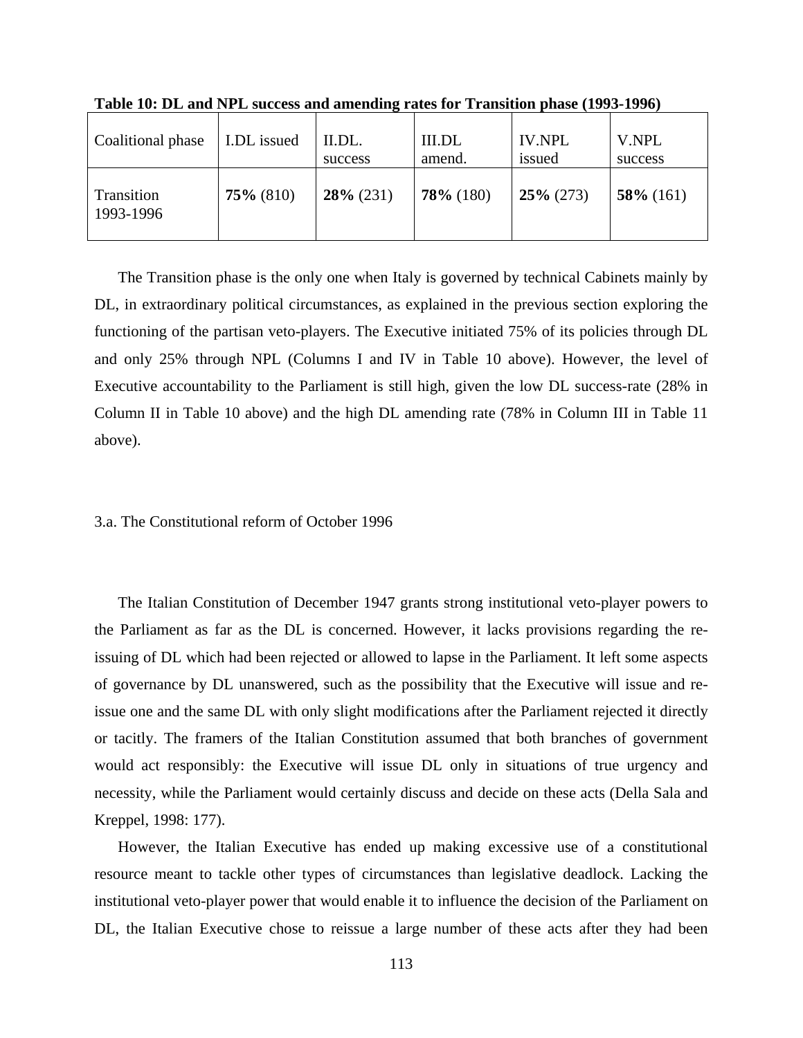**Table 10: DL and NPL success and amending rates for Transition phase (1993-1996)**

| Coalitional phase | I.DL issued | II.DL. success | III.DL amend. | IV.NPL issued | V.NPL success |
|---|---|---|---|---|---|
| Transition 1993-1996 | **75%** (810) | **28%** (231) | **78%** (180) | **25%** (273) | **58%** (161) |

The Transition phase is the only one when Italy is governed by technical Cabinets mainly by DL, in extraordinary political circumstances, as explained in the previous section exploring the functioning of the partisan veto-players. The Executive initiated 75% of its policies through DL and only 25% through NPL (Columns I and IV in Table 10 above). However, the level of Executive accountability to the Parliament is still high, given the low DL success-rate (28% in Column II in Table 10 above) and the high DL amending rate (78% in Column III in Table 11 above).

### 3.a. The Constitutional reform of October 1996

The Italian Constitution of December 1947 grants strong institutional veto-player powers to the Parliament as far as the DL is concerned. However, it lacks provisions regarding the re-issuing of DL which had been rejected or allowed to lapse in the Parliament. It left some aspects of governance by DL unanswered, such as the possibility that the Executive will issue and re-issue one and the same DL with only slight modifications after the Parliament rejected it directly or tacitly. The framers of the Italian Constitution assumed that both branches of government would act responsibly: the Executive will issue DL only in situations of true urgency and necessity, while the Parliament would certainly discuss and decide on these acts (Della Sala and Kreppel, 1998: 177).

However, the Italian Executive has ended up making excessive use of a constitutional resource meant to tackle other types of circumstances than legislative deadlock. Lacking the institutional veto-player power that would enable it to influence the decision of the Parliament on DL, the Italian Executive chose to reissue a large number of these acts after they had been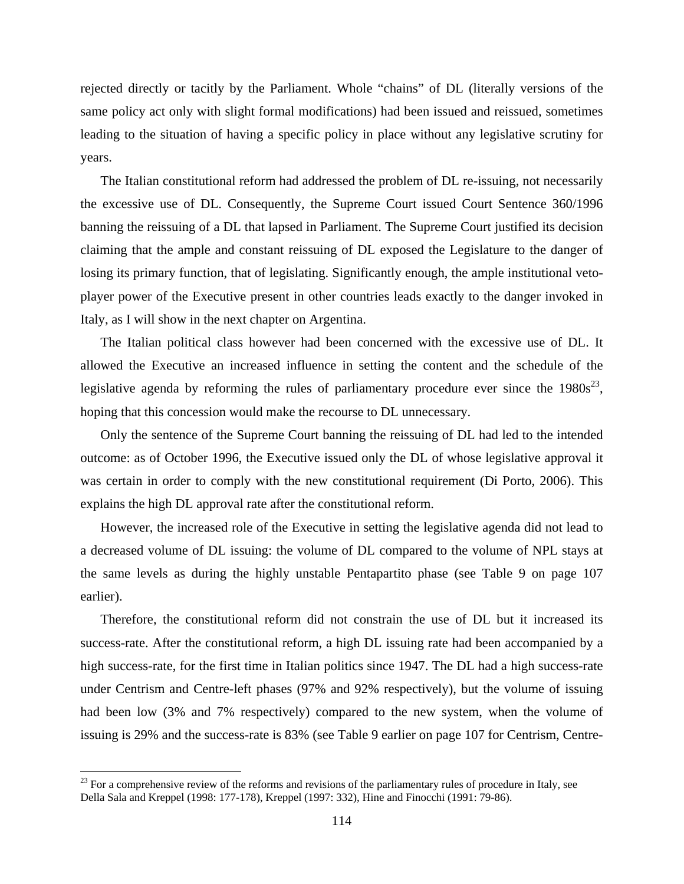rejected directly or tacitly by the Parliament. Whole "chains" of DL (literally versions of the same policy act only with slight formal modifications) had been issued and reissued, sometimes leading to the situation of having a specific policy in place without any legislative scrutiny for years.

The Italian constitutional reform had addressed the problem of DL re-issuing, not necessarily the excessive use of DL. Consequently, the Supreme Court issued Court Sentence 360/1996 banning the reissuing of a DL that lapsed in Parliament. The Supreme Court justified its decision claiming that the ample and constant reissuing of DL exposed the Legislature to the danger of losing its primary function, that of legislating. Significantly enough, the ample institutional veto-player power of the Executive present in other countries leads exactly to the danger invoked in Italy, as I will show in the next chapter on Argentina.

The Italian political class however had been concerned with the excessive use of DL. It allowed the Executive an increased influence in setting the content and the schedule of the legislative agenda by reforming the rules of parliamentary procedure ever since the 1980s[23], hoping that this concession would make the recourse to DL unnecessary.

Only the sentence of the Supreme Court banning the reissuing of DL had led to the intended outcome: as of October 1996, the Executive issued only the DL of whose legislative approval it was certain in order to comply with the new constitutional requirement (Di Porto, 2006). This explains the high DL approval rate after the constitutional reform.

However, the increased role of the Executive in setting the legislative agenda did not lead to a decreased volume of DL issuing: the volume of DL compared to the volume of NPL stays at the same levels as during the highly unstable Pentapartito phase (see Table 9 on page 107 earlier).

Therefore, the constitutional reform did not constrain the use of DL but it increased its success-rate. After the constitutional reform, a high DL issuing rate had been accompanied by a high success-rate, for the first time in Italian politics since 1947. The DL had a high success-rate under Centrism and Centre-left phases (97% and 92% respectively), but the volume of issuing had been low (3% and 7% respectively) compared to the new system, when the volume of issuing is 29% and the success-rate is 83% (see Table 9 earlier on page 107 for Centrism, Centre-

[23] For a comprehensive review of the reforms and revisions of the parliamentary rules of procedure in Italy, see Della Sala and Kreppel (1998: 177-178), Kreppel (1997: 332), Hine and Finocchi (1991: 79-86).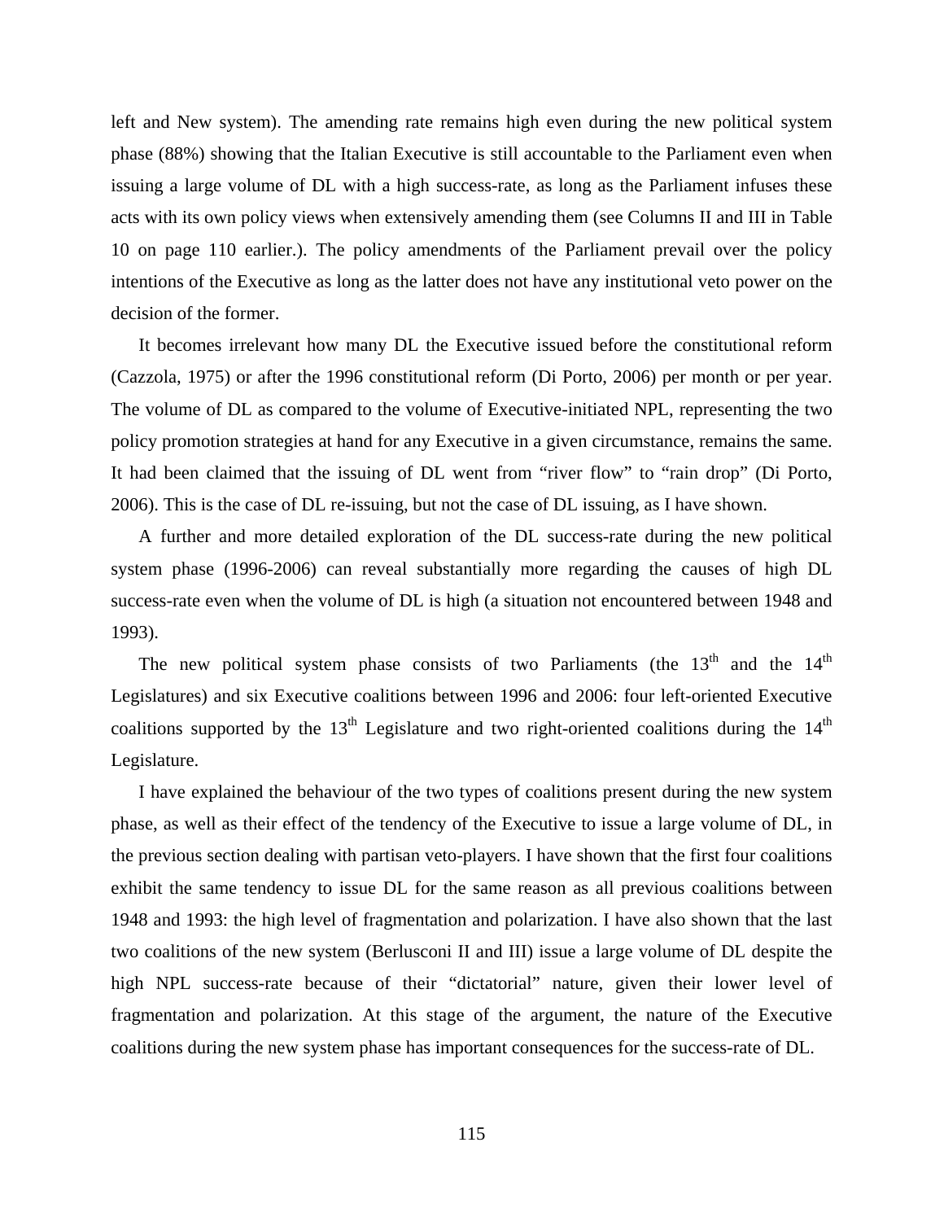left and New system). The amending rate remains high even during the new political system phase (88%) showing that the Italian Executive is still accountable to the Parliament even when issuing a large volume of DL with a high success-rate, as long as the Parliament infuses these acts with its own policy views when extensively amending them (see Columns II and III in Table 10 on page 110 earlier.). The policy amendments of the Parliament prevail over the policy intentions of the Executive as long as the latter does not have any institutional veto power on the decision of the former.

It becomes irrelevant how many DL the Executive issued before the constitutional reform (Cazzola, 1975) or after the 1996 constitutional reform (Di Porto, 2006) per month or per year. The volume of DL as compared to the volume of Executive-initiated NPL, representing the two policy promotion strategies at hand for any Executive in a given circumstance, remains the same. It had been claimed that the issuing of DL went from "river flow" to "rain drop" (Di Porto, 2006). This is the case of DL re-issuing, but not the case of DL issuing, as I have shown.

A further and more detailed exploration of the DL success-rate during the new political system phase (1996-2006) can reveal substantially more regarding the causes of high DL success-rate even when the volume of DL is high (a situation not encountered between 1948 and 1993).

The new political system phase consists of two Parliaments (the 13th and the 14th Legislatures) and six Executive coalitions between 1996 and 2006: four left-oriented Executive coalitions supported by the 13th Legislature and two right-oriented coalitions during the 14th Legislature.

I have explained the behaviour of the two types of coalitions present during the new system phase, as well as their effect of the tendency of the Executive to issue a large volume of DL, in the previous section dealing with partisan veto-players. I have shown that the first four coalitions exhibit the same tendency to issue DL for the same reason as all previous coalitions between 1948 and 1993: the high level of fragmentation and polarization. I have also shown that the last two coalitions of the new system (Berlusconi II and III) issue a large volume of DL despite the high NPL success-rate because of their "dictatorial" nature, given their lower level of fragmentation and polarization. At this stage of the argument, the nature of the Executive coalitions during the new system phase has important consequences for the success-rate of DL.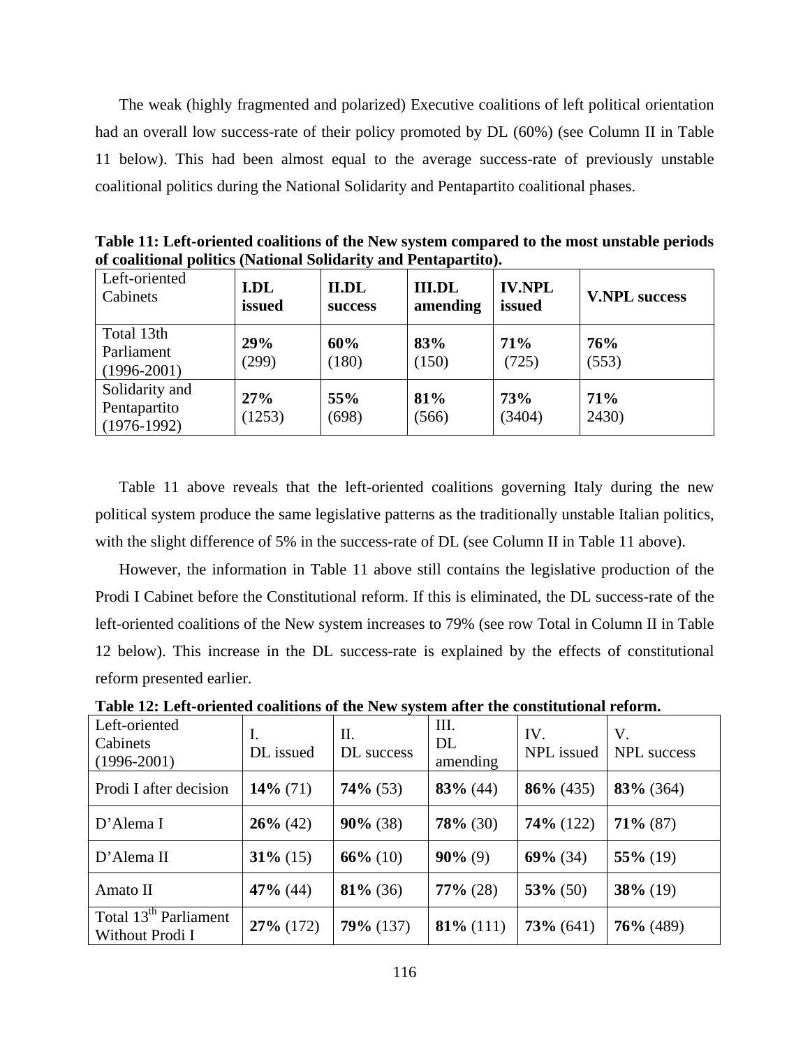The weak (highly fragmented and polarized) Executive coalitions of left political orientation had an overall low success-rate of their policy promoted by DL (60%) (see Column II in Table 11 below). This had been almost equal to the average success-rate of previously unstable coalitional politics during the National Solidarity and Pentapartito coalitional phases.

**Table 11: Left-oriented coalitions of the New system compared to the most unstable periods of coalitional politics (National Solidarity and Pentapartito).**

| Left-oriented Cabinets | **I.DL issued** | **II.DL success** | **III.DL amending** | **IV.NPL issued** | **V.NPL success** |
|---|---|---|---|---|---|
| Total 13th Parliament (1996-2001) | **29%** (299) | **60%** (180) | **83%** (150) | **71%** (725) | **76%** (553) |
| Solidarity and Pentapartito (1976-1992) | **27%** (1253) | **55%** (698) | **81%** (566) | **73%** (3404) | **71%** 2430) |

Table 11 above reveals that the left-oriented coalitions governing Italy during the new political system produce the same legislative patterns as the traditionally unstable Italian politics, with the slight difference of 5% in the success-rate of DL (see Column II in Table 11 above).

However, the information in Table 11 above still contains the legislative production of the Prodi I Cabinet before the Constitutional reform. If this is eliminated, the DL success-rate of the left-oriented coalitions of the New system increases to 79% (see row Total in Column II in Table 12 below). This increase in the DL success-rate is explained by the effects of constitutional reform presented earlier.

**Table 12: Left-oriented coalitions of the New system after the constitutional reform.**

| Left-oriented Cabinets (1996-2001) | I. DL issued | II. DL success | III. DL amending | IV. NPL issued | V. NPL success |
|---|---|---|---|---|---|
| Prodi I after decision | **14%** (71) | **74%** (53) | **83%** (44) | **86%** (435) | **83%** (364) |
| D'Alema I | **26%** (42) | **90%** (38) | **78%** (30) | **74%** (122) | **71%** (87) |
| D'Alema II | **31%** (15) | **66%** (10) | **90%** (9) | **69%** (34) | **55%** (19) |
| Amato II | **47%** (44) | **81%** (36) | **77%** (28) | **53%** (50) | **38%** (19) |
| Total 13th Parliament Without Prodi I | **27%** (172) | **79%** (137) | **81%** (111) | **73%** (641) | **76%** (489) |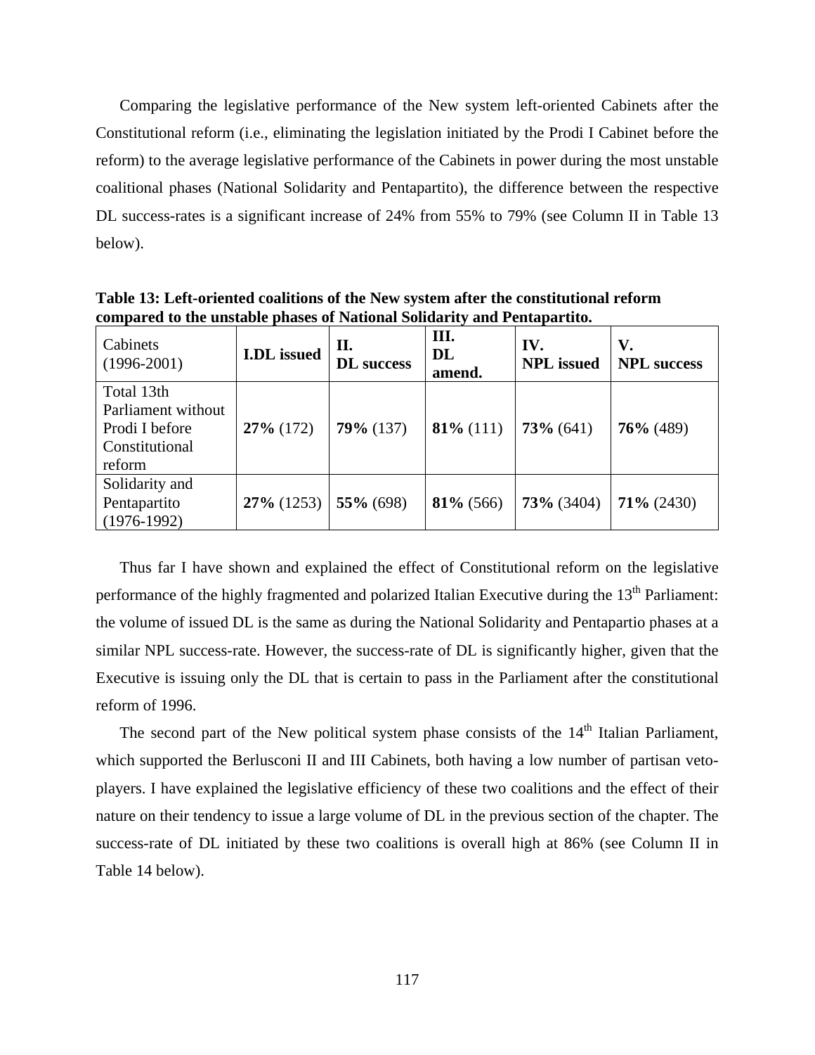Comparing the legislative performance of the New system left-oriented Cabinets after the Constitutional reform (i.e., eliminating the legislation initiated by the Prodi I Cabinet before the reform) to the average legislative performance of the Cabinets in power during the most unstable coalitional phases (National Solidarity and Pentapartito), the difference between the respective DL success-rates is a significant increase of 24% from 55% to 79% (see Column II in Table 13 below).

**Table 13: Left-oriented coalitions of the New system after the constitutional reform compared to the unstable phases of National Solidarity and Pentapartito.**

| Cabinets (1996-2001) | **I.DL issued** | **II. DL success** | **III. DL amend.** | **IV. NPL issued** | **V. NPL success** |
|---|---|---|---|---|---|
| Total 13th Parliament without Prodi I before Constitutional reform | **27%** (172) | **79%** (137) | **81%** (111) | **73%** (641) | **76%** (489) |
| Solidarity and Pentapartito (1976-1992) | **27%** (1253) | **55%** (698) | **81%** (566) | **73%** (3404) | **71%** (2430) |

Thus far I have shown and explained the effect of Constitutional reform on the legislative performance of the highly fragmented and polarized Italian Executive during the 13th Parliament: the volume of issued DL is the same as during the National Solidarity and Pentapartio phases at a similar NPL success-rate. However, the success-rate of DL is significantly higher, given that the Executive is issuing only the DL that is certain to pass in the Parliament after the constitutional reform of 1996.

The second part of the New political system phase consists of the 14th Italian Parliament, which supported the Berlusconi II and III Cabinets, both having a low number of partisan veto-players. I have explained the legislative efficiency of these two coalitions and the effect of their nature on their tendency to issue a large volume of DL in the previous section of the chapter. The success-rate of DL initiated by these two coalitions is overall high at 86% (see Column II in Table 14 below).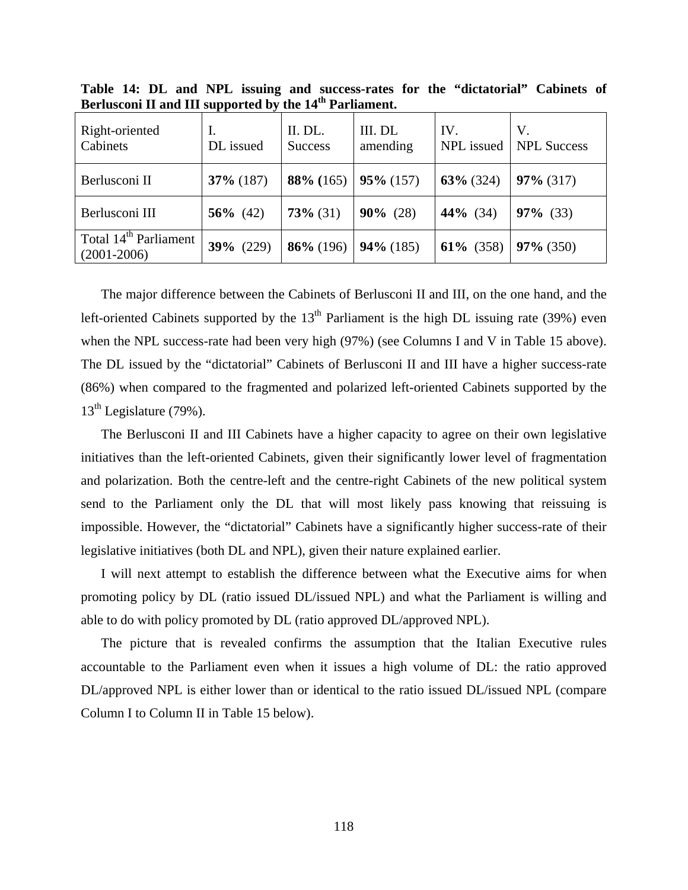**Table 14: DL and NPL issuing and success-rates for the "dictatorial" Cabinets of Berlusconi II and III supported by the 14th Parliament.**

| Right-oriented Cabinets | I. DL issued | II. DL. Success | III. DL amending | IV. NPL issued | V. NPL Success |
|---|---|---|---|---|---|
| Berlusconi II | **37%** (187) | **88% (**165) | **95%** (157) | **63%** (324) | **97%** (317) |
| Berlusconi III | **56%** (42) | **73%** (31) | **90%** (28) | **44%** (34) | **97%** (33) |
| Total 14th Parliament (2001-2006) | **39%** (229) | **86%** (196) | **94%** (185) | **61%** (358) | **97%** (350) |

The major difference between the Cabinets of Berlusconi II and III, on the one hand, and the left-oriented Cabinets supported by the 13th Parliament is the high DL issuing rate (39%) even when the NPL success-rate had been very high (97%) (see Columns I and V in Table 15 above). The DL issued by the "dictatorial" Cabinets of Berlusconi II and III have a higher success-rate (86%) when compared to the fragmented and polarized left-oriented Cabinets supported by the 13th Legislature (79%).

The Berlusconi II and III Cabinets have a higher capacity to agree on their own legislative initiatives than the left-oriented Cabinets, given their significantly lower level of fragmentation and polarization. Both the centre-left and the centre-right Cabinets of the new political system send to the Parliament only the DL that will most likely pass knowing that reissuing is impossible. However, the "dictatorial" Cabinets have a significantly higher success-rate of their legislative initiatives (both DL and NPL), given their nature explained earlier.

I will next attempt to establish the difference between what the Executive aims for when promoting policy by DL (ratio issued DL/issued NPL) and what the Parliament is willing and able to do with policy promoted by DL (ratio approved DL/approved NPL).

The picture that is revealed confirms the assumption that the Italian Executive rules accountable to the Parliament even when it issues a high volume of DL: the ratio approved DL/approved NPL is either lower than or identical to the ratio issued DL/issued NPL (compare Column I to Column II in Table 15 below).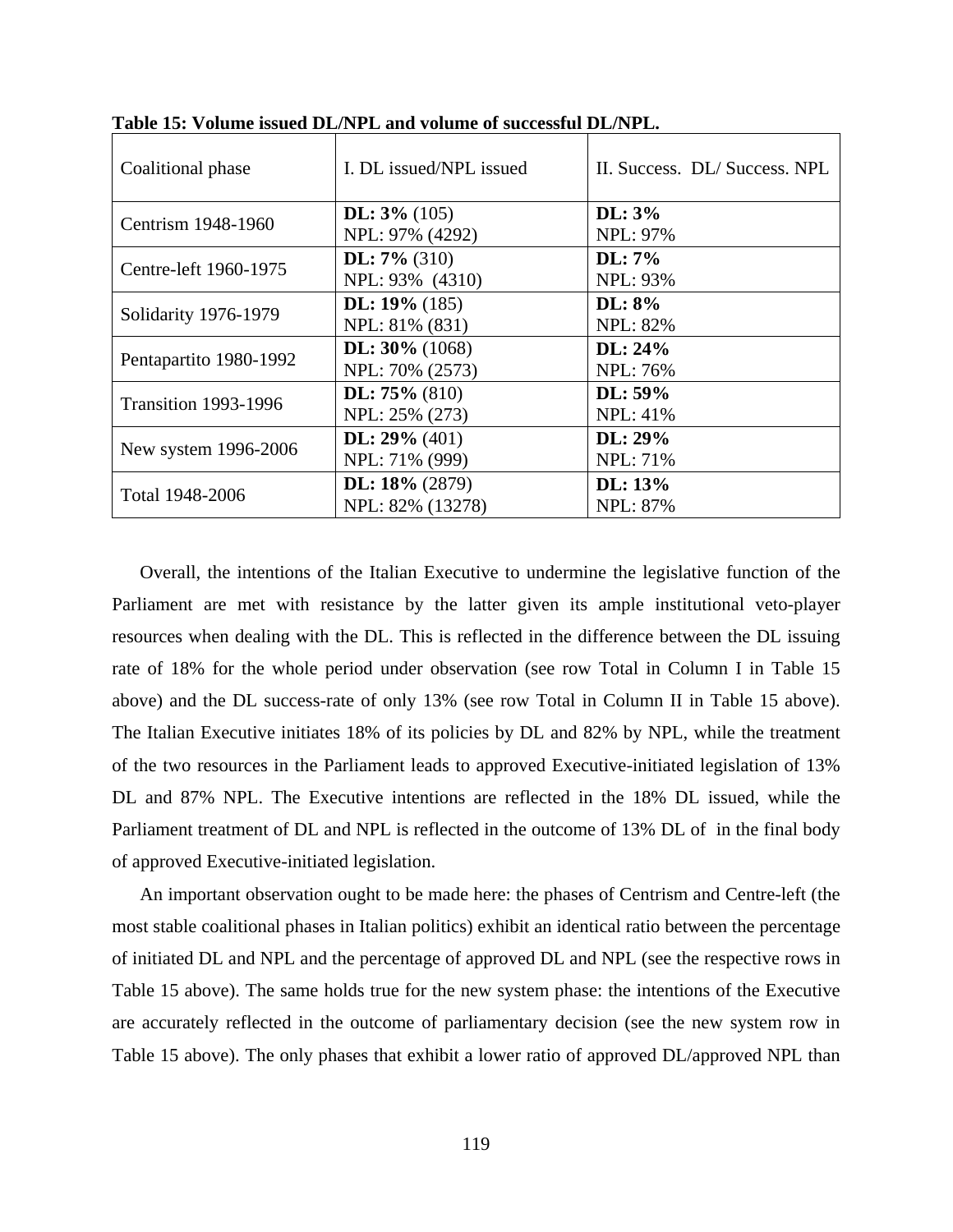**Table 15: Volume issued DL/NPL and volume of successful DL/NPL.**

| Coalitional phase | I. DL issued/NPL issued | II. Success. DL/ Success. NPL |
|---|---|---|
| Centrism 1948-1960 | **DL: 3%** (105)<br>NPL: 97% (4292) | **DL: 3%**<br>NPL: 97% |
| Centre-left 1960-1975 | **DL: 7%** (310)<br>NPL: 93% (4310) | **DL: 7%**<br>NPL: 93% |
| Solidarity 1976-1979 | **DL: 19%** (185)<br>NPL: 81% (831) | **DL: 8%**<br>NPL: 82% |
| Pentapartito 1980-1992 | **DL: 30%** (1068)<br>NPL: 70% (2573) | **DL: 24%**<br>NPL: 76% |
| Transition 1993-1996 | **DL: 75%** (810)<br>NPL: 25% (273) | **DL: 59%**<br>NPL: 41% |
| New system 1996-2006 | **DL: 29%** (401)<br>NPL: 71% (999) | **DL: 29%**<br>NPL: 71% |
| Total 1948-2006 | **DL: 18%** (2879)<br>NPL: 82% (13278) | **DL: 13%**<br>NPL: 87% |

Overall, the intentions of the Italian Executive to undermine the legislative function of the Parliament are met with resistance by the latter given its ample institutional veto-player resources when dealing with the DL. This is reflected in the difference between the DL issuing rate of 18% for the whole period under observation (see row Total in Column I in Table 15 above) and the DL success-rate of only 13% (see row Total in Column II in Table 15 above). The Italian Executive initiates 18% of its policies by DL and 82% by NPL, while the treatment of the two resources in the Parliament leads to approved Executive-initiated legislation of 13% DL and 87% NPL. The Executive intentions are reflected in the 18% DL issued, while the Parliament treatment of DL and NPL is reflected in the outcome of 13% DL of in the final body of approved Executive-initiated legislation.

An important observation ought to be made here: the phases of Centrism and Centre-left (the most stable coalitional phases in Italian politics) exhibit an identical ratio between the percentage of initiated DL and NPL and the percentage of approved DL and NPL (see the respective rows in Table 15 above). The same holds true for the new system phase: the intentions of the Executive are accurately reflected in the outcome of parliamentary decision (see the new system row in Table 15 above). The only phases that exhibit a lower ratio of approved DL/approved NPL than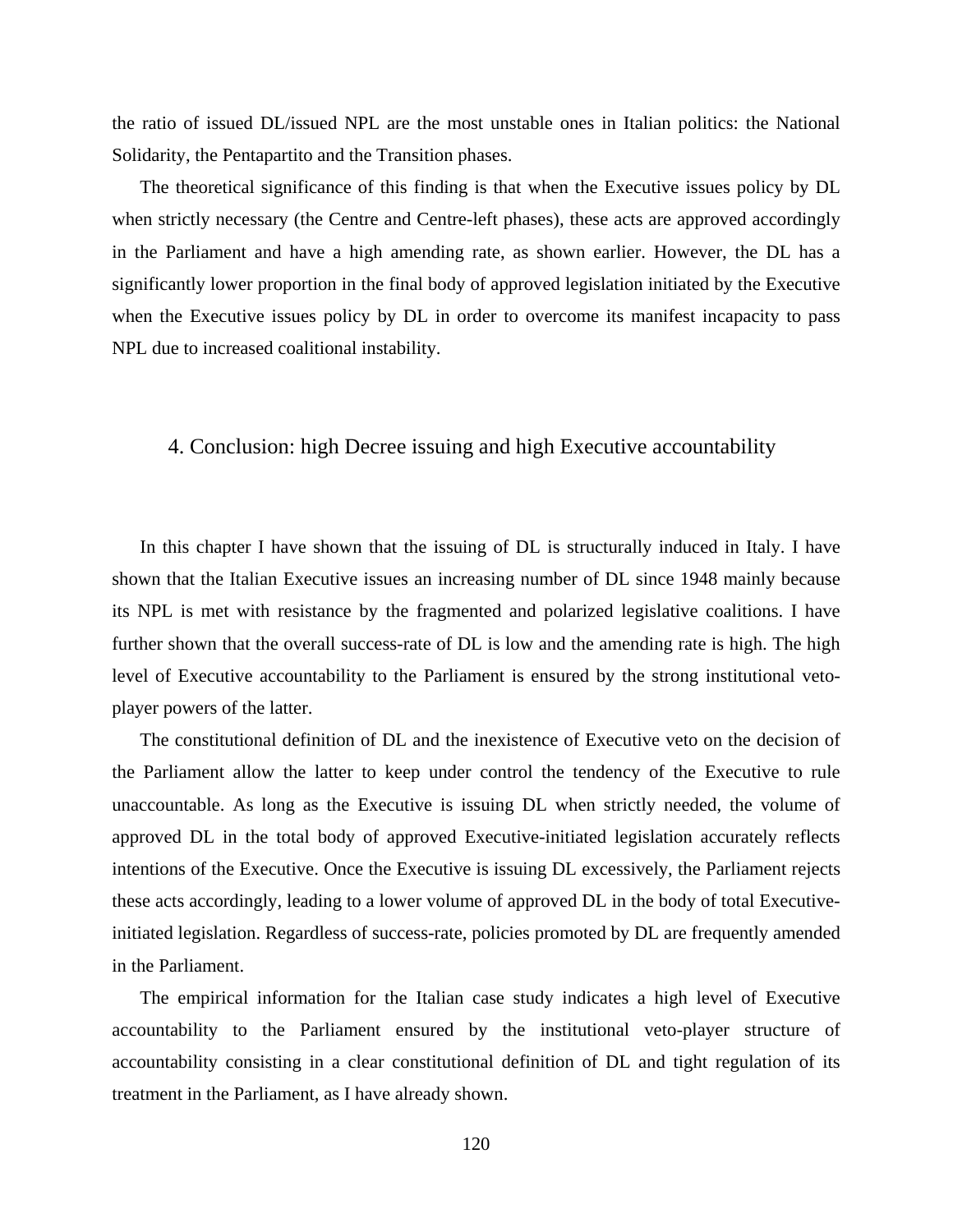the ratio of issued DL/issued NPL are the most unstable ones in Italian politics: the National Solidarity, the Pentapartito and the Transition phases.

The theoretical significance of this finding is that when the Executive issues policy by DL when strictly necessary (the Centre and Centre-left phases), these acts are approved accordingly in the Parliament and have a high amending rate, as shown earlier. However, the DL has a significantly lower proportion in the final body of approved legislation initiated by the Executive when the Executive issues policy by DL in order to overcome its manifest incapacity to pass NPL due to increased coalitional instability.

## 4. Conclusion: high Decree issuing and high Executive accountability

In this chapter I have shown that the issuing of DL is structurally induced in Italy. I have shown that the Italian Executive issues an increasing number of DL since 1948 mainly because its NPL is met with resistance by the fragmented and polarized legislative coalitions. I have further shown that the overall success-rate of DL is low and the amending rate is high. The high level of Executive accountability to the Parliament is ensured by the strong institutional veto-player powers of the latter.

The constitutional definition of DL and the inexistence of Executive veto on the decision of the Parliament allow the latter to keep under control the tendency of the Executive to rule unaccountable. As long as the Executive is issuing DL when strictly needed, the volume of approved DL in the total body of approved Executive-initiated legislation accurately reflects intentions of the Executive. Once the Executive is issuing DL excessively, the Parliament rejects these acts accordingly, leading to a lower volume of approved DL in the body of total Executive-initiated legislation. Regardless of success-rate, policies promoted by DL are frequently amended in the Parliament.

The empirical information for the Italian case study indicates a high level of Executive accountability to the Parliament ensured by the institutional veto-player structure of accountability consisting in a clear constitutional definition of DL and tight regulation of its treatment in the Parliament, as I have already shown.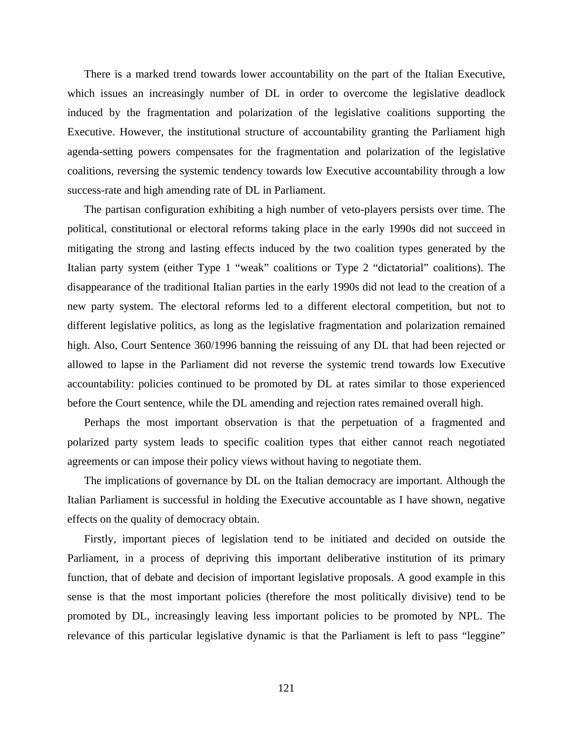There is a marked trend towards lower accountability on the part of the Italian Executive, which issues an increasingly number of DL in order to overcome the legislative deadlock induced by the fragmentation and polarization of the legislative coalitions supporting the Executive. However, the institutional structure of accountability granting the Parliament high agenda-setting powers compensates for the fragmentation and polarization of the legislative coalitions, reversing the systemic tendency towards low Executive accountability through a low success-rate and high amending rate of DL in Parliament.

The partisan configuration exhibiting a high number of veto-players persists over time. The political, constitutional or electoral reforms taking place in the early 1990s did not succeed in mitigating the strong and lasting effects induced by the two coalition types generated by the Italian party system (either Type 1 "weak" coalitions or Type 2 "dictatorial" coalitions). The disappearance of the traditional Italian parties in the early 1990s did not lead to the creation of a new party system. The electoral reforms led to a different electoral competition, but not to different legislative politics, as long as the legislative fragmentation and polarization remained high. Also, Court Sentence 360/1996 banning the reissuing of any DL that had been rejected or allowed to lapse in the Parliament did not reverse the systemic trend towards low Executive accountability: policies continued to be promoted by DL at rates similar to those experienced before the Court sentence, while the DL amending and rejection rates remained overall high.

Perhaps the most important observation is that the perpetuation of a fragmented and polarized party system leads to specific coalition types that either cannot reach negotiated agreements or can impose their policy views without having to negotiate them.

The implications of governance by DL on the Italian democracy are important. Although the Italian Parliament is successful in holding the Executive accountable as I have shown, negative effects on the quality of democracy obtain.

Firstly, important pieces of legislation tend to be initiated and decided on outside the Parliament, in a process of depriving this important deliberative institution of its primary function, that of debate and decision of important legislative proposals. A good example in this sense is that the most important policies (therefore the most politically divisive) tend to be promoted by DL, increasingly leaving less important policies to be promoted by NPL. The relevance of this particular legislative dynamic is that the Parliament is left to pass "leggine"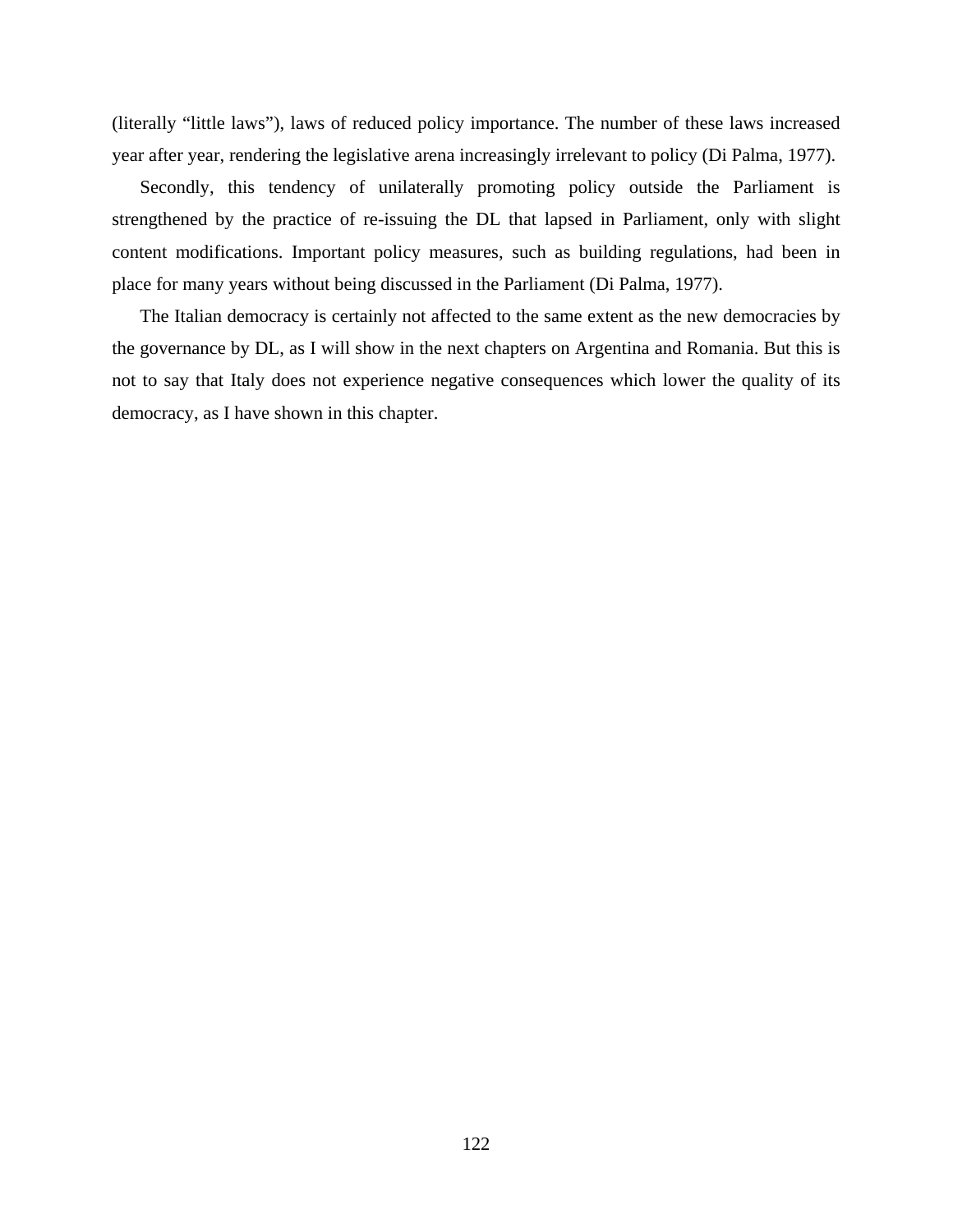(literally "little laws"), laws of reduced policy importance. The number of these laws increased year after year, rendering the legislative arena increasingly irrelevant to policy (Di Palma, 1977).

Secondly, this tendency of unilaterally promoting policy outside the Parliament is strengthened by the practice of re-issuing the DL that lapsed in Parliament, only with slight content modifications. Important policy measures, such as building regulations, had been in place for many years without being discussed in the Parliament (Di Palma, 1977).

The Italian democracy is certainly not affected to the same extent as the new democracies by the governance by DL, as I will show in the next chapters on Argentina and Romania. But this is not to say that Italy does not experience negative consequences which lower the quality of its democracy, as I have shown in this chapter.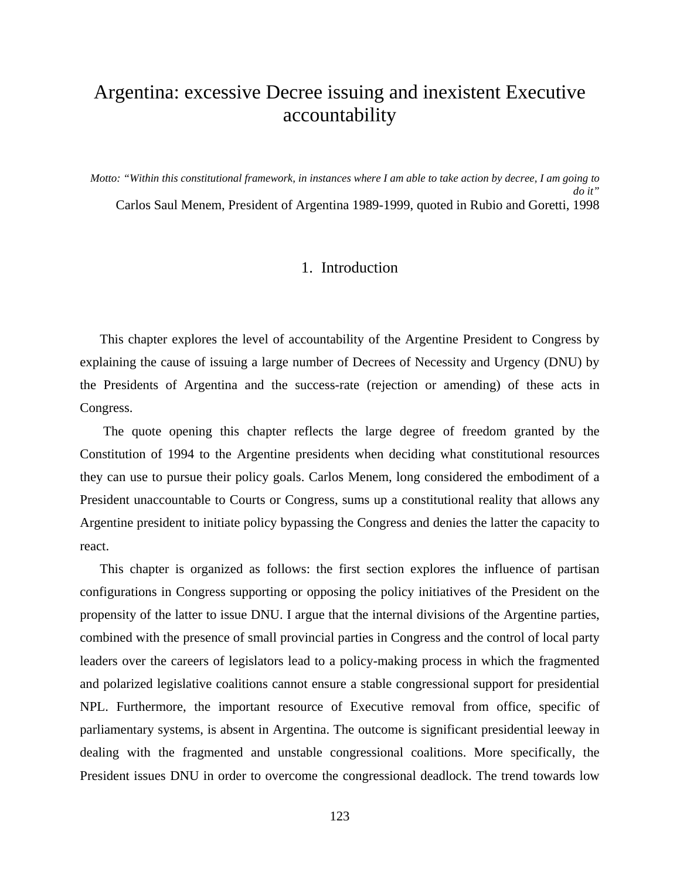# Argentina: excessive Decree issuing and inexistent Executive accountability

*Motto: "Within this constitutional framework, in instances where I am able to take action by decree, I am going to do it"*

Carlos Saul Menem, President of Argentina 1989-1999, quoted in Rubio and Goretti, 1998

## 1. Introduction

This chapter explores the level of accountability of the Argentine President to Congress by explaining the cause of issuing a large number of Decrees of Necessity and Urgency (DNU) by the Presidents of Argentina and the success-rate (rejection or amending) of these acts in Congress.

The quote opening this chapter reflects the large degree of freedom granted by the Constitution of 1994 to the Argentine presidents when deciding what constitutional resources they can use to pursue their policy goals. Carlos Menem, long considered the embodiment of a President unaccountable to Courts or Congress, sums up a constitutional reality that allows any Argentine president to initiate policy bypassing the Congress and denies the latter the capacity to react.

This chapter is organized as follows: the first section explores the influence of partisan configurations in Congress supporting or opposing the policy initiatives of the President on the propensity of the latter to issue DNU. I argue that the internal divisions of the Argentine parties, combined with the presence of small provincial parties in Congress and the control of local party leaders over the careers of legislators lead to a policy-making process in which the fragmented and polarized legislative coalitions cannot ensure a stable congressional support for presidential NPL. Furthermore, the important resource of Executive removal from office, specific of parliamentary systems, is absent in Argentina. The outcome is significant presidential leeway in dealing with the fragmented and unstable congressional coalitions. More specifically, the President issues DNU in order to overcome the congressional deadlock. The trend towards low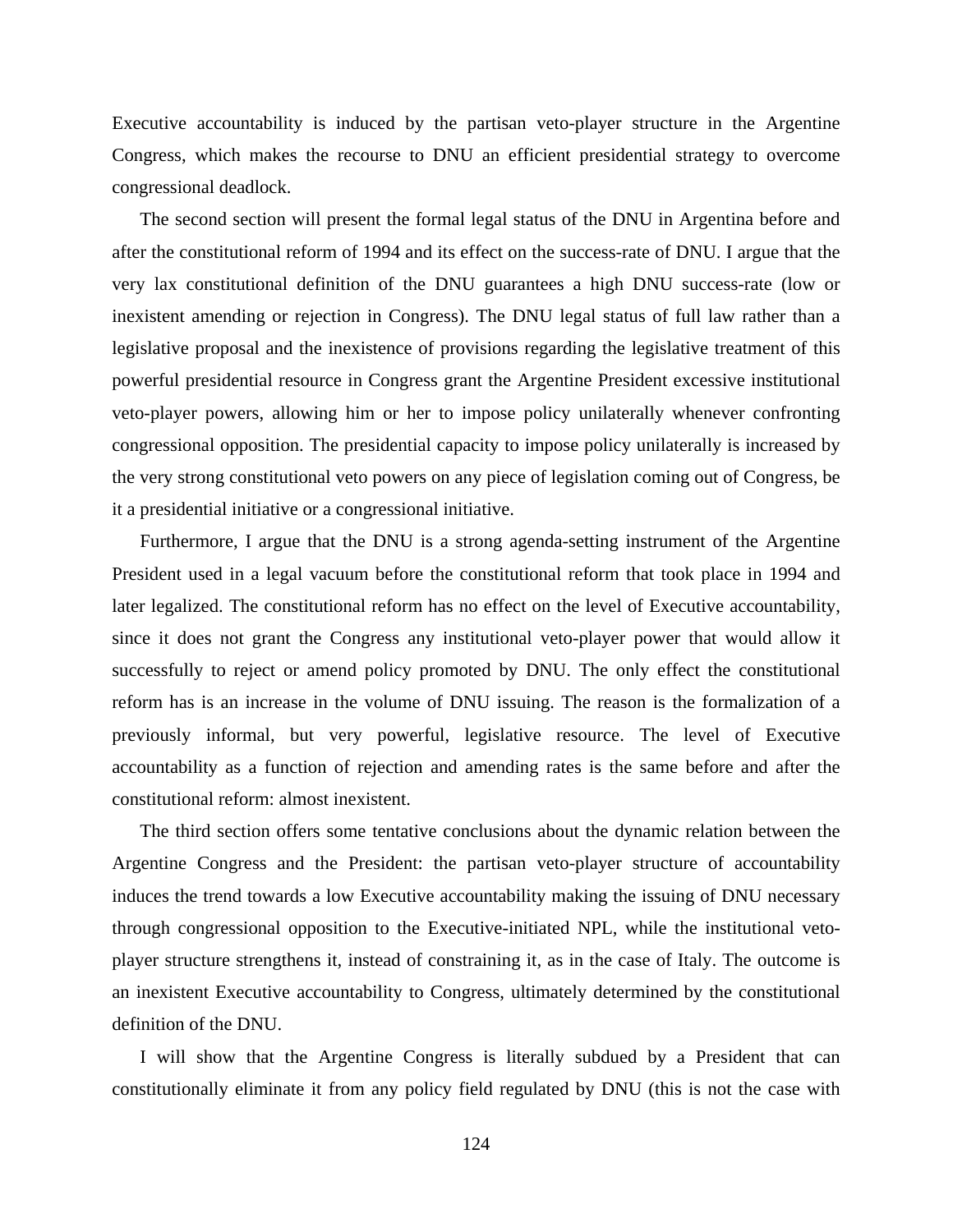Executive accountability is induced by the partisan veto-player structure in the Argentine Congress, which makes the recourse to DNU an efficient presidential strategy to overcome congressional deadlock.

The second section will present the formal legal status of the DNU in Argentina before and after the constitutional reform of 1994 and its effect on the success-rate of DNU. I argue that the very lax constitutional definition of the DNU guarantees a high DNU success-rate (low or inexistent amending or rejection in Congress). The DNU legal status of full law rather than a legislative proposal and the inexistence of provisions regarding the legislative treatment of this powerful presidential resource in Congress grant the Argentine President excessive institutional veto-player powers, allowing him or her to impose policy unilaterally whenever confronting congressional opposition. The presidential capacity to impose policy unilaterally is increased by the very strong constitutional veto powers on any piece of legislation coming out of Congress, be it a presidential initiative or a congressional initiative.

Furthermore, I argue that the DNU is a strong agenda-setting instrument of the Argentine President used in a legal vacuum before the constitutional reform that took place in 1994 and later legalized. The constitutional reform has no effect on the level of Executive accountability, since it does not grant the Congress any institutional veto-player power that would allow it successfully to reject or amend policy promoted by DNU. The only effect the constitutional reform has is an increase in the volume of DNU issuing. The reason is the formalization of a previously informal, but very powerful, legislative resource. The level of Executive accountability as a function of rejection and amending rates is the same before and after the constitutional reform: almost inexistent.

The third section offers some tentative conclusions about the dynamic relation between the Argentine Congress and the President: the partisan veto-player structure of accountability induces the trend towards a low Executive accountability making the issuing of DNU necessary through congressional opposition to the Executive-initiated NPL, while the institutional veto-player structure strengthens it, instead of constraining it, as in the case of Italy. The outcome is an inexistent Executive accountability to Congress, ultimately determined by the constitutional definition of the DNU.

I will show that the Argentine Congress is literally subdued by a President that can constitutionally eliminate it from any policy field regulated by DNU (this is not the case with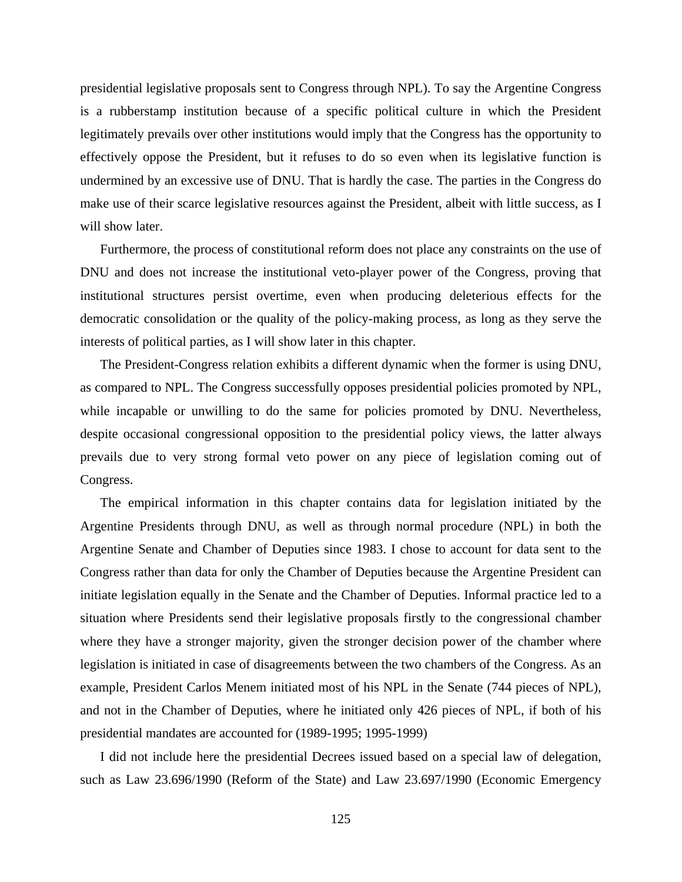presidential legislative proposals sent to Congress through NPL). To say the Argentine Congress is a rubberstamp institution because of a specific political culture in which the President legitimately prevails over other institutions would imply that the Congress has the opportunity to effectively oppose the President, but it refuses to do so even when its legislative function is undermined by an excessive use of DNU. That is hardly the case. The parties in the Congress do make use of their scarce legislative resources against the President, albeit with little success, as I will show later.

Furthermore, the process of constitutional reform does not place any constraints on the use of DNU and does not increase the institutional veto-player power of the Congress, proving that institutional structures persist overtime, even when producing deleterious effects for the democratic consolidation or the quality of the policy-making process, as long as they serve the interests of political parties, as I will show later in this chapter.

The President-Congress relation exhibits a different dynamic when the former is using DNU, as compared to NPL. The Congress successfully opposes presidential policies promoted by NPL, while incapable or unwilling to do the same for policies promoted by DNU. Nevertheless, despite occasional congressional opposition to the presidential policy views, the latter always prevails due to very strong formal veto power on any piece of legislation coming out of Congress.

The empirical information in this chapter contains data for legislation initiated by the Argentine Presidents through DNU, as well as through normal procedure (NPL) in both the Argentine Senate and Chamber of Deputies since 1983. I chose to account for data sent to the Congress rather than data for only the Chamber of Deputies because the Argentine President can initiate legislation equally in the Senate and the Chamber of Deputies. Informal practice led to a situation where Presidents send their legislative proposals firstly to the congressional chamber where they have a stronger majority, given the stronger decision power of the chamber where legislation is initiated in case of disagreements between the two chambers of the Congress. As an example, President Carlos Menem initiated most of his NPL in the Senate (744 pieces of NPL), and not in the Chamber of Deputies, where he initiated only 426 pieces of NPL, if both of his presidential mandates are accounted for (1989-1995; 1995-1999)

I did not include here the presidential Decrees issued based on a special law of delegation, such as Law 23.696/1990 (Reform of the State) and Law 23.697/1990 (Economic Emergency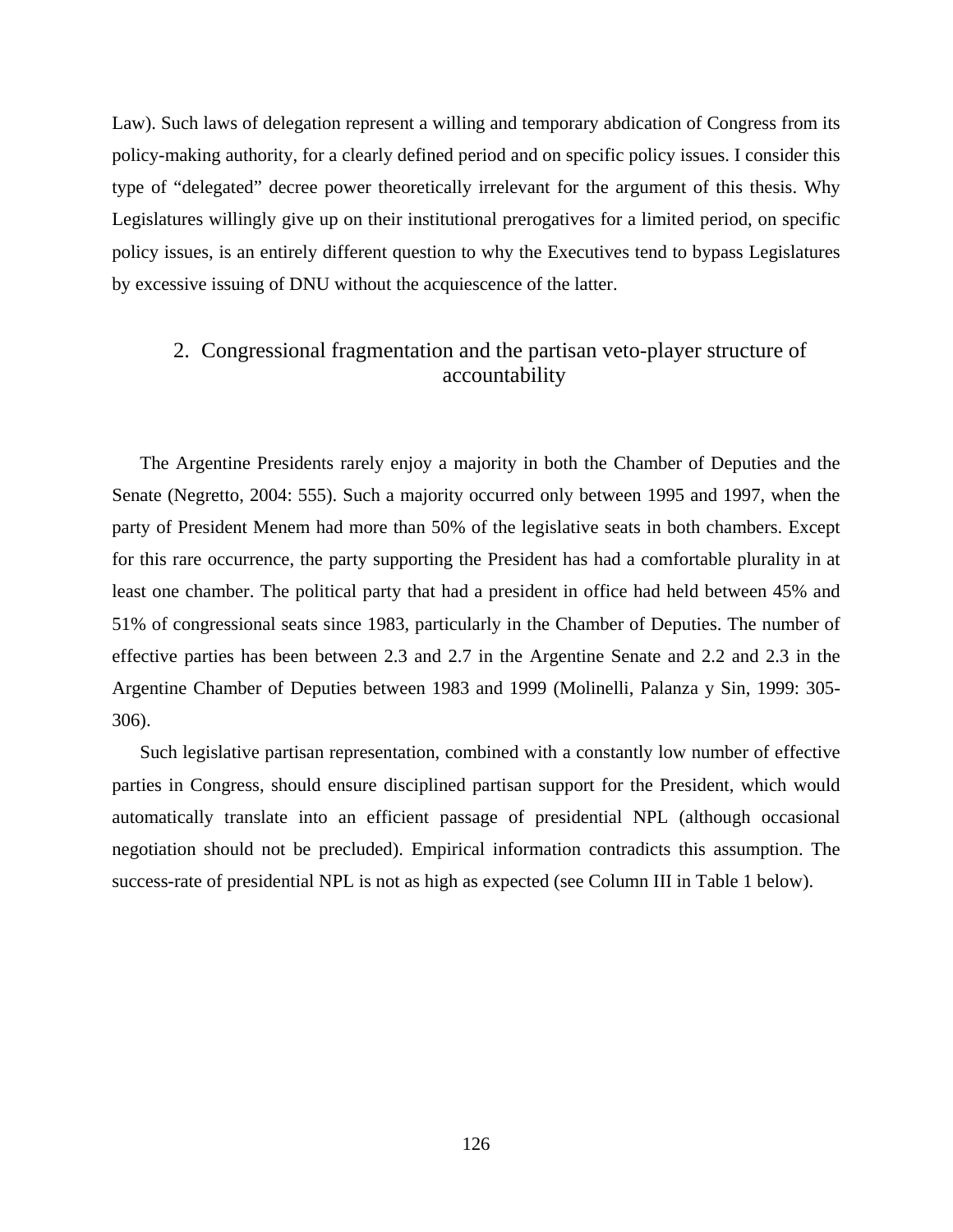Law). Such laws of delegation represent a willing and temporary abdication of Congress from its policy-making authority, for a clearly defined period and on specific policy issues. I consider this type of "delegated" decree power theoretically irrelevant for the argument of this thesis. Why Legislatures willingly give up on their institutional prerogatives for a limited period, on specific policy issues, is an entirely different question to why the Executives tend to bypass Legislatures by excessive issuing of DNU without the acquiescence of the latter.

## 2. Congressional fragmentation and the partisan veto-player structure of accountability

The Argentine Presidents rarely enjoy a majority in both the Chamber of Deputies and the Senate (Negretto, 2004: 555). Such a majority occurred only between 1995 and 1997, when the party of President Menem had more than 50% of the legislative seats in both chambers. Except for this rare occurrence, the party supporting the President has had a comfortable plurality in at least one chamber. The political party that had a president in office had held between 45% and 51% of congressional seats since 1983, particularly in the Chamber of Deputies. The number of effective parties has been between 2.3 and 2.7 in the Argentine Senate and 2.2 and 2.3 in the Argentine Chamber of Deputies between 1983 and 1999 (Molinelli, Palanza y Sin, 1999: 305-306).

Such legislative partisan representation, combined with a constantly low number of effective parties in Congress, should ensure disciplined partisan support for the President, which would automatically translate into an efficient passage of presidential NPL (although occasional negotiation should not be precluded). Empirical information contradicts this assumption. The success-rate of presidential NPL is not as high as expected (see Column III in Table 1 below).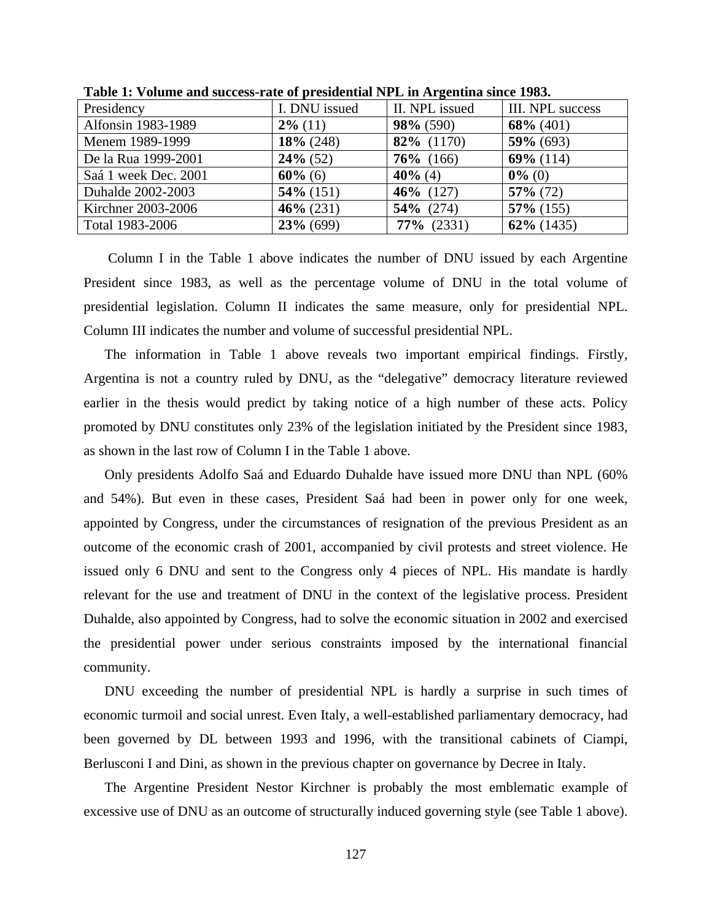**Table 1: Volume and success-rate of presidential NPL in Argentina since 1983.**

| Presidency | I. DNU issued | II. NPL issued | III. NPL success |
|---|---|---|---|
| Alfonsin 1983-1989 | **2%** (11) | **98%** (590) | **68%** (401) |
| Menem 1989-1999 | **18%** (248) | **82%** (1170) | **59%** (693) |
| De la Rua 1999-2001 | **24%** (52) | **76%** (166) | **69%** (114) |
| Saá 1 week Dec. 2001 | **60%** (6) | **40%** (4) | **0%** (0) |
| Duhalde 2002-2003 | **54%** (151) | **46%** (127) | **57%** (72) |
| Kirchner 2003-2006 | **46%** (231) | **54%** (274) | **57%** (155) |
| Total 1983-2006 | **23%** (699) | **77%** (2331) | **62%** (1435) |

Column I in the Table 1 above indicates the number of DNU issued by each Argentine President since 1983, as well as the percentage volume of DNU in the total volume of presidential legislation. Column II indicates the same measure, only for presidential NPL. Column III indicates the number and volume of successful presidential NPL.

The information in Table 1 above reveals two important empirical findings. Firstly, Argentina is not a country ruled by DNU, as the "delegative" democracy literature reviewed earlier in the thesis would predict by taking notice of a high number of these acts. Policy promoted by DNU constitutes only 23% of the legislation initiated by the President since 1983, as shown in the last row of Column I in the Table 1 above.

Only presidents Adolfo Saá and Eduardo Duhalde have issued more DNU than NPL (60% and 54%). But even in these cases, President Saá had been in power only for one week, appointed by Congress, under the circumstances of resignation of the previous President as an outcome of the economic crash of 2001, accompanied by civil protests and street violence. He issued only 6 DNU and sent to the Congress only 4 pieces of NPL. His mandate is hardly relevant for the use and treatment of DNU in the context of the legislative process. President Duhalde, also appointed by Congress, had to solve the economic situation in 2002 and exercised the presidential power under serious constraints imposed by the international financial community.

DNU exceeding the number of presidential NPL is hardly a surprise in such times of economic turmoil and social unrest. Even Italy, a well-established parliamentary democracy, had been governed by DL between 1993 and 1996, with the transitional cabinets of Ciampi, Berlusconi I and Dini, as shown in the previous chapter on governance by Decree in Italy.

The Argentine President Nestor Kirchner is probably the most emblematic example of excessive use of DNU as an outcome of structurally induced governing style (see Table 1 above).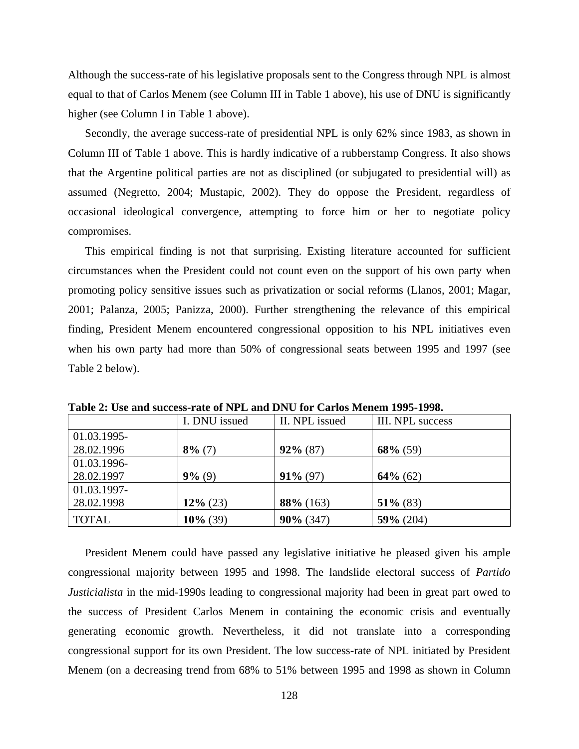Although the success-rate of his legislative proposals sent to the Congress through NPL is almost equal to that of Carlos Menem (see Column III in Table 1 above), his use of DNU is significantly higher (see Column I in Table 1 above).

Secondly, the average success-rate of presidential NPL is only 62% since 1983, as shown in Column III of Table 1 above. This is hardly indicative of a rubberstamp Congress. It also shows that the Argentine political parties are not as disciplined (or subjugated to presidential will) as assumed (Negretto, 2004; Mustapic, 2002). They do oppose the President, regardless of occasional ideological convergence, attempting to force him or her to negotiate policy compromises.

This empirical finding is not that surprising. Existing literature accounted for sufficient circumstances when the President could not count even on the support of his own party when promoting policy sensitive issues such as privatization or social reforms (Llanos, 2001; Magar, 2001; Palanza, 2005; Panizza, 2000). Further strengthening the relevance of this empirical finding, President Menem encountered congressional opposition to his NPL initiatives even when his own party had more than 50% of congressional seats between 1995 and 1997 (see Table 2 below).

**Table 2: Use and success-rate of NPL and DNU for Carlos Menem 1995-1998.**

| | I. DNU issued | II. NPL issued | III. NPL success |
|---|---|---|---|
| 01.03.1995-28.02.1996 | **8%** (7) | **92%** (87) | **68%** (59) |
| 01.03.1996-28.02.1997 | **9%** (9) | **91%** (97) | **64%** (62) |
| 01.03.1997-28.02.1998 | **12%** (23) | **88%** (163) | **51%** (83) |
| TOTAL | **10%** (39) | **90%** (347) | **59%** (204) |

President Menem could have passed any legislative initiative he pleased given his ample congressional majority between 1995 and 1998. The landslide electoral success of *Partido Justicialista* in the mid-1990s leading to congressional majority had been in great part owed to the success of President Carlos Menem in containing the economic crisis and eventually generating economic growth. Nevertheless, it did not translate into a corresponding congressional support for its own President. The low success-rate of NPL initiated by President Menem (on a decreasing trend from 68% to 51% between 1995 and 1998 as shown in Column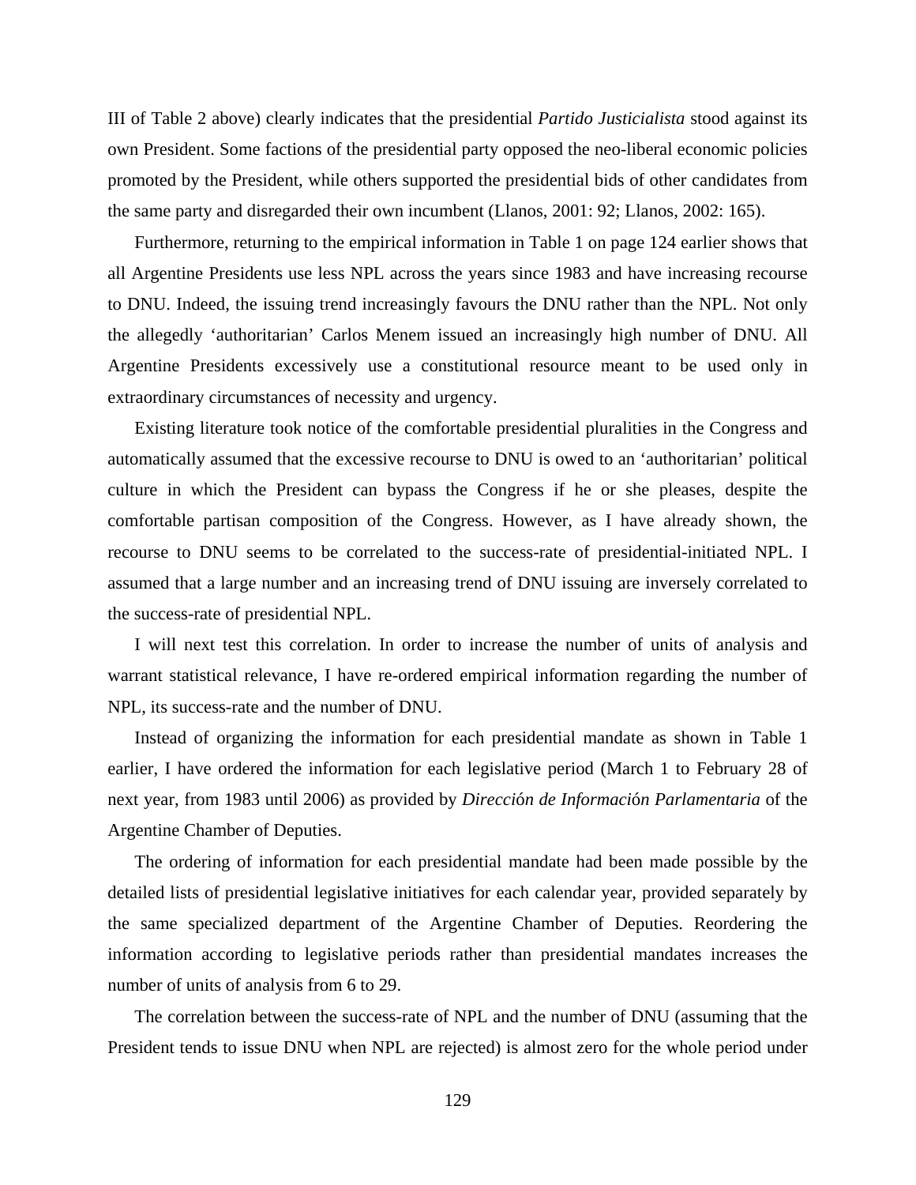III of Table 2 above) clearly indicates that the presidential *Partido Justicialista* stood against its own President. Some factions of the presidential party opposed the neo-liberal economic policies promoted by the President, while others supported the presidential bids of other candidates from the same party and disregarded their own incumbent (Llanos, 2001: 92; Llanos, 2002: 165).

Furthermore, returning to the empirical information in Table 1 on page 124 earlier shows that all Argentine Presidents use less NPL across the years since 1983 and have increasing recourse to DNU. Indeed, the issuing trend increasingly favours the DNU rather than the NPL. Not only the allegedly 'authoritarian' Carlos Menem issued an increasingly high number of DNU. All Argentine Presidents excessively use a constitutional resource meant to be used only in extraordinary circumstances of necessity and urgency.

Existing literature took notice of the comfortable presidential pluralities in the Congress and automatically assumed that the excessive recourse to DNU is owed to an 'authoritarian' political culture in which the President can bypass the Congress if he or she pleases, despite the comfortable partisan composition of the Congress. However, as I have already shown, the recourse to DNU seems to be correlated to the success-rate of presidential-initiated NPL. I assumed that a large number and an increasing trend of DNU issuing are inversely correlated to the success-rate of presidential NPL.

I will next test this correlation. In order to increase the number of units of analysis and warrant statistical relevance, I have re-ordered empirical information regarding the number of NPL, its success-rate and the number of DNU.

Instead of organizing the information for each presidential mandate as shown in Table 1 earlier, I have ordered the information for each legislative period (March 1 to February 28 of next year, from 1983 until 2006) as provided by *Dirección de Información Parlamentaria* of the Argentine Chamber of Deputies.

The ordering of information for each presidential mandate had been made possible by the detailed lists of presidential legislative initiatives for each calendar year, provided separately by the same specialized department of the Argentine Chamber of Deputies. Reordering the information according to legislative periods rather than presidential mandates increases the number of units of analysis from 6 to 29.

The correlation between the success-rate of NPL and the number of DNU (assuming that the President tends to issue DNU when NPL are rejected) is almost zero for the whole period under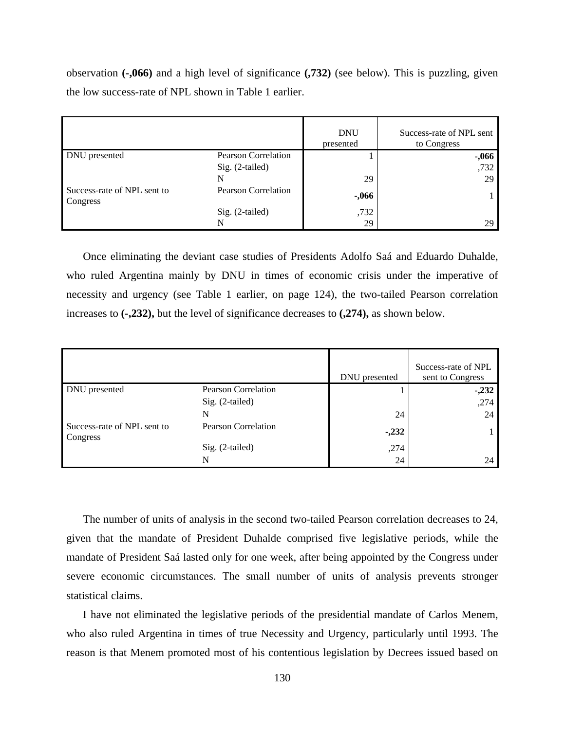observation **(-,066)** and a high level of significance **(,732)** (see below). This is puzzling, given the low success-rate of NPL shown in Table 1 earlier.

| | | DNU presented | Success-rate of NPL sent to Congress |
|---|---|---|---|
| DNU presented | Pearson Correlation | 1 | **-,066** |
| | Sig. (2-tailed) | | ,732 |
| | N | 29 | 29 |
| Success-rate of NPL sent to Congress | Pearson Correlation | **-,066** | 1 |
| | Sig. (2-tailed) | ,732 | |
| | N | 29 | 29 |

Once eliminating the deviant case studies of Presidents Adolfo Saá and Eduardo Duhalde, who ruled Argentina mainly by DNU in times of economic crisis under the imperative of necessity and urgency (see Table 1 earlier, on page 124), the two-tailed Pearson correlation increases to **(-,232),** but the level of significance decreases to **(,274),** as shown below.

| | | DNU presented | Success-rate of NPL sent to Congress |
|---|---|---|---|
| DNU presented | Pearson Correlation | 1 | **-,232** |
| | Sig. (2-tailed) | | ,274 |
| | N | 24 | 24 |
| Success-rate of NPL sent to Congress | Pearson Correlation | **-,232** | 1 |
| | Sig. (2-tailed) | ,274 | |
| | N | 24 | 24 |

The number of units of analysis in the second two-tailed Pearson correlation decreases to 24, given that the mandate of President Duhalde comprised five legislative periods, while the mandate of President Saá lasted only for one week, after being appointed by the Congress under severe economic circumstances. The small number of units of analysis prevents stronger statistical claims.

I have not eliminated the legislative periods of the presidential mandate of Carlos Menem, who also ruled Argentina in times of true Necessity and Urgency, particularly until 1993. The reason is that Menem promoted most of his contentious legislation by Decrees issued based on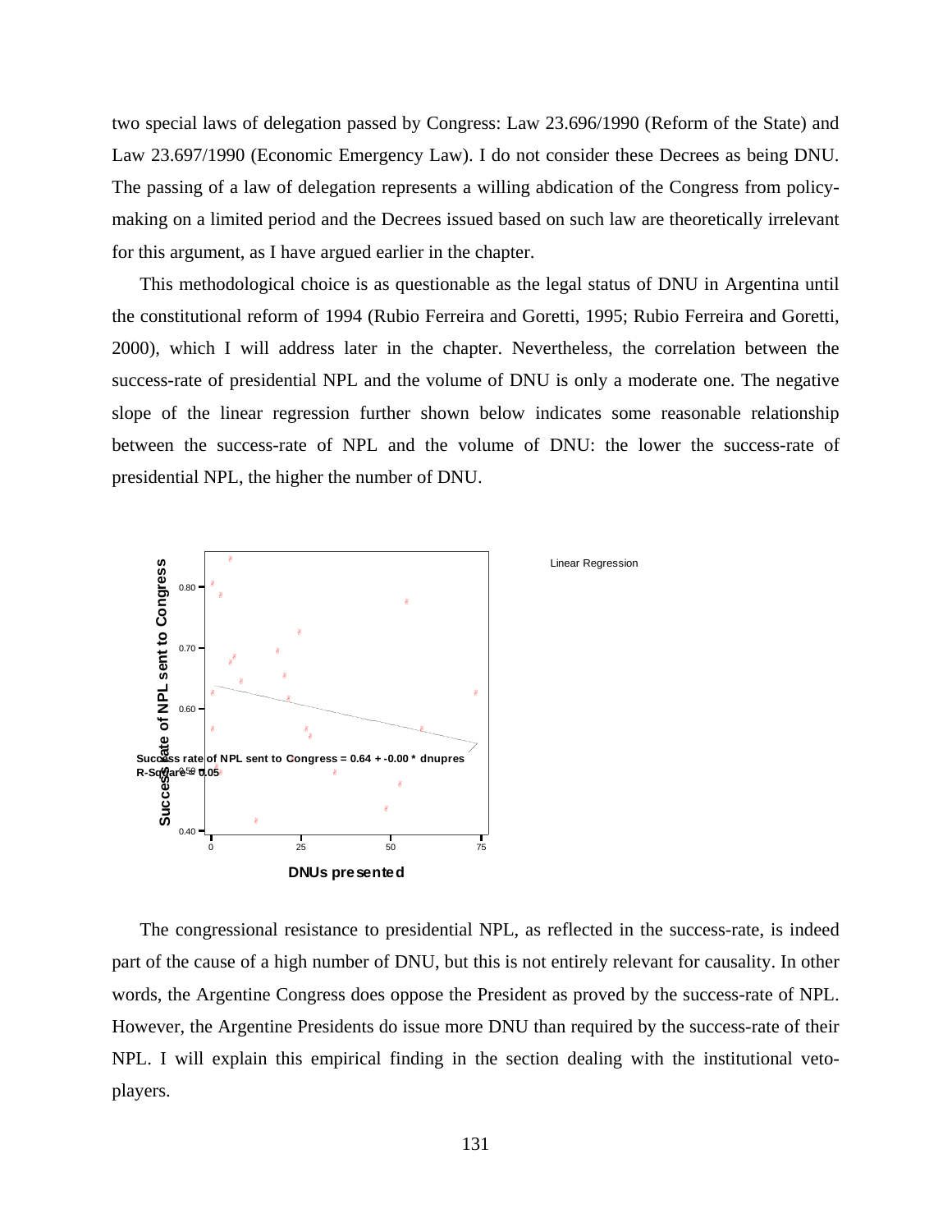two special laws of delegation passed by Congress: Law 23.696/1990 (Reform of the State) and Law 23.697/1990 (Economic Emergency Law). I do not consider these Decrees as being DNU. The passing of a law of delegation represents a willing abdication of the Congress from policy-making on a limited period and the Decrees issued based on such law are theoretically irrelevant for this argument, as I have argued earlier in the chapter.

This methodological choice is as questionable as the legal status of DNU in Argentina until the constitutional reform of 1994 (Rubio Ferreira and Goretti, 1995; Rubio Ferreira and Goretti, 2000), which I will address later in the chapter. Nevertheless, the correlation between the success-rate of presidential NPL and the volume of DNU is only a moderate one. The negative slope of the linear regression further shown below indicates some reasonable relationship between the success-rate of NPL and the volume of DNU: the lower the success-rate of presidential NPL, the higher the number of DNU.

Linear Regression

Success rate of NPL sent to Congress = 0.64 + -0.00 * dnupres
R-Square = 0.05

The congressional resistance to presidential NPL, as reflected in the success-rate, is indeed part of the cause of a high number of DNU, but this is not entirely relevant for causality. In other words, the Argentine Congress does oppose the President as proved by the success-rate of NPL. However, the Argentine Presidents do issue more DNU than required by the success-rate of their NPL. I will explain this empirical finding in the section dealing with the institutional veto-players.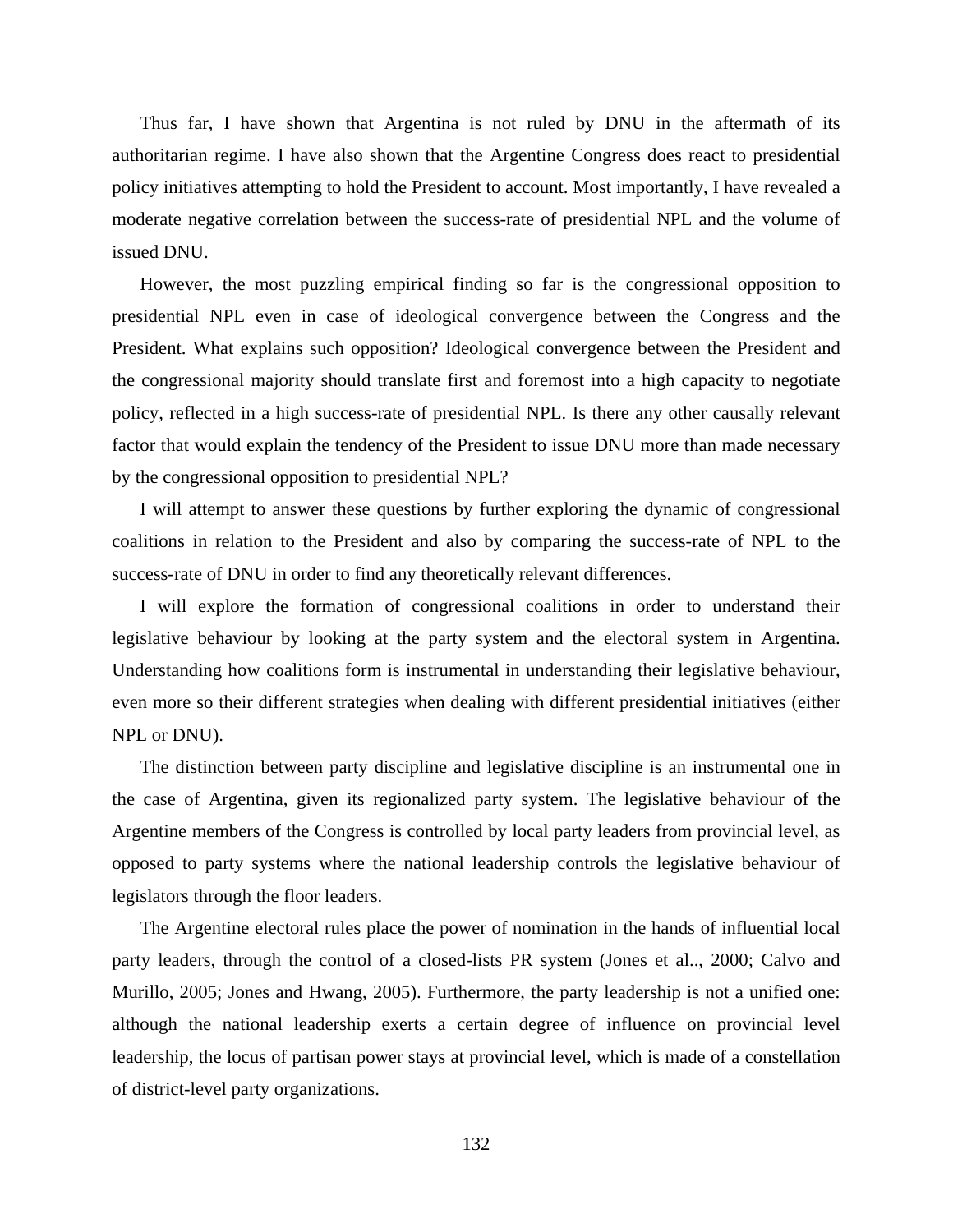Thus far, I have shown that Argentina is not ruled by DNU in the aftermath of its authoritarian regime. I have also shown that the Argentine Congress does react to presidential policy initiatives attempting to hold the President to account. Most importantly, I have revealed a moderate negative correlation between the success-rate of presidential NPL and the volume of issued DNU.

However, the most puzzling empirical finding so far is the congressional opposition to presidential NPL even in case of ideological convergence between the Congress and the President. What explains such opposition? Ideological convergence between the President and the congressional majority should translate first and foremost into a high capacity to negotiate policy, reflected in a high success-rate of presidential NPL. Is there any other causally relevant factor that would explain the tendency of the President to issue DNU more than made necessary by the congressional opposition to presidential NPL?

I will attempt to answer these questions by further exploring the dynamic of congressional coalitions in relation to the President and also by comparing the success-rate of NPL to the success-rate of DNU in order to find any theoretically relevant differences.

I will explore the formation of congressional coalitions in order to understand their legislative behaviour by looking at the party system and the electoral system in Argentina. Understanding how coalitions form is instrumental in understanding their legislative behaviour, even more so their different strategies when dealing with different presidential initiatives (either NPL or DNU).

The distinction between party discipline and legislative discipline is an instrumental one in the case of Argentina, given its regionalized party system. The legislative behaviour of the Argentine members of the Congress is controlled by local party leaders from provincial level, as opposed to party systems where the national leadership controls the legislative behaviour of legislators through the floor leaders.

The Argentine electoral rules place the power of nomination in the hands of influential local party leaders, through the control of a closed-lists PR system (Jones et al.., 2000; Calvo and Murillo, 2005; Jones and Hwang, 2005). Furthermore, the party leadership is not a unified one: although the national leadership exerts a certain degree of influence on provincial level leadership, the locus of partisan power stays at provincial level, which is made of a constellation of district-level party organizations.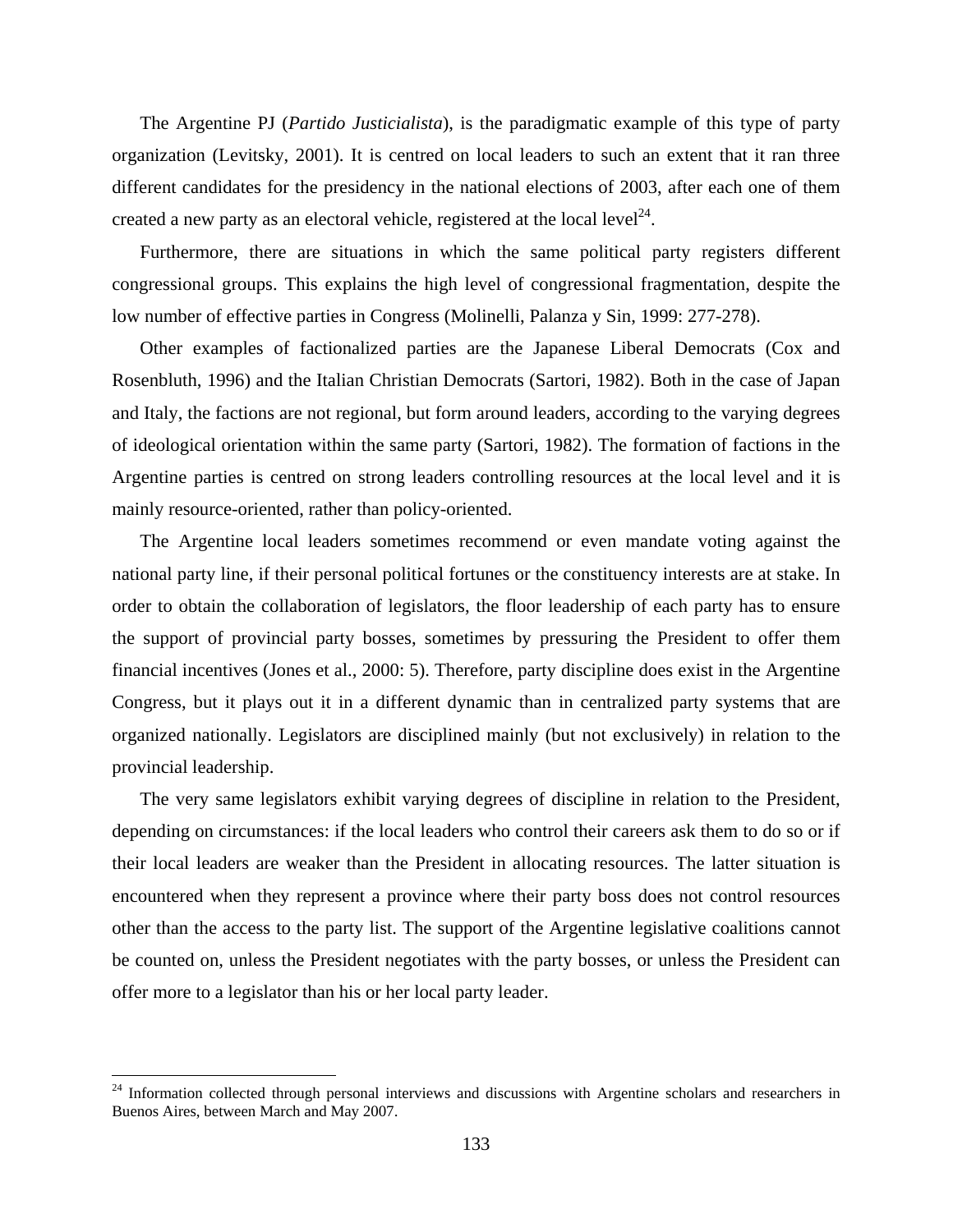The Argentine PJ (*Partido Justicialista*), is the paradigmatic example of this type of party organization (Levitsky, 2001). It is centred on local leaders to such an extent that it ran three different candidates for the presidency in the national elections of 2003, after each one of them created a new party as an electoral vehicle, registered at the local level[24].

Furthermore, there are situations in which the same political party registers different congressional groups. This explains the high level of congressional fragmentation, despite the low number of effective parties in Congress (Molinelli, Palanza y Sin, 1999: 277-278).

Other examples of factionalized parties are the Japanese Liberal Democrats (Cox and Rosenbluth, 1996) and the Italian Christian Democrats (Sartori, 1982). Both in the case of Japan and Italy, the factions are not regional, but form around leaders, according to the varying degrees of ideological orientation within the same party (Sartori, 1982). The formation of factions in the Argentine parties is centred on strong leaders controlling resources at the local level and it is mainly resource-oriented, rather than policy-oriented.

The Argentine local leaders sometimes recommend or even mandate voting against the national party line, if their personal political fortunes or the constituency interests are at stake. In order to obtain the collaboration of legislators, the floor leadership of each party has to ensure the support of provincial party bosses, sometimes by pressuring the President to offer them financial incentives (Jones et al., 2000: 5). Therefore, party discipline does exist in the Argentine Congress, but it plays out it in a different dynamic than in centralized party systems that are organized nationally. Legislators are disciplined mainly (but not exclusively) in relation to the provincial leadership.

The very same legislators exhibit varying degrees of discipline in relation to the President, depending on circumstances: if the local leaders who control their careers ask them to do so or if their local leaders are weaker than the President in allocating resources. The latter situation is encountered when they represent a province where their party boss does not control resources other than the access to the party list. The support of the Argentine legislative coalitions cannot be counted on, unless the President negotiates with the party bosses, or unless the President can offer more to a legislator than his or her local party leader.

---

[24] Information collected through personal interviews and discussions with Argentine scholars and researchers in Buenos Aires, between March and May 2007.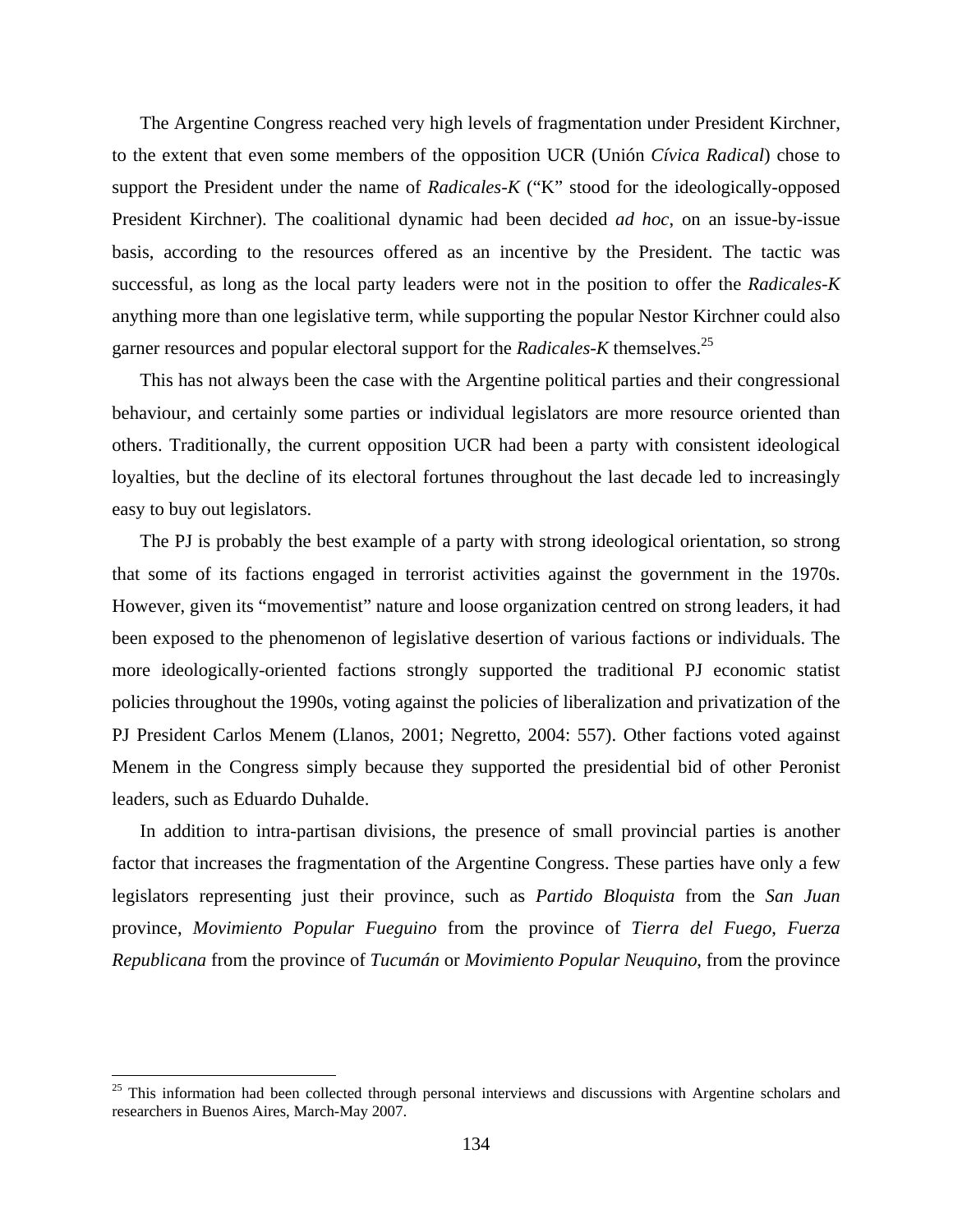The Argentine Congress reached very high levels of fragmentation under President Kirchner, to the extent that even some members of the opposition UCR (Unión *Cívica Radical*) chose to support the President under the name of *Radicales-K* ("K" stood for the ideologically-opposed President Kirchner). The coalitional dynamic had been decided *ad hoc*, on an issue-by-issue basis, according to the resources offered as an incentive by the President. The tactic was successful, as long as the local party leaders were not in the position to offer the *Radicales-K* anything more than one legislative term, while supporting the popular Nestor Kirchner could also garner resources and popular electoral support for the *Radicales-K* themselves.[25]

This has not always been the case with the Argentine political parties and their congressional behaviour, and certainly some parties or individual legislators are more resource oriented than others. Traditionally, the current opposition UCR had been a party with consistent ideological loyalties, but the decline of its electoral fortunes throughout the last decade led to increasingly easy to buy out legislators.

The PJ is probably the best example of a party with strong ideological orientation, so strong that some of its factions engaged in terrorist activities against the government in the 1970s. However, given its "movementist" nature and loose organization centred on strong leaders, it had been exposed to the phenomenon of legislative desertion of various factions or individuals. The more ideologically-oriented factions strongly supported the traditional PJ economic statist policies throughout the 1990s, voting against the policies of liberalization and privatization of the PJ President Carlos Menem (Llanos, 2001; Negretto, 2004: 557). Other factions voted against Menem in the Congress simply because they supported the presidential bid of other Peronist leaders, such as Eduardo Duhalde.

In addition to intra-partisan divisions, the presence of small provincial parties is another factor that increases the fragmentation of the Argentine Congress. These parties have only a few legislators representing just their province, such as *Partido Bloquista* from the *San Juan* province, *Movimiento Popular Fueguino* from the province of *Tierra del Fuego*, *Fuerza Republicana* from the province of *Tucumán* or *Movimiento Popular Neuquino*, from the province

[25] This information had been collected through personal interviews and discussions with Argentine scholars and researchers in Buenos Aires, March-May 2007.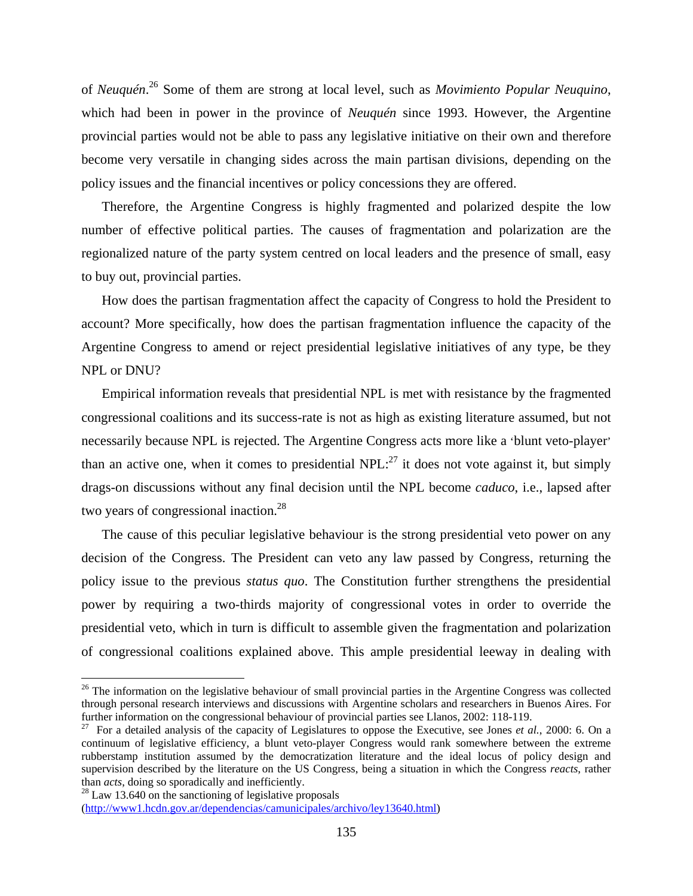of *Neuquén*.[26] Some of them are strong at local level, such as *Movimiento Popular Neuquino*, which had been in power in the province of *Neuquén* since 1993. However, the Argentine provincial parties would not be able to pass any legislative initiative on their own and therefore become very versatile in changing sides across the main partisan divisions, depending on the policy issues and the financial incentives or policy concessions they are offered.

Therefore, the Argentine Congress is highly fragmented and polarized despite the low number of effective political parties. The causes of fragmentation and polarization are the regionalized nature of the party system centred on local leaders and the presence of small, easy to buy out, provincial parties.

How does the partisan fragmentation affect the capacity of Congress to hold the President to account? More specifically, how does the partisan fragmentation influence the capacity of the Argentine Congress to amend or reject presidential legislative initiatives of any type, be they NPL or DNU?

Empirical information reveals that presidential NPL is met with resistance by the fragmented congressional coalitions and its success-rate is not as high as existing literature assumed, but not necessarily because NPL is rejected. The Argentine Congress acts more like a 'blunt veto-player' than an active one, when it comes to presidential NPL:[27] it does not vote against it, but simply drags-on discussions without any final decision until the NPL become *caduco*, i.e., lapsed after two years of congressional inaction.[28]

The cause of this peculiar legislative behaviour is the strong presidential veto power on any decision of the Congress. The President can veto any law passed by Congress, returning the policy issue to the previous *status quo*. The Constitution further strengthens the presidential power by requiring a two-thirds majority of congressional votes in order to override the presidential veto, which in turn is difficult to assemble given the fragmentation and polarization of congressional coalitions explained above. This ample presidential leeway in dealing with

---

[26] The information on the legislative behaviour of small provincial parties in the Argentine Congress was collected through personal research interviews and discussions with Argentine scholars and researchers in Buenos Aires. For further information on the congressional behaviour of provincial parties see Llanos, 2002: 118-119.

[27] For a detailed analysis of the capacity of Legislatures to oppose the Executive, see Jones *et al.*, 2000: 6. On a continuum of legislative efficiency, a blunt veto-player Congress would rank somewhere between the extreme rubberstamp institution assumed by the democratization literature and the ideal locus of policy design and supervision described by the literature on the US Congress, being a situation in which the Congress *reacts*, rather than *acts*, doing so sporadically and inefficiently.

[28] Law 13.640 on the sanctioning of legislative proposals (http://www1.hcdn.gov.ar/dependencias/camunicipales/archivo/ley13640.html)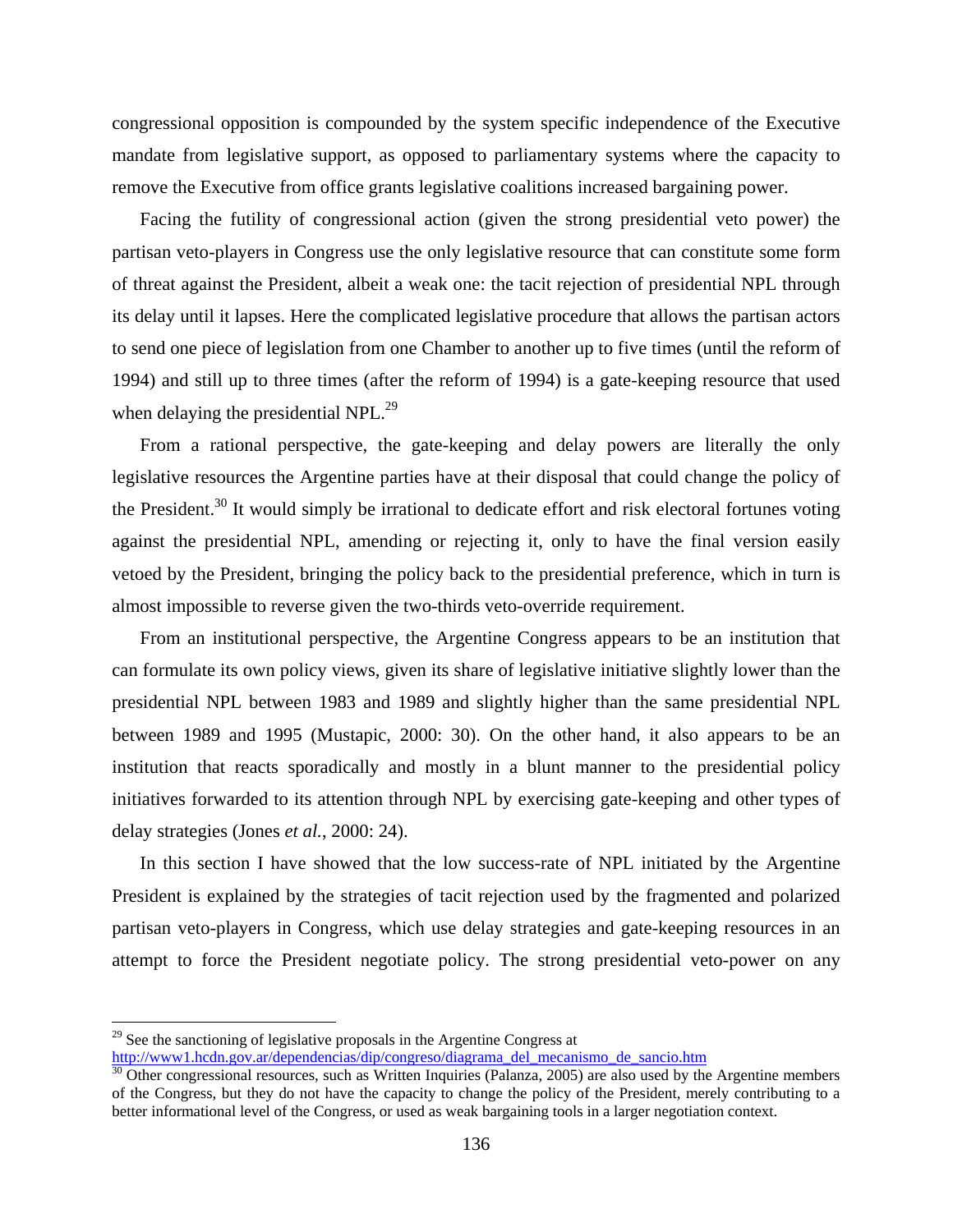congressional opposition is compounded by the system specific independence of the Executive mandate from legislative support, as opposed to parliamentary systems where the capacity to remove the Executive from office grants legislative coalitions increased bargaining power.

Facing the futility of congressional action (given the strong presidential veto power) the partisan veto-players in Congress use the only legislative resource that can constitute some form of threat against the President, albeit a weak one: the tacit rejection of presidential NPL through its delay until it lapses. Here the complicated legislative procedure that allows the partisan actors to send one piece of legislation from one Chamber to another up to five times (until the reform of 1994) and still up to three times (after the reform of 1994) is a gate-keeping resource that used when delaying the presidential NPL.[29]

From a rational perspective, the gate-keeping and delay powers are literally the only legislative resources the Argentine parties have at their disposal that could change the policy of the President.[30] It would simply be irrational to dedicate effort and risk electoral fortunes voting against the presidential NPL, amending or rejecting it, only to have the final version easily vetoed by the President, bringing the policy back to the presidential preference, which in turn is almost impossible to reverse given the two-thirds veto-override requirement.

From an institutional perspective, the Argentine Congress appears to be an institution that can formulate its own policy views, given its share of legislative initiative slightly lower than the presidential NPL between 1983 and 1989 and slightly higher than the same presidential NPL between 1989 and 1995 (Mustapic, 2000: 30). On the other hand, it also appears to be an institution that reacts sporadically and mostly in a blunt manner to the presidential policy initiatives forwarded to its attention through NPL by exercising gate-keeping and other types of delay strategies (Jones *et al.*, 2000: 24).

In this section I have showed that the low success-rate of NPL initiated by the Argentine President is explained by the strategies of tacit rejection used by the fragmented and polarized partisan veto-players in Congress, which use delay strategies and gate-keeping resources in an attempt to force the President negotiate policy. The strong presidential veto-power on any

---

[29] See the sanctioning of legislative proposals in the Argentine Congress at http://www1.hcdn.gov.ar/dependencias/dip/congreso/diagrama_del_mecanismo_de_sancio.htm

[30] Other congressional resources, such as Written Inquiries (Palanza, 2005) are also used by the Argentine members of the Congress, but they do not have the capacity to change the policy of the President, merely contributing to a better informational level of the Congress, or used as weak bargaining tools in a larger negotiation context.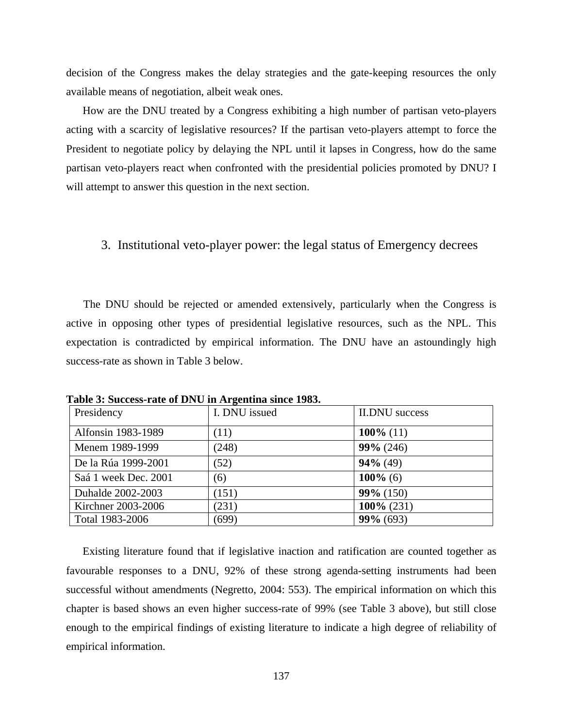decision of the Congress makes the delay strategies and the gate-keeping resources the only available means of negotiation, albeit weak ones.

How are the DNU treated by a Congress exhibiting a high number of partisan veto-players acting with a scarcity of legislative resources? If the partisan veto-players attempt to force the President to negotiate policy by delaying the NPL until it lapses in Congress, how do the same partisan veto-players react when confronted with the presidential policies promoted by DNU? I will attempt to answer this question in the next section.

## 3. Institutional veto-player power: the legal status of Emergency decrees

The DNU should be rejected or amended extensively, particularly when the Congress is active in opposing other types of presidential legislative resources, such as the NPL. This expectation is contradicted by empirical information. The DNU have an astoundingly high success-rate as shown in Table 3 below.

**Table 3: Success-rate of DNU in Argentina since 1983.**

| Presidency | I. DNU issued | II.DNU success |
|---|---|---|
| Alfonsin 1983-1989 | (11) | **100%** (11) |
| Menem 1989-1999 | (248) | **99%** (246) |
| De la Rúa 1999-2001 | (52) | **94%** (49) |
| Saá 1 week Dec. 2001 | (6) | **100%** (6) |
| Duhalde 2002-2003 | (151) | **99%** (150) |
| Kirchner 2003-2006 | (231) | **100%** (231) |
| Total 1983-2006 | (699) | **99%** (693) |

Existing literature found that if legislative inaction and ratification are counted together as favourable responses to a DNU, 92% of these strong agenda-setting instruments had been successful without amendments (Negretto, 2004: 553). The empirical information on which this chapter is based shows an even higher success-rate of 99% (see Table 3 above), but still close enough to the empirical findings of existing literature to indicate a high degree of reliability of empirical information.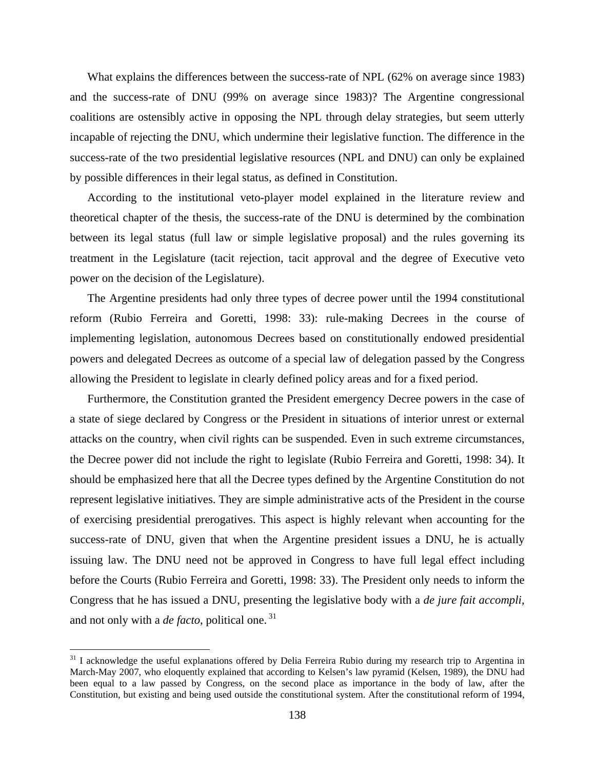What explains the differences between the success-rate of NPL (62% on average since 1983) and the success-rate of DNU (99% on average since 1983)? The Argentine congressional coalitions are ostensibly active in opposing the NPL through delay strategies, but seem utterly incapable of rejecting the DNU, which undermine their legislative function. The difference in the success-rate of the two presidential legislative resources (NPL and DNU) can only be explained by possible differences in their legal status, as defined in Constitution.

According to the institutional veto-player model explained in the literature review and theoretical chapter of the thesis, the success-rate of the DNU is determined by the combination between its legal status (full law or simple legislative proposal) and the rules governing its treatment in the Legislature (tacit rejection, tacit approval and the degree of Executive veto power on the decision of the Legislature).

The Argentine presidents had only three types of decree power until the 1994 constitutional reform (Rubio Ferreira and Goretti, 1998: 33): rule-making Decrees in the course of implementing legislation, autonomous Decrees based on constitutionally endowed presidential powers and delegated Decrees as outcome of a special law of delegation passed by the Congress allowing the President to legislate in clearly defined policy areas and for a fixed period.

Furthermore, the Constitution granted the President emergency Decree powers in the case of a state of siege declared by Congress or the President in situations of interior unrest or external attacks on the country, when civil rights can be suspended. Even in such extreme circumstances, the Decree power did not include the right to legislate (Rubio Ferreira and Goretti, 1998: 34). It should be emphasized here that all the Decree types defined by the Argentine Constitution do not represent legislative initiatives. They are simple administrative acts of the President in the course of exercising presidential prerogatives. This aspect is highly relevant when accounting for the success-rate of DNU, given that when the Argentine president issues a DNU, he is actually issuing law. The DNU need not be approved in Congress to have full legal effect including before the Courts (Rubio Ferreira and Goretti, 1998: 33). The President only needs to inform the Congress that he has issued a DNU, presenting the legislative body with a *de jure fait accompli*, and not only with a *de facto*, political one.[31]

[31] I acknowledge the useful explanations offered by Delia Ferreira Rubio during my research trip to Argentina in March-May 2007, who eloquently explained that according to Kelsen's law pyramid (Kelsen, 1989), the DNU had been equal to a law passed by Congress, on the second place as importance in the body of law, after the Constitution, but existing and being used outside the constitutional system. After the constitutional reform of 1994,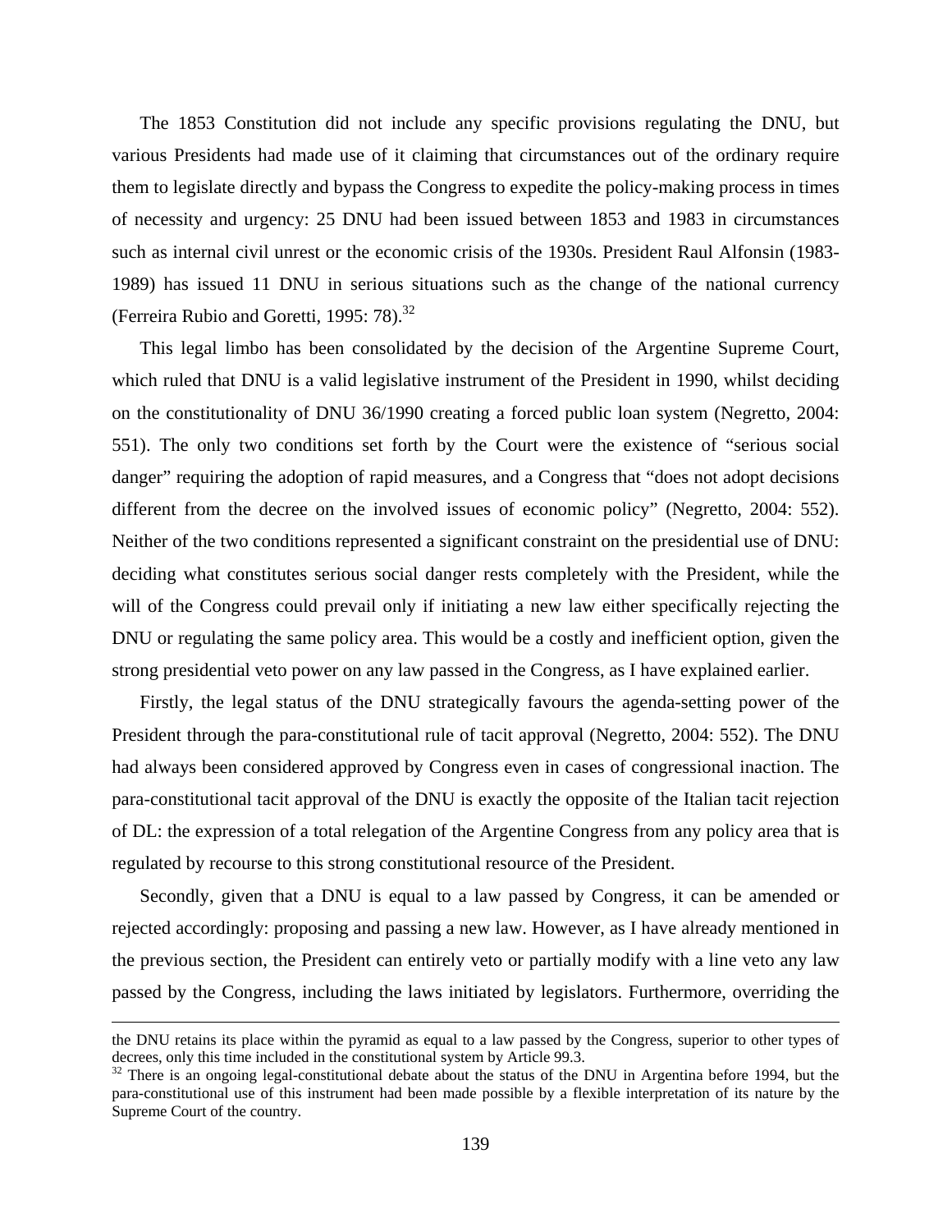The 1853 Constitution did not include any specific provisions regulating the DNU, but various Presidents had made use of it claiming that circumstances out of the ordinary require them to legislate directly and bypass the Congress to expedite the policy-making process in times of necessity and urgency: 25 DNU had been issued between 1853 and 1983 in circumstances such as internal civil unrest or the economic crisis of the 1930s. President Raul Alfonsin (1983-1989) has issued 11 DNU in serious situations such as the change of the national currency (Ferreira Rubio and Goretti, 1995: 78).[32]

This legal limbo has been consolidated by the decision of the Argentine Supreme Court, which ruled that DNU is a valid legislative instrument of the President in 1990, whilst deciding on the constitutionality of DNU 36/1990 creating a forced public loan system (Negretto, 2004: 551). The only two conditions set forth by the Court were the existence of "serious social danger" requiring the adoption of rapid measures, and a Congress that "does not adopt decisions different from the decree on the involved issues of economic policy" (Negretto, 2004: 552). Neither of the two conditions represented a significant constraint on the presidential use of DNU: deciding what constitutes serious social danger rests completely with the President, while the will of the Congress could prevail only if initiating a new law either specifically rejecting the DNU or regulating the same policy area. This would be a costly and inefficient option, given the strong presidential veto power on any law passed in the Congress, as I have explained earlier.

Firstly, the legal status of the DNU strategically favours the agenda-setting power of the President through the para-constitutional rule of tacit approval (Negretto, 2004: 552). The DNU had always been considered approved by Congress even in cases of congressional inaction. The para-constitutional tacit approval of the DNU is exactly the opposite of the Italian tacit rejection of DL: the expression of a total relegation of the Argentine Congress from any policy area that is regulated by recourse to this strong constitutional resource of the President.

Secondly, given that a DNU is equal to a law passed by Congress, it can be amended or rejected accordingly: proposing and passing a new law. However, as I have already mentioned in the previous section, the President can entirely veto or partially modify with a line veto any law passed by the Congress, including the laws initiated by legislators. Furthermore, overriding the

---

the DNU retains its place within the pyramid as equal to a law passed by the Congress, superior to other types of decrees, only this time included in the constitutional system by Article 99.3.

[32] There is an ongoing legal-constitutional debate about the status of the DNU in Argentina before 1994, but the para-constitutional use of this instrument had been made possible by a flexible interpretation of its nature by the Supreme Court of the country.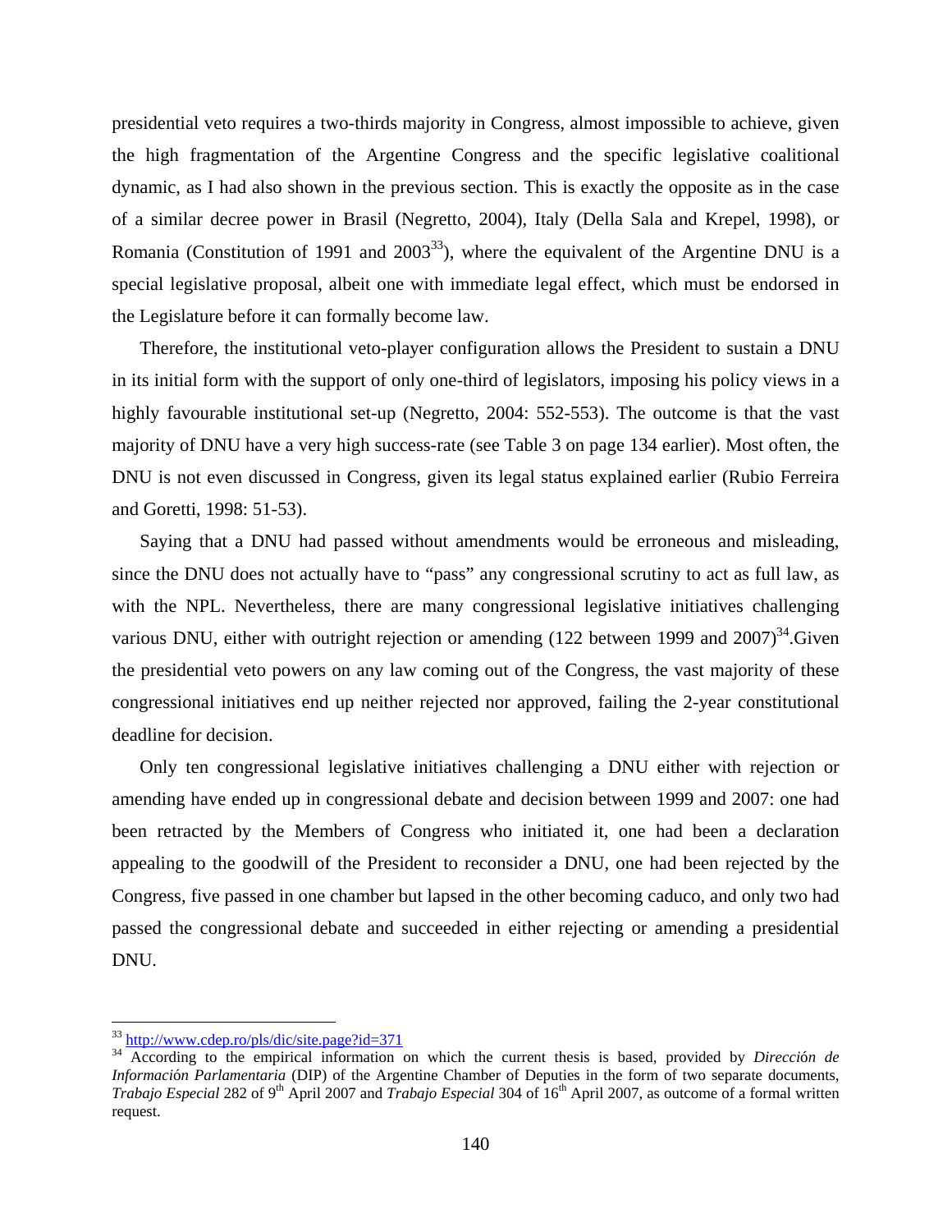presidential veto requires a two-thirds majority in Congress, almost impossible to achieve, given the high fragmentation of the Argentine Congress and the specific legislative coalitional dynamic, as I had also shown in the previous section. This is exactly the opposite as in the case of a similar decree power in Brasil (Negretto, 2004), Italy (Della Sala and Krepel, 1998), or Romania (Constitution of 1991 and 2003[33]), where the equivalent of the Argentine DNU is a special legislative proposal, albeit one with immediate legal effect, which must be endorsed in the Legislature before it can formally become law.

Therefore, the institutional veto-player configuration allows the President to sustain a DNU in its initial form with the support of only one-third of legislators, imposing his policy views in a highly favourable institutional set-up (Negretto, 2004: 552-553). The outcome is that the vast majority of DNU have a very high success-rate (see Table 3 on page 134 earlier). Most often, the DNU is not even discussed in Congress, given its legal status explained earlier (Rubio Ferreira and Goretti, 1998: 51-53).

Saying that a DNU had passed without amendments would be erroneous and misleading, since the DNU does not actually have to "pass" any congressional scrutiny to act as full law, as with the NPL. Nevertheless, there are many congressional legislative initiatives challenging various DNU, either with outright rejection or amending (122 between 1999 and 2007)[34].Given the presidential veto powers on any law coming out of the Congress, the vast majority of these congressional initiatives end up neither rejected nor approved, failing the 2-year constitutional deadline for decision.

Only ten congressional legislative initiatives challenging a DNU either with rejection or amending have ended up in congressional debate and decision between 1999 and 2007: one had been retracted by the Members of Congress who initiated it, one had been a declaration appealing to the goodwill of the President to reconsider a DNU, one had been rejected by the Congress, five passed in one chamber but lapsed in the other becoming caduco, and only two had passed the congressional debate and succeeded in either rejecting or amending a presidential DNU.

---

[33] http://www.cdep.ro/pls/dic/site.page?id=371

[34] According to the empirical information on which the current thesis is based, provided by *Dirección de Información Parlamentaria* (DIP) of the Argentine Chamber of Deputies in the form of two separate documents, *Trabajo Especial* 282 of 9th April 2007 and *Trabajo Especial* 304 of 16th April 2007, as outcome of a formal written request.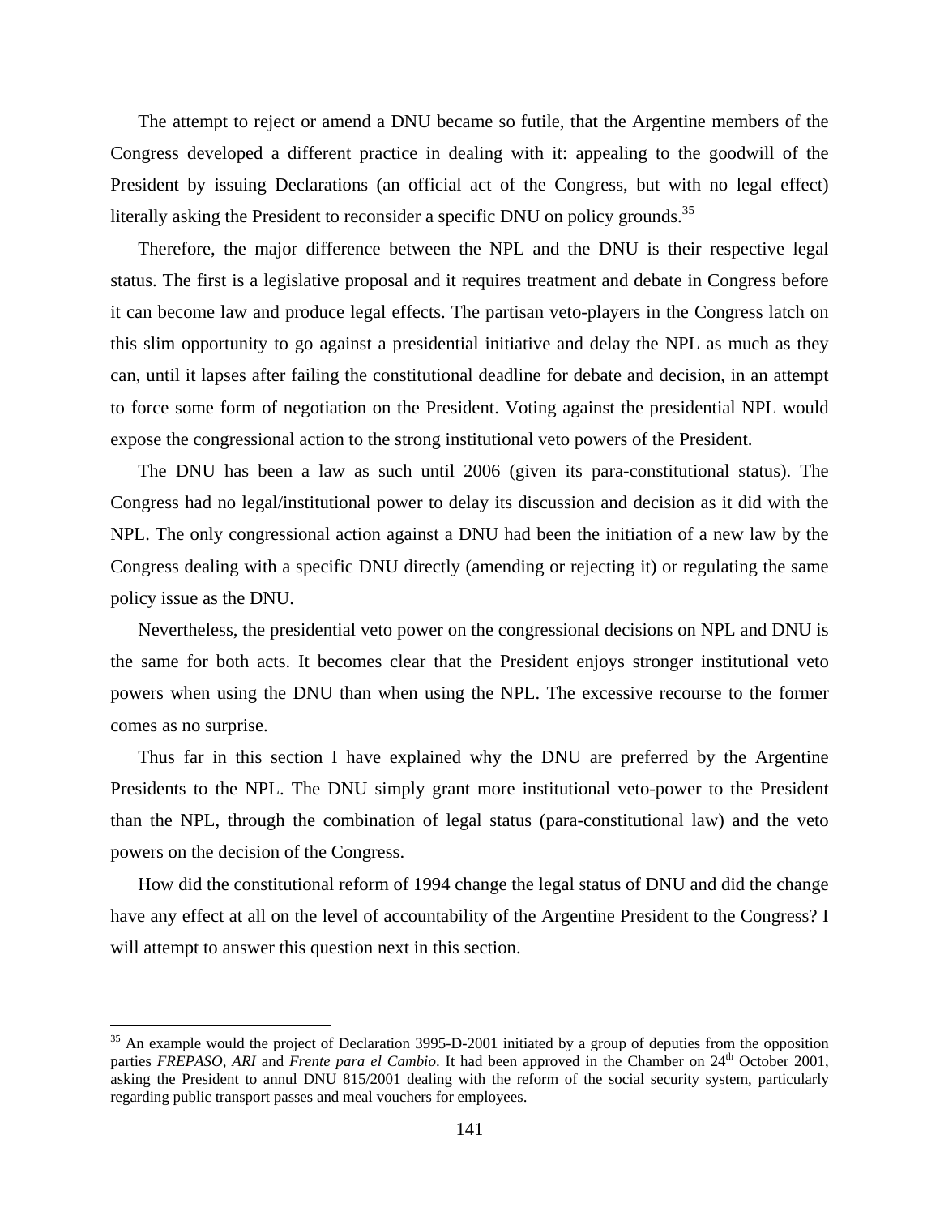The attempt to reject or amend a DNU became so futile, that the Argentine members of the Congress developed a different practice in dealing with it: appealing to the goodwill of the President by issuing Declarations (an official act of the Congress, but with no legal effect) literally asking the President to reconsider a specific DNU on policy grounds.[35]

Therefore, the major difference between the NPL and the DNU is their respective legal status. The first is a legislative proposal and it requires treatment and debate in Congress before it can become law and produce legal effects. The partisan veto-players in the Congress latch on this slim opportunity to go against a presidential initiative and delay the NPL as much as they can, until it lapses after failing the constitutional deadline for debate and decision, in an attempt to force some form of negotiation on the President. Voting against the presidential NPL would expose the congressional action to the strong institutional veto powers of the President.

The DNU has been a law as such until 2006 (given its para-constitutional status). The Congress had no legal/institutional power to delay its discussion and decision as it did with the NPL. The only congressional action against a DNU had been the initiation of a new law by the Congress dealing with a specific DNU directly (amending or rejecting it) or regulating the same policy issue as the DNU.

Nevertheless, the presidential veto power on the congressional decisions on NPL and DNU is the same for both acts. It becomes clear that the President enjoys stronger institutional veto powers when using the DNU than when using the NPL. The excessive recourse to the former comes as no surprise.

Thus far in this section I have explained why the DNU are preferred by the Argentine Presidents to the NPL. The DNU simply grant more institutional veto-power to the President than the NPL, through the combination of legal status (para-constitutional law) and the veto powers on the decision of the Congress.

How did the constitutional reform of 1994 change the legal status of DNU and did the change have any effect at all on the level of accountability of the Argentine President to the Congress? I will attempt to answer this question next in this section.

---

[35] An example would the project of Declaration 3995-D-2001 initiated by a group of deputies from the opposition parties *FREPASO*, *ARI* and *Frente para el Cambio*. It had been approved in the Chamber on 24th October 2001, asking the President to annul DNU 815/2001 dealing with the reform of the social security system, particularly regarding public transport passes and meal vouchers for employees.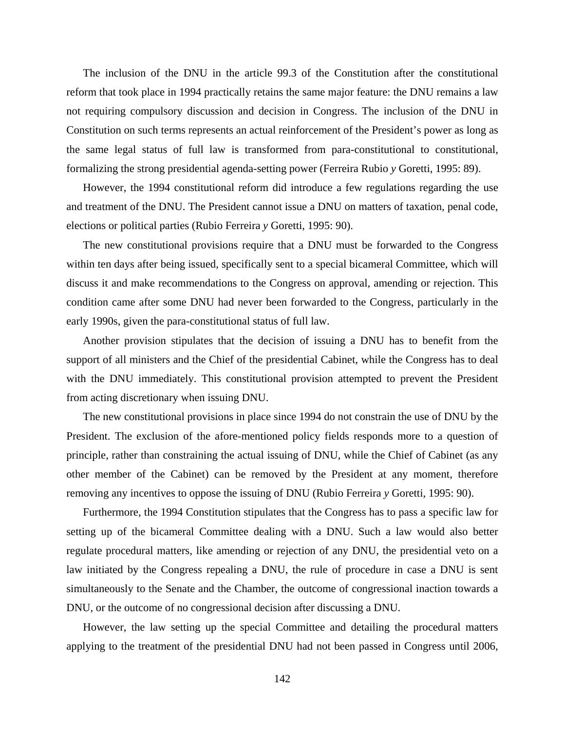The inclusion of the DNU in the article 99.3 of the Constitution after the constitutional reform that took place in 1994 practically retains the same major feature: the DNU remains a law not requiring compulsory discussion and decision in Congress. The inclusion of the DNU in Constitution on such terms represents an actual reinforcement of the President's power as long as the same legal status of full law is transformed from para-constitutional to constitutional, formalizing the strong presidential agenda-setting power (Ferreira Rubio *y* Goretti, 1995: 89).

However, the 1994 constitutional reform did introduce a few regulations regarding the use and treatment of the DNU. The President cannot issue a DNU on matters of taxation, penal code, elections or political parties (Rubio Ferreira *y* Goretti, 1995: 90).

The new constitutional provisions require that a DNU must be forwarded to the Congress within ten days after being issued, specifically sent to a special bicameral Committee, which will discuss it and make recommendations to the Congress on approval, amending or rejection. This condition came after some DNU had never been forwarded to the Congress, particularly in the early 1990s, given the para-constitutional status of full law.

Another provision stipulates that the decision of issuing a DNU has to benefit from the support of all ministers and the Chief of the presidential Cabinet, while the Congress has to deal with the DNU immediately. This constitutional provision attempted to prevent the President from acting discretionary when issuing DNU.

The new constitutional provisions in place since 1994 do not constrain the use of DNU by the President. The exclusion of the afore-mentioned policy fields responds more to a question of principle, rather than constraining the actual issuing of DNU, while the Chief of Cabinet (as any other member of the Cabinet) can be removed by the President at any moment, therefore removing any incentives to oppose the issuing of DNU (Rubio Ferreira *y* Goretti, 1995: 90).

Furthermore, the 1994 Constitution stipulates that the Congress has to pass a specific law for setting up of the bicameral Committee dealing with a DNU. Such a law would also better regulate procedural matters, like amending or rejection of any DNU, the presidential veto on a law initiated by the Congress repealing a DNU, the rule of procedure in case a DNU is sent simultaneously to the Senate and the Chamber, the outcome of congressional inaction towards a DNU, or the outcome of no congressional decision after discussing a DNU.

However, the law setting up the special Committee and detailing the procedural matters applying to the treatment of the presidential DNU had not been passed in Congress until 2006,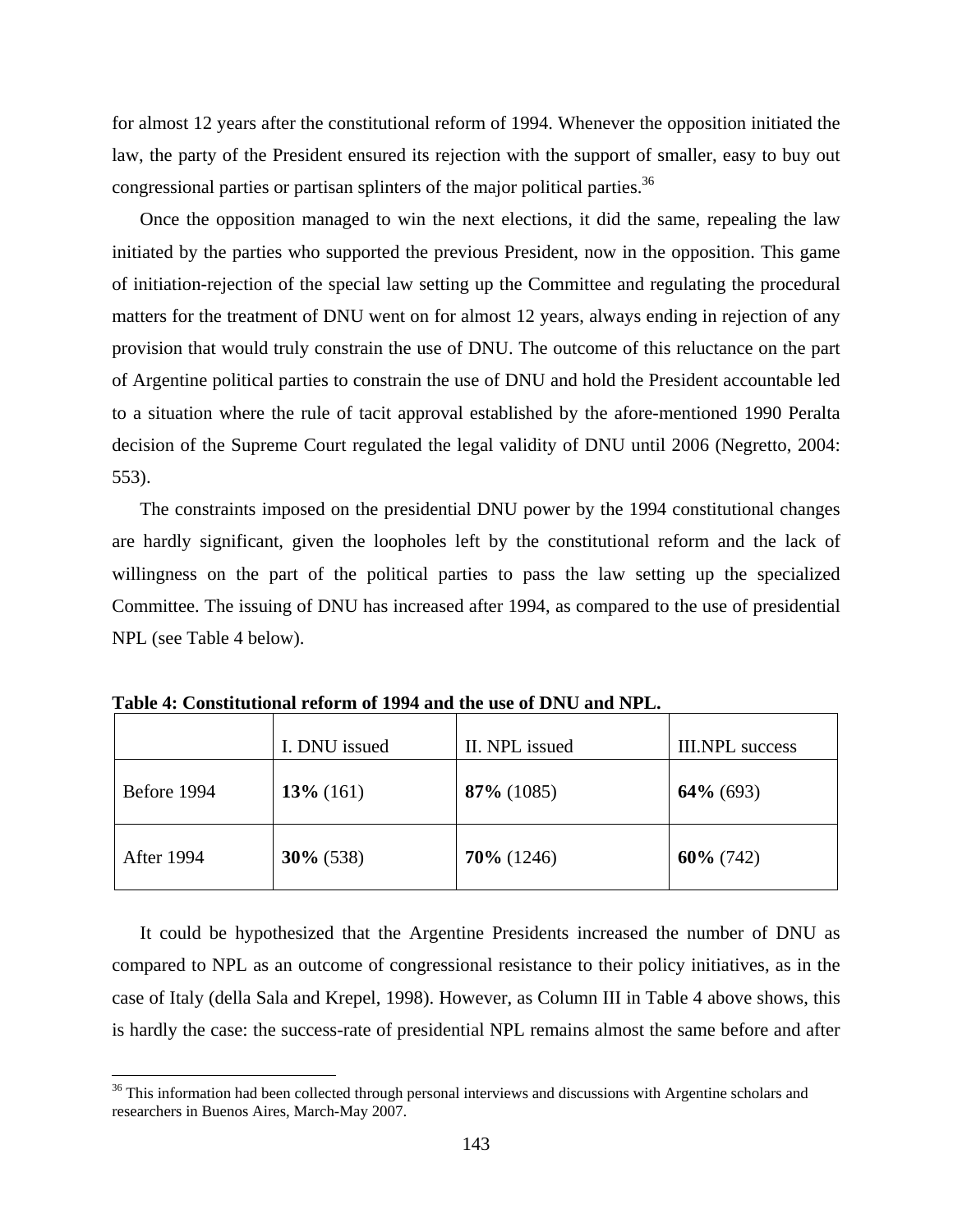for almost 12 years after the constitutional reform of 1994. Whenever the opposition initiated the law, the party of the President ensured its rejection with the support of smaller, easy to buy out congressional parties or partisan splinters of the major political parties.[36]

Once the opposition managed to win the next elections, it did the same, repealing the law initiated by the parties who supported the previous President, now in the opposition. This game of initiation-rejection of the special law setting up the Committee and regulating the procedural matters for the treatment of DNU went on for almost 12 years, always ending in rejection of any provision that would truly constrain the use of DNU. The outcome of this reluctance on the part of Argentine political parties to constrain the use of DNU and hold the President accountable led to a situation where the rule of tacit approval established by the afore-mentioned 1990 Peralta decision of the Supreme Court regulated the legal validity of DNU until 2006 (Negretto, 2004: 553).

The constraints imposed on the presidential DNU power by the 1994 constitutional changes are hardly significant, given the loopholes left by the constitutional reform and the lack of willingness on the part of the political parties to pass the law setting up the specialized Committee. The issuing of DNU has increased after 1994, as compared to the use of presidential NPL (see Table 4 below).

**Table 4: Constitutional reform of 1994 and the use of DNU and NPL.**

| | I. DNU issued | II. NPL issued | III.NPL success |
|---|---|---|---|
| Before 1994 | **13%** (161) | **87%** (1085) | **64%** (693) |
| After 1994 | **30%** (538) | **70%** (1246) | **60%** (742) |

It could be hypothesized that the Argentine Presidents increased the number of DNU as compared to NPL as an outcome of congressional resistance to their policy initiatives, as in the case of Italy (della Sala and Krepel, 1998). However, as Column III in Table 4 above shows, this is hardly the case: the success-rate of presidential NPL remains almost the same before and after

[36] This information had been collected through personal interviews and discussions with Argentine scholars and researchers in Buenos Aires, March-May 2007.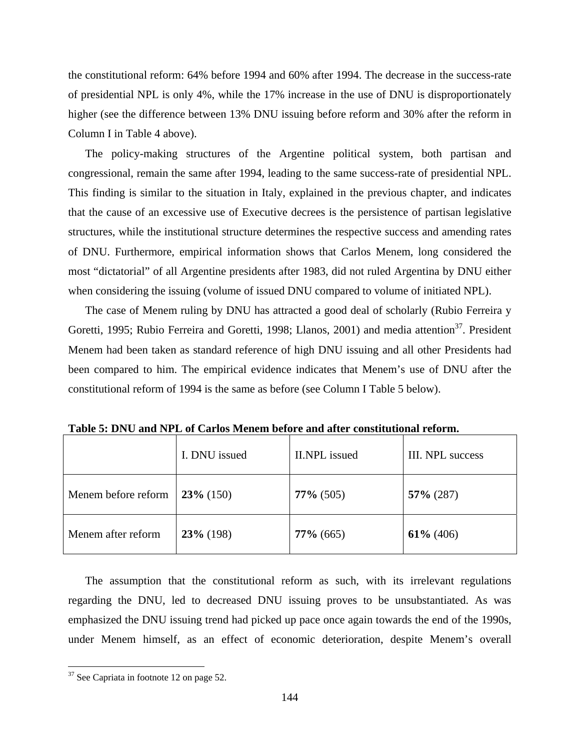the constitutional reform: 64% before 1994 and 60% after 1994. The decrease in the success-rate of presidential NPL is only 4%, while the 17% increase in the use of DNU is disproportionately higher (see the difference between 13% DNU issuing before reform and 30% after the reform in Column I in Table 4 above).

The policy-making structures of the Argentine political system, both partisan and congressional, remain the same after 1994, leading to the same success-rate of presidential NPL. This finding is similar to the situation in Italy, explained in the previous chapter, and indicates that the cause of an excessive use of Executive decrees is the persistence of partisan legislative structures, while the institutional structure determines the respective success and amending rates of DNU. Furthermore, empirical information shows that Carlos Menem, long considered the most "dictatorial" of all Argentine presidents after 1983, did not ruled Argentina by DNU either when considering the issuing (volume of issued DNU compared to volume of initiated NPL).

The case of Menem ruling by DNU has attracted a good deal of scholarly (Rubio Ferreira y Goretti, 1995; Rubio Ferreira and Goretti, 1998; Llanos, 2001) and media attention[37]. President Menem had been taken as standard reference of high DNU issuing and all other Presidents had been compared to him. The empirical evidence indicates that Menem's use of DNU after the constitutional reform of 1994 is the same as before (see Column I Table 5 below).

**Table 5: DNU and NPL of Carlos Menem before and after constitutional reform.**

| | I. DNU issued | II.NPL issued | III. NPL success |
|---|---|---|---|
| Menem before reform | **23%** (150) | **77%** (505) | **57%** (287) |
| Menem after reform | **23%** (198) | **77%** (665) | **61%** (406) |

The assumption that the constitutional reform as such, with its irrelevant regulations regarding the DNU, led to decreased DNU issuing proves to be unsubstantiated. As was emphasized the DNU issuing trend had picked up pace once again towards the end of the 1990s, under Menem himself, as an effect of economic deterioration, despite Menem's overall

[37] See Capriata in footnote 12 on page 52.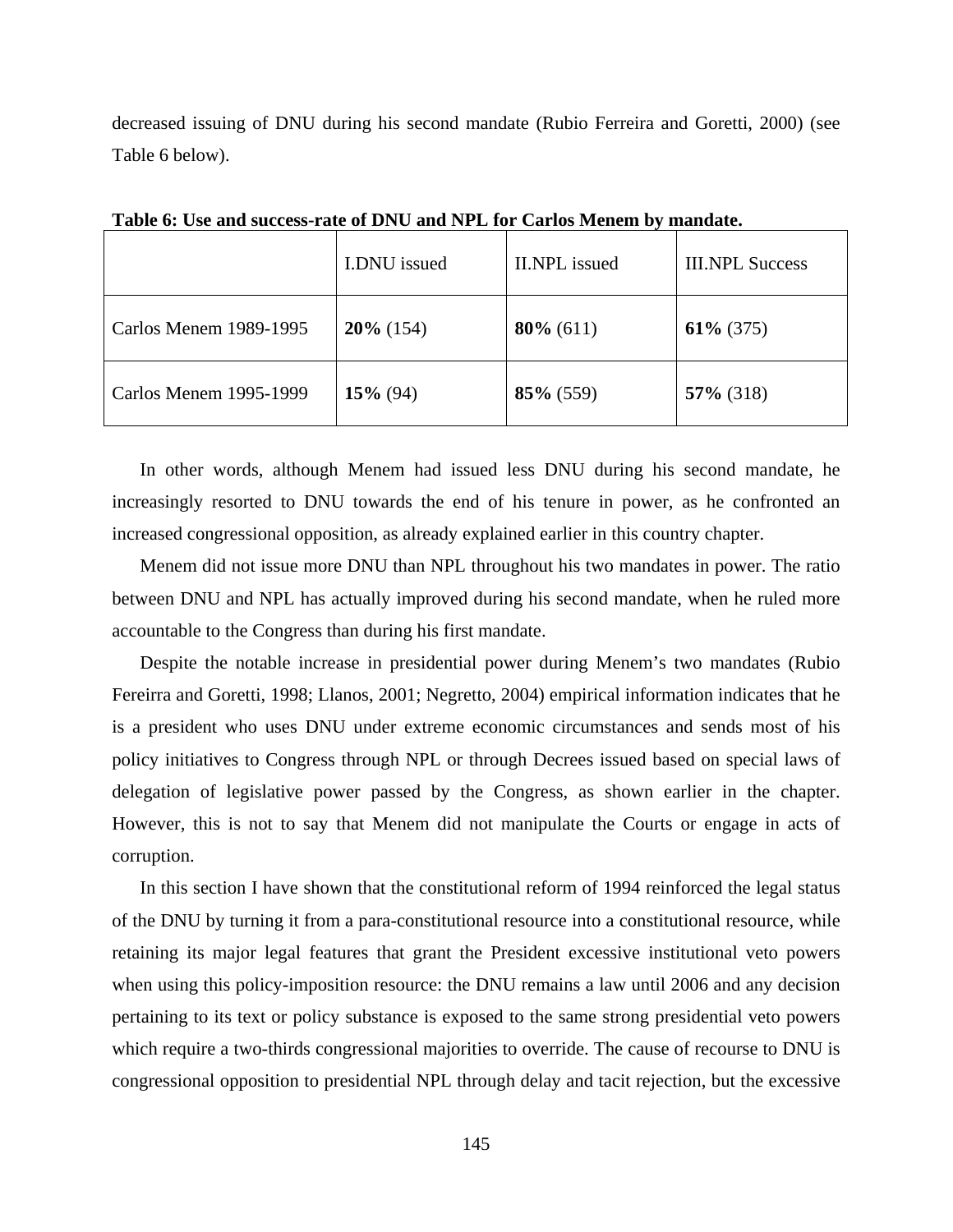decreased issuing of DNU during his second mandate (Rubio Ferreira and Goretti, 2000) (see Table 6 below).

**Table 6: Use and success-rate of DNU and NPL for Carlos Menem by mandate.**

| | I.DNU issued | II.NPL issued | III.NPL Success |
|---|---|---|---|
| Carlos Menem 1989-1995 | **20%** (154) | **80%** (611) | **61%** (375) |
| Carlos Menem 1995-1999 | **15%** (94) | **85%** (559) | **57%** (318) |

In other words, although Menem had issued less DNU during his second mandate, he increasingly resorted to DNU towards the end of his tenure in power, as he confronted an increased congressional opposition, as already explained earlier in this country chapter.

Menem did not issue more DNU than NPL throughout his two mandates in power. The ratio between DNU and NPL has actually improved during his second mandate, when he ruled more accountable to the Congress than during his first mandate.

Despite the notable increase in presidential power during Menem's two mandates (Rubio Fereirra and Goretti, 1998; Llanos, 2001; Negretto, 2004) empirical information indicates that he is a president who uses DNU under extreme economic circumstances and sends most of his policy initiatives to Congress through NPL or through Decrees issued based on special laws of delegation of legislative power passed by the Congress, as shown earlier in the chapter. However, this is not to say that Menem did not manipulate the Courts or engage in acts of corruption.

In this section I have shown that the constitutional reform of 1994 reinforced the legal status of the DNU by turning it from a para-constitutional resource into a constitutional resource, while retaining its major legal features that grant the President excessive institutional veto powers when using this policy-imposition resource: the DNU remains a law until 2006 and any decision pertaining to its text or policy substance is exposed to the same strong presidential veto powers which require a two-thirds congressional majorities to override. The cause of recourse to DNU is congressional opposition to presidential NPL through delay and tacit rejection, but the excessive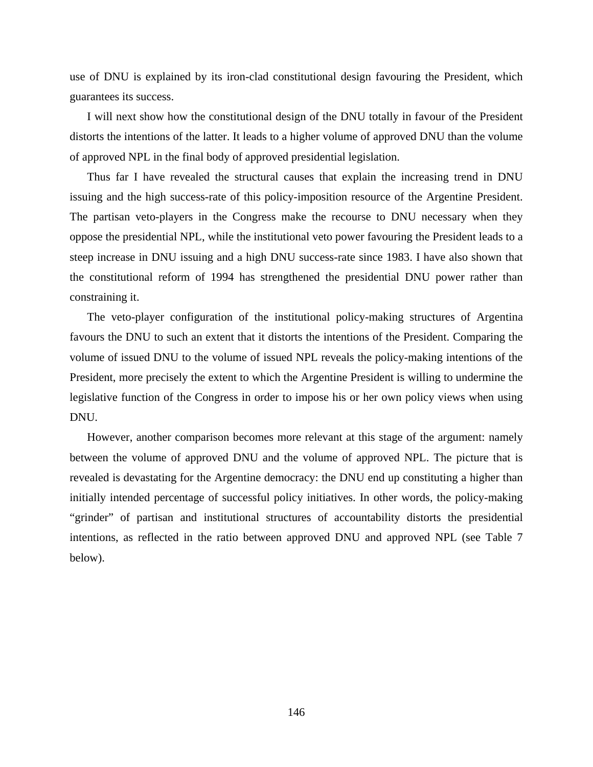use of DNU is explained by its iron-clad constitutional design favouring the President, which guarantees its success.

I will next show how the constitutional design of the DNU totally in favour of the President distorts the intentions of the latter. It leads to a higher volume of approved DNU than the volume of approved NPL in the final body of approved presidential legislation.

Thus far I have revealed the structural causes that explain the increasing trend in DNU issuing and the high success-rate of this policy-imposition resource of the Argentine President. The partisan veto-players in the Congress make the recourse to DNU necessary when they oppose the presidential NPL, while the institutional veto power favouring the President leads to a steep increase in DNU issuing and a high DNU success-rate since 1983. I have also shown that the constitutional reform of 1994 has strengthened the presidential DNU power rather than constraining it.

The veto-player configuration of the institutional policy-making structures of Argentina favours the DNU to such an extent that it distorts the intentions of the President. Comparing the volume of issued DNU to the volume of issued NPL reveals the policy-making intentions of the President, more precisely the extent to which the Argentine President is willing to undermine the legislative function of the Congress in order to impose his or her own policy views when using DNU.

However, another comparison becomes more relevant at this stage of the argument: namely between the volume of approved DNU and the volume of approved NPL. The picture that is revealed is devastating for the Argentine democracy: the DNU end up constituting a higher than initially intended percentage of successful policy initiatives. In other words, the policy-making "grinder" of partisan and institutional structures of accountability distorts the presidential intentions, as reflected in the ratio between approved DNU and approved NPL (see Table 7 below).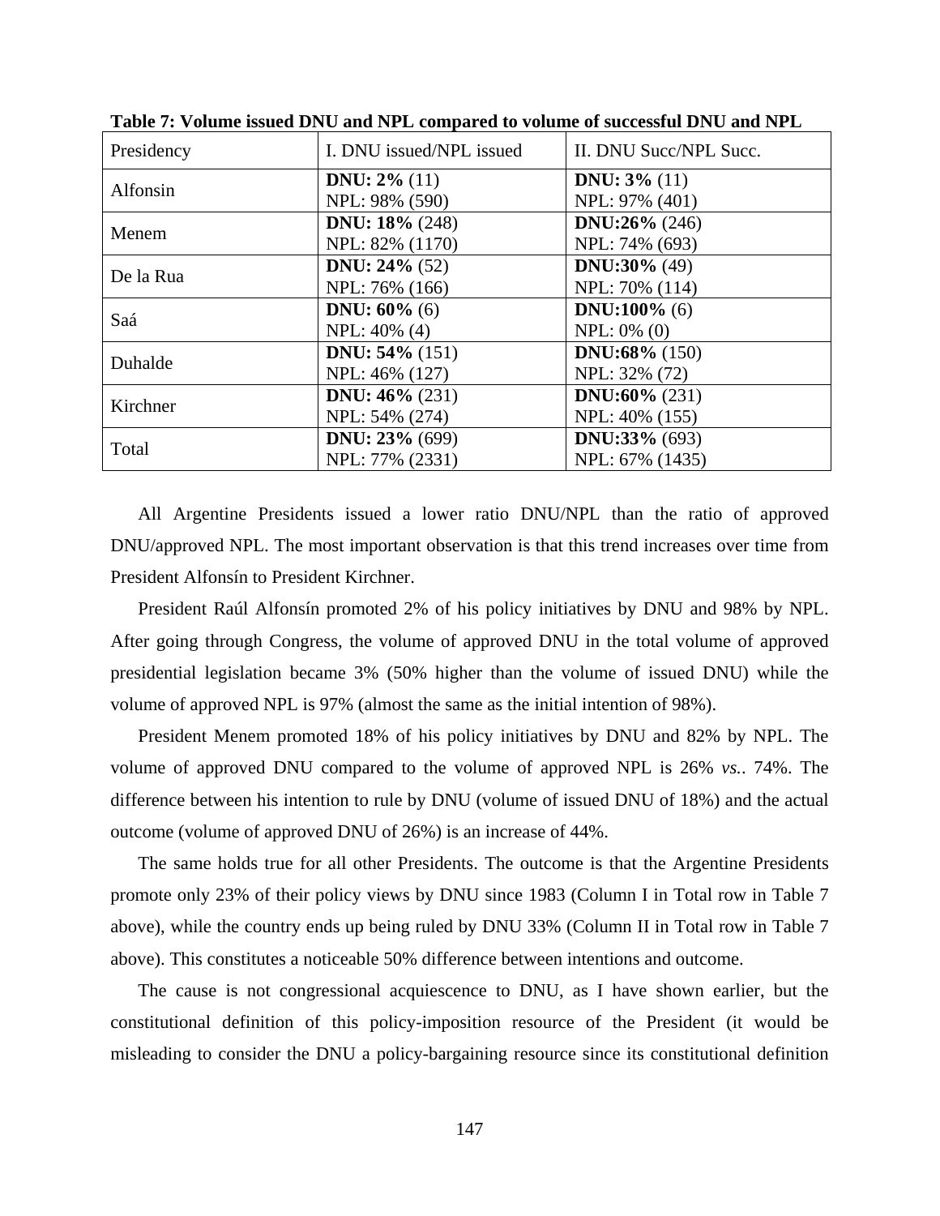**Table 7: Volume issued DNU and NPL compared to volume of successful DNU and NPL**

| Presidency | I. DNU issued/NPL issued | II. DNU Succ/NPL Succ. |
|---|---|---|
| Alfonsin | **DNU: 2%** (11)<br>NPL: 98% (590) | **DNU: 3%** (11)<br>NPL: 97% (401) |
| Menem | **DNU: 18%** (248)<br>NPL: 82% (1170) | **DNU:26%** (246)<br>NPL: 74% (693) |
| De la Rua | **DNU: 24%** (52)<br>NPL: 76% (166) | **DNU:30%** (49)<br>NPL: 70% (114) |
| Saá | **DNU: 60%** (6)<br>NPL: 40% (4) | **DNU:100%** (6)<br>NPL: 0% (0) |
| Duhalde | **DNU: 54%** (151)<br>NPL: 46% (127) | **DNU:68%** (150)<br>NPL: 32% (72) |
| Kirchner | **DNU: 46%** (231)<br>NPL: 54% (274) | **DNU:60%** (231)<br>NPL: 40% (155) |
| Total | **DNU: 23%** (699)<br>NPL: 77% (2331) | **DNU:33%** (693)<br>NPL: 67% (1435) |

All Argentine Presidents issued a lower ratio DNU/NPL than the ratio of approved DNU/approved NPL. The most important observation is that this trend increases over time from President Alfonsín to President Kirchner.

President Raúl Alfonsín promoted 2% of his policy initiatives by DNU and 98% by NPL. After going through Congress, the volume of approved DNU in the total volume of approved presidential legislation became 3% (50% higher than the volume of issued DNU) while the volume of approved NPL is 97% (almost the same as the initial intention of 98%).

President Menem promoted 18% of his policy initiatives by DNU and 82% by NPL. The volume of approved DNU compared to the volume of approved NPL is 26% *vs.*. 74%. The difference between his intention to rule by DNU (volume of issued DNU of 18%) and the actual outcome (volume of approved DNU of 26%) is an increase of 44%.

The same holds true for all other Presidents. The outcome is that the Argentine Presidents promote only 23% of their policy views by DNU since 1983 (Column I in Total row in Table 7 above), while the country ends up being ruled by DNU 33% (Column II in Total row in Table 7 above). This constitutes a noticeable 50% difference between intentions and outcome.

The cause is not congressional acquiescence to DNU, as I have shown earlier, but the constitutional definition of this policy-imposition resource of the President (it would be misleading to consider the DNU a policy-bargaining resource since its constitutional definition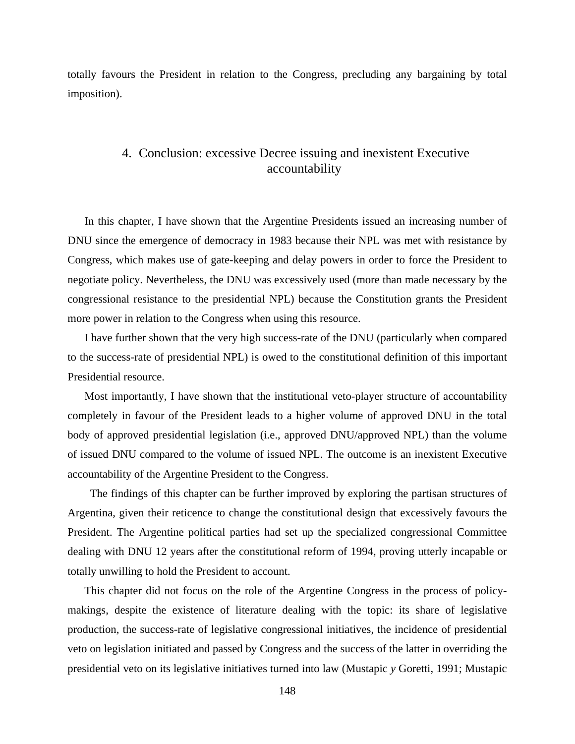totally favours the President in relation to the Congress, precluding any bargaining by total imposition).

## 4. Conclusion: excessive Decree issuing and inexistent Executive accountability

In this chapter, I have shown that the Argentine Presidents issued an increasing number of DNU since the emergence of democracy in 1983 because their NPL was met with resistance by Congress, which makes use of gate-keeping and delay powers in order to force the President to negotiate policy. Nevertheless, the DNU was excessively used (more than made necessary by the congressional resistance to the presidential NPL) because the Constitution grants the President more power in relation to the Congress when using this resource.

I have further shown that the very high success-rate of the DNU (particularly when compared to the success-rate of presidential NPL) is owed to the constitutional definition of this important Presidential resource.

Most importantly, I have shown that the institutional veto-player structure of accountability completely in favour of the President leads to a higher volume of approved DNU in the total body of approved presidential legislation (i.e., approved DNU/approved NPL) than the volume of issued DNU compared to the volume of issued NPL. The outcome is an inexistent Executive accountability of the Argentine President to the Congress.

The findings of this chapter can be further improved by exploring the partisan structures of Argentina, given their reticence to change the constitutional design that excessively favours the President. The Argentine political parties had set up the specialized congressional Committee dealing with DNU 12 years after the constitutional reform of 1994, proving utterly incapable or totally unwilling to hold the President to account.

This chapter did not focus on the role of the Argentine Congress in the process of policy-makings, despite the existence of literature dealing with the topic: its share of legislative production, the success-rate of legislative congressional initiatives, the incidence of presidential veto on legislation initiated and passed by Congress and the success of the latter in overriding the presidential veto on its legislative initiatives turned into law (Mustapic *y* Goretti, 1991; Mustapic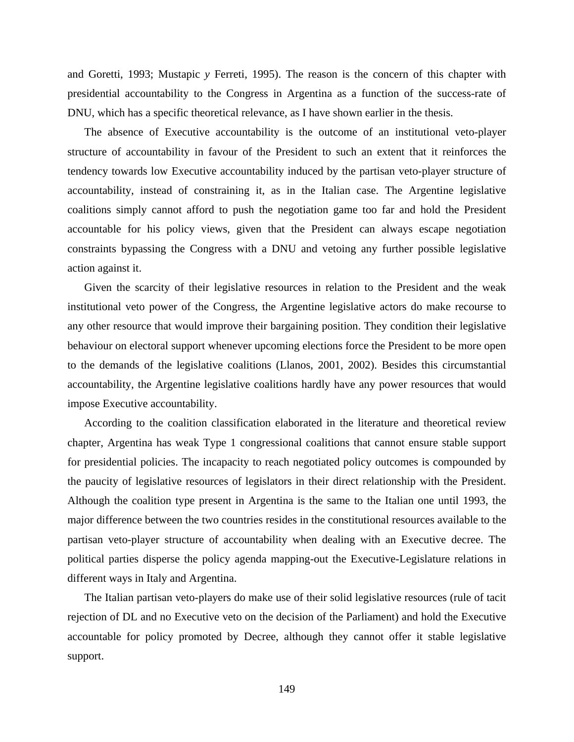and Goretti, 1993; Mustapic *y* Ferreti, 1995). The reason is the concern of this chapter with presidential accountability to the Congress in Argentina as a function of the success-rate of DNU, which has a specific theoretical relevance, as I have shown earlier in the thesis.

The absence of Executive accountability is the outcome of an institutional veto-player structure of accountability in favour of the President to such an extent that it reinforces the tendency towards low Executive accountability induced by the partisan veto-player structure of accountability, instead of constraining it, as in the Italian case. The Argentine legislative coalitions simply cannot afford to push the negotiation game too far and hold the President accountable for his policy views, given that the President can always escape negotiation constraints bypassing the Congress with a DNU and vetoing any further possible legislative action against it.

Given the scarcity of their legislative resources in relation to the President and the weak institutional veto power of the Congress, the Argentine legislative actors do make recourse to any other resource that would improve their bargaining position. They condition their legislative behaviour on electoral support whenever upcoming elections force the President to be more open to the demands of the legislative coalitions (Llanos, 2001, 2002). Besides this circumstantial accountability, the Argentine legislative coalitions hardly have any power resources that would impose Executive accountability.

According to the coalition classification elaborated in the literature and theoretical review chapter, Argentina has weak Type 1 congressional coalitions that cannot ensure stable support for presidential policies. The incapacity to reach negotiated policy outcomes is compounded by the paucity of legislative resources of legislators in their direct relationship with the President. Although the coalition type present in Argentina is the same to the Italian one until 1993, the major difference between the two countries resides in the constitutional resources available to the partisan veto-player structure of accountability when dealing with an Executive decree. The political parties disperse the policy agenda mapping-out the Executive-Legislature relations in different ways in Italy and Argentina.

The Italian partisan veto-players do make use of their solid legislative resources (rule of tacit rejection of DL and no Executive veto on the decision of the Parliament) and hold the Executive accountable for policy promoted by Decree, although they cannot offer it stable legislative support.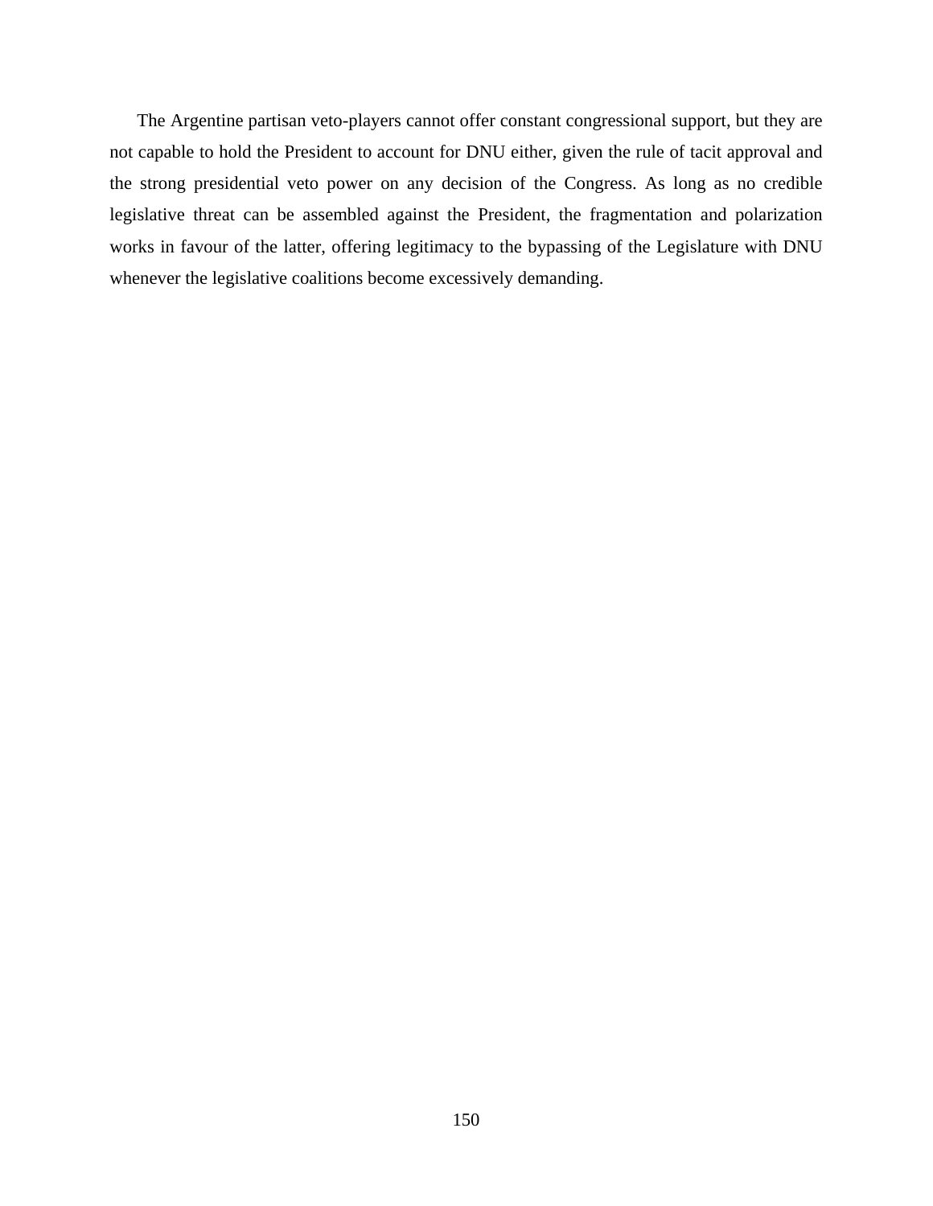The Argentine partisan veto-players cannot offer constant congressional support, but they are not capable to hold the President to account for DNU either, given the rule of tacit approval and the strong presidential veto power on any decision of the Congress. As long as no credible legislative threat can be assembled against the President, the fragmentation and polarization works in favour of the latter, offering legitimacy to the bypassing of the Legislature with DNU whenever the legislative coalitions become excessively demanding.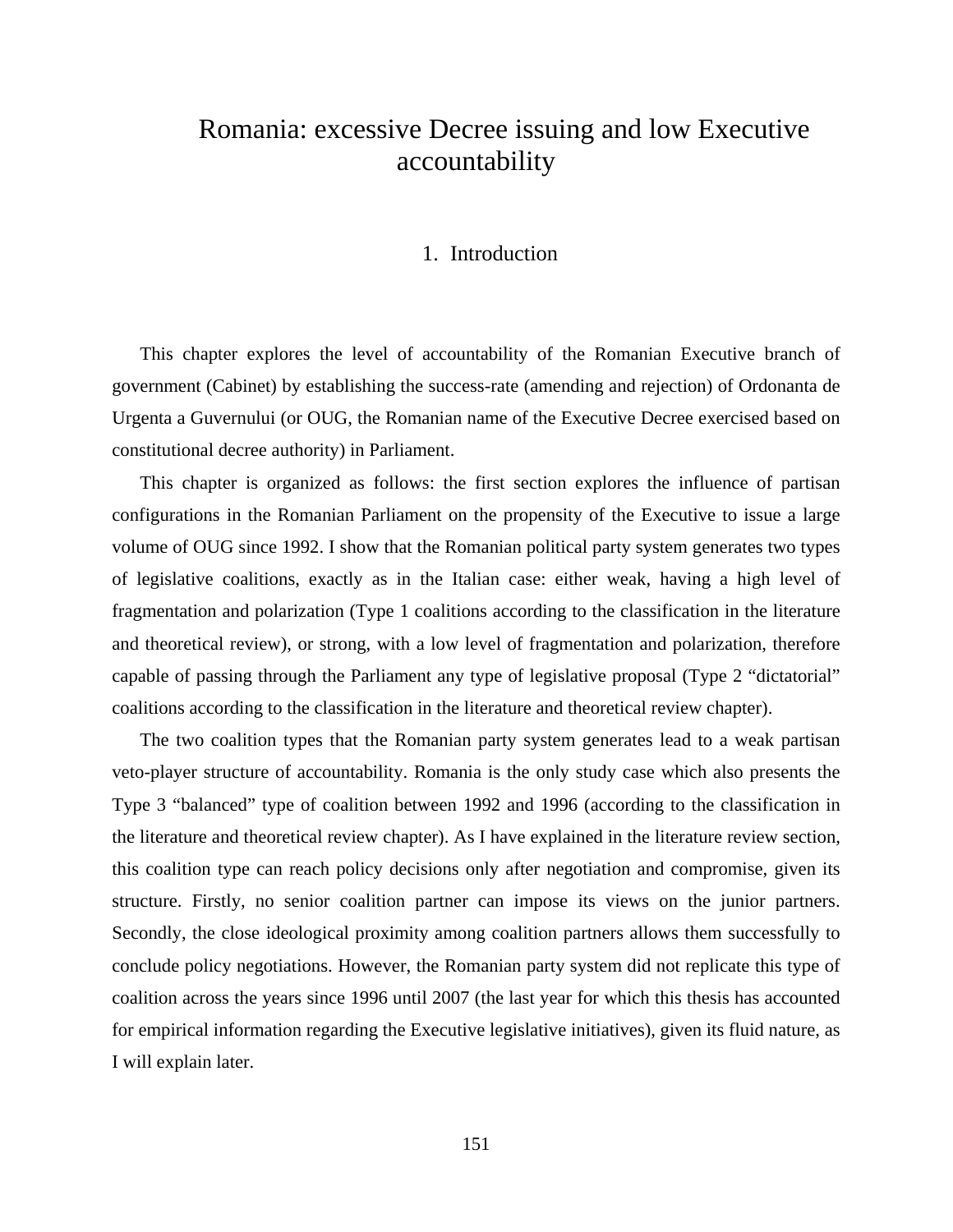# Romania: excessive Decree issuing and low Executive accountability

## 1. Introduction

This chapter explores the level of accountability of the Romanian Executive branch of government (Cabinet) by establishing the success-rate (amending and rejection) of Ordonanta de Urgenta a Guvernului (or OUG, the Romanian name of the Executive Decree exercised based on constitutional decree authority) in Parliament.

This chapter is organized as follows: the first section explores the influence of partisan configurations in the Romanian Parliament on the propensity of the Executive to issue a large volume of OUG since 1992. I show that the Romanian political party system generates two types of legislative coalitions, exactly as in the Italian case: either weak, having a high level of fragmentation and polarization (Type 1 coalitions according to the classification in the literature and theoretical review), or strong, with a low level of fragmentation and polarization, therefore capable of passing through the Parliament any type of legislative proposal (Type 2 "dictatorial" coalitions according to the classification in the literature and theoretical review chapter).

The two coalition types that the Romanian party system generates lead to a weak partisan veto-player structure of accountability. Romania is the only study case which also presents the Type 3 "balanced" type of coalition between 1992 and 1996 (according to the classification in the literature and theoretical review chapter). As I have explained in the literature review section, this coalition type can reach policy decisions only after negotiation and compromise, given its structure. Firstly, no senior coalition partner can impose its views on the junior partners. Secondly, the close ideological proximity among coalition partners allows them successfully to conclude policy negotiations. However, the Romanian party system did not replicate this type of coalition across the years since 1996 until 2007 (the last year for which this thesis has accounted for empirical information regarding the Executive legislative initiatives), given its fluid nature, as I will explain later.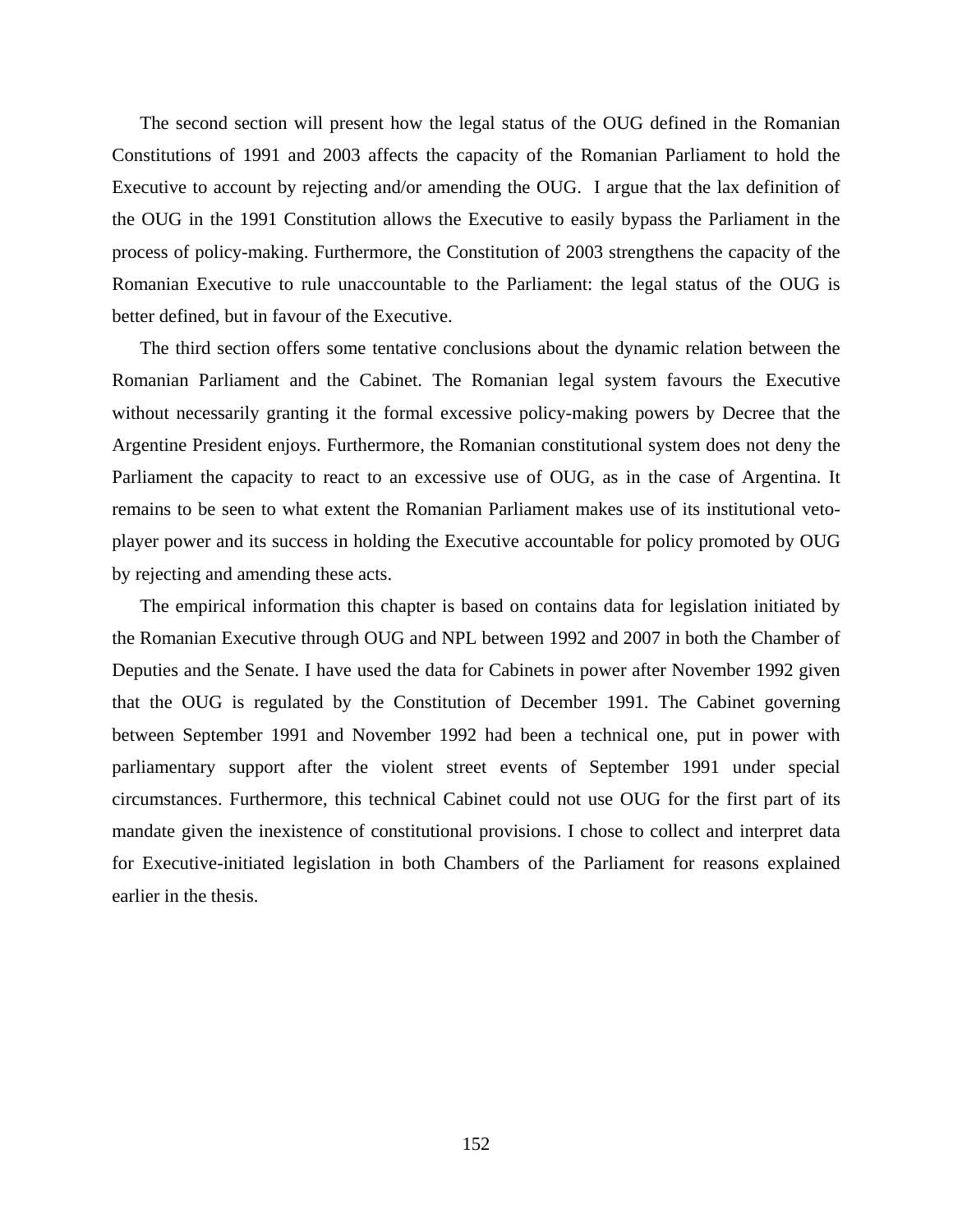The second section will present how the legal status of the OUG defined in the Romanian Constitutions of 1991 and 2003 affects the capacity of the Romanian Parliament to hold the Executive to account by rejecting and/or amending the OUG. I argue that the lax definition of the OUG in the 1991 Constitution allows the Executive to easily bypass the Parliament in the process of policy-making. Furthermore, the Constitution of 2003 strengthens the capacity of the Romanian Executive to rule unaccountable to the Parliament: the legal status of the OUG is better defined, but in favour of the Executive.

The third section offers some tentative conclusions about the dynamic relation between the Romanian Parliament and the Cabinet. The Romanian legal system favours the Executive without necessarily granting it the formal excessive policy-making powers by Decree that the Argentine President enjoys. Furthermore, the Romanian constitutional system does not deny the Parliament the capacity to react to an excessive use of OUG, as in the case of Argentina. It remains to be seen to what extent the Romanian Parliament makes use of its institutional veto-player power and its success in holding the Executive accountable for policy promoted by OUG by rejecting and amending these acts.

The empirical information this chapter is based on contains data for legislation initiated by the Romanian Executive through OUG and NPL between 1992 and 2007 in both the Chamber of Deputies and the Senate. I have used the data for Cabinets in power after November 1992 given that the OUG is regulated by the Constitution of December 1991. The Cabinet governing between September 1991 and November 1992 had been a technical one, put in power with parliamentary support after the violent street events of September 1991 under special circumstances. Furthermore, this technical Cabinet could not use OUG for the first part of its mandate given the inexistence of constitutional provisions. I chose to collect and interpret data for Executive-initiated legislation in both Chambers of the Parliament for reasons explained earlier in the thesis.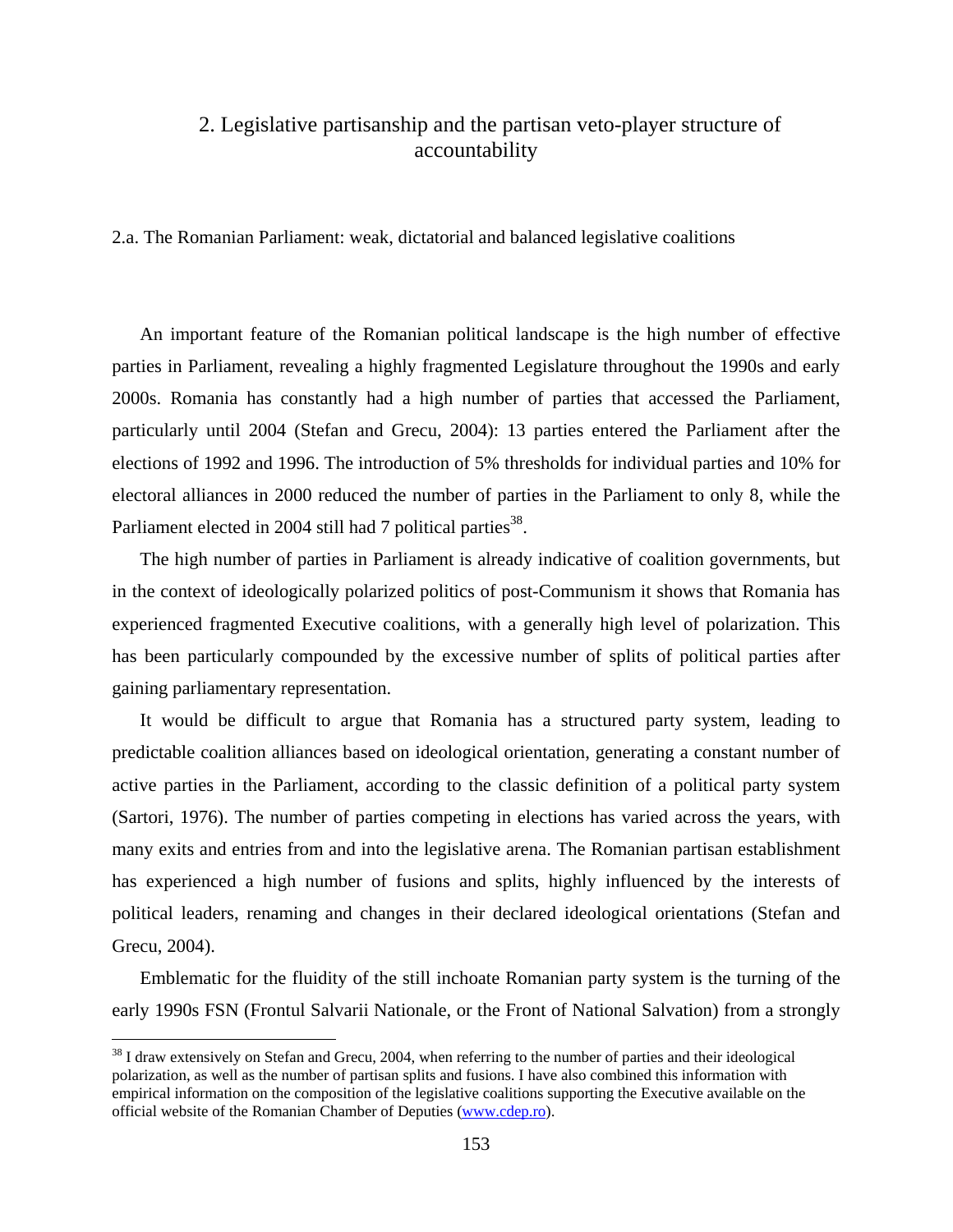## 2. Legislative partisanship and the partisan veto-player structure of accountability

### 2.a. The Romanian Parliament: weak, dictatorial and balanced legislative coalitions

An important feature of the Romanian political landscape is the high number of effective parties in Parliament, revealing a highly fragmented Legislature throughout the 1990s and early 2000s. Romania has constantly had a high number of parties that accessed the Parliament, particularly until 2004 (Stefan and Grecu, 2004): 13 parties entered the Parliament after the elections of 1992 and 1996. The introduction of 5% thresholds for individual parties and 10% for electoral alliances in 2000 reduced the number of parties in the Parliament to only 8, while the Parliament elected in 2004 still had 7 political parties[38].

The high number of parties in Parliament is already indicative of coalition governments, but in the context of ideologically polarized politics of post-Communism it shows that Romania has experienced fragmented Executive coalitions, with a generally high level of polarization. This has been particularly compounded by the excessive number of splits of political parties after gaining parliamentary representation.

It would be difficult to argue that Romania has a structured party system, leading to predictable coalition alliances based on ideological orientation, generating a constant number of active parties in the Parliament, according to the classic definition of a political party system (Sartori, 1976). The number of parties competing in elections has varied across the years, with many exits and entries from and into the legislative arena. The Romanian partisan establishment has experienced a high number of fusions and splits, highly influenced by the interests of political leaders, renaming and changes in their declared ideological orientations (Stefan and Grecu, 2004).

Emblematic for the fluidity of the still inchoate Romanian party system is the turning of the early 1990s FSN (Frontul Salvarii Nationale, or the Front of National Salvation) from a strongly

---

[38] I draw extensively on Stefan and Grecu, 2004, when referring to the number of parties and their ideological polarization, as well as the number of partisan splits and fusions. I have also combined this information with empirical information on the composition of the legislative coalitions supporting the Executive available on the official website of the Romanian Chamber of Deputies (www.cdep.ro).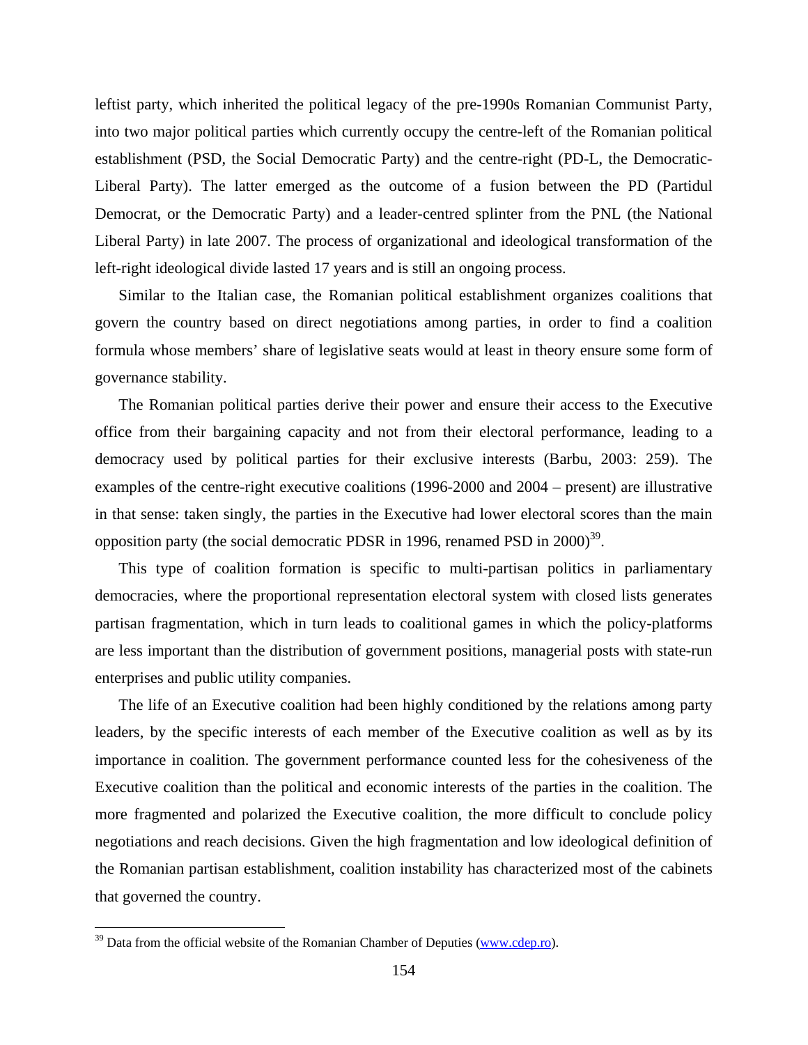leftist party, which inherited the political legacy of the pre-1990s Romanian Communist Party, into two major political parties which currently occupy the centre-left of the Romanian political establishment (PSD, the Social Democratic Party) and the centre-right (PD-L, the Democratic-Liberal Party). The latter emerged as the outcome of a fusion between the PD (Partidul Democrat, or the Democratic Party) and a leader-centred splinter from the PNL (the National Liberal Party) in late 2007. The process of organizational and ideological transformation of the left-right ideological divide lasted 17 years and is still an ongoing process.

Similar to the Italian case, the Romanian political establishment organizes coalitions that govern the country based on direct negotiations among parties, in order to find a coalition formula whose members' share of legislative seats would at least in theory ensure some form of governance stability.

The Romanian political parties derive their power and ensure their access to the Executive office from their bargaining capacity and not from their electoral performance, leading to a democracy used by political parties for their exclusive interests (Barbu, 2003: 259). The examples of the centre-right executive coalitions (1996-2000 and 2004 – present) are illustrative in that sense: taken singly, the parties in the Executive had lower electoral scores than the main opposition party (the social democratic PDSR in 1996, renamed PSD in 2000)[39].

This type of coalition formation is specific to multi-partisan politics in parliamentary democracies, where the proportional representation electoral system with closed lists generates partisan fragmentation, which in turn leads to coalitional games in which the policy-platforms are less important than the distribution of government positions, managerial posts with state-run enterprises and public utility companies.

The life of an Executive coalition had been highly conditioned by the relations among party leaders, by the specific interests of each member of the Executive coalition as well as by its importance in coalition. The government performance counted less for the cohesiveness of the Executive coalition than the political and economic interests of the parties in the coalition. The more fragmented and polarized the Executive coalition, the more difficult to conclude policy negotiations and reach decisions. Given the high fragmentation and low ideological definition of the Romanian partisan establishment, coalition instability has characterized most of the cabinets that governed the country.

[39] Data from the official website of the Romanian Chamber of Deputies (www.cdep.ro).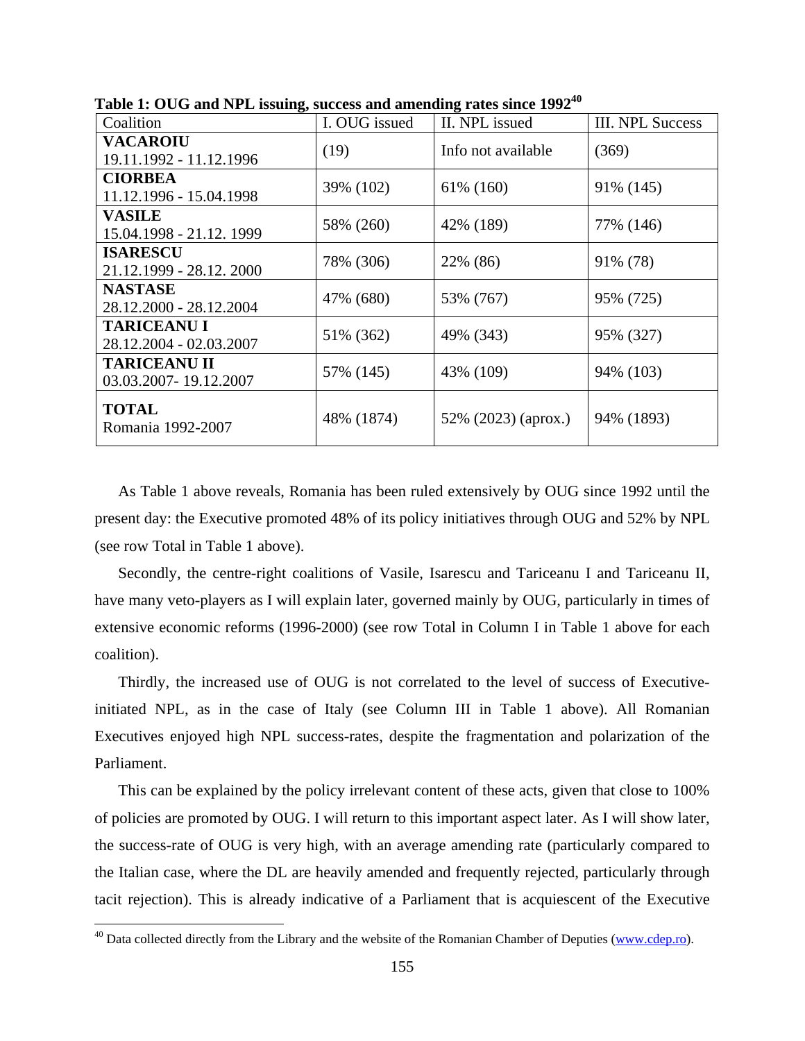**Table 1: OUG and NPL issuing, success and amending rates since 1992**[40]

| Coalition | I. OUG issued | II. NPL issued | III. NPL Success |
|---|---|---|---|
| **VACAROIU** 19.11.1992 - 11.12.1996 | (19) | Info not available | (369) |
| **CIORBEA** 11.12.1996 - 15.04.1998 | 39% (102) | 61% (160) | 91% (145) |
| **VASILE** 15.04.1998 - 21.12. 1999 | 58% (260) | 42% (189) | 77% (146) |
| **ISARESCU** 21.12.1999 - 28.12. 2000 | 78% (306) | 22% (86) | 91% (78) |
| **NASTASE** 28.12.2000 - 28.12.2004 | 47% (680) | 53% (767) | 95% (725) |
| **TARICEANU I** 28.12.2004 - 02.03.2007 | 51% (362) | 49% (343) | 95% (327) |
| **TARICEANU II** 03.03.2007- 19.12.2007 | 57% (145) | 43% (109) | 94% (103) |
| **TOTAL** Romania 1992-2007 | 48% (1874) | 52% (2023) (aprox.) | 94% (1893) |

As Table 1 above reveals, Romania has been ruled extensively by OUG since 1992 until the present day: the Executive promoted 48% of its policy initiatives through OUG and 52% by NPL (see row Total in Table 1 above).

Secondly, the centre-right coalitions of Vasile, Isarescu and Tariceanu I and Tariceanu II, have many veto-players as I will explain later, governed mainly by OUG, particularly in times of extensive economic reforms (1996-2000) (see row Total in Column I in Table 1 above for each coalition).

Thirdly, the increased use of OUG is not correlated to the level of success of Executive-initiated NPL, as in the case of Italy (see Column III in Table 1 above). All Romanian Executives enjoyed high NPL success-rates, despite the fragmentation and polarization of the Parliament.

This can be explained by the policy irrelevant content of these acts, given that close to 100% of policies are promoted by OUG. I will return to this important aspect later. As I will show later, the success-rate of OUG is very high, with an average amending rate (particularly compared to the Italian case, where the DL are heavily amended and frequently rejected, particularly through tacit rejection). This is already indicative of a Parliament that is acquiescent of the Executive

[40] Data collected directly from the Library and the website of the Romanian Chamber of Deputies (www.cdep.ro).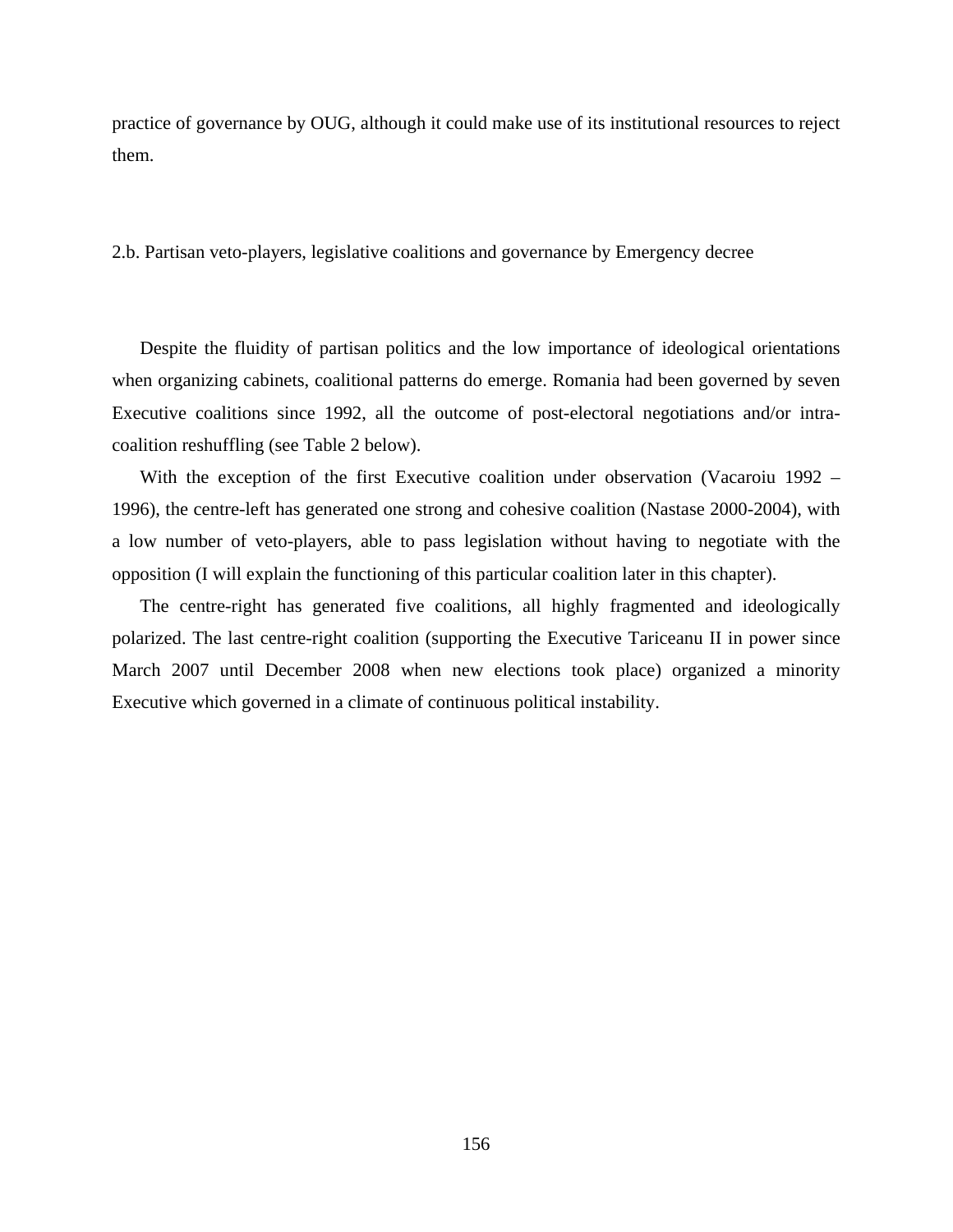practice of governance by OUG, although it could make use of its institutional resources to reject them.

## 2.b. Partisan veto-players, legislative coalitions and governance by Emergency decree

Despite the fluidity of partisan politics and the low importance of ideological orientations when organizing cabinets, coalitional patterns do emerge. Romania had been governed by seven Executive coalitions since 1992, all the outcome of post-electoral negotiations and/or intra-coalition reshuffling (see Table 2 below).

With the exception of the first Executive coalition under observation (Vacaroiu 1992 – 1996), the centre-left has generated one strong and cohesive coalition (Nastase 2000-2004), with a low number of veto-players, able to pass legislation without having to negotiate with the opposition (I will explain the functioning of this particular coalition later in this chapter).

The centre-right has generated five coalitions, all highly fragmented and ideologically polarized. The last centre-right coalition (supporting the Executive Tariceanu II in power since March 2007 until December 2008 when new elections took place) organized a minority Executive which governed in a climate of continuous political instability.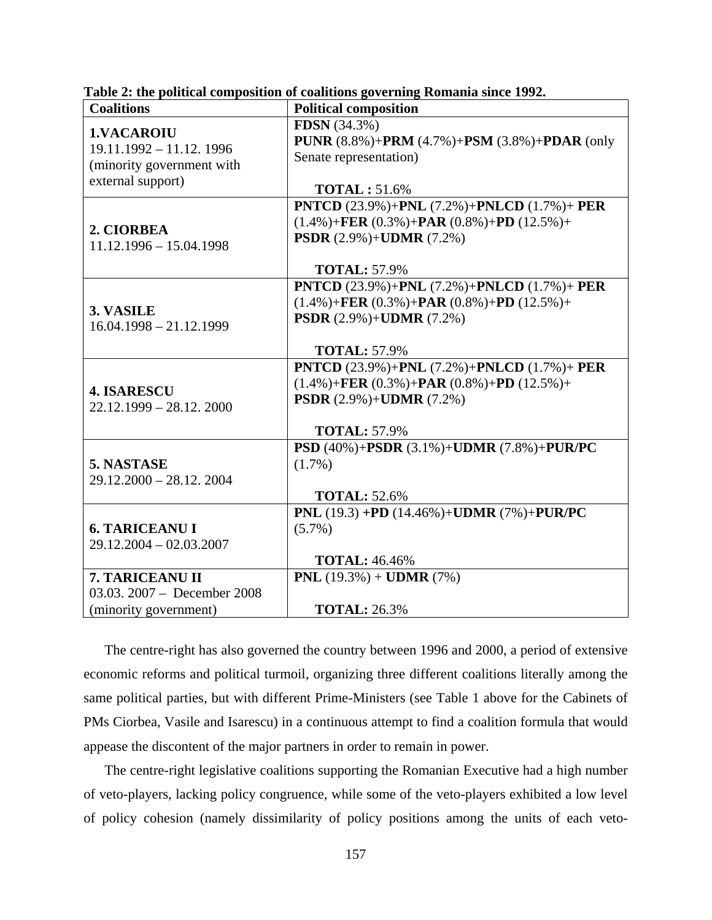**Table 2: the political composition of coalitions governing Romania since 1992.**

| Coalitions | Political composition |
|---|---|
| **1.VACAROIU**<br>19.11.1992 – 11.12. 1996<br>(minority government with external support) | **FDSN** (34.3%)<br>**PUNR** (8.8%)+**PRM** (4.7%)+**PSM** (3.8%)+**PDAR** (only Senate representation)<br><br>**TOTAL :** 51.6% |
| **2. CIORBEA**<br>11.12.1996 – 15.04.1998 | **PNTCD** (23.9%)+**PNL** (7.2%)+**PNLCD** (1.7%)+ **PER** (1.4%)+**FER** (0.3%)+**PAR** (0.8%)+**PD** (12.5%)+ **PSDR** (2.9%)+**UDMR** (7.2%)<br><br>**TOTAL:** 57.9% |
| **3. VASILE**<br>16.04.1998 – 21.12.1999 | **PNTCD** (23.9%)+**PNL** (7.2%)+**PNLCD** (1.7%)+ **PER** (1.4%)+**FER** (0.3%)+**PAR** (0.8%)+**PD** (12.5%)+ **PSDR** (2.9%)+**UDMR** (7.2%)<br><br>**TOTAL:** 57.9% |
| **4. ISARESCU**<br>22.12.1999 – 28.12. 2000 | **PNTCD** (23.9%)+**PNL** (7.2%)+**PNLCD** (1.7%)+ **PER** (1.4%)+**FER** (0.3%)+**PAR** (0.8%)+**PD** (12.5%)+ **PSDR** (2.9%)+**UDMR** (7.2%)<br><br>**TOTAL:** 57.9% |
| **5. NASTASE**<br>29.12.2000 – 28.12. 2004 | **PSD** (40%)+**PSDR** (3.1%)+**UDMR** (7.8%)+**PUR/PC** (1.7%)<br><br>**TOTAL:** 52.6% |
| **6. TARICEANU I**<br>29.12.2004 – 02.03.2007 | **PNL** (19.3) **+PD** (14.46%)+**UDMR** (7%)+**PUR/PC** (5.7%)<br><br>**TOTAL:** 46.46% |
| **7. TARICEANU II**<br>03.03. 2007 – December 2008<br>(minority government) | **PNL** (19.3%) + **UDMR** (7%)<br><br>**TOTAL:** 26.3% |

The centre-right has also governed the country between 1996 and 2000, a period of extensive economic reforms and political turmoil, organizing three different coalitions literally among the same political parties, but with different Prime-Ministers (see Table 1 above for the Cabinets of PMs Ciorbea, Vasile and Isarescu) in a continuous attempt to find a coalition formula that would appease the discontent of the major partners in order to remain in power.

The centre-right legislative coalitions supporting the Romanian Executive had a high number of veto-players, lacking policy congruence, while some of the veto-players exhibited a low level of policy cohesion (namely dissimilarity of policy positions among the units of each veto-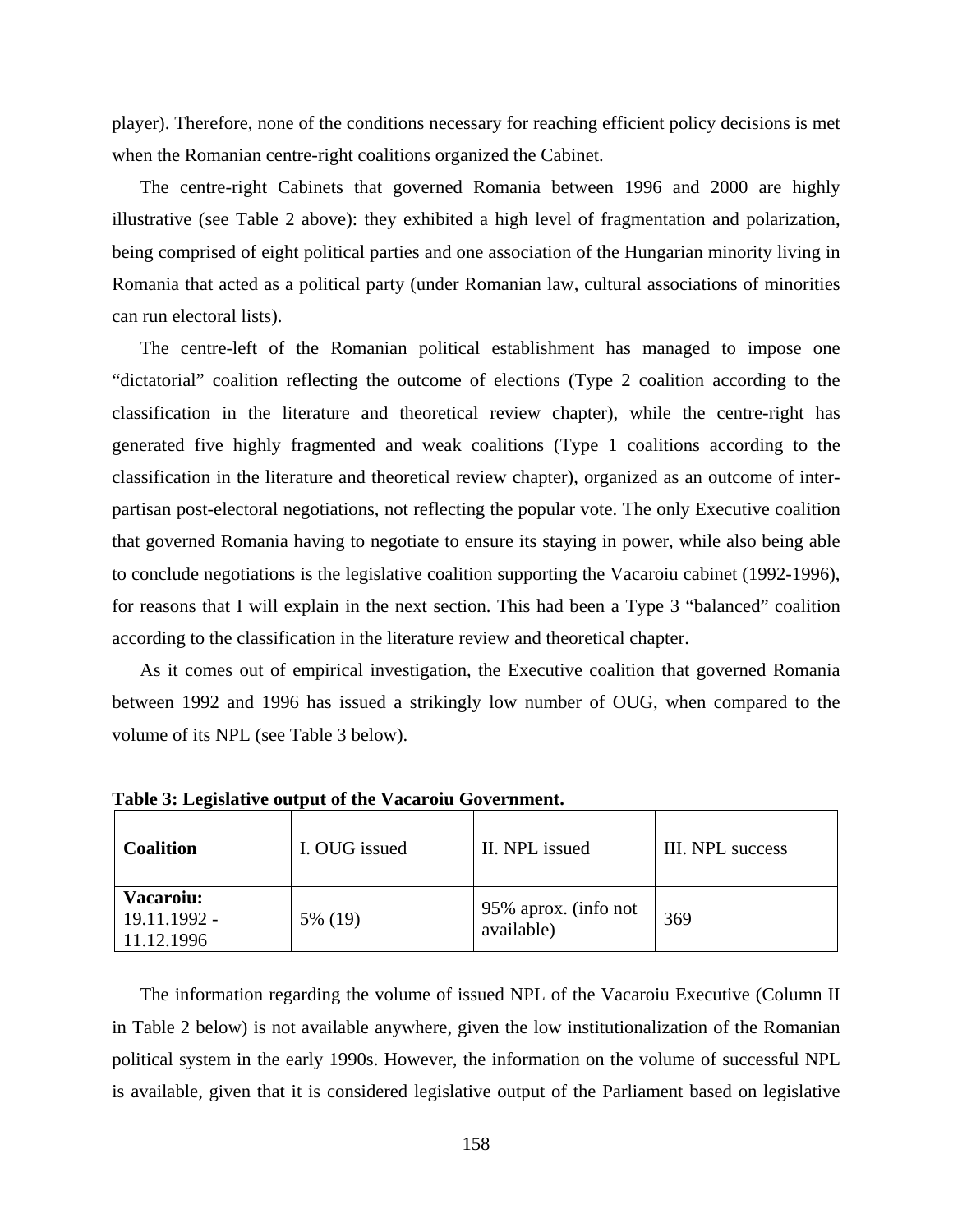player). Therefore, none of the conditions necessary for reaching efficient policy decisions is met when the Romanian centre-right coalitions organized the Cabinet.

The centre-right Cabinets that governed Romania between 1996 and 2000 are highly illustrative (see Table 2 above): they exhibited a high level of fragmentation and polarization, being comprised of eight political parties and one association of the Hungarian minority living in Romania that acted as a political party (under Romanian law, cultural associations of minorities can run electoral lists).

The centre-left of the Romanian political establishment has managed to impose one "dictatorial" coalition reflecting the outcome of elections (Type 2 coalition according to the classification in the literature and theoretical review chapter), while the centre-right has generated five highly fragmented and weak coalitions (Type 1 coalitions according to the classification in the literature and theoretical review chapter), organized as an outcome of inter-partisan post-electoral negotiations, not reflecting the popular vote. The only Executive coalition that governed Romania having to negotiate to ensure its staying in power, while also being able to conclude negotiations is the legislative coalition supporting the Vacaroiu cabinet (1992-1996), for reasons that I will explain in the next section. This had been a Type 3 "balanced" coalition according to the classification in the literature review and theoretical chapter.

As it comes out of empirical investigation, the Executive coalition that governed Romania between 1992 and 1996 has issued a strikingly low number of OUG, when compared to the volume of its NPL (see Table 3 below).

**Table 3: Legislative output of the Vacaroiu Government.**

| **Coalition** | I. OUG issued | II. NPL issued | III. NPL success |
|---|---|---|---|
| **Vacaroiu:** 19.11.1992 - 11.12.1996 | 5% (19) | 95% aprox. (info not available) | 369 |

The information regarding the volume of issued NPL of the Vacaroiu Executive (Column II in Table 2 below) is not available anywhere, given the low institutionalization of the Romanian political system in the early 1990s. However, the information on the volume of successful NPL is available, given that it is considered legislative output of the Parliament based on legislative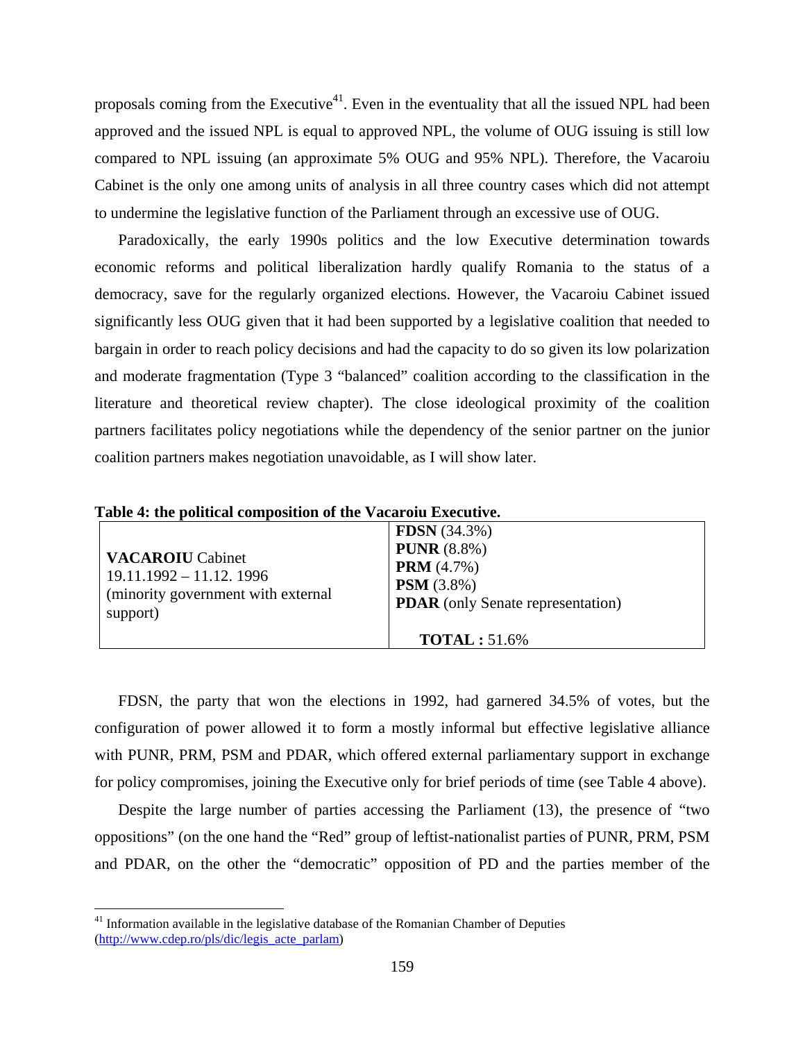proposals coming from the Executive[41]. Even in the eventuality that all the issued NPL had been approved and the issued NPL is equal to approved NPL, the volume of OUG issuing is still low compared to NPL issuing (an approximate 5% OUG and 95% NPL). Therefore, the Vacaroiu Cabinet is the only one among units of analysis in all three country cases which did not attempt to undermine the legislative function of the Parliament through an excessive use of OUG.

Paradoxically, the early 1990s politics and the low Executive determination towards economic reforms and political liberalization hardly qualify Romania to the status of a democracy, save for the regularly organized elections. However, the Vacaroiu Cabinet issued significantly less OUG given that it had been supported by a legislative coalition that needed to bargain in order to reach policy decisions and had the capacity to do so given its low polarization and moderate fragmentation (Type 3 "balanced" coalition according to the classification in the literature and theoretical review chapter). The close ideological proximity of the coalition partners facilitates policy negotiations while the dependency of the senior partner on the junior coalition partners makes negotiation unavoidable, as I will show later.

**Table 4: the political composition of the Vacaroiu Executive.**

| | |
|---|---|
| **VACAROIU** Cabinet<br>19.11.1992 – 11.12. 1996<br>(minority government with external support) | **FDSN** (34.3%)<br>**PUNR** (8.8%)<br>**PRM** (4.7%)<br>**PSM** (3.8%)<br>**PDAR** (only Senate representation)<br><br>**TOTAL :** 51.6% |

FDSN, the party that won the elections in 1992, had garnered 34.5% of votes, but the configuration of power allowed it to form a mostly informal but effective legislative alliance with PUNR, PRM, PSM and PDAR, which offered external parliamentary support in exchange for policy compromises, joining the Executive only for brief periods of time (see Table 4 above).

Despite the large number of parties accessing the Parliament (13), the presence of "two oppositions" (on the one hand the "Red" group of leftist-nationalist parties of PUNR, PRM, PSM and PDAR, on the other the "democratic" opposition of PD and the parties member of the

[41] Information available in the legislative database of the Romanian Chamber of Deputies (http://www.cdep.ro/pls/dic/legis_acte_parlam)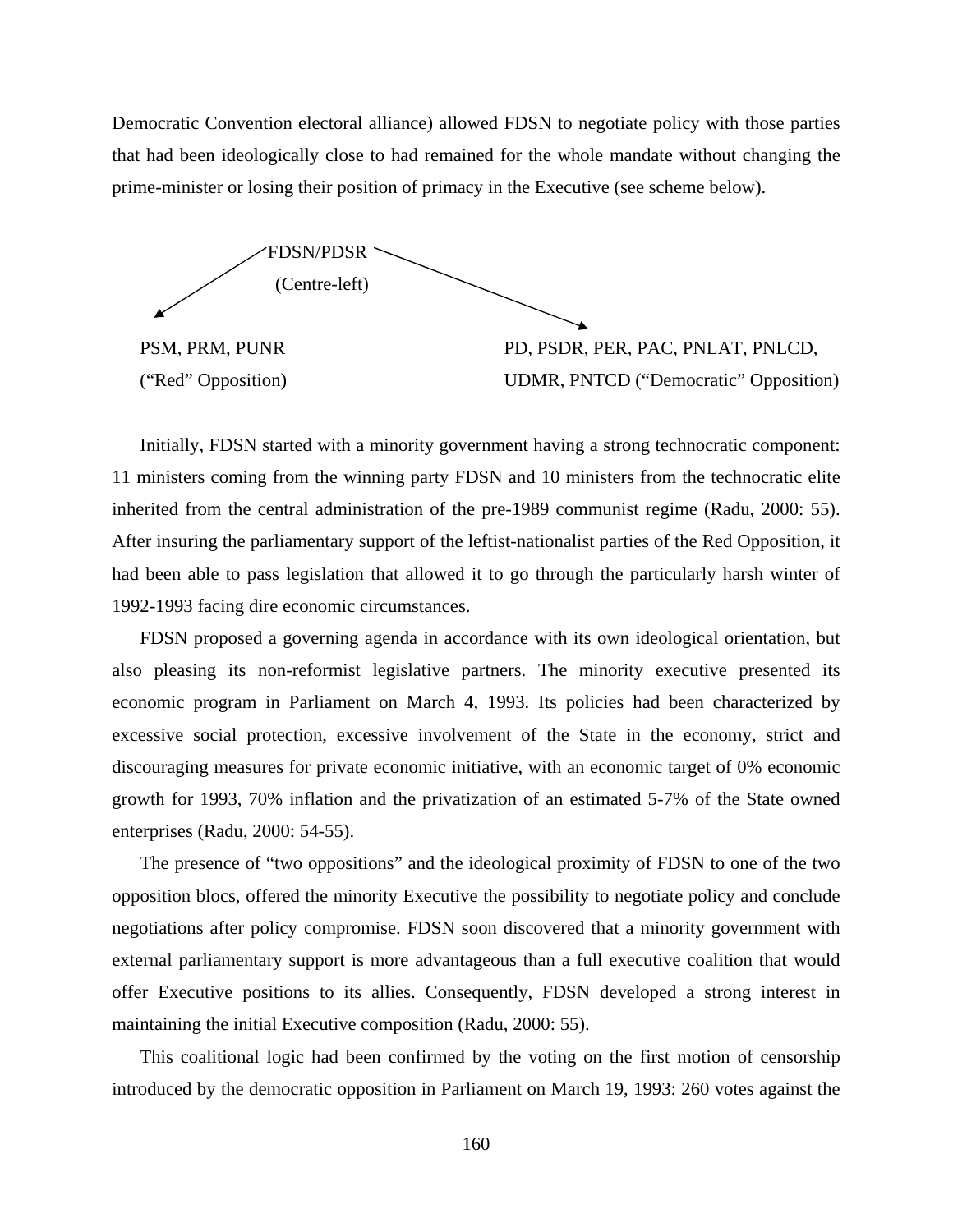Democratic Convention electoral alliance) allowed FDSN to negotiate policy with those parties that had been ideologically close to had remained for the whole mandate without changing the prime-minister or losing their position of primacy in the Executive (see scheme below).

FDSN/PDSR
(Centre-left)

| PSM, PRM, PUNR | PD, PSDR, PER, PAC, PNLAT, PNLCD, |
| --- | --- |
| (“Red” Opposition) | UDMR, PNTCD (“Democratic” Opposition) |

Initially, FDSN started with a minority government having a strong technocratic component: 11 ministers coming from the winning party FDSN and 10 ministers from the technocratic elite inherited from the central administration of the pre-1989 communist regime (Radu, 2000: 55). After insuring the parliamentary support of the leftist-nationalist parties of the Red Opposition, it had been able to pass legislation that allowed it to go through the particularly harsh winter of 1992-1993 facing dire economic circumstances.

FDSN proposed a governing agenda in accordance with its own ideological orientation, but also pleasing its non-reformist legislative partners. The minority executive presented its economic program in Parliament on March 4, 1993. Its policies had been characterized by excessive social protection, excessive involvement of the State in the economy, strict and discouraging measures for private economic initiative, with an economic target of 0% economic growth for 1993, 70% inflation and the privatization of an estimated 5-7% of the State owned enterprises (Radu, 2000: 54-55).

The presence of “two oppositions” and the ideological proximity of FDSN to one of the two opposition blocs, offered the minority Executive the possibility to negotiate policy and conclude negotiations after policy compromise. FDSN soon discovered that a minority government with external parliamentary support is more advantageous than a full executive coalition that would offer Executive positions to its allies. Consequently, FDSN developed a strong interest in maintaining the initial Executive composition (Radu, 2000: 55).

This coalitional logic had been confirmed by the voting on the first motion of censorship introduced by the democratic opposition in Parliament on March 19, 1993: 260 votes against the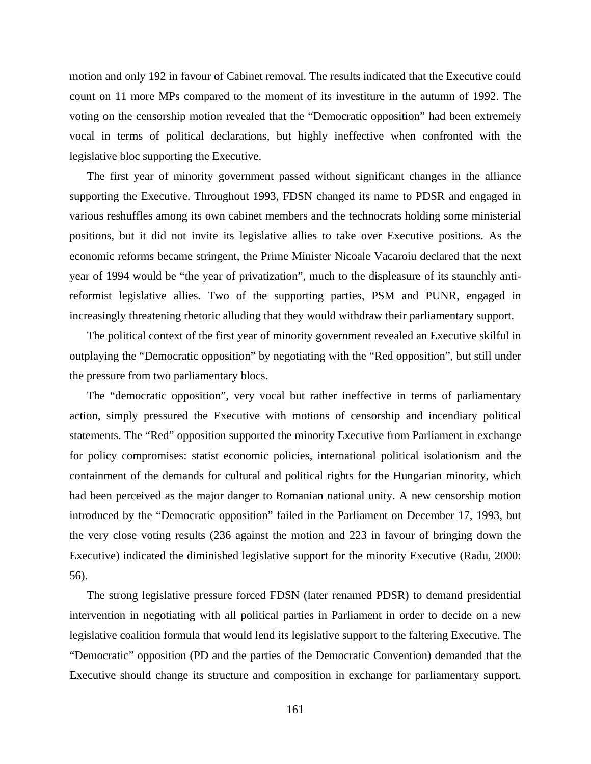motion and only 192 in favour of Cabinet removal. The results indicated that the Executive could count on 11 more MPs compared to the moment of its investiture in the autumn of 1992. The voting on the censorship motion revealed that the "Democratic opposition" had been extremely vocal in terms of political declarations, but highly ineffective when confronted with the legislative bloc supporting the Executive.

The first year of minority government passed without significant changes in the alliance supporting the Executive. Throughout 1993, FDSN changed its name to PDSR and engaged in various reshuffles among its own cabinet members and the technocrats holding some ministerial positions, but it did not invite its legislative allies to take over Executive positions. As the economic reforms became stringent, the Prime Minister Nicoale Vacaroiu declared that the next year of 1994 would be "the year of privatization", much to the displeasure of its staunchly anti-reformist legislative allies. Two of the supporting parties, PSM and PUNR, engaged in increasingly threatening rhetoric alluding that they would withdraw their parliamentary support.

The political context of the first year of minority government revealed an Executive skilful in outplaying the "Democratic opposition" by negotiating with the "Red opposition", but still under the pressure from two parliamentary blocs.

The "democratic opposition", very vocal but rather ineffective in terms of parliamentary action, simply pressured the Executive with motions of censorship and incendiary political statements. The "Red" opposition supported the minority Executive from Parliament in exchange for policy compromises: statist economic policies, international political isolationism and the containment of the demands for cultural and political rights for the Hungarian minority, which had been perceived as the major danger to Romanian national unity. A new censorship motion introduced by the "Democratic opposition" failed in the Parliament on December 17, 1993, but the very close voting results (236 against the motion and 223 in favour of bringing down the Executive) indicated the diminished legislative support for the minority Executive (Radu, 2000: 56).

The strong legislative pressure forced FDSN (later renamed PDSR) to demand presidential intervention in negotiating with all political parties in Parliament in order to decide on a new legislative coalition formula that would lend its legislative support to the faltering Executive. The "Democratic" opposition (PD and the parties of the Democratic Convention) demanded that the Executive should change its structure and composition in exchange for parliamentary support.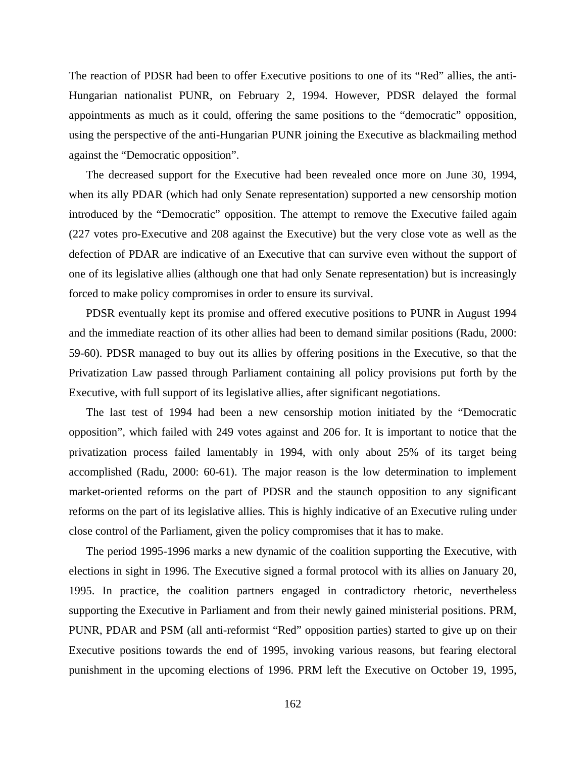The reaction of PDSR had been to offer Executive positions to one of its “Red” allies, the anti-Hungarian nationalist PUNR, on February 2, 1994. However, PDSR delayed the formal appointments as much as it could, offering the same positions to the “democratic” opposition, using the perspective of the anti-Hungarian PUNR joining the Executive as blackmailing method against the “Democratic opposition”.

The decreased support for the Executive had been revealed once more on June 30, 1994, when its ally PDAR (which had only Senate representation) supported a new censorship motion introduced by the “Democratic” opposition. The attempt to remove the Executive failed again (227 votes pro-Executive and 208 against the Executive) but the very close vote as well as the defection of PDAR are indicative of an Executive that can survive even without the support of one of its legislative allies (although one that had only Senate representation) but is increasingly forced to make policy compromises in order to ensure its survival.

PDSR eventually kept its promise and offered executive positions to PUNR in August 1994 and the immediate reaction of its other allies had been to demand similar positions (Radu, 2000: 59-60). PDSR managed to buy out its allies by offering positions in the Executive, so that the Privatization Law passed through Parliament containing all policy provisions put forth by the Executive, with full support of its legislative allies, after significant negotiations.

The last test of 1994 had been a new censorship motion initiated by the “Democratic opposition”, which failed with 249 votes against and 206 for. It is important to notice that the privatization process failed lamentably in 1994, with only about 25% of its target being accomplished (Radu, 2000: 60-61). The major reason is the low determination to implement market-oriented reforms on the part of PDSR and the staunch opposition to any significant reforms on the part of its legislative allies. This is highly indicative of an Executive ruling under close control of the Parliament, given the policy compromises that it has to make.

The period 1995-1996 marks a new dynamic of the coalition supporting the Executive, with elections in sight in 1996. The Executive signed a formal protocol with its allies on January 20, 1995. In practice, the coalition partners engaged in contradictory rhetoric, nevertheless supporting the Executive in Parliament and from their newly gained ministerial positions. PRM, PUNR, PDAR and PSM (all anti-reformist “Red” opposition parties) started to give up on their Executive positions towards the end of 1995, invoking various reasons, but fearing electoral punishment in the upcoming elections of 1996. PRM left the Executive on October 19, 1995,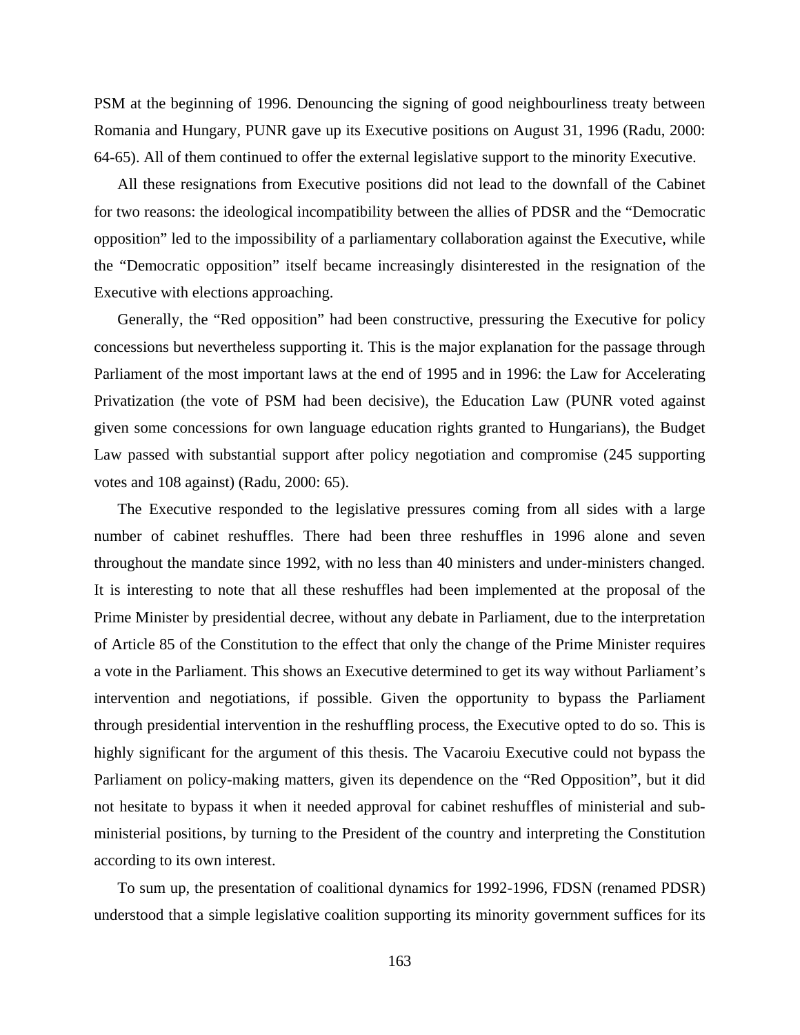PSM at the beginning of 1996. Denouncing the signing of good neighbourliness treaty between Romania and Hungary, PUNR gave up its Executive positions on August 31, 1996 (Radu, 2000: 64-65). All of them continued to offer the external legislative support to the minority Executive.

All these resignations from Executive positions did not lead to the downfall of the Cabinet for two reasons: the ideological incompatibility between the allies of PDSR and the "Democratic opposition" led to the impossibility of a parliamentary collaboration against the Executive, while the "Democratic opposition" itself became increasingly disinterested in the resignation of the Executive with elections approaching.

Generally, the "Red opposition" had been constructive, pressuring the Executive for policy concessions but nevertheless supporting it. This is the major explanation for the passage through Parliament of the most important laws at the end of 1995 and in 1996: the Law for Accelerating Privatization (the vote of PSM had been decisive), the Education Law (PUNR voted against given some concessions for own language education rights granted to Hungarians), the Budget Law passed with substantial support after policy negotiation and compromise (245 supporting votes and 108 against) (Radu, 2000: 65).

The Executive responded to the legislative pressures coming from all sides with a large number of cabinet reshuffles. There had been three reshuffles in 1996 alone and seven throughout the mandate since 1992, with no less than 40 ministers and under-ministers changed. It is interesting to note that all these reshuffles had been implemented at the proposal of the Prime Minister by presidential decree, without any debate in Parliament, due to the interpretation of Article 85 of the Constitution to the effect that only the change of the Prime Minister requires a vote in the Parliament. This shows an Executive determined to get its way without Parliament's intervention and negotiations, if possible. Given the opportunity to bypass the Parliament through presidential intervention in the reshuffling process, the Executive opted to do so. This is highly significant for the argument of this thesis. The Vacaroiu Executive could not bypass the Parliament on policy-making matters, given its dependence on the "Red Opposition", but it did not hesitate to bypass it when it needed approval for cabinet reshuffles of ministerial and sub-ministerial positions, by turning to the President of the country and interpreting the Constitution according to its own interest.

To sum up, the presentation of coalitional dynamics for 1992-1996, FDSN (renamed PDSR) understood that a simple legislative coalition supporting its minority government suffices for its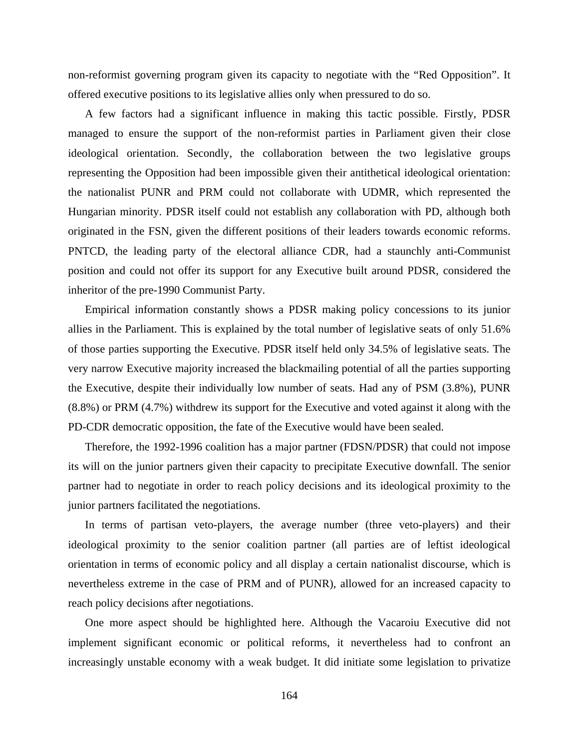non-reformist governing program given its capacity to negotiate with the "Red Opposition". It offered executive positions to its legislative allies only when pressured to do so.

A few factors had a significant influence in making this tactic possible. Firstly, PDSR managed to ensure the support of the non-reformist parties in Parliament given their close ideological orientation. Secondly, the collaboration between the two legislative groups representing the Opposition had been impossible given their antithetical ideological orientation: the nationalist PUNR and PRM could not collaborate with UDMR, which represented the Hungarian minority. PDSR itself could not establish any collaboration with PD, although both originated in the FSN, given the different positions of their leaders towards economic reforms. PNTCD, the leading party of the electoral alliance CDR, had a staunchly anti-Communist position and could not offer its support for any Executive built around PDSR, considered the inheritor of the pre-1990 Communist Party.

Empirical information constantly shows a PDSR making policy concessions to its junior allies in the Parliament. This is explained by the total number of legislative seats of only 51.6% of those parties supporting the Executive. PDSR itself held only 34.5% of legislative seats. The very narrow Executive majority increased the blackmailing potential of all the parties supporting the Executive, despite their individually low number of seats. Had any of PSM (3.8%), PUNR (8.8%) or PRM (4.7%) withdrew its support for the Executive and voted against it along with the PD-CDR democratic opposition, the fate of the Executive would have been sealed.

Therefore, the 1992-1996 coalition has a major partner (FDSN/PDSR) that could not impose its will on the junior partners given their capacity to precipitate Executive downfall. The senior partner had to negotiate in order to reach policy decisions and its ideological proximity to the junior partners facilitated the negotiations.

In terms of partisan veto-players, the average number (three veto-players) and their ideological proximity to the senior coalition partner (all parties are of leftist ideological orientation in terms of economic policy and all display a certain nationalist discourse, which is nevertheless extreme in the case of PRM and of PUNR), allowed for an increased capacity to reach policy decisions after negotiations.

One more aspect should be highlighted here. Although the Vacaroiu Executive did not implement significant economic or political reforms, it nevertheless had to confront an increasingly unstable economy with a weak budget. It did initiate some legislation to privatize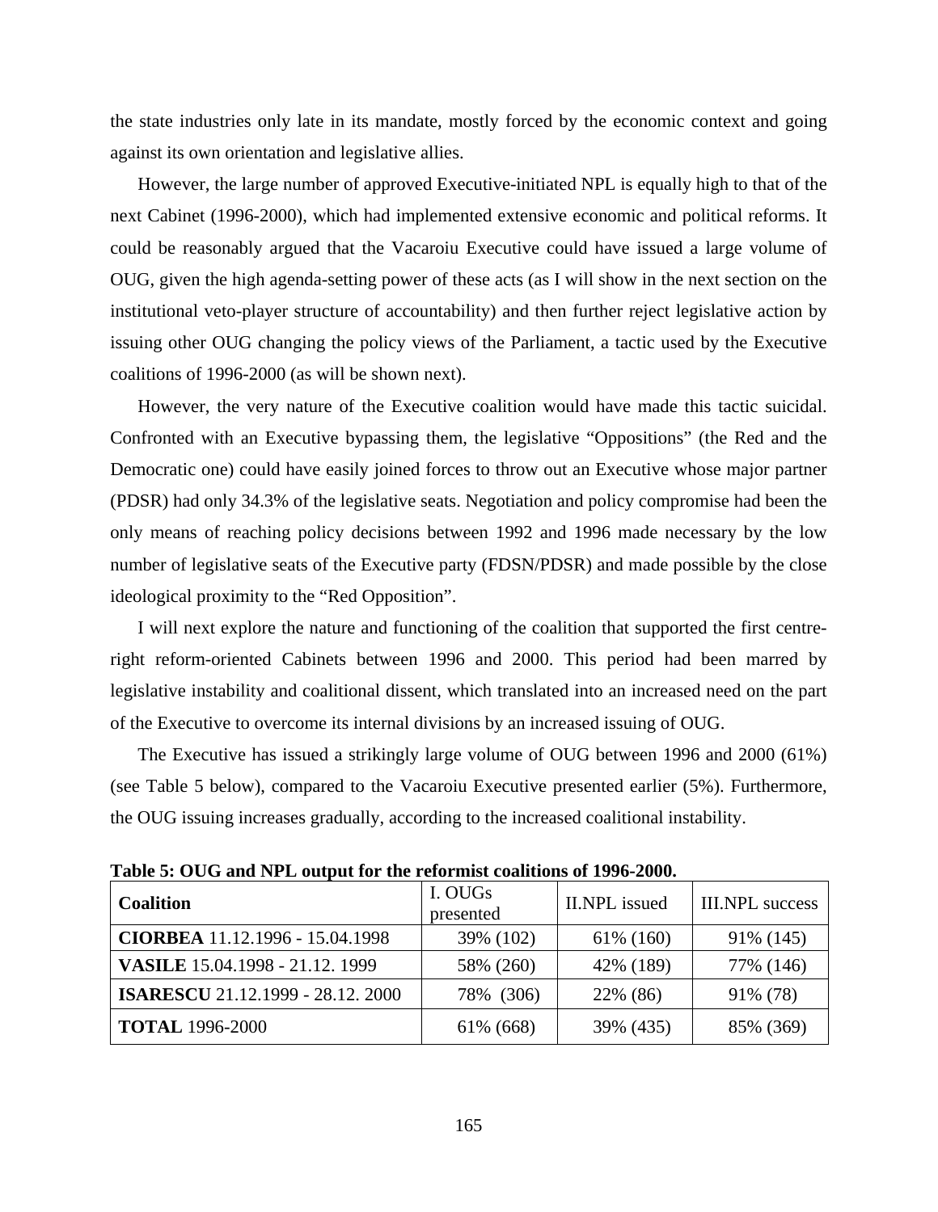the state industries only late in its mandate, mostly forced by the economic context and going against its own orientation and legislative allies.

However, the large number of approved Executive-initiated NPL is equally high to that of the next Cabinet (1996-2000), which had implemented extensive economic and political reforms. It could be reasonably argued that the Vacaroiu Executive could have issued a large volume of OUG, given the high agenda-setting power of these acts (as I will show in the next section on the institutional veto-player structure of accountability) and then further reject legislative action by issuing other OUG changing the policy views of the Parliament, a tactic used by the Executive coalitions of 1996-2000 (as will be shown next).

However, the very nature of the Executive coalition would have made this tactic suicidal. Confronted with an Executive bypassing them, the legislative "Oppositions" (the Red and the Democratic one) could have easily joined forces to throw out an Executive whose major partner (PDSR) had only 34.3% of the legislative seats. Negotiation and policy compromise had been the only means of reaching policy decisions between 1992 and 1996 made necessary by the low number of legislative seats of the Executive party (FDSN/PDSR) and made possible by the close ideological proximity to the "Red Opposition".

I will next explore the nature and functioning of the coalition that supported the first centre-right reform-oriented Cabinets between 1996 and 2000. This period had been marred by legislative instability and coalitional dissent, which translated into an increased need on the part of the Executive to overcome its internal divisions by an increased issuing of OUG.

The Executive has issued a strikingly large volume of OUG between 1996 and 2000 (61%) (see Table 5 below), compared to the Vacaroiu Executive presented earlier (5%). Furthermore, the OUG issuing increases gradually, according to the increased coalitional instability.

**Table 5: OUG and NPL output for the reformist coalitions of 1996-2000.**

| Coalition | I. OUGs presented | II.NPL issued | III.NPL success |
|---|---|---|---|
| **CIORBEA** 11.12.1996 - 15.04.1998 | 39% (102) | 61% (160) | 91% (145) |
| **VASILE** 15.04.1998 - 21.12. 1999 | 58% (260) | 42% (189) | 77% (146) |
| **ISARESCU** 21.12.1999 - 28.12. 2000 | 78% (306) | 22% (86) | 91% (78) |
| **TOTAL** 1996-2000 | 61% (668) | 39% (435) | 85% (369) |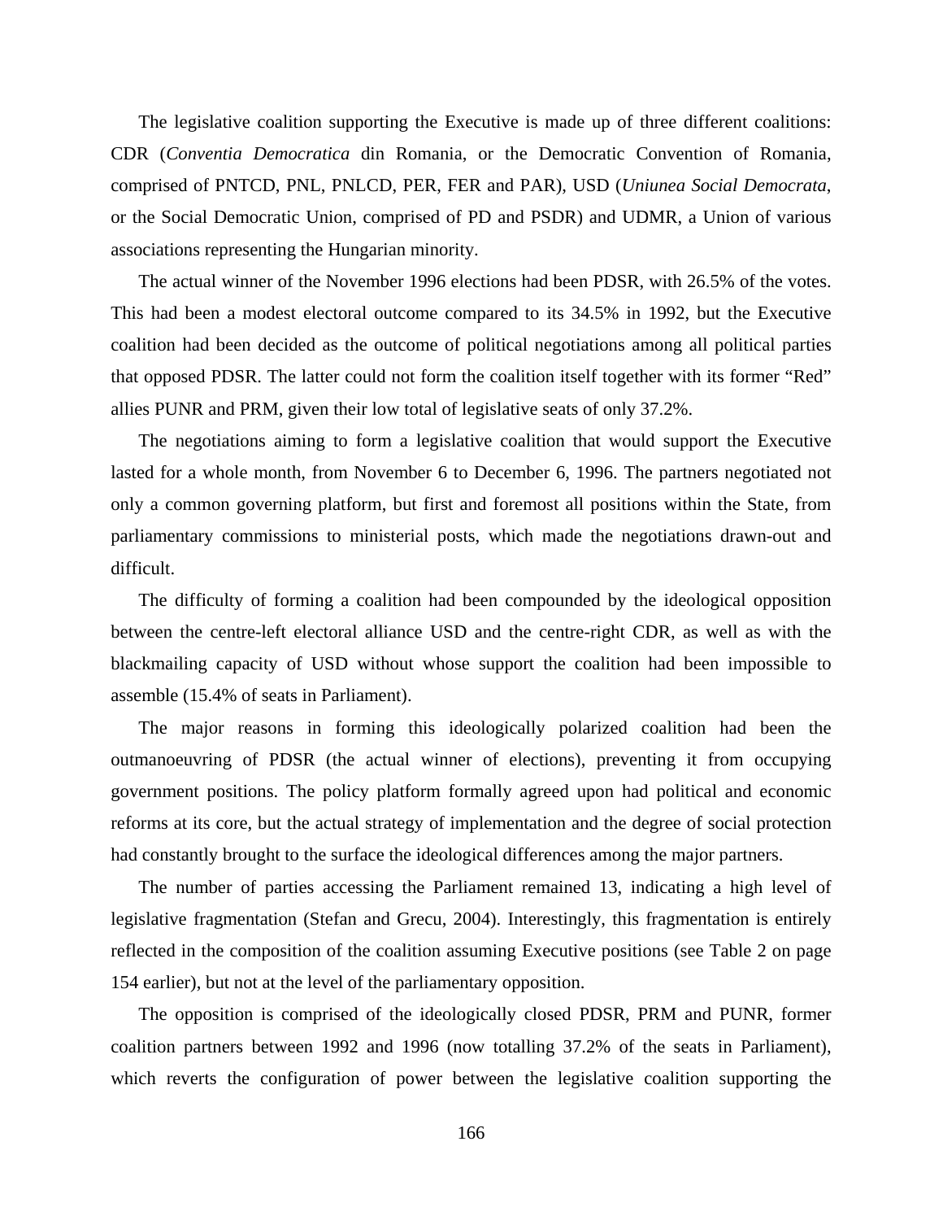The legislative coalition supporting the Executive is made up of three different coalitions: CDR (*Conventia Democratica* din Romania, or the Democratic Convention of Romania, comprised of PNTCD, PNL, PNLCD, PER, FER and PAR), USD (*Uniunea Social Democrata*, or the Social Democratic Union, comprised of PD and PSDR) and UDMR, a Union of various associations representing the Hungarian minority.

The actual winner of the November 1996 elections had been PDSR, with 26.5% of the votes. This had been a modest electoral outcome compared to its 34.5% in 1992, but the Executive coalition had been decided as the outcome of political negotiations among all political parties that opposed PDSR. The latter could not form the coalition itself together with its former "Red" allies PUNR and PRM, given their low total of legislative seats of only 37.2%.

The negotiations aiming to form a legislative coalition that would support the Executive lasted for a whole month, from November 6 to December 6, 1996. The partners negotiated not only a common governing platform, but first and foremost all positions within the State, from parliamentary commissions to ministerial posts, which made the negotiations drawn-out and difficult.

The difficulty of forming a coalition had been compounded by the ideological opposition between the centre-left electoral alliance USD and the centre-right CDR, as well as with the blackmailing capacity of USD without whose support the coalition had been impossible to assemble (15.4% of seats in Parliament).

The major reasons in forming this ideologically polarized coalition had been the outmanoeuvring of PDSR (the actual winner of elections), preventing it from occupying government positions. The policy platform formally agreed upon had political and economic reforms at its core, but the actual strategy of implementation and the degree of social protection had constantly brought to the surface the ideological differences among the major partners.

The number of parties accessing the Parliament remained 13, indicating a high level of legislative fragmentation (Stefan and Grecu, 2004). Interestingly, this fragmentation is entirely reflected in the composition of the coalition assuming Executive positions (see Table 2 on page 154 earlier), but not at the level of the parliamentary opposition.

The opposition is comprised of the ideologically closed PDSR, PRM and PUNR, former coalition partners between 1992 and 1996 (now totalling 37.2% of the seats in Parliament), which reverts the configuration of power between the legislative coalition supporting the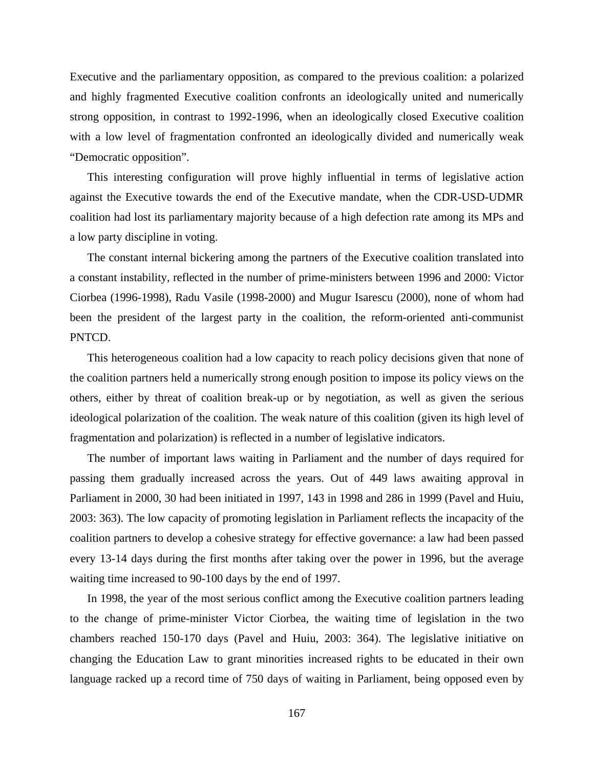Executive and the parliamentary opposition, as compared to the previous coalition: a polarized and highly fragmented Executive coalition confronts an ideologically united and numerically strong opposition, in contrast to 1992-1996, when an ideologically closed Executive coalition with a low level of fragmentation confronted an ideologically divided and numerically weak "Democratic opposition".

This interesting configuration will prove highly influential in terms of legislative action against the Executive towards the end of the Executive mandate, when the CDR-USD-UDMR coalition had lost its parliamentary majority because of a high defection rate among its MPs and a low party discipline in voting.

The constant internal bickering among the partners of the Executive coalition translated into a constant instability, reflected in the number of prime-ministers between 1996 and 2000: Victor Ciorbea (1996-1998), Radu Vasile (1998-2000) and Mugur Isarescu (2000), none of whom had been the president of the largest party in the coalition, the reform-oriented anti-communist PNTCD.

This heterogeneous coalition had a low capacity to reach policy decisions given that none of the coalition partners held a numerically strong enough position to impose its policy views on the others, either by threat of coalition break-up or by negotiation, as well as given the serious ideological polarization of the coalition. The weak nature of this coalition (given its high level of fragmentation and polarization) is reflected in a number of legislative indicators.

The number of important laws waiting in Parliament and the number of days required for passing them gradually increased across the years. Out of 449 laws awaiting approval in Parliament in 2000, 30 had been initiated in 1997, 143 in 1998 and 286 in 1999 (Pavel and Huiu, 2003: 363). The low capacity of promoting legislation in Parliament reflects the incapacity of the coalition partners to develop a cohesive strategy for effective governance: a law had been passed every 13-14 days during the first months after taking over the power in 1996, but the average waiting time increased to 90-100 days by the end of 1997.

In 1998, the year of the most serious conflict among the Executive coalition partners leading to the change of prime-minister Victor Ciorbea, the waiting time of legislation in the two chambers reached 150-170 days (Pavel and Huiu, 2003: 364). The legislative initiative on changing the Education Law to grant minorities increased rights to be educated in their own language racked up a record time of 750 days of waiting in Parliament, being opposed even by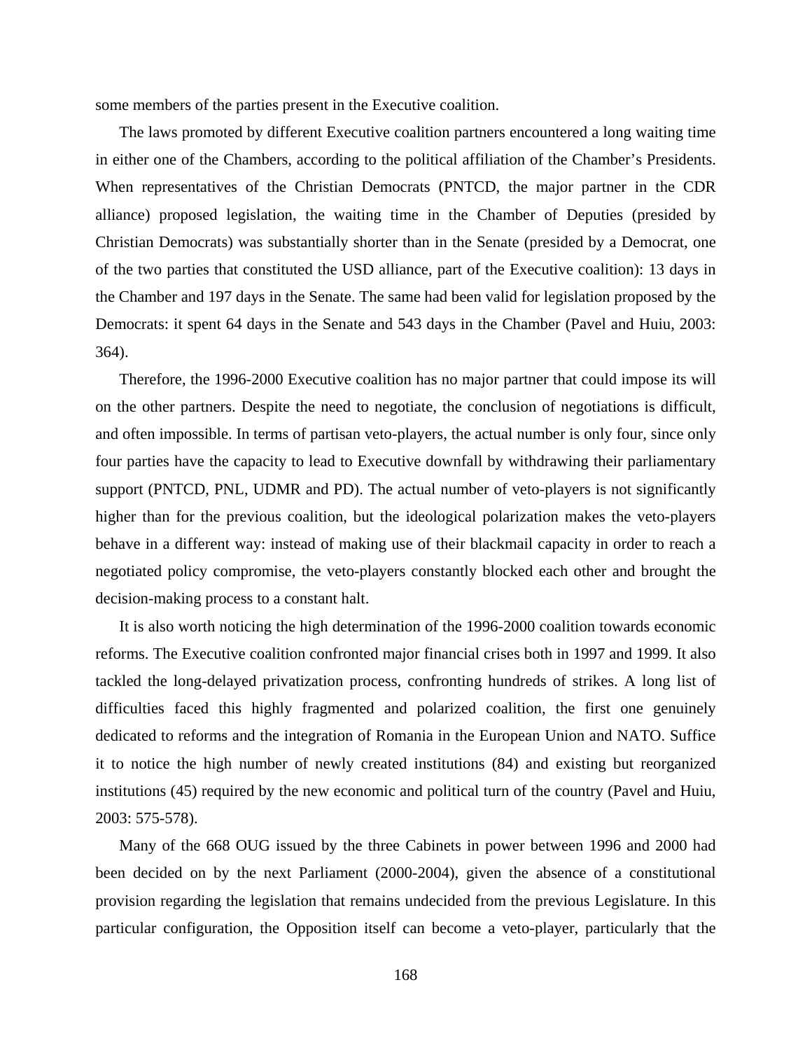some members of the parties present in the Executive coalition.

The laws promoted by different Executive coalition partners encountered a long waiting time in either one of the Chambers, according to the political affiliation of the Chamber's Presidents. When representatives of the Christian Democrats (PNTCD, the major partner in the CDR alliance) proposed legislation, the waiting time in the Chamber of Deputies (presided by Christian Democrats) was substantially shorter than in the Senate (presided by a Democrat, one of the two parties that constituted the USD alliance, part of the Executive coalition): 13 days in the Chamber and 197 days in the Senate. The same had been valid for legislation proposed by the Democrats: it spent 64 days in the Senate and 543 days in the Chamber (Pavel and Huiu, 2003: 364).

Therefore, the 1996-2000 Executive coalition has no major partner that could impose its will on the other partners. Despite the need to negotiate, the conclusion of negotiations is difficult, and often impossible. In terms of partisan veto-players, the actual number is only four, since only four parties have the capacity to lead to Executive downfall by withdrawing their parliamentary support (PNTCD, PNL, UDMR and PD). The actual number of veto-players is not significantly higher than for the previous coalition, but the ideological polarization makes the veto-players behave in a different way: instead of making use of their blackmail capacity in order to reach a negotiated policy compromise, the veto-players constantly blocked each other and brought the decision-making process to a constant halt.

It is also worth noticing the high determination of the 1996-2000 coalition towards economic reforms. The Executive coalition confronted major financial crises both in 1997 and 1999. It also tackled the long-delayed privatization process, confronting hundreds of strikes. A long list of difficulties faced this highly fragmented and polarized coalition, the first one genuinely dedicated to reforms and the integration of Romania in the European Union and NATO. Suffice it to notice the high number of newly created institutions (84) and existing but reorganized institutions (45) required by the new economic and political turn of the country (Pavel and Huiu, 2003: 575-578).

Many of the 668 OUG issued by the three Cabinets in power between 1996 and 2000 had been decided on by the next Parliament (2000-2004), given the absence of a constitutional provision regarding the legislation that remains undecided from the previous Legislature. In this particular configuration, the Opposition itself can become a veto-player, particularly that the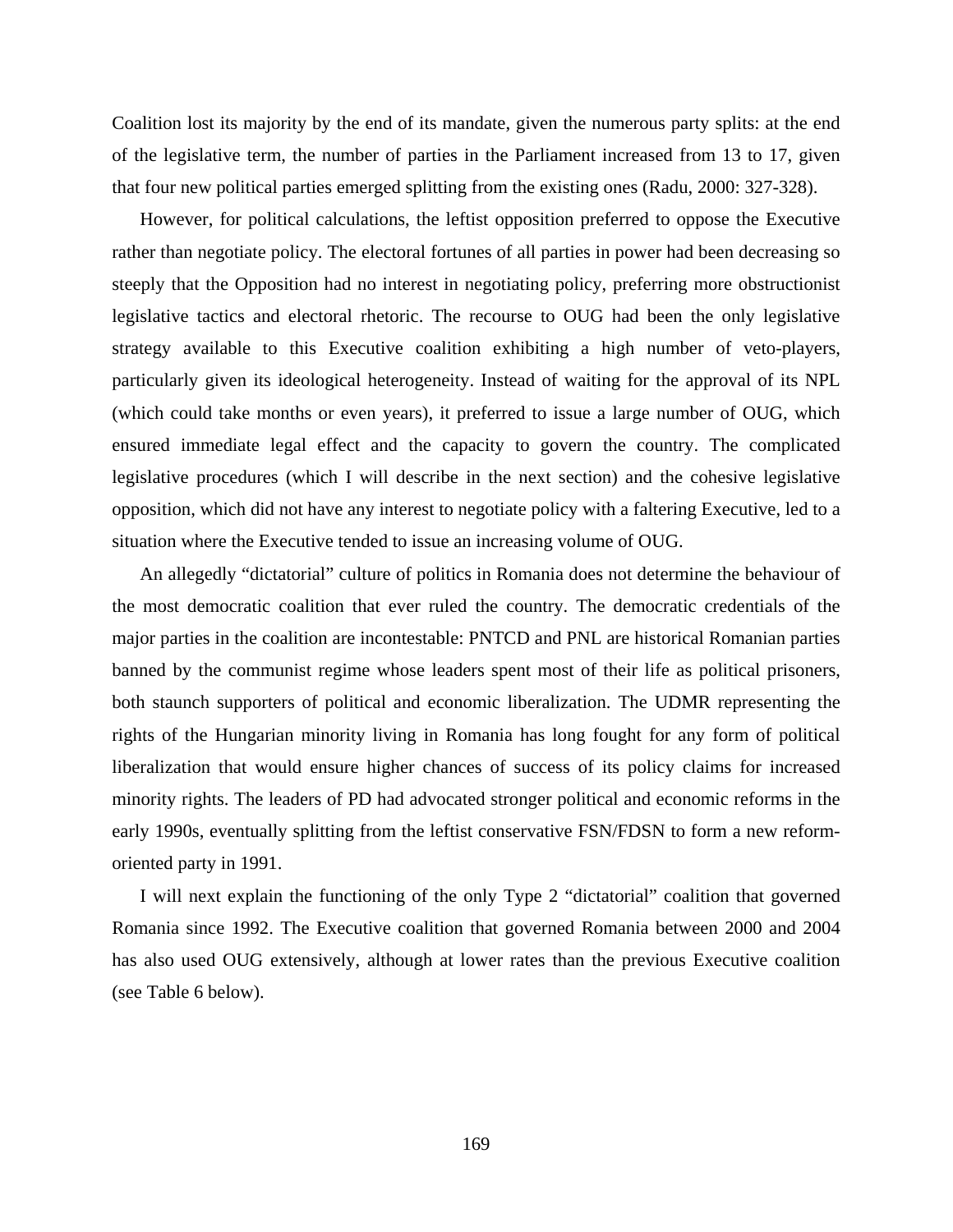Coalition lost its majority by the end of its mandate, given the numerous party splits: at the end of the legislative term, the number of parties in the Parliament increased from 13 to 17, given that four new political parties emerged splitting from the existing ones (Radu, 2000: 327-328).

However, for political calculations, the leftist opposition preferred to oppose the Executive rather than negotiate policy. The electoral fortunes of all parties in power had been decreasing so steeply that the Opposition had no interest in negotiating policy, preferring more obstructionist legislative tactics and electoral rhetoric. The recourse to OUG had been the only legislative strategy available to this Executive coalition exhibiting a high number of veto-players, particularly given its ideological heterogeneity. Instead of waiting for the approval of its NPL (which could take months or even years), it preferred to issue a large number of OUG, which ensured immediate legal effect and the capacity to govern the country. The complicated legislative procedures (which I will describe in the next section) and the cohesive legislative opposition, which did not have any interest to negotiate policy with a faltering Executive, led to a situation where the Executive tended to issue an increasing volume of OUG.

An allegedly "dictatorial" culture of politics in Romania does not determine the behaviour of the most democratic coalition that ever ruled the country. The democratic credentials of the major parties in the coalition are incontestable: PNTCD and PNL are historical Romanian parties banned by the communist regime whose leaders spent most of their life as political prisoners, both staunch supporters of political and economic liberalization. The UDMR representing the rights of the Hungarian minority living in Romania has long fought for any form of political liberalization that would ensure higher chances of success of its policy claims for increased minority rights. The leaders of PD had advocated stronger political and economic reforms in the early 1990s, eventually splitting from the leftist conservative FSN/FDSN to form a new reform-oriented party in 1991.

I will next explain the functioning of the only Type 2 "dictatorial" coalition that governed Romania since 1992. The Executive coalition that governed Romania between 2000 and 2004 has also used OUG extensively, although at lower rates than the previous Executive coalition (see Table 6 below).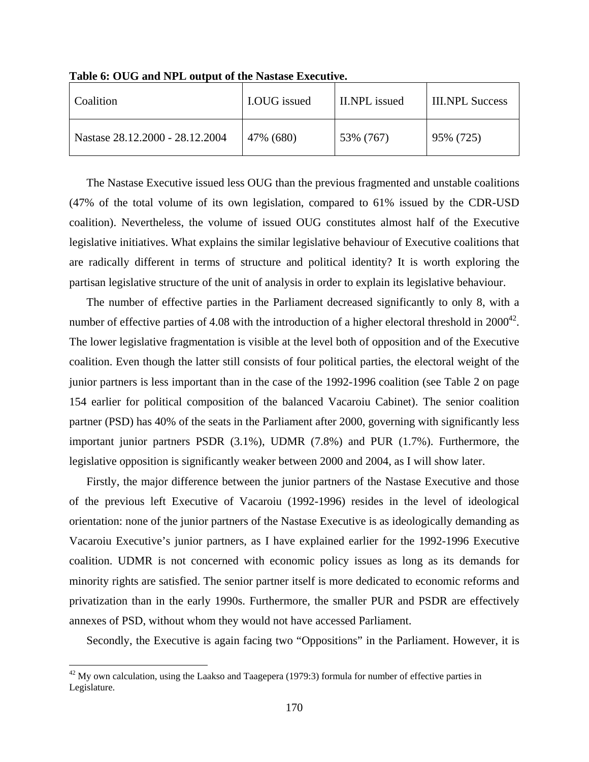**Table 6: OUG and NPL output of the Nastase Executive.**

| Coalition | I.OUG issued | II.NPL issued | III.NPL Success |
|---|---|---|---|
| Nastase 28.12.2000 - 28.12.2004 | 47% (680) | 53% (767) | 95% (725) |

The Nastase Executive issued less OUG than the previous fragmented and unstable coalitions (47% of the total volume of its own legislation, compared to 61% issued by the CDR-USD coalition). Nevertheless, the volume of issued OUG constitutes almost half of the Executive legislative initiatives. What explains the similar legislative behaviour of Executive coalitions that are radically different in terms of structure and political identity? It is worth exploring the partisan legislative structure of the unit of analysis in order to explain its legislative behaviour.

The number of effective parties in the Parliament decreased significantly to only 8, with a number of effective parties of 4.08 with the introduction of a higher electoral threshold in 2000[42]. The lower legislative fragmentation is visible at the level both of opposition and of the Executive coalition. Even though the latter still consists of four political parties, the electoral weight of the junior partners is less important than in the case of the 1992-1996 coalition (see Table 2 on page 154 earlier for political composition of the balanced Vacaroiu Cabinet). The senior coalition partner (PSD) has 40% of the seats in the Parliament after 2000, governing with significantly less important junior partners PSDR (3.1%), UDMR (7.8%) and PUR (1.7%). Furthermore, the legislative opposition is significantly weaker between 2000 and 2004, as I will show later.

Firstly, the major difference between the junior partners of the Nastase Executive and those of the previous left Executive of Vacaroiu (1992-1996) resides in the level of ideological orientation: none of the junior partners of the Nastase Executive is as ideologically demanding as Vacaroiu Executive's junior partners, as I have explained earlier for the 1992-1996 Executive coalition. UDMR is not concerned with economic policy issues as long as its demands for minority rights are satisfied. The senior partner itself is more dedicated to economic reforms and privatization than in the early 1990s. Furthermore, the smaller PUR and PSDR are effectively annexes of PSD, without whom they would not have accessed Parliament.

Secondly, the Executive is again facing two "Oppositions" in the Parliament. However, it is

[42] My own calculation, using the Laakso and Taagepera (1979:3) formula for number of effective parties in Legislature.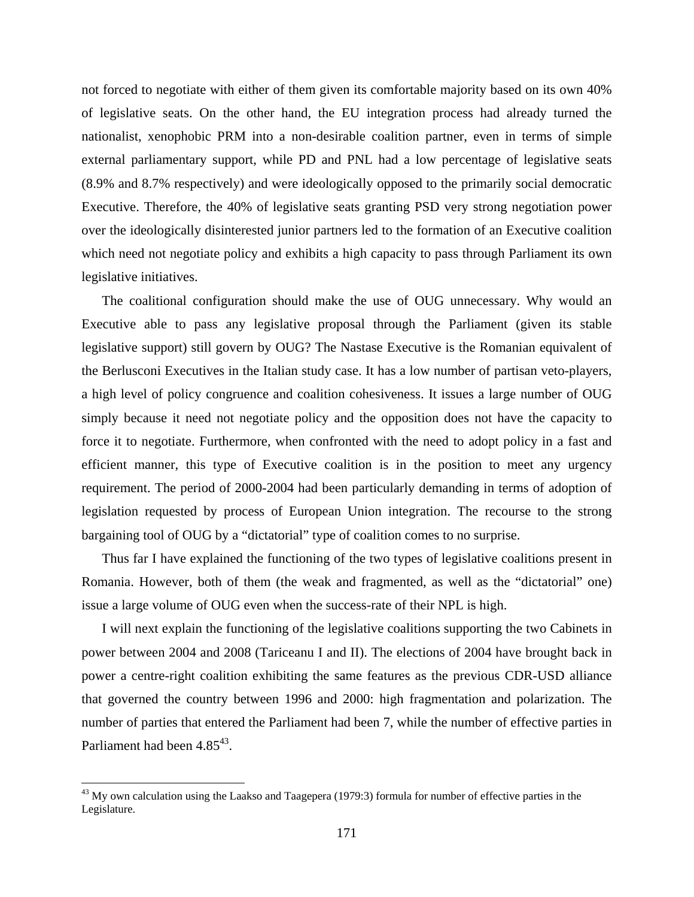not forced to negotiate with either of them given its comfortable majority based on its own 40% of legislative seats. On the other hand, the EU integration process had already turned the nationalist, xenophobic PRM into a non-desirable coalition partner, even in terms of simple external parliamentary support, while PD and PNL had a low percentage of legislative seats (8.9% and 8.7% respectively) and were ideologically opposed to the primarily social democratic Executive. Therefore, the 40% of legislative seats granting PSD very strong negotiation power over the ideologically disinterested junior partners led to the formation of an Executive coalition which need not negotiate policy and exhibits a high capacity to pass through Parliament its own legislative initiatives.

The coalitional configuration should make the use of OUG unnecessary. Why would an Executive able to pass any legislative proposal through the Parliament (given its stable legislative support) still govern by OUG? The Nastase Executive is the Romanian equivalent of the Berlusconi Executives in the Italian study case. It has a low number of partisan veto-players, a high level of policy congruence and coalition cohesiveness. It issues a large number of OUG simply because it need not negotiate policy and the opposition does not have the capacity to force it to negotiate. Furthermore, when confronted with the need to adopt policy in a fast and efficient manner, this type of Executive coalition is in the position to meet any urgency requirement. The period of 2000-2004 had been particularly demanding in terms of adoption of legislation requested by process of European Union integration. The recourse to the strong bargaining tool of OUG by a "dictatorial" type of coalition comes to no surprise.

Thus far I have explained the functioning of the two types of legislative coalitions present in Romania. However, both of them (the weak and fragmented, as well as the "dictatorial" one) issue a large volume of OUG even when the success-rate of their NPL is high.

I will next explain the functioning of the legislative coalitions supporting the two Cabinets in power between 2004 and 2008 (Tariceanu I and II). The elections of 2004 have brought back in power a centre-right coalition exhibiting the same features as the previous CDR-USD alliance that governed the country between 1996 and 2000: high fragmentation and polarization. The number of parties that entered the Parliament had been 7, while the number of effective parties in Parliament had been 4.85[43].

[43] My own calculation using the Laakso and Taagepera (1979:3) formula for number of effective parties in the Legislature.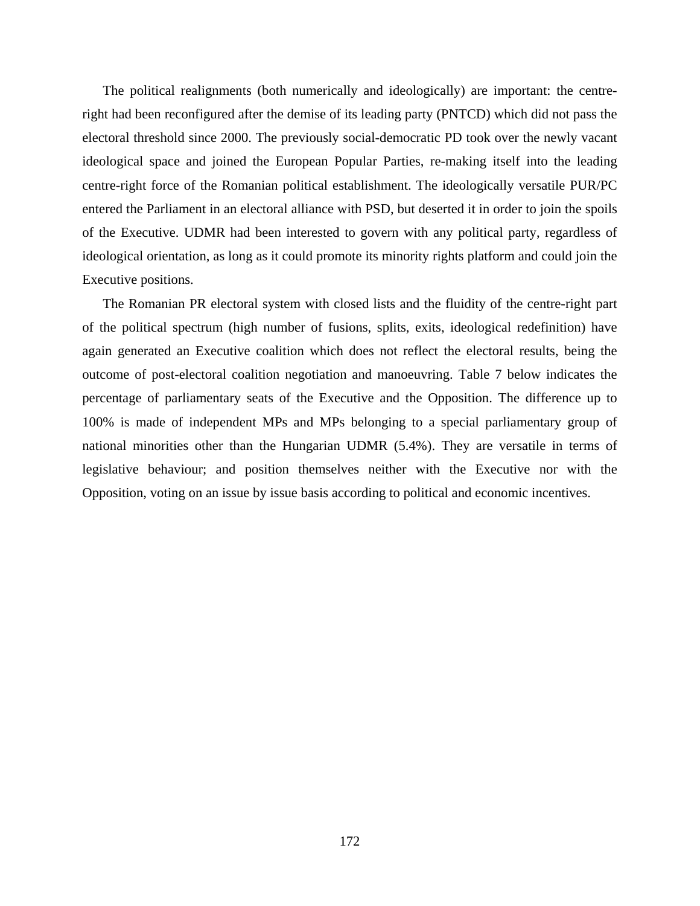The political realignments (both numerically and ideologically) are important: the centre-right had been reconfigured after the demise of its leading party (PNTCD) which did not pass the electoral threshold since 2000. The previously social-democratic PD took over the newly vacant ideological space and joined the European Popular Parties, re-making itself into the leading centre-right force of the Romanian political establishment. The ideologically versatile PUR/PC entered the Parliament in an electoral alliance with PSD, but deserted it in order to join the spoils of the Executive. UDMR had been interested to govern with any political party, regardless of ideological orientation, as long as it could promote its minority rights platform and could join the Executive positions.

The Romanian PR electoral system with closed lists and the fluidity of the centre-right part of the political spectrum (high number of fusions, splits, exits, ideological redefinition) have again generated an Executive coalition which does not reflect the electoral results, being the outcome of post-electoral coalition negotiation and manoeuvring. Table 7 below indicates the percentage of parliamentary seats of the Executive and the Opposition. The difference up to 100% is made of independent MPs and MPs belonging to a special parliamentary group of national minorities other than the Hungarian UDMR (5.4%). They are versatile in terms of legislative behaviour; and position themselves neither with the Executive nor with the Opposition, voting on an issue by issue basis according to political and economic incentives.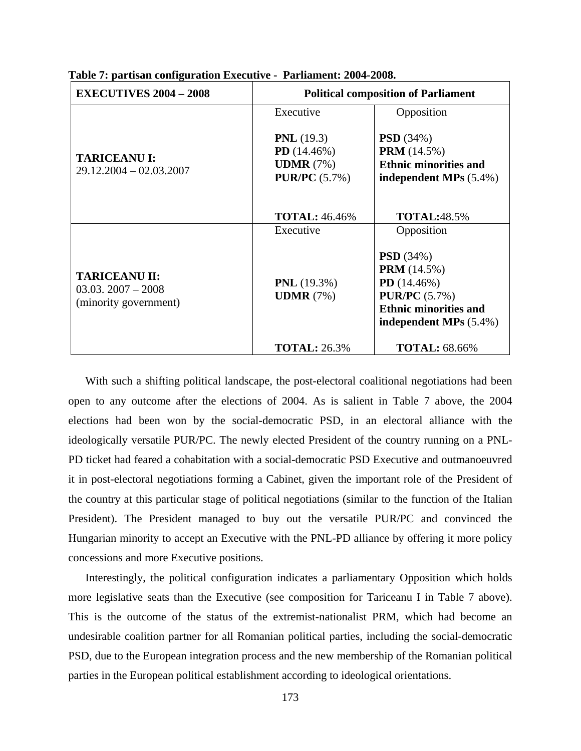**Table 7: partisan configuration Executive - Parliament: 2004-2008.**

| EXECUTIVES 2004 – 2008 | Political composition of Parliament | |
|---|---|---|
| | Executive | Opposition |
| **TARICEANU I:** 29.12.2004 – 02.03.2007 | **PNL** (19.3)<br>**PD** (14.46%)<br>**UDMR** (7%)<br>**PUR/PC** (5.7%) | **PSD** (34%)<br>**PRM** (14.5%)<br>**Ethnic minorities and independent MPs** (5.4%) |
| | **TOTAL:** 46.46% | **TOTAL:**48.5% |
| | Executive | Opposition |
| **TARICEANU II:** 03.03. 2007 – 2008 (minority government) | **PNL** (19.3%)<br>**UDMR** (7%) | **PSD** (34%)<br>**PRM** (14.5%)<br>**PD** (14.46%)<br>**PUR/PC** (5.7%)<br>**Ethnic minorities and independent MPs** (5.4%) |
| | **TOTAL:** 26.3% | **TOTAL:** 68.66% |

With such a shifting political landscape, the post-electoral coalitional negotiations had been open to any outcome after the elections of 2004. As is salient in Table 7 above, the 2004 elections had been won by the social-democratic PSD, in an electoral alliance with the ideologically versatile PUR/PC. The newly elected President of the country running on a PNL-PD ticket had feared a cohabitation with a social-democratic PSD Executive and outmanoeuvred it in post-electoral negotiations forming a Cabinet, given the important role of the President of the country at this particular stage of political negotiations (similar to the function of the Italian President). The President managed to buy out the versatile PUR/PC and convinced the Hungarian minority to accept an Executive with the PNL-PD alliance by offering it more policy concessions and more Executive positions.

Interestingly, the political configuration indicates a parliamentary Opposition which holds more legislative seats than the Executive (see composition for Tariceanu I in Table 7 above). This is the outcome of the status of the extremist-nationalist PRM, which had become an undesirable coalition partner for all Romanian political parties, including the social-democratic PSD, due to the European integration process and the new membership of the Romanian political parties in the European political establishment according to ideological orientations.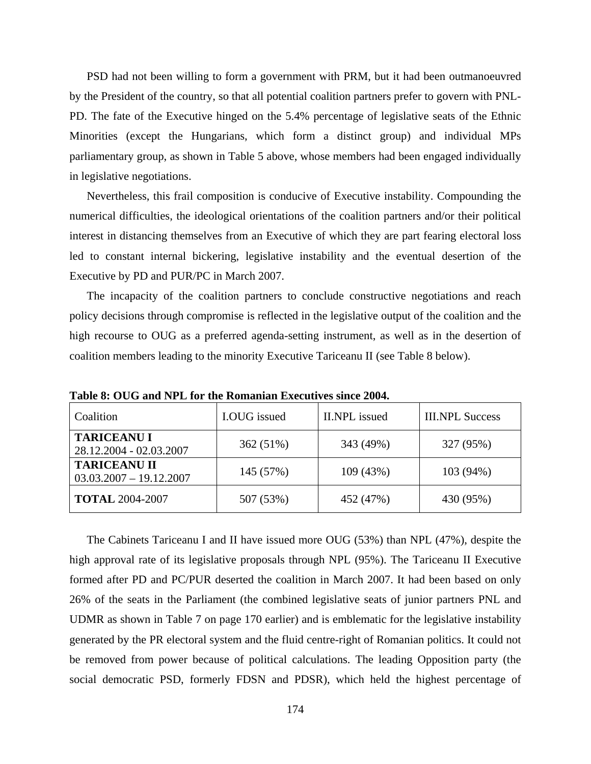PSD had not been willing to form a government with PRM, but it had been outmanoeuvred by the President of the country, so that all potential coalition partners prefer to govern with PNL-PD. The fate of the Executive hinged on the 5.4% percentage of legislative seats of the Ethnic Minorities (except the Hungarians, which form a distinct group) and individual MPs parliamentary group, as shown in Table 5 above, whose members had been engaged individually in legislative negotiations.

Nevertheless, this frail composition is conducive of Executive instability. Compounding the numerical difficulties, the ideological orientations of the coalition partners and/or their political interest in distancing themselves from an Executive of which they are part fearing electoral loss led to constant internal bickering, legislative instability and the eventual desertion of the Executive by PD and PUR/PC in March 2007.

The incapacity of the coalition partners to conclude constructive negotiations and reach policy decisions through compromise is reflected in the legislative output of the coalition and the high recourse to OUG as a preferred agenda-setting instrument, as well as in the desertion of coalition members leading to the minority Executive Tariceanu II (see Table 8 below).

**Table 8: OUG and NPL for the Romanian Executives since 2004.**

| Coalition | I.OUG issued | II.NPL issued | III.NPL Success |
|---|---|---|---|
| **TARICEANU I** 28.12.2004 - 02.03.2007 | 362 (51%) | 343 (49%) | 327 (95%) |
| **TARICEANU II** 03.03.2007 – 19.12.2007 | 145 (57%) | 109 (43%) | 103 (94%) |
| **TOTAL** 2004-2007 | 507 (53%) | 452 (47%) | 430 (95%) |

The Cabinets Tariceanu I and II have issued more OUG (53%) than NPL (47%), despite the high approval rate of its legislative proposals through NPL (95%). The Tariceanu II Executive formed after PD and PC/PUR deserted the coalition in March 2007. It had been based on only 26% of the seats in the Parliament (the combined legislative seats of junior partners PNL and UDMR as shown in Table 7 on page 170 earlier) and is emblematic for the legislative instability generated by the PR electoral system and the fluid centre-right of Romanian politics. It could not be removed from power because of political calculations. The leading Opposition party (the social democratic PSD, formerly FDSN and PDSR), which held the highest percentage of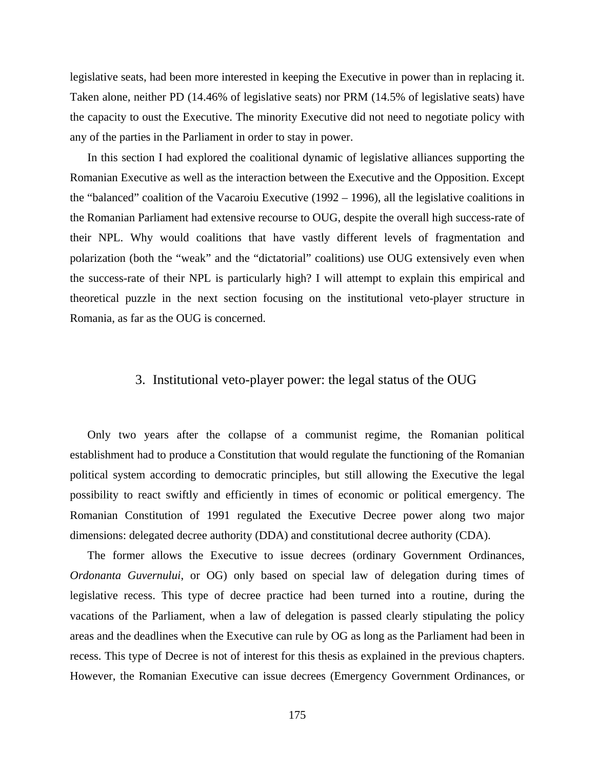legislative seats, had been more interested in keeping the Executive in power than in replacing it. Taken alone, neither PD (14.46% of legislative seats) nor PRM (14.5% of legislative seats) have the capacity to oust the Executive. The minority Executive did not need to negotiate policy with any of the parties in the Parliament in order to stay in power.

In this section I had explored the coalitional dynamic of legislative alliances supporting the Romanian Executive as well as the interaction between the Executive and the Opposition. Except the "balanced" coalition of the Vacaroiu Executive (1992 – 1996), all the legislative coalitions in the Romanian Parliament had extensive recourse to OUG, despite the overall high success-rate of their NPL. Why would coalitions that have vastly different levels of fragmentation and polarization (both the "weak" and the "dictatorial" coalitions) use OUG extensively even when the success-rate of their NPL is particularly high? I will attempt to explain this empirical and theoretical puzzle in the next section focusing on the institutional veto-player structure in Romania, as far as the OUG is concerned.

## 3. Institutional veto-player power: the legal status of the OUG

Only two years after the collapse of a communist regime, the Romanian political establishment had to produce a Constitution that would regulate the functioning of the Romanian political system according to democratic principles, but still allowing the Executive the legal possibility to react swiftly and efficiently in times of economic or political emergency. The Romanian Constitution of 1991 regulated the Executive Decree power along two major dimensions: delegated decree authority (DDA) and constitutional decree authority (CDA).

The former allows the Executive to issue decrees (ordinary Government Ordinances, *Ordonanta Guvernului*, or OG) only based on special law of delegation during times of legislative recess. This type of decree practice had been turned into a routine, during the vacations of the Parliament, when a law of delegation is passed clearly stipulating the policy areas and the deadlines when the Executive can rule by OG as long as the Parliament had been in recess. This type of Decree is not of interest for this thesis as explained in the previous chapters. However, the Romanian Executive can issue decrees (Emergency Government Ordinances, or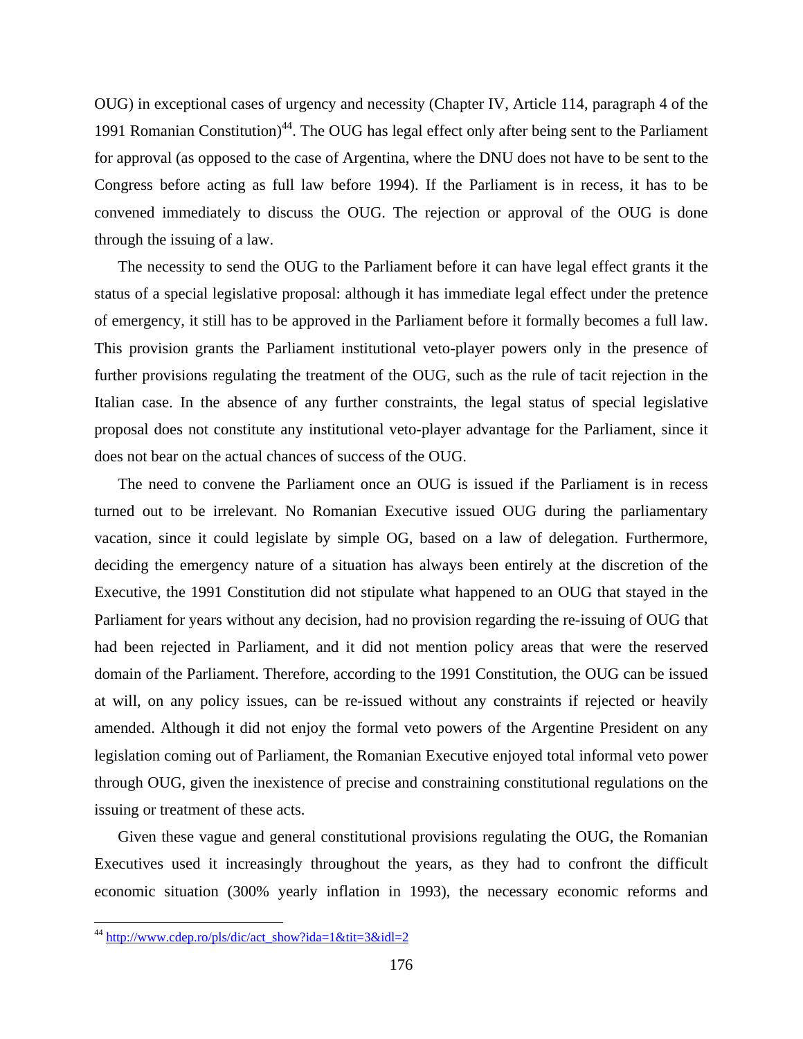OUG) in exceptional cases of urgency and necessity (Chapter IV, Article 114, paragraph 4 of the 1991 Romanian Constitution)[44]. The OUG has legal effect only after being sent to the Parliament for approval (as opposed to the case of Argentina, where the DNU does not have to be sent to the Congress before acting as full law before 1994). If the Parliament is in recess, it has to be convened immediately to discuss the OUG. The rejection or approval of the OUG is done through the issuing of a law.

The necessity to send the OUG to the Parliament before it can have legal effect grants it the status of a special legislative proposal: although it has immediate legal effect under the pretence of emergency, it still has to be approved in the Parliament before it formally becomes a full law. This provision grants the Parliament institutional veto-player powers only in the presence of further provisions regulating the treatment of the OUG, such as the rule of tacit rejection in the Italian case. In the absence of any further constraints, the legal status of special legislative proposal does not constitute any institutional veto-player advantage for the Parliament, since it does not bear on the actual chances of success of the OUG.

The need to convene the Parliament once an OUG is issued if the Parliament is in recess turned out to be irrelevant. No Romanian Executive issued OUG during the parliamentary vacation, since it could legislate by simple OG, based on a law of delegation. Furthermore, deciding the emergency nature of a situation has always been entirely at the discretion of the Executive, the 1991 Constitution did not stipulate what happened to an OUG that stayed in the Parliament for years without any decision, had no provision regarding the re-issuing of OUG that had been rejected in Parliament, and it did not mention policy areas that were the reserved domain of the Parliament. Therefore, according to the 1991 Constitution, the OUG can be issued at will, on any policy issues, can be re-issued without any constraints if rejected or heavily amended. Although it did not enjoy the formal veto powers of the Argentine President on any legislation coming out of Parliament, the Romanian Executive enjoyed total informal veto power through OUG, given the inexistence of precise and constraining constitutional regulations on the issuing or treatment of these acts.

Given these vague and general constitutional provisions regulating the OUG, the Romanian Executives used it increasingly throughout the years, as they had to confront the difficult economic situation (300% yearly inflation in 1993), the necessary economic reforms and

---

[44] http://www.cdep.ro/pls/dic/act_show?ida=1&tit=3&idl=2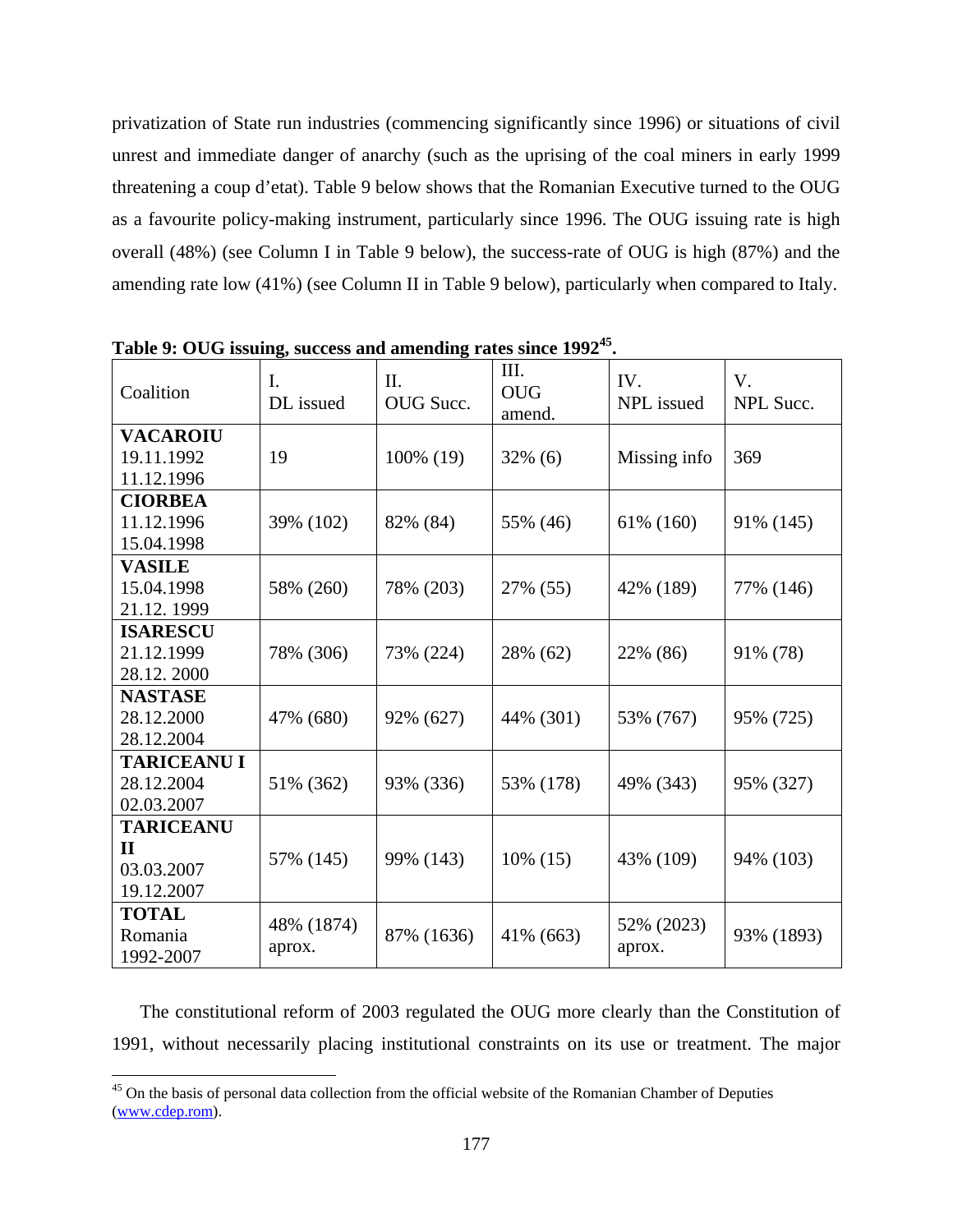privatization of State run industries (commencing significantly since 1996) or situations of civil unrest and immediate danger of anarchy (such as the uprising of the coal miners in early 1999 threatening a coup d'etat). Table 9 below shows that the Romanian Executive turned to the OUG as a favourite policy-making instrument, particularly since 1996. The OUG issuing rate is high overall (48%) (see Column I in Table 9 below), the success-rate of OUG is high (87%) and the amending rate low (41%) (see Column II in Table 9 below), particularly when compared to Italy.

**Table 9: OUG issuing, success and amending rates since 1992[45].**

| Coalition | I. DL issued | II. OUG Succ. | III. OUG amend. | IV. NPL issued | V. NPL Succ. |
|---|---|---|---|---|---|
| **VACAROIU** 19.11.1992 11.12.1996 | 19 | 100% (19) | 32% (6) | Missing info | 369 |
| **CIORBEA** 11.12.1996 15.04.1998 | 39% (102) | 82% (84) | 55% (46) | 61% (160) | 91% (145) |
| **VASILE** 15.04.1998 21.12. 1999 | 58% (260) | 78% (203) | 27% (55) | 42% (189) | 77% (146) |
| **ISARESCU** 21.12.1999 28.12. 2000 | 78% (306) | 73% (224) | 28% (62) | 22% (86) | 91% (78) |
| **NASTASE** 28.12.2000 28.12.2004 | 47% (680) | 92% (627) | 44% (301) | 53% (767) | 95% (725) |
| **TARICEANU I** 28.12.2004 02.03.2007 | 51% (362) | 93% (336) | 53% (178) | 49% (343) | 95% (327) |
| **TARICEANU II** 03.03.2007 19.12.2007 | 57% (145) | 99% (143) | 10% (15) | 43% (109) | 94% (103) |
| **TOTAL** Romania 1992-2007 | 48% (1874) aprox. | 87% (1636) | 41% (663) | 52% (2023) aprox. | 93% (1893) |

The constitutional reform of 2003 regulated the OUG more clearly than the Constitution of 1991, without necessarily placing institutional constraints on its use or treatment. The major

[45] On the basis of personal data collection from the official website of the Romanian Chamber of Deputies (www.cdep.rom).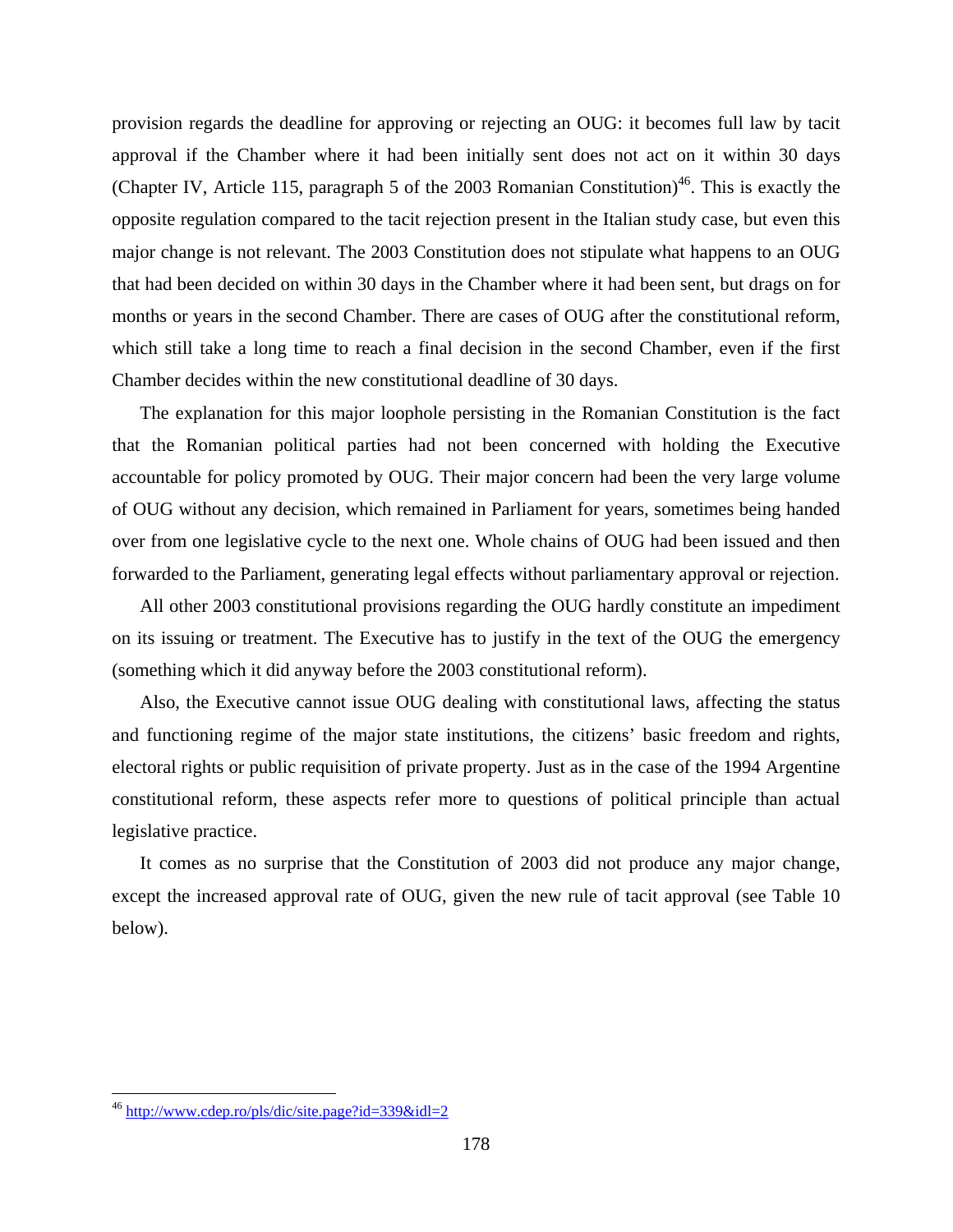provision regards the deadline for approving or rejecting an OUG: it becomes full law by tacit approval if the Chamber where it had been initially sent does not act on it within 30 days (Chapter IV, Article 115, paragraph 5 of the 2003 Romanian Constitution)[46]. This is exactly the opposite regulation compared to the tacit rejection present in the Italian study case, but even this major change is not relevant. The 2003 Constitution does not stipulate what happens to an OUG that had been decided on within 30 days in the Chamber where it had been sent, but drags on for months or years in the second Chamber. There are cases of OUG after the constitutional reform, which still take a long time to reach a final decision in the second Chamber, even if the first Chamber decides within the new constitutional deadline of 30 days.

The explanation for this major loophole persisting in the Romanian Constitution is the fact that the Romanian political parties had not been concerned with holding the Executive accountable for policy promoted by OUG. Their major concern had been the very large volume of OUG without any decision, which remained in Parliament for years, sometimes being handed over from one legislative cycle to the next one. Whole chains of OUG had been issued and then forwarded to the Parliament, generating legal effects without parliamentary approval or rejection.

All other 2003 constitutional provisions regarding the OUG hardly constitute an impediment on its issuing or treatment. The Executive has to justify in the text of the OUG the emergency (something which it did anyway before the 2003 constitutional reform).

Also, the Executive cannot issue OUG dealing with constitutional laws, affecting the status and functioning regime of the major state institutions, the citizens' basic freedom and rights, electoral rights or public requisition of private property. Just as in the case of the 1994 Argentine constitutional reform, these aspects refer more to questions of political principle than actual legislative practice.

It comes as no surprise that the Constitution of 2003 did not produce any major change, except the increased approval rate of OUG, given the new rule of tacit approval (see Table 10 below).

---

[46] http://www.cdep.ro/pls/dic/site.page?id=339&idl=2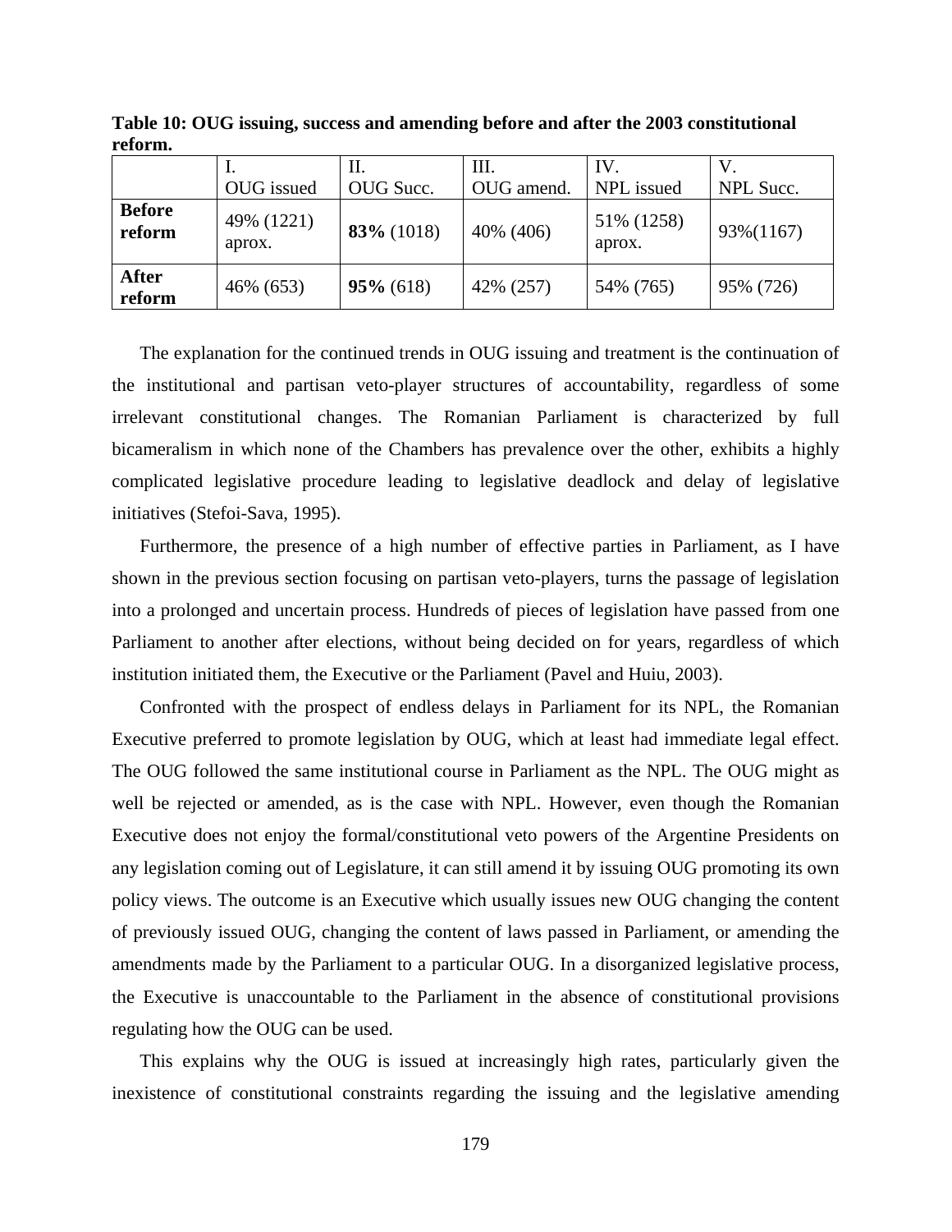**Table 10: OUG issuing, success and amending before and after the 2003 constitutional reform.**

| | I. OUG issued | II. OUG Succ. | III. OUG amend. | IV. NPL issued | V. NPL Succ. |
|---|---|---|---|---|---|
| **Before reform** | 49% (1221) aprox. | **83%** (1018) | 40% (406) | 51% (1258) aprox. | 93%(1167) |
| **After reform** | 46% (653) | **95%** (618) | 42% (257) | 54% (765) | 95% (726) |

The explanation for the continued trends in OUG issuing and treatment is the continuation of the institutional and partisan veto-player structures of accountability, regardless of some irrelevant constitutional changes. The Romanian Parliament is characterized by full bicameralism in which none of the Chambers has prevalence over the other, exhibits a highly complicated legislative procedure leading to legislative deadlock and delay of legislative initiatives (Stefoi-Sava, 1995).

Furthermore, the presence of a high number of effective parties in Parliament, as I have shown in the previous section focusing on partisan veto-players, turns the passage of legislation into a prolonged and uncertain process. Hundreds of pieces of legislation have passed from one Parliament to another after elections, without being decided on for years, regardless of which institution initiated them, the Executive or the Parliament (Pavel and Huiu, 2003).

Confronted with the prospect of endless delays in Parliament for its NPL, the Romanian Executive preferred to promote legislation by OUG, which at least had immediate legal effect. The OUG followed the same institutional course in Parliament as the NPL. The OUG might as well be rejected or amended, as is the case with NPL. However, even though the Romanian Executive does not enjoy the formal/constitutional veto powers of the Argentine Presidents on any legislation coming out of Legislature, it can still amend it by issuing OUG promoting its own policy views. The outcome is an Executive which usually issues new OUG changing the content of previously issued OUG, changing the content of laws passed in Parliament, or amending the amendments made by the Parliament to a particular OUG. In a disorganized legislative process, the Executive is unaccountable to the Parliament in the absence of constitutional provisions regulating how the OUG can be used.

This explains why the OUG is issued at increasingly high rates, particularly given the inexistence of constitutional constraints regarding the issuing and the legislative amending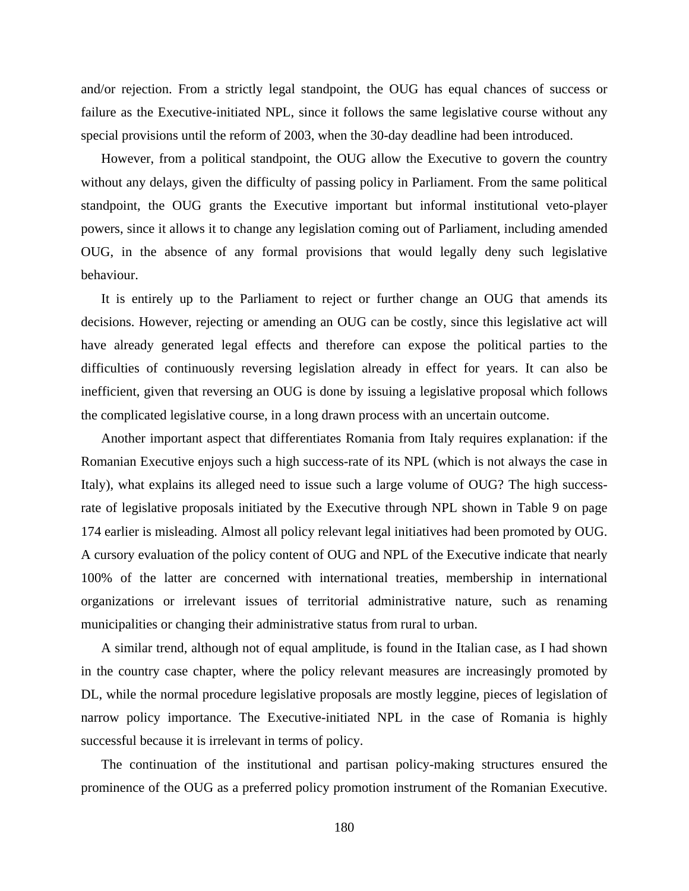and/or rejection. From a strictly legal standpoint, the OUG has equal chances of success or failure as the Executive-initiated NPL, since it follows the same legislative course without any special provisions until the reform of 2003, when the 30-day deadline had been introduced.

However, from a political standpoint, the OUG allow the Executive to govern the country without any delays, given the difficulty of passing policy in Parliament. From the same political standpoint, the OUG grants the Executive important but informal institutional veto-player powers, since it allows it to change any legislation coming out of Parliament, including amended OUG, in the absence of any formal provisions that would legally deny such legislative behaviour.

It is entirely up to the Parliament to reject or further change an OUG that amends its decisions. However, rejecting or amending an OUG can be costly, since this legislative act will have already generated legal effects and therefore can expose the political parties to the difficulties of continuously reversing legislation already in effect for years. It can also be inefficient, given that reversing an OUG is done by issuing a legislative proposal which follows the complicated legislative course, in a long drawn process with an uncertain outcome.

Another important aspect that differentiates Romania from Italy requires explanation: if the Romanian Executive enjoys such a high success-rate of its NPL (which is not always the case in Italy), what explains its alleged need to issue such a large volume of OUG? The high success-rate of legislative proposals initiated by the Executive through NPL shown in Table 9 on page 174 earlier is misleading. Almost all policy relevant legal initiatives had been promoted by OUG. A cursory evaluation of the policy content of OUG and NPL of the Executive indicate that nearly 100% of the latter are concerned with international treaties, membership in international organizations or irrelevant issues of territorial administrative nature, such as renaming municipalities or changing their administrative status from rural to urban.

A similar trend, although not of equal amplitude, is found in the Italian case, as I had shown in the country case chapter, where the policy relevant measures are increasingly promoted by DL, while the normal procedure legislative proposals are mostly leggine, pieces of legislation of narrow policy importance. The Executive-initiated NPL in the case of Romania is highly successful because it is irrelevant in terms of policy.

The continuation of the institutional and partisan policy-making structures ensured the prominence of the OUG as a preferred policy promotion instrument of the Romanian Executive.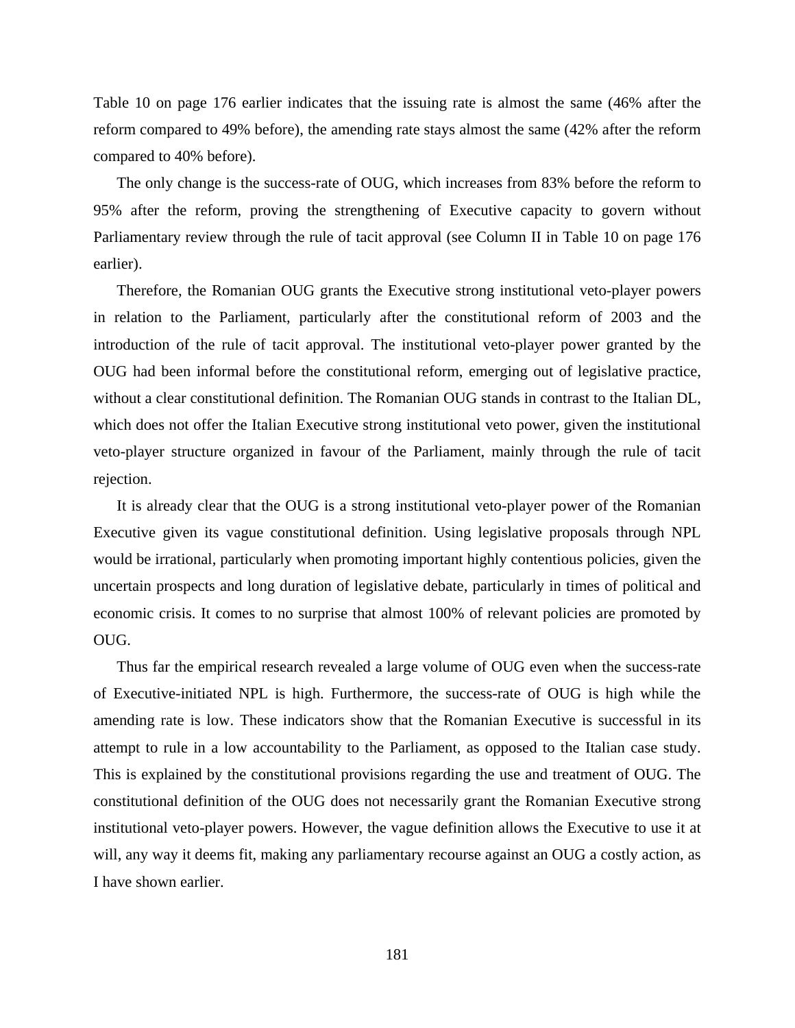Table 10 on page 176 earlier indicates that the issuing rate is almost the same (46% after the reform compared to 49% before), the amending rate stays almost the same (42% after the reform compared to 40% before).

The only change is the success-rate of OUG, which increases from 83% before the reform to 95% after the reform, proving the strengthening of Executive capacity to govern without Parliamentary review through the rule of tacit approval (see Column II in Table 10 on page 176 earlier).

Therefore, the Romanian OUG grants the Executive strong institutional veto-player powers in relation to the Parliament, particularly after the constitutional reform of 2003 and the introduction of the rule of tacit approval. The institutional veto-player power granted by the OUG had been informal before the constitutional reform, emerging out of legislative practice, without a clear constitutional definition. The Romanian OUG stands in contrast to the Italian DL, which does not offer the Italian Executive strong institutional veto power, given the institutional veto-player structure organized in favour of the Parliament, mainly through the rule of tacit rejection.

It is already clear that the OUG is a strong institutional veto-player power of the Romanian Executive given its vague constitutional definition. Using legislative proposals through NPL would be irrational, particularly when promoting important highly contentious policies, given the uncertain prospects and long duration of legislative debate, particularly in times of political and economic crisis. It comes to no surprise that almost 100% of relevant policies are promoted by OUG.

Thus far the empirical research revealed a large volume of OUG even when the success-rate of Executive-initiated NPL is high. Furthermore, the success-rate of OUG is high while the amending rate is low. These indicators show that the Romanian Executive is successful in its attempt to rule in a low accountability to the Parliament, as opposed to the Italian case study. This is explained by the constitutional provisions regarding the use and treatment of OUG. The constitutional definition of the OUG does not necessarily grant the Romanian Executive strong institutional veto-player powers. However, the vague definition allows the Executive to use it at will, any way it deems fit, making any parliamentary recourse against an OUG a costly action, as I have shown earlier.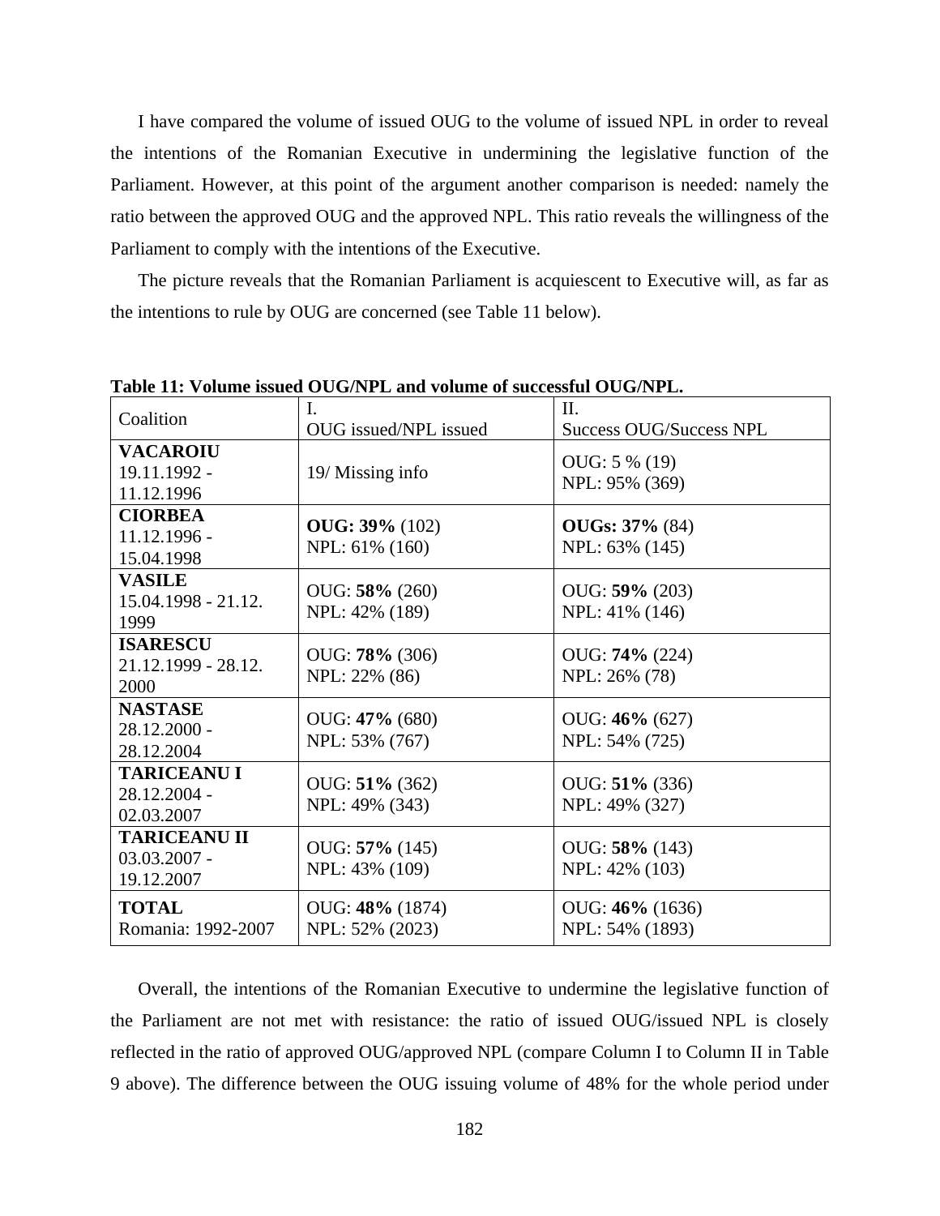I have compared the volume of issued OUG to the volume of issued NPL in order to reveal the intentions of the Romanian Executive in undermining the legislative function of the Parliament. However, at this point of the argument another comparison is needed: namely the ratio between the approved OUG and the approved NPL. This ratio reveals the willingness of the Parliament to comply with the intentions of the Executive.

The picture reveals that the Romanian Parliament is acquiescent to Executive will, as far as the intentions to rule by OUG are concerned (see Table 11 below).

**Table 11: Volume issued OUG/NPL and volume of successful OUG/NPL.**

| Coalition | I.<br>OUG issued/NPL issued | II.<br>Success OUG/Success NPL |
|---|---|---|
| **VACAROIU**<br>19.11.1992 - 11.12.1996 | 19/ Missing info | OUG: 5 % (19)<br>NPL: 95% (369) |
| **CIORBEA**<br>11.12.1996 - 15.04.1998 | **OUG: 39%** (102)<br>NPL: 61% (160) | **OUGs: 37%** (84)<br>NPL: 63% (145) |
| **VASILE**<br>15.04.1998 - 21.12. 1999 | OUG: **58%** (260)<br>NPL: 42% (189) | OUG: **59%** (203)<br>NPL: 41% (146) |
| **ISARESCU**<br>21.12.1999 - 28.12. 2000 | OUG: **78%** (306)<br>NPL: 22% (86) | OUG: **74%** (224)<br>NPL: 26% (78) |
| **NASTASE**<br>28.12.2000 - 28.12.2004 | OUG: **47%** (680)<br>NPL: 53% (767) | OUG: **46%** (627)<br>NPL: 54% (725) |
| **TARICEANU I**<br>28.12.2004 - 02.03.2007 | OUG: **51%** (362)<br>NPL: 49% (343) | OUG: **51%** (336)<br>NPL: 49% (327) |
| **TARICEANU II**<br>03.03.2007 - 19.12.2007 | OUG: **57%** (145)<br>NPL: 43% (109) | OUG: **58%** (143)<br>NPL: 42% (103) |
| **TOTAL**<br>Romania: 1992-2007 | OUG: **48%** (1874)<br>NPL: 52% (2023) | OUG: **46%** (1636)<br>NPL: 54% (1893) |

Overall, the intentions of the Romanian Executive to undermine the legislative function of the Parliament are not met with resistance: the ratio of issued OUG/issued NPL is closely reflected in the ratio of approved OUG/approved NPL (compare Column I to Column II in Table 9 above). The difference between the OUG issuing volume of 48% for the whole period under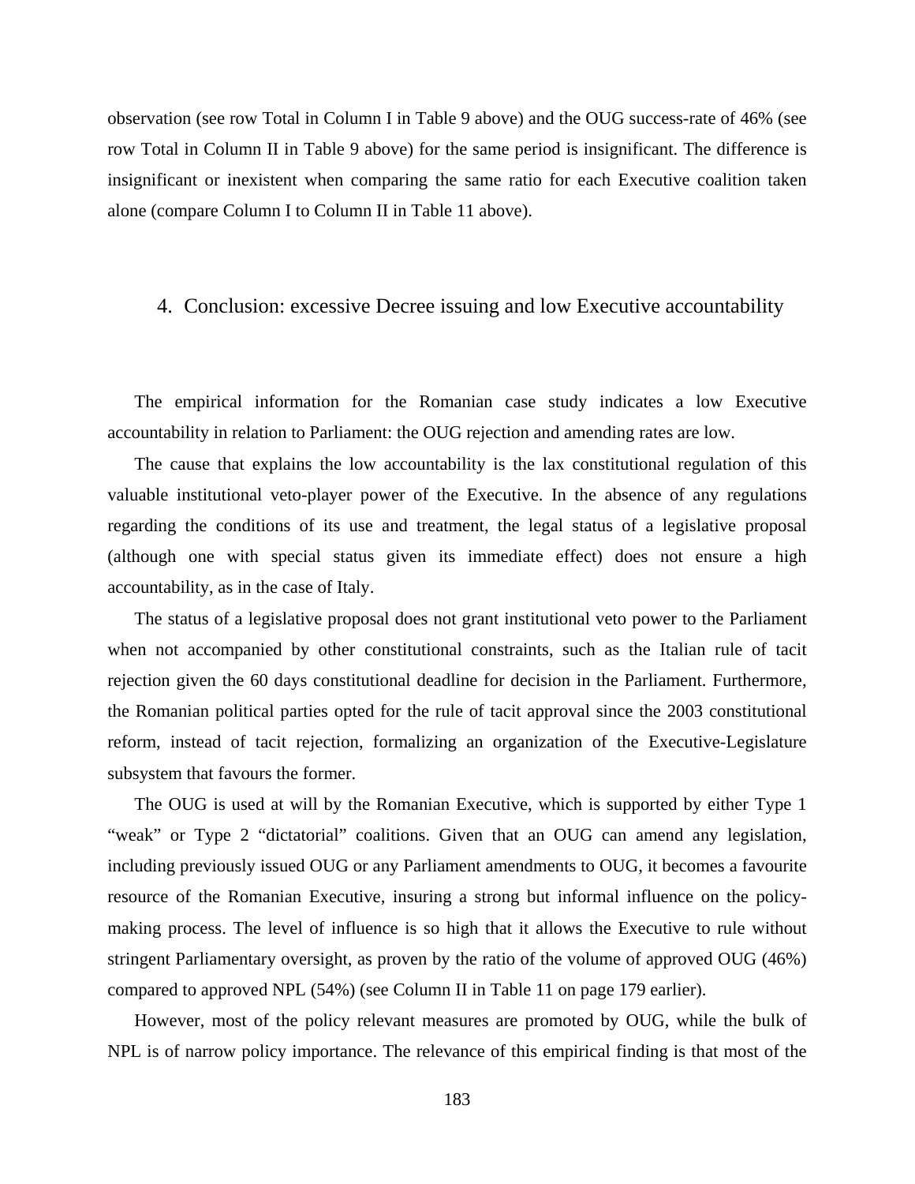observation (see row Total in Column I in Table 9 above) and the OUG success-rate of 46% (see row Total in Column II in Table 9 above) for the same period is insignificant. The difference is insignificant or inexistent when comparing the same ratio for each Executive coalition taken alone (compare Column I to Column II in Table 11 above).

## 4. Conclusion: excessive Decree issuing and low Executive accountability

The empirical information for the Romanian case study indicates a low Executive accountability in relation to Parliament: the OUG rejection and amending rates are low.

The cause that explains the low accountability is the lax constitutional regulation of this valuable institutional veto-player power of the Executive. In the absence of any regulations regarding the conditions of its use and treatment, the legal status of a legislative proposal (although one with special status given its immediate effect) does not ensure a high accountability, as in the case of Italy.

The status of a legislative proposal does not grant institutional veto power to the Parliament when not accompanied by other constitutional constraints, such as the Italian rule of tacit rejection given the 60 days constitutional deadline for decision in the Parliament. Furthermore, the Romanian political parties opted for the rule of tacit approval since the 2003 constitutional reform, instead of tacit rejection, formalizing an organization of the Executive-Legislature subsystem that favours the former.

The OUG is used at will by the Romanian Executive, which is supported by either Type 1 "weak" or Type 2 "dictatorial" coalitions. Given that an OUG can amend any legislation, including previously issued OUG or any Parliament amendments to OUG, it becomes a favourite resource of the Romanian Executive, insuring a strong but informal influence on the policy-making process. The level of influence is so high that it allows the Executive to rule without stringent Parliamentary oversight, as proven by the ratio of the volume of approved OUG (46%) compared to approved NPL (54%) (see Column II in Table 11 on page 179 earlier).

However, most of the policy relevant measures are promoted by OUG, while the bulk of NPL is of narrow policy importance. The relevance of this empirical finding is that most of the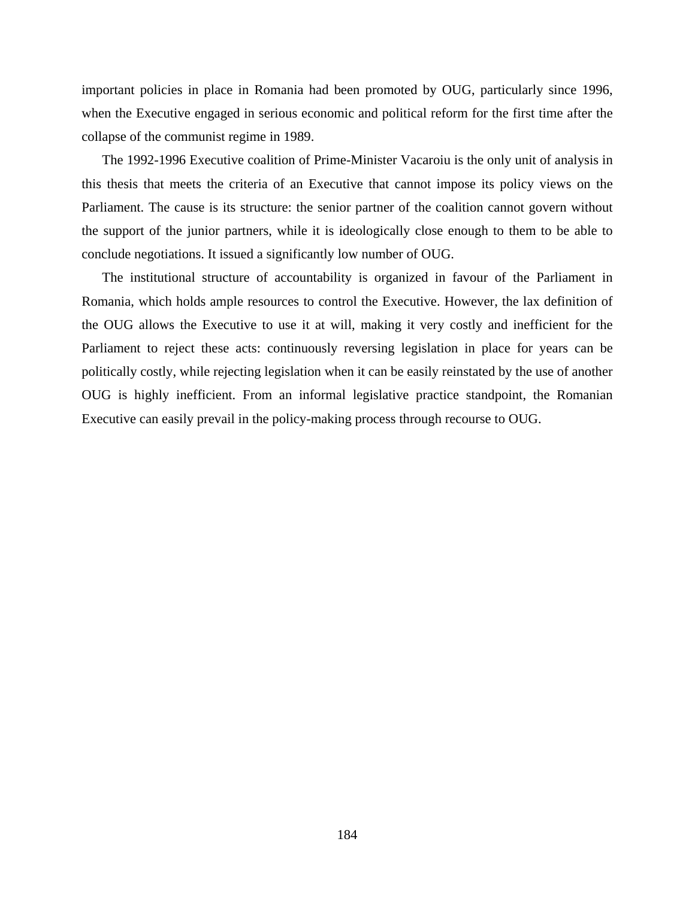important policies in place in Romania had been promoted by OUG, particularly since 1996, when the Executive engaged in serious economic and political reform for the first time after the collapse of the communist regime in 1989.

The 1992-1996 Executive coalition of Prime-Minister Vacaroiu is the only unit of analysis in this thesis that meets the criteria of an Executive that cannot impose its policy views on the Parliament. The cause is its structure: the senior partner of the coalition cannot govern without the support of the junior partners, while it is ideologically close enough to them to be able to conclude negotiations. It issued a significantly low number of OUG.

The institutional structure of accountability is organized in favour of the Parliament in Romania, which holds ample resources to control the Executive. However, the lax definition of the OUG allows the Executive to use it at will, making it very costly and inefficient for the Parliament to reject these acts: continuously reversing legislation in place for years can be politically costly, while rejecting legislation when it can be easily reinstated by the use of another OUG is highly inefficient. From an informal legislative practice standpoint, the Romanian Executive can easily prevail in the policy-making process through recourse to OUG.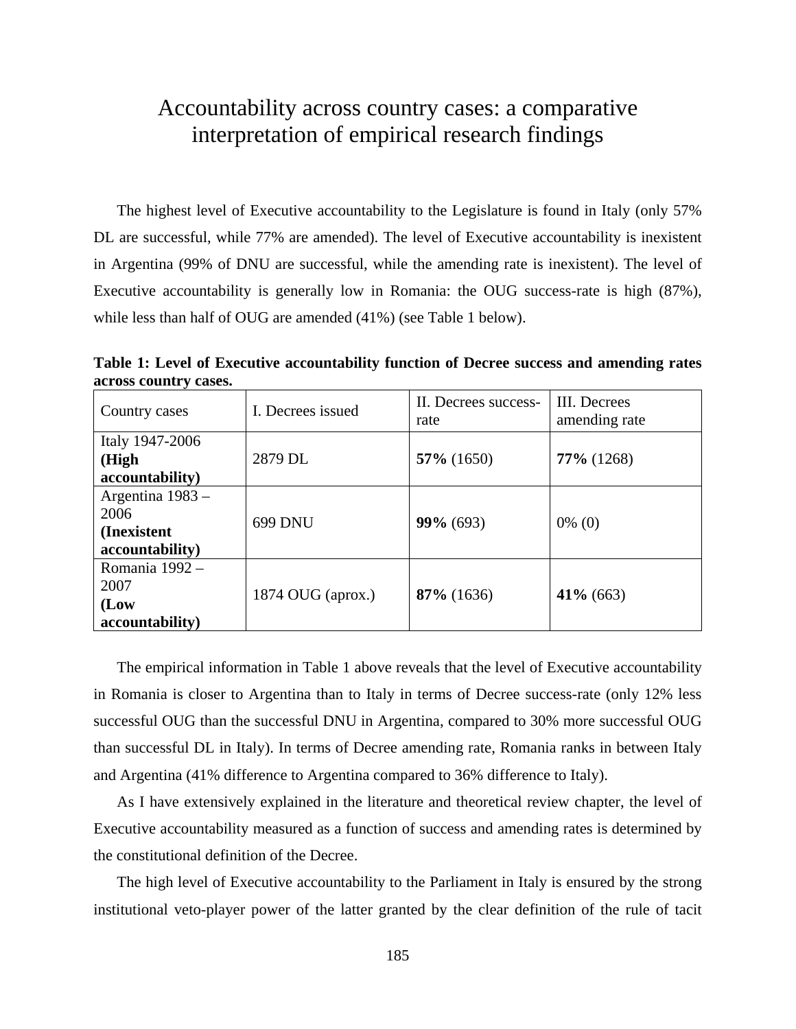# Accountability across country cases: a comparative interpretation of empirical research findings

The highest level of Executive accountability to the Legislature is found in Italy (only 57% DL are successful, while 77% are amended). The level of Executive accountability is inexistent in Argentina (99% of DNU are successful, while the amending rate is inexistent). The level of Executive accountability is generally low in Romania: the OUG success-rate is high (87%), while less than half of OUG are amended (41%) (see Table 1 below).

**Table 1: Level of Executive accountability function of Decree success and amending rates across country cases.**

| Country cases | I. Decrees issued | II. Decrees success-rate | III. Decrees amending rate |
|---|---|---|---|
| Italy 1947-2006 **(High accountability)** | 2879 DL | **57%** (1650) | **77%** (1268) |
| Argentina 1983 – 2006 **(Inexistent accountability)** | 699 DNU | **99%** (693) | 0% (0) |
| Romania 1992 – 2007 **(Low accountability)** | 1874 OUG (aprox.) | **87%** (1636) | **41%** (663) |

The empirical information in Table 1 above reveals that the level of Executive accountability in Romania is closer to Argentina than to Italy in terms of Decree success-rate (only 12% less successful OUG than the successful DNU in Argentina, compared to 30% more successful OUG than successful DL in Italy). In terms of Decree amending rate, Romania ranks in between Italy and Argentina (41% difference to Argentina compared to 36% difference to Italy).

As I have extensively explained in the literature and theoretical review chapter, the level of Executive accountability measured as a function of success and amending rates is determined by the constitutional definition of the Decree.

The high level of Executive accountability to the Parliament in Italy is ensured by the strong institutional veto-player power of the latter granted by the clear definition of the rule of tacit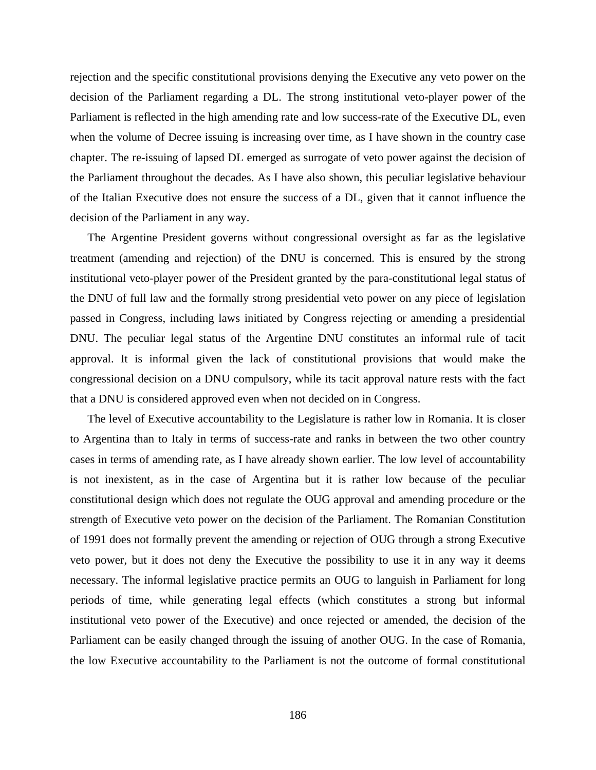rejection and the specific constitutional provisions denying the Executive any veto power on the decision of the Parliament regarding a DL. The strong institutional veto-player power of the Parliament is reflected in the high amending rate and low success-rate of the Executive DL, even when the volume of Decree issuing is increasing over time, as I have shown in the country case chapter. The re-issuing of lapsed DL emerged as surrogate of veto power against the decision of the Parliament throughout the decades. As I have also shown, this peculiar legislative behaviour of the Italian Executive does not ensure the success of a DL, given that it cannot influence the decision of the Parliament in any way.

The Argentine President governs without congressional oversight as far as the legislative treatment (amending and rejection) of the DNU is concerned. This is ensured by the strong institutional veto-player power of the President granted by the para-constitutional legal status of the DNU of full law and the formally strong presidential veto power on any piece of legislation passed in Congress, including laws initiated by Congress rejecting or amending a presidential DNU. The peculiar legal status of the Argentine DNU constitutes an informal rule of tacit approval. It is informal given the lack of constitutional provisions that would make the congressional decision on a DNU compulsory, while its tacit approval nature rests with the fact that a DNU is considered approved even when not decided on in Congress.

The level of Executive accountability to the Legislature is rather low in Romania. It is closer to Argentina than to Italy in terms of success-rate and ranks in between the two other country cases in terms of amending rate, as I have already shown earlier. The low level of accountability is not inexistent, as in the case of Argentina but it is rather low because of the peculiar constitutional design which does not regulate the OUG approval and amending procedure or the strength of Executive veto power on the decision of the Parliament. The Romanian Constitution of 1991 does not formally prevent the amending or rejection of OUG through a strong Executive veto power, but it does not deny the Executive the possibility to use it in any way it deems necessary. The informal legislative practice permits an OUG to languish in Parliament for long periods of time, while generating legal effects (which constitutes a strong but informal institutional veto power of the Executive) and once rejected or amended, the decision of the Parliament can be easily changed through the issuing of another OUG. In the case of Romania, the low Executive accountability to the Parliament is not the outcome of formal constitutional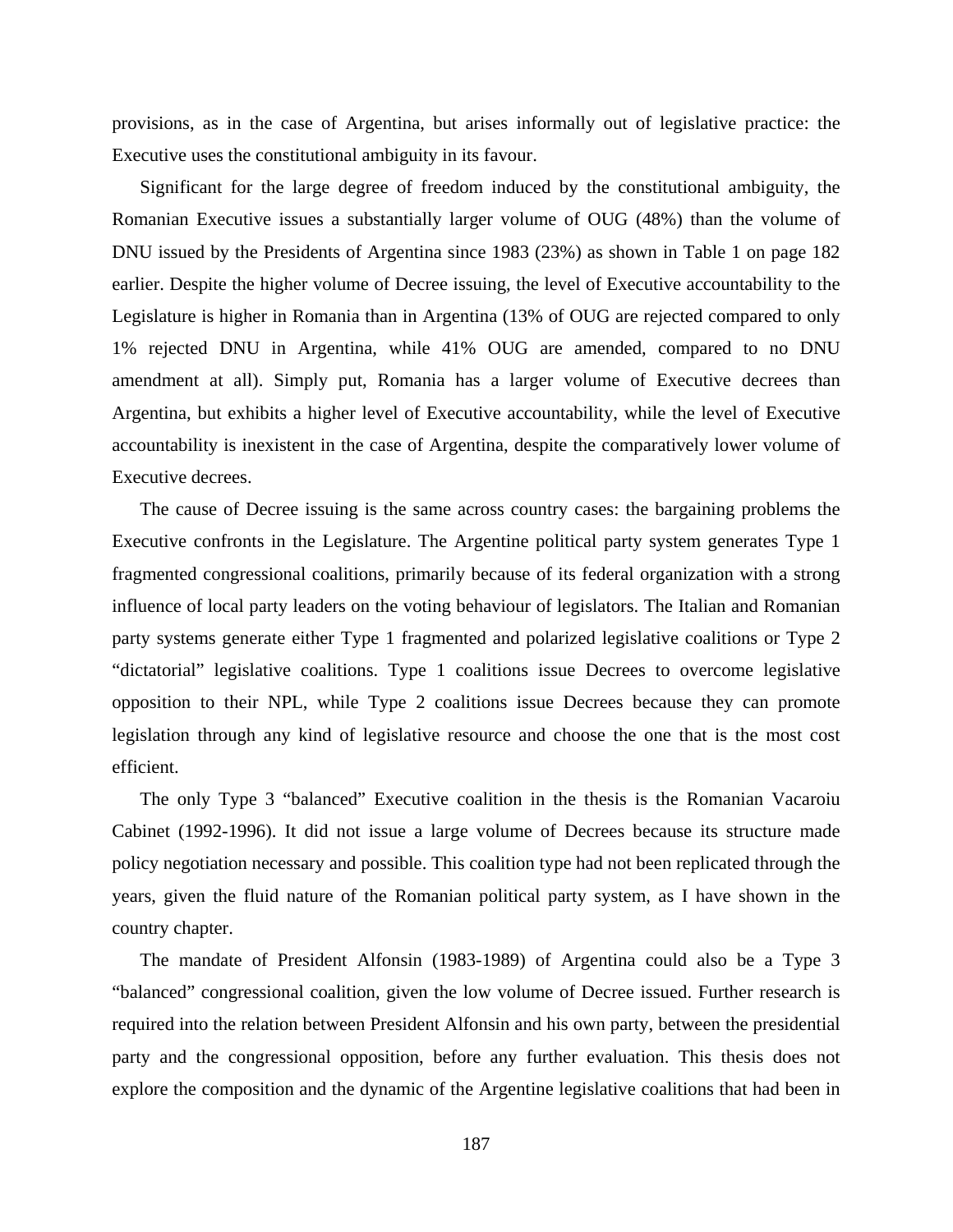provisions, as in the case of Argentina, but arises informally out of legislative practice: the Executive uses the constitutional ambiguity in its favour.

Significant for the large degree of freedom induced by the constitutional ambiguity, the Romanian Executive issues a substantially larger volume of OUG (48%) than the volume of DNU issued by the Presidents of Argentina since 1983 (23%) as shown in Table 1 on page 182 earlier. Despite the higher volume of Decree issuing, the level of Executive accountability to the Legislature is higher in Romania than in Argentina (13% of OUG are rejected compared to only 1% rejected DNU in Argentina, while 41% OUG are amended, compared to no DNU amendment at all). Simply put, Romania has a larger volume of Executive decrees than Argentina, but exhibits a higher level of Executive accountability, while the level of Executive accountability is inexistent in the case of Argentina, despite the comparatively lower volume of Executive decrees.

The cause of Decree issuing is the same across country cases: the bargaining problems the Executive confronts in the Legislature. The Argentine political party system generates Type 1 fragmented congressional coalitions, primarily because of its federal organization with a strong influence of local party leaders on the voting behaviour of legislators. The Italian and Romanian party systems generate either Type 1 fragmented and polarized legislative coalitions or Type 2 "dictatorial" legislative coalitions. Type 1 coalitions issue Decrees to overcome legislative opposition to their NPL, while Type 2 coalitions issue Decrees because they can promote legislation through any kind of legislative resource and choose the one that is the most cost efficient.

The only Type 3 "balanced" Executive coalition in the thesis is the Romanian Vacaroiu Cabinet (1992-1996). It did not issue a large volume of Decrees because its structure made policy negotiation necessary and possible. This coalition type had not been replicated through the years, given the fluid nature of the Romanian political party system, as I have shown in the country chapter.

The mandate of President Alfonsin (1983-1989) of Argentina could also be a Type 3 "balanced" congressional coalition, given the low volume of Decree issued. Further research is required into the relation between President Alfonsin and his own party, between the presidential party and the congressional opposition, before any further evaluation. This thesis does not explore the composition and the dynamic of the Argentine legislative coalitions that had been in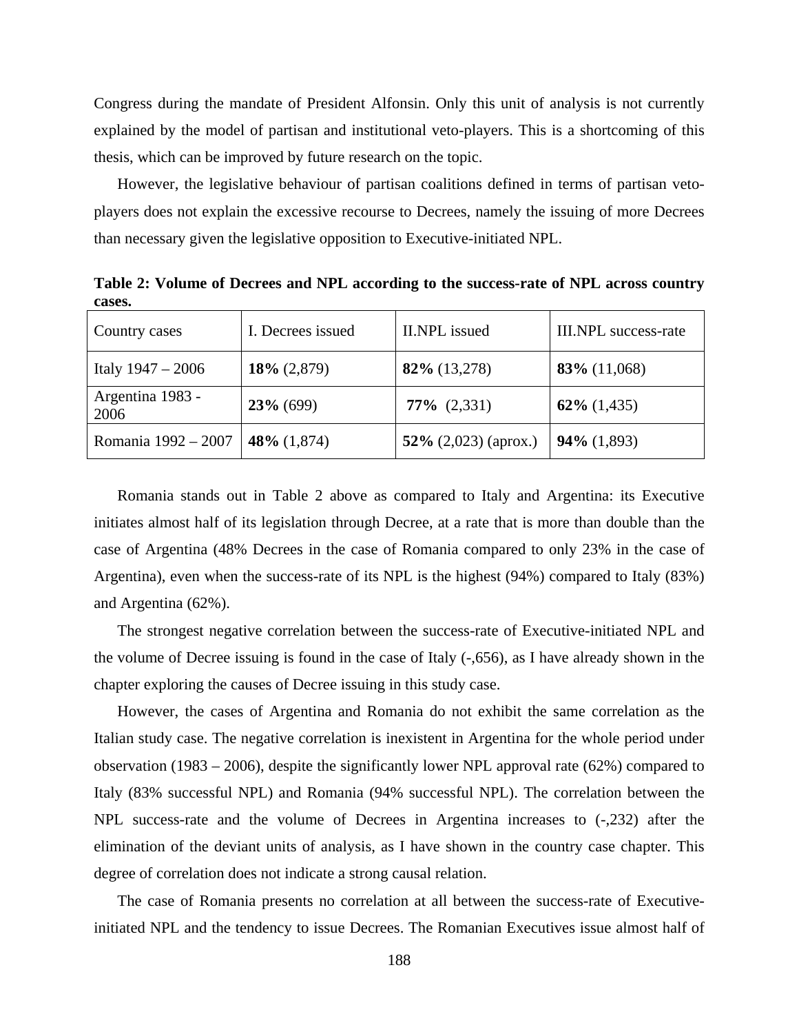Congress during the mandate of President Alfonsin. Only this unit of analysis is not currently explained by the model of partisan and institutional veto-players. This is a shortcoming of this thesis, which can be improved by future research on the topic.

However, the legislative behaviour of partisan coalitions defined in terms of partisan veto-players does not explain the excessive recourse to Decrees, namely the issuing of more Decrees than necessary given the legislative opposition to Executive-initiated NPL.

**Table 2: Volume of Decrees and NPL according to the success-rate of NPL across country cases.**

| Country cases | I. Decrees issued | II.NPL issued | III.NPL success-rate |
|---|---|---|---|
| Italy 1947 – 2006 | **18%** (2,879) | **82%** (13,278) | **83%** (11,068) |
| Argentina 1983 - 2006 | **23%** (699) | **77%** (2,331) | **62%** (1,435) |
| Romania 1992 – 2007 | **48%** (1,874) | **52%** (2,023) (aprox.) | **94%** (1,893) |

Romania stands out in Table 2 above as compared to Italy and Argentina: its Executive initiates almost half of its legislation through Decree, at a rate that is more than double than the case of Argentina (48% Decrees in the case of Romania compared to only 23% in the case of Argentina), even when the success-rate of its NPL is the highest (94%) compared to Italy (83%) and Argentina (62%).

The strongest negative correlation between the success-rate of Executive-initiated NPL and the volume of Decree issuing is found in the case of Italy (-,656), as I have already shown in the chapter exploring the causes of Decree issuing in this study case.

However, the cases of Argentina and Romania do not exhibit the same correlation as the Italian study case. The negative correlation is inexistent in Argentina for the whole period under observation (1983 – 2006), despite the significantly lower NPL approval rate (62%) compared to Italy (83% successful NPL) and Romania (94% successful NPL). The correlation between the NPL success-rate and the volume of Decrees in Argentina increases to (-,232) after the elimination of the deviant units of analysis, as I have shown in the country case chapter. This degree of correlation does not indicate a strong causal relation.

The case of Romania presents no correlation at all between the success-rate of Executive-initiated NPL and the tendency to issue Decrees. The Romanian Executives issue almost half of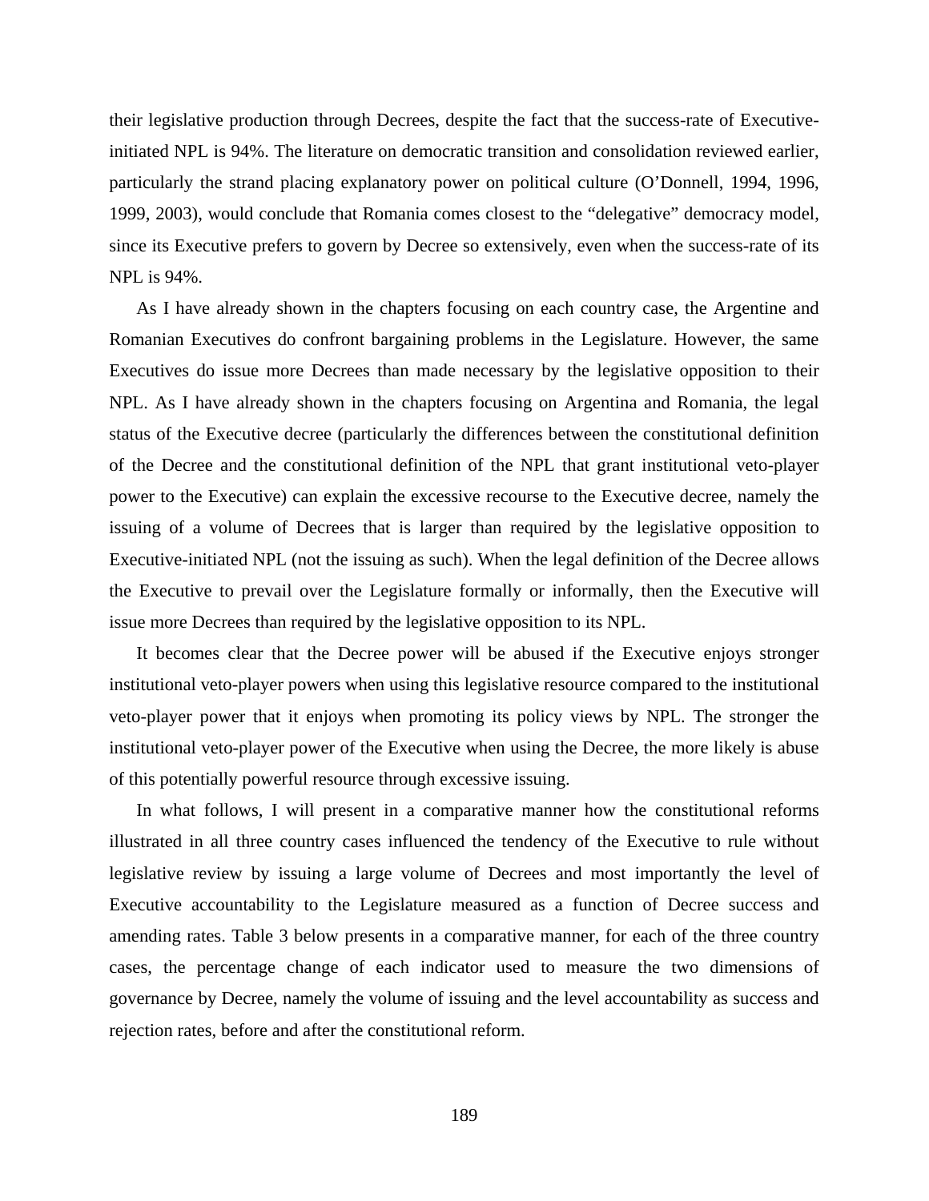their legislative production through Decrees, despite the fact that the success-rate of Executive-initiated NPL is 94%. The literature on democratic transition and consolidation reviewed earlier, particularly the strand placing explanatory power on political culture (O'Donnell, 1994, 1996, 1999, 2003), would conclude that Romania comes closest to the "delegative" democracy model, since its Executive prefers to govern by Decree so extensively, even when the success-rate of its NPL is 94%.

As I have already shown in the chapters focusing on each country case, the Argentine and Romanian Executives do confront bargaining problems in the Legislature. However, the same Executives do issue more Decrees than made necessary by the legislative opposition to their NPL. As I have already shown in the chapters focusing on Argentina and Romania, the legal status of the Executive decree (particularly the differences between the constitutional definition of the Decree and the constitutional definition of the NPL that grant institutional veto-player power to the Executive) can explain the excessive recourse to the Executive decree, namely the issuing of a volume of Decrees that is larger than required by the legislative opposition to Executive-initiated NPL (not the issuing as such). When the legal definition of the Decree allows the Executive to prevail over the Legislature formally or informally, then the Executive will issue more Decrees than required by the legislative opposition to its NPL.

It becomes clear that the Decree power will be abused if the Executive enjoys stronger institutional veto-player powers when using this legislative resource compared to the institutional veto-player power that it enjoys when promoting its policy views by NPL. The stronger the institutional veto-player power of the Executive when using the Decree, the more likely is abuse of this potentially powerful resource through excessive issuing.

In what follows, I will present in a comparative manner how the constitutional reforms illustrated in all three country cases influenced the tendency of the Executive to rule without legislative review by issuing a large volume of Decrees and most importantly the level of Executive accountability to the Legislature measured as a function of Decree success and amending rates. Table 3 below presents in a comparative manner, for each of the three country cases, the percentage change of each indicator used to measure the two dimensions of governance by Decree, namely the volume of issuing and the level accountability as success and rejection rates, before and after the constitutional reform.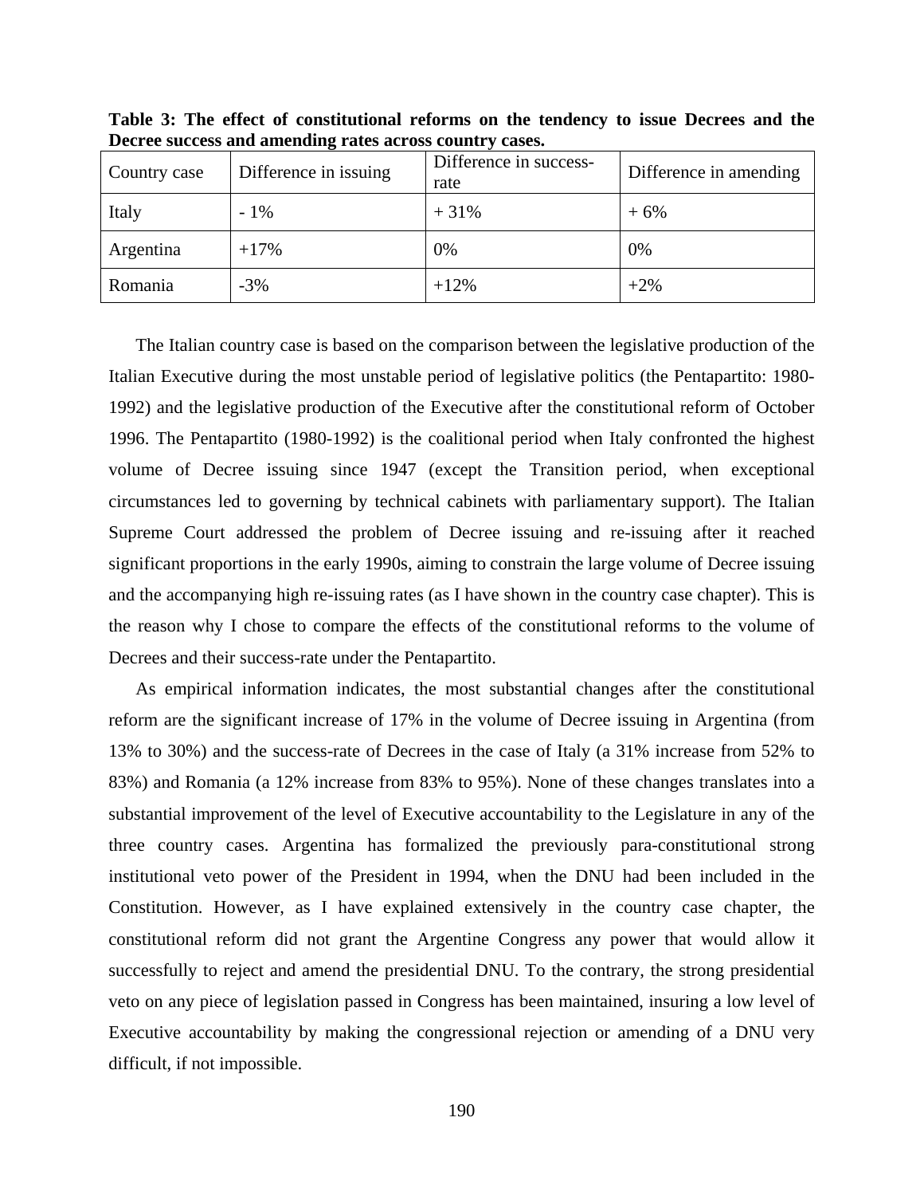**Table 3: The effect of constitutional reforms on the tendency to issue Decrees and the Decree success and amending rates across country cases.**

| Country case | Difference in issuing | Difference in success-rate | Difference in amending |
|---|---|---|---|
| Italy | - 1% | + 31% | + 6% |
| Argentina | +17% | 0% | 0% |
| Romania | -3% | +12% | +2% |

The Italian country case is based on the comparison between the legislative production of the Italian Executive during the most unstable period of legislative politics (the Pentapartito: 1980-1992) and the legislative production of the Executive after the constitutional reform of October 1996. The Pentapartito (1980-1992) is the coalitional period when Italy confronted the highest volume of Decree issuing since 1947 (except the Transition period, when exceptional circumstances led to governing by technical cabinets with parliamentary support). The Italian Supreme Court addressed the problem of Decree issuing and re-issuing after it reached significant proportions in the early 1990s, aiming to constrain the large volume of Decree issuing and the accompanying high re-issuing rates (as I have shown in the country case chapter). This is the reason why I chose to compare the effects of the constitutional reforms to the volume of Decrees and their success-rate under the Pentapartito.

As empirical information indicates, the most substantial changes after the constitutional reform are the significant increase of 17% in the volume of Decree issuing in Argentina (from 13% to 30%) and the success-rate of Decrees in the case of Italy (a 31% increase from 52% to 83%) and Romania (a 12% increase from 83% to 95%). None of these changes translates into a substantial improvement of the level of Executive accountability to the Legislature in any of the three country cases. Argentina has formalized the previously para-constitutional strong institutional veto power of the President in 1994, when the DNU had been included in the Constitution. However, as I have explained extensively in the country case chapter, the constitutional reform did not grant the Argentine Congress any power that would allow it successfully to reject and amend the presidential DNU. To the contrary, the strong presidential veto on any piece of legislation passed in Congress has been maintained, insuring a low level of Executive accountability by making the congressional rejection or amending of a DNU very difficult, if not impossible.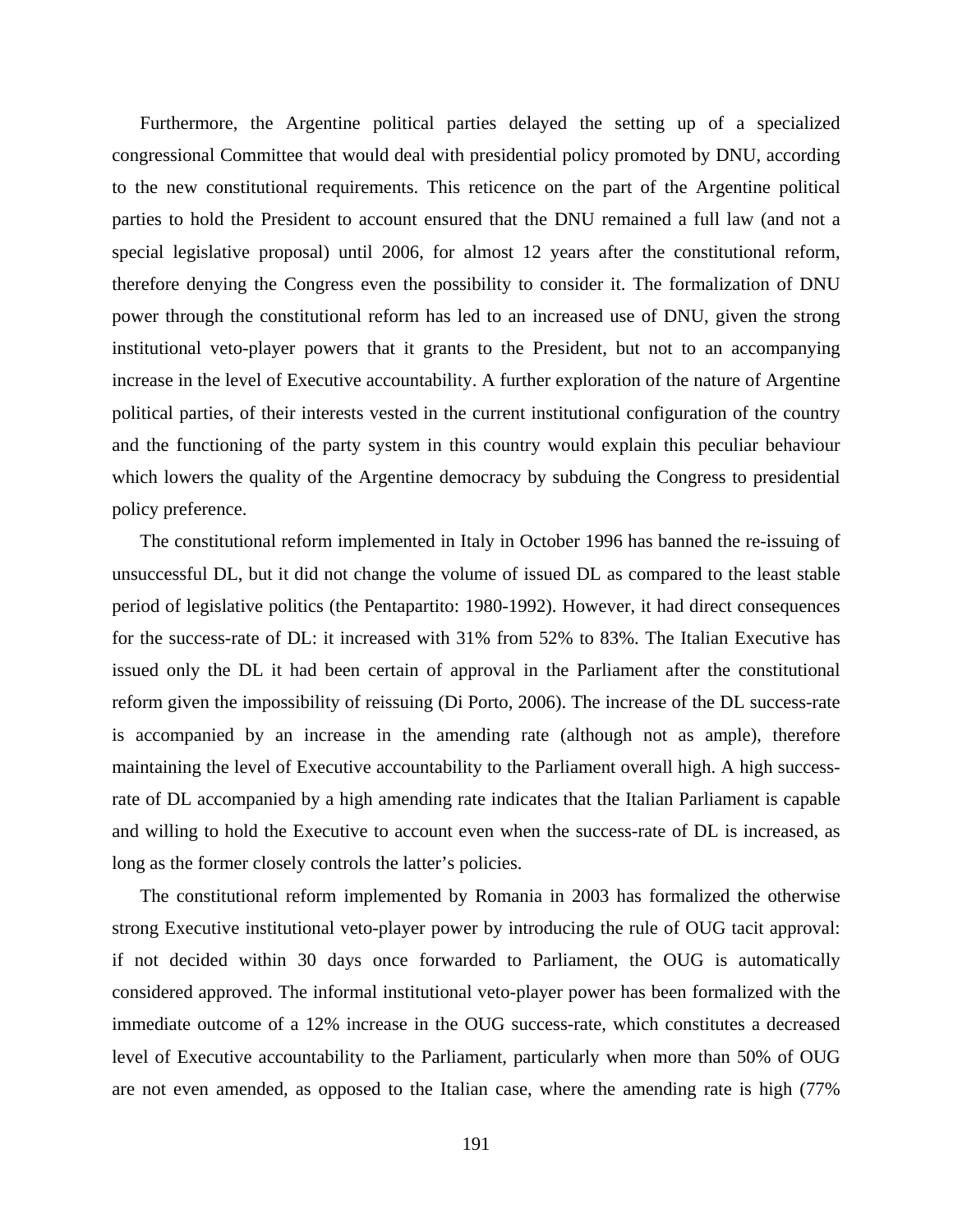Furthermore, the Argentine political parties delayed the setting up of a specialized congressional Committee that would deal with presidential policy promoted by DNU, according to the new constitutional requirements. This reticence on the part of the Argentine political parties to hold the President to account ensured that the DNU remained a full law (and not a special legislative proposal) until 2006, for almost 12 years after the constitutional reform, therefore denying the Congress even the possibility to consider it. The formalization of DNU power through the constitutional reform has led to an increased use of DNU, given the strong institutional veto-player powers that it grants to the President, but not to an accompanying increase in the level of Executive accountability. A further exploration of the nature of Argentine political parties, of their interests vested in the current institutional configuration of the country and the functioning of the party system in this country would explain this peculiar behaviour which lowers the quality of the Argentine democracy by subduing the Congress to presidential policy preference.

The constitutional reform implemented in Italy in October 1996 has banned the re-issuing of unsuccessful DL, but it did not change the volume of issued DL as compared to the least stable period of legislative politics (the Pentapartito: 1980-1992). However, it had direct consequences for the success-rate of DL: it increased with 31% from 52% to 83%. The Italian Executive has issued only the DL it had been certain of approval in the Parliament after the constitutional reform given the impossibility of reissuing (Di Porto, 2006). The increase of the DL success-rate is accompanied by an increase in the amending rate (although not as ample), therefore maintaining the level of Executive accountability to the Parliament overall high. A high success-rate of DL accompanied by a high amending rate indicates that the Italian Parliament is capable and willing to hold the Executive to account even when the success-rate of DL is increased, as long as the former closely controls the latter's policies.

The constitutional reform implemented by Romania in 2003 has formalized the otherwise strong Executive institutional veto-player power by introducing the rule of OUG tacit approval: if not decided within 30 days once forwarded to Parliament, the OUG is automatically considered approved. The informal institutional veto-player power has been formalized with the immediate outcome of a 12% increase in the OUG success-rate, which constitutes a decreased level of Executive accountability to the Parliament, particularly when more than 50% of OUG are not even amended, as opposed to the Italian case, where the amending rate is high (77%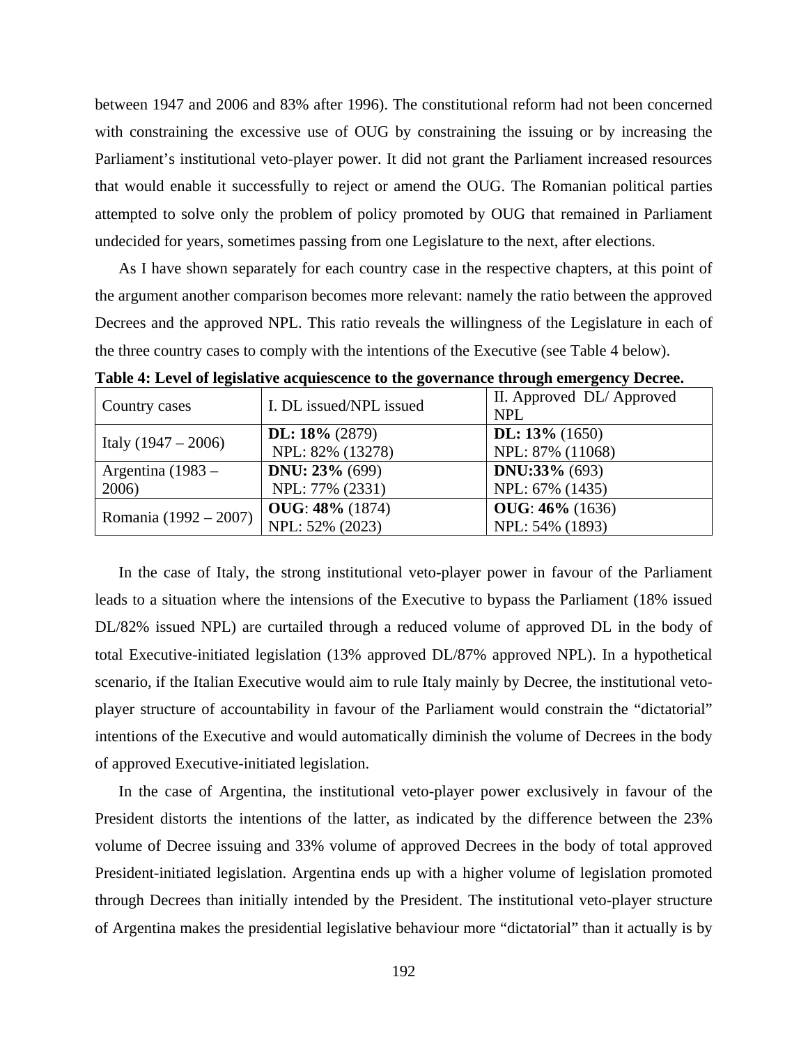between 1947 and 2006 and 83% after 1996). The constitutional reform had not been concerned with constraining the excessive use of OUG by constraining the issuing or by increasing the Parliament's institutional veto-player power. It did not grant the Parliament increased resources that would enable it successfully to reject or amend the OUG. The Romanian political parties attempted to solve only the problem of policy promoted by OUG that remained in Parliament undecided for years, sometimes passing from one Legislature to the next, after elections.

As I have shown separately for each country case in the respective chapters, at this point of the argument another comparison becomes more relevant: namely the ratio between the approved Decrees and the approved NPL. This ratio reveals the willingness of the Legislature in each of the three country cases to comply with the intentions of the Executive (see Table 4 below).

**Table 4: Level of legislative acquiescence to the governance through emergency Decree.**

| Country cases | I. DL issued/NPL issued | II. Approved DL/ Approved NPL |
|---|---|---|
| Italy (1947 – 2006) | **DL: 18%** (2879)<br>NPL: 82% (13278) | **DL: 13%** (1650)<br>NPL: 87% (11068) |
| Argentina (1983 – 2006) | **DNU: 23%** (699)<br>NPL: 77% (2331) | **DNU:33%** (693)<br>NPL: 67% (1435) |
| Romania (1992 – 2007) | **OUG**: **48%** (1874)<br>NPL: 52% (2023) | **OUG**: **46%** (1636)<br>NPL: 54% (1893) |

In the case of Italy, the strong institutional veto-player power in favour of the Parliament leads to a situation where the intensions of the Executive to bypass the Parliament (18% issued DL/82% issued NPL) are curtailed through a reduced volume of approved DL in the body of total Executive-initiated legislation (13% approved DL/87% approved NPL). In a hypothetical scenario, if the Italian Executive would aim to rule Italy mainly by Decree, the institutional veto-player structure of accountability in favour of the Parliament would constrain the "dictatorial" intentions of the Executive and would automatically diminish the volume of Decrees in the body of approved Executive-initiated legislation.

In the case of Argentina, the institutional veto-player power exclusively in favour of the President distorts the intentions of the latter, as indicated by the difference between the 23% volume of Decree issuing and 33% volume of approved Decrees in the body of total approved President-initiated legislation. Argentina ends up with a higher volume of legislation promoted through Decrees than initially intended by the President. The institutional veto-player structure of Argentina makes the presidential legislative behaviour more "dictatorial" than it actually is by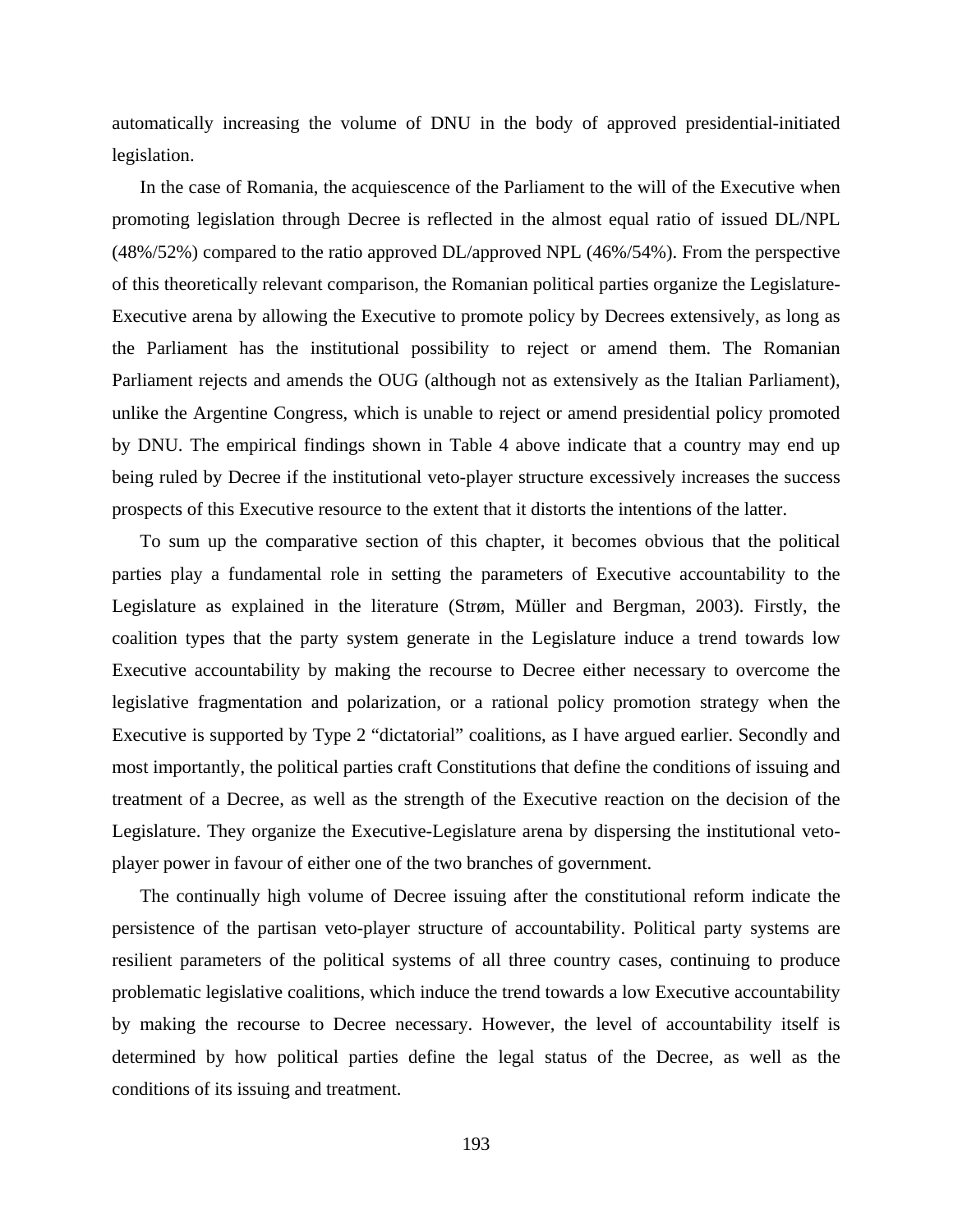automatically increasing the volume of DNU in the body of approved presidential-initiated legislation.

In the case of Romania, the acquiescence of the Parliament to the will of the Executive when promoting legislation through Decree is reflected in the almost equal ratio of issued DL/NPL (48%/52%) compared to the ratio approved DL/approved NPL (46%/54%). From the perspective of this theoretically relevant comparison, the Romanian political parties organize the Legislature-Executive arena by allowing the Executive to promote policy by Decrees extensively, as long as the Parliament has the institutional possibility to reject or amend them. The Romanian Parliament rejects and amends the OUG (although not as extensively as the Italian Parliament), unlike the Argentine Congress, which is unable to reject or amend presidential policy promoted by DNU. The empirical findings shown in Table 4 above indicate that a country may end up being ruled by Decree if the institutional veto-player structure excessively increases the success prospects of this Executive resource to the extent that it distorts the intentions of the latter.

To sum up the comparative section of this chapter, it becomes obvious that the political parties play a fundamental role in setting the parameters of Executive accountability to the Legislature as explained in the literature (Strøm, Müller and Bergman, 2003). Firstly, the coalition types that the party system generate in the Legislature induce a trend towards low Executive accountability by making the recourse to Decree either necessary to overcome the legislative fragmentation and polarization, or a rational policy promotion strategy when the Executive is supported by Type 2 "dictatorial" coalitions, as I have argued earlier. Secondly and most importantly, the political parties craft Constitutions that define the conditions of issuing and treatment of a Decree, as well as the strength of the Executive reaction on the decision of the Legislature. They organize the Executive-Legislature arena by dispersing the institutional veto-player power in favour of either one of the two branches of government.

The continually high volume of Decree issuing after the constitutional reform indicate the persistence of the partisan veto-player structure of accountability. Political party systems are resilient parameters of the political systems of all three country cases, continuing to produce problematic legislative coalitions, which induce the trend towards a low Executive accountability by making the recourse to Decree necessary. However, the level of accountability itself is determined by how political parties define the legal status of the Decree, as well as the conditions of its issuing and treatment.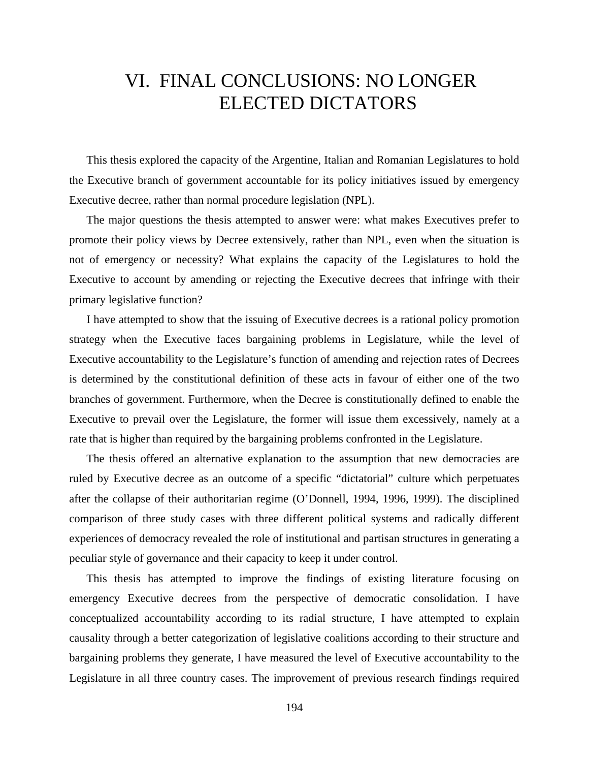# VI. FINAL CONCLUSIONS: NO LONGER ELECTED DICTATORS

This thesis explored the capacity of the Argentine, Italian and Romanian Legislatures to hold the Executive branch of government accountable for its policy initiatives issued by emergency Executive decree, rather than normal procedure legislation (NPL).

The major questions the thesis attempted to answer were: what makes Executives prefer to promote their policy views by Decree extensively, rather than NPL, even when the situation is not of emergency or necessity? What explains the capacity of the Legislatures to hold the Executive to account by amending or rejecting the Executive decrees that infringe with their primary legislative function?

I have attempted to show that the issuing of Executive decrees is a rational policy promotion strategy when the Executive faces bargaining problems in Legislature, while the level of Executive accountability to the Legislature's function of amending and rejection rates of Decrees is determined by the constitutional definition of these acts in favour of either one of the two branches of government. Furthermore, when the Decree is constitutionally defined to enable the Executive to prevail over the Legislature, the former will issue them excessively, namely at a rate that is higher than required by the bargaining problems confronted in the Legislature.

The thesis offered an alternative explanation to the assumption that new democracies are ruled by Executive decree as an outcome of a specific "dictatorial" culture which perpetuates after the collapse of their authoritarian regime (O'Donnell, 1994, 1996, 1999). The disciplined comparison of three study cases with three different political systems and radically different experiences of democracy revealed the role of institutional and partisan structures in generating a peculiar style of governance and their capacity to keep it under control.

This thesis has attempted to improve the findings of existing literature focusing on emergency Executive decrees from the perspective of democratic consolidation. I have conceptualized accountability according to its radial structure, I have attempted to explain causality through a better categorization of legislative coalitions according to their structure and bargaining problems they generate, I have measured the level of Executive accountability to the Legislature in all three country cases. The improvement of previous research findings required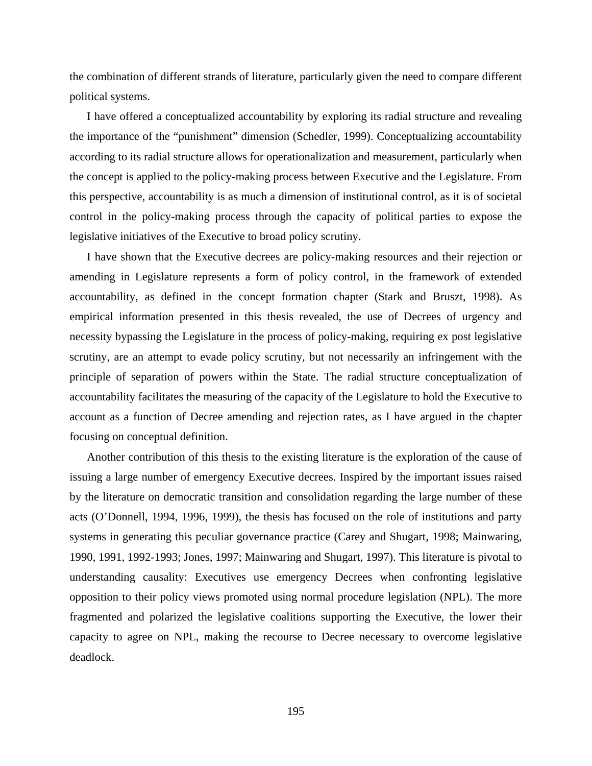the combination of different strands of literature, particularly given the need to compare different political systems.

I have offered a conceptualized accountability by exploring its radial structure and revealing the importance of the "punishment" dimension (Schedler, 1999). Conceptualizing accountability according to its radial structure allows for operationalization and measurement, particularly when the concept is applied to the policy-making process between Executive and the Legislature. From this perspective, accountability is as much a dimension of institutional control, as it is of societal control in the policy-making process through the capacity of political parties to expose the legislative initiatives of the Executive to broad policy scrutiny.

I have shown that the Executive decrees are policy-making resources and their rejection or amending in Legislature represents a form of policy control, in the framework of extended accountability, as defined in the concept formation chapter (Stark and Bruszt, 1998). As empirical information presented in this thesis revealed, the use of Decrees of urgency and necessity bypassing the Legislature in the process of policy-making, requiring ex post legislative scrutiny, are an attempt to evade policy scrutiny, but not necessarily an infringement with the principle of separation of powers within the State. The radial structure conceptualization of accountability facilitates the measuring of the capacity of the Legislature to hold the Executive to account as a function of Decree amending and rejection rates, as I have argued in the chapter focusing on conceptual definition.

Another contribution of this thesis to the existing literature is the exploration of the cause of issuing a large number of emergency Executive decrees. Inspired by the important issues raised by the literature on democratic transition and consolidation regarding the large number of these acts (O'Donnell, 1994, 1996, 1999), the thesis has focused on the role of institutions and party systems in generating this peculiar governance practice (Carey and Shugart, 1998; Mainwaring, 1990, 1991, 1992-1993; Jones, 1997; Mainwaring and Shugart, 1997). This literature is pivotal to understanding causality: Executives use emergency Decrees when confronting legislative opposition to their policy views promoted using normal procedure legislation (NPL). The more fragmented and polarized the legislative coalitions supporting the Executive, the lower their capacity to agree on NPL, making the recourse to Decree necessary to overcome legislative deadlock.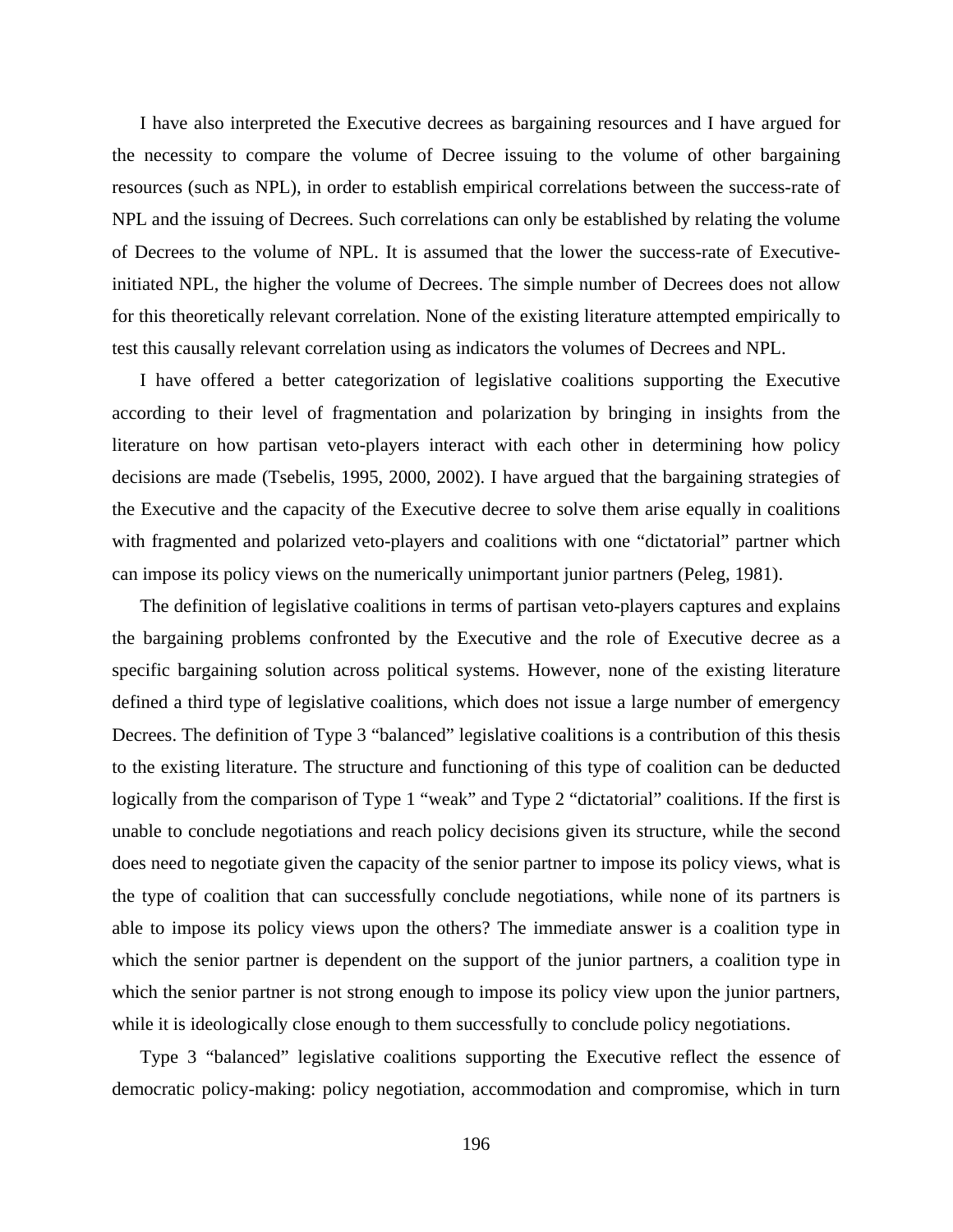I have also interpreted the Executive decrees as bargaining resources and I have argued for the necessity to compare the volume of Decree issuing to the volume of other bargaining resources (such as NPL), in order to establish empirical correlations between the success-rate of NPL and the issuing of Decrees. Such correlations can only be established by relating the volume of Decrees to the volume of NPL. It is assumed that the lower the success-rate of Executive-initiated NPL, the higher the volume of Decrees. The simple number of Decrees does not allow for this theoretically relevant correlation. None of the existing literature attempted empirically to test this causally relevant correlation using as indicators the volumes of Decrees and NPL.

I have offered a better categorization of legislative coalitions supporting the Executive according to their level of fragmentation and polarization by bringing in insights from the literature on how partisan veto-players interact with each other in determining how policy decisions are made (Tsebelis, 1995, 2000, 2002). I have argued that the bargaining strategies of the Executive and the capacity of the Executive decree to solve them arise equally in coalitions with fragmented and polarized veto-players and coalitions with one "dictatorial" partner which can impose its policy views on the numerically unimportant junior partners (Peleg, 1981).

The definition of legislative coalitions in terms of partisan veto-players captures and explains the bargaining problems confronted by the Executive and the role of Executive decree as a specific bargaining solution across political systems. However, none of the existing literature defined a third type of legislative coalitions, which does not issue a large number of emergency Decrees. The definition of Type 3 "balanced" legislative coalitions is a contribution of this thesis to the existing literature. The structure and functioning of this type of coalition can be deducted logically from the comparison of Type 1 "weak" and Type 2 "dictatorial" coalitions. If the first is unable to conclude negotiations and reach policy decisions given its structure, while the second does need to negotiate given the capacity of the senior partner to impose its policy views, what is the type of coalition that can successfully conclude negotiations, while none of its partners is able to impose its policy views upon the others? The immediate answer is a coalition type in which the senior partner is dependent on the support of the junior partners, a coalition type in which the senior partner is not strong enough to impose its policy view upon the junior partners, while it is ideologically close enough to them successfully to conclude policy negotiations.

Type 3 "balanced" legislative coalitions supporting the Executive reflect the essence of democratic policy-making: policy negotiation, accommodation and compromise, which in turn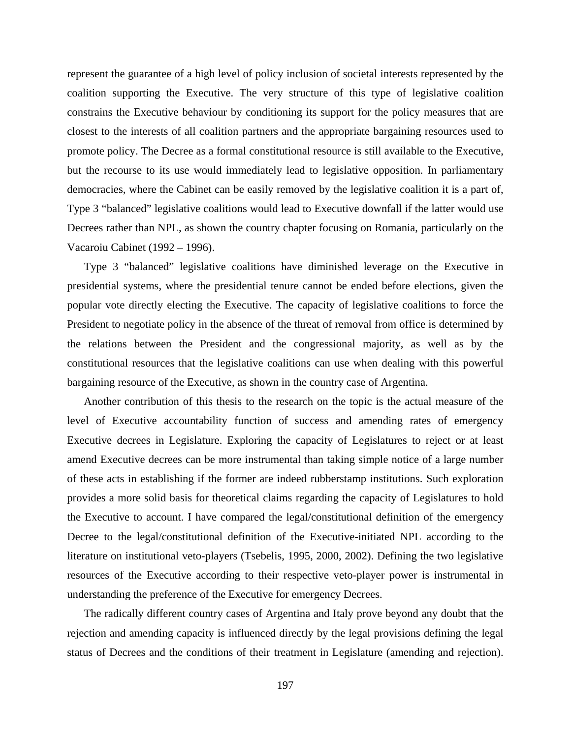represent the guarantee of a high level of policy inclusion of societal interests represented by the coalition supporting the Executive. The very structure of this type of legislative coalition constrains the Executive behaviour by conditioning its support for the policy measures that are closest to the interests of all coalition partners and the appropriate bargaining resources used to promote policy. The Decree as a formal constitutional resource is still available to the Executive, but the recourse to its use would immediately lead to legislative opposition. In parliamentary democracies, where the Cabinet can be easily removed by the legislative coalition it is a part of, Type 3 "balanced" legislative coalitions would lead to Executive downfall if the latter would use Decrees rather than NPL, as shown the country chapter focusing on Romania, particularly on the Vacaroiu Cabinet (1992 – 1996).

Type 3 "balanced" legislative coalitions have diminished leverage on the Executive in presidential systems, where the presidential tenure cannot be ended before elections, given the popular vote directly electing the Executive. The capacity of legislative coalitions to force the President to negotiate policy in the absence of the threat of removal from office is determined by the relations between the President and the congressional majority, as well as by the constitutional resources that the legislative coalitions can use when dealing with this powerful bargaining resource of the Executive, as shown in the country case of Argentina.

Another contribution of this thesis to the research on the topic is the actual measure of the level of Executive accountability function of success and amending rates of emergency Executive decrees in Legislature. Exploring the capacity of Legislatures to reject or at least amend Executive decrees can be more instrumental than taking simple notice of a large number of these acts in establishing if the former are indeed rubberstamp institutions. Such exploration provides a more solid basis for theoretical claims regarding the capacity of Legislatures to hold the Executive to account. I have compared the legal/constitutional definition of the emergency Decree to the legal/constitutional definition of the Executive-initiated NPL according to the literature on institutional veto-players (Tsebelis, 1995, 2000, 2002). Defining the two legislative resources of the Executive according to their respective veto-player power is instrumental in understanding the preference of the Executive for emergency Decrees.

The radically different country cases of Argentina and Italy prove beyond any doubt that the rejection and amending capacity is influenced directly by the legal provisions defining the legal status of Decrees and the conditions of their treatment in Legislature (amending and rejection).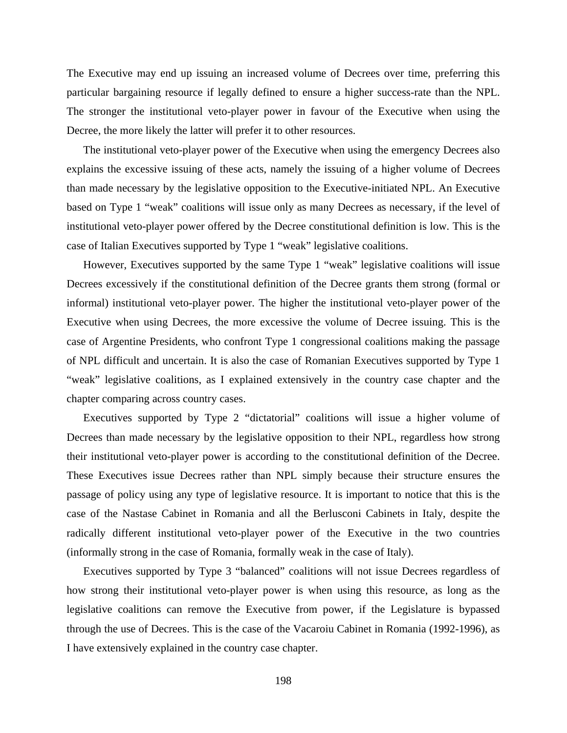The Executive may end up issuing an increased volume of Decrees over time, preferring this particular bargaining resource if legally defined to ensure a higher success-rate than the NPL. The stronger the institutional veto-player power in favour of the Executive when using the Decree, the more likely the latter will prefer it to other resources.

The institutional veto-player power of the Executive when using the emergency Decrees also explains the excessive issuing of these acts, namely the issuing of a higher volume of Decrees than made necessary by the legislative opposition to the Executive-initiated NPL. An Executive based on Type 1 "weak" coalitions will issue only as many Decrees as necessary, if the level of institutional veto-player power offered by the Decree constitutional definition is low. This is the case of Italian Executives supported by Type 1 "weak" legislative coalitions.

However, Executives supported by the same Type 1 "weak" legislative coalitions will issue Decrees excessively if the constitutional definition of the Decree grants them strong (formal or informal) institutional veto-player power. The higher the institutional veto-player power of the Executive when using Decrees, the more excessive the volume of Decree issuing. This is the case of Argentine Presidents, who confront Type 1 congressional coalitions making the passage of NPL difficult and uncertain. It is also the case of Romanian Executives supported by Type 1 "weak" legislative coalitions, as I explained extensively in the country case chapter and the chapter comparing across country cases.

Executives supported by Type 2 "dictatorial" coalitions will issue a higher volume of Decrees than made necessary by the legislative opposition to their NPL, regardless how strong their institutional veto-player power is according to the constitutional definition of the Decree. These Executives issue Decrees rather than NPL simply because their structure ensures the passage of policy using any type of legislative resource. It is important to notice that this is the case of the Nastase Cabinet in Romania and all the Berlusconi Cabinets in Italy, despite the radically different institutional veto-player power of the Executive in the two countries (informally strong in the case of Romania, formally weak in the case of Italy).

Executives supported by Type 3 "balanced" coalitions will not issue Decrees regardless of how strong their institutional veto-player power is when using this resource, as long as the legislative coalitions can remove the Executive from power, if the Legislature is bypassed through the use of Decrees. This is the case of the Vacaroiu Cabinet in Romania (1992-1996), as I have extensively explained in the country case chapter.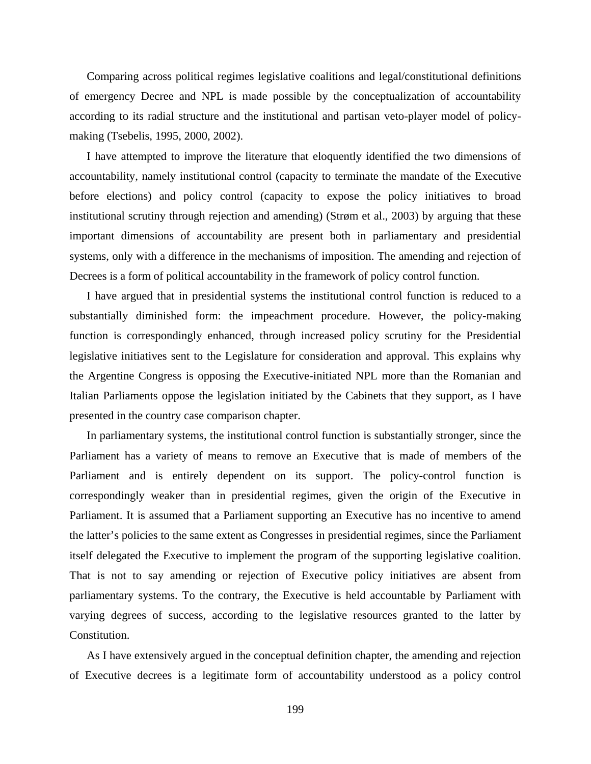Comparing across political regimes legislative coalitions and legal/constitutional definitions of emergency Decree and NPL is made possible by the conceptualization of accountability according to its radial structure and the institutional and partisan veto-player model of policy-making (Tsebelis, 1995, 2000, 2002).

I have attempted to improve the literature that eloquently identified the two dimensions of accountability, namely institutional control (capacity to terminate the mandate of the Executive before elections) and policy control (capacity to expose the policy initiatives to broad institutional scrutiny through rejection and amending) (Strøm et al., 2003) by arguing that these important dimensions of accountability are present both in parliamentary and presidential systems, only with a difference in the mechanisms of imposition. The amending and rejection of Decrees is a form of political accountability in the framework of policy control function.

I have argued that in presidential systems the institutional control function is reduced to a substantially diminished form: the impeachment procedure. However, the policy-making function is correspondingly enhanced, through increased policy scrutiny for the Presidential legislative initiatives sent to the Legislature for consideration and approval. This explains why the Argentine Congress is opposing the Executive-initiated NPL more than the Romanian and Italian Parliaments oppose the legislation initiated by the Cabinets that they support, as I have presented in the country case comparison chapter.

In parliamentary systems, the institutional control function is substantially stronger, since the Parliament has a variety of means to remove an Executive that is made of members of the Parliament and is entirely dependent on its support. The policy-control function is correspondingly weaker than in presidential regimes, given the origin of the Executive in Parliament. It is assumed that a Parliament supporting an Executive has no incentive to amend the latter's policies to the same extent as Congresses in presidential regimes, since the Parliament itself delegated the Executive to implement the program of the supporting legislative coalition. That is not to say amending or rejection of Executive policy initiatives are absent from parliamentary systems. To the contrary, the Executive is held accountable by Parliament with varying degrees of success, according to the legislative resources granted to the latter by Constitution.

As I have extensively argued in the conceptual definition chapter, the amending and rejection of Executive decrees is a legitimate form of accountability understood as a policy control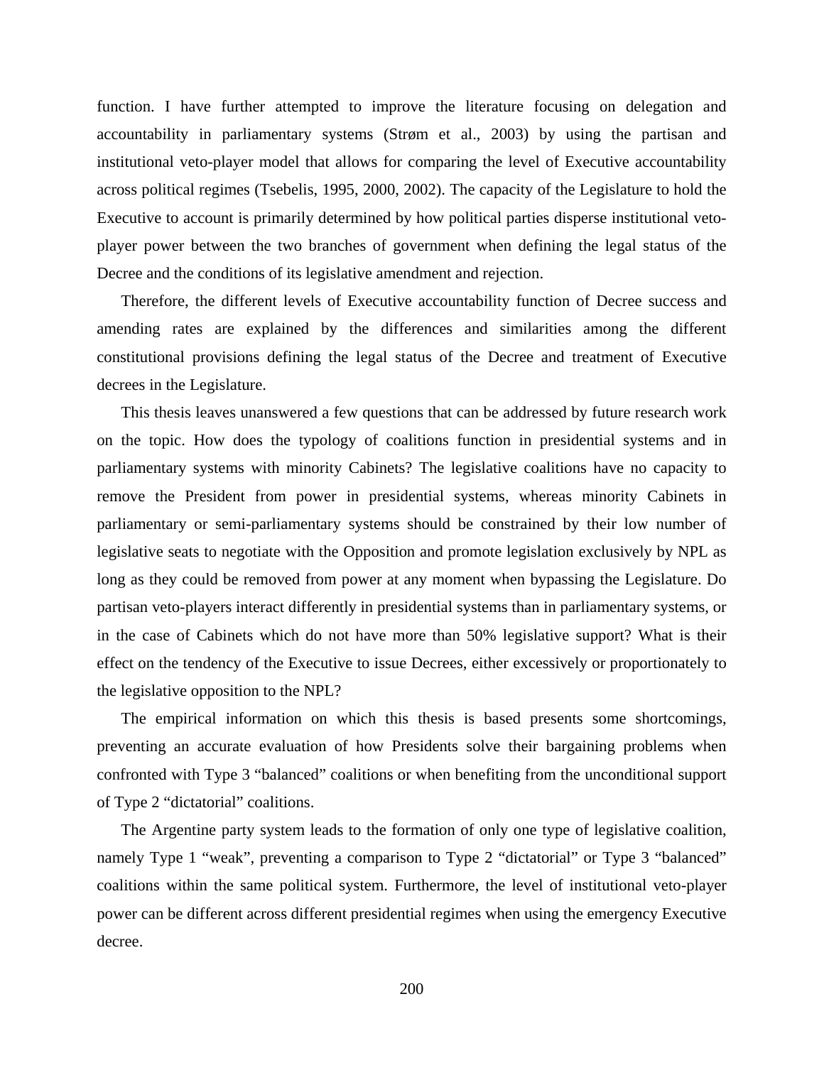function. I have further attempted to improve the literature focusing on delegation and accountability in parliamentary systems (Strøm et al., 2003) by using the partisan and institutional veto-player model that allows for comparing the level of Executive accountability across political regimes (Tsebelis, 1995, 2000, 2002). The capacity of the Legislature to hold the Executive to account is primarily determined by how political parties disperse institutional veto-player power between the two branches of government when defining the legal status of the Decree and the conditions of its legislative amendment and rejection.

Therefore, the different levels of Executive accountability function of Decree success and amending rates are explained by the differences and similarities among the different constitutional provisions defining the legal status of the Decree and treatment of Executive decrees in the Legislature.

This thesis leaves unanswered a few questions that can be addressed by future research work on the topic. How does the typology of coalitions function in presidential systems and in parliamentary systems with minority Cabinets? The legislative coalitions have no capacity to remove the President from power in presidential systems, whereas minority Cabinets in parliamentary or semi-parliamentary systems should be constrained by their low number of legislative seats to negotiate with the Opposition and promote legislation exclusively by NPL as long as they could be removed from power at any moment when bypassing the Legislature. Do partisan veto-players interact differently in presidential systems than in parliamentary systems, or in the case of Cabinets which do not have more than 50% legislative support? What is their effect on the tendency of the Executive to issue Decrees, either excessively or proportionately to the legislative opposition to the NPL?

The empirical information on which this thesis is based presents some shortcomings, preventing an accurate evaluation of how Presidents solve their bargaining problems when confronted with Type 3 "balanced" coalitions or when benefiting from the unconditional support of Type 2 "dictatorial" coalitions.

The Argentine party system leads to the formation of only one type of legislative coalition, namely Type 1 "weak", preventing a comparison to Type 2 "dictatorial" or Type 3 "balanced" coalitions within the same political system. Furthermore, the level of institutional veto-player power can be different across different presidential regimes when using the emergency Executive decree.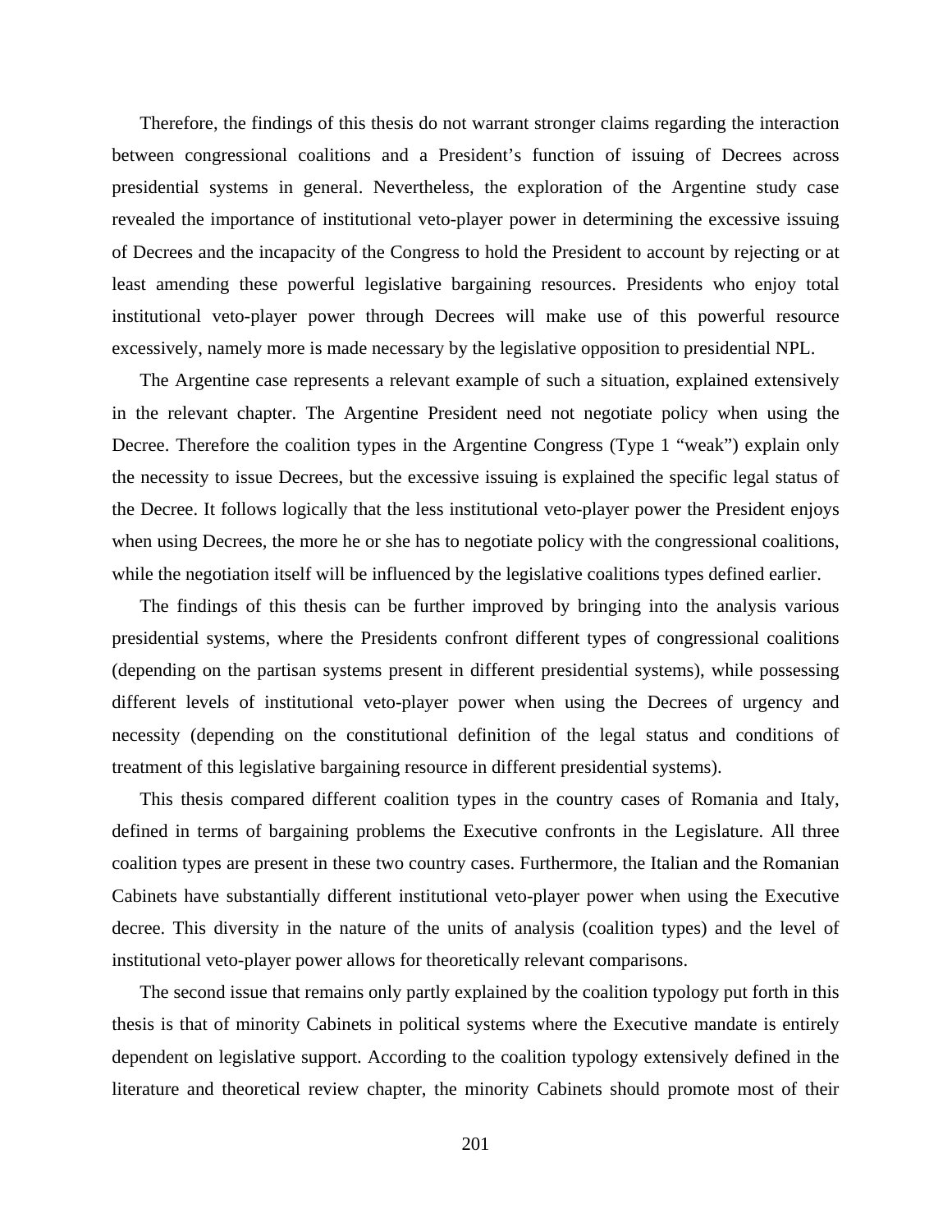Therefore, the findings of this thesis do not warrant stronger claims regarding the interaction between congressional coalitions and a President's function of issuing of Decrees across presidential systems in general. Nevertheless, the exploration of the Argentine study case revealed the importance of institutional veto-player power in determining the excessive issuing of Decrees and the incapacity of the Congress to hold the President to account by rejecting or at least amending these powerful legislative bargaining resources. Presidents who enjoy total institutional veto-player power through Decrees will make use of this powerful resource excessively, namely more is made necessary by the legislative opposition to presidential NPL.

The Argentine case represents a relevant example of such a situation, explained extensively in the relevant chapter. The Argentine President need not negotiate policy when using the Decree. Therefore the coalition types in the Argentine Congress (Type 1 "weak") explain only the necessity to issue Decrees, but the excessive issuing is explained the specific legal status of the Decree. It follows logically that the less institutional veto-player power the President enjoys when using Decrees, the more he or she has to negotiate policy with the congressional coalitions, while the negotiation itself will be influenced by the legislative coalitions types defined earlier.

The findings of this thesis can be further improved by bringing into the analysis various presidential systems, where the Presidents confront different types of congressional coalitions (depending on the partisan systems present in different presidential systems), while possessing different levels of institutional veto-player power when using the Decrees of urgency and necessity (depending on the constitutional definition of the legal status and conditions of treatment of this legislative bargaining resource in different presidential systems).

This thesis compared different coalition types in the country cases of Romania and Italy, defined in terms of bargaining problems the Executive confronts in the Legislature. All three coalition types are present in these two country cases. Furthermore, the Italian and the Romanian Cabinets have substantially different institutional veto-player power when using the Executive decree. This diversity in the nature of the units of analysis (coalition types) and the level of institutional veto-player power allows for theoretically relevant comparisons.

The second issue that remains only partly explained by the coalition typology put forth in this thesis is that of minority Cabinets in political systems where the Executive mandate is entirely dependent on legislative support. According to the coalition typology extensively defined in the literature and theoretical review chapter, the minority Cabinets should promote most of their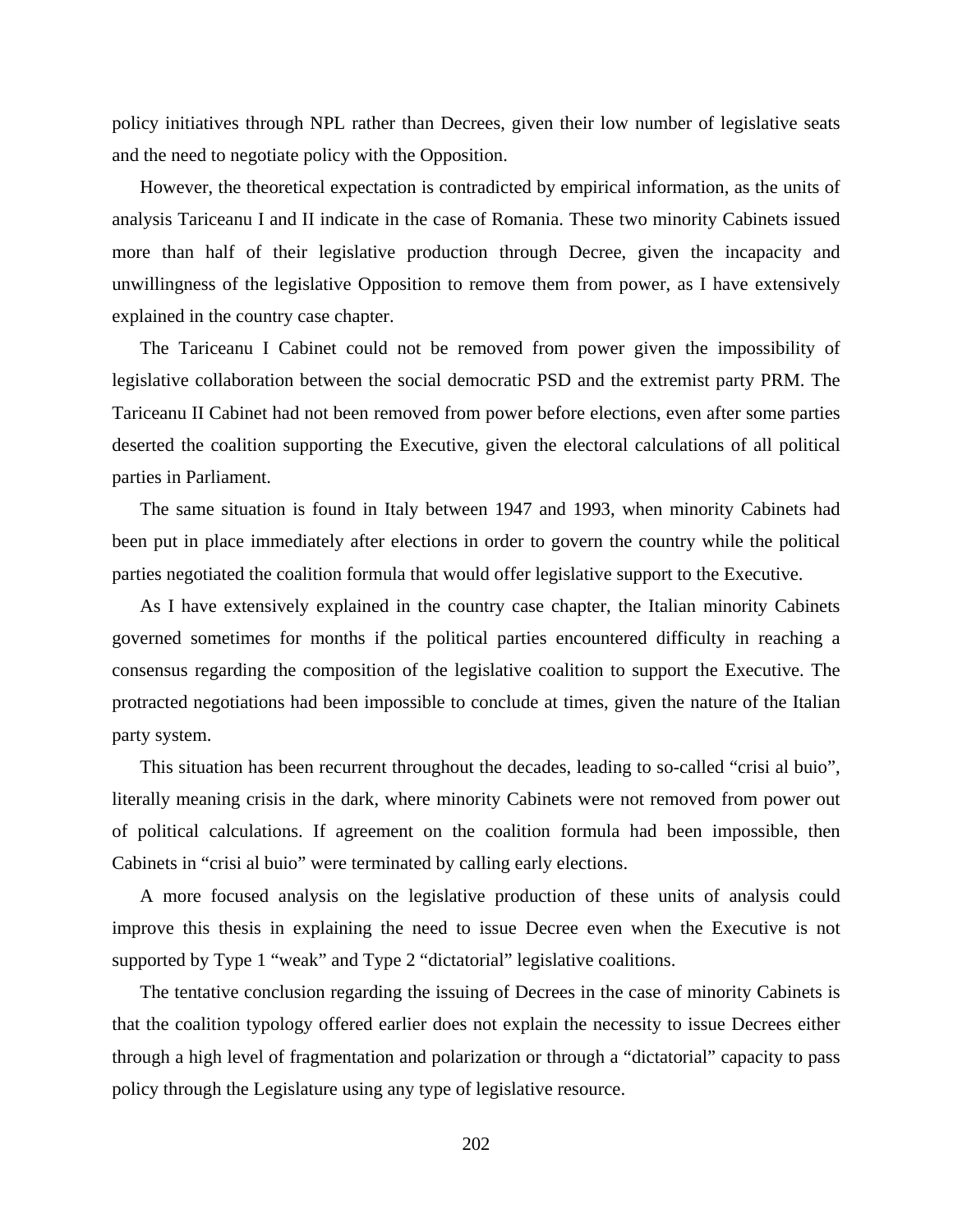policy initiatives through NPL rather than Decrees, given their low number of legislative seats and the need to negotiate policy with the Opposition.

However, the theoretical expectation is contradicted by empirical information, as the units of analysis Tariceanu I and II indicate in the case of Romania. These two minority Cabinets issued more than half of their legislative production through Decree, given the incapacity and unwillingness of the legislative Opposition to remove them from power, as I have extensively explained in the country case chapter.

The Tariceanu I Cabinet could not be removed from power given the impossibility of legislative collaboration between the social democratic PSD and the extremist party PRM. The Tariceanu II Cabinet had not been removed from power before elections, even after some parties deserted the coalition supporting the Executive, given the electoral calculations of all political parties in Parliament.

The same situation is found in Italy between 1947 and 1993, when minority Cabinets had been put in place immediately after elections in order to govern the country while the political parties negotiated the coalition formula that would offer legislative support to the Executive.

As I have extensively explained in the country case chapter, the Italian minority Cabinets governed sometimes for months if the political parties encountered difficulty in reaching a consensus regarding the composition of the legislative coalition to support the Executive. The protracted negotiations had been impossible to conclude at times, given the nature of the Italian party system.

This situation has been recurrent throughout the decades, leading to so-called "crisi al buio", literally meaning crisis in the dark, where minority Cabinets were not removed from power out of political calculations. If agreement on the coalition formula had been impossible, then Cabinets in "crisi al buio" were terminated by calling early elections.

A more focused analysis on the legislative production of these units of analysis could improve this thesis in explaining the need to issue Decree even when the Executive is not supported by Type 1 "weak" and Type 2 "dictatorial" legislative coalitions.

The tentative conclusion regarding the issuing of Decrees in the case of minority Cabinets is that the coalition typology offered earlier does not explain the necessity to issue Decrees either through a high level of fragmentation and polarization or through a "dictatorial" capacity to pass policy through the Legislature using any type of legislative resource.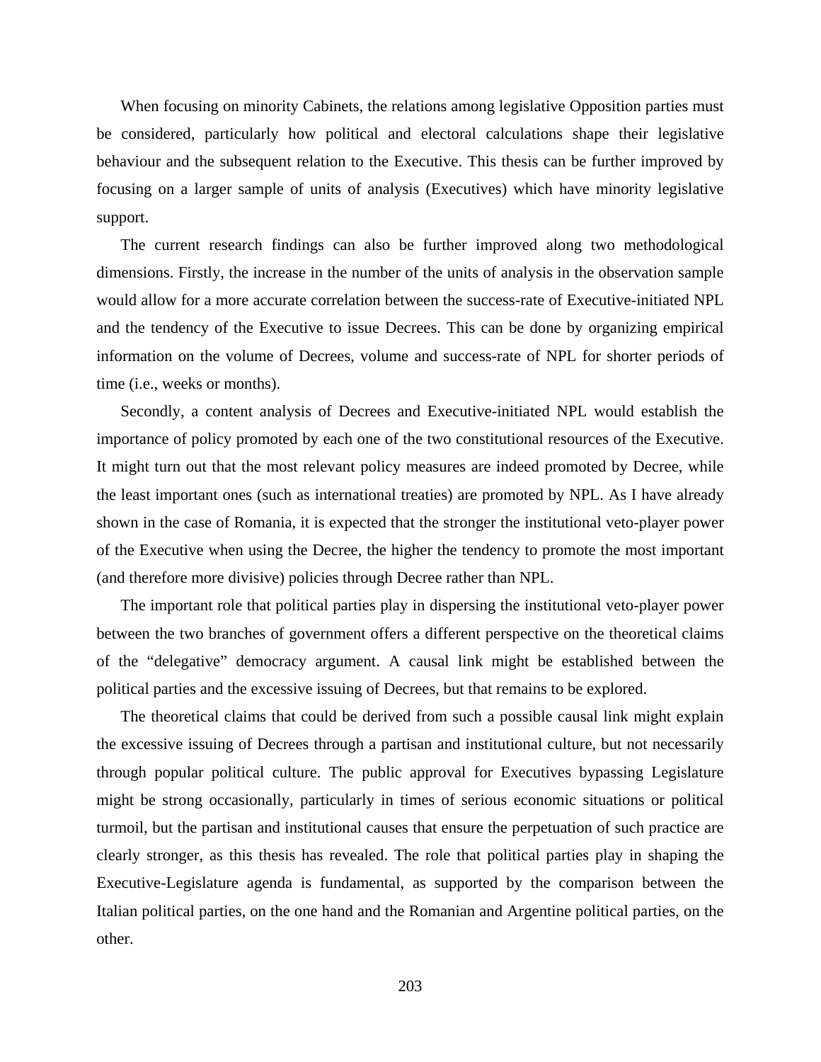When focusing on minority Cabinets, the relations among legislative Opposition parties must be considered, particularly how political and electoral calculations shape their legislative behaviour and the subsequent relation to the Executive. This thesis can be further improved by focusing on a larger sample of units of analysis (Executives) which have minority legislative support.

The current research findings can also be further improved along two methodological dimensions. Firstly, the increase in the number of the units of analysis in the observation sample would allow for a more accurate correlation between the success-rate of Executive-initiated NPL and the tendency of the Executive to issue Decrees. This can be done by organizing empirical information on the volume of Decrees, volume and success-rate of NPL for shorter periods of time (i.e., weeks or months).

Secondly, a content analysis of Decrees and Executive-initiated NPL would establish the importance of policy promoted by each one of the two constitutional resources of the Executive. It might turn out that the most relevant policy measures are indeed promoted by Decree, while the least important ones (such as international treaties) are promoted by NPL. As I have already shown in the case of Romania, it is expected that the stronger the institutional veto-player power of the Executive when using the Decree, the higher the tendency to promote the most important (and therefore more divisive) policies through Decree rather than NPL.

The important role that political parties play in dispersing the institutional veto-player power between the two branches of government offers a different perspective on the theoretical claims of the "delegative" democracy argument. A causal link might be established between the political parties and the excessive issuing of Decrees, but that remains to be explored.

The theoretical claims that could be derived from such a possible causal link might explain the excessive issuing of Decrees through a partisan and institutional culture, but not necessarily through popular political culture. The public approval for Executives bypassing Legislature might be strong occasionally, particularly in times of serious economic situations or political turmoil, but the partisan and institutional causes that ensure the perpetuation of such practice are clearly stronger, as this thesis has revealed. The role that political parties play in shaping the Executive-Legislature agenda is fundamental, as supported by the comparison between the Italian political parties, on the one hand and the Romanian and Argentine political parties, on the other.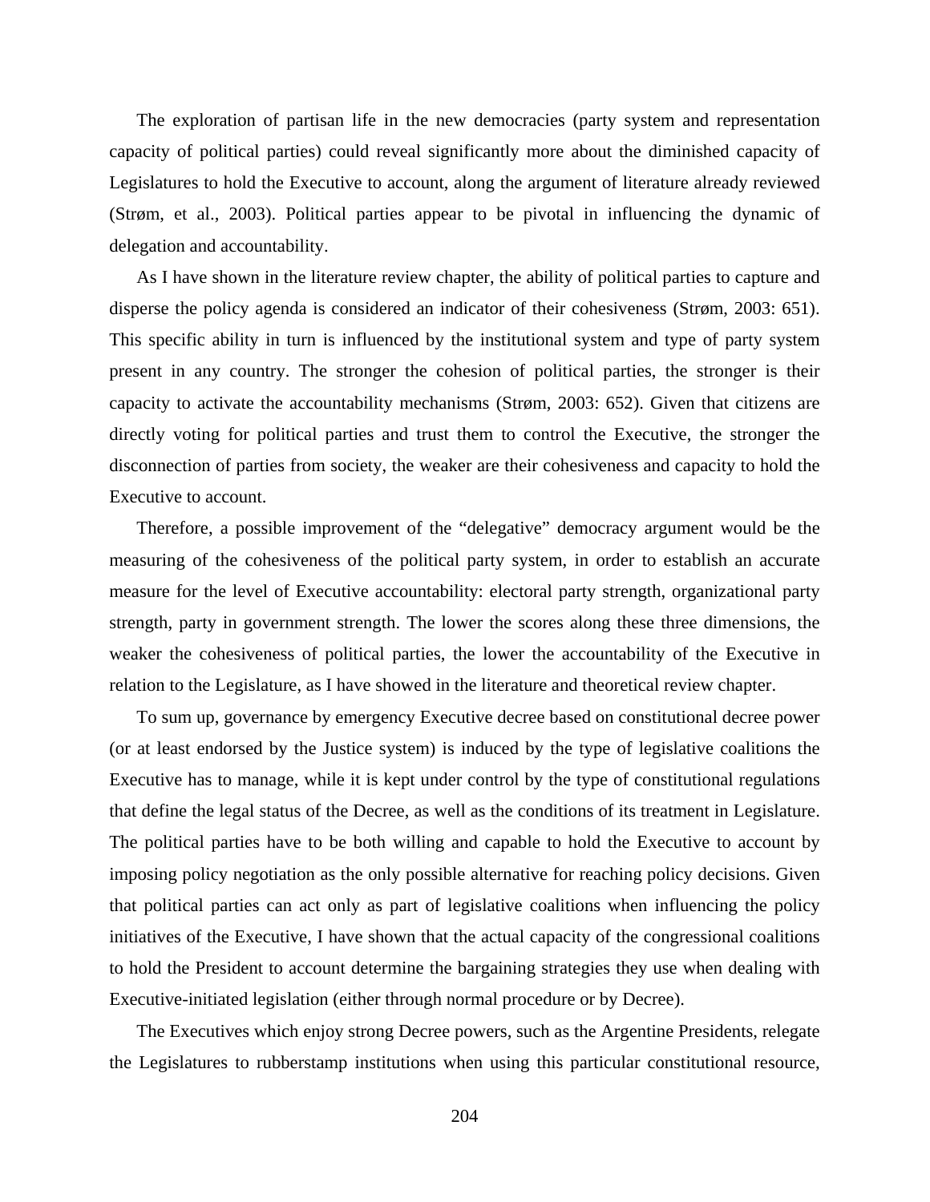The exploration of partisan life in the new democracies (party system and representation capacity of political parties) could reveal significantly more about the diminished capacity of Legislatures to hold the Executive to account, along the argument of literature already reviewed (Strøm, et al., 2003). Political parties appear to be pivotal in influencing the dynamic of delegation and accountability.

As I have shown in the literature review chapter, the ability of political parties to capture and disperse the policy agenda is considered an indicator of their cohesiveness (Strøm, 2003: 651). This specific ability in turn is influenced by the institutional system and type of party system present in any country. The stronger the cohesion of political parties, the stronger is their capacity to activate the accountability mechanisms (Strøm, 2003: 652). Given that citizens are directly voting for political parties and trust them to control the Executive, the stronger the disconnection of parties from society, the weaker are their cohesiveness and capacity to hold the Executive to account.

Therefore, a possible improvement of the "delegative" democracy argument would be the measuring of the cohesiveness of the political party system, in order to establish an accurate measure for the level of Executive accountability: electoral party strength, organizational party strength, party in government strength. The lower the scores along these three dimensions, the weaker the cohesiveness of political parties, the lower the accountability of the Executive in relation to the Legislature, as I have showed in the literature and theoretical review chapter.

To sum up, governance by emergency Executive decree based on constitutional decree power (or at least endorsed by the Justice system) is induced by the type of legislative coalitions the Executive has to manage, while it is kept under control by the type of constitutional regulations that define the legal status of the Decree, as well as the conditions of its treatment in Legislature. The political parties have to be both willing and capable to hold the Executive to account by imposing policy negotiation as the only possible alternative for reaching policy decisions. Given that political parties can act only as part of legislative coalitions when influencing the policy initiatives of the Executive, I have shown that the actual capacity of the congressional coalitions to hold the President to account determine the bargaining strategies they use when dealing with Executive-initiated legislation (either through normal procedure or by Decree).

The Executives which enjoy strong Decree powers, such as the Argentine Presidents, relegate the Legislatures to rubberstamp institutions when using this particular constitutional resource,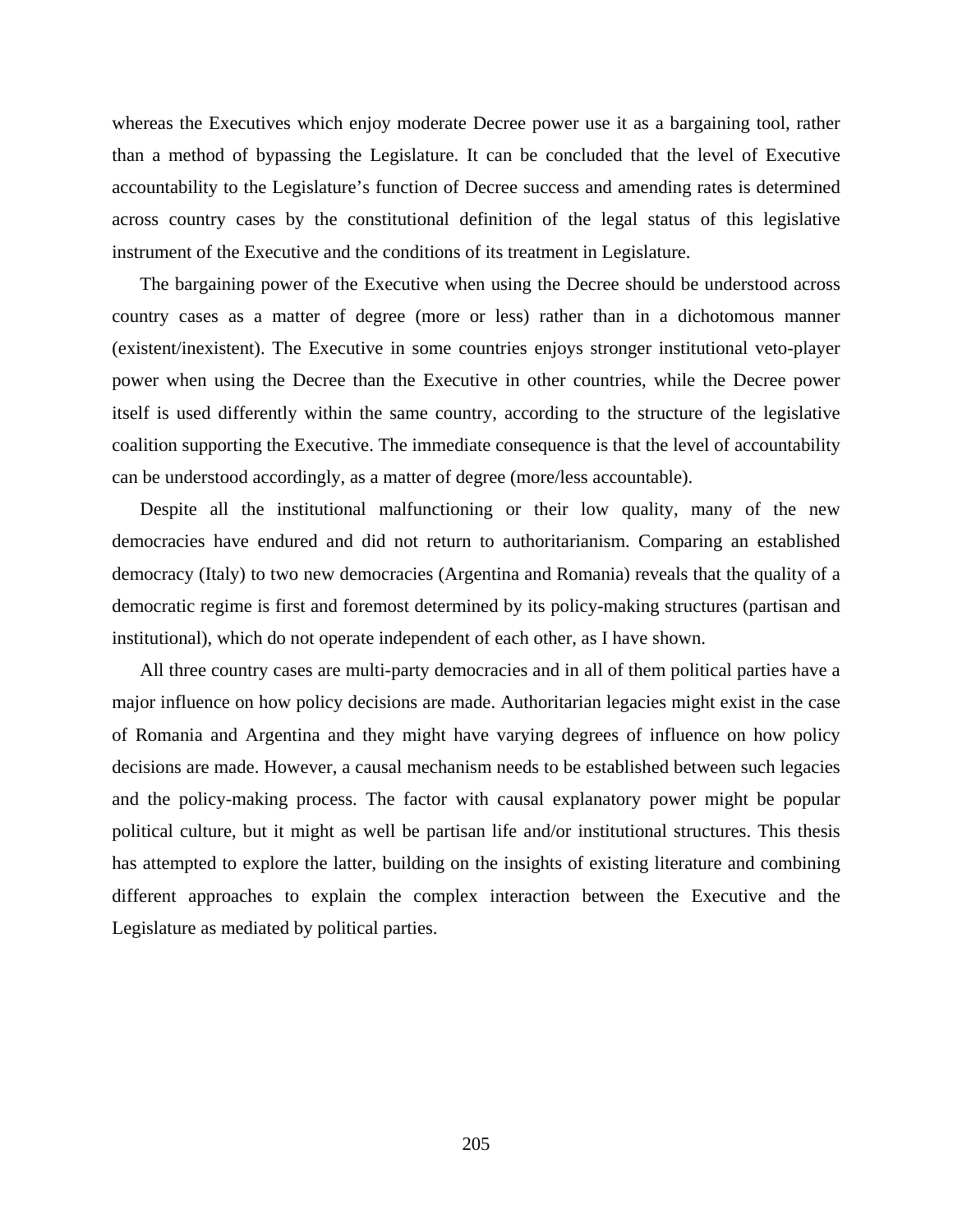whereas the Executives which enjoy moderate Decree power use it as a bargaining tool, rather than a method of bypassing the Legislature. It can be concluded that the level of Executive accountability to the Legislature's function of Decree success and amending rates is determined across country cases by the constitutional definition of the legal status of this legislative instrument of the Executive and the conditions of its treatment in Legislature.

The bargaining power of the Executive when using the Decree should be understood across country cases as a matter of degree (more or less) rather than in a dichotomous manner (existent/inexistent). The Executive in some countries enjoys stronger institutional veto-player power when using the Decree than the Executive in other countries, while the Decree power itself is used differently within the same country, according to the structure of the legislative coalition supporting the Executive. The immediate consequence is that the level of accountability can be understood accordingly, as a matter of degree (more/less accountable).

Despite all the institutional malfunctioning or their low quality, many of the new democracies have endured and did not return to authoritarianism. Comparing an established democracy (Italy) to two new democracies (Argentina and Romania) reveals that the quality of a democratic regime is first and foremost determined by its policy-making structures (partisan and institutional), which do not operate independent of each other, as I have shown.

All three country cases are multi-party democracies and in all of them political parties have a major influence on how policy decisions are made. Authoritarian legacies might exist in the case of Romania and Argentina and they might have varying degrees of influence on how policy decisions are made. However, a causal mechanism needs to be established between such legacies and the policy-making process. The factor with causal explanatory power might be popular political culture, but it might as well be partisan life and/or institutional structures. This thesis has attempted to explore the latter, building on the insights of existing literature and combining different approaches to explain the complex interaction between the Executive and the Legislature as mediated by political parties.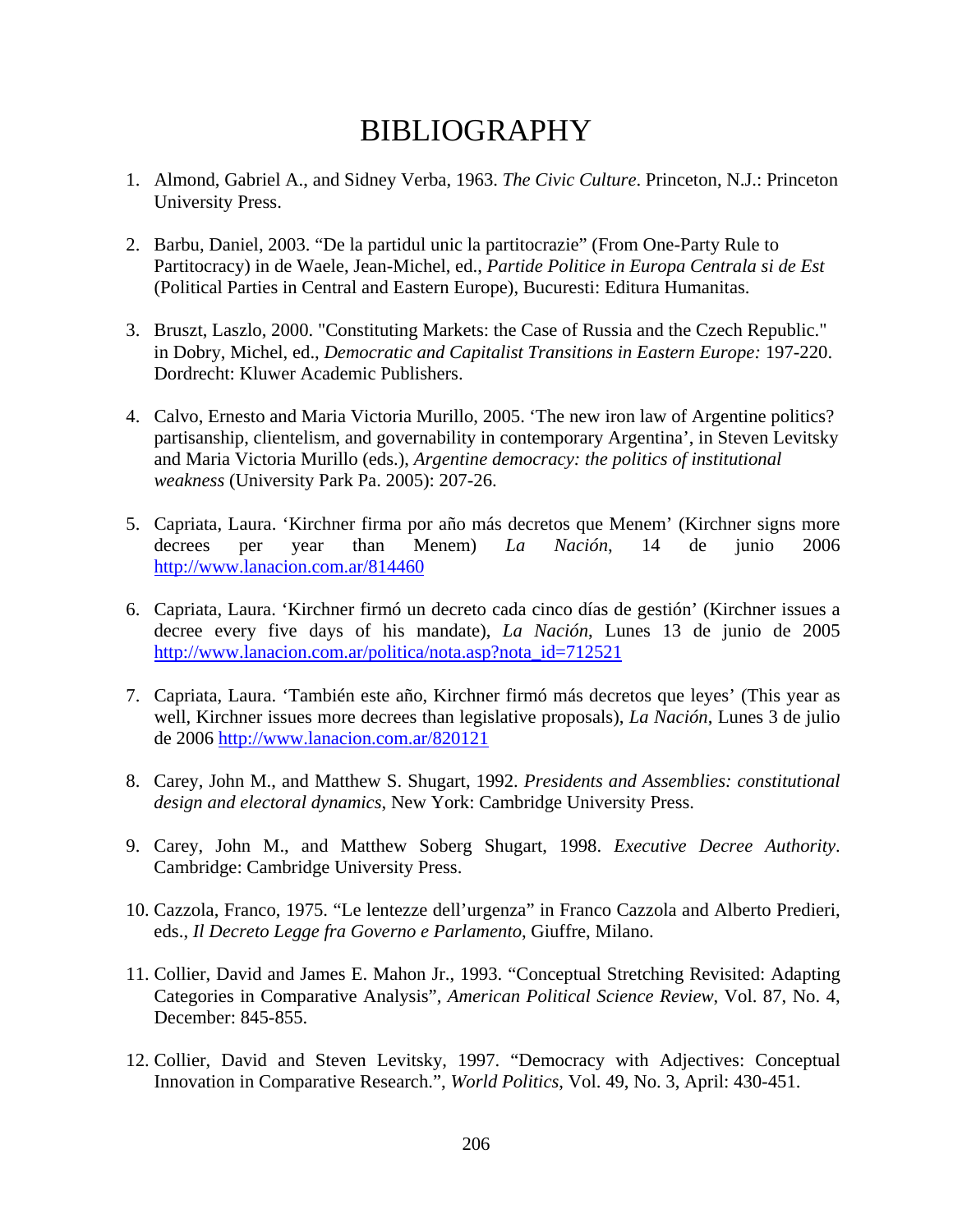# BIBLIOGRAPHY

1. Almond, Gabriel A., and Sidney Verba, 1963. *The Civic Culture*. Princeton, N.J.: Princeton University Press.

2. Barbu, Daniel, 2003. "De la partidul unic la partitocrazie" (From One-Party Rule to Partitocracy) in de Waele, Jean-Michel, ed., *Partide Politice in Europa Centrala si de Est* (Political Parties in Central and Eastern Europe), Bucuresti: Editura Humanitas.

3. Bruszt, Laszlo, 2000. "Constituting Markets: the Case of Russia and the Czech Republic." in Dobry, Michel, ed., *Democratic and Capitalist Transitions in Eastern Europe:* 197-220. Dordrecht: Kluwer Academic Publishers.

4. Calvo, Ernesto and Maria Victoria Murillo, 2005. 'The new iron law of Argentine politics? partisanship, clientelism, and governability in contemporary Argentina', in Steven Levitsky and Maria Victoria Murillo (eds.), *Argentine democracy: the politics of institutional weakness* (University Park Pa. 2005): 207-26.

5. Capriata, Laura. 'Kirchner firma por año más decretos que Menem' (Kirchner signs more decrees per year than Menem) *La Nación*, 14 de junio 2006 http://www.lanacion.com.ar/814460

6. Capriata, Laura. 'Kirchner firmó un decreto cada cinco días de gestión' (Kirchner issues a decree every five days of his mandate), *La Nación*, Lunes 13 de junio de 2005 http://www.lanacion.com.ar/politica/nota.asp?nota_id=712521

7. Capriata, Laura. 'También este año, Kirchner firmó más decretos que leyes' (This year as well, Kirchner issues more decrees than legislative proposals), *La Nación*, Lunes 3 de julio de 2006 http://www.lanacion.com.ar/820121

8. Carey, John M., and Matthew S. Shugart, 1992. *Presidents and Assemblies: constitutional design and electoral dynamics*, New York: Cambridge University Press.

9. Carey, John M., and Matthew Soberg Shugart, 1998. *Executive Decree Authority*. Cambridge: Cambridge University Press.

10. Cazzola, Franco, 1975. "Le lentezze dell'urgenza" in Franco Cazzola and Alberto Predieri, eds., *Il Decreto Legge fra Governo e Parlamento*, Giuffre, Milano.

11. Collier, David and James E. Mahon Jr., 1993. "Conceptual Stretching Revisited: Adapting Categories in Comparative Analysis", *American Political Science Review*, Vol. 87, No. 4, December: 845-855.

12. Collier, David and Steven Levitsky, 1997. "Democracy with Adjectives: Conceptual Innovation in Comparative Research.", *World Politics*, Vol. 49, No. 3, April: 430-451.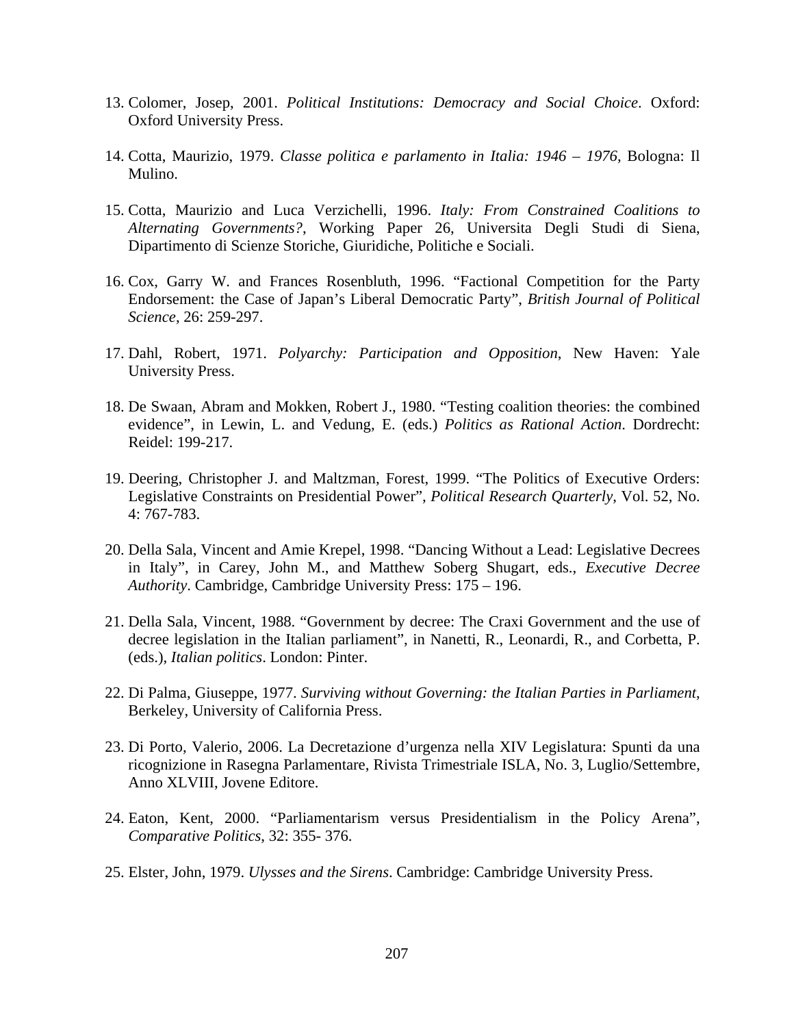13. Colomer, Josep, 2001. *Political Institutions: Democracy and Social Choice*. Oxford: Oxford University Press.

14. Cotta, Maurizio, 1979. *Classe politica e parlamento in Italia: 1946 – 1976*, Bologna: Il Mulino.

15. Cotta, Maurizio and Luca Verzichelli, 1996. *Italy: From Constrained Coalitions to Alternating Governments?*, Working Paper 26, Universita Degli Studi di Siena, Dipartimento di Scienze Storiche, Giuridiche, Politiche e Sociali.

16. Cox, Garry W. and Frances Rosenbluth, 1996. "Factional Competition for the Party Endorsement: the Case of Japan's Liberal Democratic Party", *British Journal of Political Science*, 26: 259-297.

17. Dahl, Robert, 1971. *Polyarchy: Participation and Opposition*, New Haven: Yale University Press.

18. De Swaan, Abram and Mokken, Robert J., 1980. "Testing coalition theories: the combined evidence", in Lewin, L. and Vedung, E. (eds.) *Politics as Rational Action*. Dordrecht: Reidel: 199-217.

19. Deering, Christopher J. and Maltzman, Forest, 1999. "The Politics of Executive Orders: Legislative Constraints on Presidential Power", *Political Research Quarterly*, Vol. 52, No. 4: 767-783.

20. Della Sala, Vincent and Amie Krepel, 1998. "Dancing Without a Lead: Legislative Decrees in Italy", in Carey, John M., and Matthew Soberg Shugart, eds., *Executive Decree Authority*. Cambridge, Cambridge University Press: 175 – 196.

21. Della Sala, Vincent, 1988. "Government by decree: The Craxi Government and the use of decree legislation in the Italian parliament", in Nanetti, R., Leonardi, R., and Corbetta, P. (eds.), *Italian politics*. London: Pinter.

22. Di Palma, Giuseppe, 1977. *Surviving without Governing: the Italian Parties in Parliament*, Berkeley, University of California Press.

23. Di Porto, Valerio, 2006. La Decretazione d'urgenza nella XIV Legislatura: Spunti da una ricognizione in Rasegna Parlamentare, Rivista Trimestriale ISLA, No. 3, Luglio/Settembre, Anno XLVIII, Jovene Editore.

24. Eaton, Kent, 2000. "Parliamentarism versus Presidentialism in the Policy Arena", *Comparative Politics*, 32: 355- 376.

25. Elster, John, 1979. *Ulysses and the Sirens*. Cambridge: Cambridge University Press.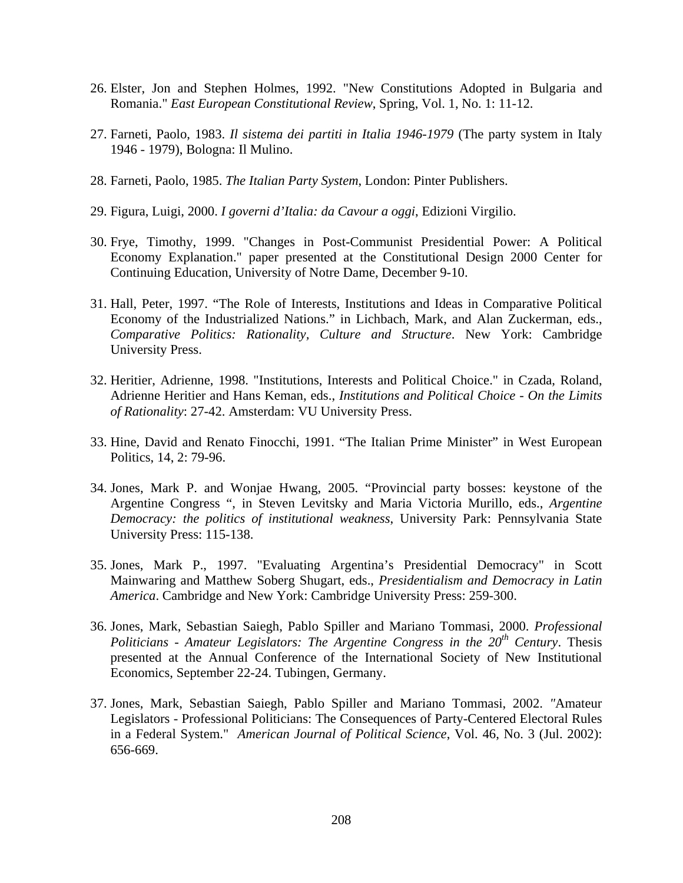26. Elster, Jon and Stephen Holmes, 1992. "New Constitutions Adopted in Bulgaria and Romania." *East European Constitutional Review*, Spring, Vol. 1, No. 1: 11-12.

27. Farneti, Paolo, 1983. *Il sistema dei partiti in Italia 1946-1979* (The party system in Italy 1946 - 1979), Bologna: Il Mulino.

28. Farneti, Paolo, 1985. *The Italian Party System*, London: Pinter Publishers.

29. Figura, Luigi, 2000. *I governi d'Italia: da Cavour a oggi*, Edizioni Virgilio.

30. Frye, Timothy, 1999. "Changes in Post-Communist Presidential Power: A Political Economy Explanation." paper presented at the Constitutional Design 2000 Center for Continuing Education, University of Notre Dame, December 9-10.

31. Hall, Peter, 1997. "The Role of Interests, Institutions and Ideas in Comparative Political Economy of the Industrialized Nations." in Lichbach, Mark, and Alan Zuckerman, eds., *Comparative Politics: Rationality, Culture and Structure*. New York: Cambridge University Press.

32. Heritier, Adrienne, 1998. "Institutions, Interests and Political Choice." in Czada, Roland, Adrienne Heritier and Hans Keman, eds., *Institutions and Political Choice - On the Limits of Rationality*: 27-42. Amsterdam: VU University Press.

33. Hine, David and Renato Finocchi, 1991. "The Italian Prime Minister" in West European Politics, 14, 2: 79-96.

34. Jones, Mark P. and Wonjae Hwang, 2005. "Provincial party bosses: keystone of the Argentine Congress ", in Steven Levitsky and Maria Victoria Murillo, eds., *Argentine Democracy: the politics of institutional weakness*, University Park: Pennsylvania State University Press: 115-138.

35. Jones, Mark P., 1997. "Evaluating Argentina's Presidential Democracy" in Scott Mainwaring and Matthew Soberg Shugart, eds., *Presidentialism and Democracy in Latin America*. Cambridge and New York: Cambridge University Press: 259-300.

36. Jones, Mark, Sebastian Saiegh, Pablo Spiller and Mariano Tommasi, 2000. *Professional Politicians - Amateur Legislators: The Argentine Congress in the 20th Century*. Thesis presented at the Annual Conference of the International Society of New Institutional Economics, September 22-24. Tubingen, Germany.

37. Jones, Mark, Sebastian Saiegh, Pablo Spiller and Mariano Tommasi, 2002. "Amateur Legislators - Professional Politicians: The Consequences of Party-Centered Electoral Rules in a Federal System." *American Journal of Political Science*, Vol. 46, No. 3 (Jul. 2002): 656-669.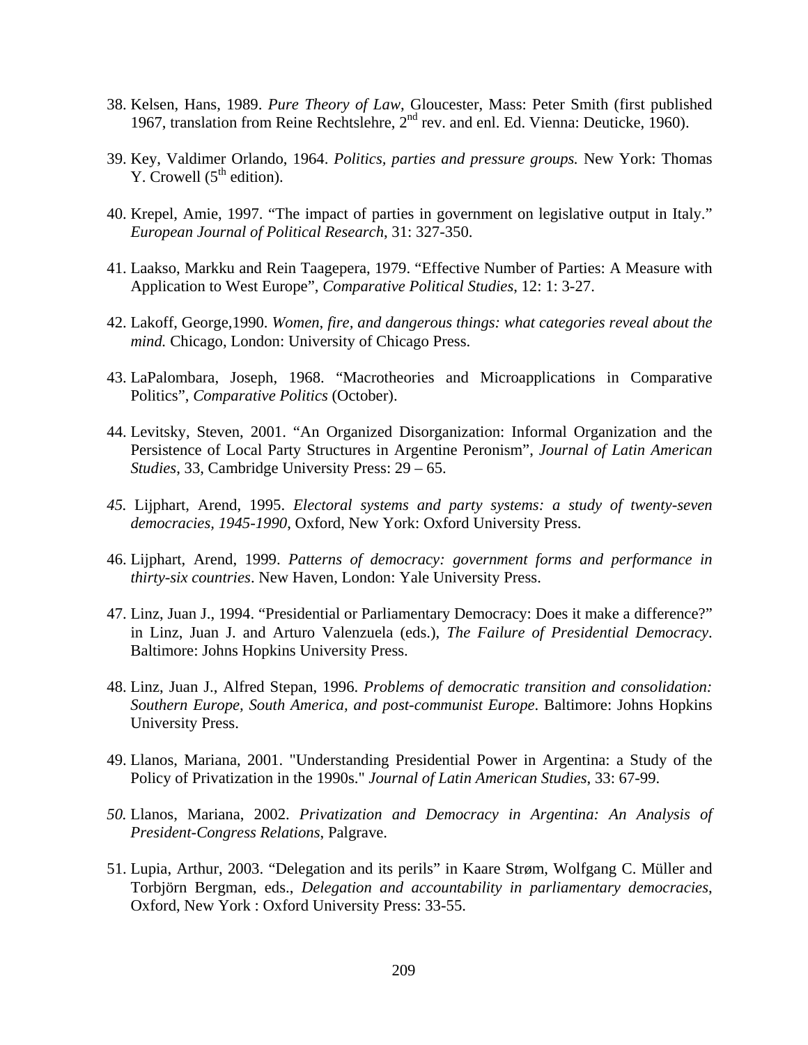38. Kelsen, Hans, 1989. *Pure Theory of Law*, Gloucester, Mass: Peter Smith (first published 1967, translation from Reine Rechtslehre, 2[nd] rev. and enl. Ed. Vienna: Deuticke, 1960).

39. Key, Valdimer Orlando, 1964. *Politics, parties and pressure groups.* New York: Thomas Y. Crowell (5[th] edition).

40. Krepel, Amie, 1997. "The impact of parties in government on legislative output in Italy." *European Journal of Political Research*, 31: 327-350.

41. Laakso, Markku and Rein Taagepera, 1979. "Effective Number of Parties: A Measure with Application to West Europe", *Comparative Political Studies*, 12: 1: 3-27.

42. Lakoff, George,1990. *Women, fire, and dangerous things: what categories reveal about the mind.* Chicago, London: University of Chicago Press.

43. LaPalombara, Joseph, 1968. "Macrotheories and Microapplications in Comparative Politics", *Comparative Politics* (October).

44. Levitsky, Steven, 2001. "An Organized Disorganization: Informal Organization and the Persistence of Local Party Structures in Argentine Peronism", *Journal of Latin American Studies*, 33, Cambridge University Press: 29 – 65.

45. Lijphart, Arend, 1995. *Electoral systems and party systems: a study of twenty-seven democracies, 1945-1990*, Oxford, New York: Oxford University Press.

46. Lijphart, Arend, 1999. *Patterns of democracy: government forms and performance in thirty-six countries*. New Haven, London: Yale University Press.

47. Linz, Juan J., 1994. "Presidential or Parliamentary Democracy: Does it make a difference?" in Linz, Juan J. and Arturo Valenzuela (eds.), *The Failure of Presidential Democracy*. Baltimore: Johns Hopkins University Press.

48. Linz, Juan J., Alfred Stepan, 1996. *Problems of democratic transition and consolidation: Southern Europe, South America, and post-communist Europe*. Baltimore: Johns Hopkins University Press.

49. Llanos, Mariana, 2001. "Understanding Presidential Power in Argentina: a Study of the Policy of Privatization in the 1990s." *Journal of Latin American Studies*, 33: 67-99.

50. Llanos, Mariana, 2002. *Privatization and Democracy in Argentina: An Analysis of President-Congress Relations*, Palgrave.

51. Lupia, Arthur, 2003. "Delegation and its perils" in Kaare Strøm, Wolfgang C. Müller and Torbjörn Bergman, eds., *Delegation and accountability in parliamentary democracies*, Oxford, New York : Oxford University Press: 33-55.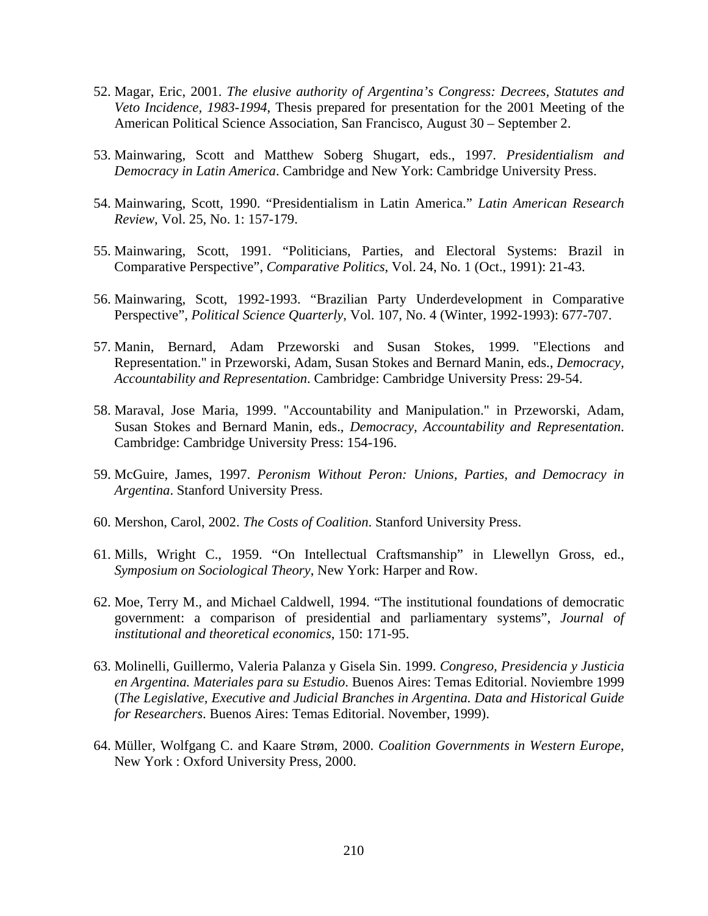52. Magar, Eric, 2001. *The elusive authority of Argentina's Congress: Decrees, Statutes and Veto Incidence, 1983-1994*, Thesis prepared for presentation for the 2001 Meeting of the American Political Science Association, San Francisco, August 30 – September 2.

53. Mainwaring, Scott and Matthew Soberg Shugart, eds., 1997. *Presidentialism and Democracy in Latin America*. Cambridge and New York: Cambridge University Press.

54. Mainwaring, Scott, 1990. "Presidentialism in Latin America." *Latin American Research Review*, Vol. 25, No. 1: 157-179.

55. Mainwaring, Scott, 1991. "Politicians, Parties, and Electoral Systems: Brazil in Comparative Perspective", *Comparative Politics*, Vol. 24, No. 1 (Oct., 1991): 21-43.

56. Mainwaring, Scott, 1992-1993. "Brazilian Party Underdevelopment in Comparative Perspective", *Political Science Quarterly*, Vol. 107, No. 4 (Winter, 1992-1993): 677-707.

57. Manin, Bernard, Adam Przeworski and Susan Stokes, 1999. "Elections and Representation." in Przeworski, Adam, Susan Stokes and Bernard Manin, eds., *Democracy, Accountability and Representation*. Cambridge: Cambridge University Press: 29-54.

58. Maraval, Jose Maria, 1999. "Accountability and Manipulation." in Przeworski, Adam, Susan Stokes and Bernard Manin, eds., *Democracy, Accountability and Representation*. Cambridge: Cambridge University Press: 154-196.

59. McGuire, James, 1997. *Peronism Without Peron: Unions, Parties, and Democracy in Argentina*. Stanford University Press.

60. Mershon, Carol, 2002. *The Costs of Coalition*. Stanford University Press.

61. Mills, Wright C., 1959. "On Intellectual Craftsmanship" in Llewellyn Gross, ed., *Symposium on Sociological Theory*, New York: Harper and Row.

62. Moe, Terry M., and Michael Caldwell, 1994. "The institutional foundations of democratic government: a comparison of presidential and parliamentary systems", *Journal of institutional and theoretical economics*, 150: 171-95.

63. Molinelli, Guillermo, Valeria Palanza y Gisela Sin. 1999. *Congreso, Presidencia y Justicia en Argentina. Materiales para su Estudio*. Buenos Aires: Temas Editorial. Noviembre 1999 (*The Legislative, Executive and Judicial Branches in Argentina. Data and Historical Guide for Researchers*. Buenos Aires: Temas Editorial. November, 1999).

64. Müller, Wolfgang C. and Kaare Strøm, 2000. *Coalition Governments in Western Europe*, New York : Oxford University Press, 2000.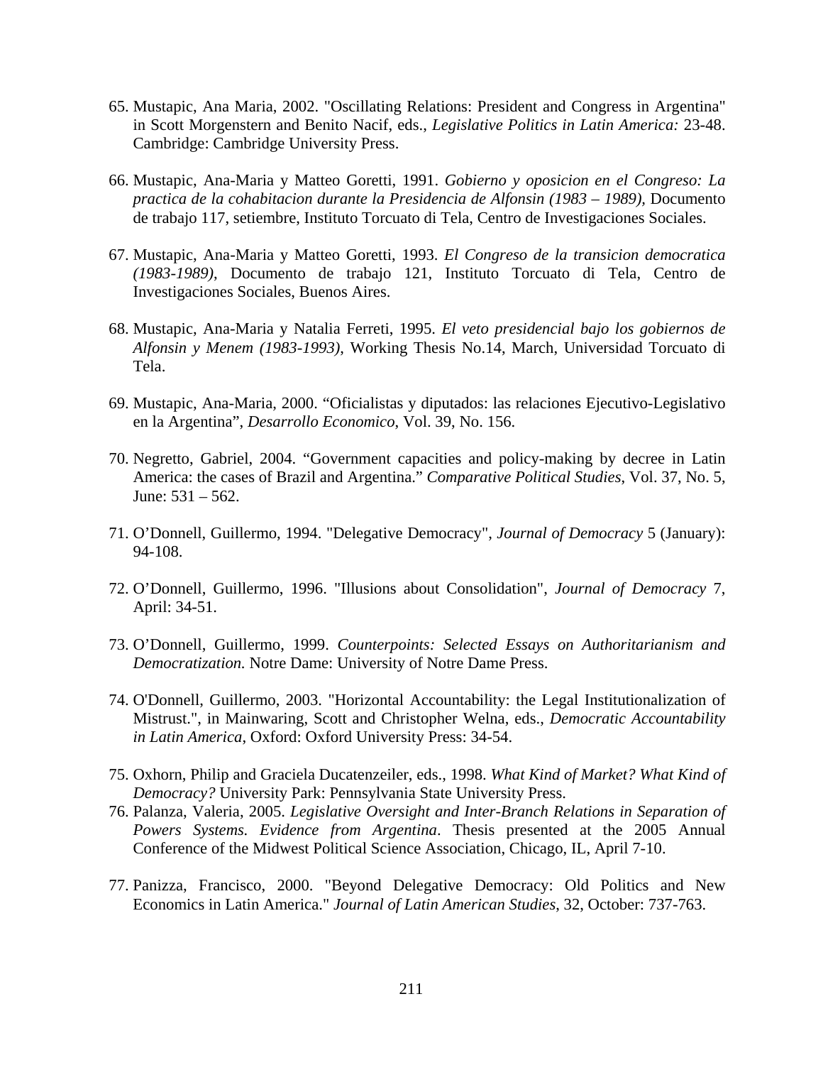65. Mustapic, Ana Maria, 2002. "Oscillating Relations: President and Congress in Argentina" in Scott Morgenstern and Benito Nacif, eds., *Legislative Politics in Latin America:* 23-48. Cambridge: Cambridge University Press.

66. Mustapic, Ana-Maria y Matteo Goretti, 1991. *Gobierno y oposicion en el Congreso: La practica de la cohabitacion durante la Presidencia de Alfonsin (1983 – 1989)*, Documento de trabajo 117, setiembre, Instituto Torcuato di Tela, Centro de Investigaciones Sociales.

67. Mustapic, Ana-Maria y Matteo Goretti, 1993. *El Congreso de la transicion democratica (1983-1989)*, Documento de trabajo 121, Instituto Torcuato di Tela, Centro de Investigaciones Sociales, Buenos Aires.

68. Mustapic, Ana-Maria y Natalia Ferreti, 1995. *El veto presidencial bajo los gobiernos de Alfonsin y Menem (1983-1993)*, Working Thesis No.14, March, Universidad Torcuato di Tela.

69. Mustapic, Ana-Maria, 2000. "Oficialistas y diputados: las relaciones Ejecutivo-Legislativo en la Argentina", *Desarrollo Economico*, Vol. 39, No. 156.

70. Negretto, Gabriel, 2004. "Government capacities and policy-making by decree in Latin America: the cases of Brazil and Argentina." *Comparative Political Studies*, Vol. 37, No. 5, June: 531 – 562.

71. O'Donnell, Guillermo, 1994. "Delegative Democracy", *Journal of Democracy* 5 (January): 94-108.

72. O'Donnell, Guillermo, 1996. "Illusions about Consolidation", *Journal of Democracy* 7, April: 34-51.

73. O'Donnell, Guillermo, 1999. *Counterpoints: Selected Essays on Authoritarianism and Democratization.* Notre Dame: University of Notre Dame Press.

74. O'Donnell, Guillermo, 2003. "Horizontal Accountability: the Legal Institutionalization of Mistrust.", in Mainwaring, Scott and Christopher Welna, eds., *Democratic Accountability in Latin America*, Oxford: Oxford University Press: 34-54.

75. Oxhorn, Philip and Graciela Ducatenzeiler, eds., 1998. *What Kind of Market? What Kind of Democracy?* University Park: Pennsylvania State University Press.

76. Palanza, Valeria, 2005. *Legislative Oversight and Inter-Branch Relations in Separation of Powers Systems. Evidence from Argentina*. Thesis presented at the 2005 Annual Conference of the Midwest Political Science Association, Chicago, IL, April 7-10.

77. Panizza, Francisco, 2000. "Beyond Delegative Democracy: Old Politics and New Economics in Latin America." *Journal of Latin American Studies*, 32, October: 737-763.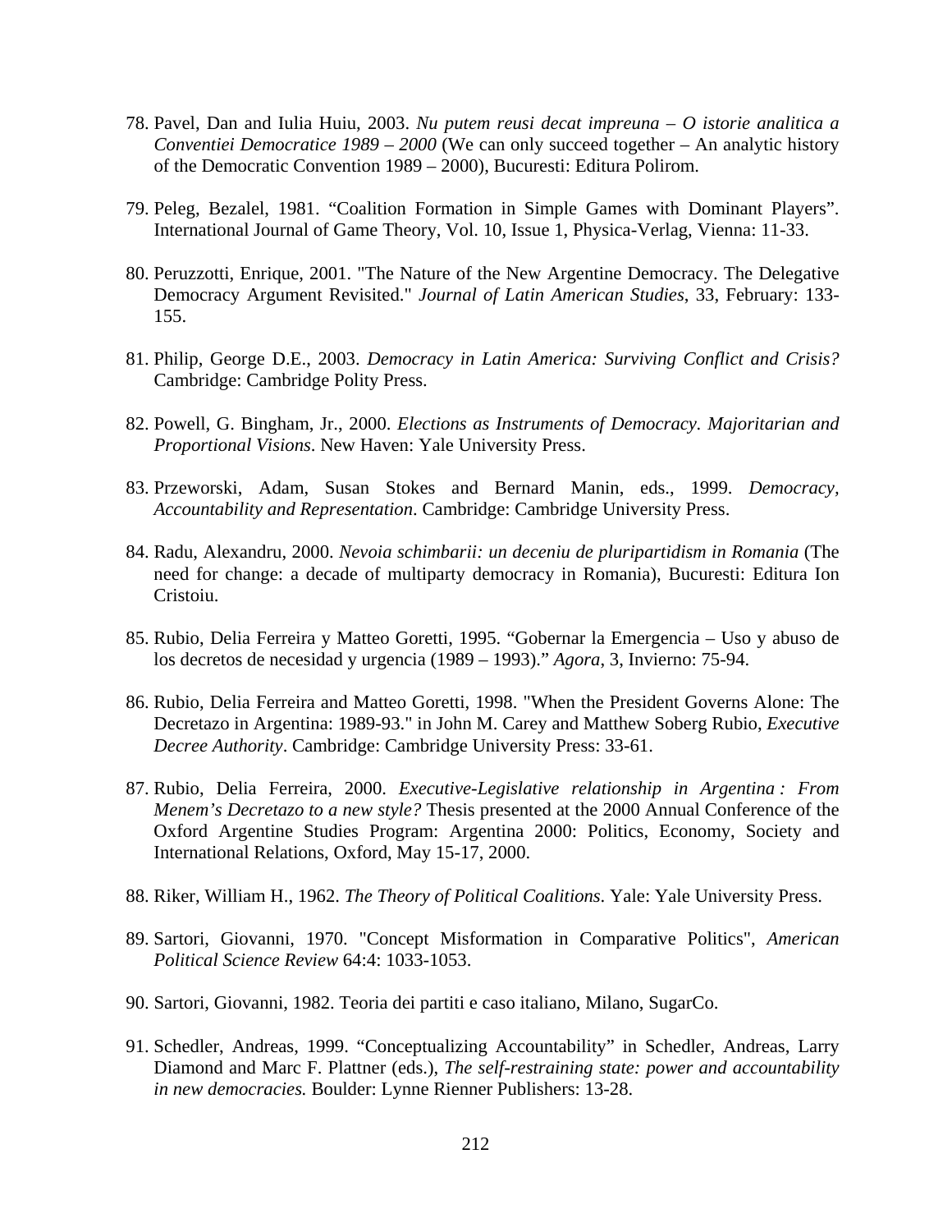78. Pavel, Dan and Iulia Huiu, 2003. *Nu putem reusi decat impreuna – O istorie analitica a Conventiei Democratice 1989 – 2000* (We can only succeed together – An analytic history of the Democratic Convention 1989 – 2000), Bucuresti: Editura Polirom.

79. Peleg, Bezalel, 1981. “Coalition Formation in Simple Games with Dominant Players”. International Journal of Game Theory, Vol. 10, Issue 1, Physica-Verlag, Vienna: 11-33.

80. Peruzzotti, Enrique, 2001. "The Nature of the New Argentine Democracy. The Delegative Democracy Argument Revisited." *Journal of Latin American Studies*, 33, February: 133-155.

81. Philip, George D.E., 2003. *Democracy in Latin America: Surviving Conflict and Crisis?* Cambridge: Cambridge Polity Press.

82. Powell, G. Bingham, Jr., 2000. *Elections as Instruments of Democracy. Majoritarian and Proportional Visions*. New Haven: Yale University Press.

83. Przeworski, Adam, Susan Stokes and Bernard Manin, eds., 1999. *Democracy, Accountability and Representation*. Cambridge: Cambridge University Press.

84. Radu, Alexandru, 2000. *Nevoia schimbarii: un deceniu de pluripartidism in Romania* (The need for change: a decade of multiparty democracy in Romania), Bucuresti: Editura Ion Cristoiu.

85. Rubio, Delia Ferreira y Matteo Goretti, 1995. “Gobernar la Emergencia – Uso y abuso de los decretos de necesidad y urgencia (1989 – 1993).” *Agora*, 3, Invierno: 75-94.

86. Rubio, Delia Ferreira and Matteo Goretti, 1998. "When the President Governs Alone: The Decretazo in Argentina: 1989-93." in John M. Carey and Matthew Soberg Rubio, *Executive Decree Authority*. Cambridge: Cambridge University Press: 33-61.

87. Rubio, Delia Ferreira, 2000. *Executive-Legislative relationship in Argentina : From Menem’s Decretazo to a new style?* Thesis presented at the 2000 Annual Conference of the Oxford Argentine Studies Program: Argentina 2000: Politics, Economy, Society and International Relations, Oxford, May 15-17, 2000.

88. Riker, William H., 1962. *The Theory of Political Coalitions*. Yale: Yale University Press.

89. Sartori, Giovanni, 1970. "Concept Misformation in Comparative Politics", *American Political Science Review* 64:4: 1033-1053.

90. Sartori, Giovanni, 1982. Teoria dei partiti e caso italiano, Milano, SugarCo.

91. Schedler, Andreas, 1999. “Conceptualizing Accountability” in Schedler, Andreas, Larry Diamond and Marc F. Plattner (eds.), *The self-restraining state: power and accountability in new democracies.* Boulder: Lynne Rienner Publishers: 13-28.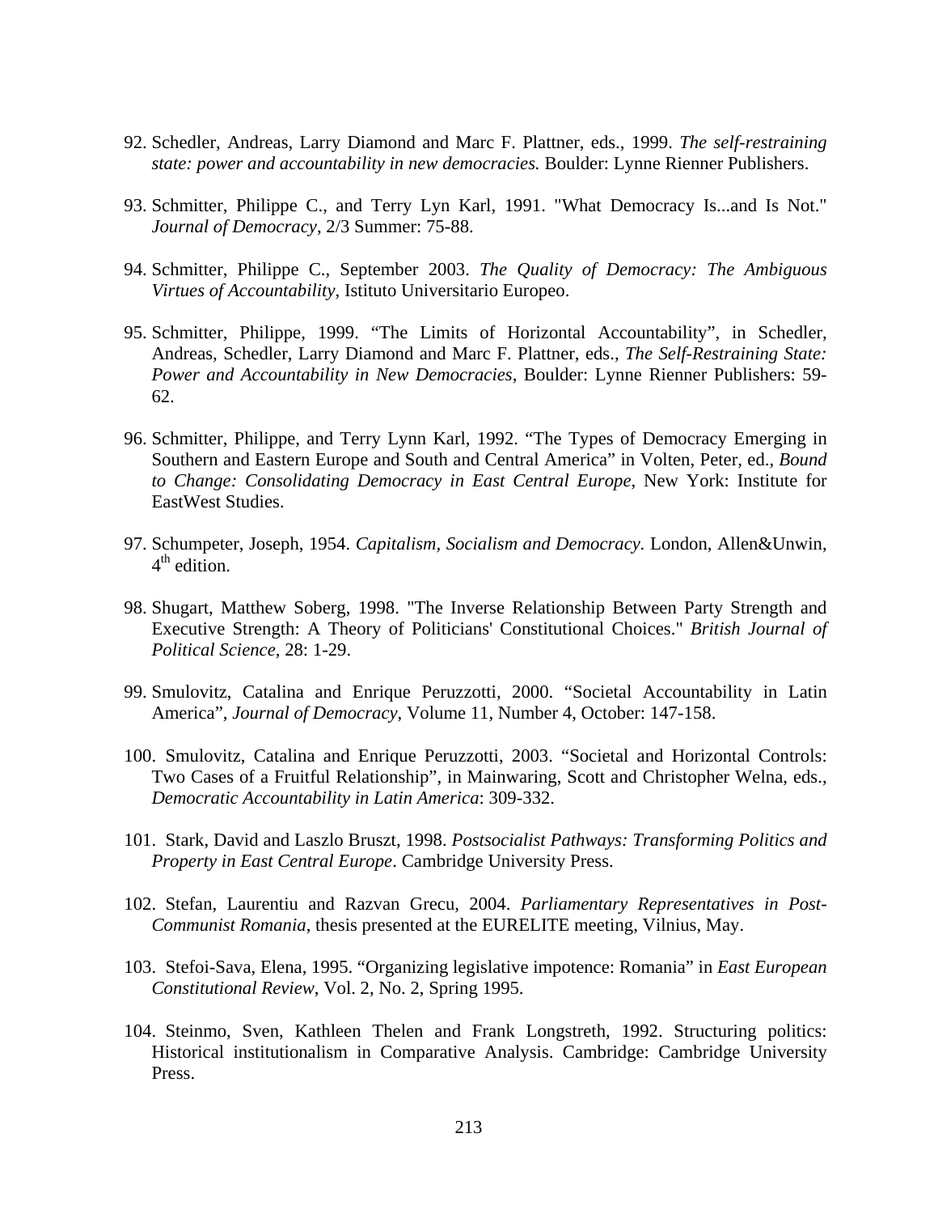92. Schedler, Andreas, Larry Diamond and Marc F. Plattner, eds., 1999. *The self-restraining state: power and accountability in new democracies.* Boulder: Lynne Rienner Publishers.

93. Schmitter, Philippe C., and Terry Lyn Karl, 1991. "What Democracy Is...and Is Not." *Journal of Democracy*, 2/3 Summer: 75-88.

94. Schmitter, Philippe C., September 2003. *The Quality of Democracy: The Ambiguous Virtues of Accountability*, Istituto Universitario Europeo.

95. Schmitter, Philippe, 1999. "The Limits of Horizontal Accountability", in Schedler, Andreas, Schedler, Larry Diamond and Marc F. Plattner, eds., *The Self-Restraining State: Power and Accountability in New Democracies*, Boulder: Lynne Rienner Publishers: 59-62.

96. Schmitter, Philippe, and Terry Lynn Karl, 1992. "The Types of Democracy Emerging in Southern and Eastern Europe and South and Central America" in Volten, Peter, ed., *Bound to Change: Consolidating Democracy in East Central Europe*, New York: Institute for EastWest Studies.

97. Schumpeter, Joseph, 1954. *Capitalism, Socialism and Democracy*. London, Allen&Unwin, 4th edition.

98. Shugart, Matthew Soberg, 1998. "The Inverse Relationship Between Party Strength and Executive Strength: A Theory of Politicians' Constitutional Choices." *British Journal of Political Science*, 28: 1-29.

99. Smulovitz, Catalina and Enrique Peruzzotti, 2000. "Societal Accountability in Latin America", *Journal of Democracy*, Volume 11, Number 4, October: 147-158.

100. Smulovitz, Catalina and Enrique Peruzzotti, 2003. "Societal and Horizontal Controls: Two Cases of a Fruitful Relationship", in Mainwaring, Scott and Christopher Welna, eds., *Democratic Accountability in Latin America*: 309-332.

101. Stark, David and Laszlo Bruszt, 1998. *Postsocialist Pathways: Transforming Politics and Property in East Central Europe*. Cambridge University Press.

102. Stefan, Laurentiu and Razvan Grecu, 2004. *Parliamentary Representatives in Post-Communist Romania*, thesis presented at the EURELITE meeting, Vilnius, May.

103. Stefoi-Sava, Elena, 1995. "Organizing legislative impotence: Romania" in *East European Constitutional Review*, Vol. 2, No. 2, Spring 1995.

104. Steinmo, Sven, Kathleen Thelen and Frank Longstreth, 1992. Structuring politics: Historical institutionalism in Comparative Analysis. Cambridge: Cambridge University Press.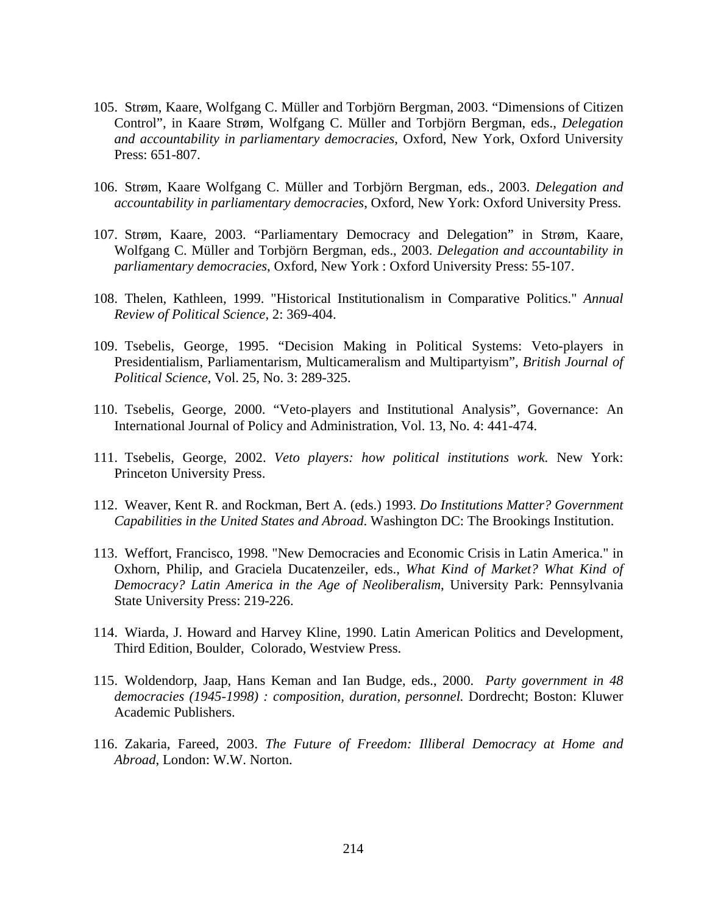105. Strøm, Kaare, Wolfgang C. Müller and Torbjörn Bergman, 2003. "Dimensions of Citizen Control", in Kaare Strøm, Wolfgang C. Müller and Torbjörn Bergman, eds., *Delegation and accountability in parliamentary democracies*, Oxford, New York, Oxford University Press: 651-807.

106. Strøm, Kaare Wolfgang C. Müller and Torbjörn Bergman, eds., 2003. *Delegation and accountability in parliamentary democracies*, Oxford, New York: Oxford University Press.

107. Strøm, Kaare, 2003. "Parliamentary Democracy and Delegation" in Strøm, Kaare, Wolfgang C. Müller and Torbjörn Bergman, eds., 2003. *Delegation and accountability in parliamentary democracies*, Oxford, New York : Oxford University Press: 55-107.

108. Thelen, Kathleen, 1999. "Historical Institutionalism in Comparative Politics." *Annual Review of Political Science*, 2: 369-404.

109. Tsebelis, George, 1995. "Decision Making in Political Systems: Veto-players in Presidentialism, Parliamentarism, Multicameralism and Multipartyism", *British Journal of Political Science*, Vol. 25, No. 3: 289-325.

110. Tsebelis, George, 2000. "Veto-players and Institutional Analysis", Governance: An International Journal of Policy and Administration, Vol. 13, No. 4: 441-474.

111. Tsebelis, George, 2002. *Veto players: how political institutions work.* New York: Princeton University Press.

112. Weaver, Kent R. and Rockman, Bert A. (eds.) 1993. *Do Institutions Matter? Government Capabilities in the United States and Abroad*. Washington DC: The Brookings Institution.

113. Weffort, Francisco, 1998. "New Democracies and Economic Crisis in Latin America." in Oxhorn, Philip, and Graciela Ducatenzeiler, eds., *What Kind of Market? What Kind of Democracy? Latin America in the Age of Neoliberalism*, University Park: Pennsylvania State University Press: 219-226.

114. Wiarda, J. Howard and Harvey Kline, 1990. Latin American Politics and Development, Third Edition, Boulder, Colorado, Westview Press.

115. Woldendorp, Jaap, Hans Keman and Ian Budge, eds., 2000. *Party government in 48 democracies (1945-1998) : composition, duration, personnel.* Dordrecht; Boston: Kluwer Academic Publishers.

116. Zakaria, Fareed, 2003. *The Future of Freedom: Illiberal Democracy at Home and Abroad*, London: W.W. Norton.